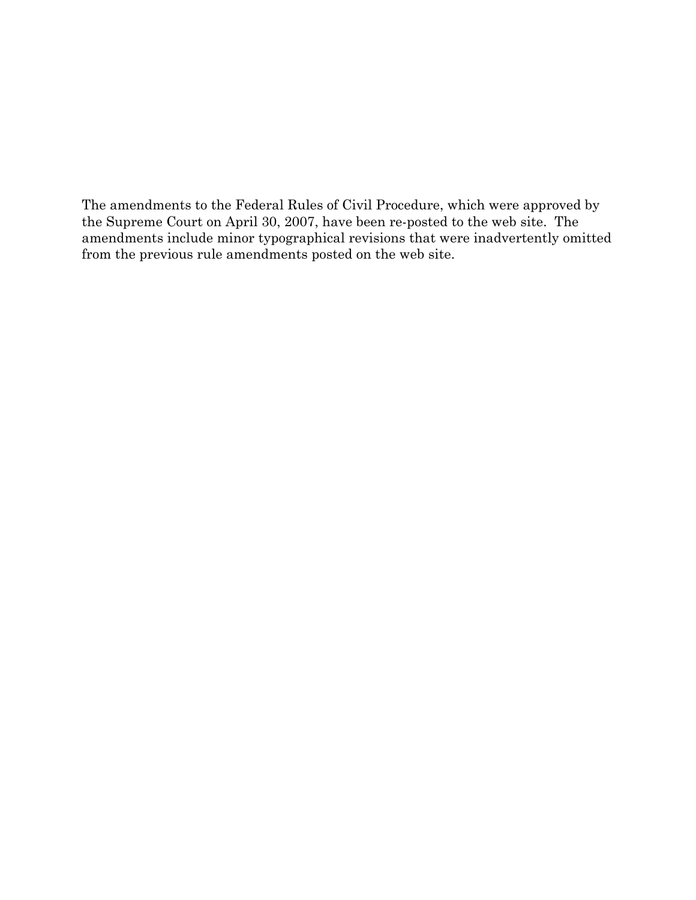The amendments to the Federal Rules of Civil Procedure, which were approved by the Supreme Court on April 30, 2007, have been re-posted to the web site. The amendments include minor typographical revisions that were inadvertently omitted from the previous rule amendments posted on the web site.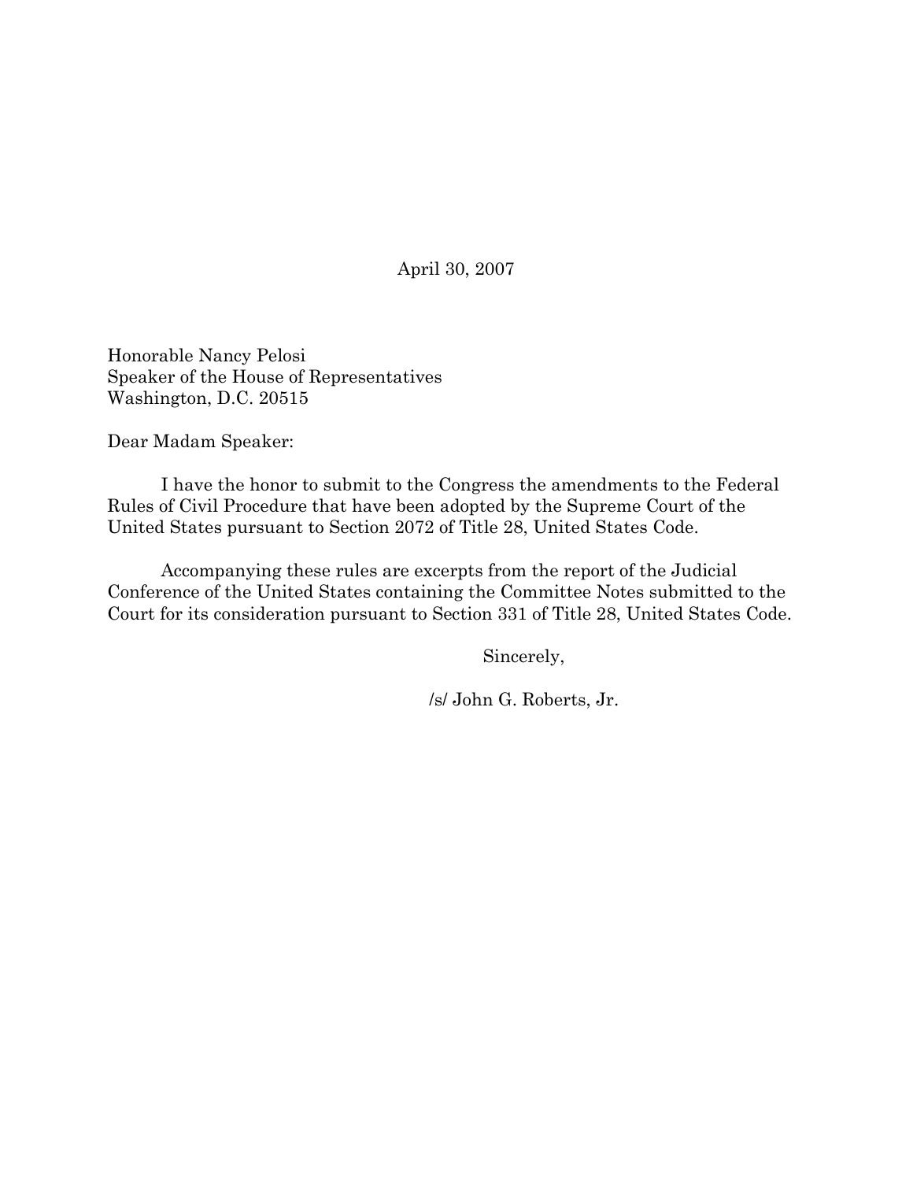April 30, 2007

Honorable Nancy Pelosi
Speaker of the House of Representatives
Washington, D.C. 20515

Dear Madam Speaker:

I have the honor to submit to the Congress the amendments to the Federal Rules of Civil Procedure that have been adopted by the Supreme Court of the United States pursuant to Section 2072 of Title 28, United States Code.

Accompanying these rules are excerpts from the report of the Judicial Conference of the United States containing the Committee Notes submitted to the Court for its consideration pursuant to Section 331 of Title 28, United States Code.

Sincerely,

/s/ John G. Roberts, Jr.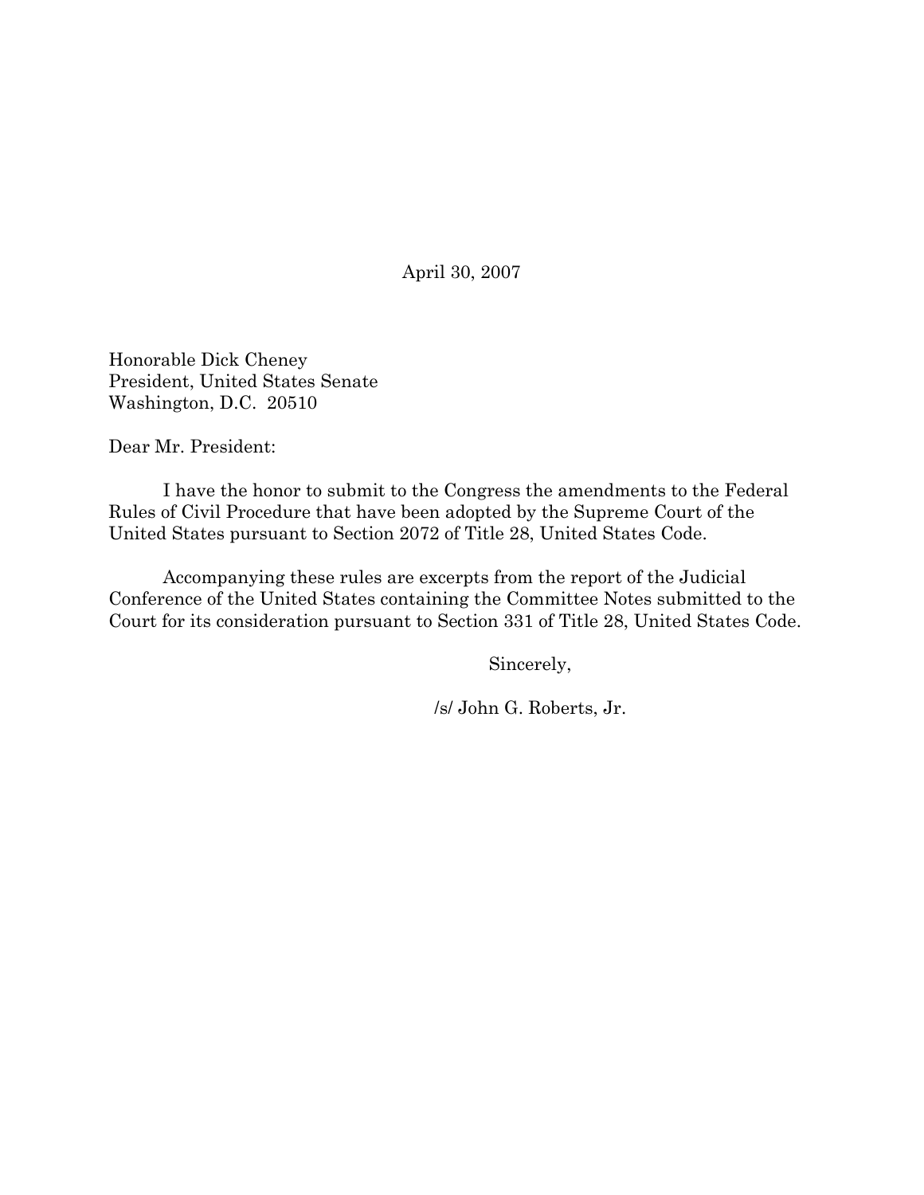April 30, 2007

Honorable Dick Cheney
President, United States Senate
Washington, D.C. 20510

Dear Mr. President:

I have the honor to submit to the Congress the amendments to the Federal Rules of Civil Procedure that have been adopted by the Supreme Court of the United States pursuant to Section 2072 of Title 28, United States Code.

Accompanying these rules are excerpts from the report of the Judicial Conference of the United States containing the Committee Notes submitted to the Court for its consideration pursuant to Section 331 of Title 28, United States Code.

Sincerely,

/s/ John G. Roberts, Jr.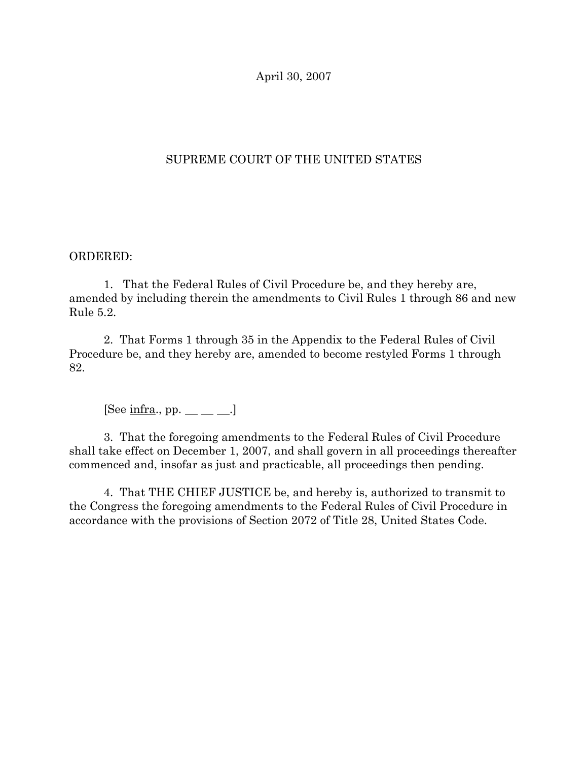April 30, 2007

SUPREME COURT OF THE UNITED STATES

ORDERED:

1. That the Federal Rules of Civil Procedure be, and they hereby are, amended by including therein the amendments to Civil Rules 1 through 86 and new Rule 5.2.

2. That Forms 1 through 35 in the Appendix to the Federal Rules of Civil Procedure be, and they hereby are, amended to become restyled Forms 1 through 82.

[See infra., pp. __ __ __.]

3. That the foregoing amendments to the Federal Rules of Civil Procedure shall take effect on December 1, 2007, and shall govern in all proceedings thereafter commenced and, insofar as just and practicable, all proceedings then pending.

4. That THE CHIEF JUSTICE be, and hereby is, authorized to transmit to the Congress the foregoing amendments to the Federal Rules of Civil Procedure in accordance with the provisions of Section 2072 of Title 28, United States Code.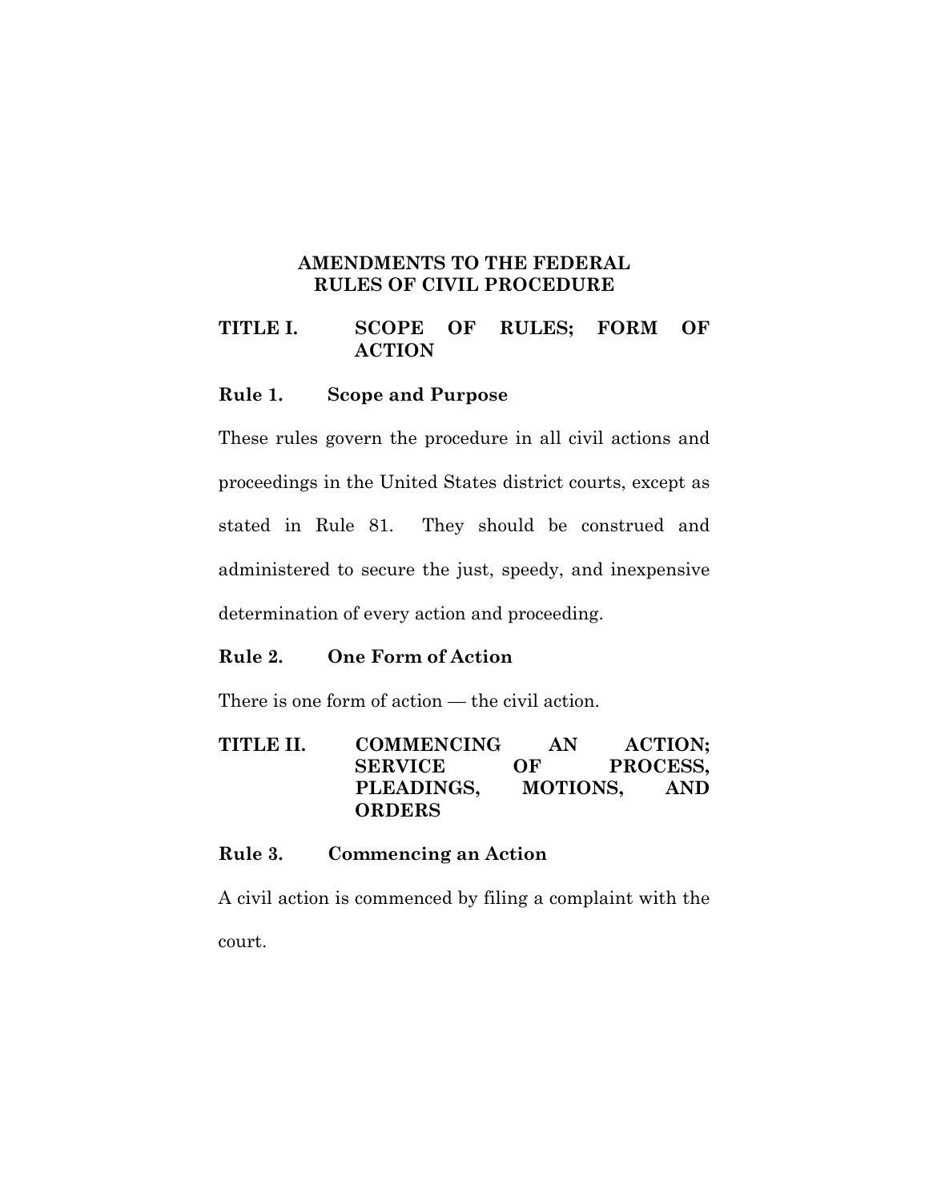# AMENDMENTS TO THE FEDERAL RULES OF CIVIL PROCEDURE

## TITLE I. SCOPE OF RULES; FORM OF ACTION

### Rule 1. Scope and Purpose

These rules govern the procedure in all civil actions and proceedings in the United States district courts, except as stated in Rule 81. They should be construed and administered to secure the just, speedy, and inexpensive determination of every action and proceeding.

### Rule 2. One Form of Action

There is one form of action — the civil action.

## TITLE II. COMMENCING AN ACTION; SERVICE OF PROCESS, PLEADINGS, MOTIONS, AND ORDERS

### Rule 3. Commencing an Action

A civil action is commenced by filing a complaint with the court.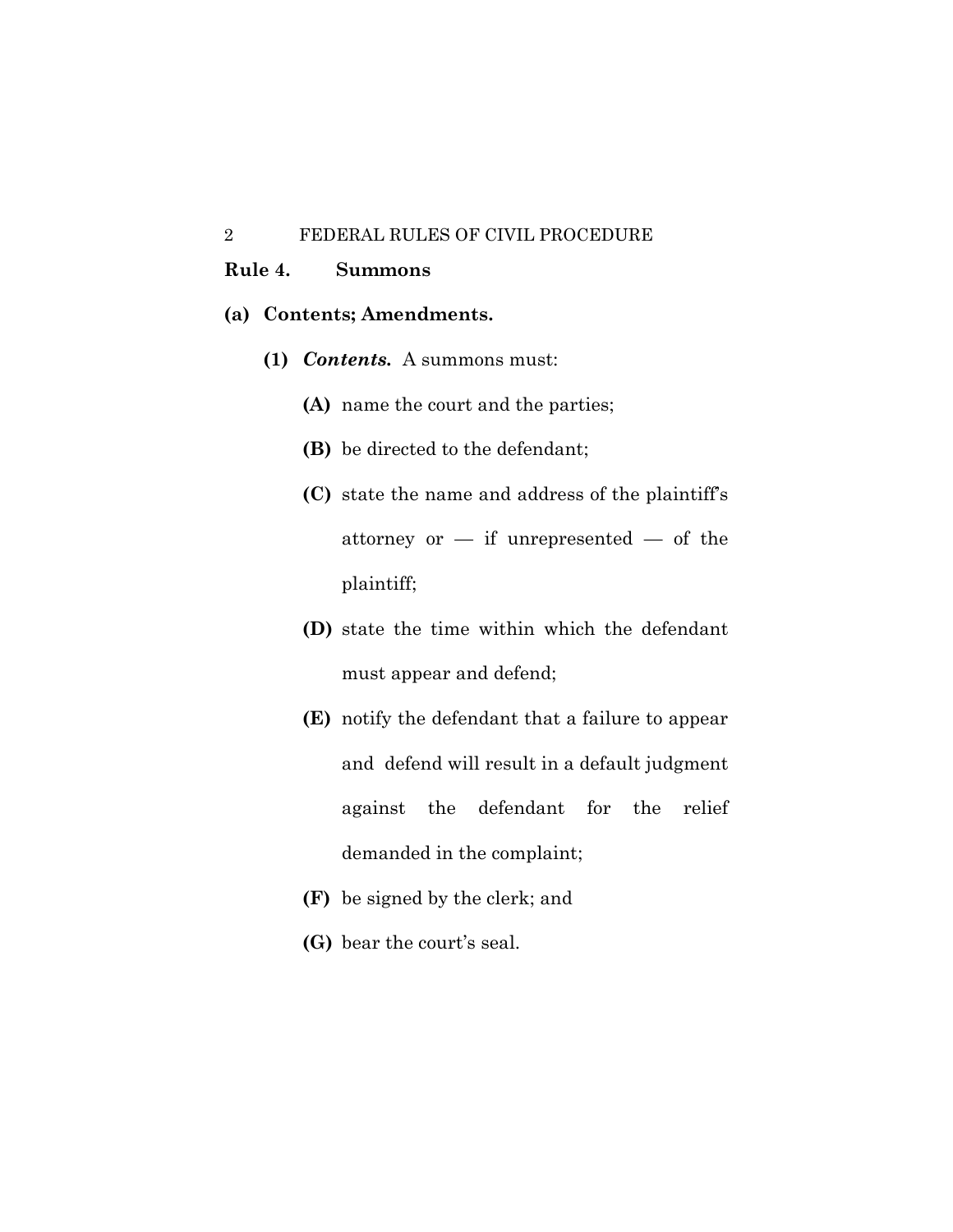## Rule 4. Summons

**(a) Contents; Amendments.**

**(1)** ***Contents.*** A summons must:

**(A)** name the court and the parties;

**(B)** be directed to the defendant;

**(C)** state the name and address of the plaintiff's attorney or — if unrepresented — of the plaintiff;

**(D)** state the time within which the defendant must appear and defend;

**(E)** notify the defendant that a failure to appear and defend will result in a default judgment against the defendant for the relief demanded in the complaint;

**(F)** be signed by the clerk; and

**(G)** bear the court's seal.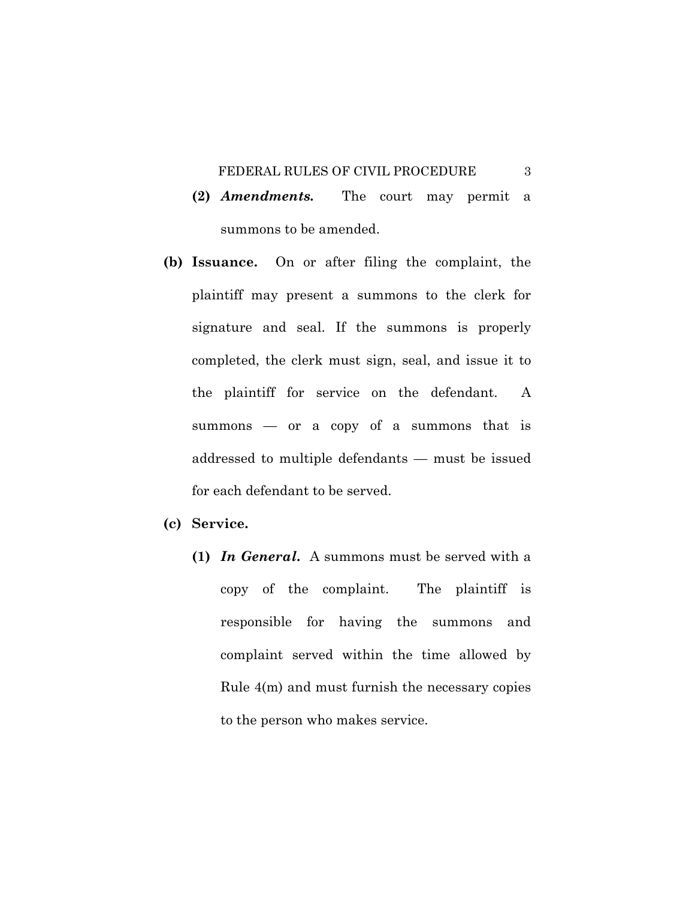**(2)** ***Amendments.*** The court may permit a summons to be amended.

**(b) Issuance.** On or after filing the complaint, the plaintiff may present a summons to the clerk for signature and seal. If the summons is properly completed, the clerk must sign, seal, and issue it to the plaintiff for service on the defendant. A summons — or a copy of a summons that is addressed to multiple defendants — must be issued for each defendant to be served.

**(c) Service.**

**(1)** ***In General.*** A summons must be served with a copy of the complaint. The plaintiff is responsible for having the summons and complaint served within the time allowed by Rule 4(m) and must furnish the necessary copies to the person who makes service.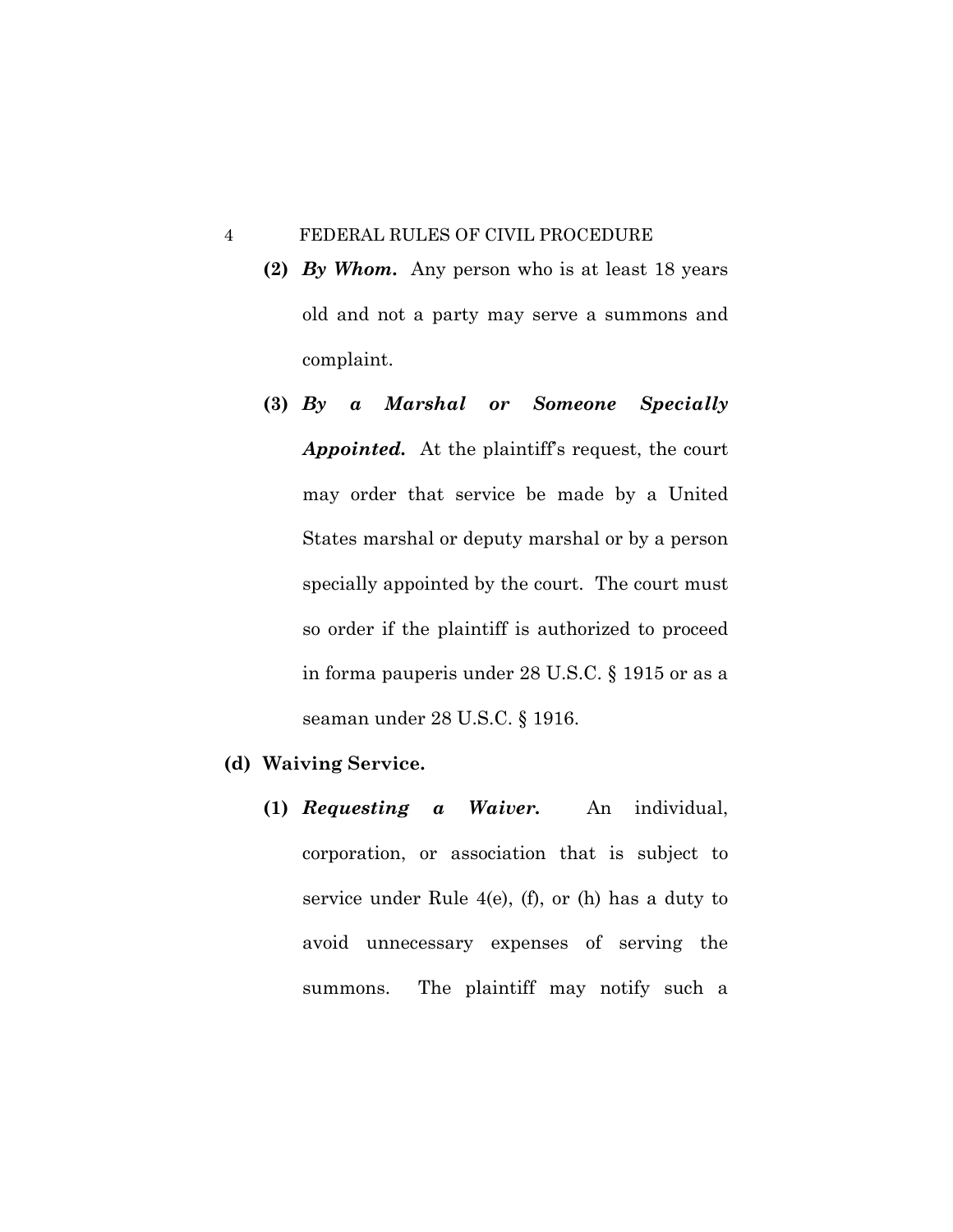**(2)** ***By Whom.*** Any person who is at least 18 years old and not a party may serve a summons and complaint.

**(3)** ***By a Marshal or Someone Specially Appointed.*** At the plaintiff's request, the court may order that service be made by a United States marshal or deputy marshal or by a person specially appointed by the court. The court must so order if the plaintiff is authorized to proceed in forma pauperis under 28 U.S.C. § 1915 or as a seaman under 28 U.S.C. § 1916.

**(d) Waiving Service.**

**(1)** ***Requesting a Waiver.*** An individual, corporation, or association that is subject to service under Rule 4(e), (f), or (h) has a duty to avoid unnecessary expenses of serving the summons. The plaintiff may notify such a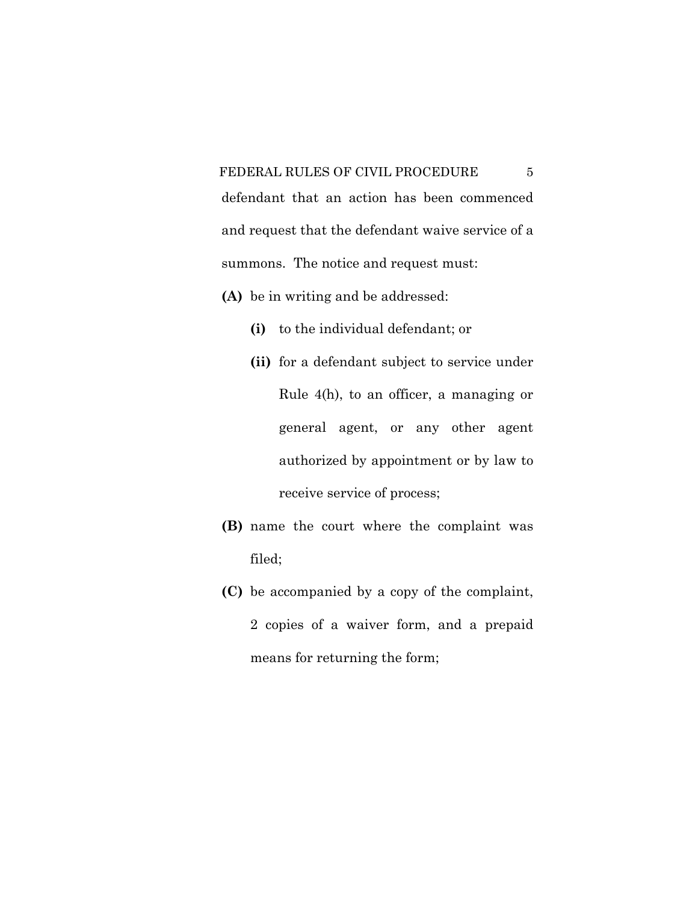defendant that an action has been commenced and request that the defendant waive service of a summons. The notice and request must:

**(A)** be in writing and be addressed:

  **(i)** to the individual defendant; or

  **(ii)** for a defendant subject to service under Rule 4(h), to an officer, a managing or general agent, or any other agent authorized by appointment or by law to receive service of process;

**(B)** name the court where the complaint was filed;

**(C)** be accompanied by a copy of the complaint, 2 copies of a waiver form, and a prepaid means for returning the form;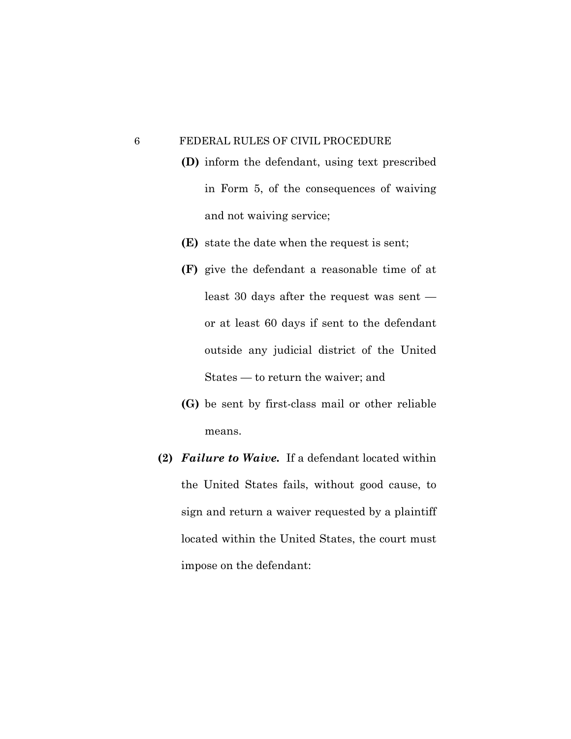- **(D)** inform the defendant, using text prescribed in Form 5, of the consequences of waiving and not waiving service;

- **(E)** state the date when the request is sent;

- **(F)** give the defendant a reasonable time of at least 30 days after the request was sent — or at least 60 days if sent to the defendant outside any judicial district of the United States — to return the waiver; and

- **(G)** be sent by first-class mail or other reliable means.

**(2)** ***Failure to Waive.*** If a defendant located within the United States fails, without good cause, to sign and return a waiver requested by a plaintiff located within the United States, the court must impose on the defendant: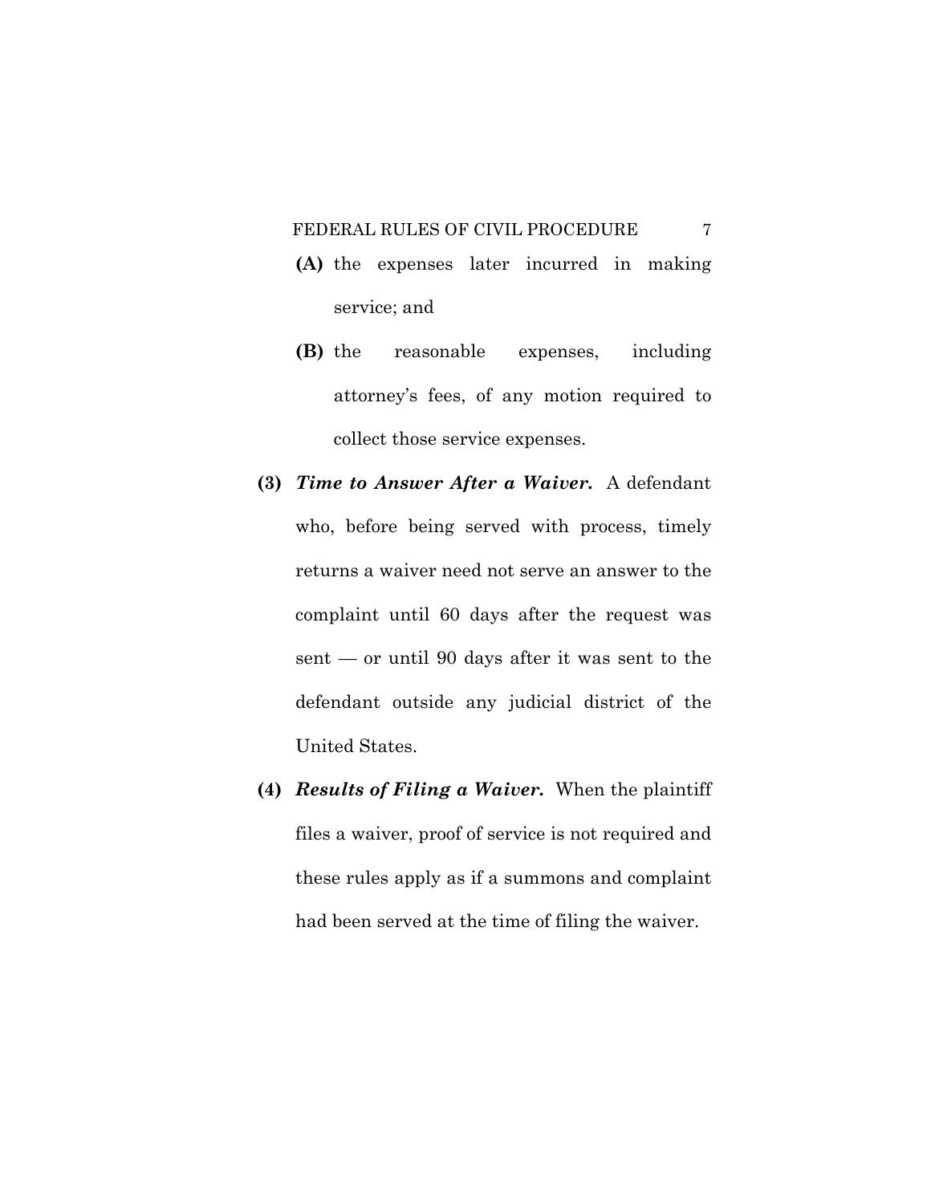**(A)** the expenses later incurred in making service; and

**(B)** the reasonable expenses, including attorney's fees, of any motion required to collect those service expenses.

**(3)** ***Time to Answer After a Waiver.*** A defendant who, before being served with process, timely returns a waiver need not serve an answer to the complaint until 60 days after the request was sent — or until 90 days after it was sent to the defendant outside any judicial district of the United States.

**(4)** ***Results of Filing a Waiver.*** When the plaintiff files a waiver, proof of service is not required and these rules apply as if a summons and complaint had been served at the time of filing the waiver.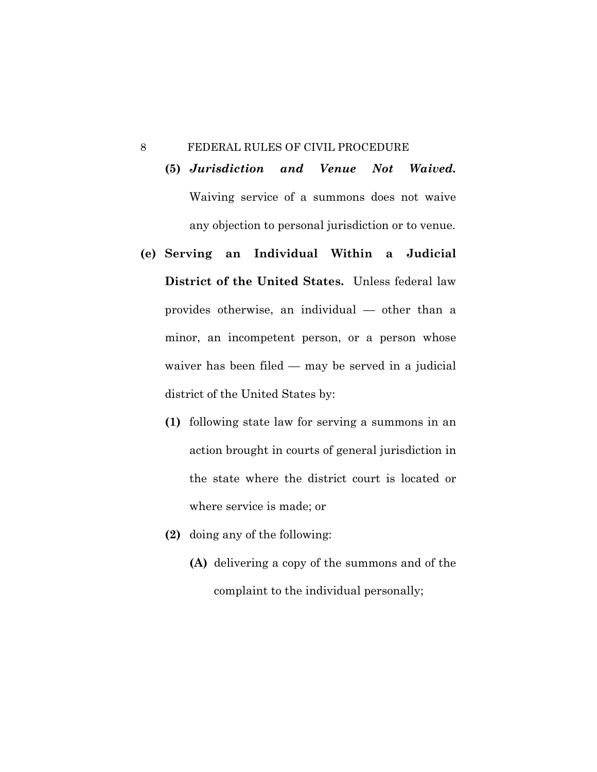**(5)** ***Jurisdiction and Venue Not Waived.*** Waiving service of a summons does not waive any objection to personal jurisdiction or to venue.

**(e) Serving an Individual Within a Judicial District of the United States.** Unless federal law provides otherwise, an individual — other than a minor, an incompetent person, or a person whose waiver has been filed — may be served in a judicial district of the United States by:

**(1)** following state law for serving a summons in an action brought in courts of general jurisdiction in the state where the district court is located or where service is made; or

**(2)** doing any of the following:

**(A)** delivering a copy of the summons and of the complaint to the individual personally;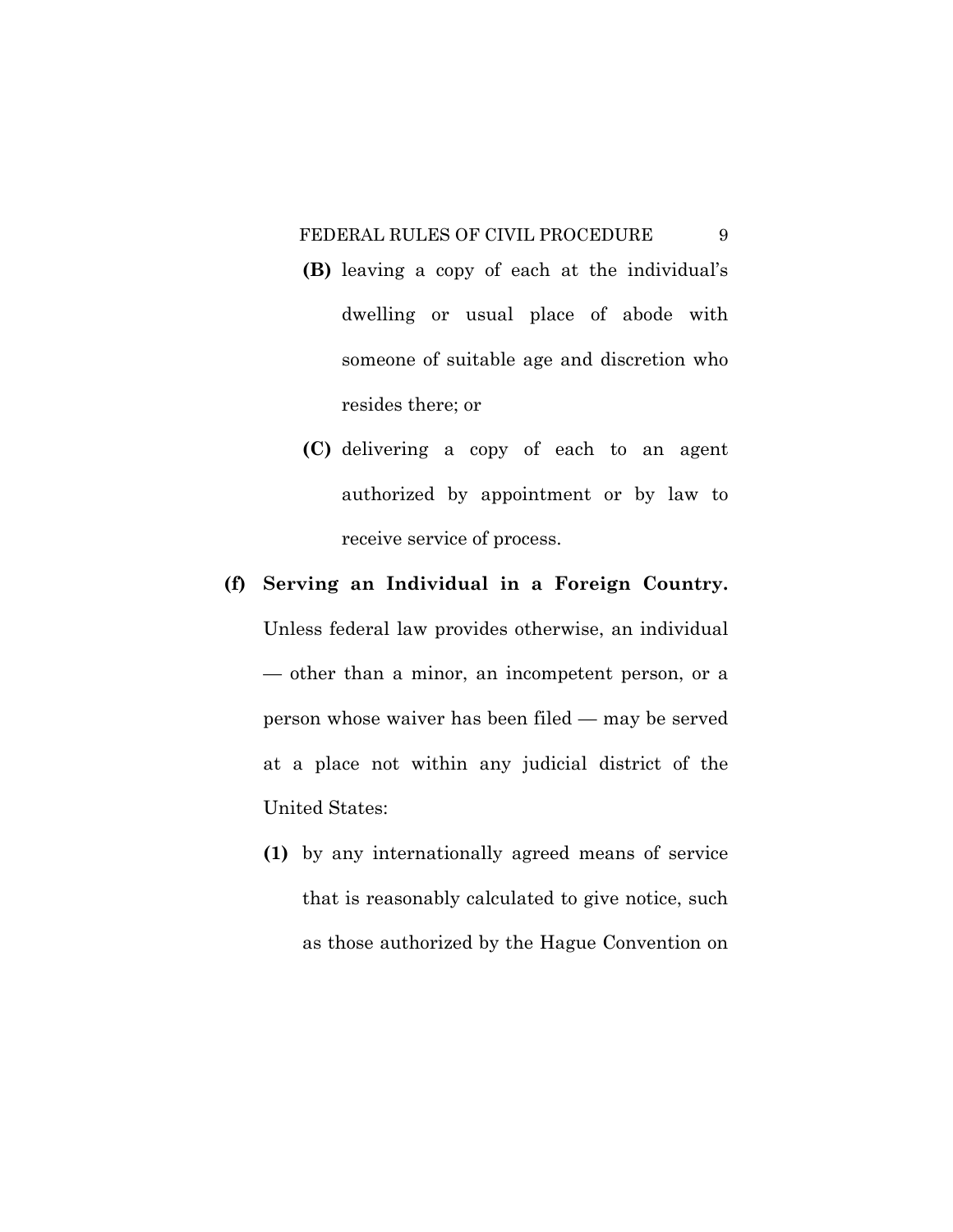**(B)** leaving a copy of each at the individual's dwelling or usual place of abode with someone of suitable age and discretion who resides there; or

**(C)** delivering a copy of each to an agent authorized by appointment or by law to receive service of process.

**(f) Serving an Individual in a Foreign Country.** Unless federal law provides otherwise, an individual — other than a minor, an incompetent person, or a person whose waiver has been filed — may be served at a place not within any judicial district of the United States:

**(1)** by any internationally agreed means of service that is reasonably calculated to give notice, such as those authorized by the Hague Convention on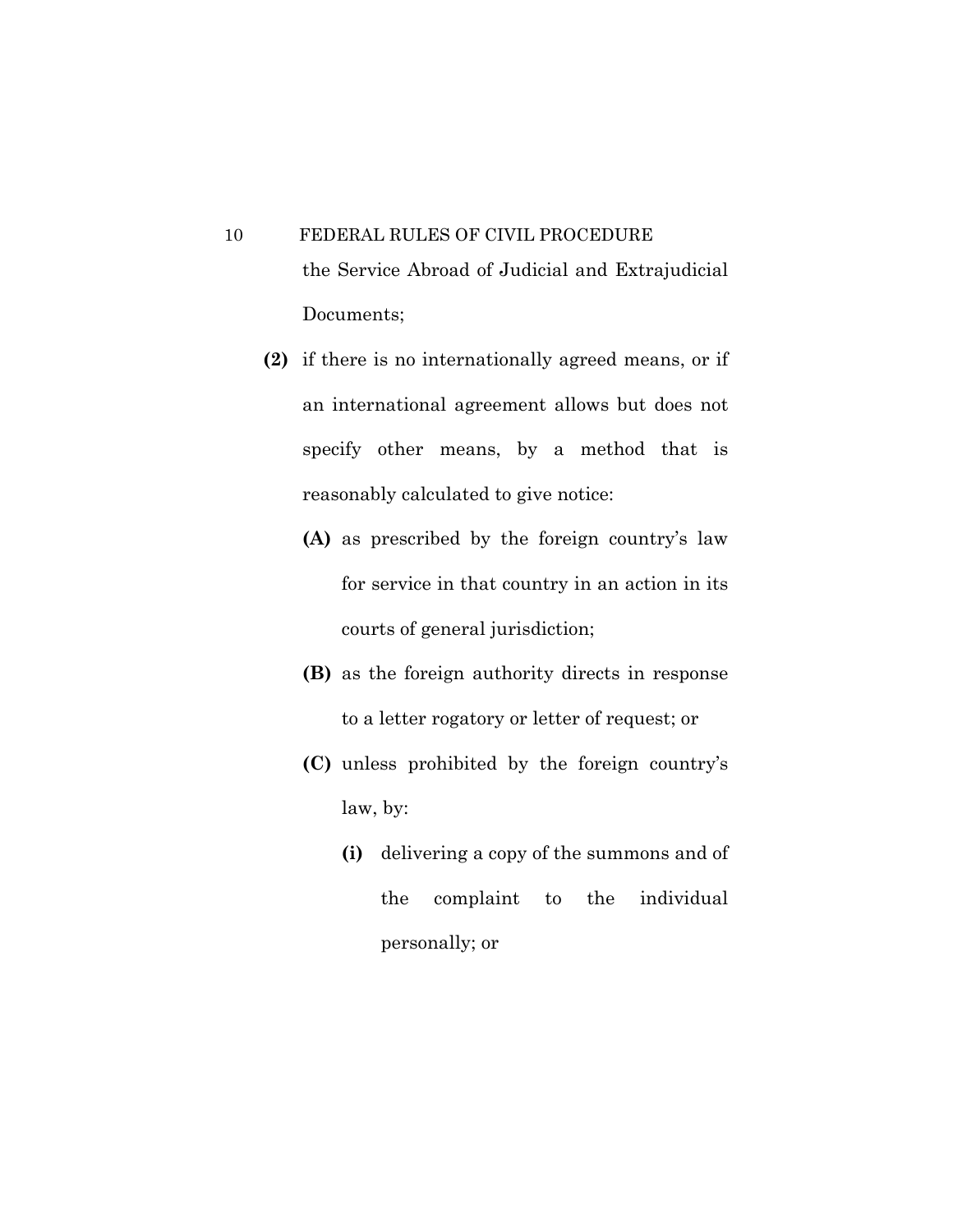the Service Abroad of Judicial and Extrajudicial Documents;

**(2)** if there is no internationally agreed means, or if an international agreement allows but does not specify other means, by a method that is reasonably calculated to give notice:

**(A)** as prescribed by the foreign country's law for service in that country in an action in its courts of general jurisdiction;

**(B)** as the foreign authority directs in response to a letter rogatory or letter of request; or

**(C)** unless prohibited by the foreign country's law, by:

**(i)** delivering a copy of the summons and of the complaint to the individual personally; or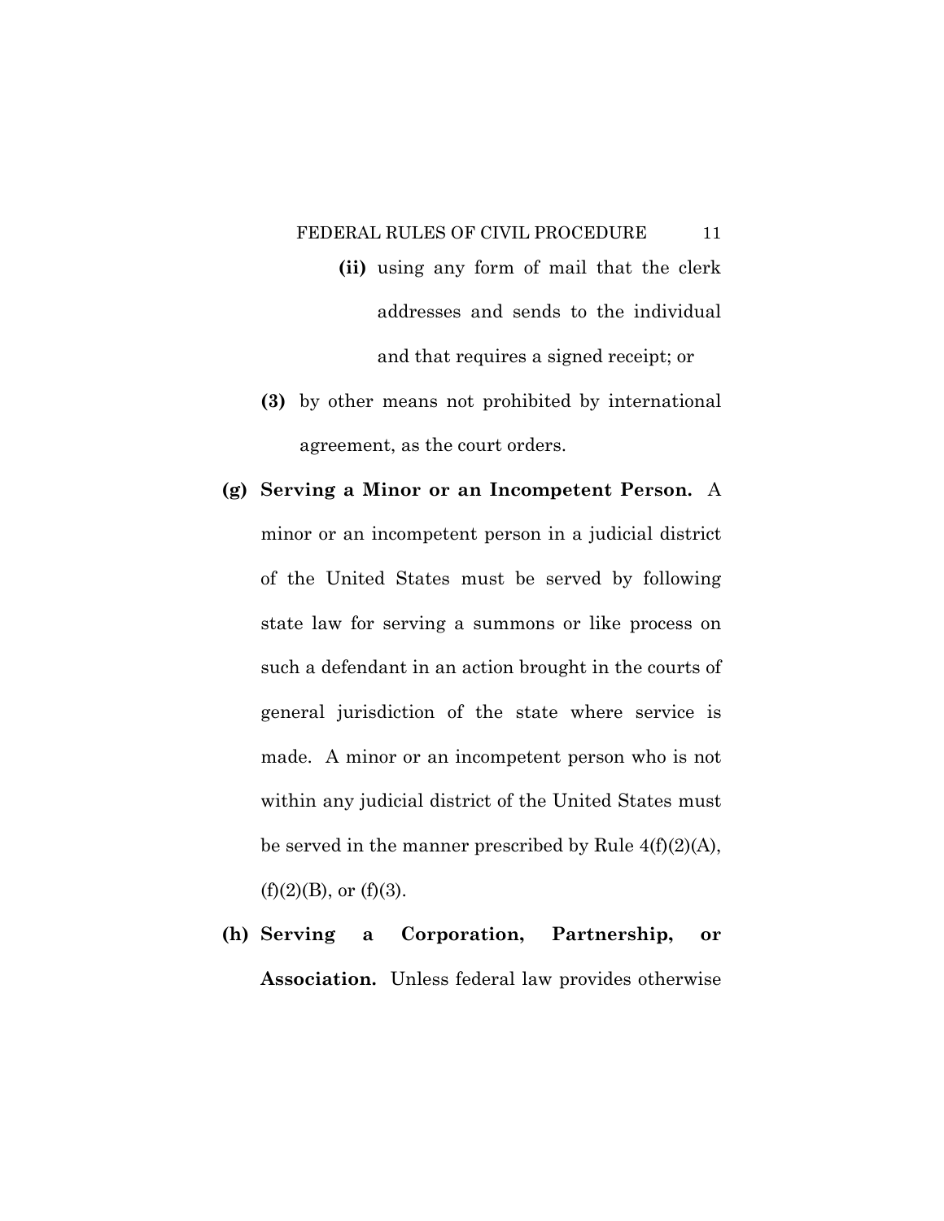(ii) using any form of mail that the clerk addresses and sends to the individual and that requires a signed receipt; or

(3) by other means not prohibited by international agreement, as the court orders.

**(g) Serving a Minor or an Incompetent Person.** A minor or an incompetent person in a judicial district of the United States must be served by following state law for serving a summons or like process on such a defendant in an action brought in the courts of general jurisdiction of the state where service is made. A minor or an incompetent person who is not within any judicial district of the United States must be served in the manner prescribed by Rule 4(f)(2)(A), (f)(2)(B), or (f)(3).

**(h) Serving a Corporation, Partnership, or Association.** Unless federal law provides otherwise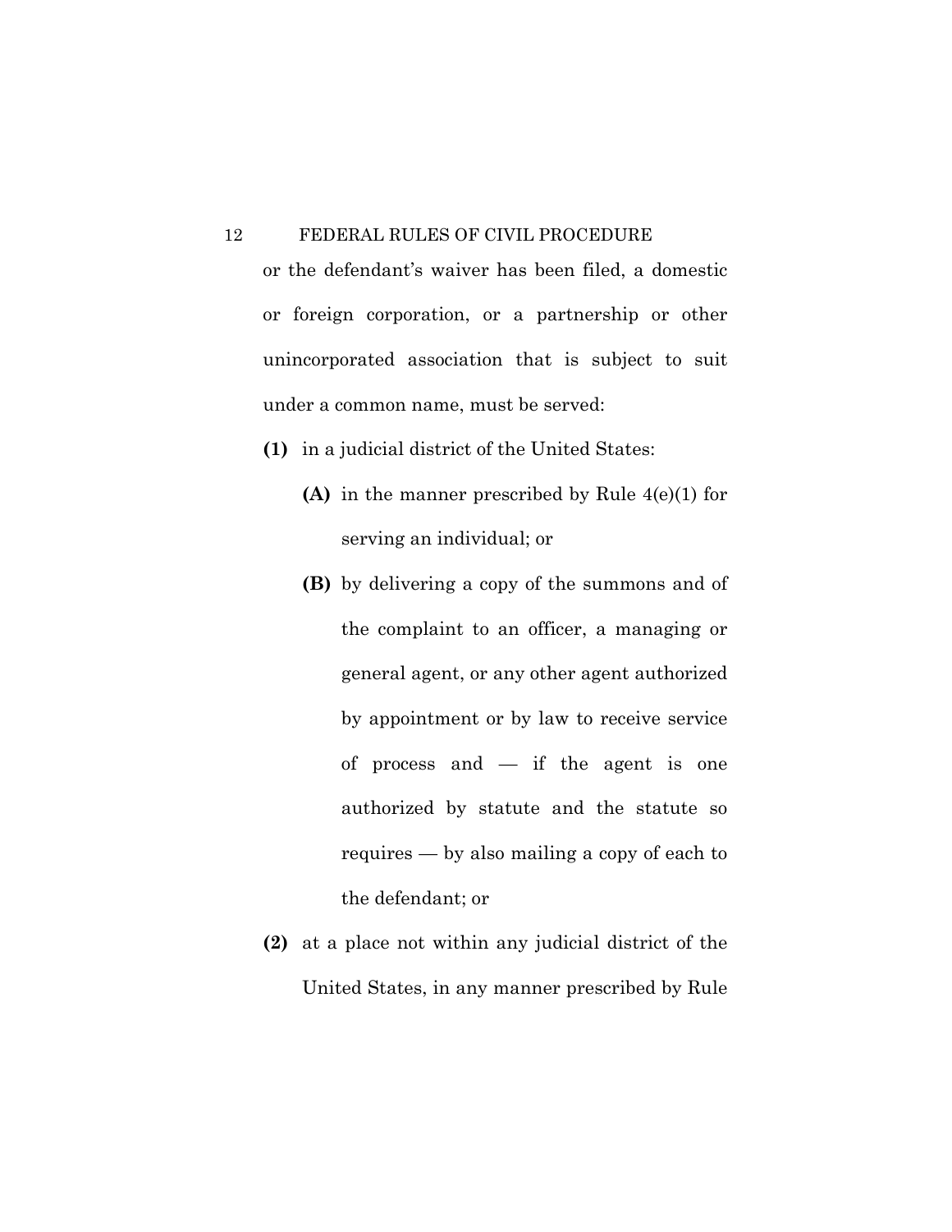or the defendant's waiver has been filed, a domestic or foreign corporation, or a partnership or other unincorporated association that is subject to suit under a common name, must be served:

**(1)** in a judicial district of the United States:

**(A)** in the manner prescribed by Rule 4(e)(1) for serving an individual; or

**(B)** by delivering a copy of the summons and of the complaint to an officer, a managing or general agent, or any other agent authorized by appointment or by law to receive service of process and — if the agent is one authorized by statute and the statute so requires — by also mailing a copy of each to the defendant; or

**(2)** at a place not within any judicial district of the United States, in any manner prescribed by Rule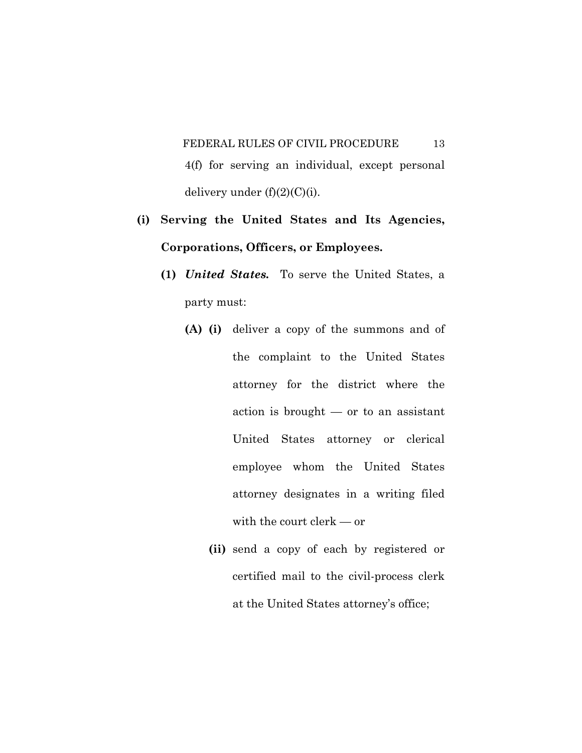4(f) for serving an individual, except personal delivery under (f)(2)(C)(i).

**(i) Serving the United States and Its Agencies, Corporations, Officers, or Employees.**

**(1)** ***United States.*** To serve the United States, a party must:

**(A) (i)** deliver a copy of the summons and of the complaint to the United States attorney for the district where the action is brought — or to an assistant United States attorney or clerical employee whom the United States attorney designates in a writing filed with the court clerk — or

**(ii)** send a copy of each by registered or certified mail to the civil-process clerk at the United States attorney's office;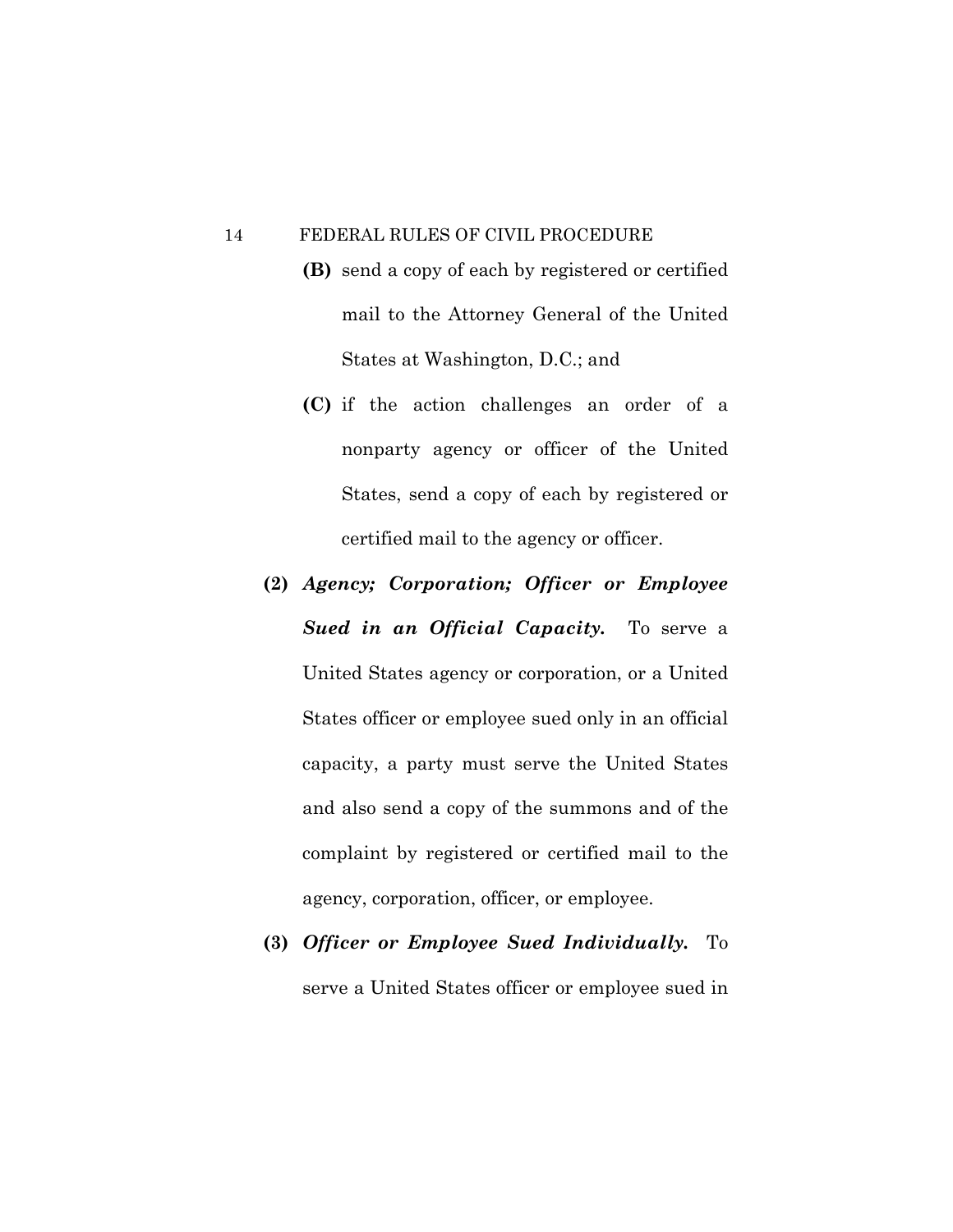**(B)** send a copy of each by registered or certified mail to the Attorney General of the United States at Washington, D.C.; and

**(C)** if the action challenges an order of a nonparty agency or officer of the United States, send a copy of each by registered or certified mail to the agency or officer.

**(2)** ***Agency; Corporation; Officer or Employee Sued in an Official Capacity.*** To serve a United States agency or corporation, or a United States officer or employee sued only in an official capacity, a party must serve the United States and also send a copy of the summons and of the complaint by registered or certified mail to the agency, corporation, officer, or employee.

**(3)** ***Officer or Employee Sued Individually.*** To serve a United States officer or employee sued in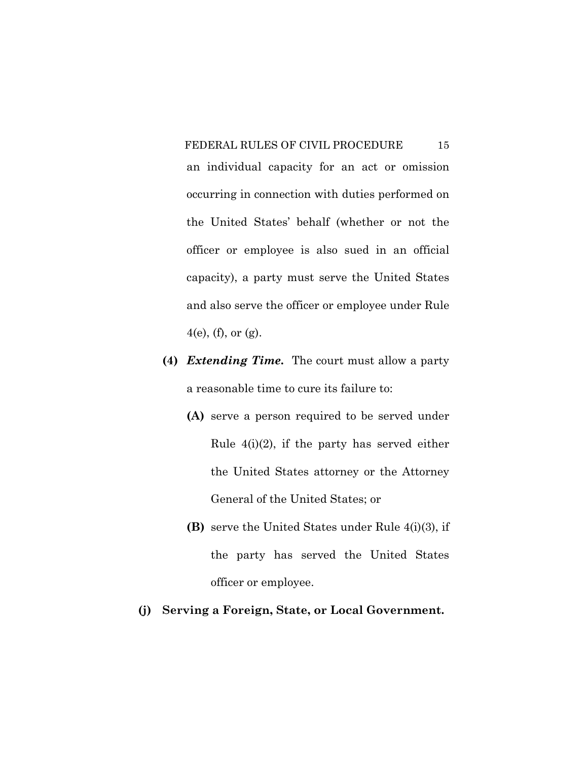an individual capacity for an act or omission occurring in connection with duties performed on the United States' behalf (whether or not the officer or employee is also sued in an official capacity), a party must serve the United States and also serve the officer or employee under Rule 4(e), (f), or (g).

**(4)** ***Extending Time.*** The court must allow a party a reasonable time to cure its failure to:

**(A)** serve a person required to be served under Rule 4(i)(2), if the party has served either the United States attorney or the Attorney General of the United States; or

**(B)** serve the United States under Rule 4(i)(3), if the party has served the United States officer or employee.

**(j) Serving a Foreign, State, or Local Government.**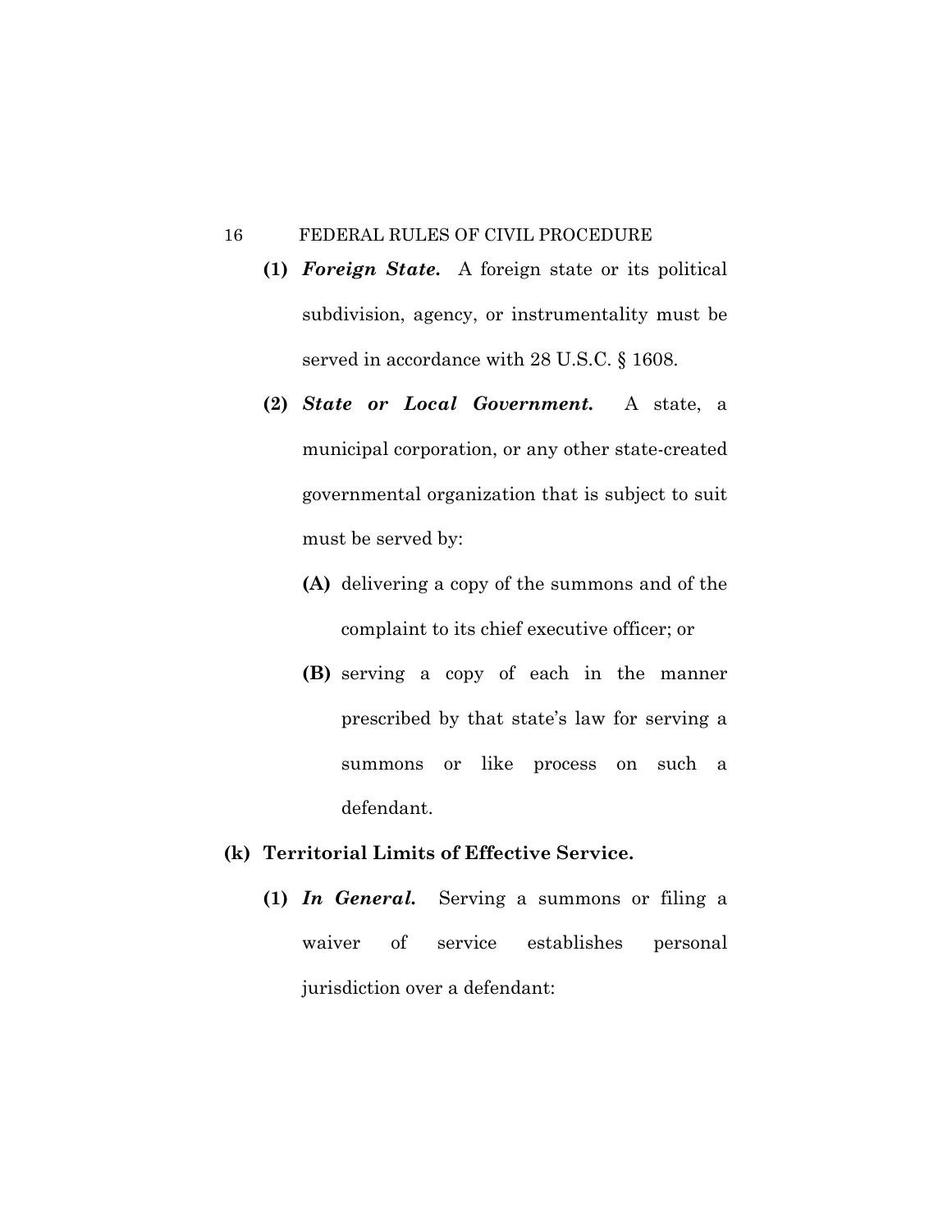**(1)** ***Foreign State.*** A foreign state or its political subdivision, agency, or instrumentality must be served in accordance with 28 U.S.C. § 1608.

**(2)** ***State or Local Government.*** A state, a municipal corporation, or any other state-created governmental organization that is subject to suit must be served by:

**(A)** delivering a copy of the summons and of the complaint to its chief executive officer; or

**(B)** serving a copy of each in the manner prescribed by that state's law for serving a summons or like process on such a defendant.

**(k) Territorial Limits of Effective Service.**

**(1)** ***In General.*** Serving a summons or filing a waiver of service establishes personal jurisdiction over a defendant: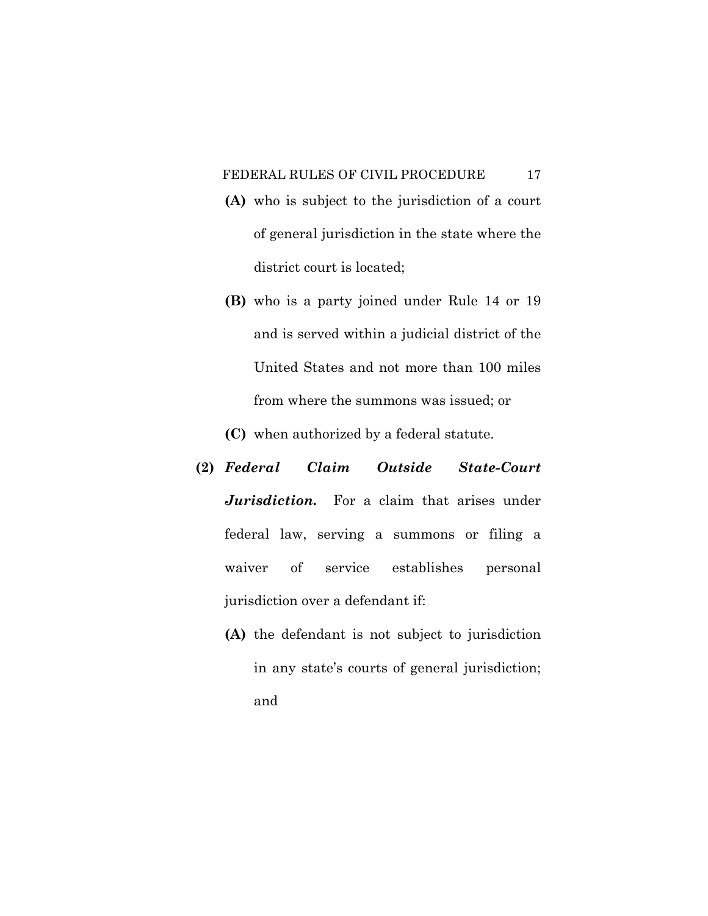**(A)** who is subject to the jurisdiction of a court of general jurisdiction in the state where the district court is located;

**(B)** who is a party joined under Rule 14 or 19 and is served within a judicial district of the United States and not more than 100 miles from where the summons was issued; or

**(C)** when authorized by a federal statute.

**(2)** ***Federal Claim Outside State-Court Jurisdiction.*** For a claim that arises under federal law, serving a summons or filing a waiver of service establishes personal jurisdiction over a defendant if:

**(A)** the defendant is not subject to jurisdiction in any state's courts of general jurisdiction; and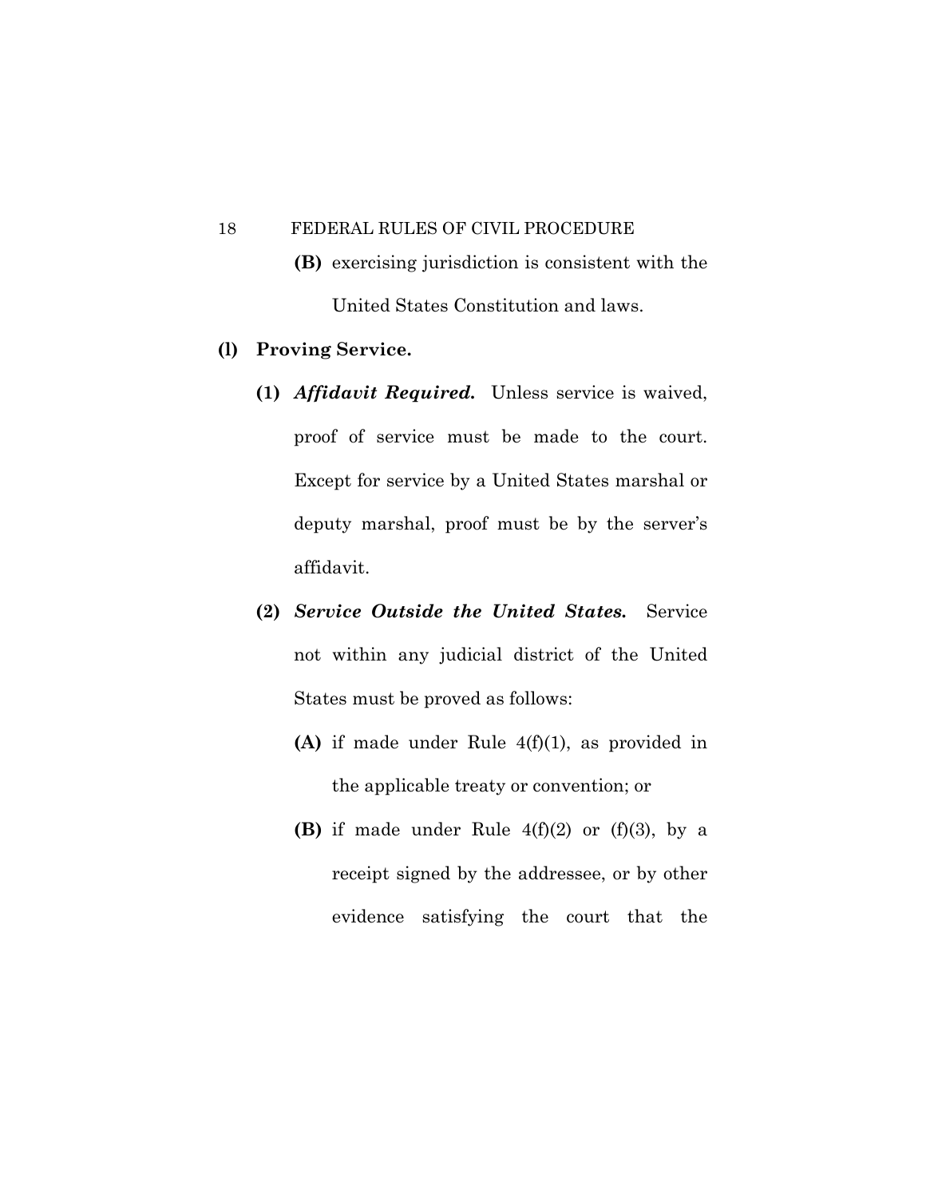**(B)** exercising jurisdiction is consistent with the United States Constitution and laws.

**(l) Proving Service.**

**(1)** ***Affidavit Required.*** Unless service is waived, proof of service must be made to the court. Except for service by a United States marshal or deputy marshal, proof must be by the server's affidavit.

**(2)** ***Service Outside the United States.*** Service not within any judicial district of the United States must be proved as follows:

**(A)** if made under Rule 4(f)(1), as provided in the applicable treaty or convention; or

**(B)** if made under Rule 4(f)(2) or (f)(3), by a receipt signed by the addressee, or by other evidence satisfying the court that the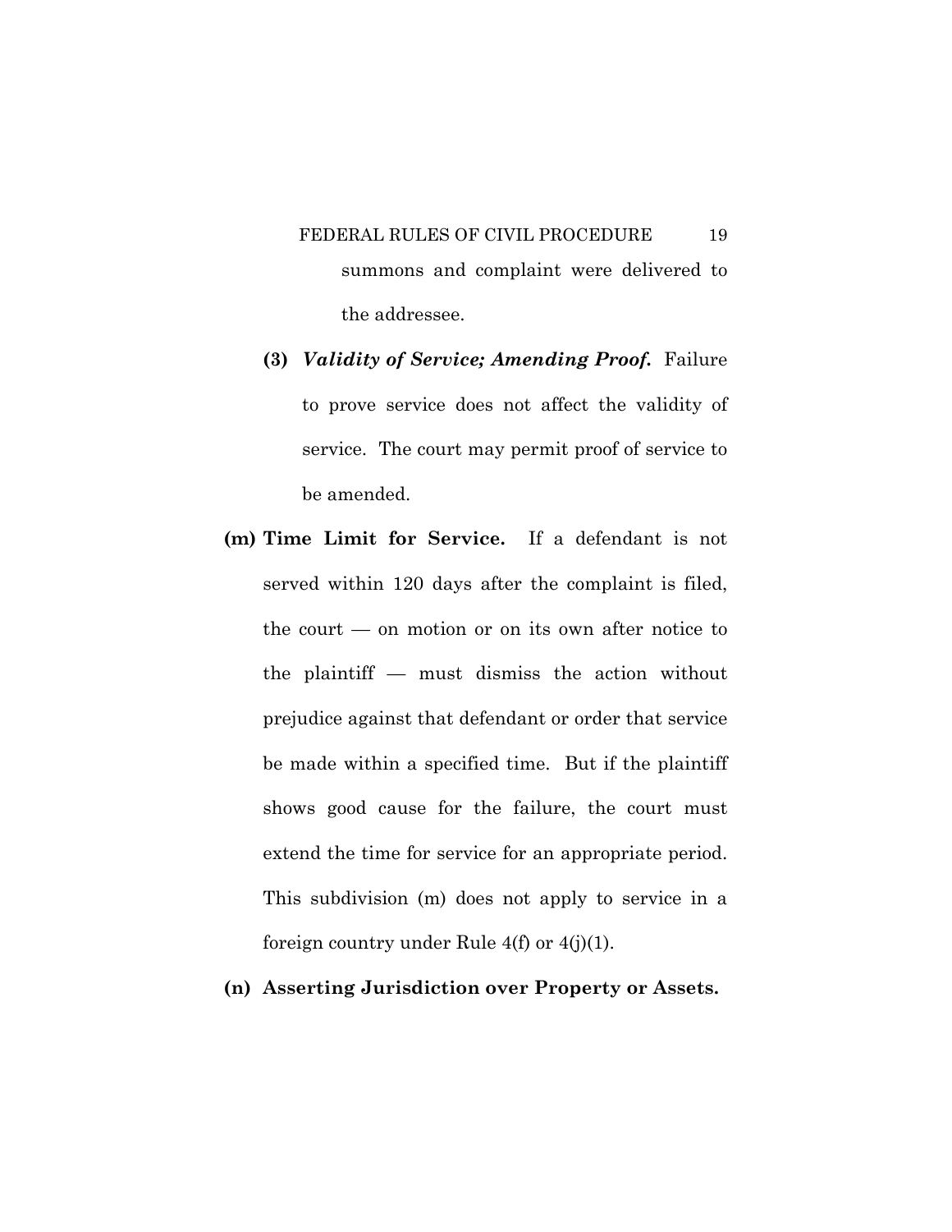summons and complaint were delivered to the addressee.

**(3)** ***Validity of Service; Amending Proof.*** Failure to prove service does not affect the validity of service. The court may permit proof of service to be amended.

**(m) Time Limit for Service.** If a defendant is not served within 120 days after the complaint is filed, the court — on motion or on its own after notice to the plaintiff — must dismiss the action without prejudice against that defendant or order that service be made within a specified time. But if the plaintiff shows good cause for the failure, the court must extend the time for service for an appropriate period. This subdivision (m) does not apply to service in a foreign country under Rule 4(f) or 4(j)(1).

**(n) Asserting Jurisdiction over Property or Assets.**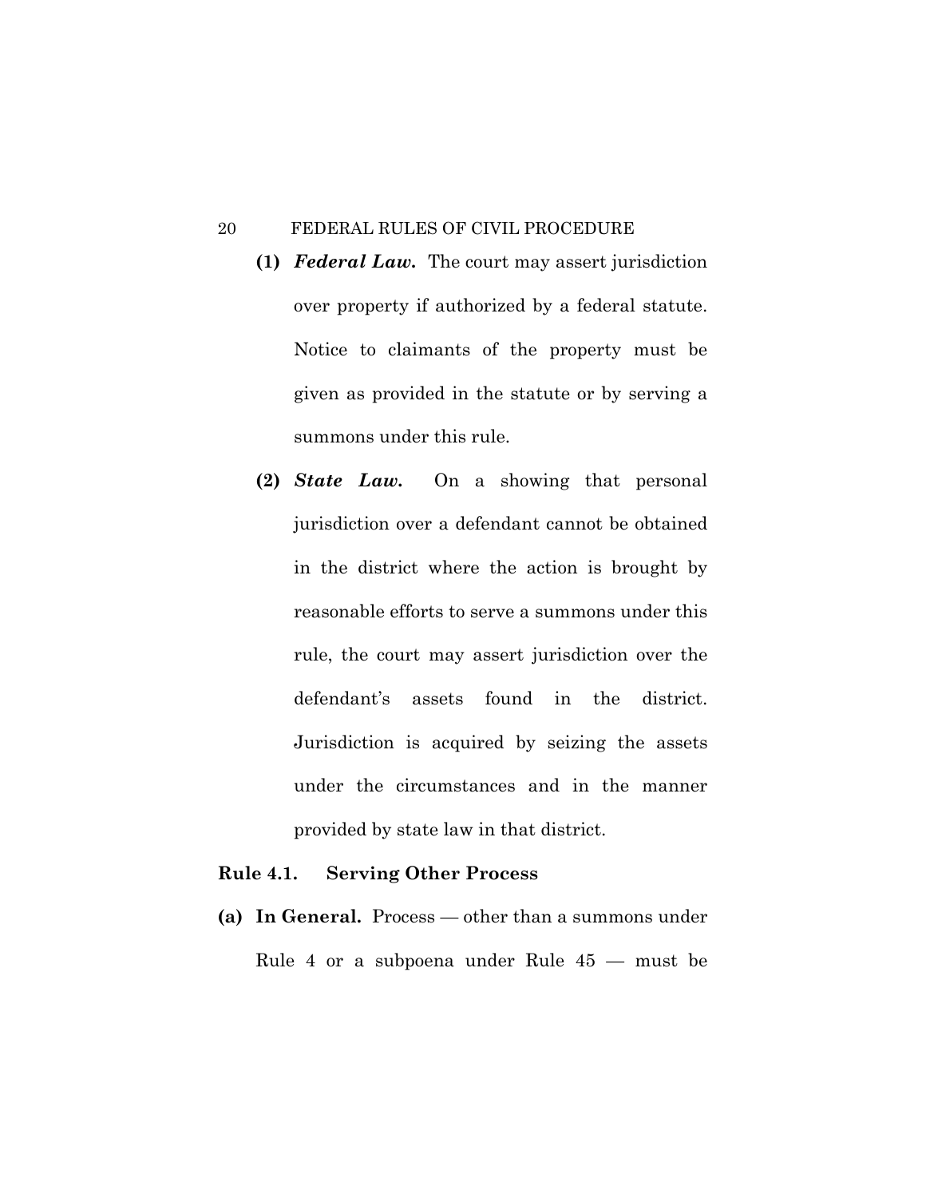**(1)** ***Federal Law.*** The court may assert jurisdiction over property if authorized by a federal statute. Notice to claimants of the property must be given as provided in the statute or by serving a summons under this rule.

**(2)** ***State Law.*** On a showing that personal jurisdiction over a defendant cannot be obtained in the district where the action is brought by reasonable efforts to serve a summons under this rule, the court may assert jurisdiction over the defendant's assets found in the district. Jurisdiction is acquired by seizing the assets under the circumstances and in the manner provided by state law in that district.

## Rule 4.1. Serving Other Process

**(a) In General.** Process — other than a summons under Rule 4 or a subpoena under Rule 45 — must be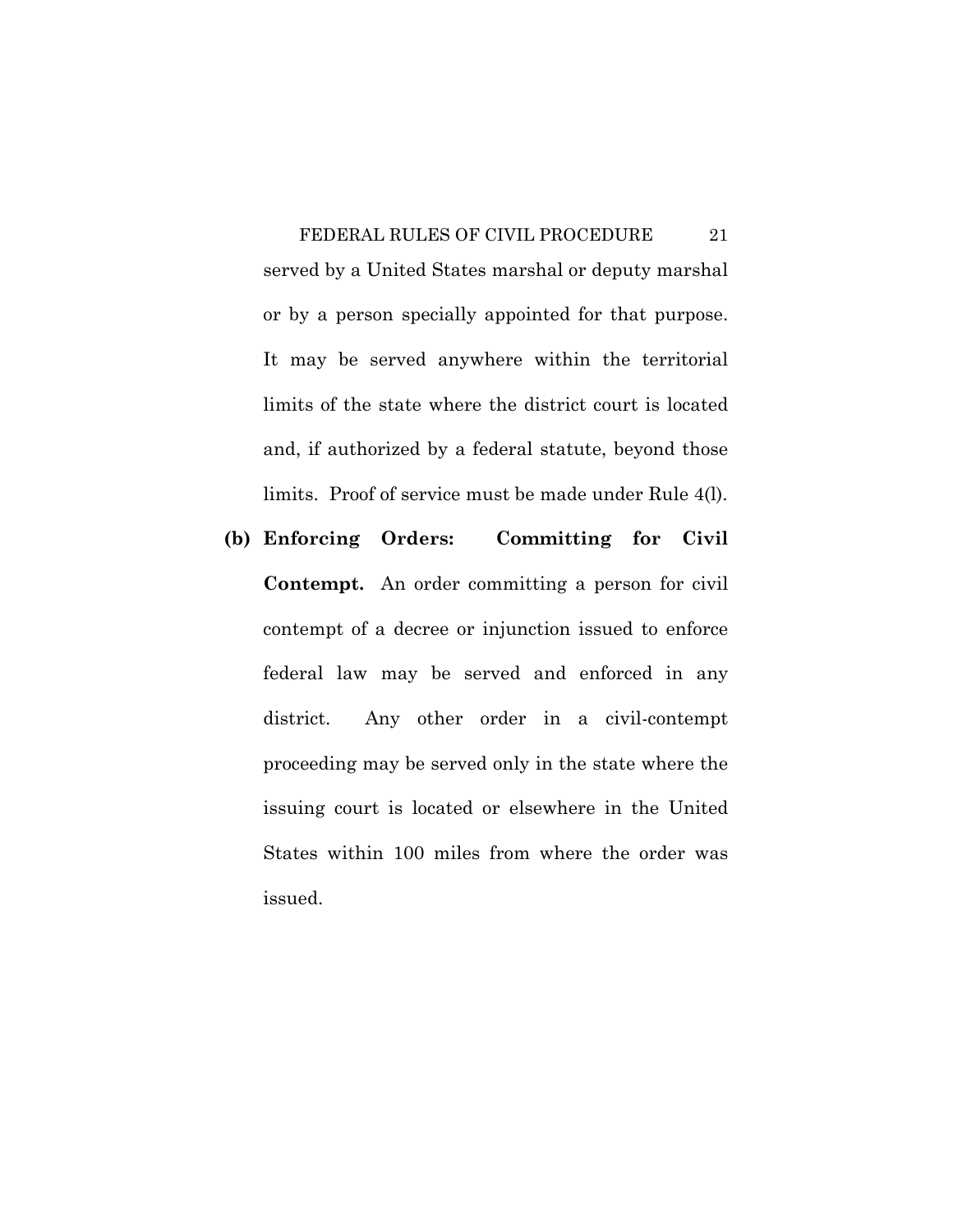served by a United States marshal or deputy marshal or by a person specially appointed for that purpose. It may be served anywhere within the territorial limits of the state where the district court is located and, if authorized by a federal statute, beyond those limits. Proof of service must be made under Rule 4(l).

**(b) Enforcing Orders: Committing for Civil Contempt.** An order committing a person for civil contempt of a decree or injunction issued to enforce federal law may be served and enforced in any district. Any other order in a civil-contempt proceeding may be served only in the state where the issuing court is located or elsewhere in the United States within 100 miles from where the order was issued.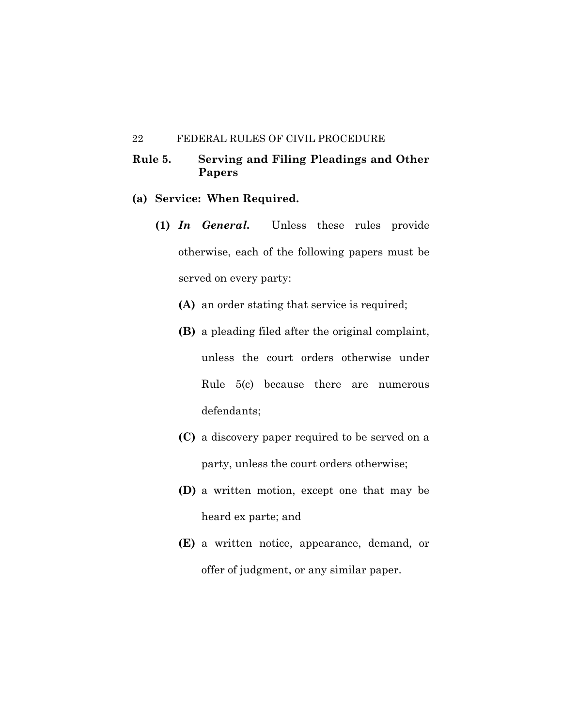## Rule 5. Serving and Filing Pleadings and Other Papers

**(a) Service: When Required.**

**(1)** ***In General.*** Unless these rules provide otherwise, each of the following papers must be served on every party:

**(A)** an order stating that service is required;

**(B)** a pleading filed after the original complaint, unless the court orders otherwise under Rule 5(c) because there are numerous defendants;

**(C)** a discovery paper required to be served on a party, unless the court orders otherwise;

**(D)** a written motion, except one that may be heard ex parte; and

**(E)** a written notice, appearance, demand, or offer of judgment, or any similar paper.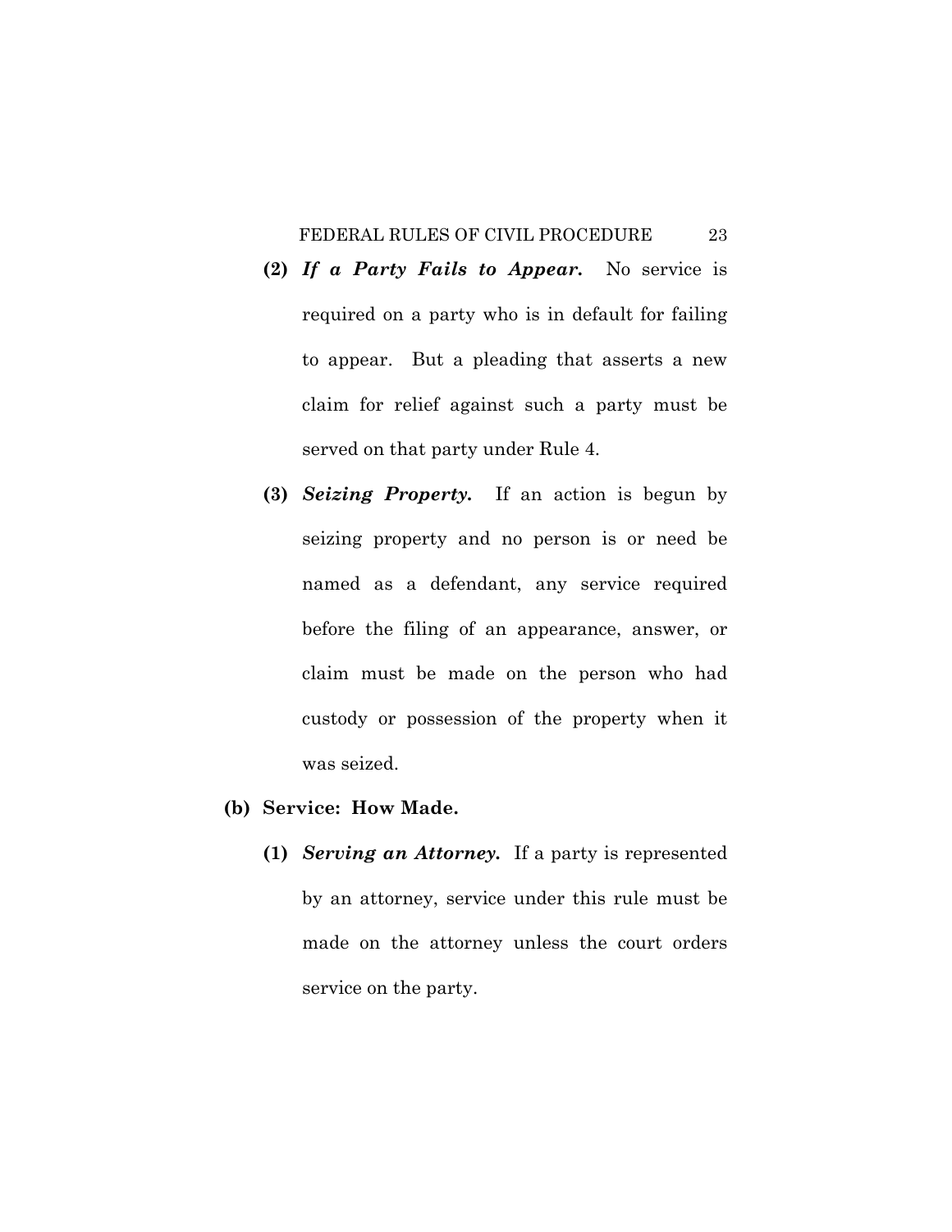**(2)** ***If a Party Fails to Appear.*** No service is required on a party who is in default for failing to appear. But a pleading that asserts a new claim for relief against such a party must be served on that party under Rule 4.

**(3)** ***Seizing Property.*** If an action is begun by seizing property and no person is or need be named as a defendant, any service required before the filing of an appearance, answer, or claim must be made on the person who had custody or possession of the property when it was seized.

**(b) Service: How Made.**

**(1)** ***Serving an Attorney.*** If a party is represented by an attorney, service under this rule must be made on the attorney unless the court orders service on the party.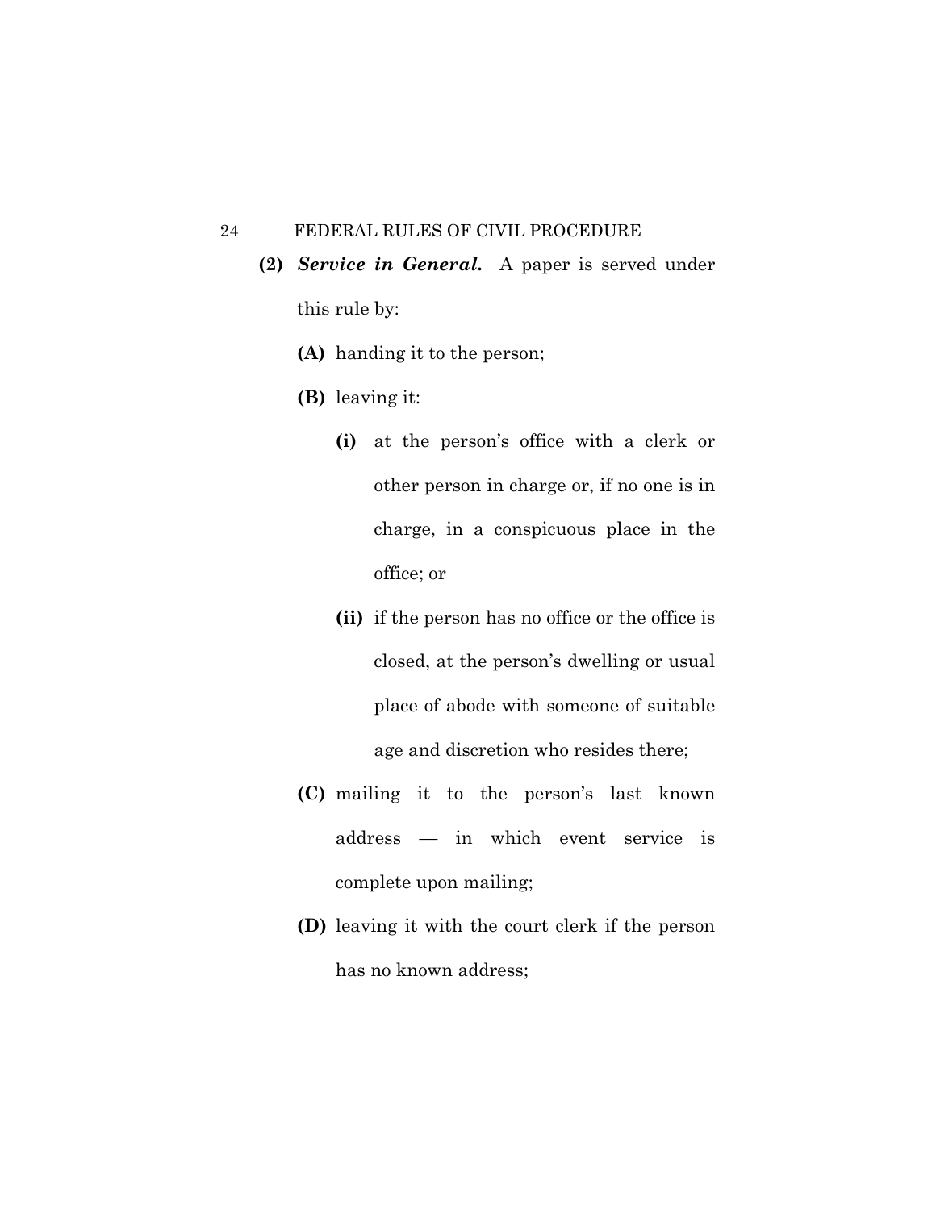**(2)** ***Service in General.*** A paper is served under this rule by:

**(A)** handing it to the person;

**(B)** leaving it:

**(i)** at the person's office with a clerk or other person in charge or, if no one is in charge, in a conspicuous place in the office; or

**(ii)** if the person has no office or the office is closed, at the person's dwelling or usual place of abode with someone of suitable age and discretion who resides there;

**(C)** mailing it to the person's last known address — in which event service is complete upon mailing;

**(D)** leaving it with the court clerk if the person has no known address;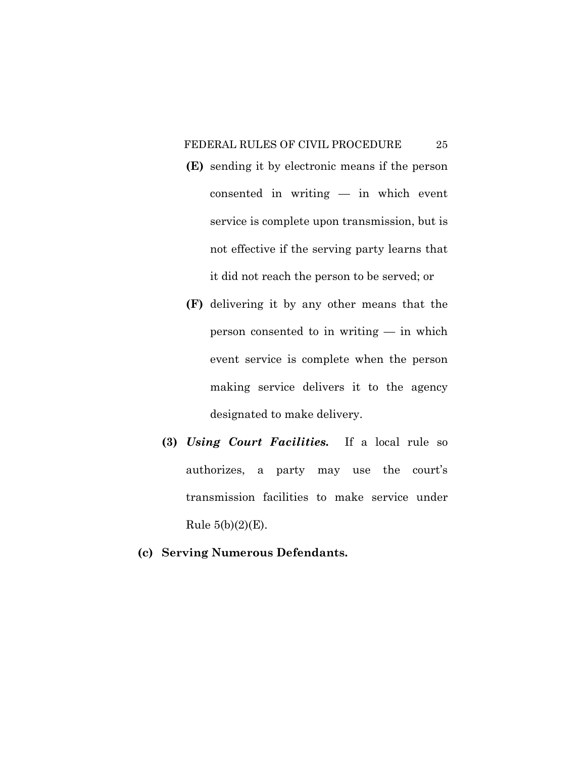**(E)** sending it by electronic means if the person consented in writing — in which event service is complete upon transmission, but is not effective if the serving party learns that it did not reach the person to be served; or

**(F)** delivering it by any other means that the person consented to in writing — in which event service is complete when the person making service delivers it to the agency designated to make delivery.

**(3)** ***Using Court Facilities.*** If a local rule so authorizes, a party may use the court's transmission facilities to make service under Rule 5(b)(2)(E).

**(c) Serving Numerous Defendants.**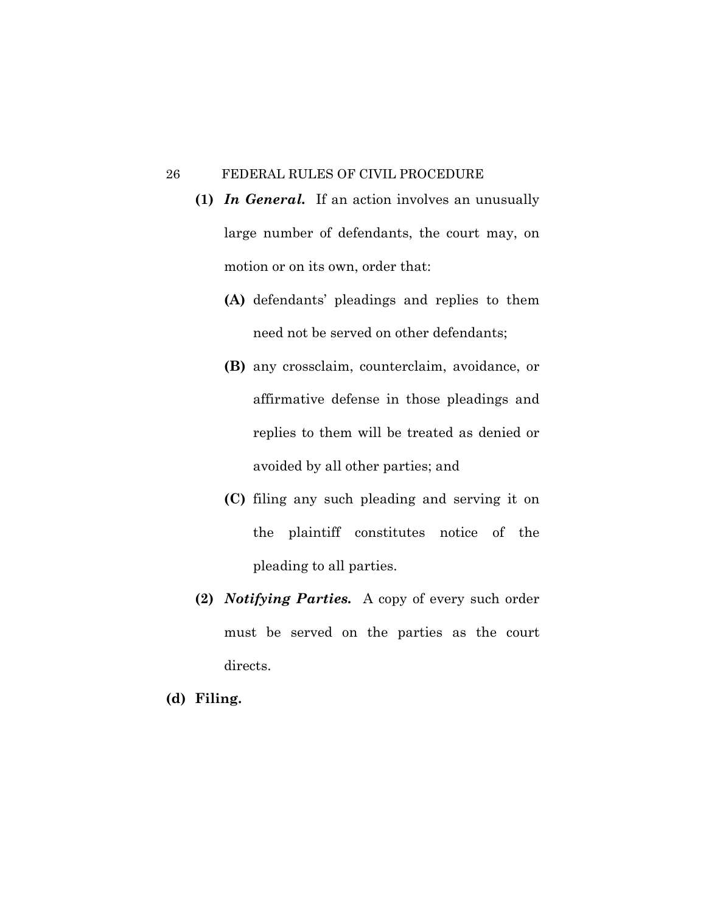**(1)** ***In General.*** If an action involves an unusually large number of defendants, the court may, on motion or on its own, order that:

**(A)** defendants' pleadings and replies to them need not be served on other defendants;

**(B)** any crossclaim, counterclaim, avoidance, or affirmative defense in those pleadings and replies to them will be treated as denied or avoided by all other parties; and

**(C)** filing any such pleading and serving it on the plaintiff constitutes notice of the pleading to all parties.

**(2)** ***Notifying Parties.*** A copy of every such order must be served on the parties as the court directs.

**(d) Filing.**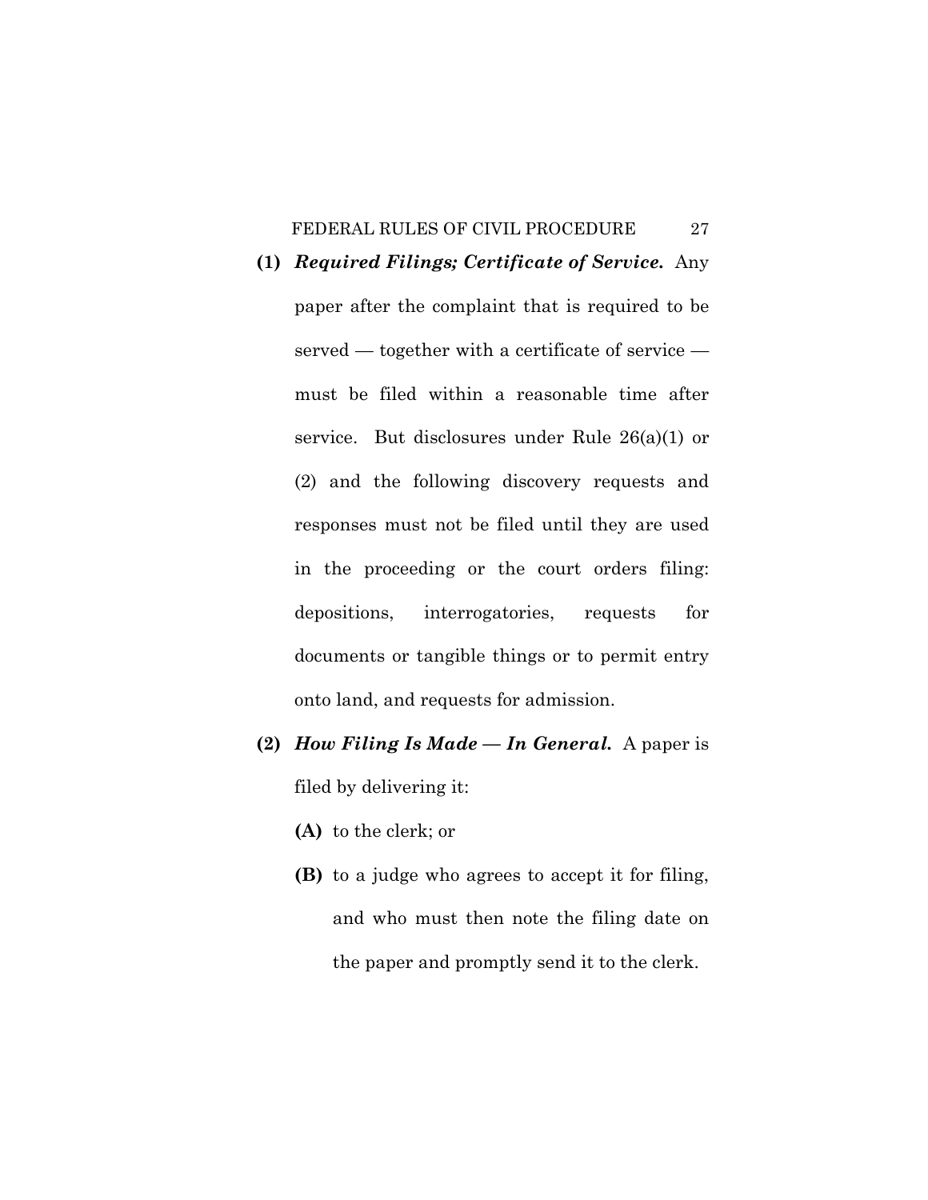**(1)** ***Required Filings; Certificate of Service.*** Any paper after the complaint that is required to be served — together with a certificate of service — must be filed within a reasonable time after service. But disclosures under Rule 26(a)(1) or (2) and the following discovery requests and responses must not be filed until they are used in the proceeding or the court orders filing: depositions, interrogatories, requests for documents or tangible things or to permit entry onto land, and requests for admission.

**(2)** ***How Filing Is Made — In General.*** A paper is filed by delivering it:

- **(A)** to the clerk; or
- **(B)** to a judge who agrees to accept it for filing, and who must then note the filing date on the paper and promptly send it to the clerk.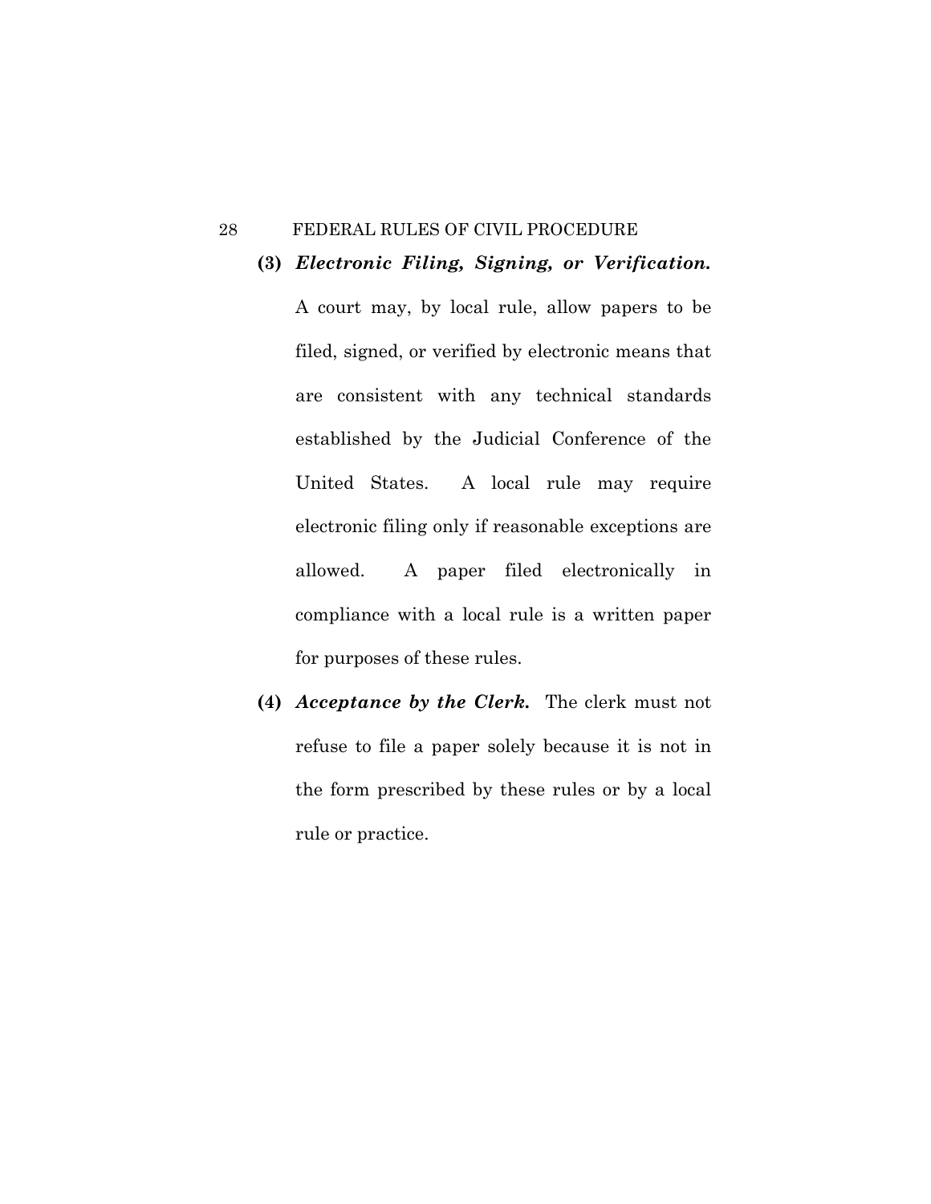**(3)** ***Electronic Filing, Signing, or Verification.*** A court may, by local rule, allow papers to be filed, signed, or verified by electronic means that are consistent with any technical standards established by the Judicial Conference of the United States. A local rule may require electronic filing only if reasonable exceptions are allowed. A paper filed electronically in compliance with a local rule is a written paper for purposes of these rules.

**(4)** ***Acceptance by the Clerk.*** The clerk must not refuse to file a paper solely because it is not in the form prescribed by these rules or by a local rule or practice.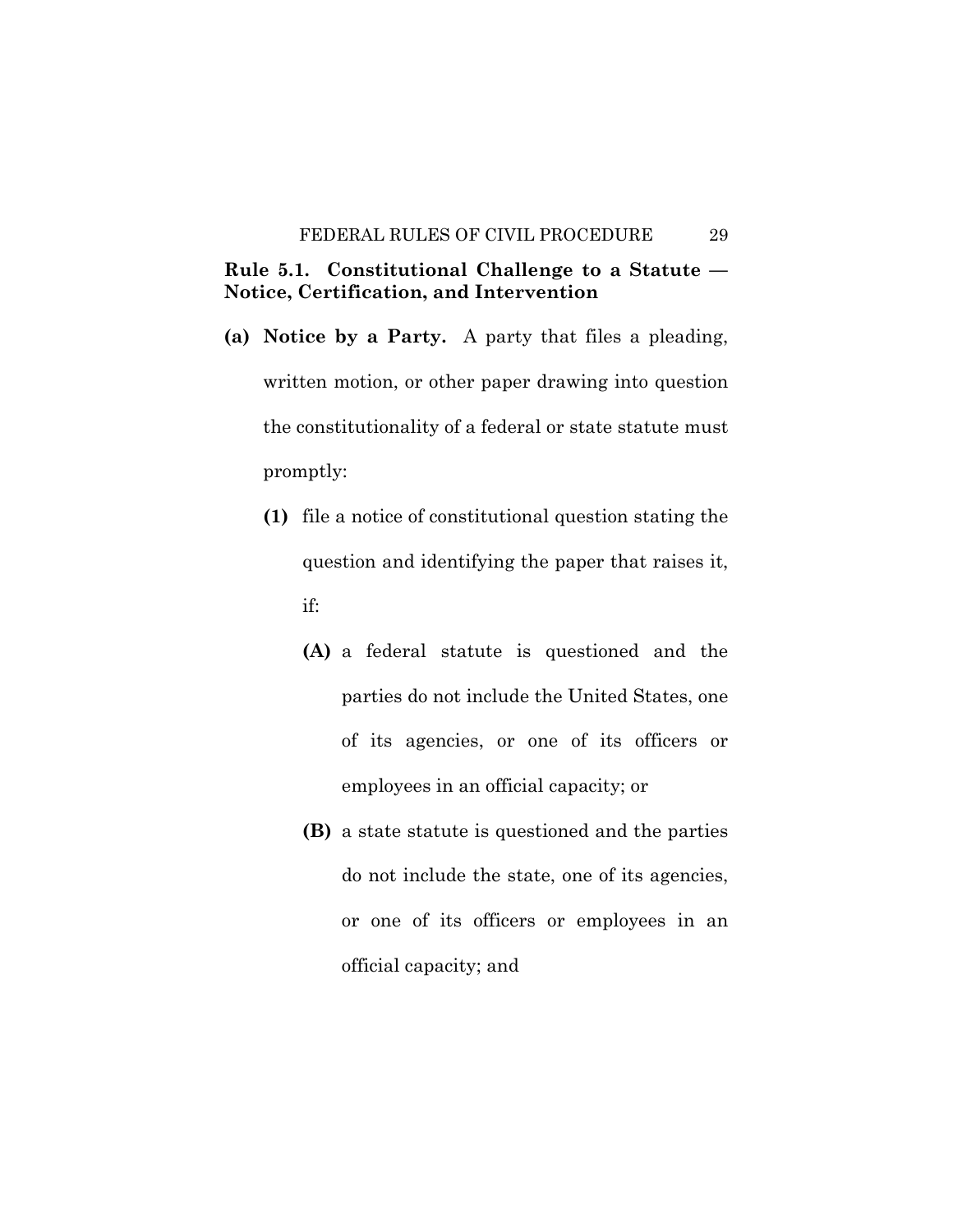## Rule 5.1. Constitutional Challenge to a Statute — Notice, Certification, and Intervention

**(a) Notice by a Party.** A party that files a pleading, written motion, or other paper drawing into question the constitutionality of a federal or state statute must promptly:

- **(1)** file a notice of constitutional question stating the question and identifying the paper that raises it, if:
  - **(A)** a federal statute is questioned and the parties do not include the United States, one of its agencies, or one of its officers or employees in an official capacity; or
  - **(B)** a state statute is questioned and the parties do not include the state, one of its agencies, or one of its officers or employees in an official capacity; and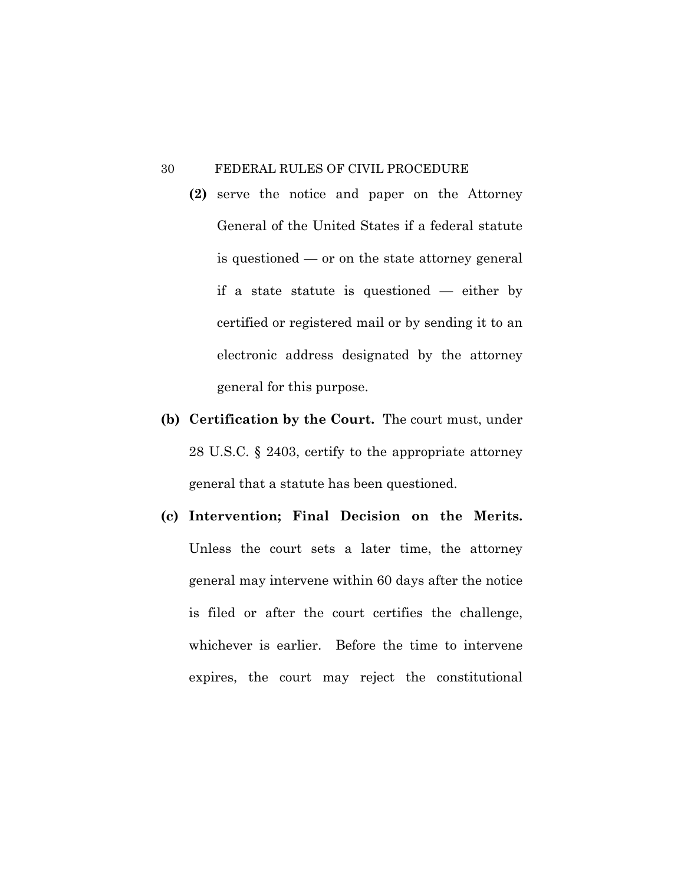**(2)** serve the notice and paper on the Attorney General of the United States if a federal statute is questioned — or on the state attorney general if a state statute is questioned — either by certified or registered mail or by sending it to an electronic address designated by the attorney general for this purpose.

**(b) Certification by the Court.** The court must, under 28 U.S.C. § 2403, certify to the appropriate attorney general that a statute has been questioned.

**(c) Intervention; Final Decision on the Merits.** Unless the court sets a later time, the attorney general may intervene within 60 days after the notice is filed or after the court certifies the challenge, whichever is earlier. Before the time to intervene expires, the court may reject the constitutional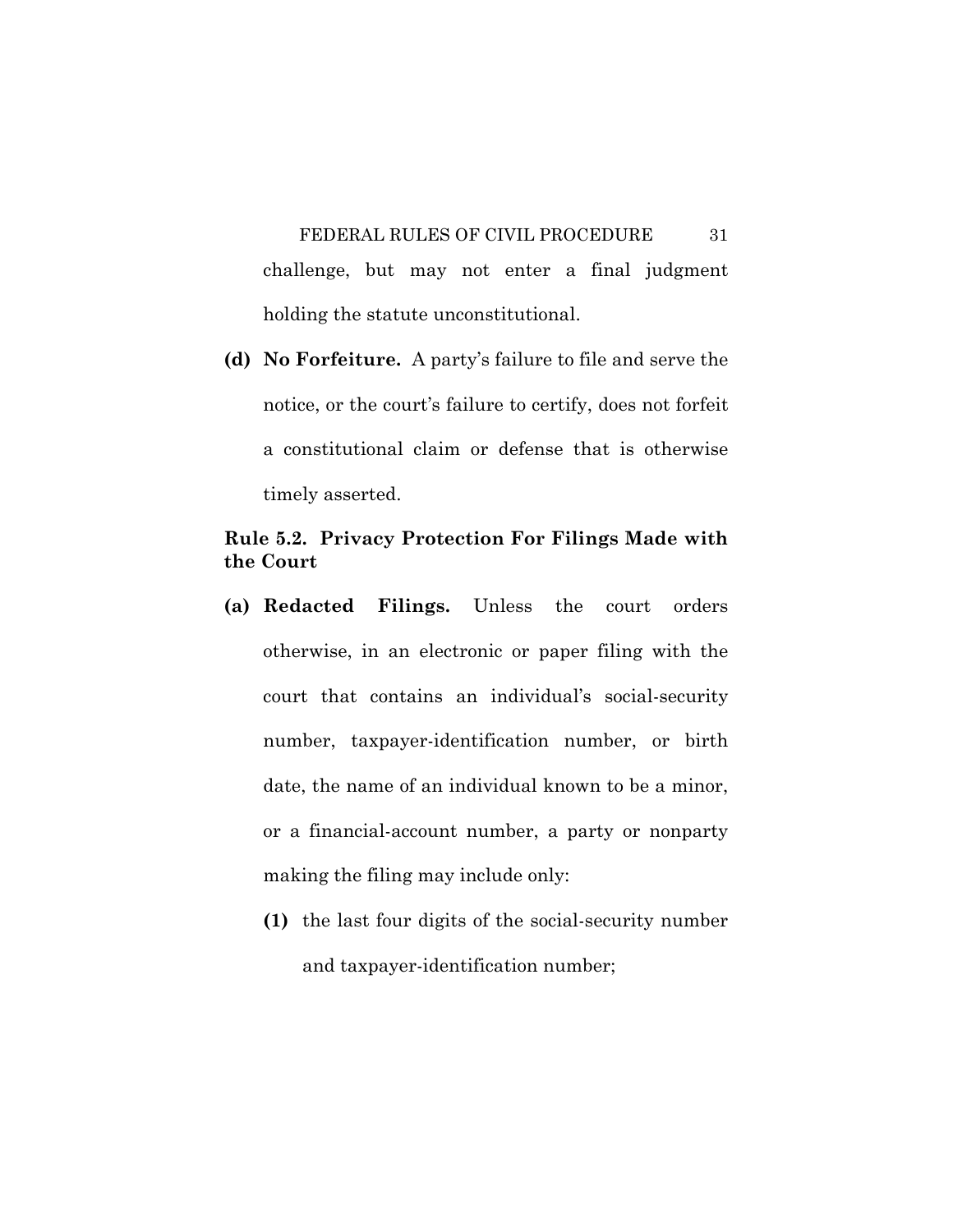challenge, but may not enter a final judgment holding the statute unconstitutional.

**(d) No Forfeiture.** A party's failure to file and serve the notice, or the court's failure to certify, does not forfeit a constitutional claim or defense that is otherwise timely asserted.

### Rule 5.2. Privacy Protection For Filings Made with the Court

**(a) Redacted Filings.** Unless the court orders otherwise, in an electronic or paper filing with the court that contains an individual's social-security number, taxpayer-identification number, or birth date, the name of an individual known to be a minor, or a financial-account number, a party or nonparty making the filing may include only:

**(1)** the last four digits of the social-security number and taxpayer-identification number;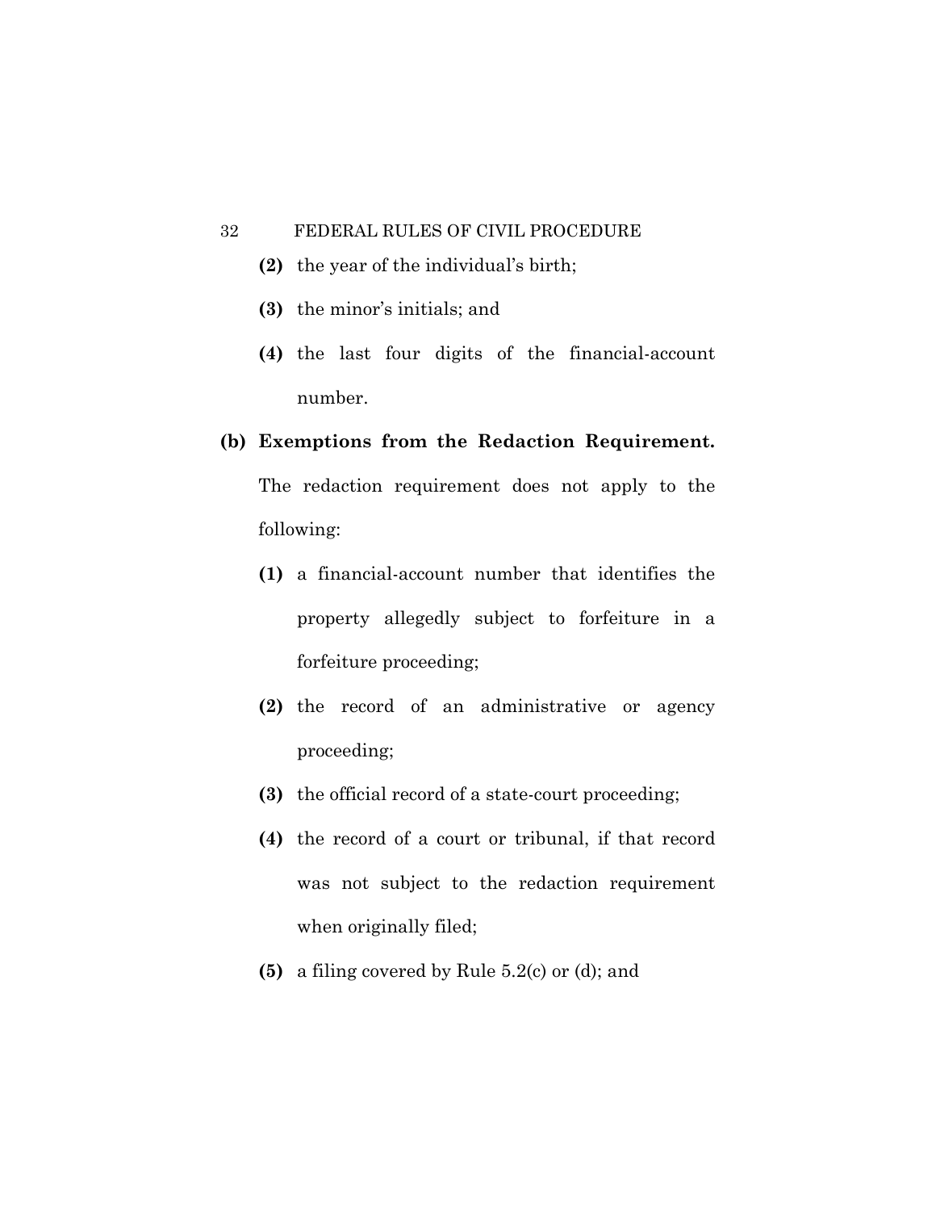**(2)** the year of the individual's birth;

**(3)** the minor's initials; and

**(4)** the last four digits of the financial-account number.

**(b) Exemptions from the Redaction Requirement.** The redaction requirement does not apply to the following:

**(1)** a financial-account number that identifies the property allegedly subject to forfeiture in a forfeiture proceeding;

**(2)** the record of an administrative or agency proceeding;

**(3)** the official record of a state-court proceeding;

**(4)** the record of a court or tribunal, if that record was not subject to the redaction requirement when originally filed;

**(5)** a filing covered by Rule 5.2(c) or (d); and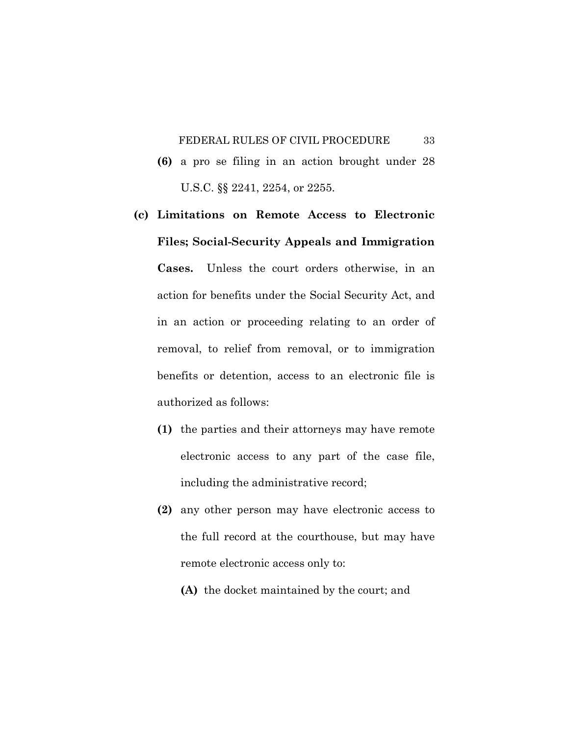**(6)** a pro se filing in an action brought under 28 U.S.C. §§ 2241, 2254, or 2255.

**(c) Limitations on Remote Access to Electronic Files; Social-Security Appeals and Immigration Cases.** Unless the court orders otherwise, in an action for benefits under the Social Security Act, and in an action or proceeding relating to an order of removal, to relief from removal, or to immigration benefits or detention, access to an electronic file is authorized as follows:

**(1)** the parties and their attorneys may have remote electronic access to any part of the case file, including the administrative record;

**(2)** any other person may have electronic access to the full record at the courthouse, but may have remote electronic access only to:

**(A)** the docket maintained by the court; and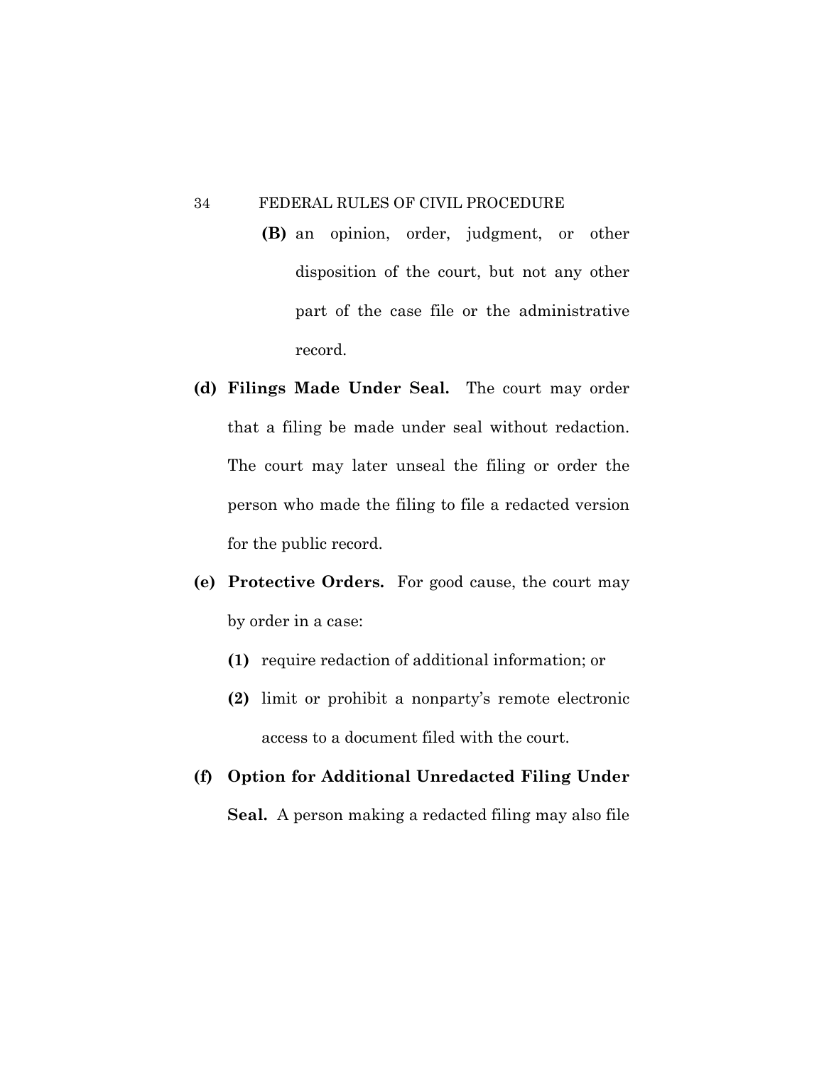**(B)** an opinion, order, judgment, or other disposition of the court, but not any other part of the case file or the administrative record.

**(d) Filings Made Under Seal.** The court may order that a filing be made under seal without redaction. The court may later unseal the filing or order the person who made the filing to file a redacted version for the public record.

**(e) Protective Orders.** For good cause, the court may by order in a case:

**(1)** require redaction of additional information; or

**(2)** limit or prohibit a nonparty's remote electronic access to a document filed with the court.

**(f) Option for Additional Unredacted Filing Under Seal.** A person making a redacted filing may also file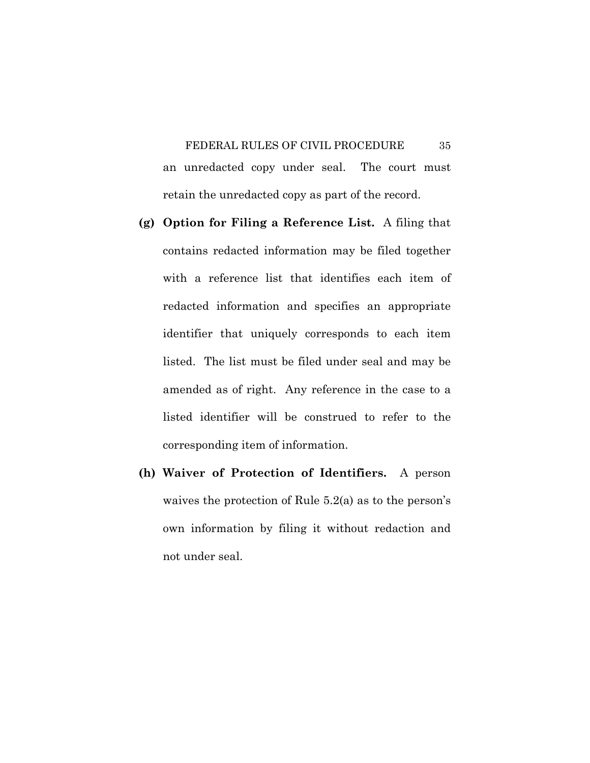an unredacted copy under seal. The court must retain the unredacted copy as part of the record.

**(g) Option for Filing a Reference List.** A filing that contains redacted information may be filed together with a reference list that identifies each item of redacted information and specifies an appropriate identifier that uniquely corresponds to each item listed. The list must be filed under seal and may be amended as of right. Any reference in the case to a listed identifier will be construed to refer to the corresponding item of information.

**(h) Waiver of Protection of Identifiers.** A person waives the protection of Rule 5.2(a) as to the person's own information by filing it without redaction and not under seal.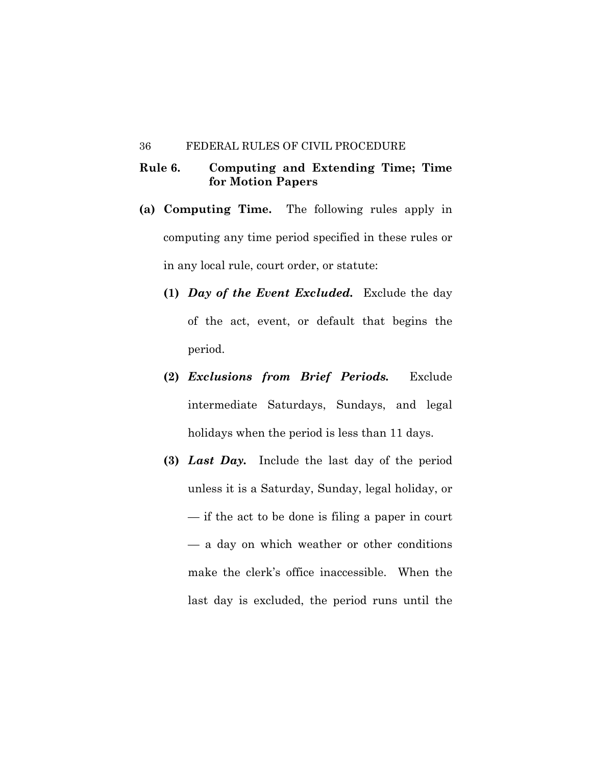## Rule 6. Computing and Extending Time; Time for Motion Papers

**(a) Computing Time.** The following rules apply in computing any time period specified in these rules or in any local rule, court order, or statute:

**(1)** ***Day of the Event Excluded.*** Exclude the day of the act, event, or default that begins the period.

**(2)** ***Exclusions from Brief Periods.*** Exclude intermediate Saturdays, Sundays, and legal holidays when the period is less than 11 days.

**(3)** ***Last Day.*** Include the last day of the period unless it is a Saturday, Sunday, legal holiday, or — if the act to be done is filing a paper in court — a day on which weather or other conditions make the clerk's office inaccessible. When the last day is excluded, the period runs until the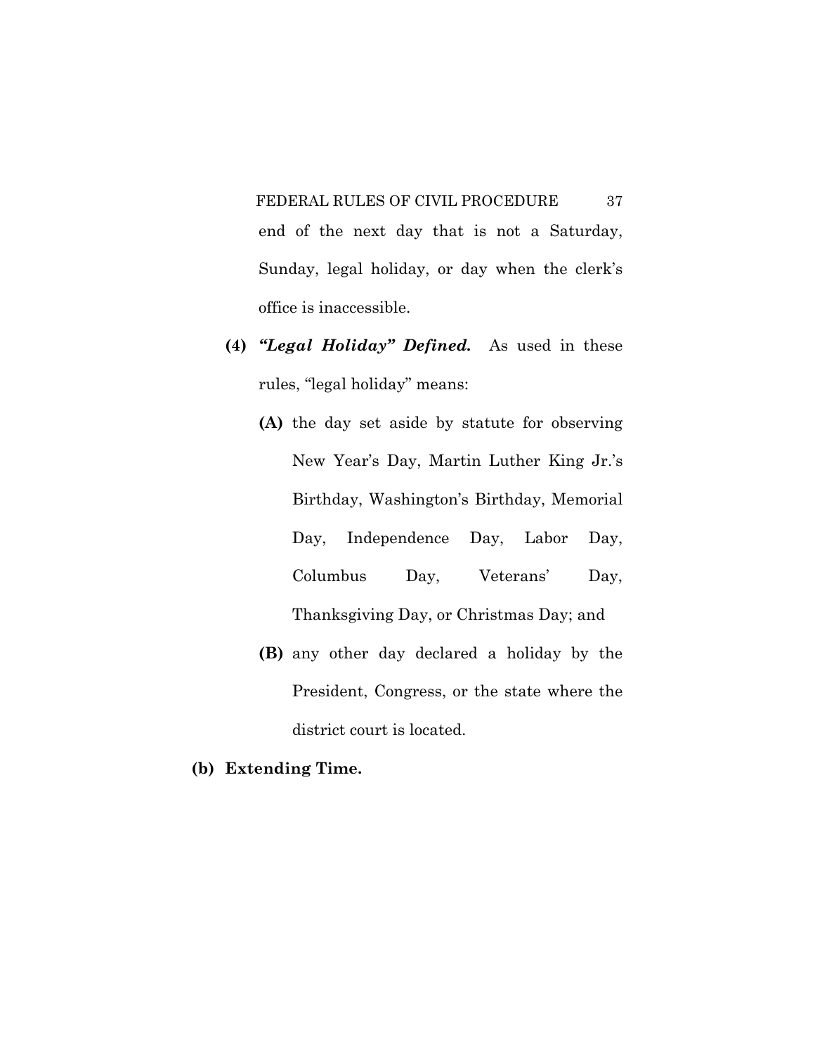end of the next day that is not a Saturday, Sunday, legal holiday, or day when the clerk's office is inaccessible.

**(4)** ***"Legal Holiday" Defined.*** As used in these rules, "legal holiday" means:

**(A)** the day set aside by statute for observing New Year's Day, Martin Luther King Jr.'s Birthday, Washington's Birthday, Memorial Day, Independence Day, Labor Day, Columbus Day, Veterans' Day, Thanksgiving Day, or Christmas Day; and

**(B)** any other day declared a holiday by the President, Congress, or the state where the district court is located.

**(b) Extending Time.**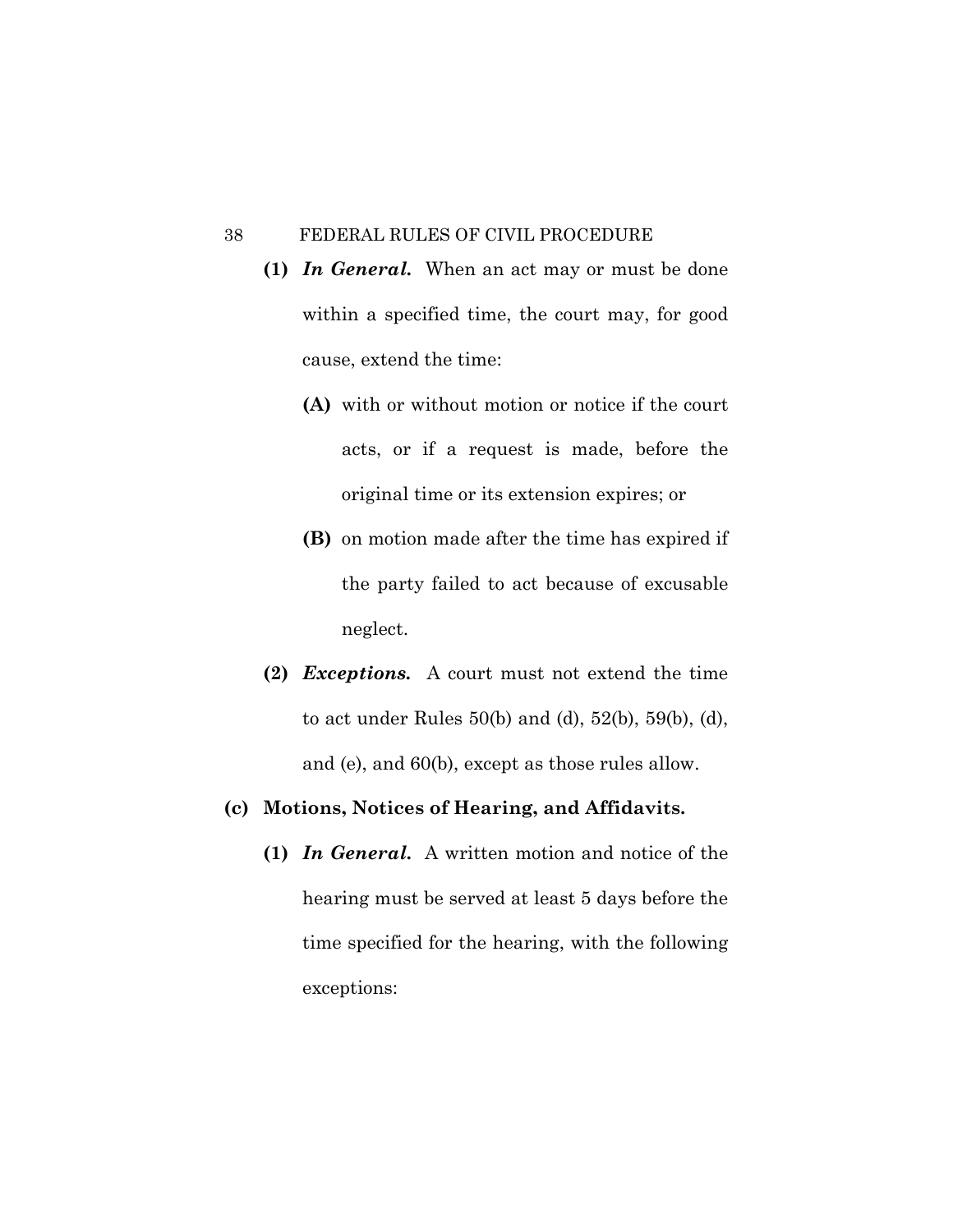**(1)** ***In General.*** When an act may or must be done within a specified time, the court may, for good cause, extend the time:

**(A)** with or without motion or notice if the court acts, or if a request is made, before the original time or its extension expires; or

**(B)** on motion made after the time has expired if the party failed to act because of excusable neglect.

**(2)** ***Exceptions.*** A court must not extend the time to act under Rules 50(b) and (d), 52(b), 59(b), (d), and (e), and 60(b), except as those rules allow.

**(c) Motions, Notices of Hearing, and Affidavits.**

**(1)** ***In General.*** A written motion and notice of the hearing must be served at least 5 days before the time specified for the hearing, with the following exceptions: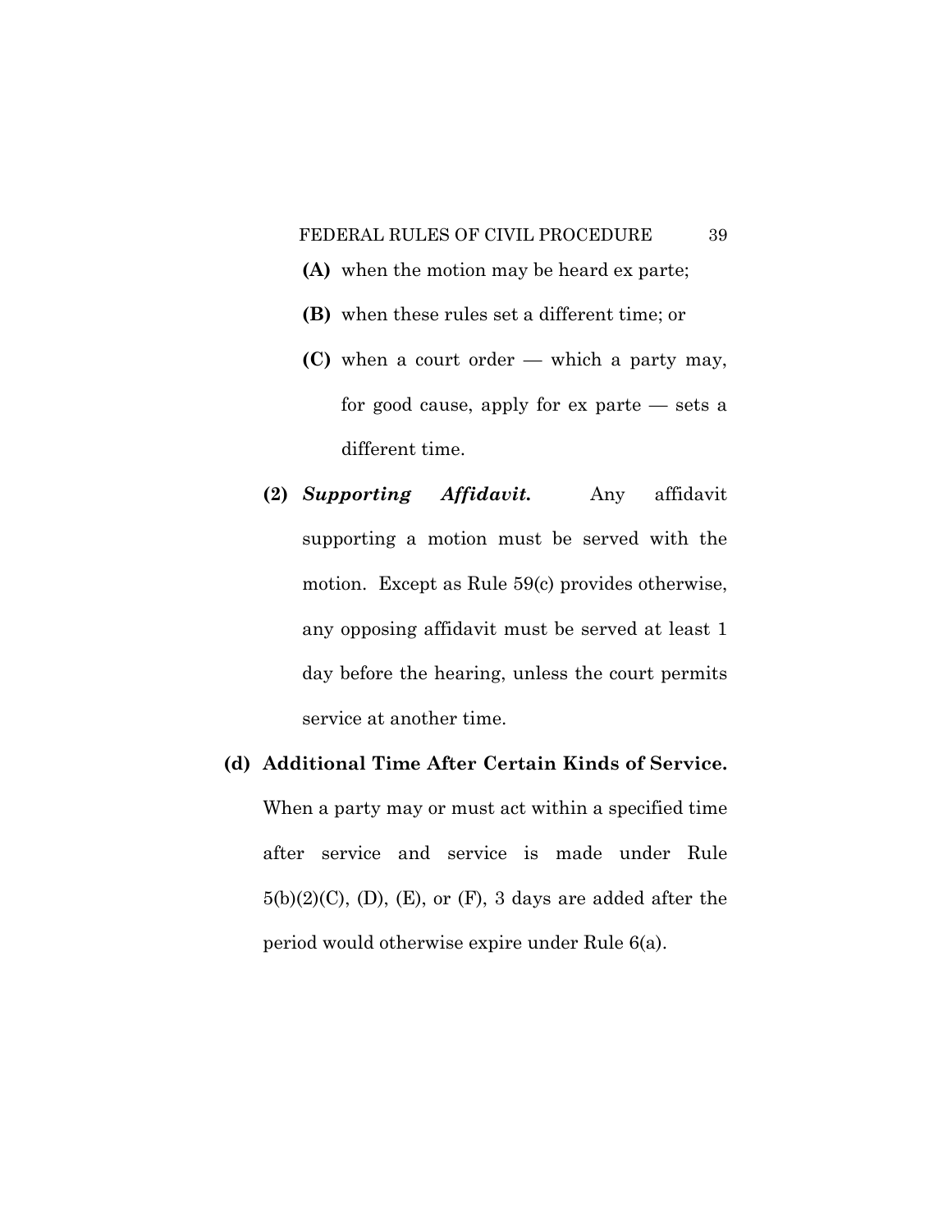**(A)** when the motion may be heard ex parte;

**(B)** when these rules set a different time; or

**(C)** when a court order — which a party may, for good cause, apply for ex parte — sets a different time.

**(2)** ***Supporting Affidavit.*** Any affidavit supporting a motion must be served with the motion. Except as Rule 59(c) provides otherwise, any opposing affidavit must be served at least 1 day before the hearing, unless the court permits service at another time.

**(d) Additional Time After Certain Kinds of Service.** When a party may or must act within a specified time after service and service is made under Rule 5(b)(2)(C), (D), (E), or (F), 3 days are added after the period would otherwise expire under Rule 6(a).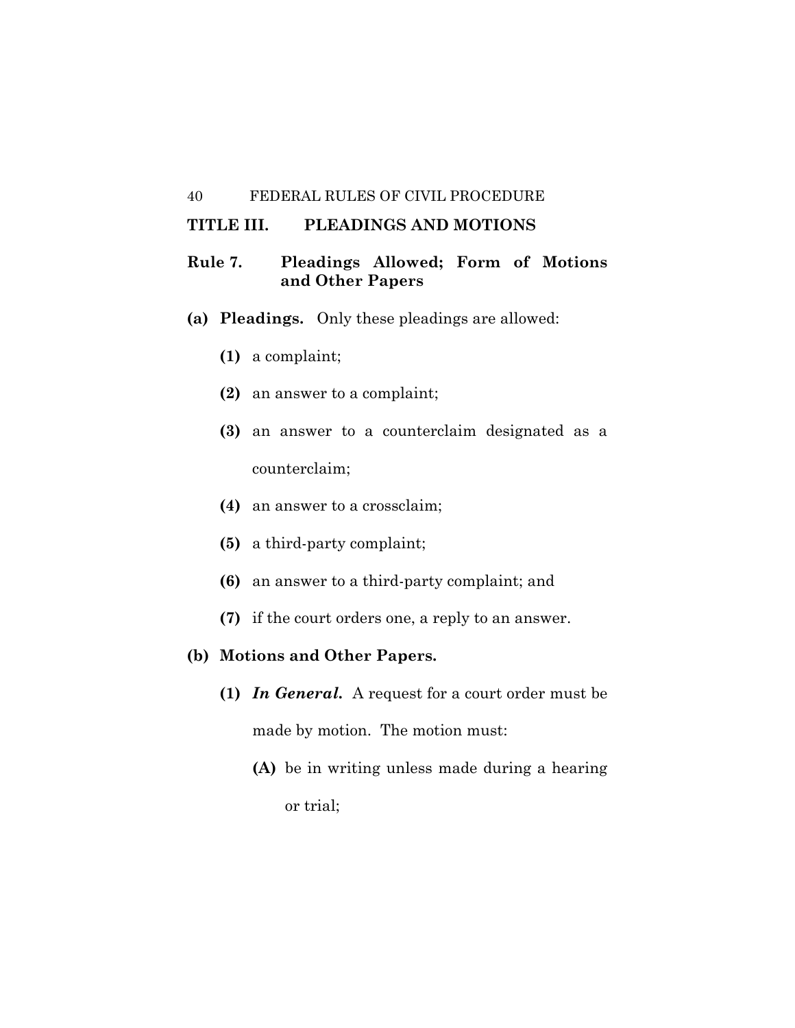## TITLE III. PLEADINGS AND MOTIONS

### Rule 7. Pleadings Allowed; Form of Motions and Other Papers

**(a) Pleadings.** Only these pleadings are allowed:

**(1)** a complaint;

**(2)** an answer to a complaint;

**(3)** an answer to a counterclaim designated as a counterclaim;

**(4)** an answer to a crossclaim;

**(5)** a third-party complaint;

**(6)** an answer to a third-party complaint; and

**(7)** if the court orders one, a reply to an answer.

**(b) Motions and Other Papers.**

**(1)** ***In General.*** A request for a court order must be made by motion. The motion must:

**(A)** be in writing unless made during a hearing or trial;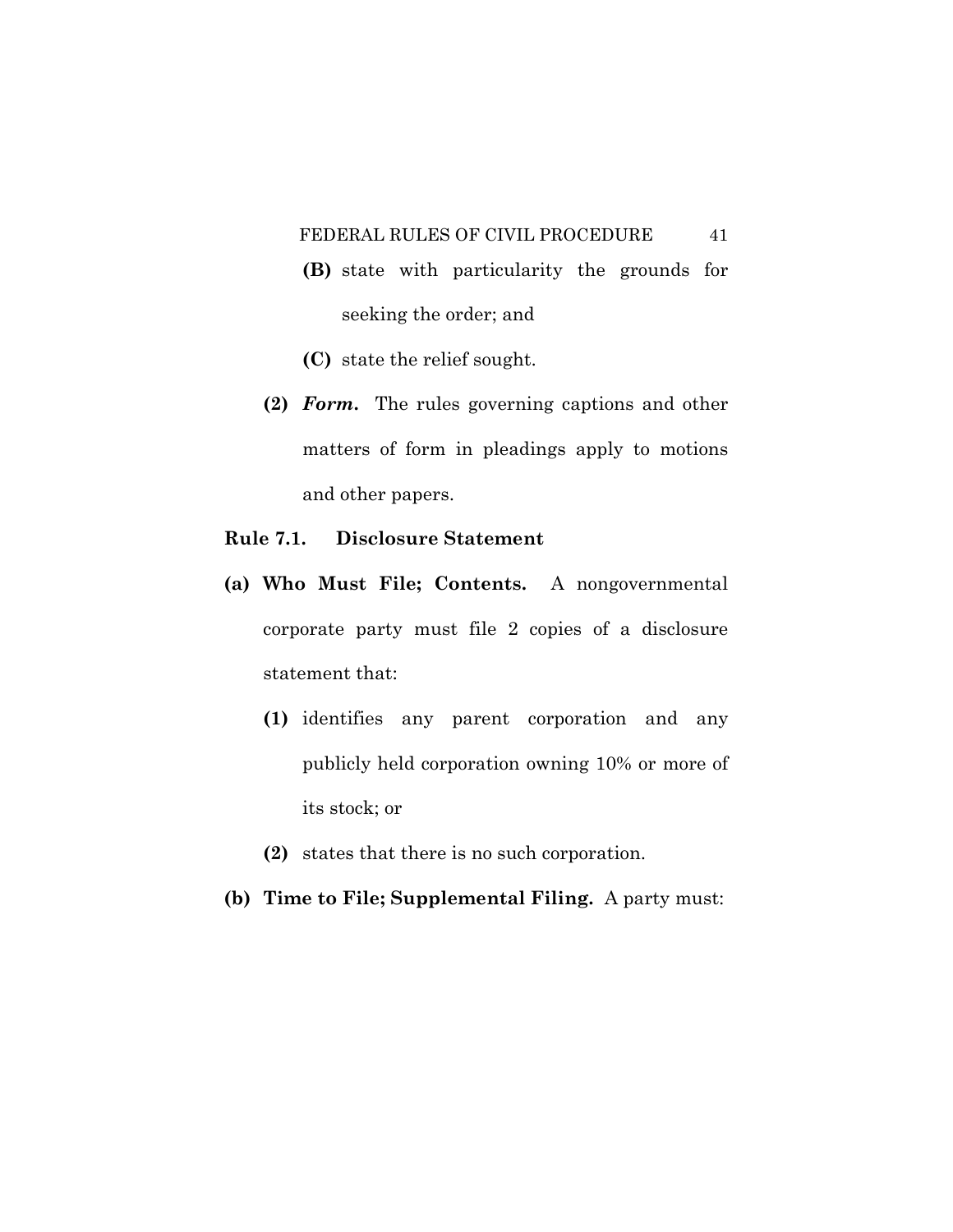**(B)** state with particularity the grounds for seeking the order; and

**(C)** state the relief sought.

**(2)** ***Form.*** The rules governing captions and other matters of form in pleadings apply to motions and other papers.

## Rule 7.1. Disclosure Statement

**(a) Who Must File; Contents.** A nongovernmental corporate party must file 2 copies of a disclosure statement that:

**(1)** identifies any parent corporation and any publicly held corporation owning 10% or more of its stock; or

**(2)** states that there is no such corporation.

**(b) Time to File; Supplemental Filing.** A party must: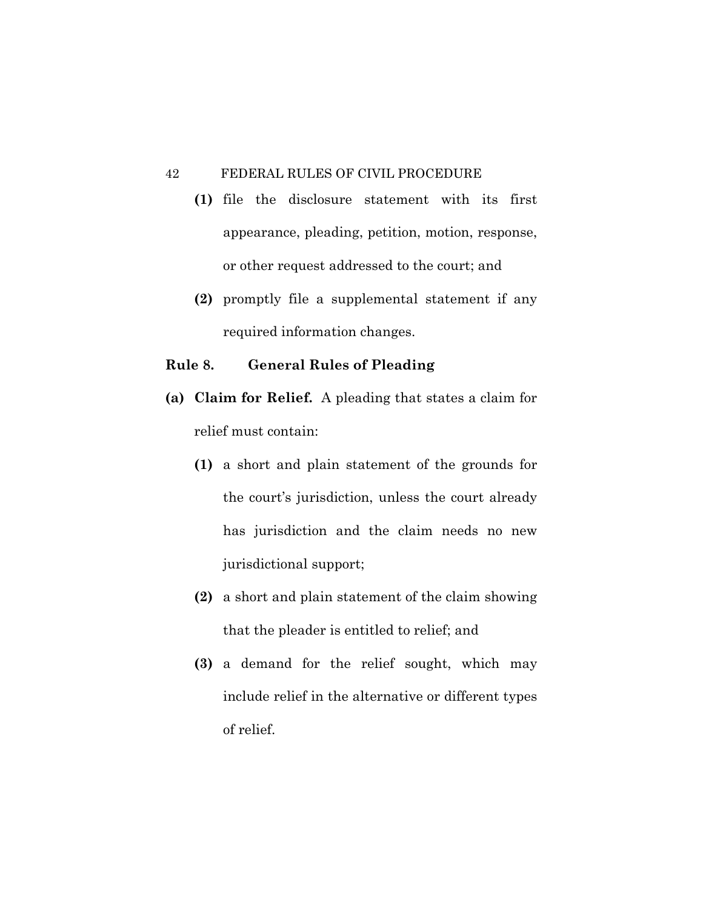**(1)** file the disclosure statement with its first appearance, pleading, petition, motion, response, or other request addressed to the court; and

**(2)** promptly file a supplemental statement if any required information changes.

## Rule 8. General Rules of Pleading

**(a) Claim for Relief.** A pleading that states a claim for relief must contain:

**(1)** a short and plain statement of the grounds for the court's jurisdiction, unless the court already has jurisdiction and the claim needs no new jurisdictional support;

**(2)** a short and plain statement of the claim showing that the pleader is entitled to relief; and

**(3)** a demand for the relief sought, which may include relief in the alternative or different types of relief.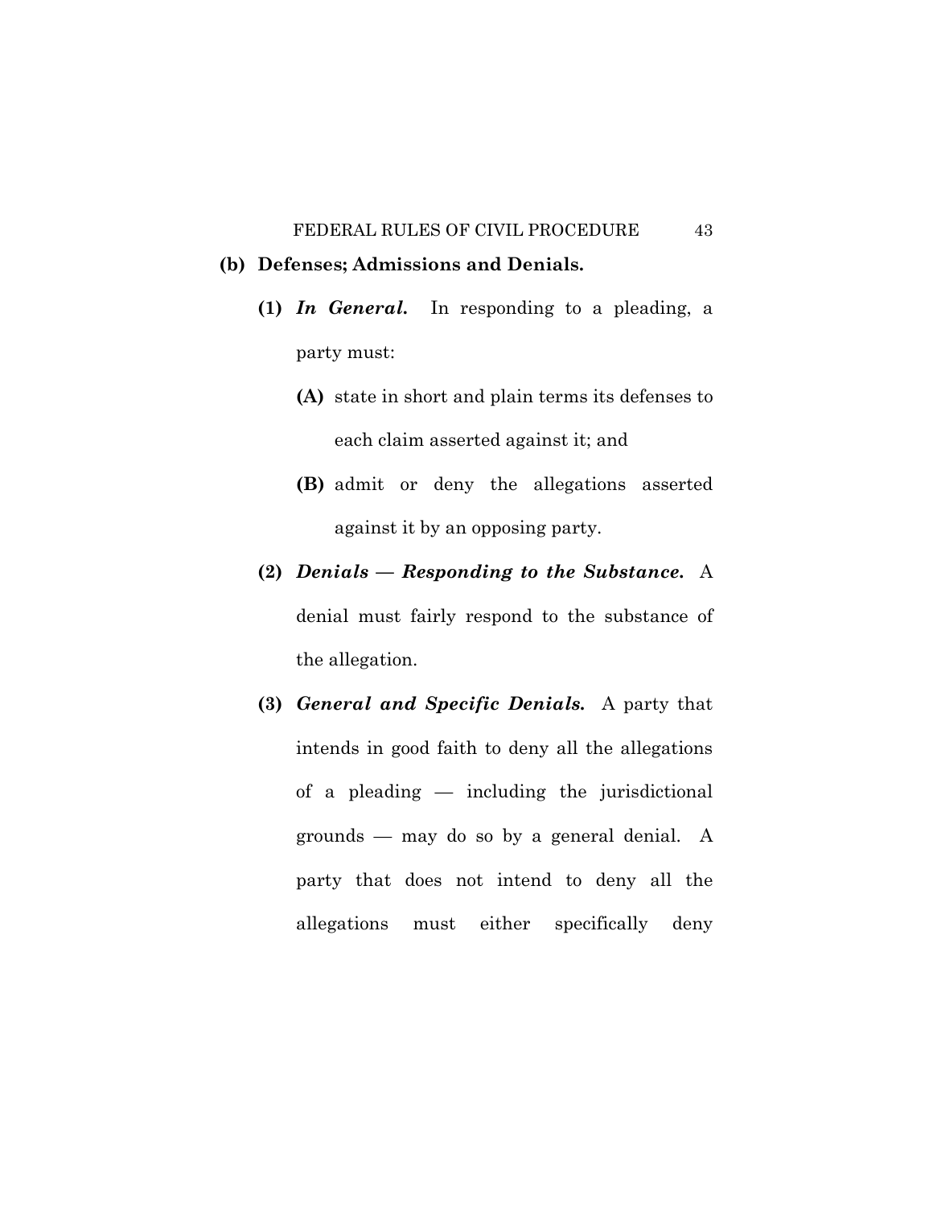**(b) Defenses; Admissions and Denials.**

**(1)** ***In General.*** In responding to a pleading, a party must:

**(A)** state in short and plain terms its defenses to each claim asserted against it; and

**(B)** admit or deny the allegations asserted against it by an opposing party.

**(2)** ***Denials — Responding to the Substance.*** A denial must fairly respond to the substance of the allegation.

**(3)** ***General and Specific Denials.*** A party that intends in good faith to deny all the allegations of a pleading — including the jurisdictional grounds — may do so by a general denial. A party that does not intend to deny all the allegations must either specifically deny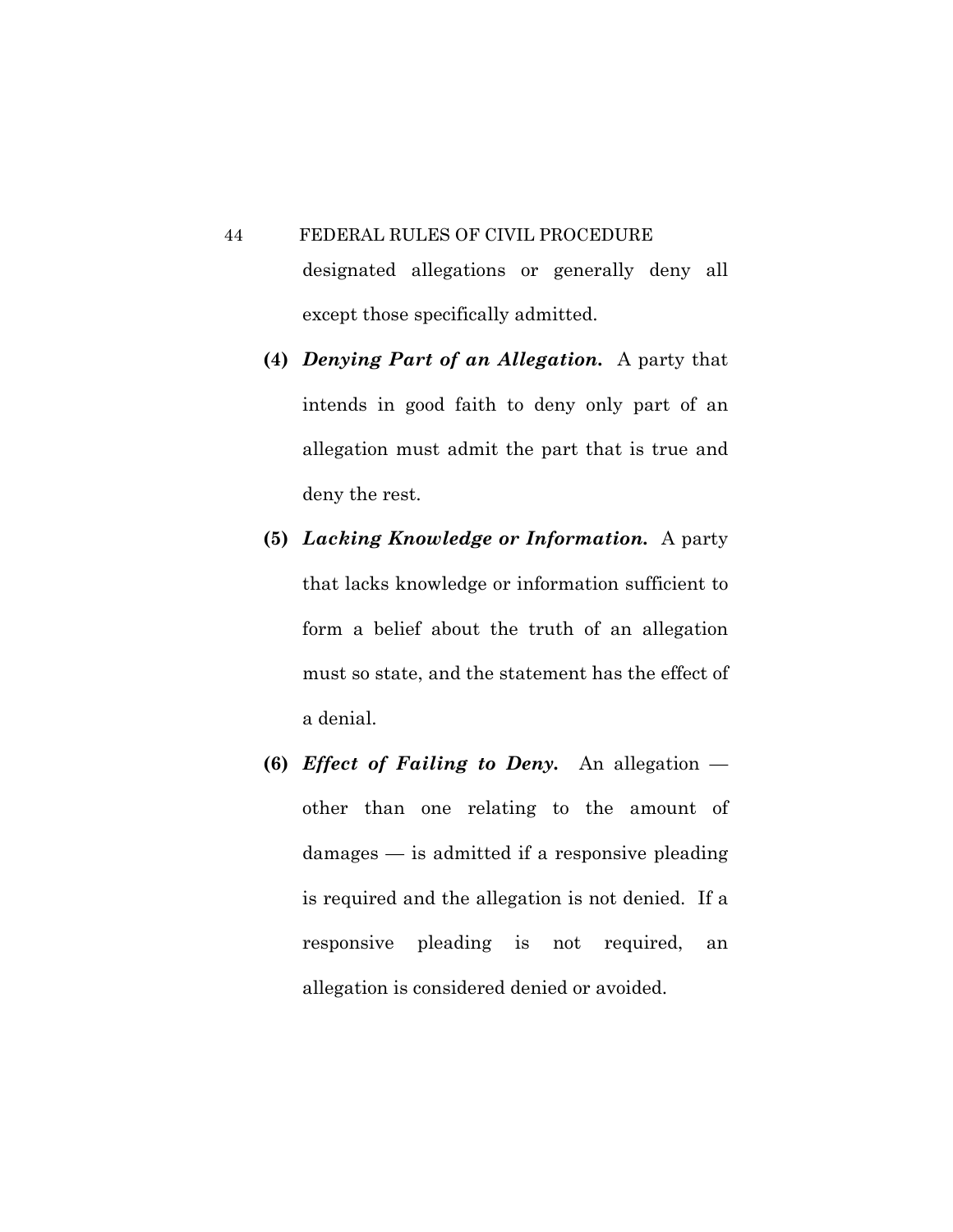designated allegations or generally deny all except those specifically admitted.

**(4)** ***Denying Part of an Allegation.*** A party that intends in good faith to deny only part of an allegation must admit the part that is true and deny the rest.

**(5)** ***Lacking Knowledge or Information.*** A party that lacks knowledge or information sufficient to form a belief about the truth of an allegation must so state, and the statement has the effect of a denial.

**(6)** ***Effect of Failing to Deny.*** An allegation — other than one relating to the amount of damages — is admitted if a responsive pleading is required and the allegation is not denied. If a responsive pleading is not required, an allegation is considered denied or avoided.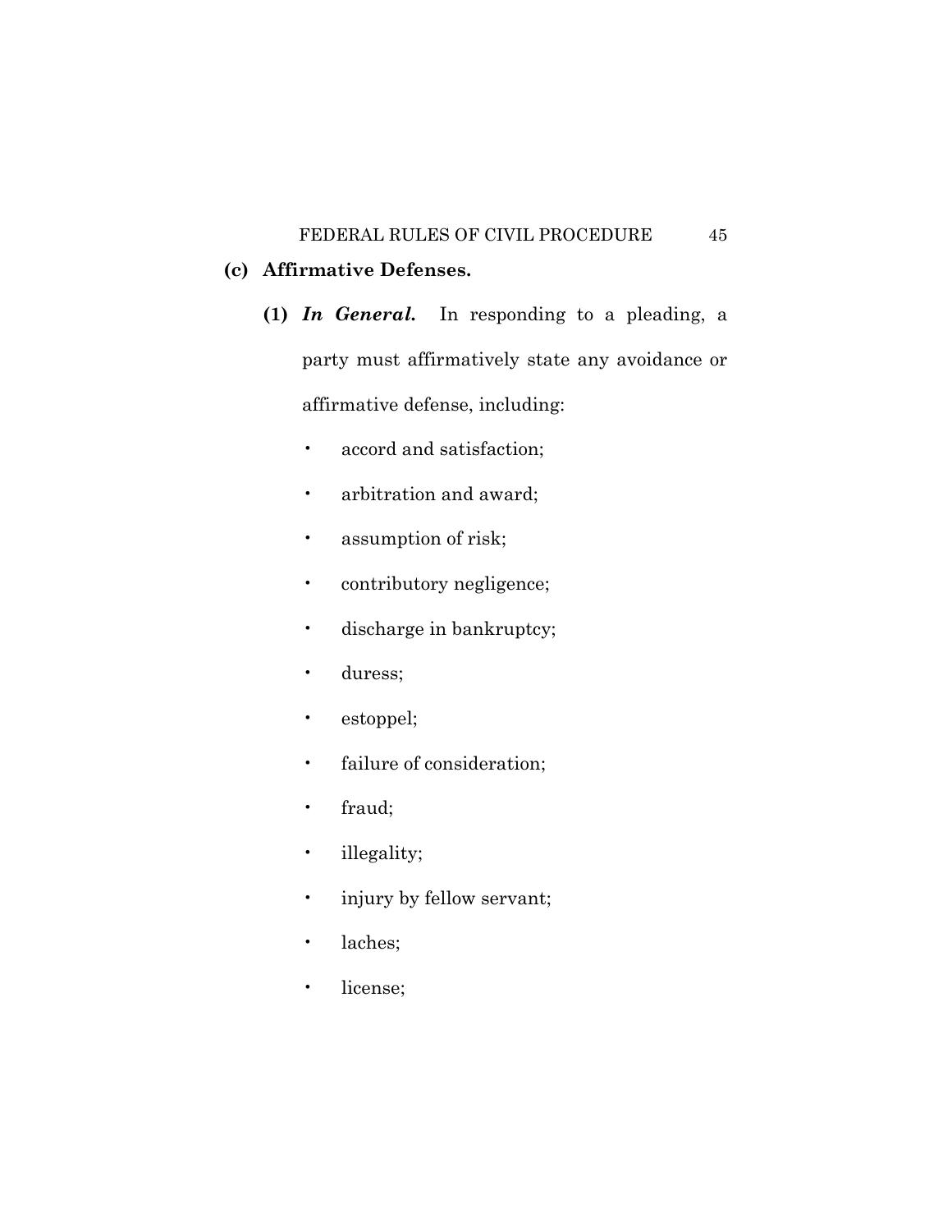**(c) Affirmative Defenses.**

**(1)** ***In General.*** In responding to a pleading, a party must affirmatively state any avoidance or affirmative defense, including:

- accord and satisfaction;
- arbitration and award;
- assumption of risk;
- contributory negligence;
- discharge in bankruptcy;
- duress;
- estoppel;
- failure of consideration;
- fraud;
- illegality;
- injury by fellow servant;
- laches;
- license;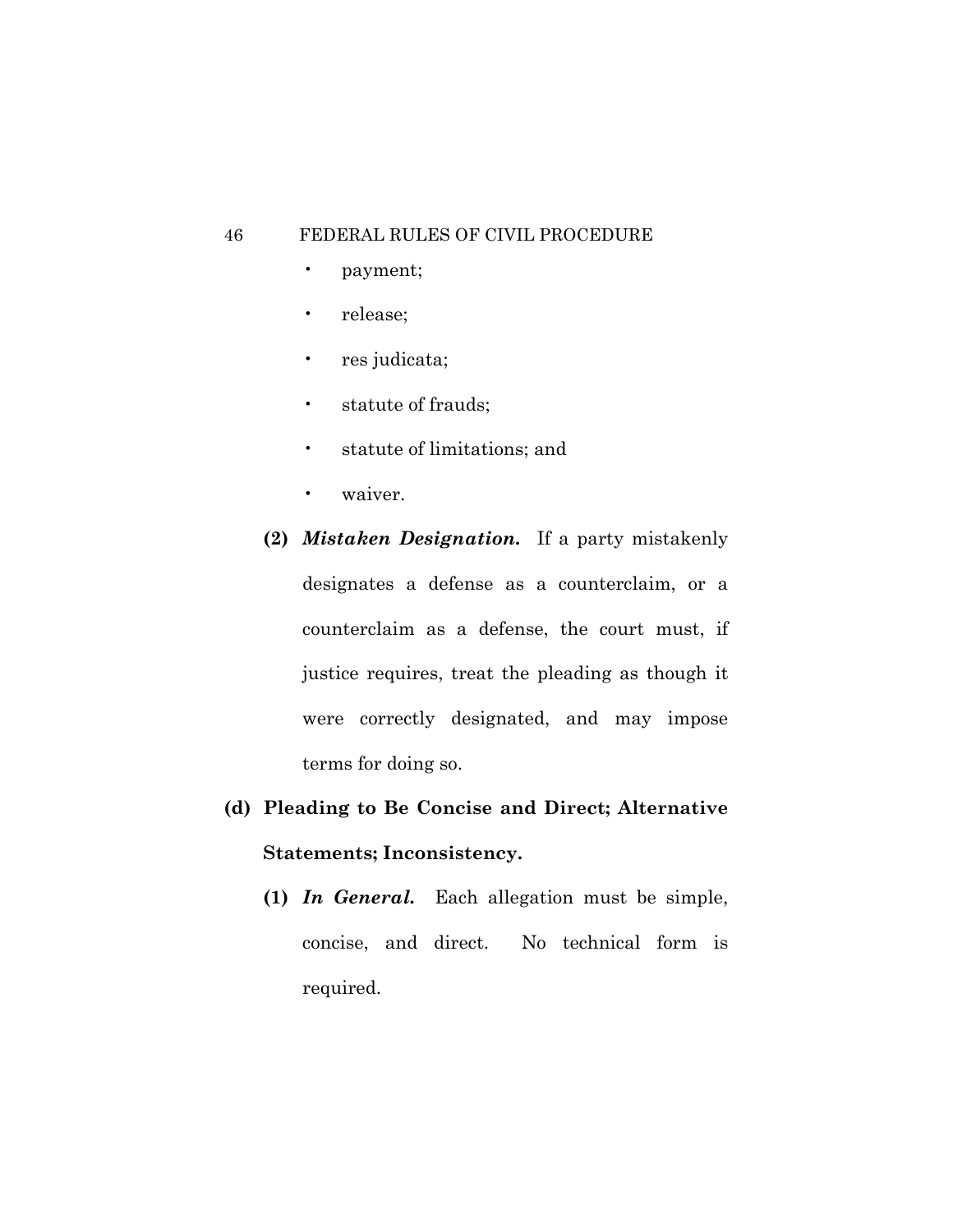- payment;
- release;
- res judicata;
- statute of frauds;
- statute of limitations; and
- waiver.

**(2)** ***Mistaken Designation.*** If a party mistakenly designates a defense as a counterclaim, or a counterclaim as a defense, the court must, if justice requires, treat the pleading as though it were correctly designated, and may impose terms for doing so.

**(d) Pleading to Be Concise and Direct; Alternative Statements; Inconsistency.**

**(1)** ***In General.*** Each allegation must be simple, concise, and direct. No technical form is required.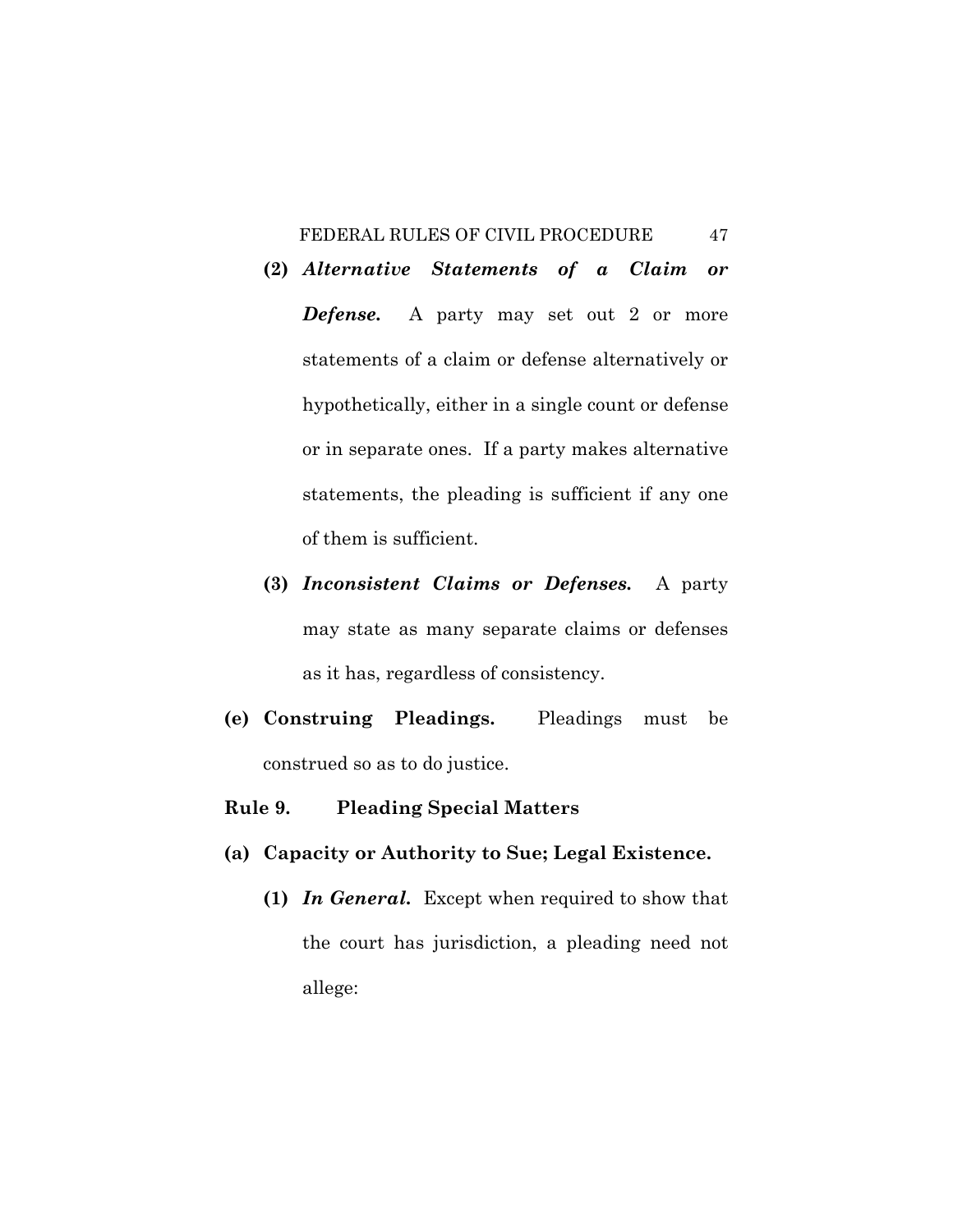**(2)** ***Alternative Statements of a Claim or Defense.*** A party may set out 2 or more statements of a claim or defense alternatively or hypothetically, either in a single count or defense or in separate ones. If a party makes alternative statements, the pleading is sufficient if any one of them is sufficient.

**(3)** ***Inconsistent Claims or Defenses.*** A party may state as many separate claims or defenses as it has, regardless of consistency.

**(e) Construing Pleadings.** Pleadings must be construed so as to do justice.

## Rule 9. Pleading Special Matters

**(a) Capacity or Authority to Sue; Legal Existence.**

**(1)** ***In General.*** Except when required to show that the court has jurisdiction, a pleading need not allege: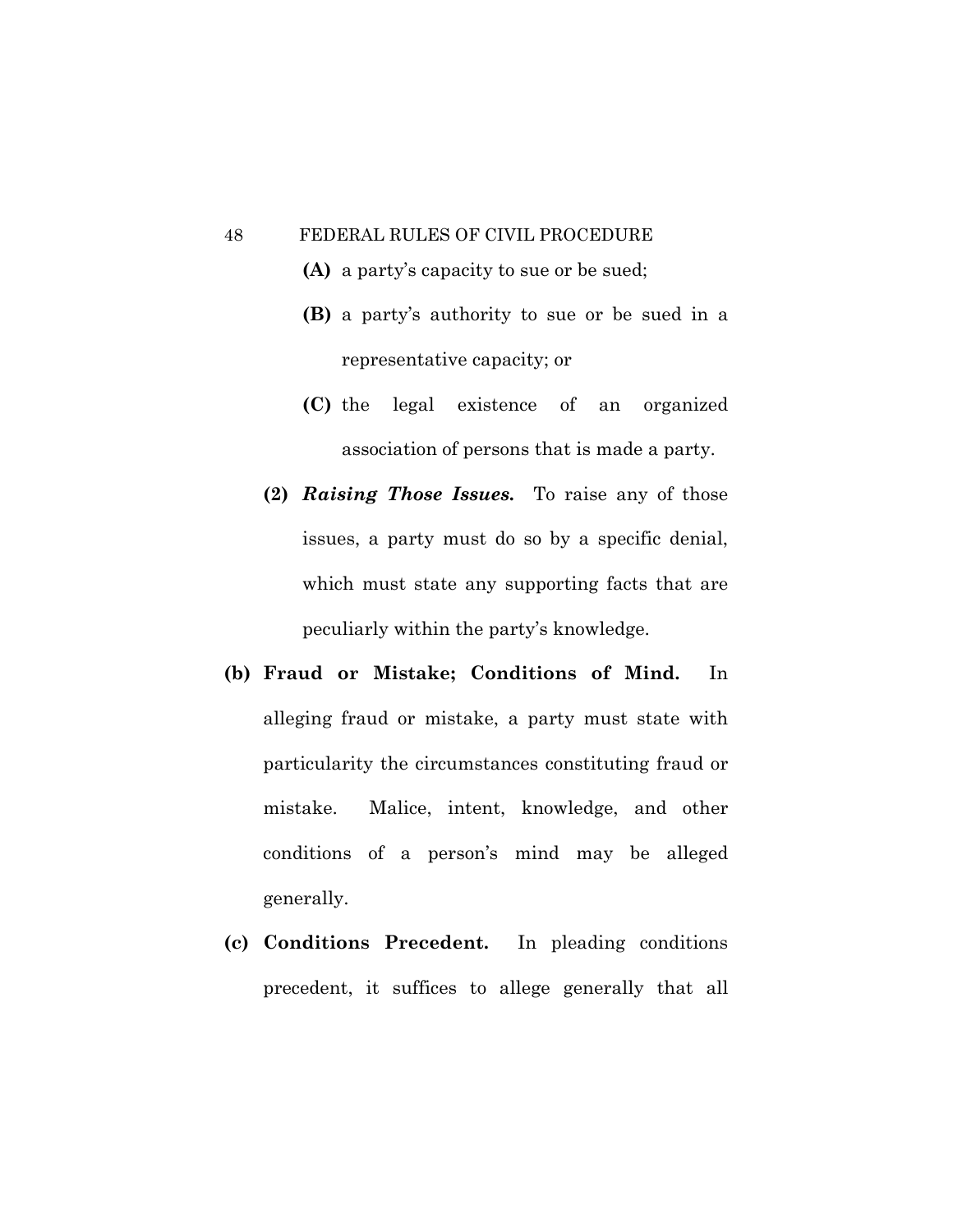**(A)** a party's capacity to sue or be sued;

**(B)** a party's authority to sue or be sued in a representative capacity; or

**(C)** the legal existence of an organized association of persons that is made a party.

**(2)** ***Raising Those Issues.*** To raise any of those issues, a party must do so by a specific denial, which must state any supporting facts that are peculiarly within the party's knowledge.

**(b) Fraud or Mistake; Conditions of Mind.** In alleging fraud or mistake, a party must state with particularity the circumstances constituting fraud or mistake. Malice, intent, knowledge, and other conditions of a person's mind may be alleged generally.

**(c) Conditions Precedent.** In pleading conditions precedent, it suffices to allege generally that all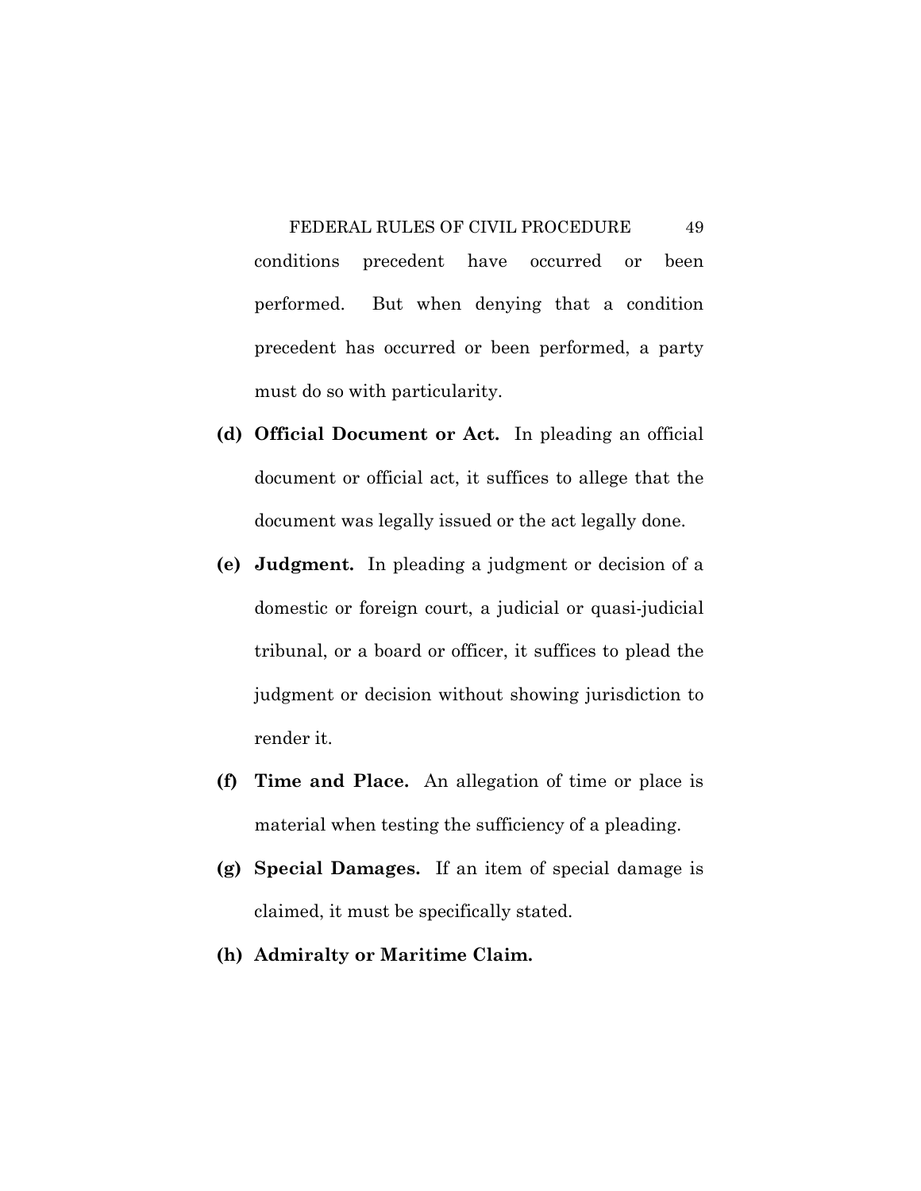conditions precedent have occurred or been performed. But when denying that a condition precedent has occurred or been performed, a party must do so with particularity.

**(d) Official Document or Act.** In pleading an official document or official act, it suffices to allege that the document was legally issued or the act legally done.

**(e) Judgment.** In pleading a judgment or decision of a domestic or foreign court, a judicial or quasi-judicial tribunal, or a board or officer, it suffices to plead the judgment or decision without showing jurisdiction to render it.

**(f) Time and Place.** An allegation of time or place is material when testing the sufficiency of a pleading.

**(g) Special Damages.** If an item of special damage is claimed, it must be specifically stated.

**(h) Admiralty or Maritime Claim.**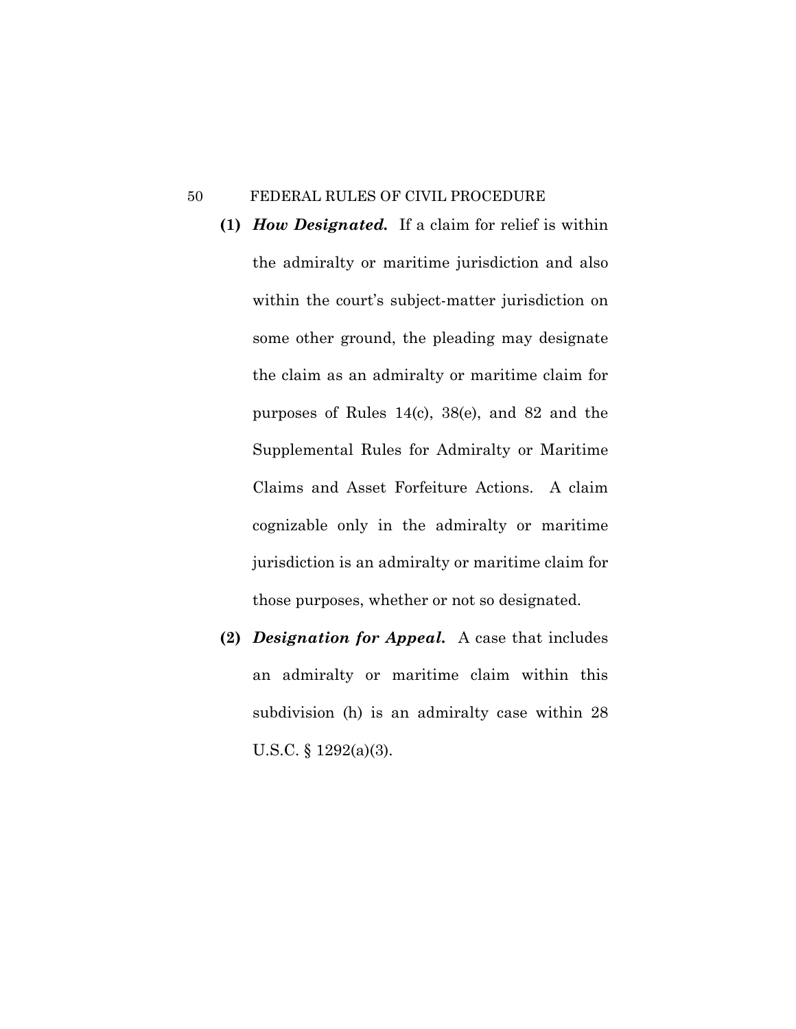**(1)** ***How Designated.*** If a claim for relief is within the admiralty or maritime jurisdiction and also within the court's subject-matter jurisdiction on some other ground, the pleading may designate the claim as an admiralty or maritime claim for purposes of Rules 14(c), 38(e), and 82 and the Supplemental Rules for Admiralty or Maritime Claims and Asset Forfeiture Actions. A claim cognizable only in the admiralty or maritime jurisdiction is an admiralty or maritime claim for those purposes, whether or not so designated.

**(2)** ***Designation for Appeal.*** A case that includes an admiralty or maritime claim within this subdivision (h) is an admiralty case within 28 U.S.C. § 1292(a)(3).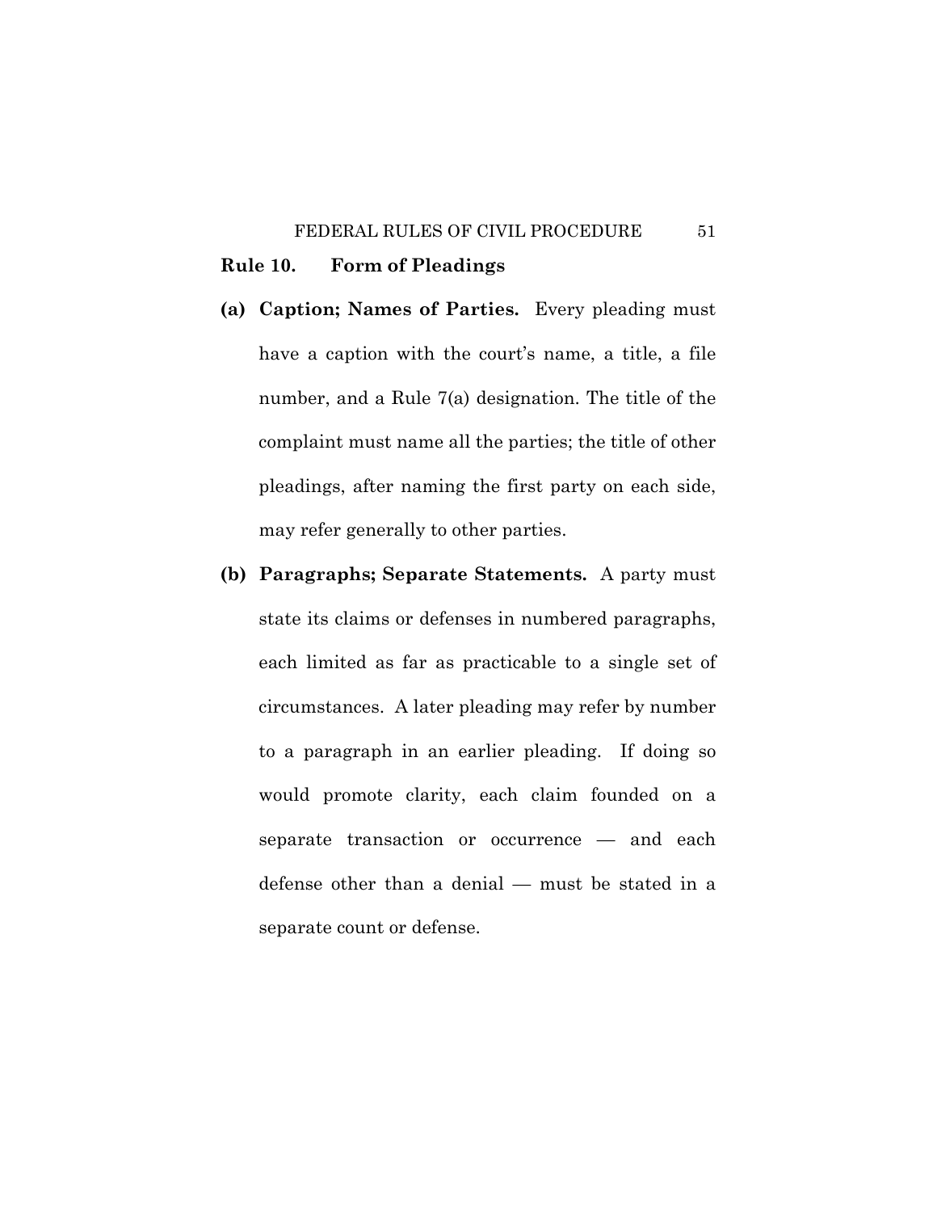## Rule 10. Form of Pleadings

**(a) Caption; Names of Parties.** Every pleading must have a caption with the court's name, a title, a file number, and a Rule 7(a) designation. The title of the complaint must name all the parties; the title of other pleadings, after naming the first party on each side, may refer generally to other parties.

**(b) Paragraphs; Separate Statements.** A party must state its claims or defenses in numbered paragraphs, each limited as far as practicable to a single set of circumstances. A later pleading may refer by number to a paragraph in an earlier pleading. If doing so would promote clarity, each claim founded on a separate transaction or occurrence — and each defense other than a denial — must be stated in a separate count or defense.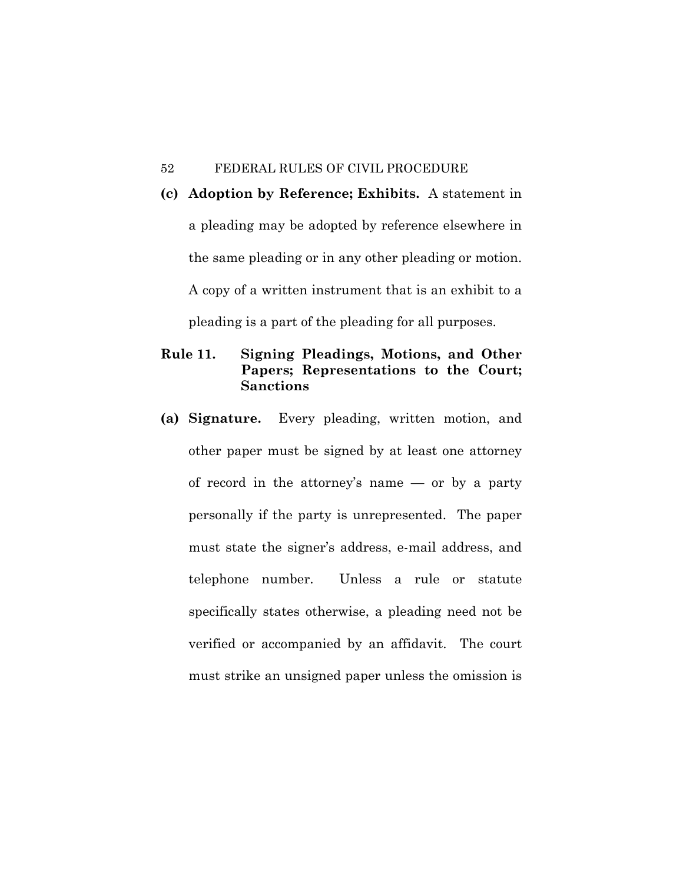**(c) Adoption by Reference; Exhibits.** A statement in a pleading may be adopted by reference elsewhere in the same pleading or in any other pleading or motion. A copy of a written instrument that is an exhibit to a pleading is a part of the pleading for all purposes.

## Rule 11. Signing Pleadings, Motions, and Other Papers; Representations to the Court; Sanctions

**(a) Signature.** Every pleading, written motion, and other paper must be signed by at least one attorney of record in the attorney's name — or by a party personally if the party is unrepresented. The paper must state the signer's address, e-mail address, and telephone number. Unless a rule or statute specifically states otherwise, a pleading need not be verified or accompanied by an affidavit. The court must strike an unsigned paper unless the omission is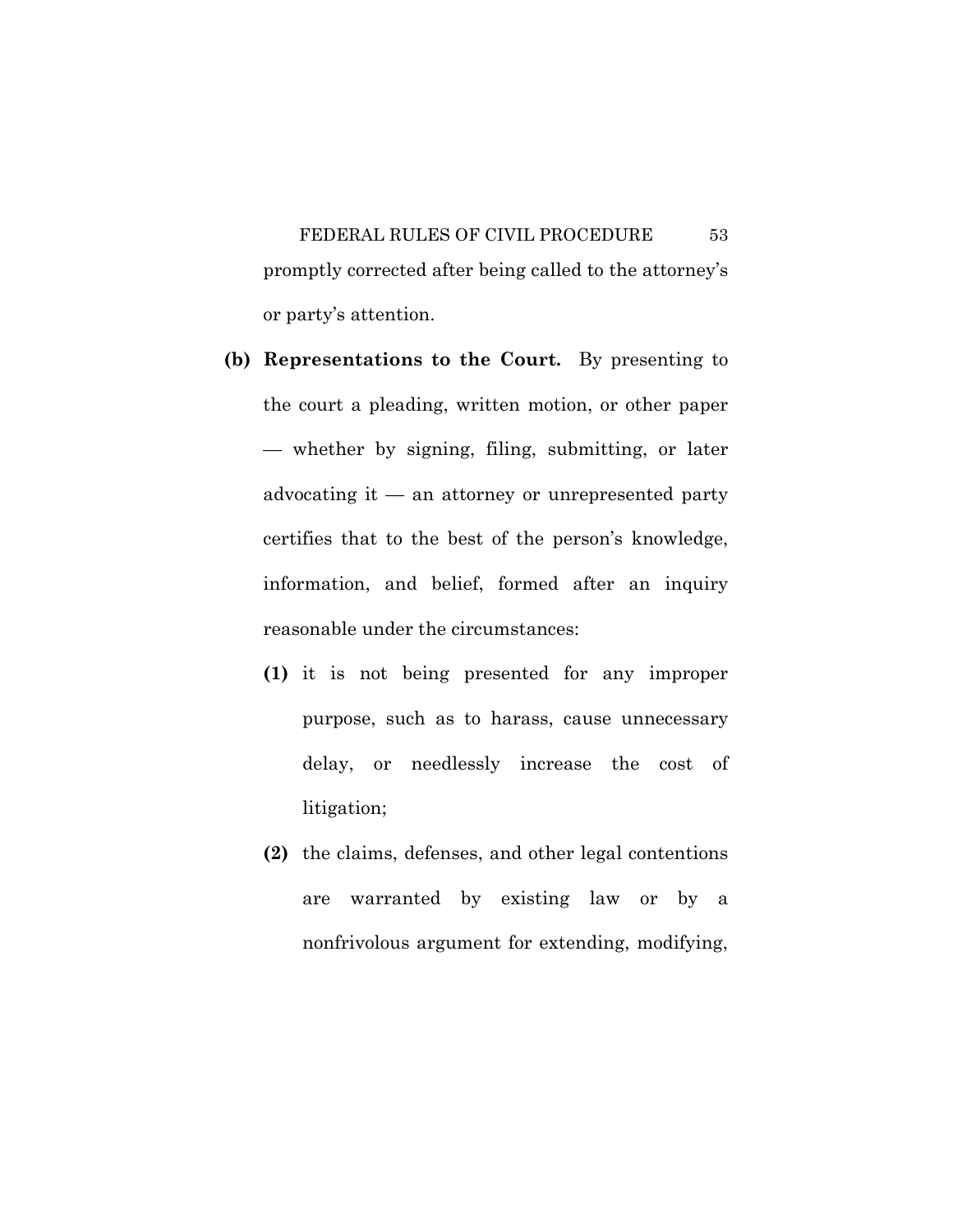promptly corrected after being called to the attorney's or party's attention.

**(b) Representations to the Court.** By presenting to the court a pleading, written motion, or other paper — whether by signing, filing, submitting, or later advocating it — an attorney or unrepresented party certifies that to the best of the person's knowledge, information, and belief, formed after an inquiry reasonable under the circumstances:

**(1)** it is not being presented for any improper purpose, such as to harass, cause unnecessary delay, or needlessly increase the cost of litigation;

**(2)** the claims, defenses, and other legal contentions are warranted by existing law or by a nonfrivolous argument for extending, modifying,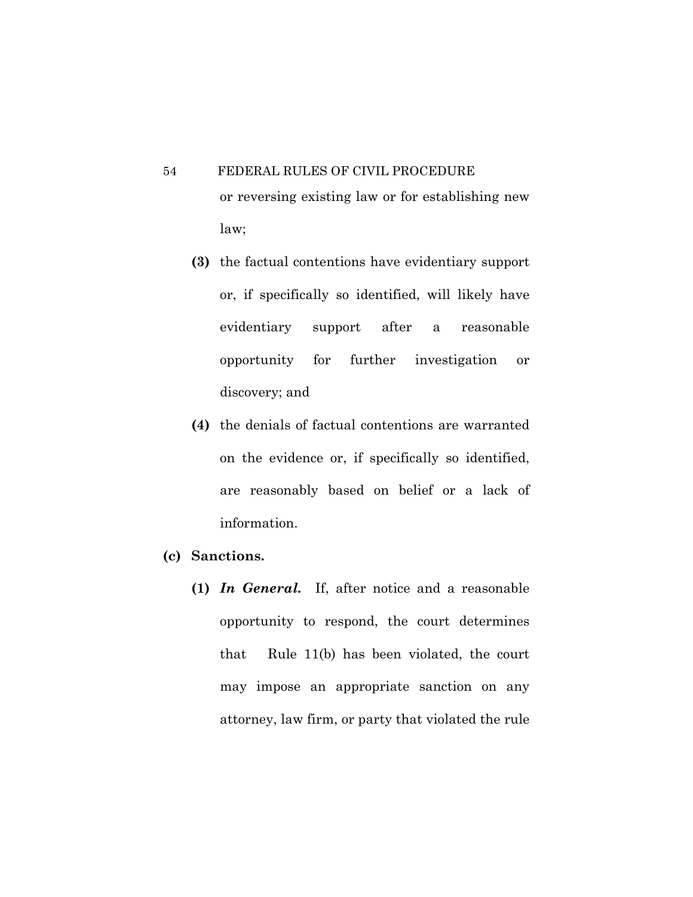or reversing existing law or for establishing new law;

**(3)** the factual contentions have evidentiary support or, if specifically so identified, will likely have evidentiary support after a reasonable opportunity for further investigation or discovery; and

**(4)** the denials of factual contentions are warranted on the evidence or, if specifically so identified, are reasonably based on belief or a lack of information.

**(c) Sanctions.**

**(1)** ***In General.*** If, after notice and a reasonable opportunity to respond, the court determines that Rule 11(b) has been violated, the court may impose an appropriate sanction on any attorney, law firm, or party that violated the rule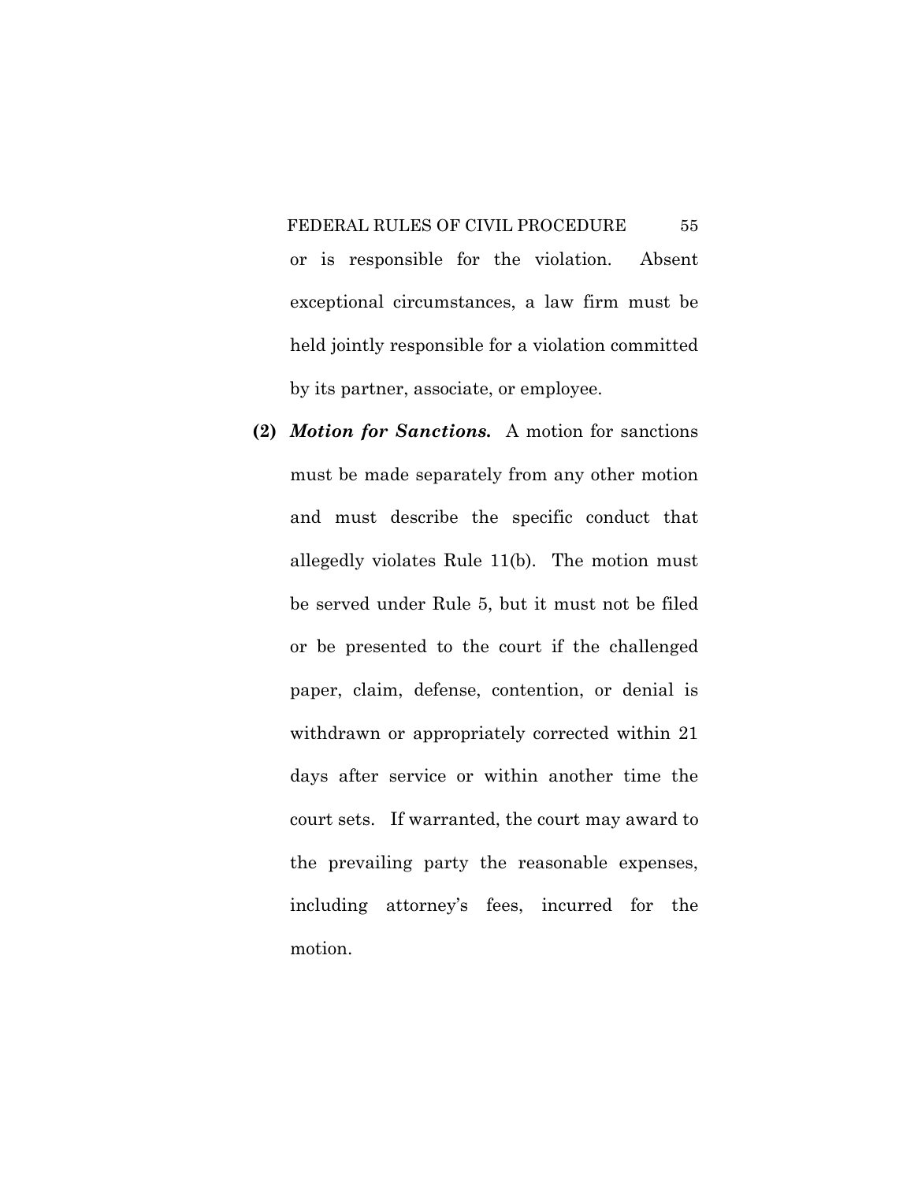or is responsible for the violation. Absent exceptional circumstances, a law firm must be held jointly responsible for a violation committed by its partner, associate, or employee.

**(2)** ***Motion for Sanctions.*** A motion for sanctions must be made separately from any other motion and must describe the specific conduct that allegedly violates Rule 11(b). The motion must be served under Rule 5, but it must not be filed or be presented to the court if the challenged paper, claim, defense, contention, or denial is withdrawn or appropriately corrected within 21 days after service or within another time the court sets. If warranted, the court may award to the prevailing party the reasonable expenses, including attorney's fees, incurred for the motion.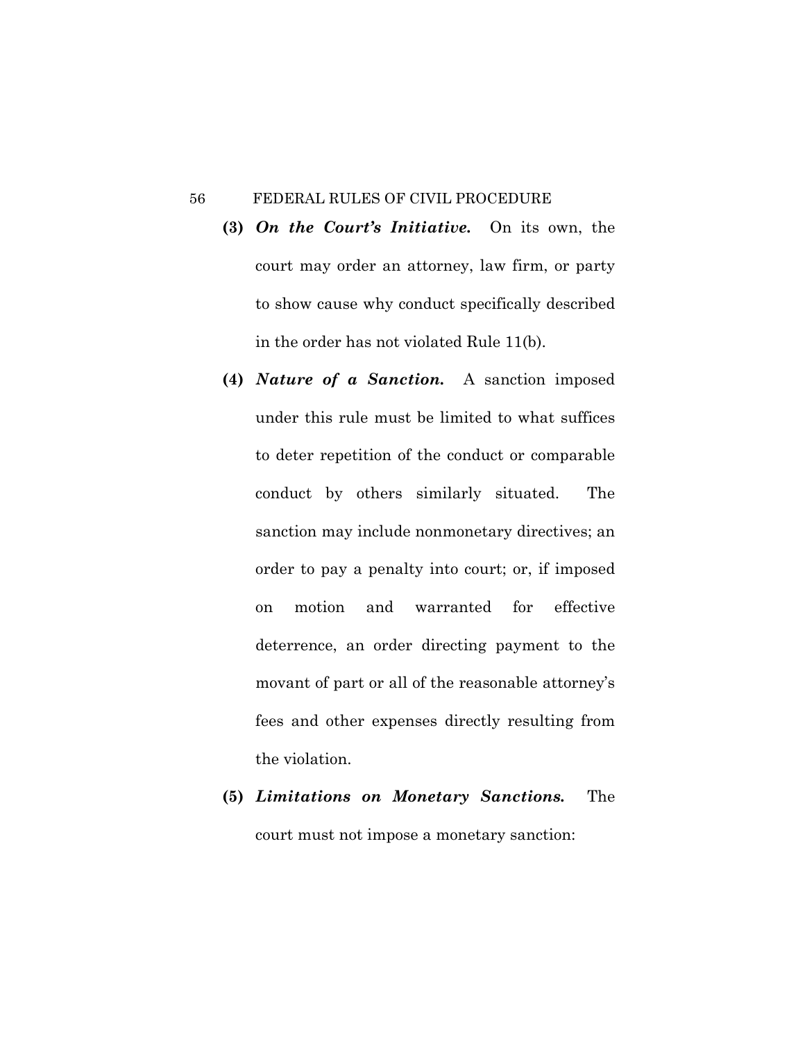**(3)** ***On the Court's Initiative.*** On its own, the court may order an attorney, law firm, or party to show cause why conduct specifically described in the order has not violated Rule 11(b).

**(4)** ***Nature of a Sanction.*** A sanction imposed under this rule must be limited to what suffices to deter repetition of the conduct or comparable conduct by others similarly situated. The sanction may include nonmonetary directives; an order to pay a penalty into court; or, if imposed on motion and warranted for effective deterrence, an order directing payment to the movant of part or all of the reasonable attorney's fees and other expenses directly resulting from the violation.

**(5)** ***Limitations on Monetary Sanctions.*** The court must not impose a monetary sanction: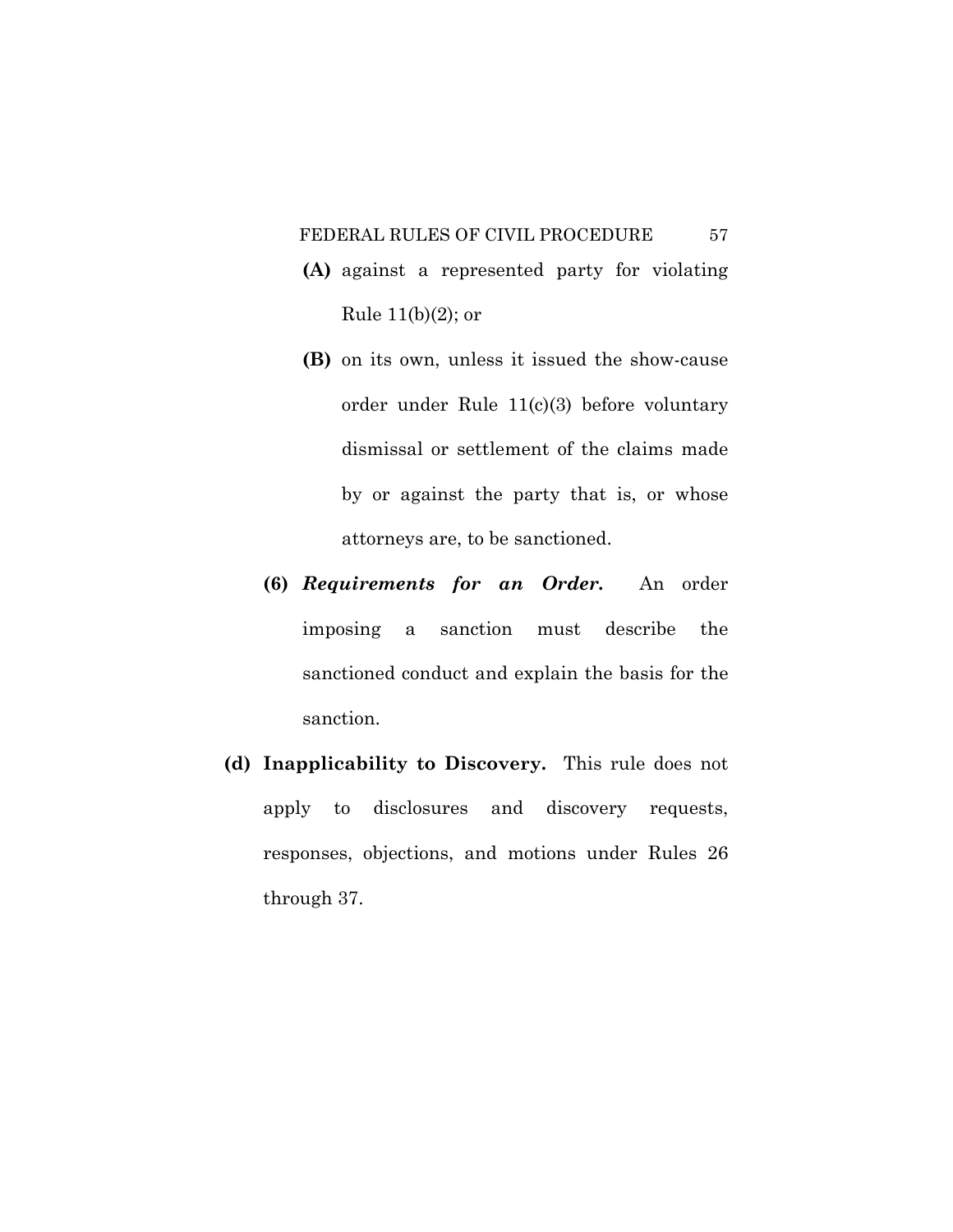**(A)** against a represented party for violating Rule 11(b)(2); or

**(B)** on its own, unless it issued the show-cause order under Rule 11(c)(3) before voluntary dismissal or settlement of the claims made by or against the party that is, or whose attorneys are, to be sanctioned.

**(6)** ***Requirements for an Order.*** An order imposing a sanction must describe the sanctioned conduct and explain the basis for the sanction.

**(d) Inapplicability to Discovery.** This rule does not apply to disclosures and discovery requests, responses, objections, and motions under Rules 26 through 37.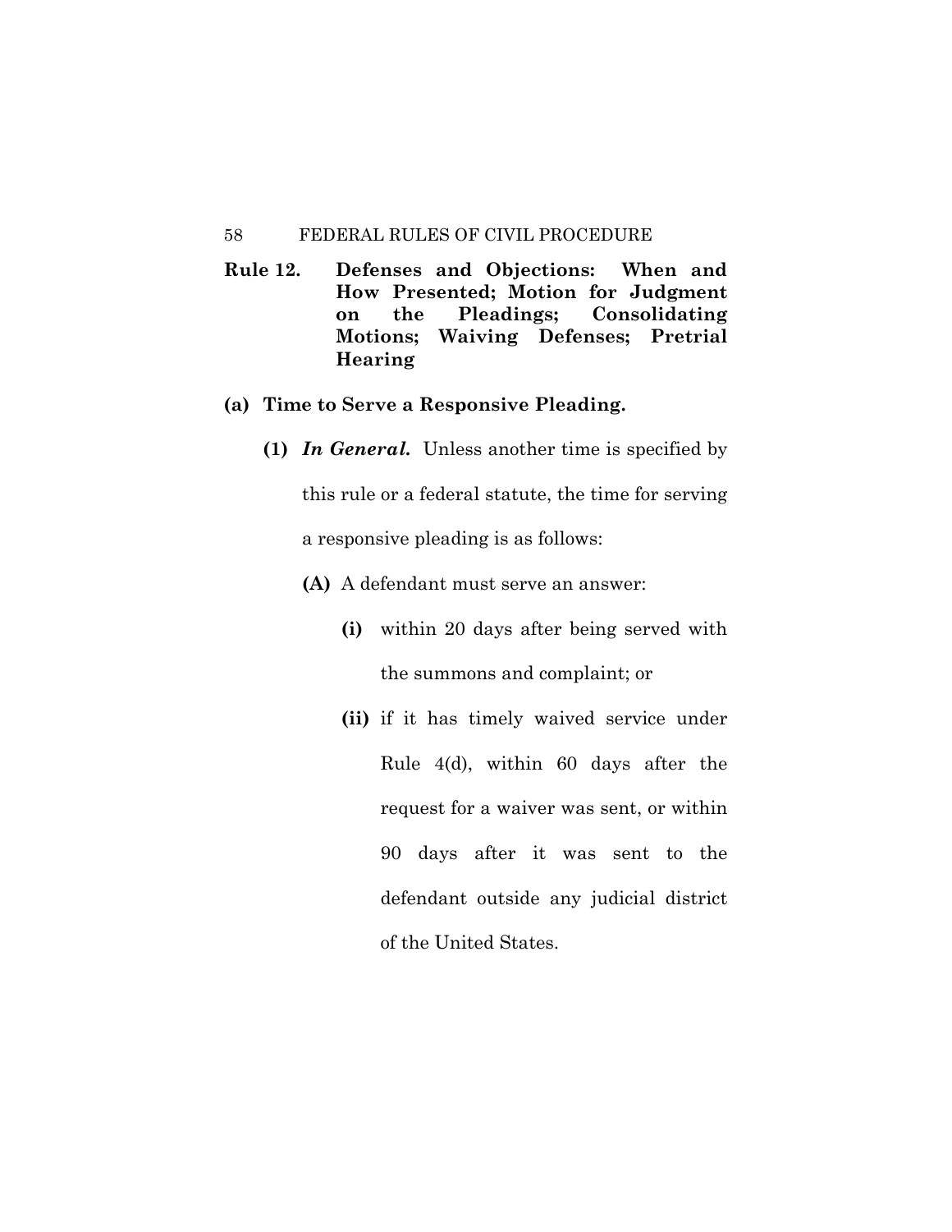## Rule 12. Defenses and Objections: When and How Presented; Motion for Judgment on the Pleadings; Consolidating Motions; Waiving Defenses; Pretrial Hearing

**(a) Time to Serve a Responsive Pleading.**

**(1)** ***In General.*** Unless another time is specified by this rule or a federal statute, the time for serving a responsive pleading is as follows:

**(A)** A defendant must serve an answer:

**(i)** within 20 days after being served with the summons and complaint; or

**(ii)** if it has timely waived service under Rule 4(d), within 60 days after the request for a waiver was sent, or within 90 days after it was sent to the defendant outside any judicial district of the United States.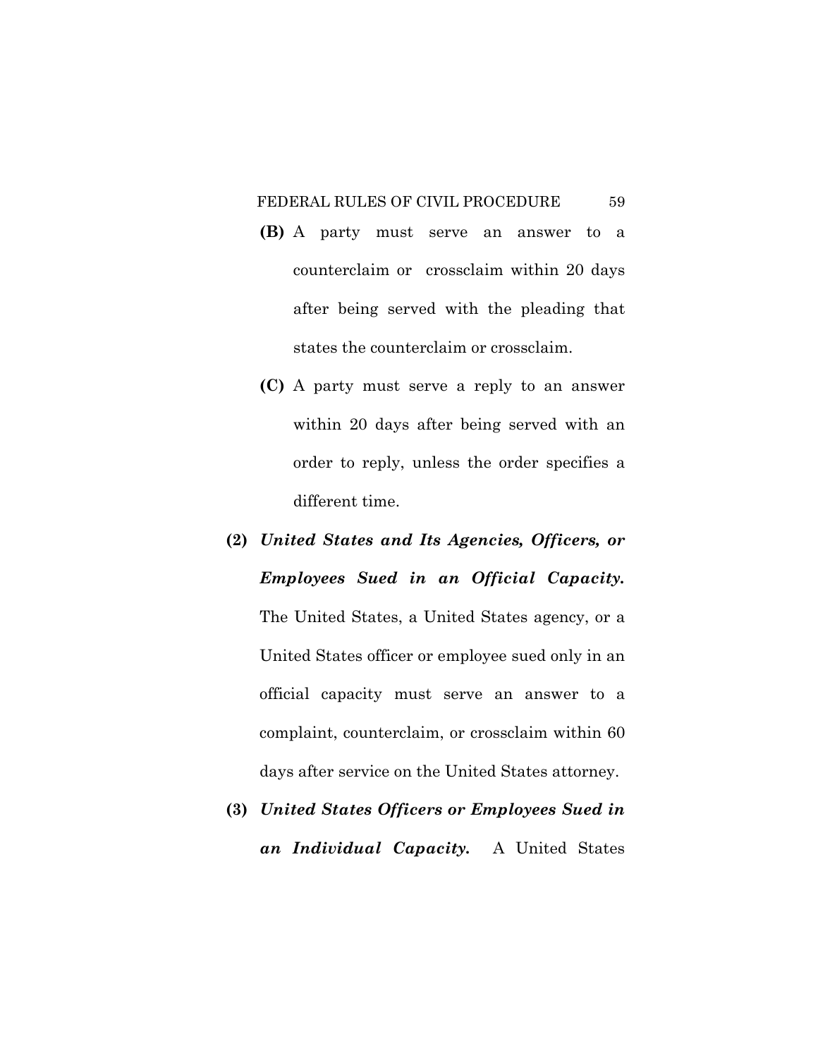**(B)** A party must serve an answer to a counterclaim or crossclaim within 20 days after being served with the pleading that states the counterclaim or crossclaim.

**(C)** A party must serve a reply to an answer within 20 days after being served with an order to reply, unless the order specifies a different time.

**(2)** ***United States and Its Agencies, Officers, or Employees Sued in an Official Capacity.*** The United States, a United States agency, or a United States officer or employee sued only in an official capacity must serve an answer to a complaint, counterclaim, or crossclaim within 60 days after service on the United States attorney.

**(3)** ***United States Officers or Employees Sued in an Individual Capacity.*** A United States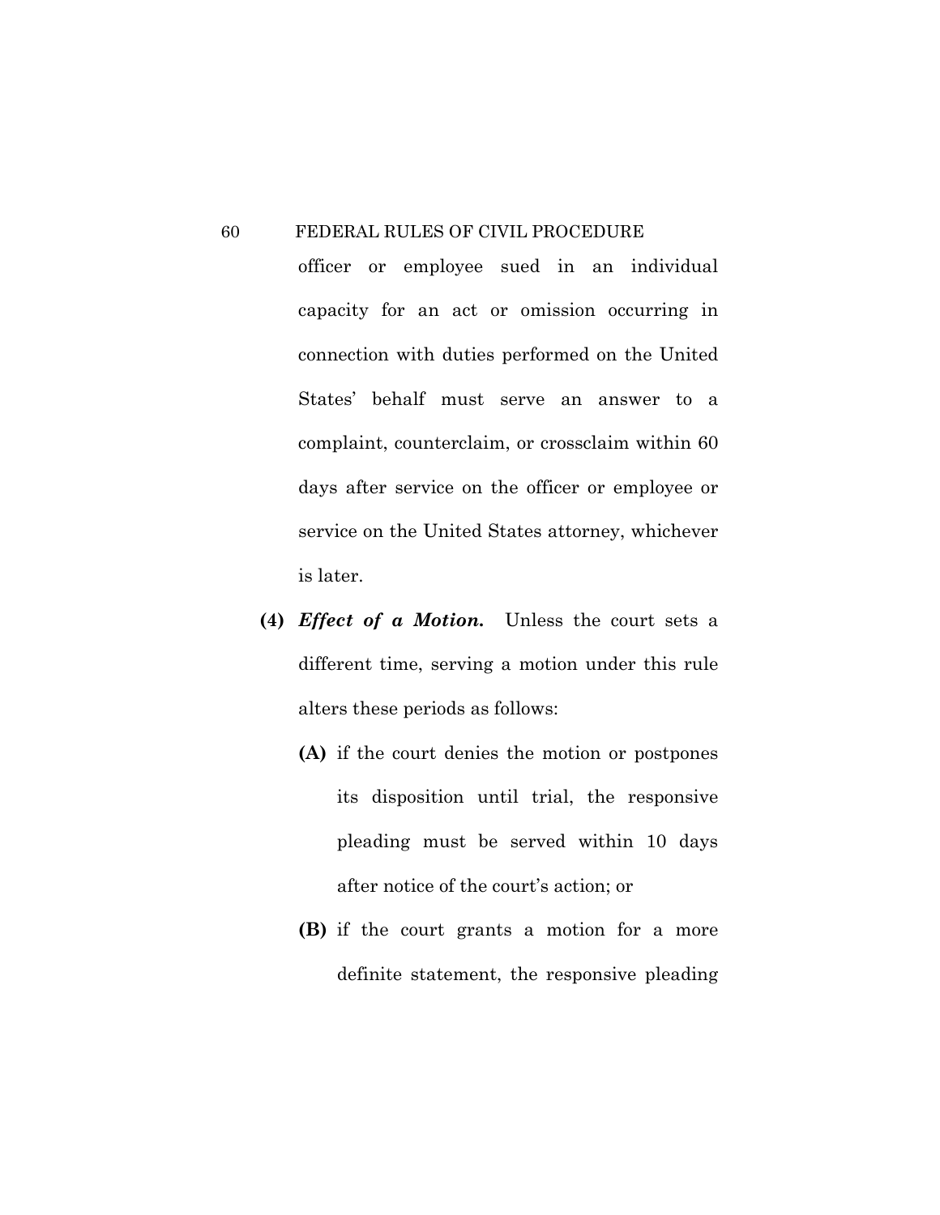officer or employee sued in an individual capacity for an act or omission occurring in connection with duties performed on the United States' behalf must serve an answer to a complaint, counterclaim, or crossclaim within 60 days after service on the officer or employee or service on the United States attorney, whichever is later.

**(4)** ***Effect of a Motion.*** Unless the court sets a different time, serving a motion under this rule alters these periods as follows:

**(A)** if the court denies the motion or postpones its disposition until trial, the responsive pleading must be served within 10 days after notice of the court's action; or

**(B)** if the court grants a motion for a more definite statement, the responsive pleading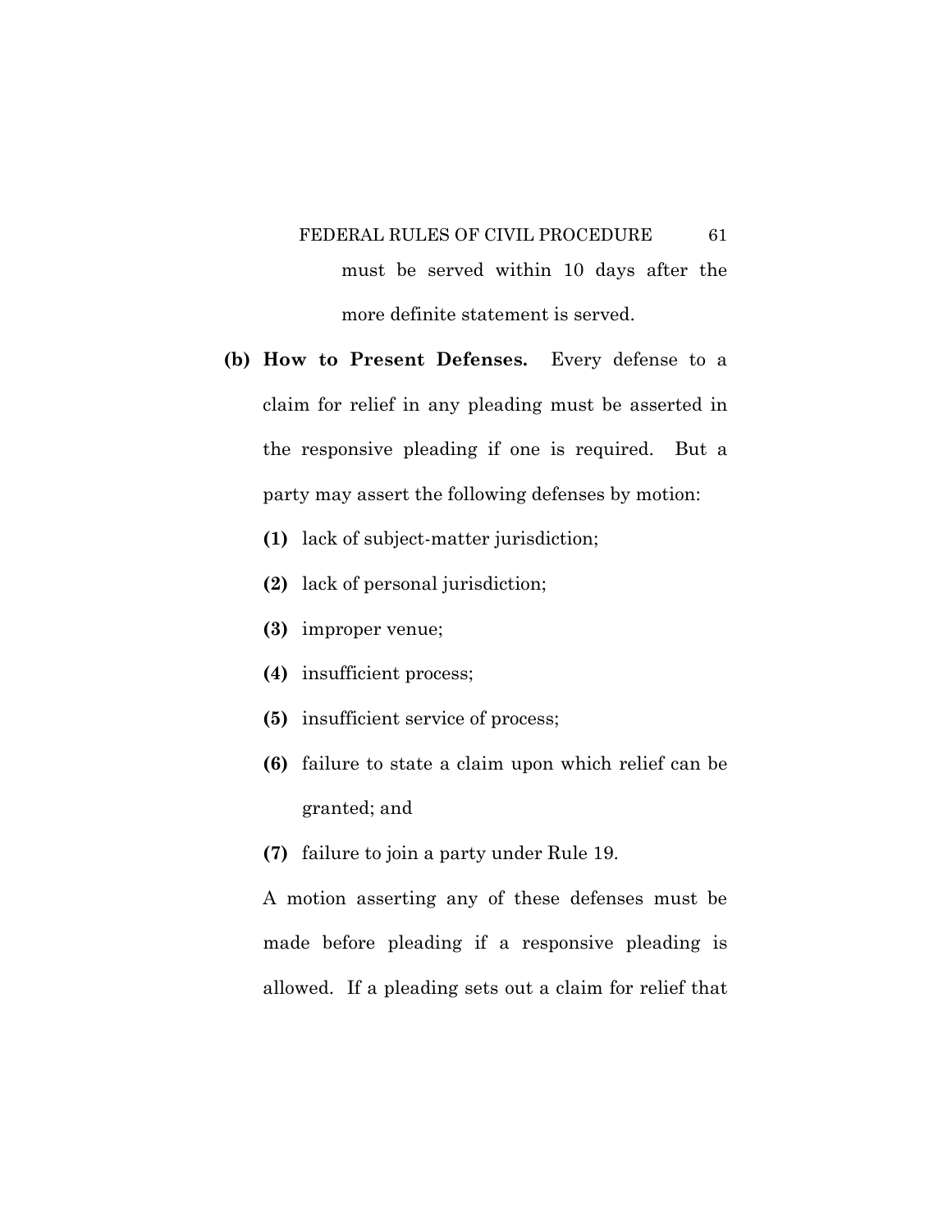must be served within 10 days after the more definite statement is served.

**(b) How to Present Defenses.** Every defense to a claim for relief in any pleading must be asserted in the responsive pleading if one is required. But a party may assert the following defenses by motion:

**(1)** lack of subject-matter jurisdiction;

**(2)** lack of personal jurisdiction;

**(3)** improper venue;

**(4)** insufficient process;

**(5)** insufficient service of process;

**(6)** failure to state a claim upon which relief can be granted; and

**(7)** failure to join a party under Rule 19.

A motion asserting any of these defenses must be made before pleading if a responsive pleading is allowed. If a pleading sets out a claim for relief that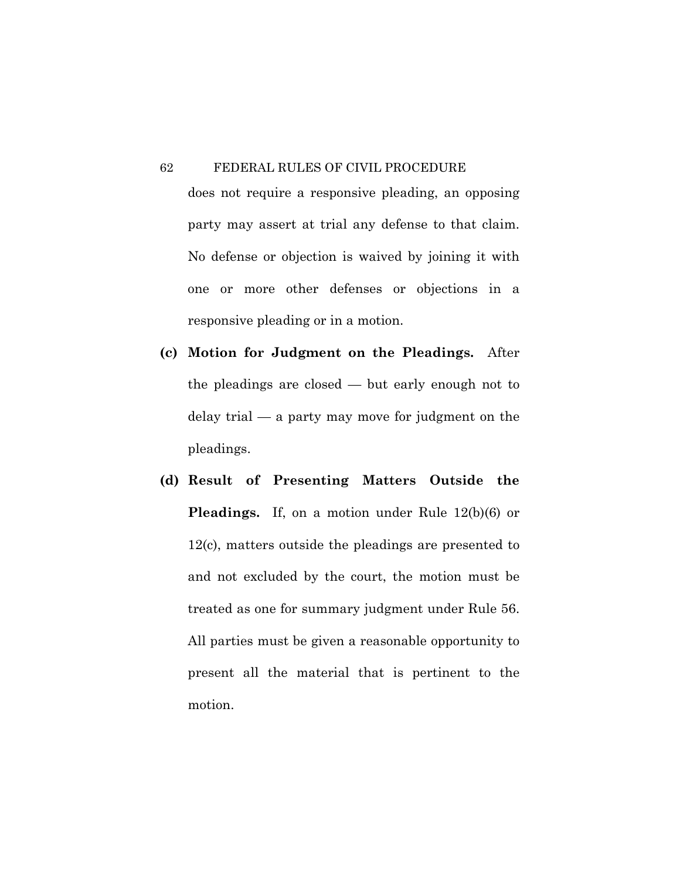does not require a responsive pleading, an opposing party may assert at trial any defense to that claim. No defense or objection is waived by joining it with one or more other defenses or objections in a responsive pleading or in a motion.

**(c) Motion for Judgment on the Pleadings.** After the pleadings are closed — but early enough not to delay trial — a party may move for judgment on the pleadings.

**(d) Result of Presenting Matters Outside the Pleadings.** If, on a motion under Rule 12(b)(6) or 12(c), matters outside the pleadings are presented to and not excluded by the court, the motion must be treated as one for summary judgment under Rule 56. All parties must be given a reasonable opportunity to present all the material that is pertinent to the motion.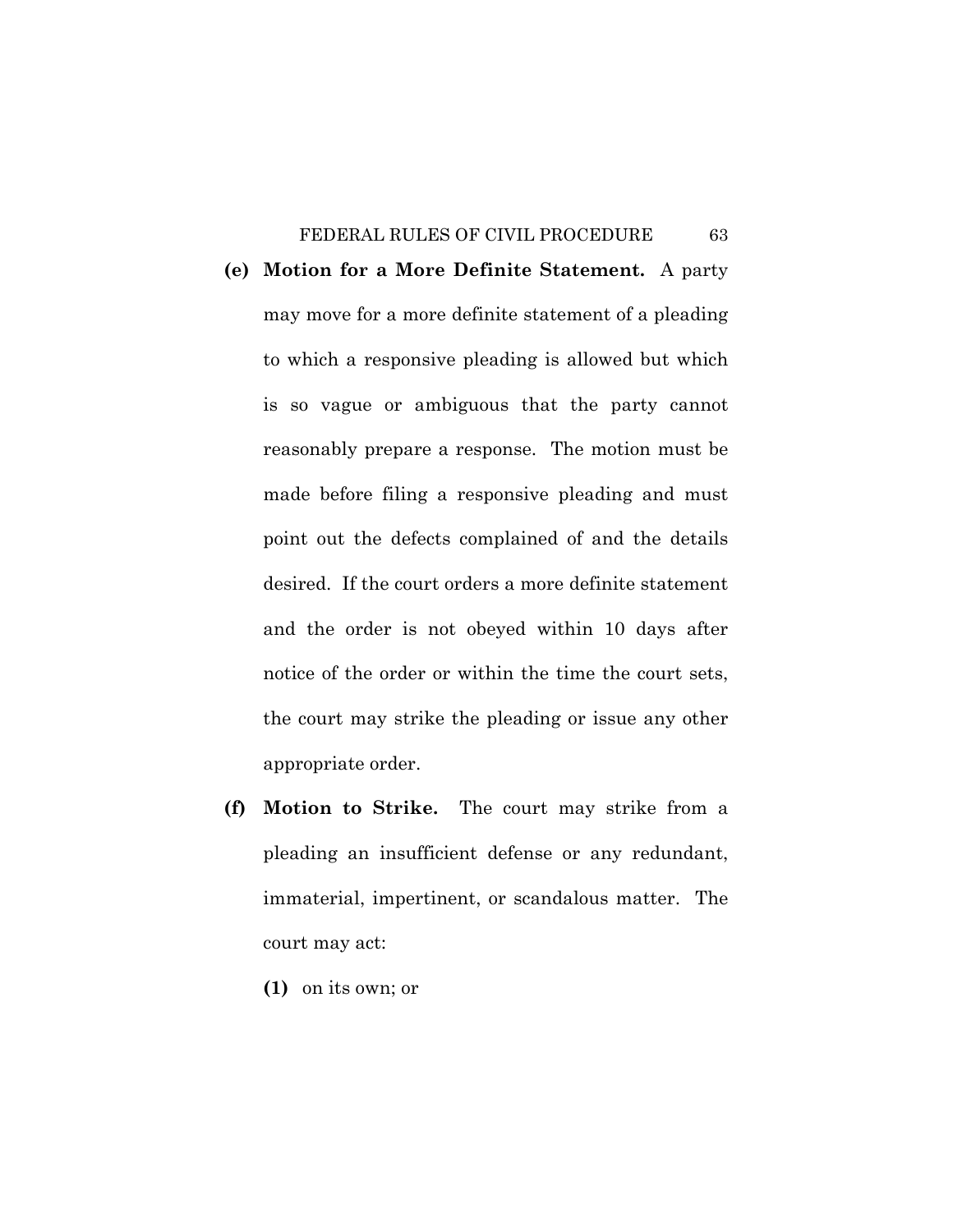**(e) Motion for a More Definite Statement.** A party may move for a more definite statement of a pleading to which a responsive pleading is allowed but which is so vague or ambiguous that the party cannot reasonably prepare a response. The motion must be made before filing a responsive pleading and must point out the defects complained of and the details desired. If the court orders a more definite statement and the order is not obeyed within 10 days after notice of the order or within the time the court sets, the court may strike the pleading or issue any other appropriate order.

**(f) Motion to Strike.** The court may strike from a pleading an insufficient defense or any redundant, immaterial, impertinent, or scandalous matter. The court may act:

**(1)** on its own; or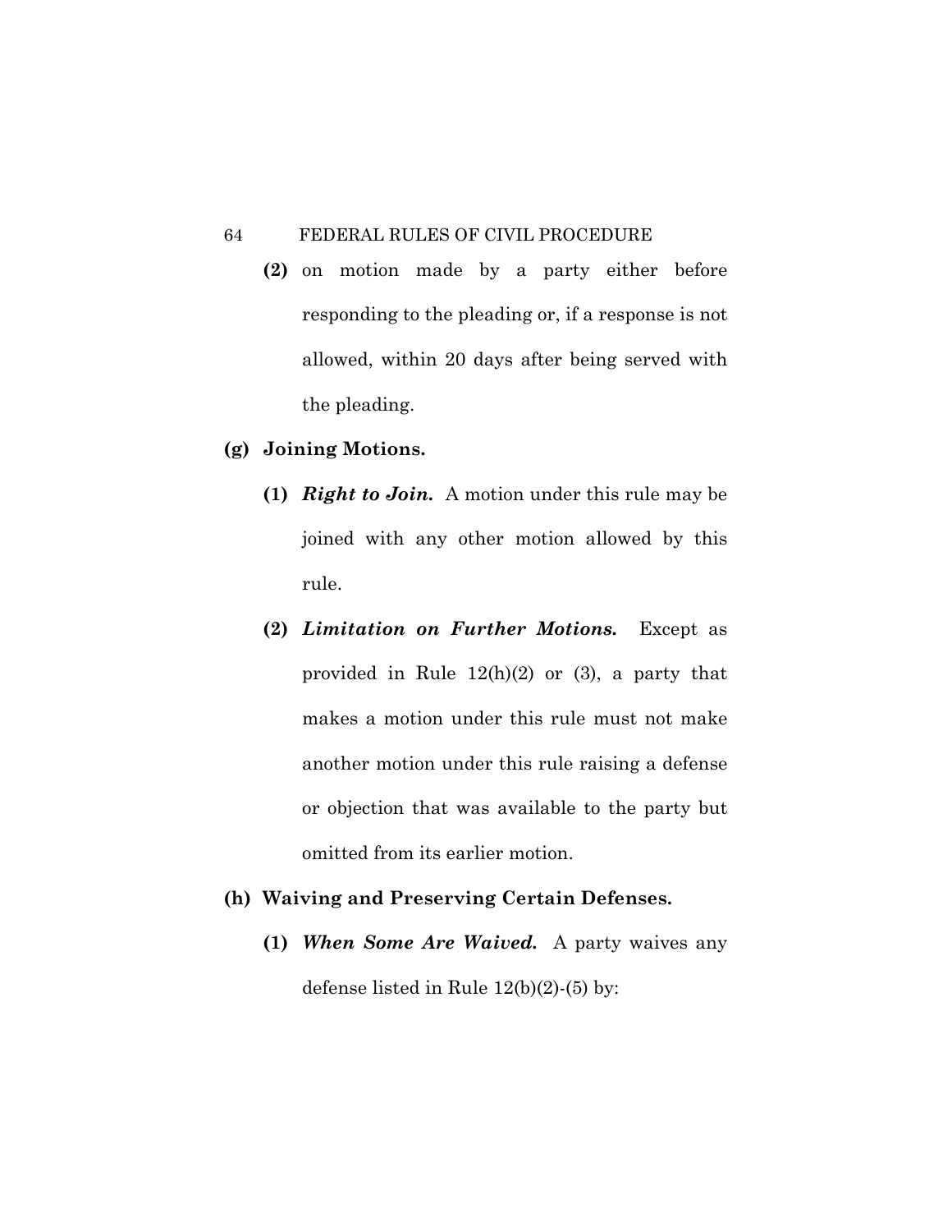**(2)** on motion made by a party either before responding to the pleading or, if a response is not allowed, within 20 days after being served with the pleading.

**(g) Joining Motions.**

**(1)** ***Right to Join.*** A motion under this rule may be joined with any other motion allowed by this rule.

**(2)** ***Limitation on Further Motions.*** Except as provided in Rule 12(h)(2) or (3), a party that makes a motion under this rule must not make another motion under this rule raising a defense or objection that was available to the party but omitted from its earlier motion.

**(h) Waiving and Preserving Certain Defenses.**

**(1)** ***When Some Are Waived.*** A party waives any defense listed in Rule 12(b)(2)-(5) by: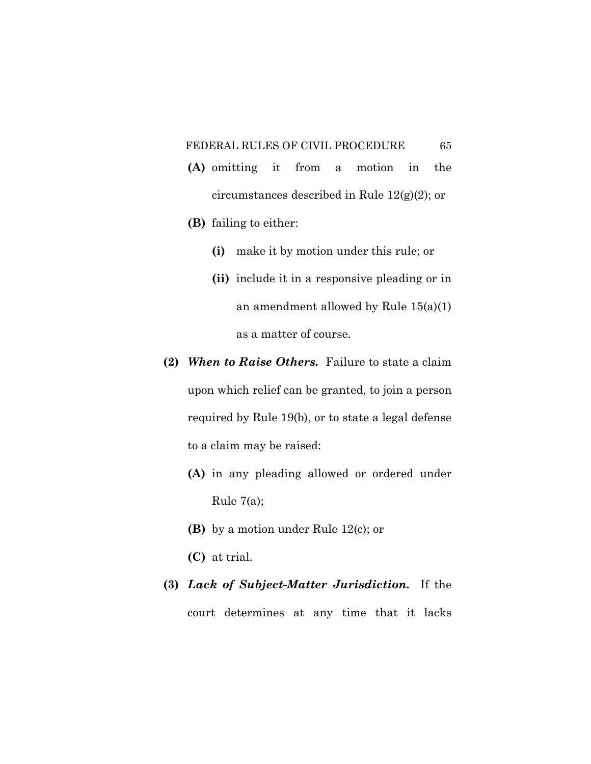**(A)** omitting it from a motion in the circumstances described in Rule 12(g)(2); or

**(B)** failing to either:

**(i)** make it by motion under this rule; or

**(ii)** include it in a responsive pleading or in an amendment allowed by Rule 15(a)(1) as a matter of course.

**(2)** ***When to Raise Others.*** Failure to state a claim upon which relief can be granted, to join a person required by Rule 19(b), or to state a legal defense to a claim may be raised:

**(A)** in any pleading allowed or ordered under Rule 7(a);

**(B)** by a motion under Rule 12(c); or

**(C)** at trial.

**(3)** ***Lack of Subject-Matter Jurisdiction.*** If the court determines at any time that it lacks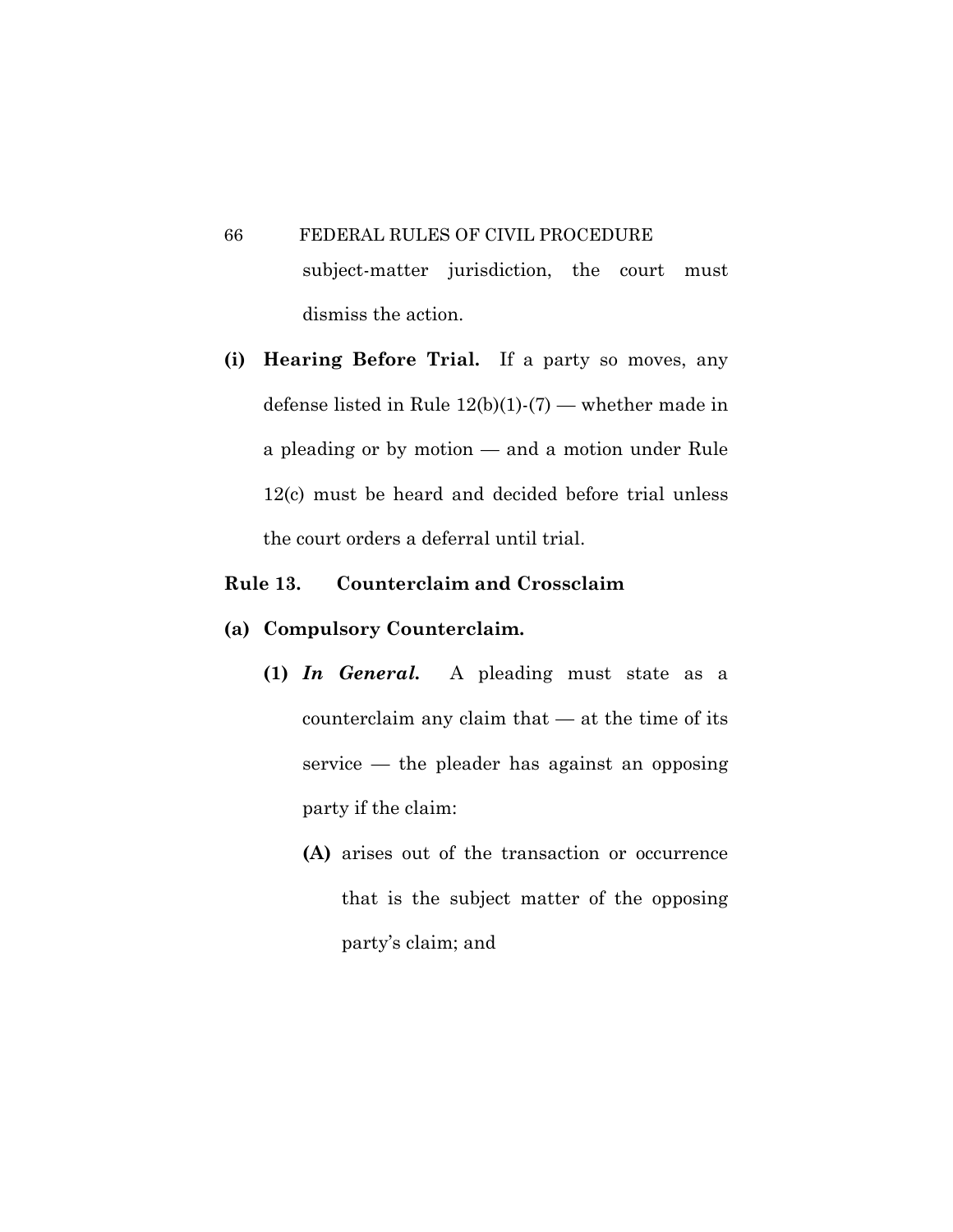subject-matter jurisdiction, the court must dismiss the action.

**(i) Hearing Before Trial.** If a party so moves, any defense listed in Rule 12(b)(1)-(7) — whether made in a pleading or by motion — and a motion under Rule 12(c) must be heard and decided before trial unless the court orders a deferral until trial.

## Rule 13. Counterclaim and Crossclaim

**(a) Compulsory Counterclaim.**

**(1)** ***In General.*** A pleading must state as a counterclaim any claim that — at the time of its service — the pleader has against an opposing party if the claim:

**(A)** arises out of the transaction or occurrence that is the subject matter of the opposing party's claim; and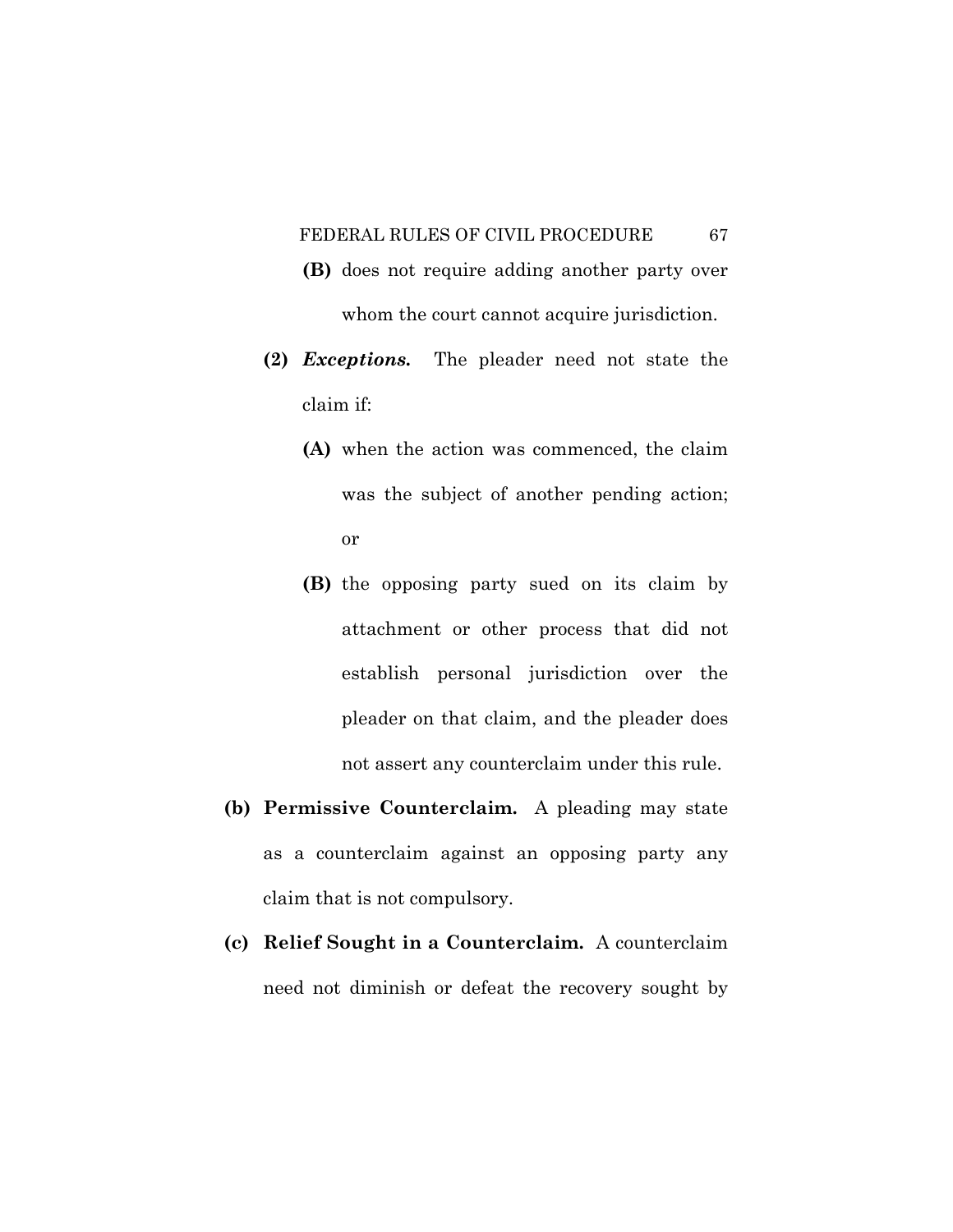**(B)** does not require adding another party over whom the court cannot acquire jurisdiction.

**(2)** ***Exceptions.*** The pleader need not state the claim if:

**(A)** when the action was commenced, the claim was the subject of another pending action; or

**(B)** the opposing party sued on its claim by attachment or other process that did not establish personal jurisdiction over the pleader on that claim, and the pleader does not assert any counterclaim under this rule.

**(b) Permissive Counterclaim.** A pleading may state as a counterclaim against an opposing party any claim that is not compulsory.

**(c) Relief Sought in a Counterclaim.** A counterclaim need not diminish or defeat the recovery sought by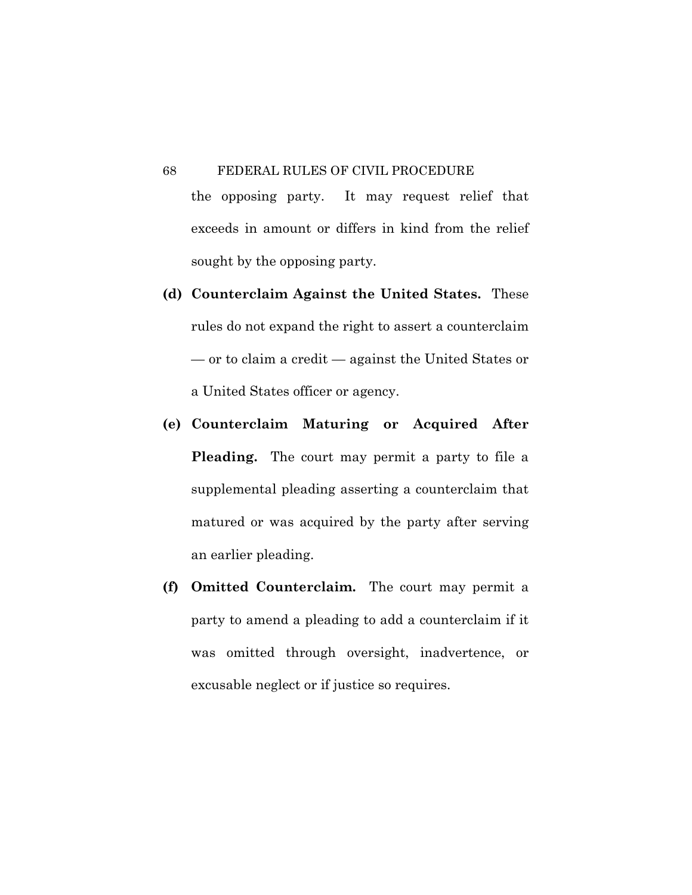the opposing party. It may request relief that exceeds in amount or differs in kind from the relief sought by the opposing party.

**(d) Counterclaim Against the United States.** These rules do not expand the right to assert a counterclaim — or to claim a credit — against the United States or a United States officer or agency.

**(e) Counterclaim Maturing or Acquired After Pleading.** The court may permit a party to file a supplemental pleading asserting a counterclaim that matured or was acquired by the party after serving an earlier pleading.

**(f) Omitted Counterclaim.** The court may permit a party to amend a pleading to add a counterclaim if it was omitted through oversight, inadvertence, or excusable neglect or if justice so requires.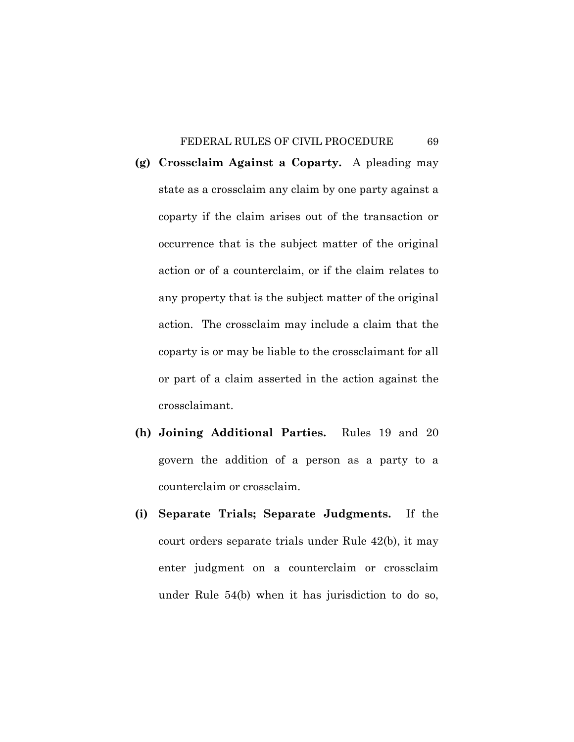**(g) Crossclaim Against a Coparty.** A pleading may state as a crossclaim any claim by one party against a coparty if the claim arises out of the transaction or occurrence that is the subject matter of the original action or of a counterclaim, or if the claim relates to any property that is the subject matter of the original action. The crossclaim may include a claim that the coparty is or may be liable to the crossclaimant for all or part of a claim asserted in the action against the crossclaimant.

**(h) Joining Additional Parties.** Rules 19 and 20 govern the addition of a person as a party to a counterclaim or crossclaim.

**(i) Separate Trials; Separate Judgments.** If the court orders separate trials under Rule 42(b), it may enter judgment on a counterclaim or crossclaim under Rule 54(b) when it has jurisdiction to do so,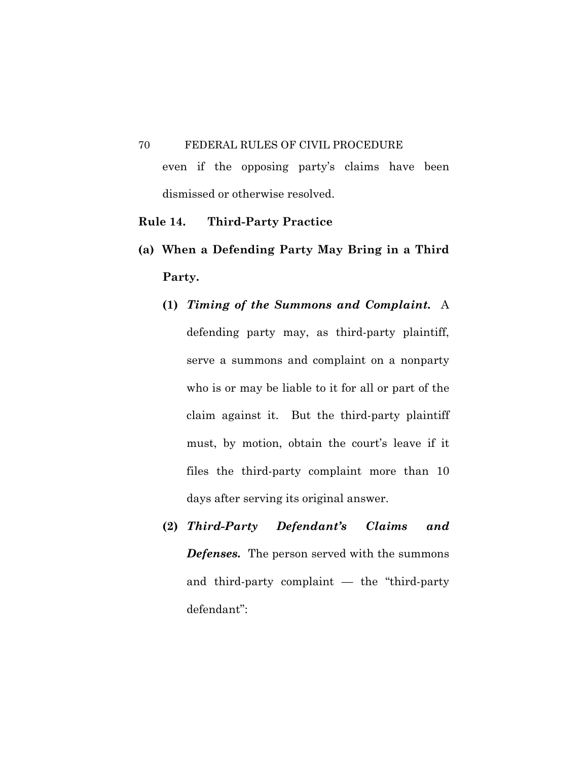even if the opposing party's claims have been dismissed or otherwise resolved.

## Rule 14. Third-Party Practice

**(a) When a Defending Party May Bring in a Third Party.**

**(1)** ***Timing of the Summons and Complaint.*** A defending party may, as third-party plaintiff, serve a summons and complaint on a nonparty who is or may be liable to it for all or part of the claim against it. But the third-party plaintiff must, by motion, obtain the court's leave if it files the third-party complaint more than 10 days after serving its original answer.

**(2)** ***Third-Party Defendant's Claims and Defenses.*** The person served with the summons and third-party complaint — the "third-party defendant":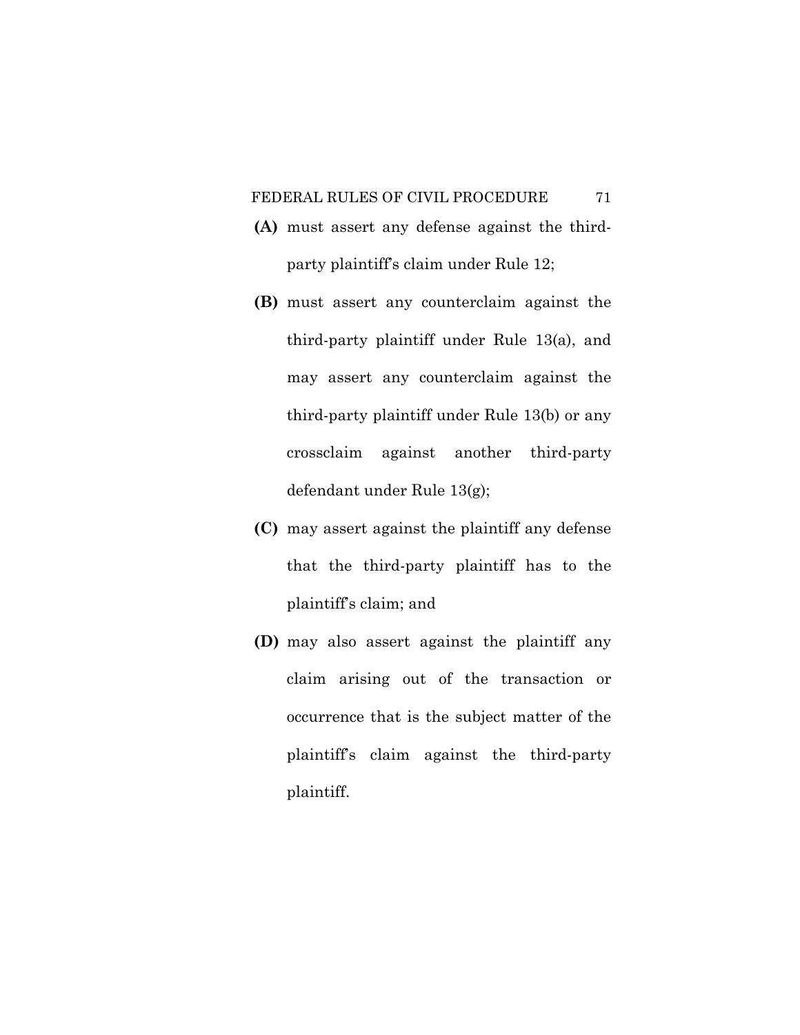**(A)** must assert any defense against the third-party plaintiff's claim under Rule 12;

**(B)** must assert any counterclaim against the third-party plaintiff under Rule 13(a), and may assert any counterclaim against the third-party plaintiff under Rule 13(b) or any crossclaim against another third-party defendant under Rule 13(g);

**(C)** may assert against the plaintiff any defense that the third-party plaintiff has to the plaintiff's claim; and

**(D)** may also assert against the plaintiff any claim arising out of the transaction or occurrence that is the subject matter of the plaintiff's claim against the third-party plaintiff.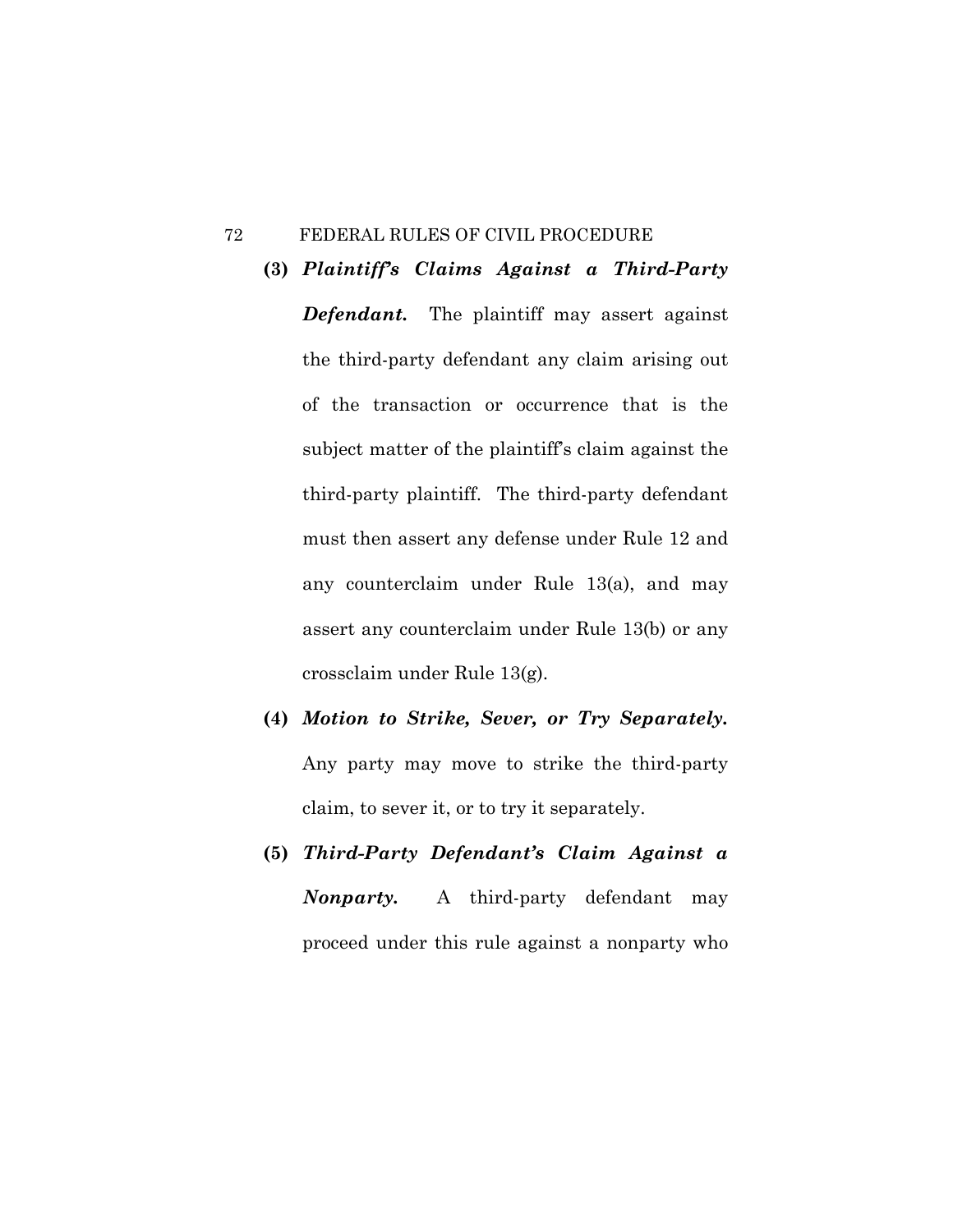**(3)** ***Plaintiff's Claims Against a Third-Party Defendant.*** The plaintiff may assert against the third-party defendant any claim arising out of the transaction or occurrence that is the subject matter of the plaintiff's claim against the third-party plaintiff. The third-party defendant must then assert any defense under Rule 12 and any counterclaim under Rule 13(a), and may assert any counterclaim under Rule 13(b) or any crossclaim under Rule 13(g).

**(4)** ***Motion to Strike, Sever, or Try Separately.*** Any party may move to strike the third-party claim, to sever it, or to try it separately.

**(5)** ***Third-Party Defendant's Claim Against a Nonparty.*** A third-party defendant may proceed under this rule against a nonparty who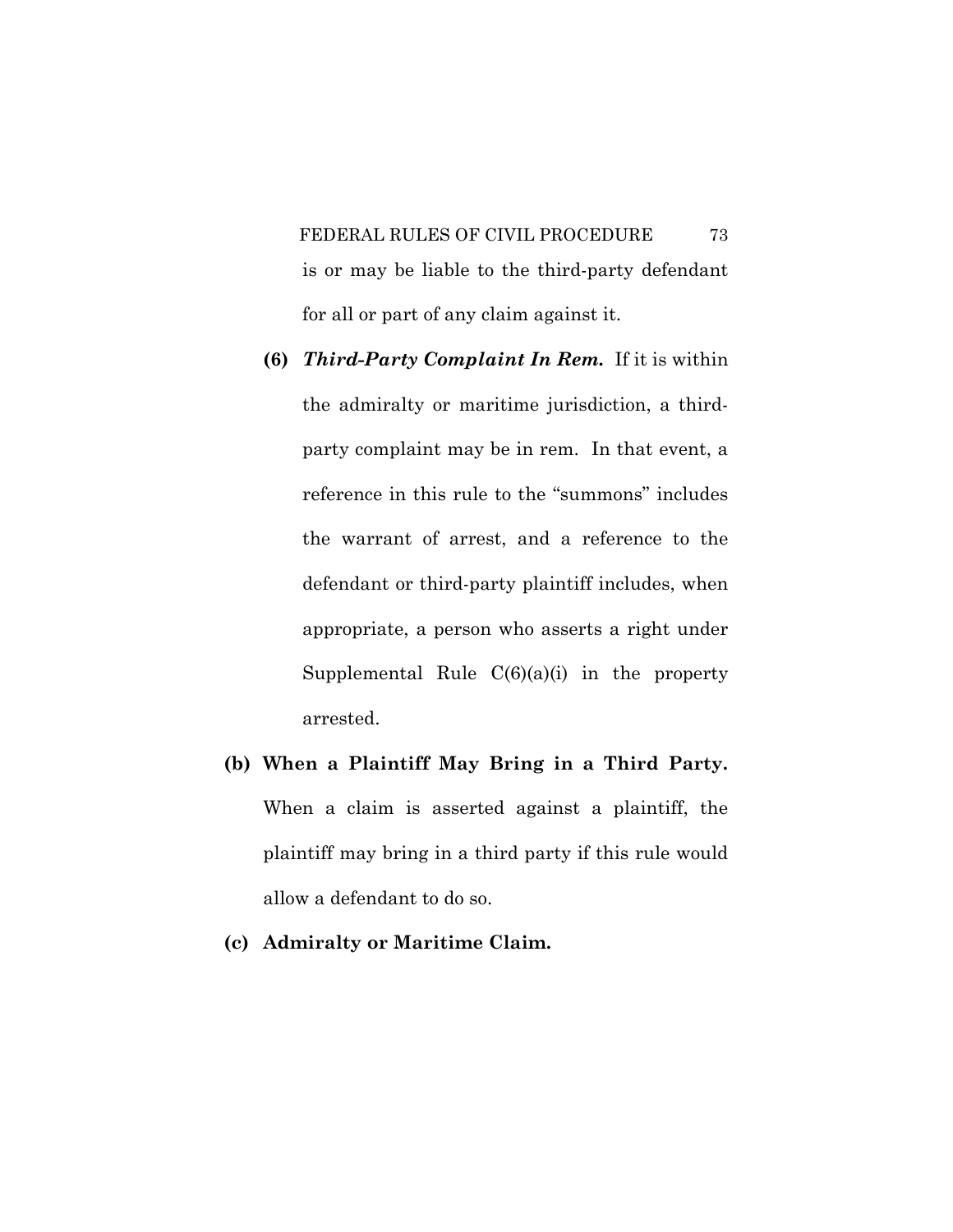is or may be liable to the third-party defendant for all or part of any claim against it.

**(6)** ***Third-Party Complaint In Rem.*** If it is within the admiralty or maritime jurisdiction, a third-party complaint may be in rem. In that event, a reference in this rule to the "summons" includes the warrant of arrest, and a reference to the defendant or third-party plaintiff includes, when appropriate, a person who asserts a right under Supplemental Rule C(6)(a)(i) in the property arrested.

**(b) When a Plaintiff May Bring in a Third Party.** When a claim is asserted against a plaintiff, the plaintiff may bring in a third party if this rule would allow a defendant to do so.

**(c) Admiralty or Maritime Claim.**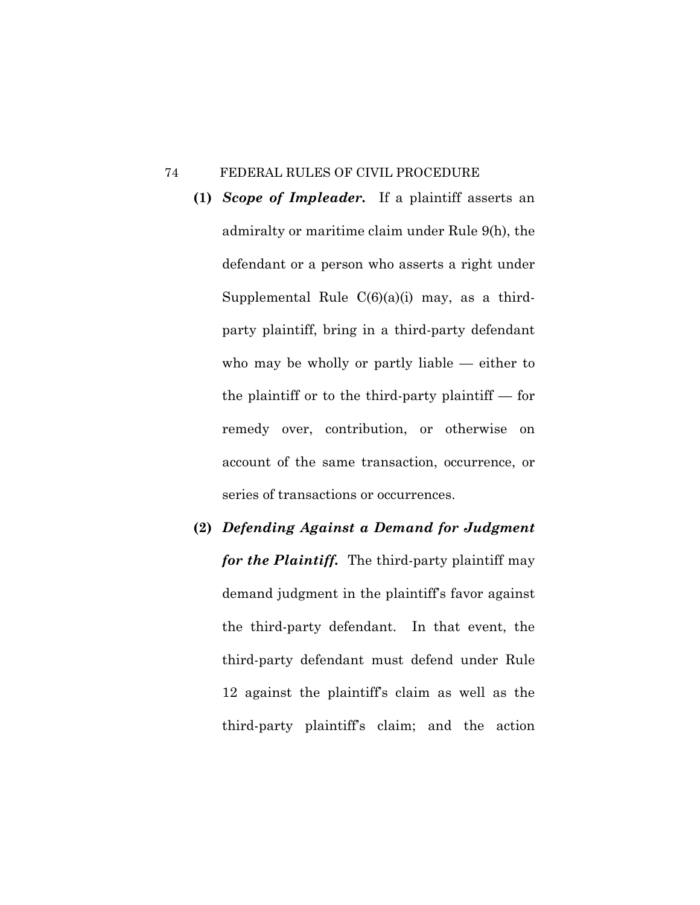**(1)** ***Scope of Impleader.*** If a plaintiff asserts an admiralty or maritime claim under Rule 9(h), the defendant or a person who asserts a right under Supplemental Rule C(6)(a)(i) may, as a third-party plaintiff, bring in a third-party defendant who may be wholly or partly liable — either to the plaintiff or to the third-party plaintiff — for remedy over, contribution, or otherwise on account of the same transaction, occurrence, or series of transactions or occurrences.

**(2)** ***Defending Against a Demand for Judgment for the Plaintiff.*** The third-party plaintiff may demand judgment in the plaintiff's favor against the third-party defendant. In that event, the third-party defendant must defend under Rule 12 against the plaintiff's claim as well as the third-party plaintiff's claim; and the action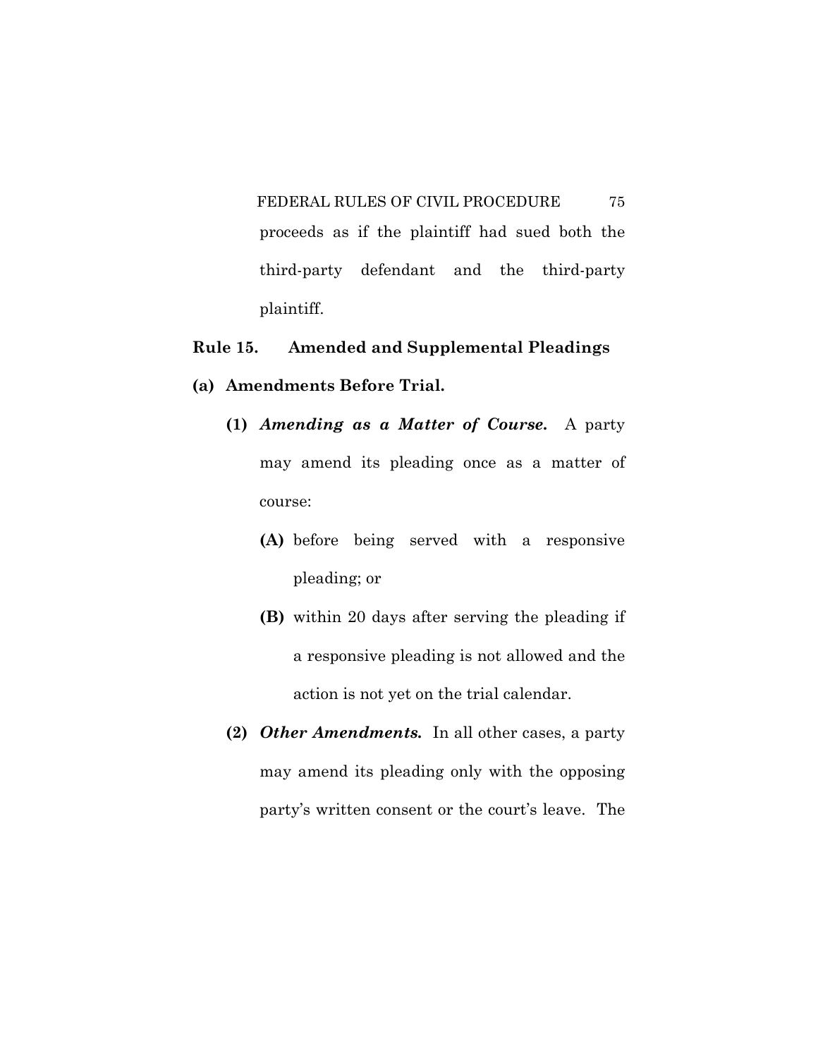proceeds as if the plaintiff had sued both the third-party defendant and the third-party plaintiff.

## Rule 15. Amended and Supplemental Pleadings

**(a) Amendments Before Trial.**

**(1)** ***Amending as a Matter of Course.*** A party may amend its pleading once as a matter of course:

**(A)** before being served with a responsive pleading; or

**(B)** within 20 days after serving the pleading if a responsive pleading is not allowed and the action is not yet on the trial calendar.

**(2)** ***Other Amendments.*** In all other cases, a party may amend its pleading only with the opposing party's written consent or the court's leave. The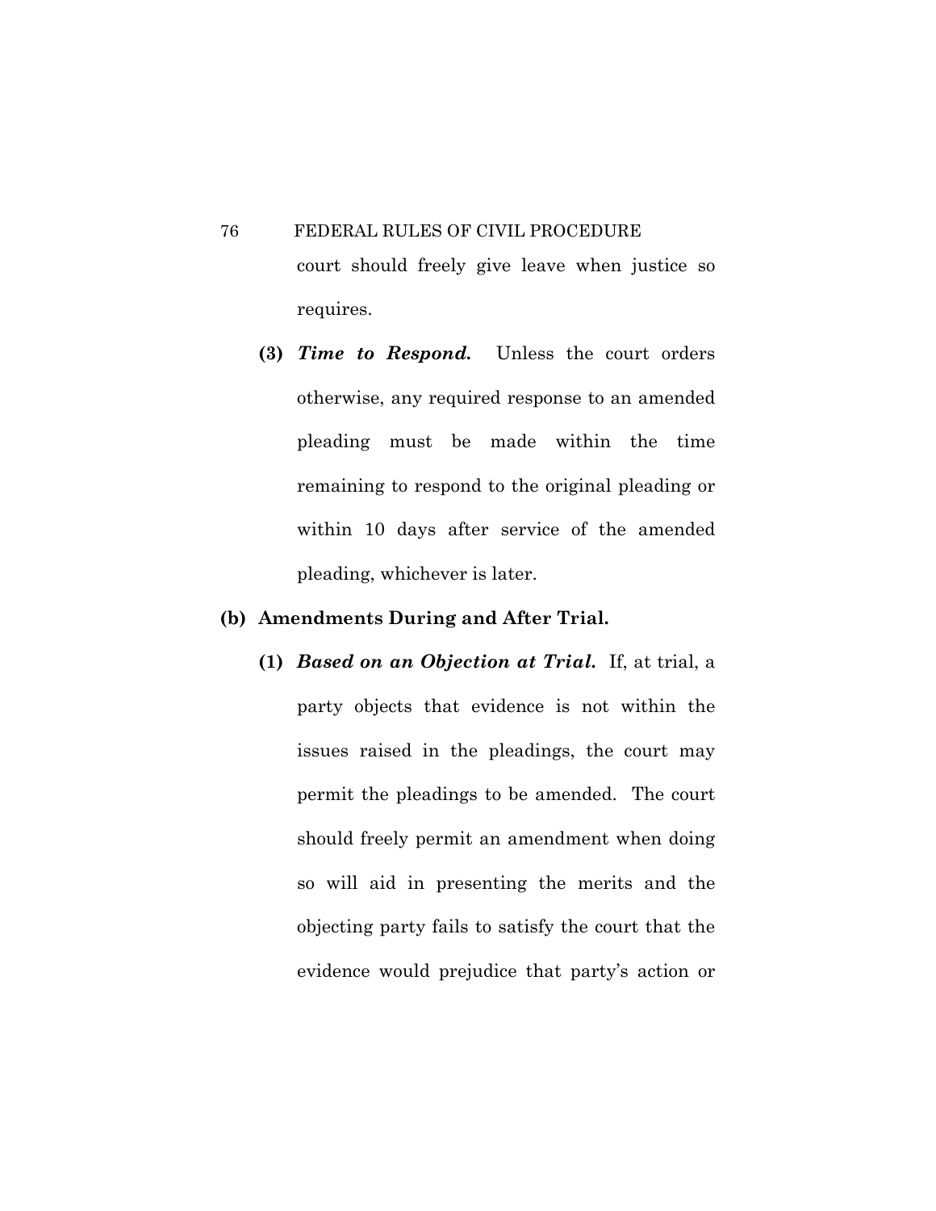court should freely give leave when justice so requires.

**(3)** ***Time to Respond.*** Unless the court orders otherwise, any required response to an amended pleading must be made within the time remaining to respond to the original pleading or within 10 days after service of the amended pleading, whichever is later.

**(b) Amendments During and After Trial.**

**(1)** ***Based on an Objection at Trial.*** If, at trial, a party objects that evidence is not within the issues raised in the pleadings, the court may permit the pleadings to be amended. The court should freely permit an amendment when doing so will aid in presenting the merits and the objecting party fails to satisfy the court that the evidence would prejudice that party's action or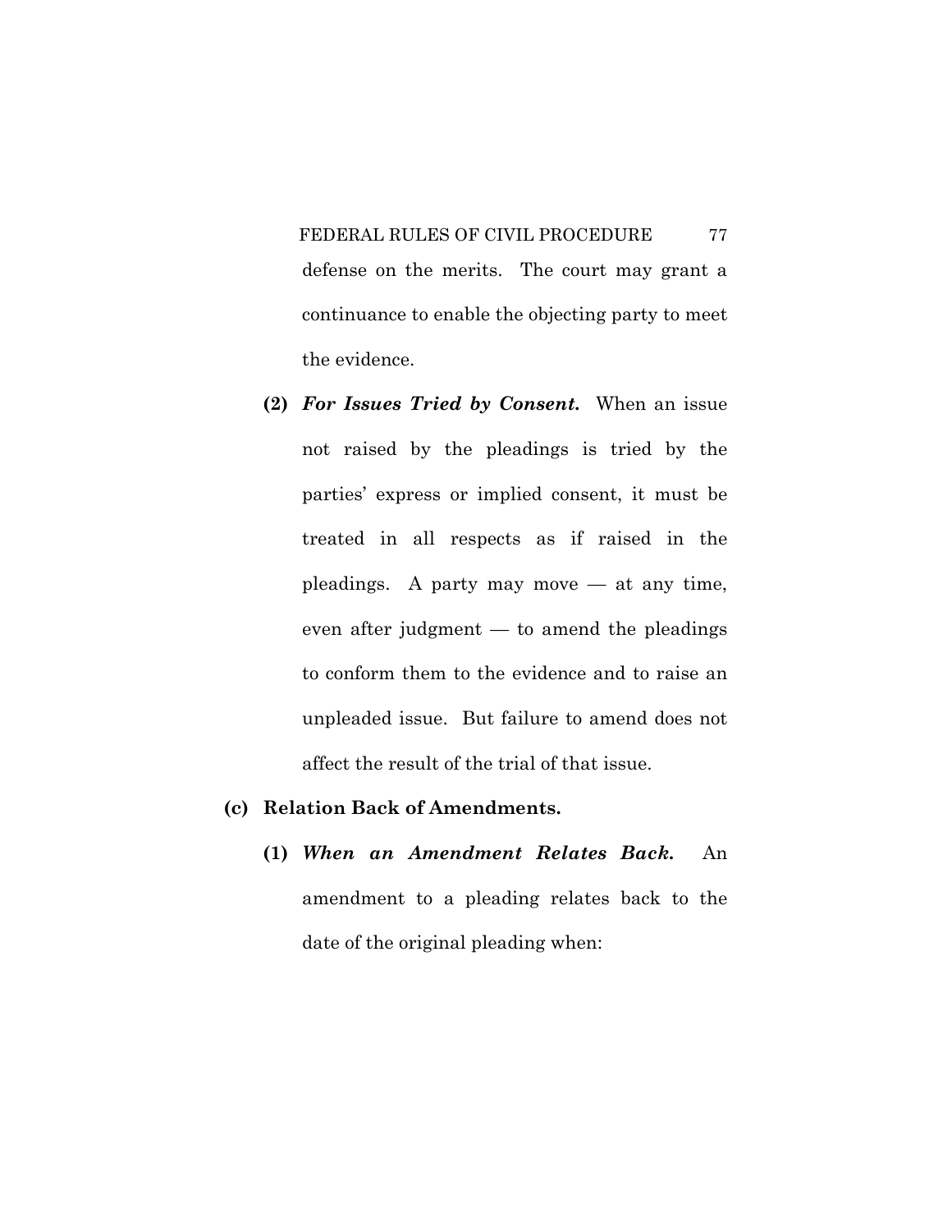defense on the merits. The court may grant a continuance to enable the objecting party to meet the evidence.

**(2)** ***For Issues Tried by Consent.*** When an issue not raised by the pleadings is tried by the parties' express or implied consent, it must be treated in all respects as if raised in the pleadings. A party may move — at any time, even after judgment — to amend the pleadings to conform them to the evidence and to raise an unpleaded issue. But failure to amend does not affect the result of the trial of that issue.

**(c) Relation Back of Amendments.**

**(1)** ***When an Amendment Relates Back.*** An amendment to a pleading relates back to the date of the original pleading when: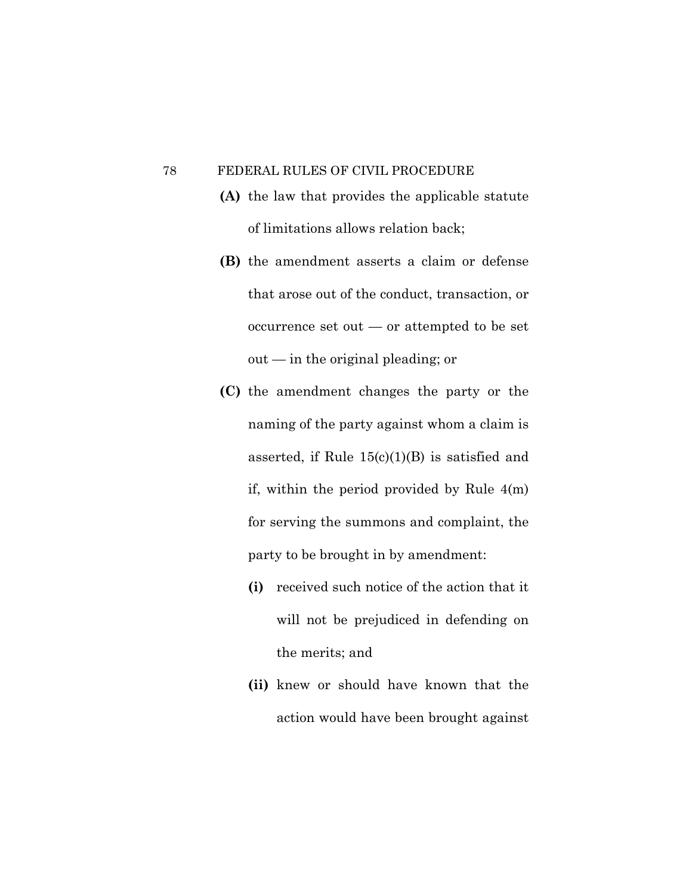**(A)** the law that provides the applicable statute of limitations allows relation back;

**(B)** the amendment asserts a claim or defense that arose out of the conduct, transaction, or occurrence set out — or attempted to be set out — in the original pleading; or

**(C)** the amendment changes the party or the naming of the party against whom a claim is asserted, if Rule 15(c)(1)(B) is satisfied and if, within the period provided by Rule 4(m) for serving the summons and complaint, the party to be brought in by amendment:

- **(i)** received such notice of the action that it will not be prejudiced in defending on the merits; and

- **(ii)** knew or should have known that the action would have been brought against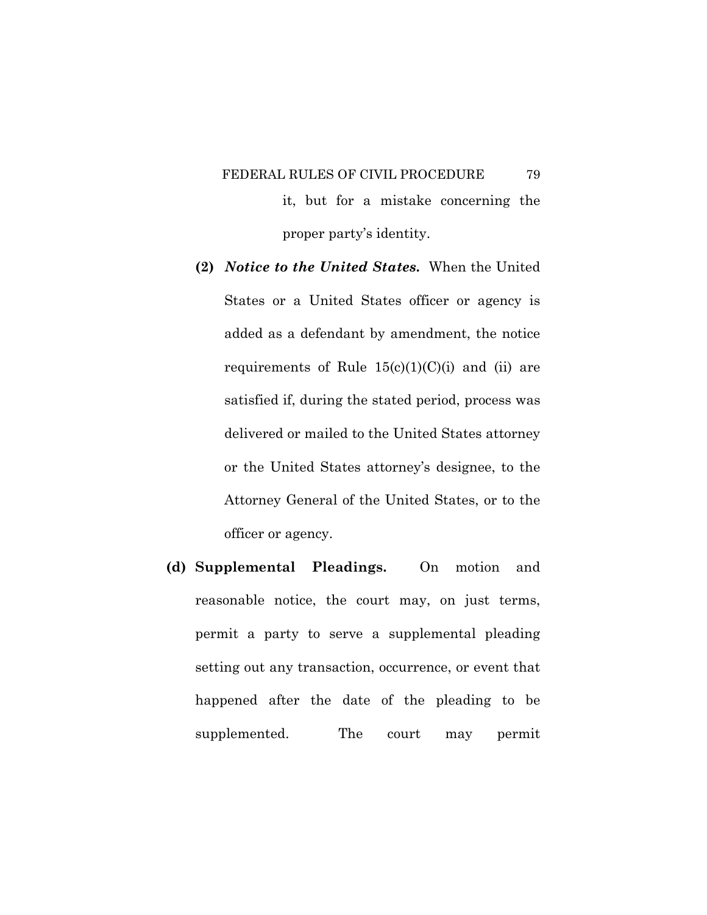it, but for a mistake concerning the proper party's identity.

**(2)** ***Notice to the United States.*** When the United States or a United States officer or agency is added as a defendant by amendment, the notice requirements of Rule 15(c)(1)(C)(i) and (ii) are satisfied if, during the stated period, process was delivered or mailed to the United States attorney or the United States attorney's designee, to the Attorney General of the United States, or to the officer or agency.

**(d) Supplemental Pleadings.** On motion and reasonable notice, the court may, on just terms, permit a party to serve a supplemental pleading setting out any transaction, occurrence, or event that happened after the date of the pleading to be supplemented. The court may permit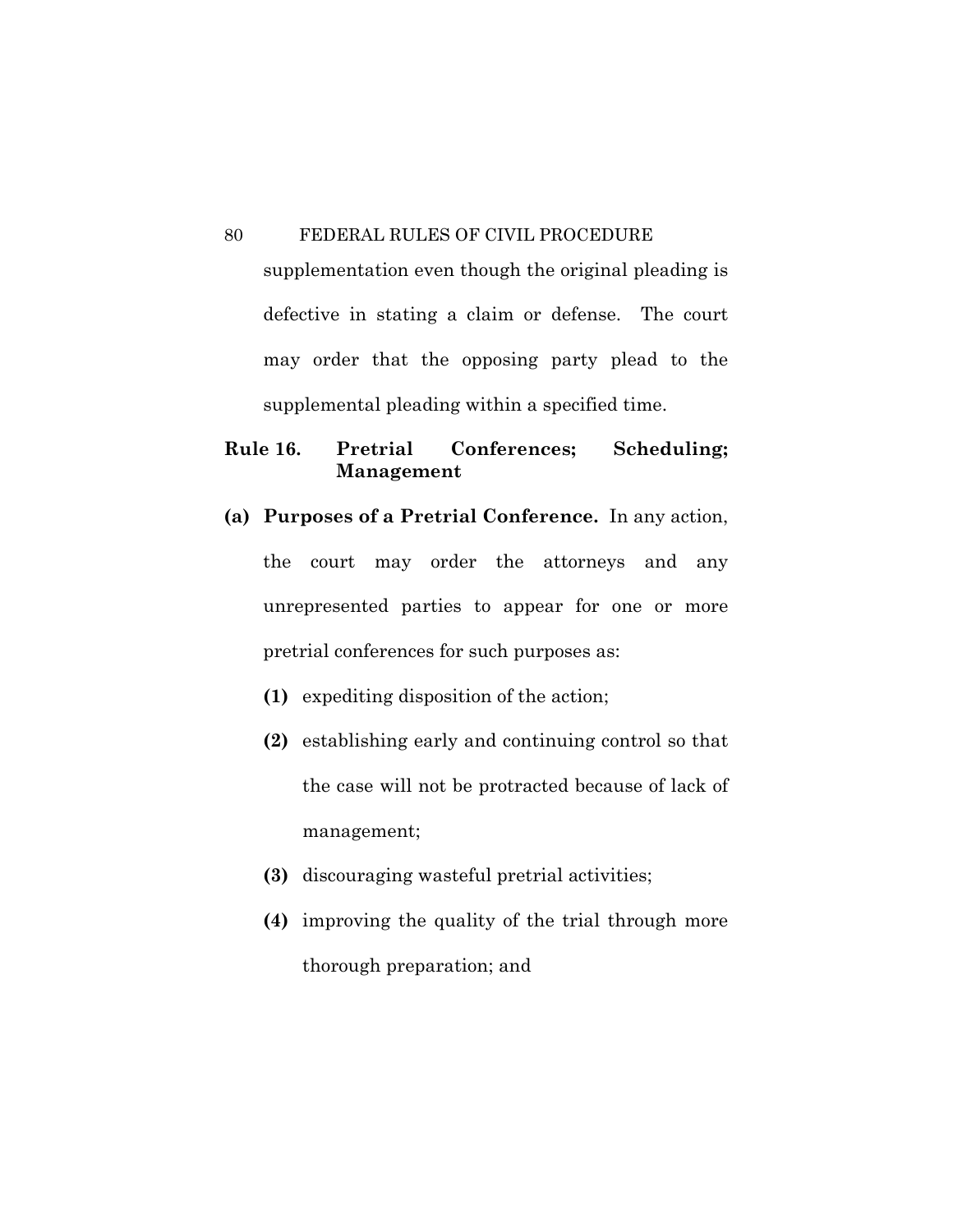supplementation even though the original pleading is defective in stating a claim or defense. The court may order that the opposing party plead to the supplemental pleading within a specified time.

## Rule 16. Pretrial Conferences; Scheduling; Management

**(a) Purposes of a Pretrial Conference.** In any action, the court may order the attorneys and any unrepresented parties to appear for one or more pretrial conferences for such purposes as:

**(1)** expediting disposition of the action;

**(2)** establishing early and continuing control so that the case will not be protracted because of lack of management;

**(3)** discouraging wasteful pretrial activities;

**(4)** improving the quality of the trial through more thorough preparation; and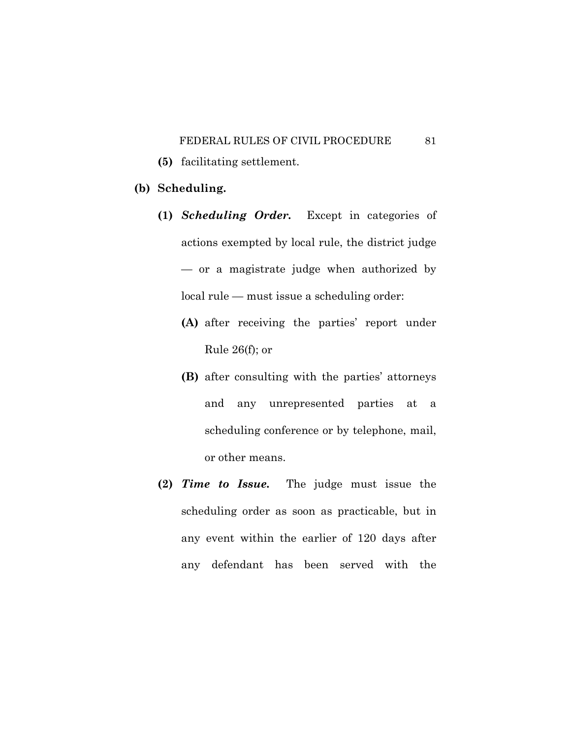**(5)** facilitating settlement.

**(b) Scheduling.**

**(1)** ***Scheduling Order.*** Except in categories of actions exempted by local rule, the district judge — or a magistrate judge when authorized by local rule — must issue a scheduling order:

**(A)** after receiving the parties' report under Rule 26(f); or

**(B)** after consulting with the parties' attorneys and any unrepresented parties at a scheduling conference or by telephone, mail, or other means.

**(2)** ***Time to Issue.*** The judge must issue the scheduling order as soon as practicable, but in any event within the earlier of 120 days after any defendant has been served with the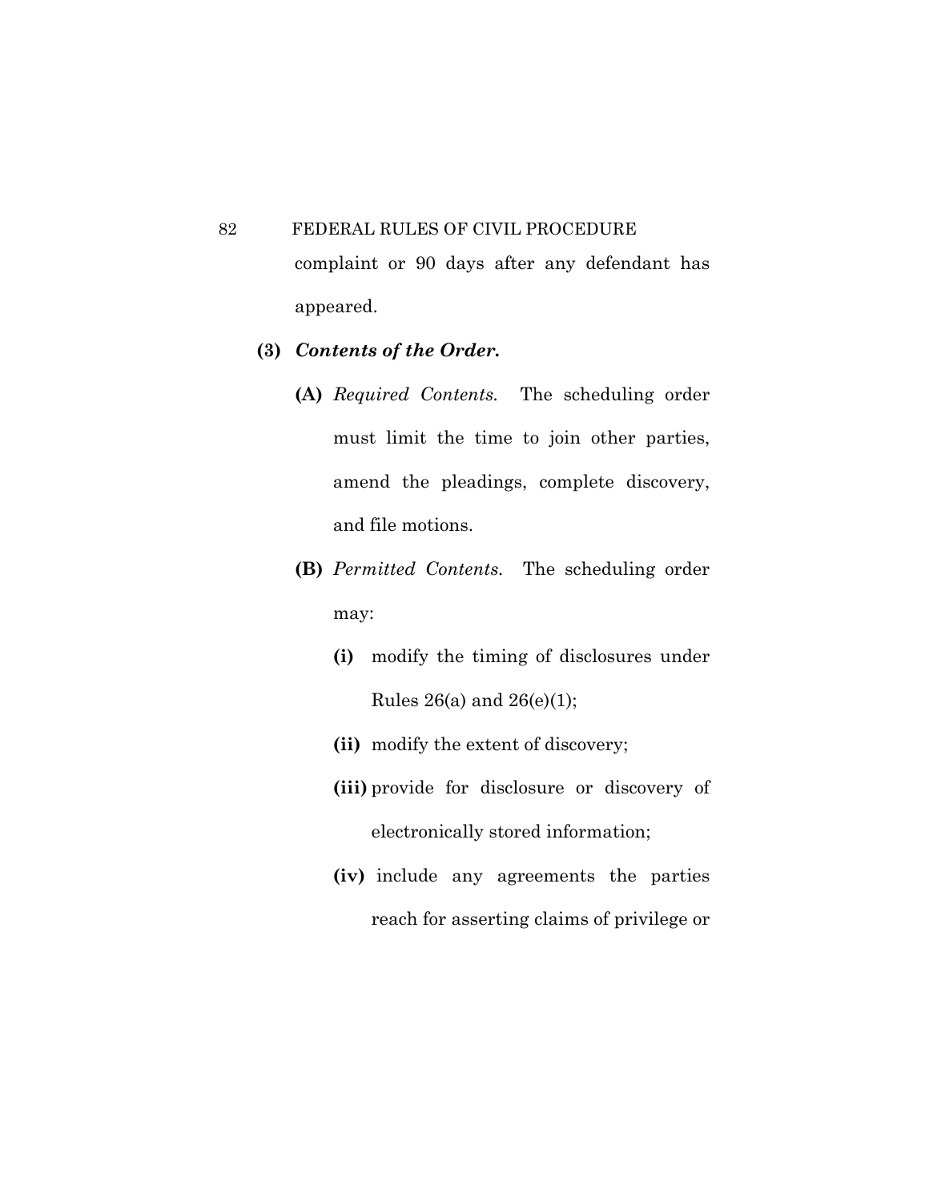complaint or 90 days after any defendant has appeared.

**(3)** ***Contents of the Order.***

**(A)** *Required Contents.* The scheduling order must limit the time to join other parties, amend the pleadings, complete discovery, and file motions.

**(B)** *Permitted Contents.* The scheduling order may:

**(i)** modify the timing of disclosures under Rules 26(a) and 26(e)(1);

**(ii)** modify the extent of discovery;

**(iii)** provide for disclosure or discovery of electronically stored information;

**(iv)** include any agreements the parties reach for asserting claims of privilege or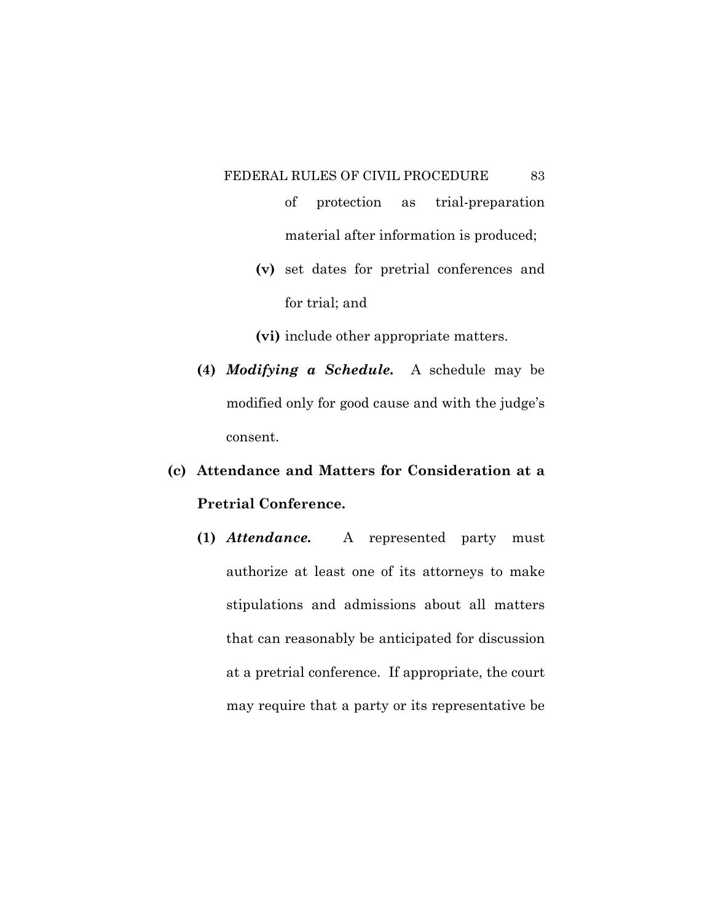of protection as trial-preparation material after information is produced;

**(v)** set dates for pretrial conferences and for trial; and

**(vi)** include other appropriate matters.

**(4)** ***Modifying a Schedule.*** A schedule may be modified only for good cause and with the judge's consent.

**(c) Attendance and Matters for Consideration at a Pretrial Conference.**

**(1)** ***Attendance.*** A represented party must authorize at least one of its attorneys to make stipulations and admissions about all matters that can reasonably be anticipated for discussion at a pretrial conference. If appropriate, the court may require that a party or its representative be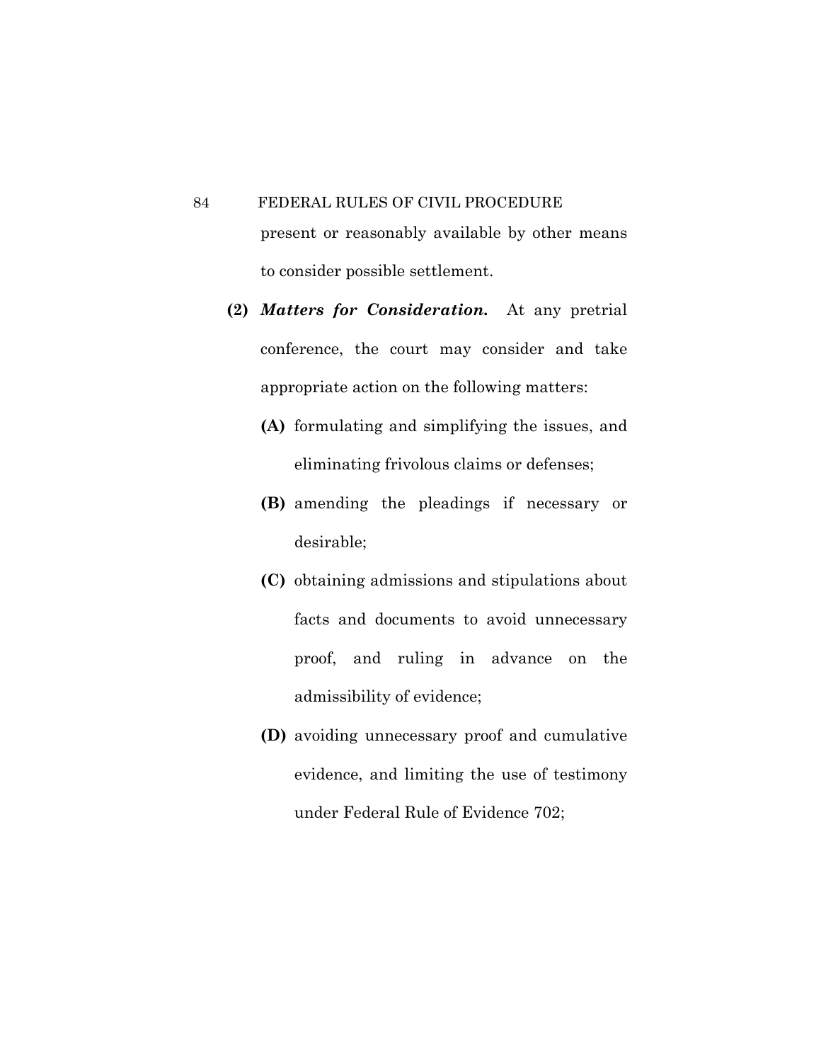present or reasonably available by other means to consider possible settlement.

**(2)** ***Matters for Consideration.*** At any pretrial conference, the court may consider and take appropriate action on the following matters:

**(A)** formulating and simplifying the issues, and eliminating frivolous claims or defenses;

**(B)** amending the pleadings if necessary or desirable;

**(C)** obtaining admissions and stipulations about facts and documents to avoid unnecessary proof, and ruling in advance on the admissibility of evidence;

**(D)** avoiding unnecessary proof and cumulative evidence, and limiting the use of testimony under Federal Rule of Evidence 702;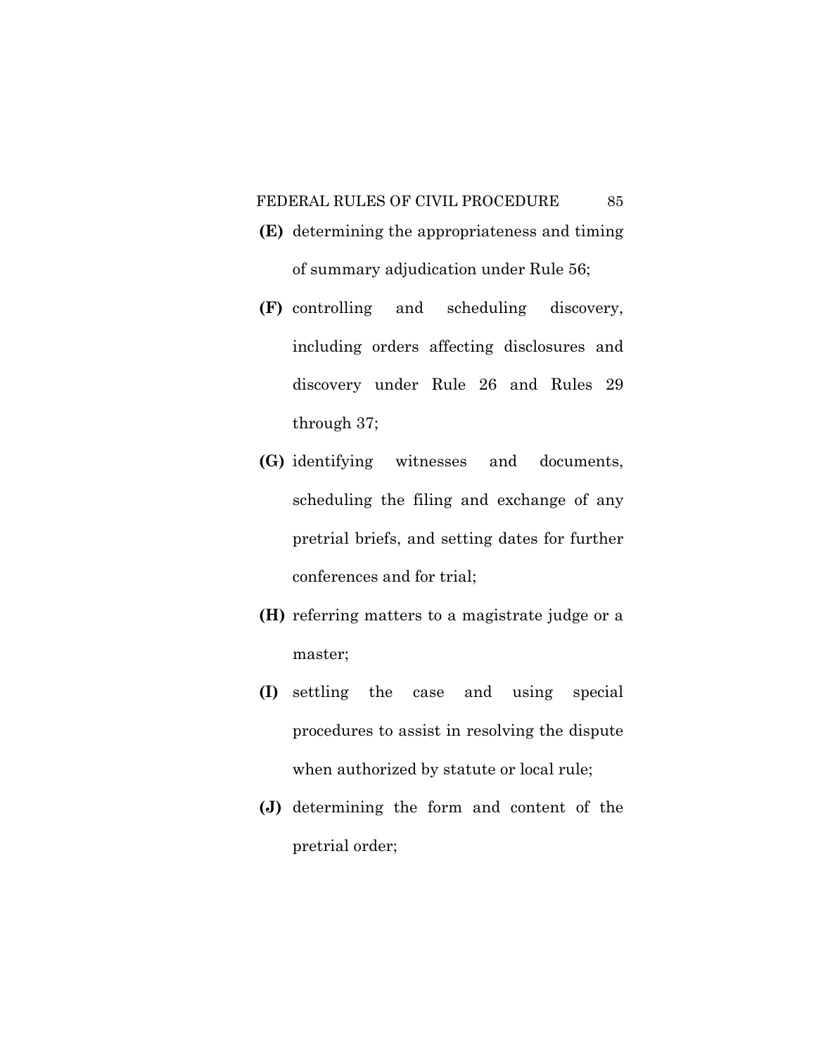**(E)** determining the appropriateness and timing of summary adjudication under Rule 56;

**(F)** controlling and scheduling discovery, including orders affecting disclosures and discovery under Rule 26 and Rules 29 through 37;

**(G)** identifying witnesses and documents, scheduling the filing and exchange of any pretrial briefs, and setting dates for further conferences and for trial;

**(H)** referring matters to a magistrate judge or a master;

**(I)** settling the case and using special procedures to assist in resolving the dispute when authorized by statute or local rule;

**(J)** determining the form and content of the pretrial order;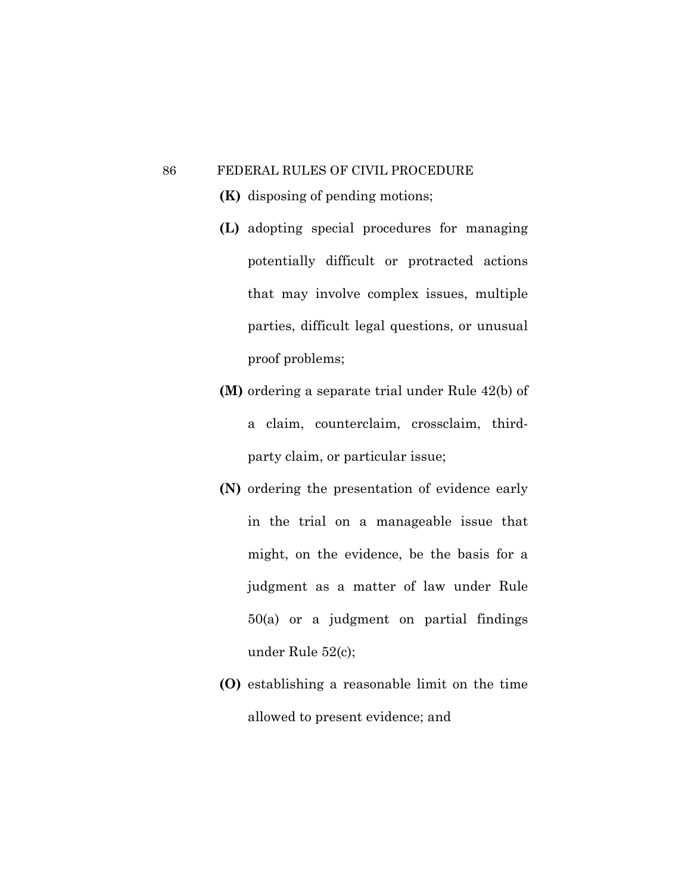**(K)** disposing of pending motions;

**(L)** adopting special procedures for managing potentially difficult or protracted actions that may involve complex issues, multiple parties, difficult legal questions, or unusual proof problems;

**(M)** ordering a separate trial under Rule 42(b) of a claim, counterclaim, crossclaim, third-party claim, or particular issue;

**(N)** ordering the presentation of evidence early in the trial on a manageable issue that might, on the evidence, be the basis for a judgment as a matter of law under Rule 50(a) or a judgment on partial findings under Rule 52(c);

**(O)** establishing a reasonable limit on the time allowed to present evidence; and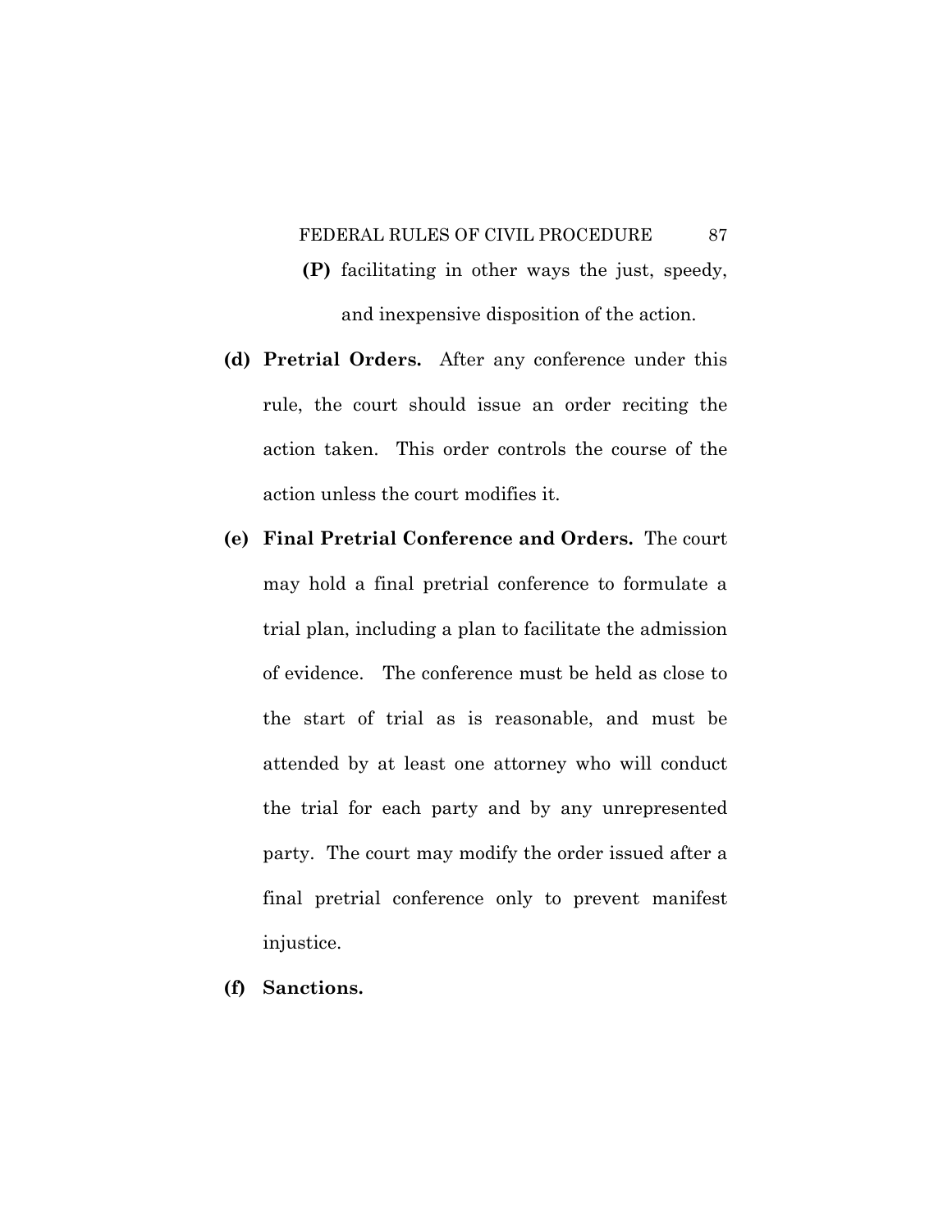**(P)** facilitating in other ways the just, speedy, and inexpensive disposition of the action.

**(d) Pretrial Orders.** After any conference under this rule, the court should issue an order reciting the action taken. This order controls the course of the action unless the court modifies it.

**(e) Final Pretrial Conference and Orders.** The court may hold a final pretrial conference to formulate a trial plan, including a plan to facilitate the admission of evidence. The conference must be held as close to the start of trial as is reasonable, and must be attended by at least one attorney who will conduct the trial for each party and by any unrepresented party. The court may modify the order issued after a final pretrial conference only to prevent manifest injustice.

**(f) Sanctions.**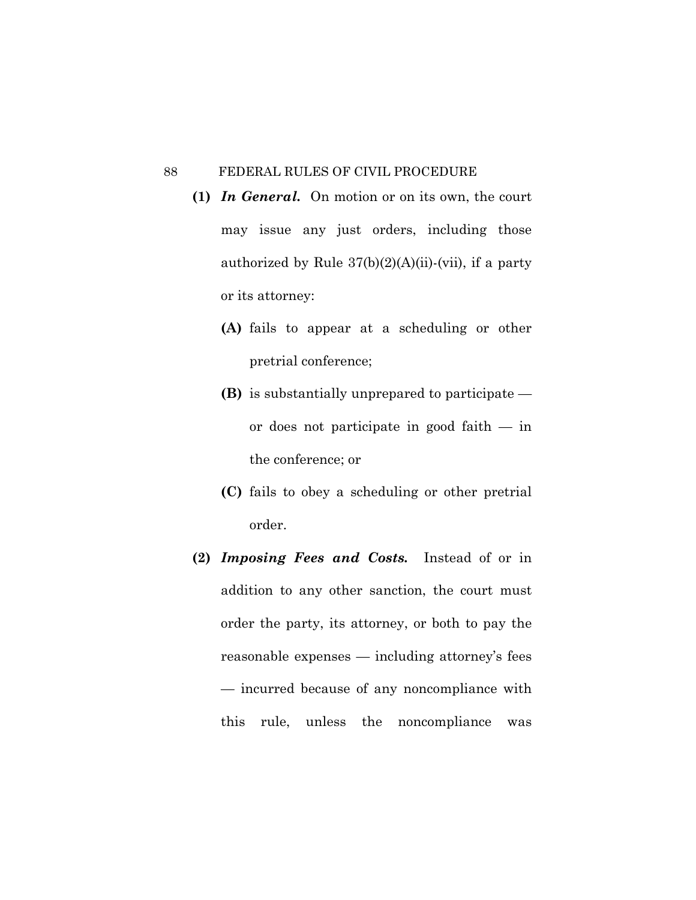**(1)** ***In General.*** On motion or on its own, the court may issue any just orders, including those authorized by Rule 37(b)(2)(A)(ii)-(vii), if a party or its attorney:

  **(A)** fails to appear at a scheduling or other pretrial conference;

  **(B)** is substantially unprepared to participate — or does not participate in good faith — in the conference; or

  **(C)** fails to obey a scheduling or other pretrial order.

**(2)** ***Imposing Fees and Costs.*** Instead of or in addition to any other sanction, the court must order the party, its attorney, or both to pay the reasonable expenses — including attorney's fees — incurred because of any noncompliance with this rule, unless the noncompliance was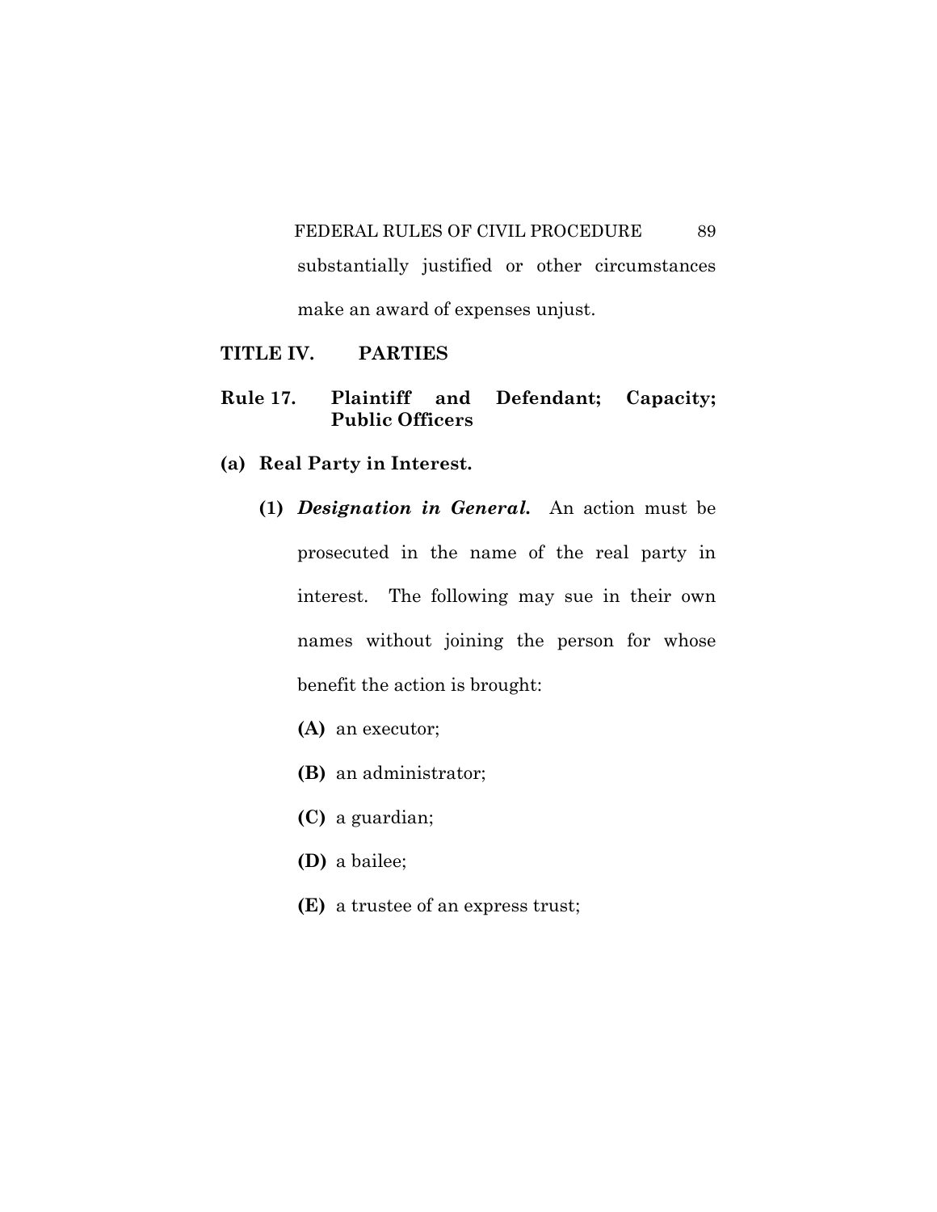substantially justified or other circumstances make an award of expenses unjust.

## TITLE IV. PARTIES

### Rule 17. Plaintiff and Defendant; Capacity; Public Officers

**(a) Real Party in Interest.**

**(1)** ***Designation in General.*** An action must be prosecuted in the name of the real party in interest. The following may sue in their own names without joining the person for whose benefit the action is brought:

**(A)** an executor;

**(B)** an administrator;

**(C)** a guardian;

**(D)** a bailee;

**(E)** a trustee of an express trust;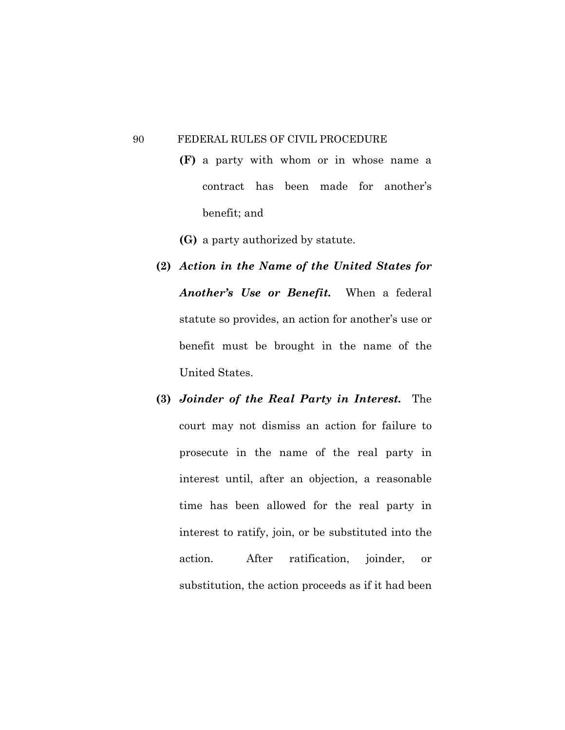**(F)** a party with whom or in whose name a contract has been made for another's benefit; and

**(G)** a party authorized by statute.

**(2)** ***Action in the Name of the United States for Another's Use or Benefit.*** When a federal statute so provides, an action for another's use or benefit must be brought in the name of the United States.

**(3)** ***Joinder of the Real Party in Interest.*** The court may not dismiss an action for failure to prosecute in the name of the real party in interest until, after an objection, a reasonable time has been allowed for the real party in interest to ratify, join, or be substituted into the action. After ratification, joinder, or substitution, the action proceeds as if it had been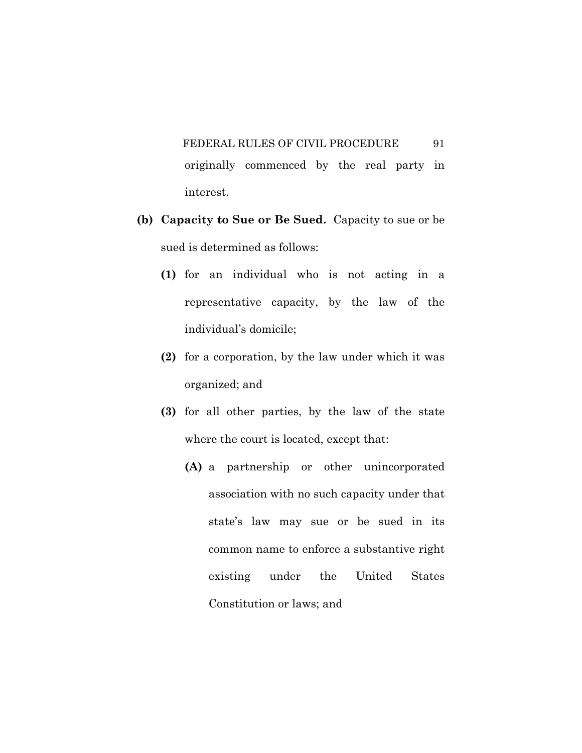originally commenced by the real party in interest.

**(b) Capacity to Sue or Be Sued.** Capacity to sue or be sued is determined as follows:

**(1)** for an individual who is not acting in a representative capacity, by the law of the individual's domicile;

**(2)** for a corporation, by the law under which it was organized; and

**(3)** for all other parties, by the law of the state where the court is located, except that:

**(A)** a partnership or other unincorporated association with no such capacity under that state's law may sue or be sued in its common name to enforce a substantive right existing under the United States Constitution or laws; and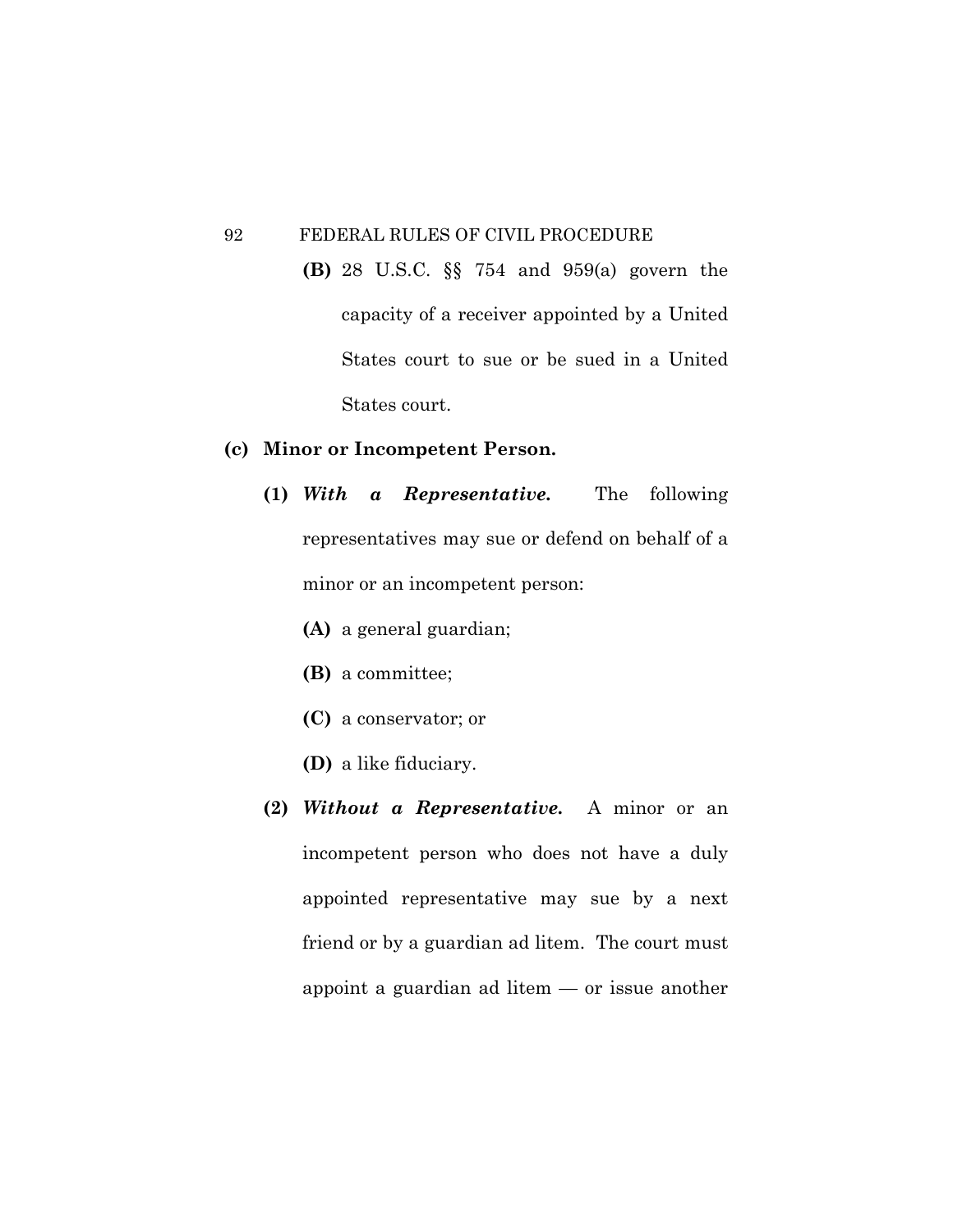**(B)** 28 U.S.C. §§ 754 and 959(a) govern the capacity of a receiver appointed by a United States court to sue or be sued in a United States court.

**(c) Minor or Incompetent Person.**

**(1)** ***With a Representative.*** The following representatives may sue or defend on behalf of a minor or an incompetent person:

**(A)** a general guardian;

**(B)** a committee;

**(C)** a conservator; or

**(D)** a like fiduciary.

**(2)** ***Without a Representative.*** A minor or an incompetent person who does not have a duly appointed representative may sue by a next friend or by a guardian ad litem. The court must appoint a guardian ad litem — or issue another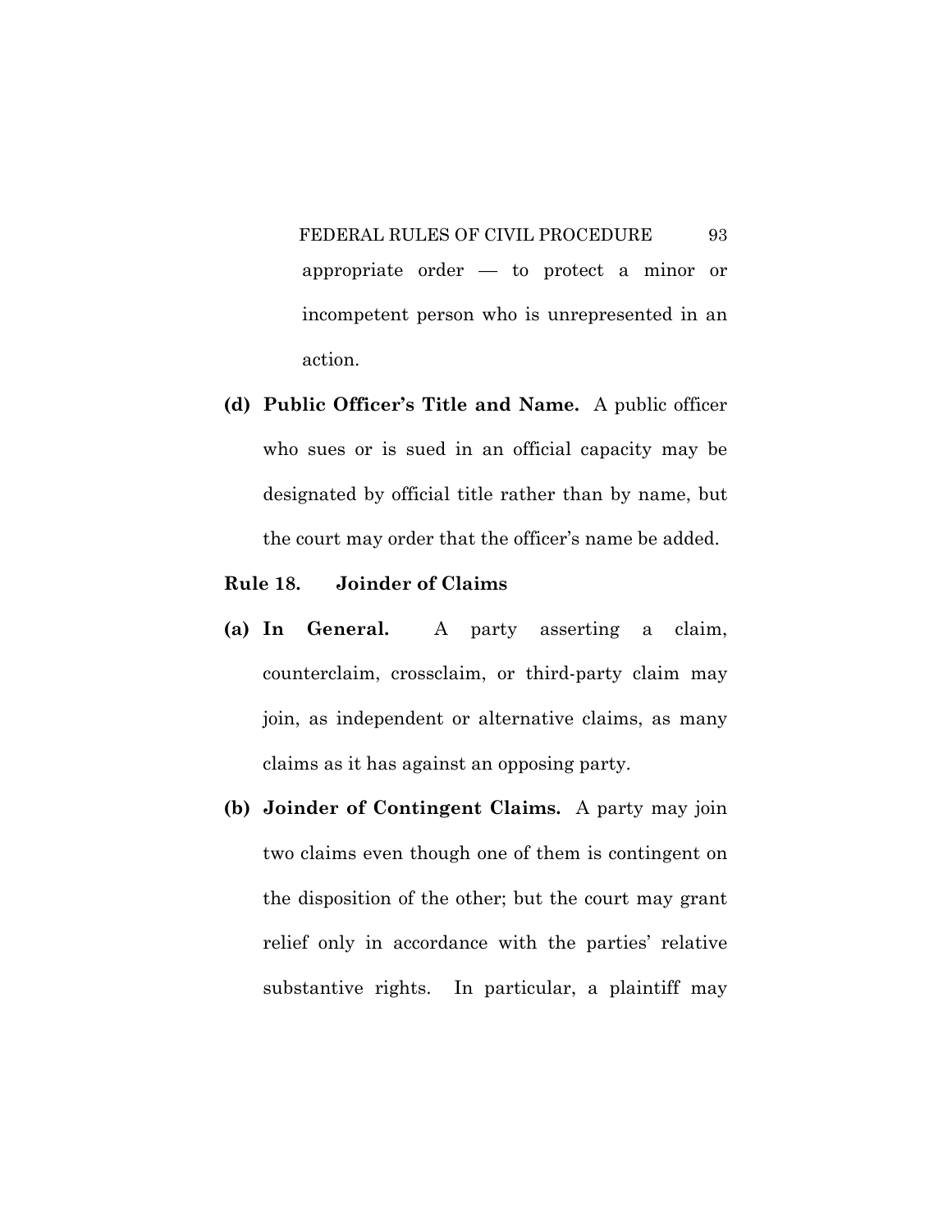appropriate order — to protect a minor or incompetent person who is unrepresented in an action.

**(d) Public Officer's Title and Name.** A public officer who sues or is sued in an official capacity may be designated by official title rather than by name, but the court may order that the officer's name be added.

## Rule 18. Joinder of Claims

**(a) In General.** A party asserting a claim, counterclaim, crossclaim, or third-party claim may join, as independent or alternative claims, as many claims as it has against an opposing party.

**(b) Joinder of Contingent Claims.** A party may join two claims even though one of them is contingent on the disposition of the other; but the court may grant relief only in accordance with the parties' relative substantive rights. In particular, a plaintiff may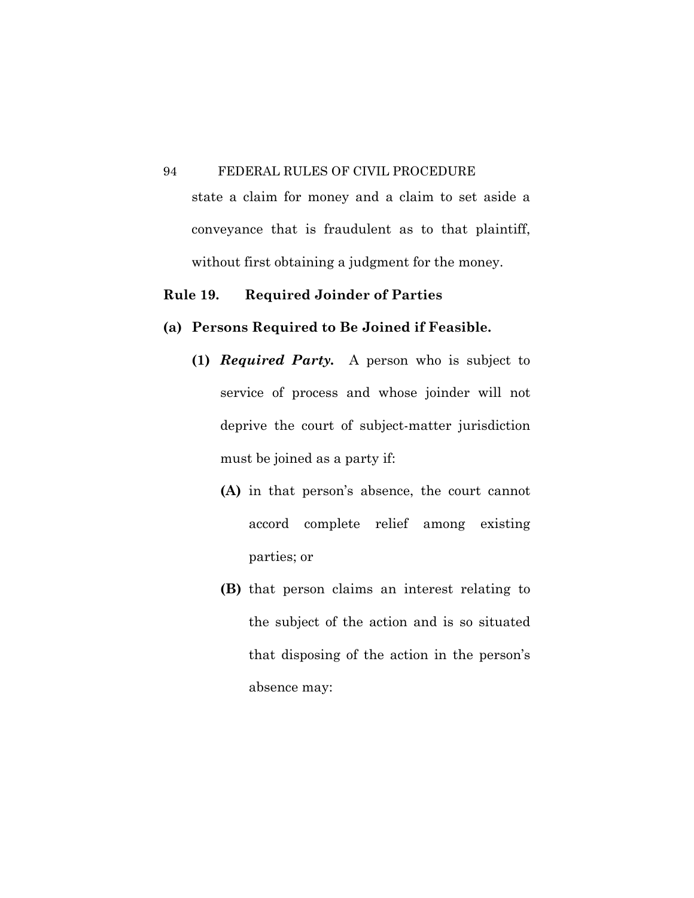state a claim for money and a claim to set aside a conveyance that is fraudulent as to that plaintiff, without first obtaining a judgment for the money.

## Rule 19. Required Joinder of Parties

### (a) Persons Required to Be Joined if Feasible.

**(1)** ***Required Party.*** A person who is subject to service of process and whose joinder will not deprive the court of subject-matter jurisdiction must be joined as a party if:

**(A)** in that person's absence, the court cannot accord complete relief among existing parties; or

**(B)** that person claims an interest relating to the subject of the action and is so situated that disposing of the action in the person's absence may: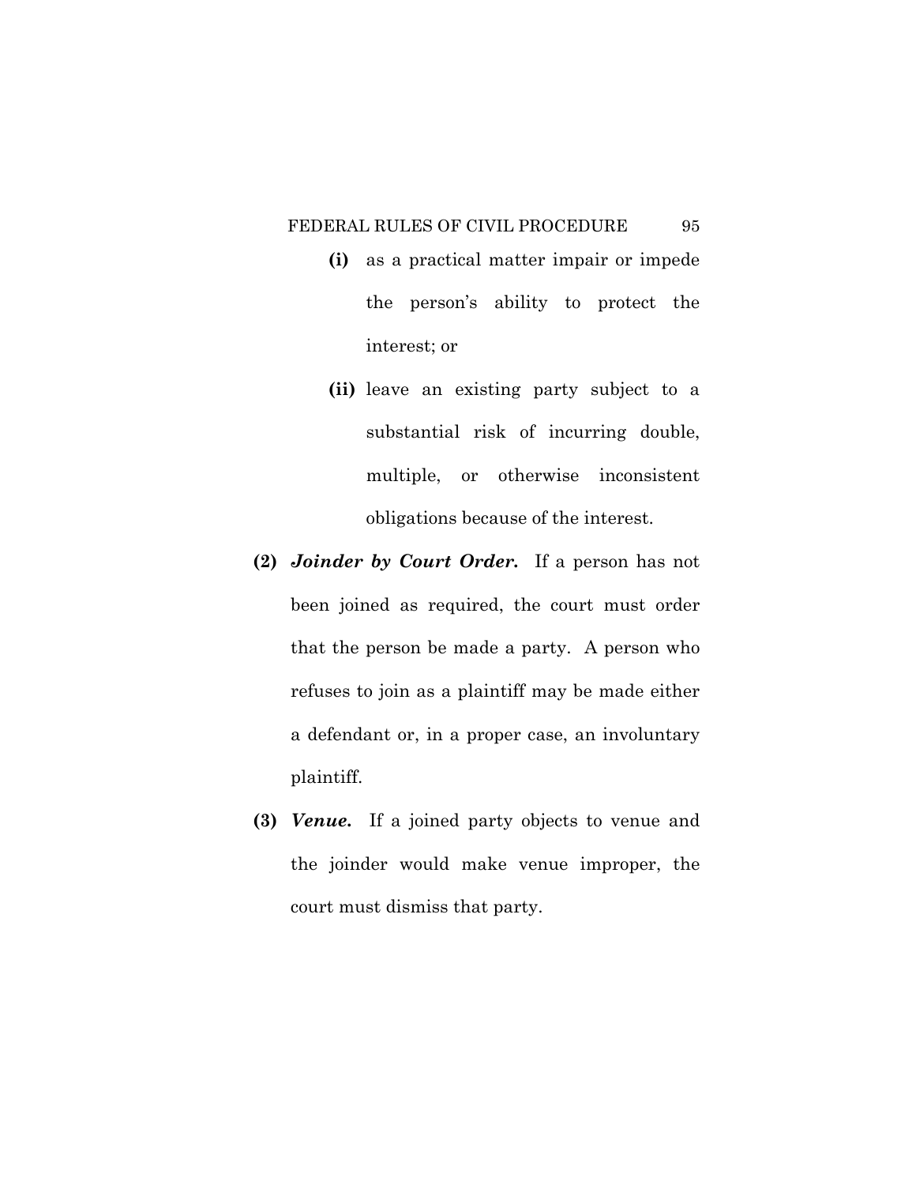**(i)** as a practical matter impair or impede the person's ability to protect the interest; or

**(ii)** leave an existing party subject to a substantial risk of incurring double, multiple, or otherwise inconsistent obligations because of the interest.

**(2)** ***Joinder by Court Order.*** If a person has not been joined as required, the court must order that the person be made a party. A person who refuses to join as a plaintiff may be made either a defendant or, in a proper case, an involuntary plaintiff.

**(3)** ***Venue.*** If a joined party objects to venue and the joinder would make venue improper, the court must dismiss that party.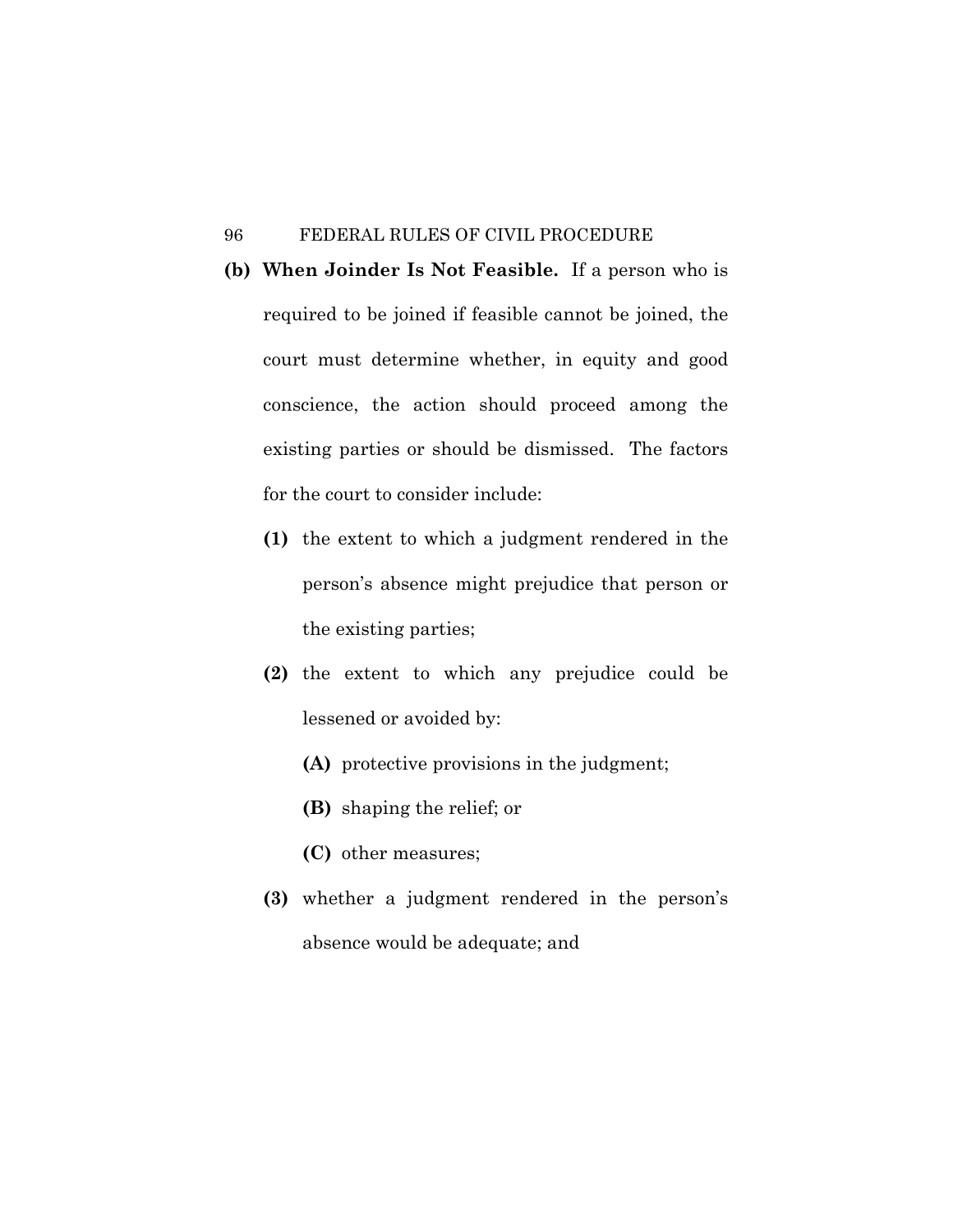**(b) When Joinder Is Not Feasible.** If a person who is required to be joined if feasible cannot be joined, the court must determine whether, in equity and good conscience, the action should proceed among the existing parties or should be dismissed. The factors for the court to consider include:

**(1)** the extent to which a judgment rendered in the person's absence might prejudice that person or the existing parties;

**(2)** the extent to which any prejudice could be lessened or avoided by:

**(A)** protective provisions in the judgment;

**(B)** shaping the relief; or

**(C)** other measures;

**(3)** whether a judgment rendered in the person's absence would be adequate; and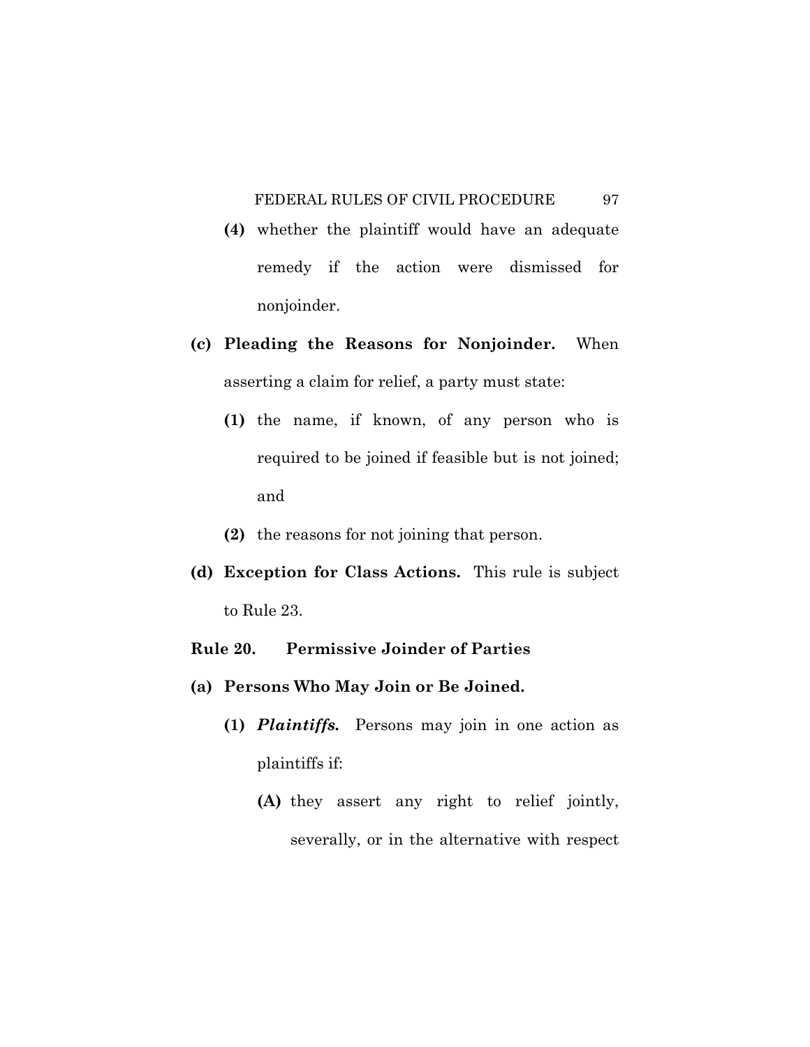**(4)** whether the plaintiff would have an adequate remedy if the action were dismissed for nonjoinder.

**(c) Pleading the Reasons for Nonjoinder.** When asserting a claim for relief, a party must state:

**(1)** the name, if known, of any person who is required to be joined if feasible but is not joined; and

**(2)** the reasons for not joining that person.

**(d) Exception for Class Actions.** This rule is subject to Rule 23.

## Rule 20. Permissive Joinder of Parties

**(a) Persons Who May Join or Be Joined.**

**(1)** ***Plaintiffs.*** Persons may join in one action as plaintiffs if:

**(A)** they assert any right to relief jointly, severally, or in the alternative with respect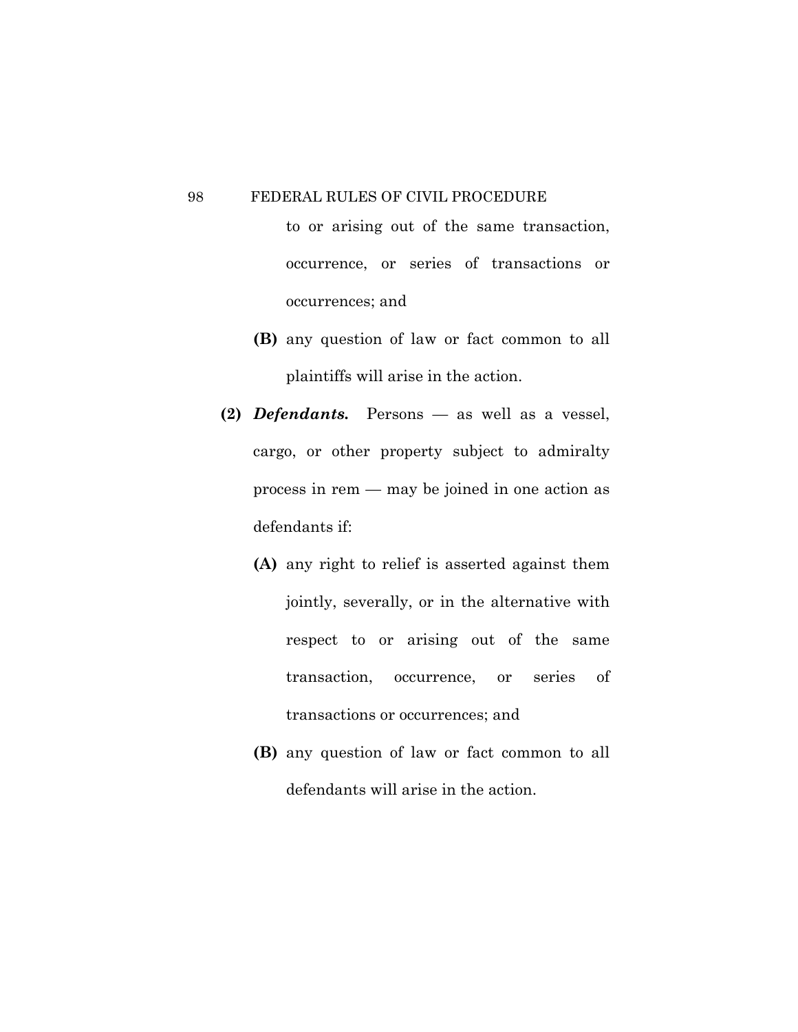to or arising out of the same transaction, occurrence, or series of transactions or occurrences; and

**(B)** any question of law or fact common to all plaintiffs will arise in the action.

**(2)** ***Defendants.*** Persons — as well as a vessel, cargo, or other property subject to admiralty process in rem — may be joined in one action as defendants if:

**(A)** any right to relief is asserted against them jointly, severally, or in the alternative with respect to or arising out of the same transaction, occurrence, or series of transactions or occurrences; and

**(B)** any question of law or fact common to all defendants will arise in the action.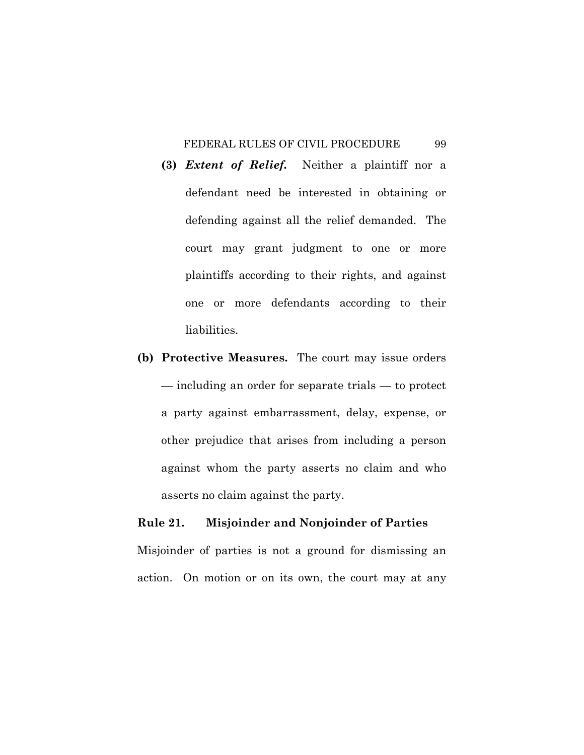**(3)** ***Extent of Relief.*** Neither a plaintiff nor a defendant need be interested in obtaining or defending against all the relief demanded. The court may grant judgment to one or more plaintiffs according to their rights, and against one or more defendants according to their liabilities.

**(b) Protective Measures.** The court may issue orders — including an order for separate trials — to protect a party against embarrassment, delay, expense, or other prejudice that arises from including a person against whom the party asserts no claim and who asserts no claim against the party.

## Rule 21. Misjoinder and Nonjoinder of Parties

Misjoinder of parties is not a ground for dismissing an action. On motion or on its own, the court may at any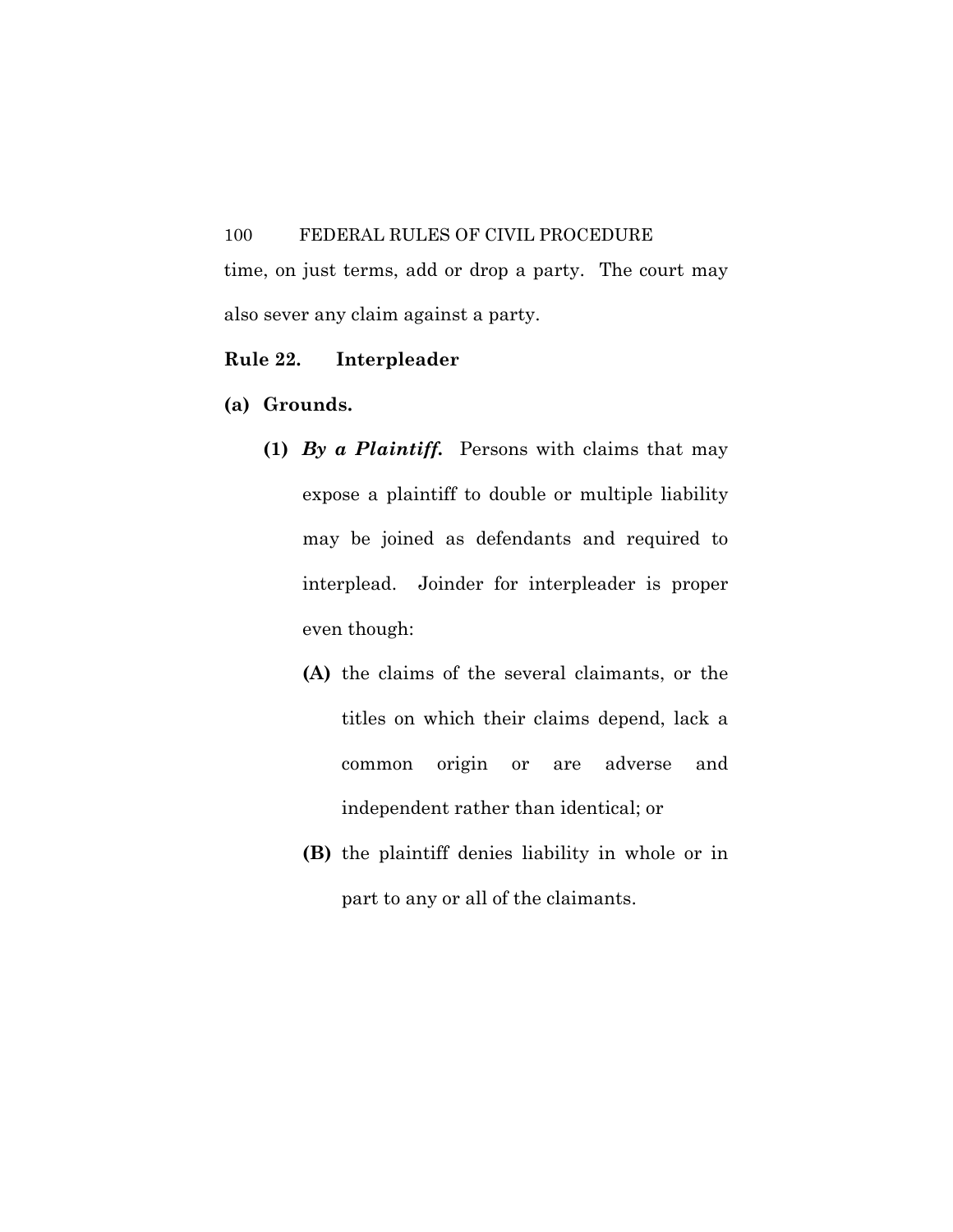time, on just terms, add or drop a party. The court may also sever any claim against a party.

## Rule 22. Interpleader

**(a) Grounds.**

- **(1)** ***By a Plaintiff.*** Persons with claims that may expose a plaintiff to double or multiple liability may be joined as defendants and required to interplead. Joinder for interpleader is proper even though:
  - **(A)** the claims of the several claimants, or the titles on which their claims depend, lack a common origin or are adverse and independent rather than identical; or
  - **(B)** the plaintiff denies liability in whole or in part to any or all of the claimants.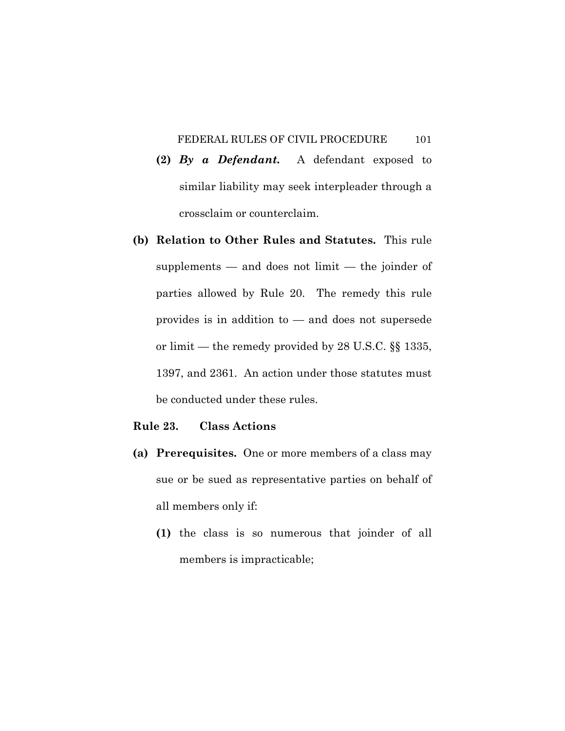**(2)** ***By a Defendant.*** A defendant exposed to similar liability may seek interpleader through a crossclaim or counterclaim.

**(b) Relation to Other Rules and Statutes.** This rule supplements — and does not limit — the joinder of parties allowed by Rule 20. The remedy this rule provides is in addition to — and does not supersede or limit — the remedy provided by 28 U.S.C. §§ 1335, 1397, and 2361. An action under those statutes must be conducted under these rules.

## Rule 23. Class Actions

**(a) Prerequisites.** One or more members of a class may sue or be sued as representative parties on behalf of all members only if:

**(1)** the class is so numerous that joinder of all members is impracticable;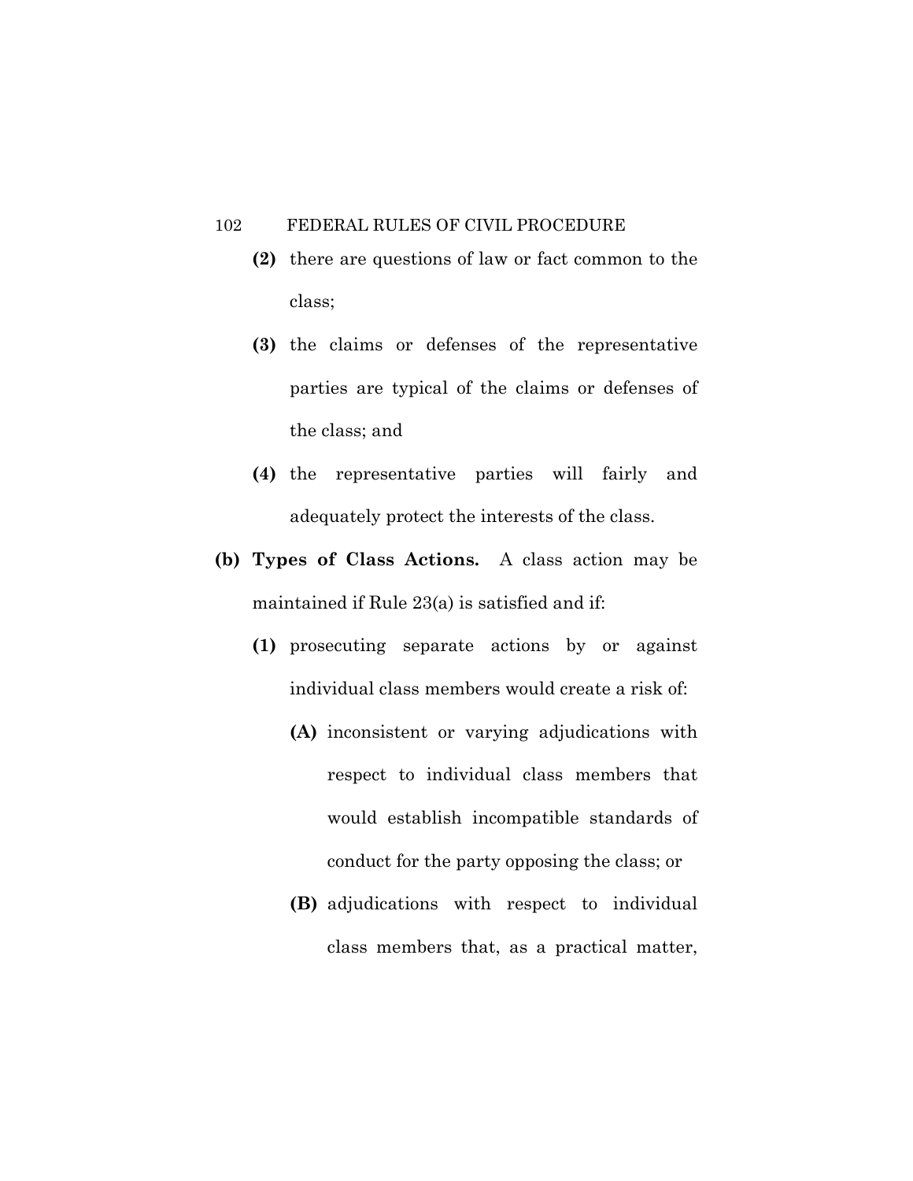**(2)** there are questions of law or fact common to the class;

**(3)** the claims or defenses of the representative parties are typical of the claims or defenses of the class; and

**(4)** the representative parties will fairly and adequately protect the interests of the class.

**(b) Types of Class Actions.** A class action may be maintained if Rule 23(a) is satisfied and if:

**(1)** prosecuting separate actions by or against individual class members would create a risk of:

**(A)** inconsistent or varying adjudications with respect to individual class members that would establish incompatible standards of conduct for the party opposing the class; or

**(B)** adjudications with respect to individual class members that, as a practical matter,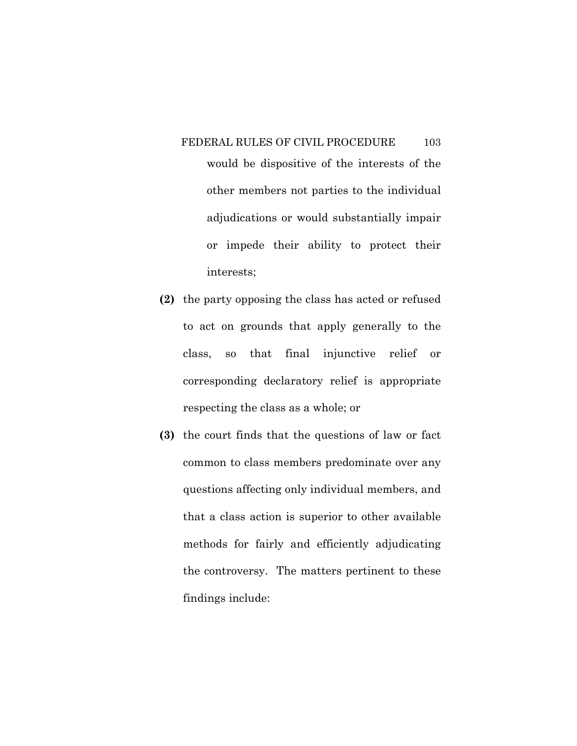would be dispositive of the interests of the other members not parties to the individual adjudications or would substantially impair or impede their ability to protect their interests;

**(2)** the party opposing the class has acted or refused to act on grounds that apply generally to the class, so that final injunctive relief or corresponding declaratory relief is appropriate respecting the class as a whole; or

**(3)** the court finds that the questions of law or fact common to class members predominate over any questions affecting only individual members, and that a class action is superior to other available methods for fairly and efficiently adjudicating the controversy. The matters pertinent to these findings include: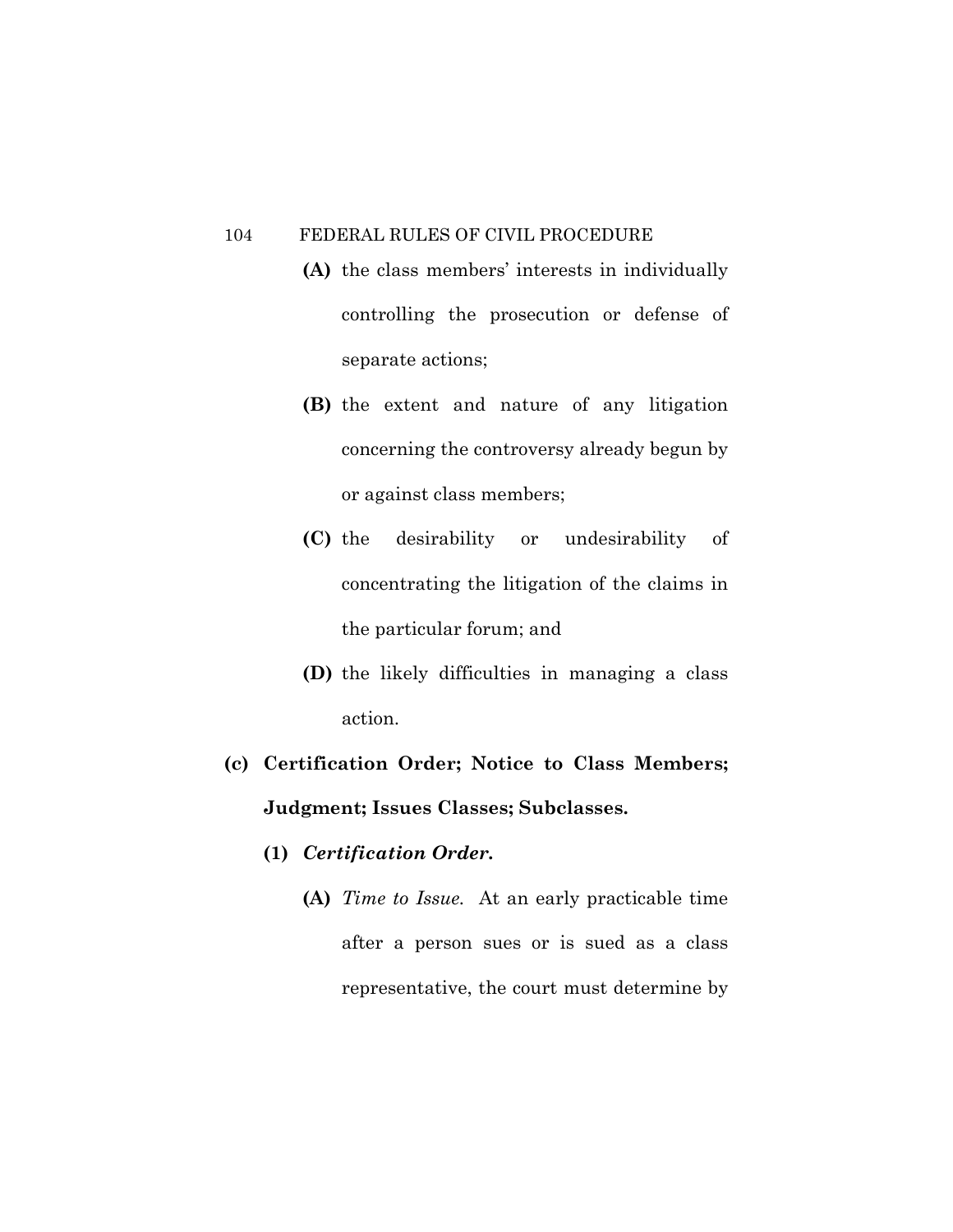**(A)** the class members' interests in individually controlling the prosecution or defense of separate actions;

**(B)** the extent and nature of any litigation concerning the controversy already begun by or against class members;

**(C)** the desirability or undesirability of concentrating the litigation of the claims in the particular forum; and

**(D)** the likely difficulties in managing a class action.

**(c) Certification Order; Notice to Class Members; Judgment; Issues Classes; Subclasses.**

**(1)** ***Certification Order.***

**(A)** *Time to Issue.* At an early practicable time after a person sues or is sued as a class representative, the court must determine by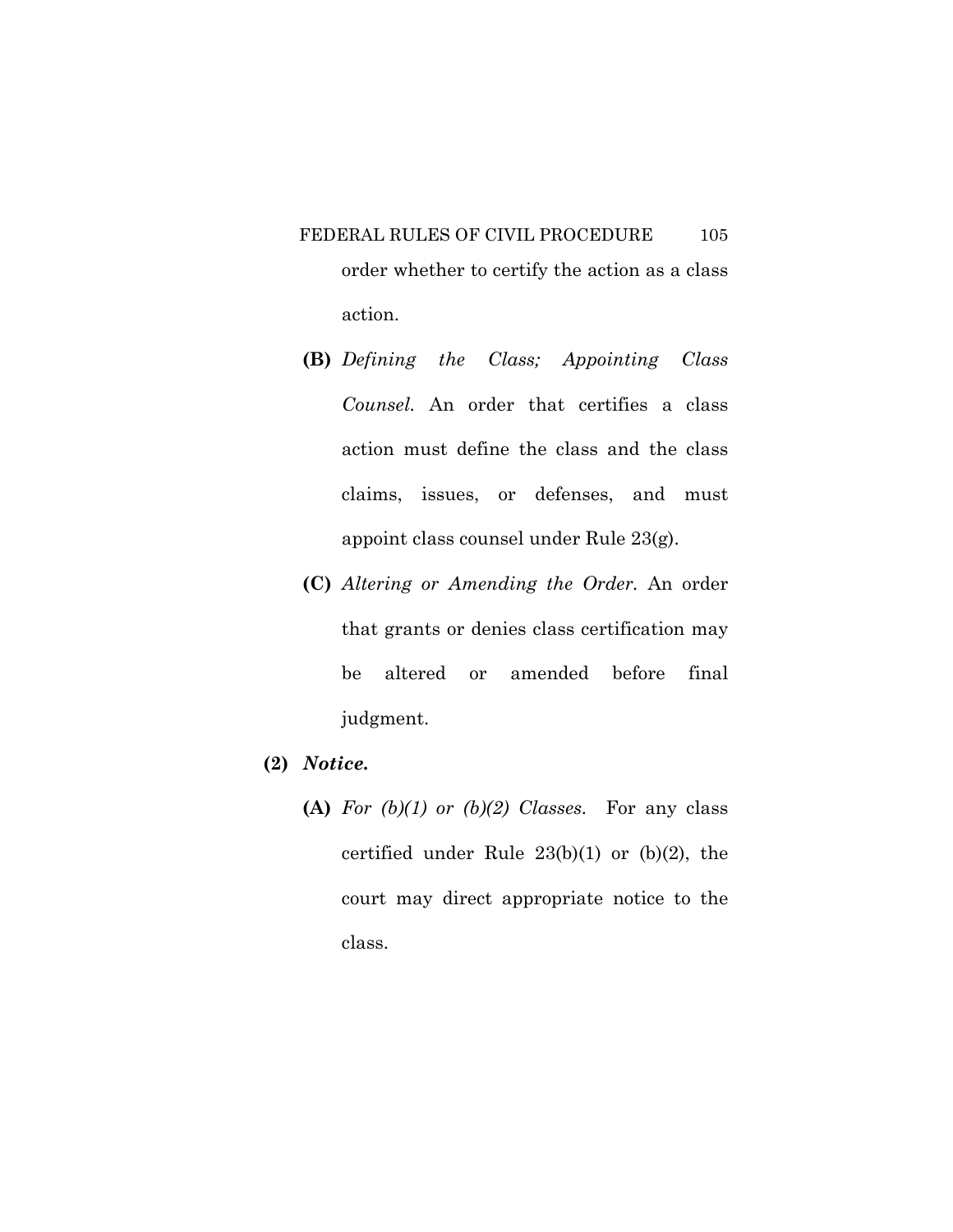order whether to certify the action as a class action.

**(B)** *Defining the Class; Appointing Class Counsel.* An order that certifies a class action must define the class and the class claims, issues, or defenses, and must appoint class counsel under Rule 23(g).

**(C)** *Altering or Amending the Order.* An order that grants or denies class certification may be altered or amended before final judgment.

**(2)** ***Notice.***

**(A)** *For (b)(1) or (b)(2) Classes.* For any class certified under Rule 23(b)(1) or (b)(2), the court may direct appropriate notice to the class.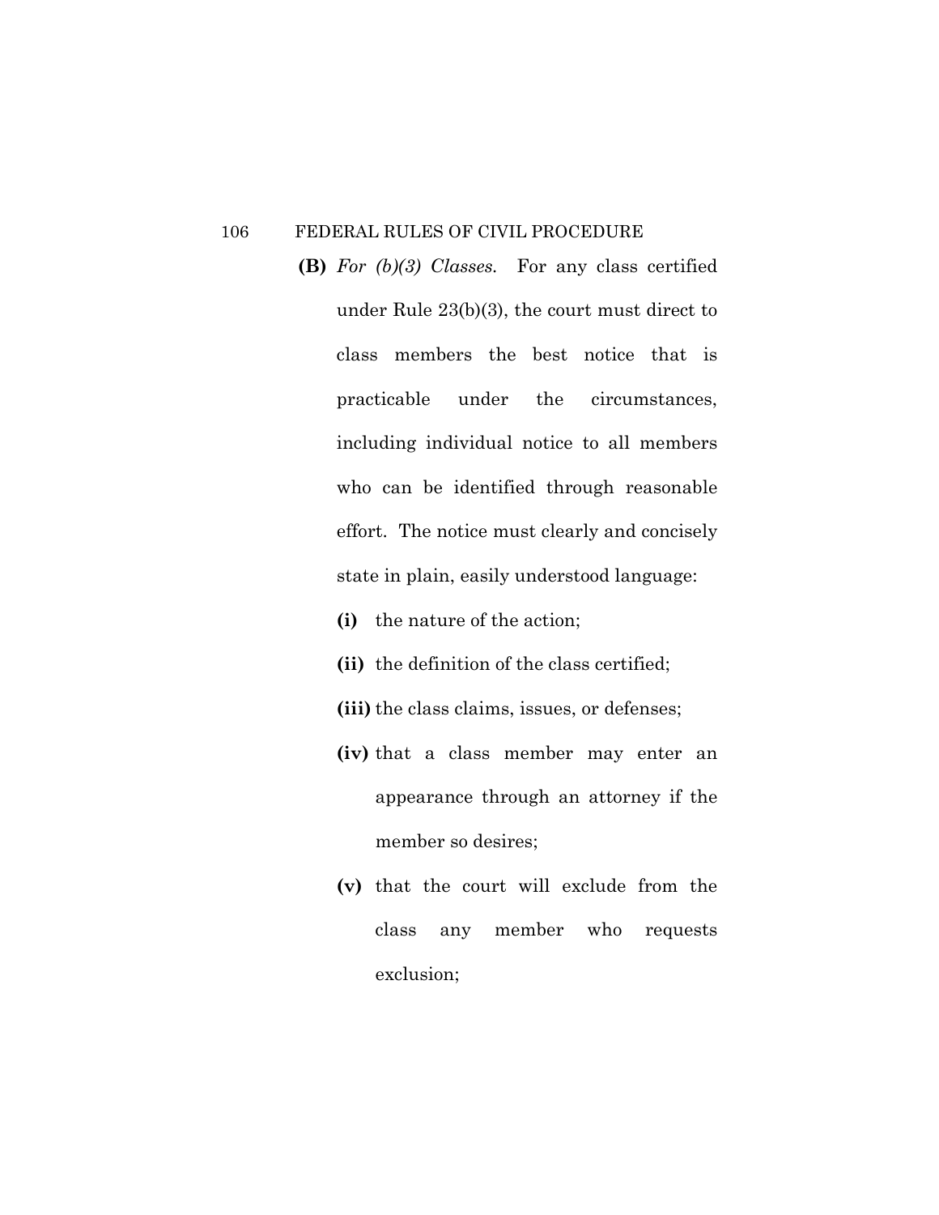**(B)** *For (b)(3) Classes.* For any class certified under Rule 23(b)(3), the court must direct to class members the best notice that is practicable under the circumstances, including individual notice to all members who can be identified through reasonable effort. The notice must clearly and concisely state in plain, easily understood language:

- **(i)** the nature of the action;
- **(ii)** the definition of the class certified;
- **(iii)** the class claims, issues, or defenses;
- **(iv)** that a class member may enter an appearance through an attorney if the member so desires;
- **(v)** that the court will exclude from the class any member who requests exclusion;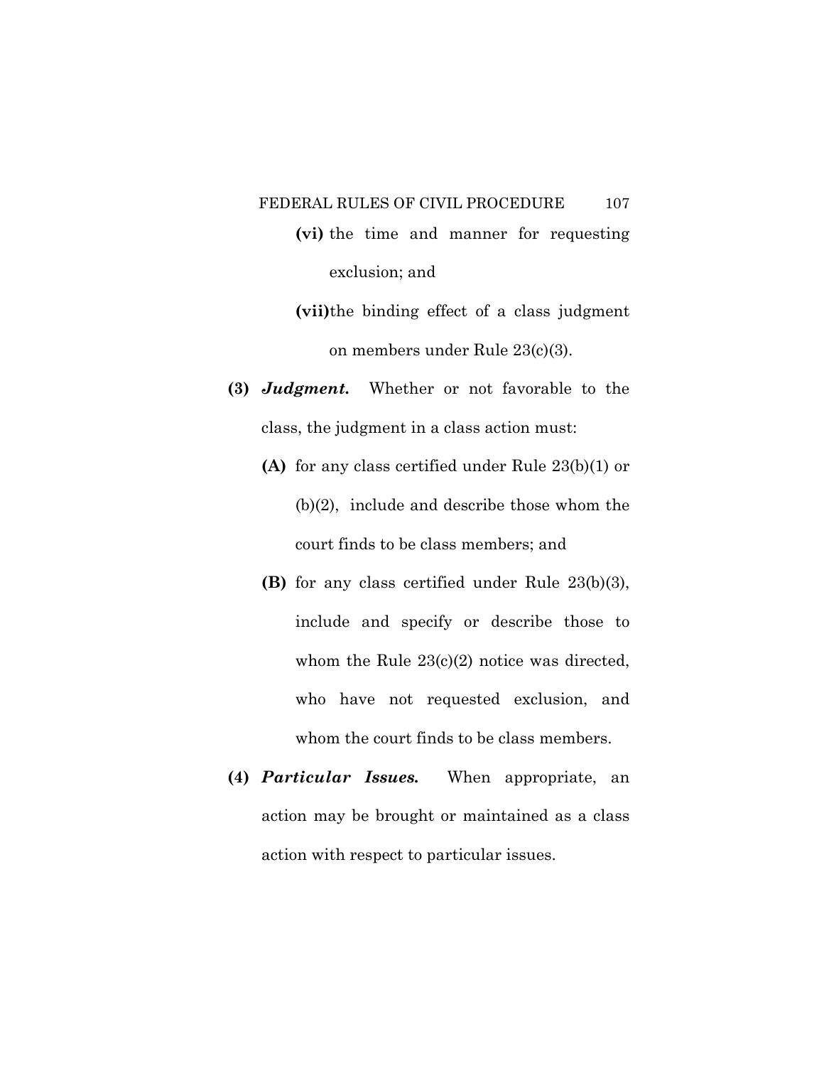**(vi)** the time and manner for requesting exclusion; and

**(vii)** the binding effect of a class judgment on members under Rule 23(c)(3).

**(3)** ***Judgment.*** Whether or not favorable to the class, the judgment in a class action must:

**(A)** for any class certified under Rule 23(b)(1) or (b)(2), include and describe those whom the court finds to be class members; and

**(B)** for any class certified under Rule 23(b)(3), include and specify or describe those to whom the Rule 23(c)(2) notice was directed, who have not requested exclusion, and whom the court finds to be class members.

**(4)** ***Particular Issues.*** When appropriate, an action may be brought or maintained as a class action with respect to particular issues.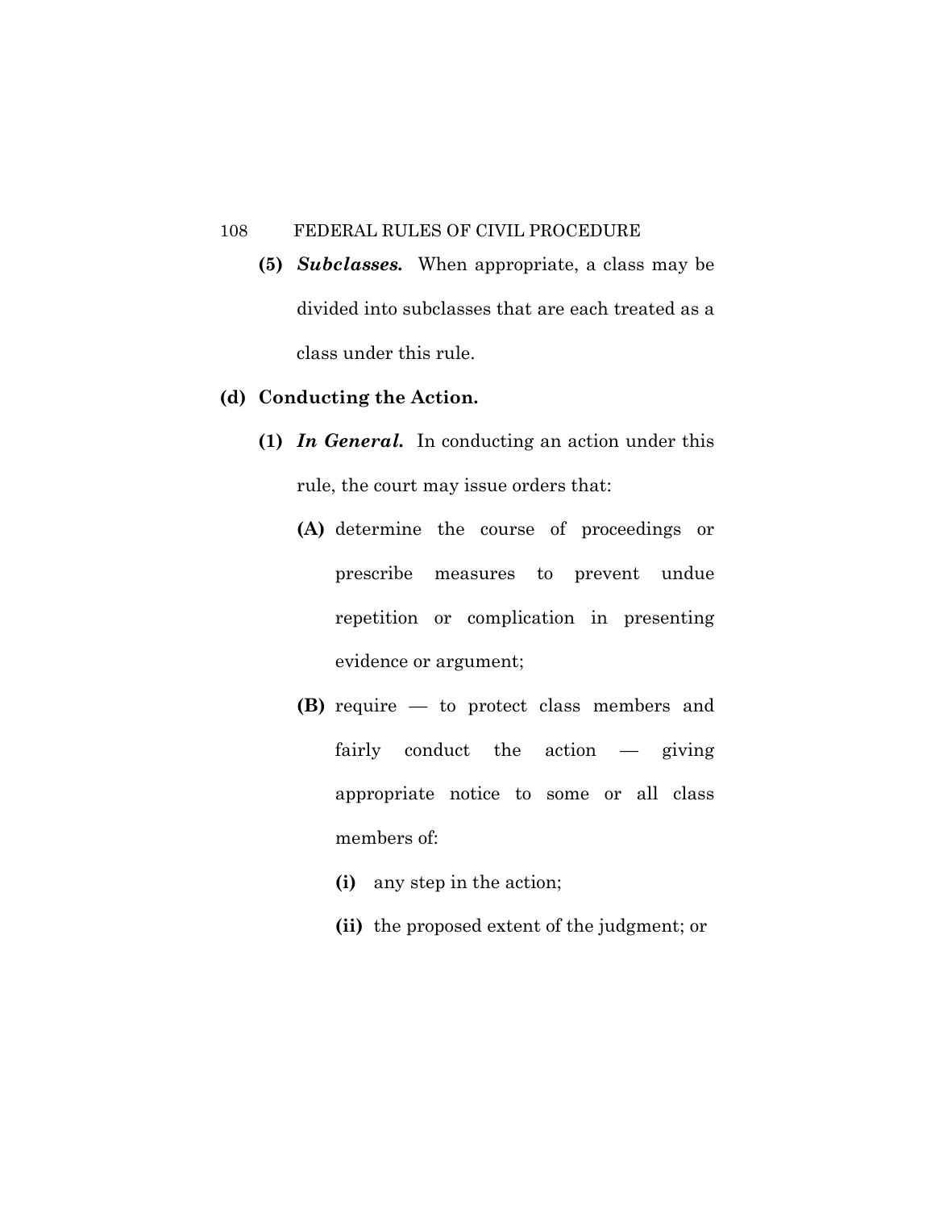**(5)** ***Subclasses.*** When appropriate, a class may be divided into subclasses that are each treated as a class under this rule.

**(d) Conducting the Action.**

**(1)** ***In General.*** In conducting an action under this rule, the court may issue orders that:

**(A)** determine the course of proceedings or prescribe measures to prevent undue repetition or complication in presenting evidence or argument;

**(B)** require — to protect class members and fairly conduct the action — giving appropriate notice to some or all class members of:

**(i)** any step in the action;

**(ii)** the proposed extent of the judgment; or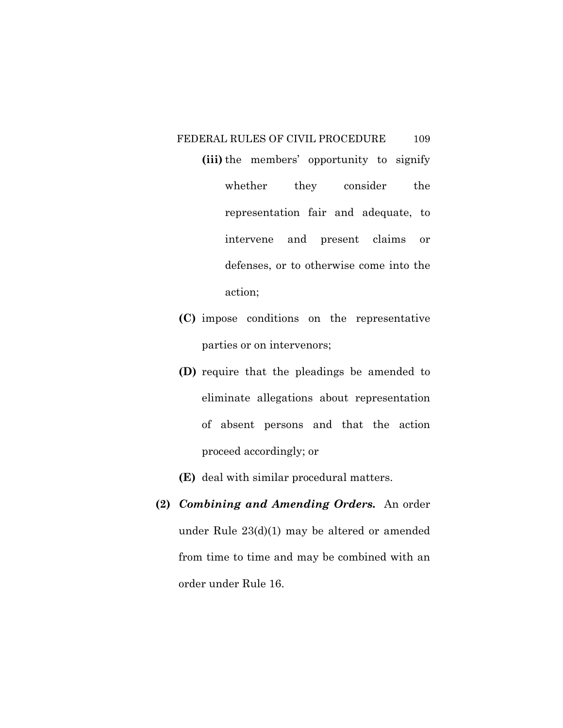**(iii)** the members' opportunity to signify whether they consider the representation fair and adequate, to intervene and present claims or defenses, or to otherwise come into the action;

**(C)** impose conditions on the representative parties or on intervenors;

**(D)** require that the pleadings be amended to eliminate allegations about representation of absent persons and that the action proceed accordingly; or

**(E)** deal with similar procedural matters.

**(2)** ***Combining and Amending Orders.*** An order under Rule 23(d)(1) may be altered or amended from time to time and may be combined with an order under Rule 16.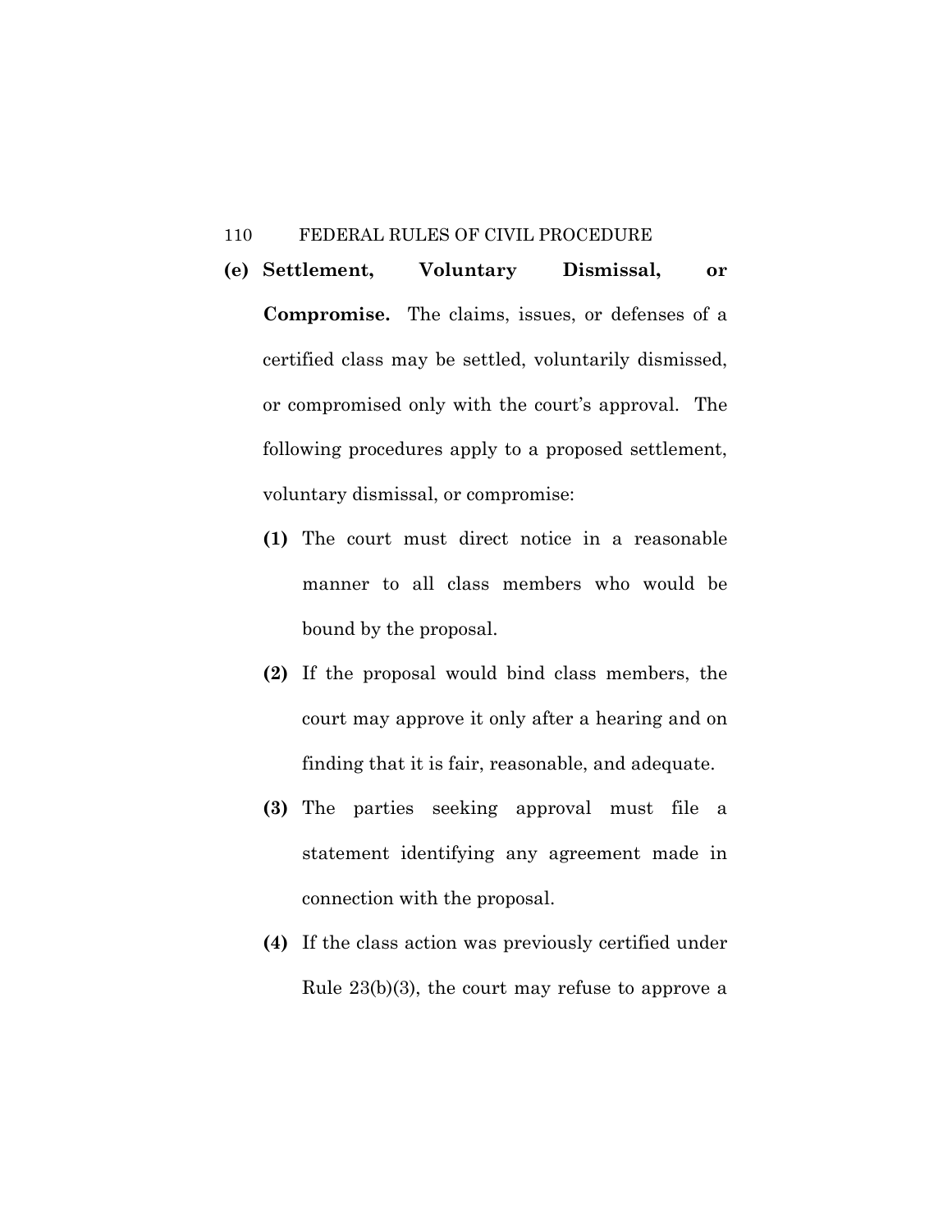**(e) Settlement, Voluntary Dismissal, or Compromise.** The claims, issues, or defenses of a certified class may be settled, voluntarily dismissed, or compromised only with the court's approval. The following procedures apply to a proposed settlement, voluntary dismissal, or compromise:

**(1)** The court must direct notice in a reasonable manner to all class members who would be bound by the proposal.

**(2)** If the proposal would bind class members, the court may approve it only after a hearing and on finding that it is fair, reasonable, and adequate.

**(3)** The parties seeking approval must file a statement identifying any agreement made in connection with the proposal.

**(4)** If the class action was previously certified under Rule 23(b)(3), the court may refuse to approve a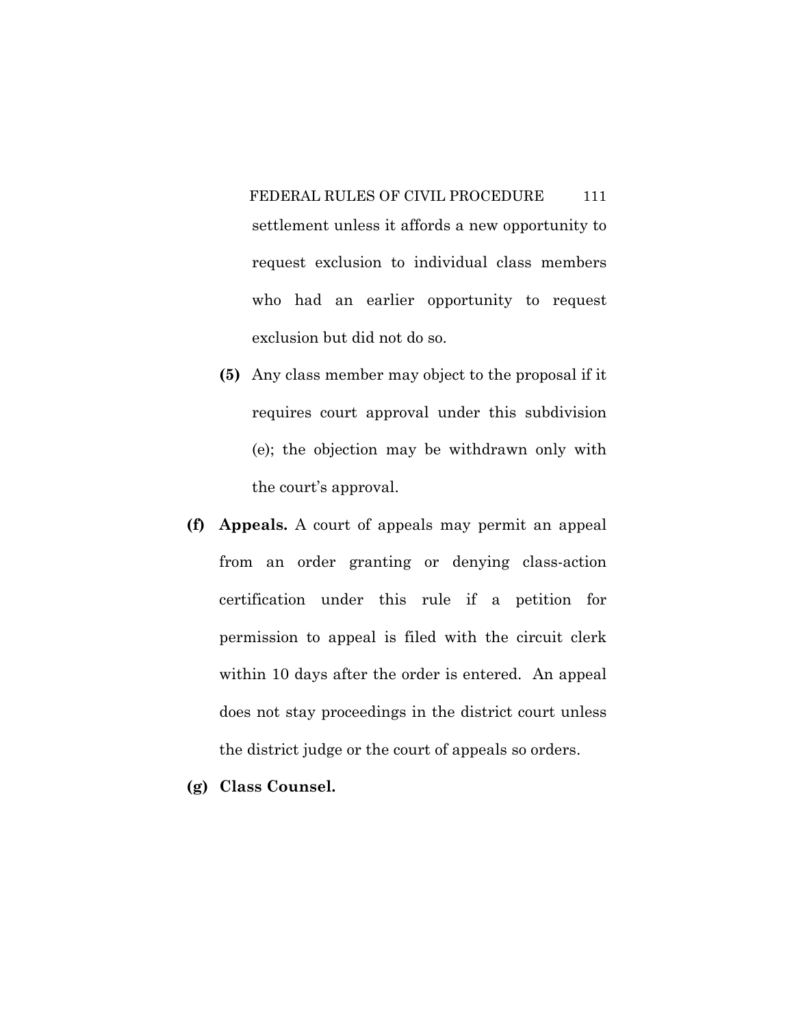settlement unless it affords a new opportunity to request exclusion to individual class members who had an earlier opportunity to request exclusion but did not do so.

**(5)** Any class member may object to the proposal if it requires court approval under this subdivision (e); the objection may be withdrawn only with the court's approval.

**(f) Appeals.** A court of appeals may permit an appeal from an order granting or denying class-action certification under this rule if a petition for permission to appeal is filed with the circuit clerk within 10 days after the order is entered. An appeal does not stay proceedings in the district court unless the district judge or the court of appeals so orders.

**(g) Class Counsel.**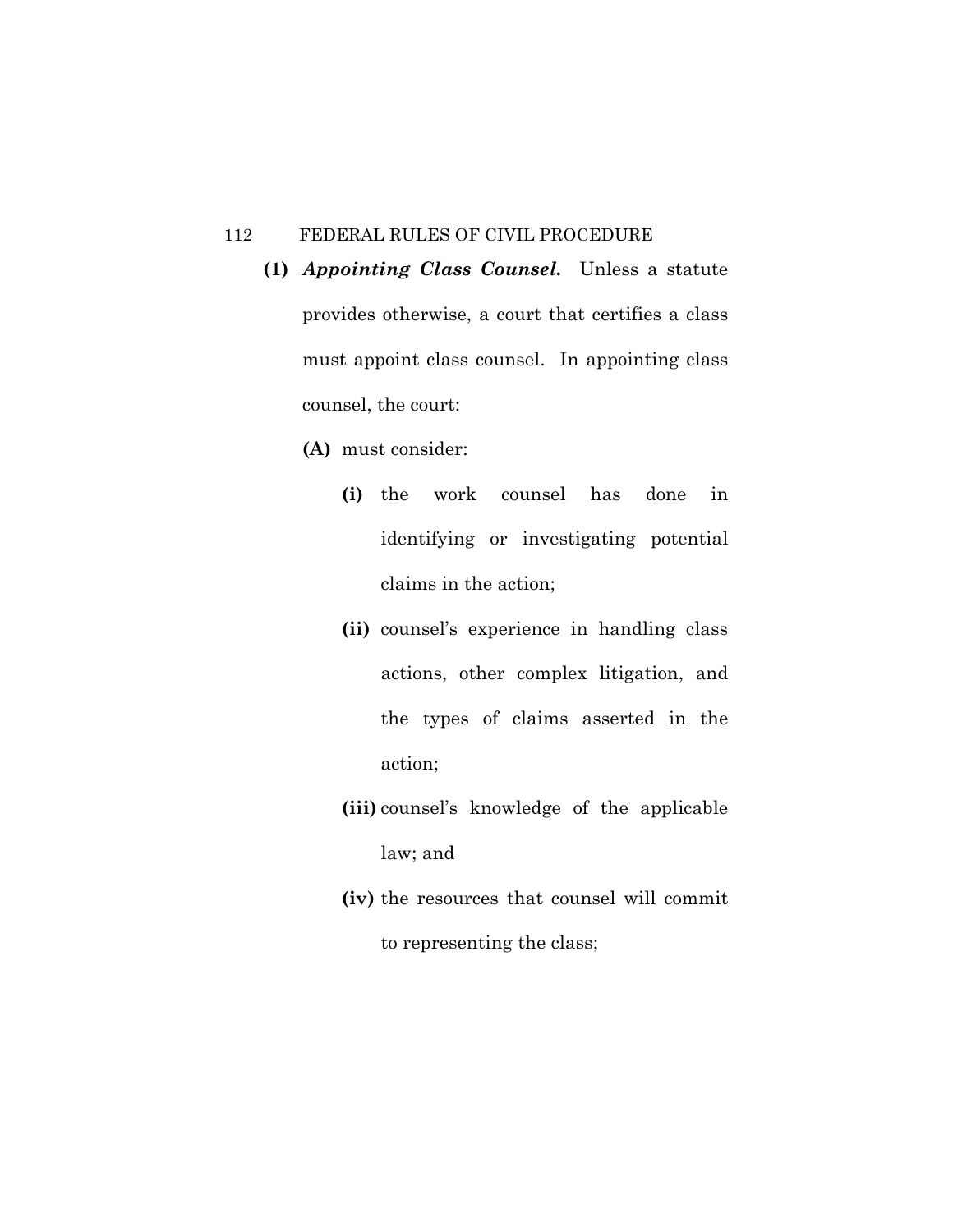**(1)** ***Appointing Class Counsel.*** Unless a statute provides otherwise, a court that certifies a class must appoint class counsel. In appointing class counsel, the court:

  **(A)** must consider:

   **(i)** the work counsel has done in identifying or investigating potential claims in the action;

   **(ii)** counsel's experience in handling class actions, other complex litigation, and the types of claims asserted in the action;

   **(iii)** counsel's knowledge of the applicable law; and

   **(iv)** the resources that counsel will commit to representing the class;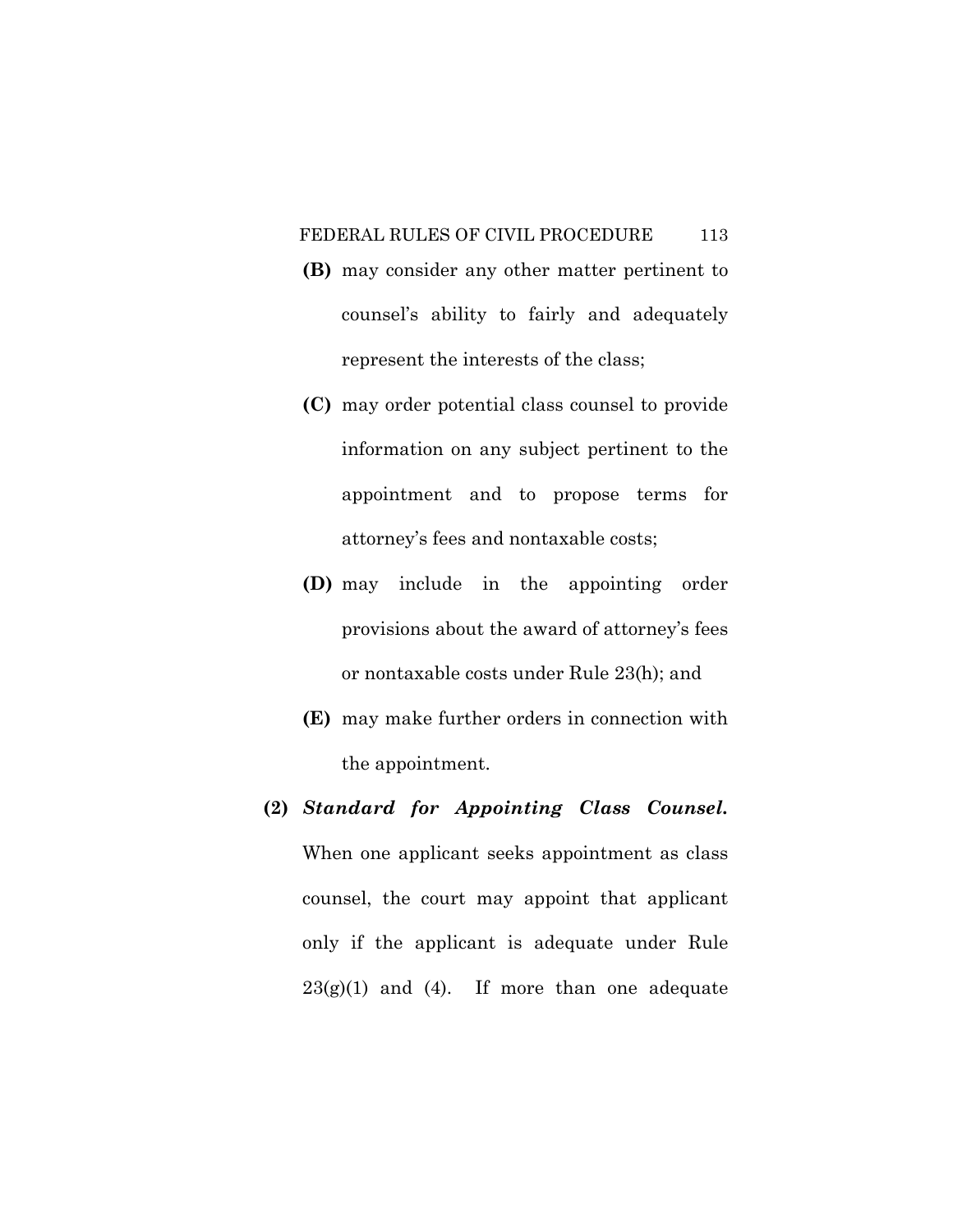**(B)** may consider any other matter pertinent to counsel's ability to fairly and adequately represent the interests of the class;

**(C)** may order potential class counsel to provide information on any subject pertinent to the appointment and to propose terms for attorney's fees and nontaxable costs;

**(D)** may include in the appointing order provisions about the award of attorney's fees or nontaxable costs under Rule 23(h); and

**(E)** may make further orders in connection with the appointment.

**(2)** ***Standard for Appointing Class Counsel.*** When one applicant seeks appointment as class counsel, the court may appoint that applicant only if the applicant is adequate under Rule 23(g)(1) and (4). If more than one adequate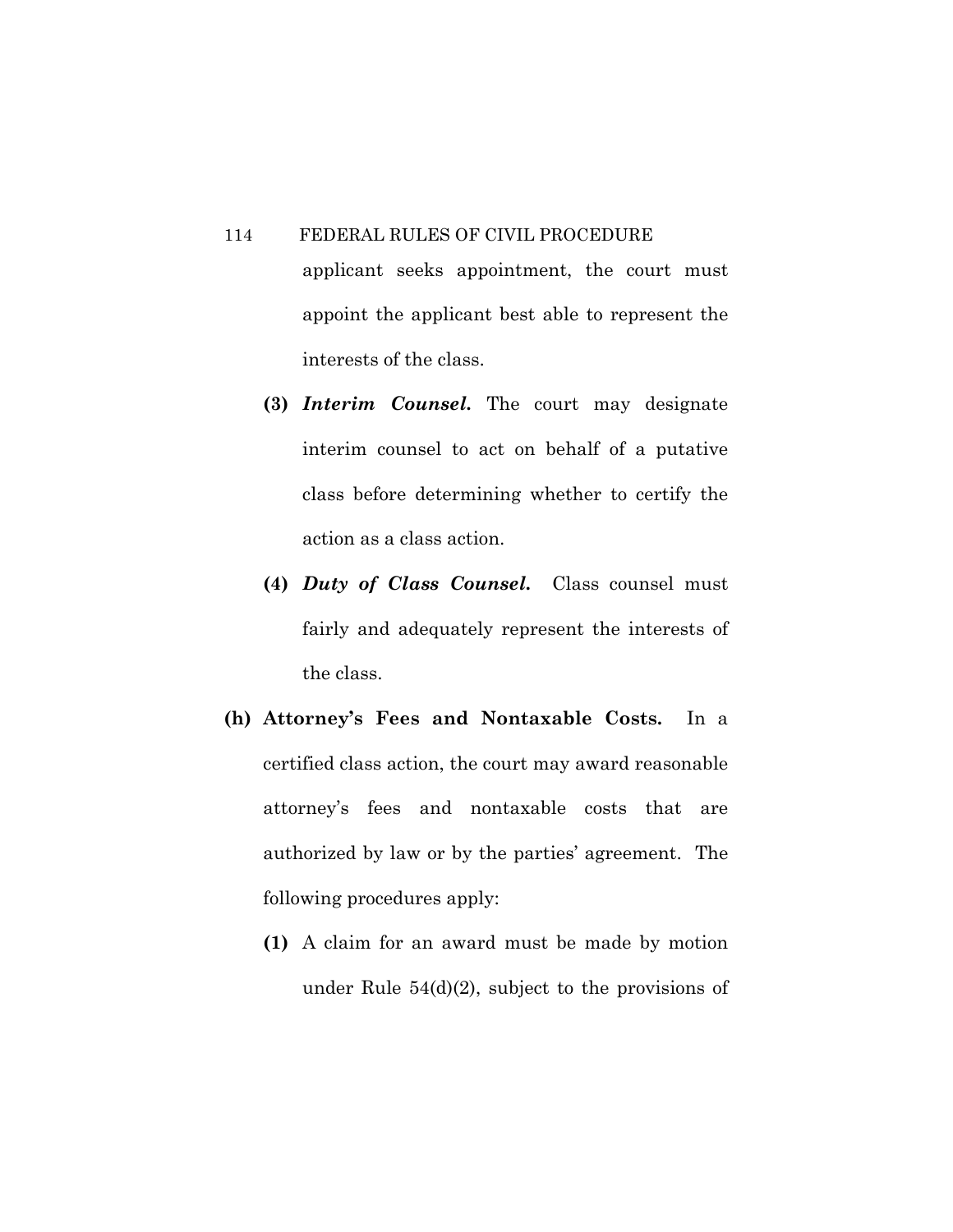applicant seeks appointment, the court must appoint the applicant best able to represent the interests of the class.

**(3)** ***Interim Counsel.*** The court may designate interim counsel to act on behalf of a putative class before determining whether to certify the action as a class action.

**(4)** ***Duty of Class Counsel.*** Class counsel must fairly and adequately represent the interests of the class.

**(h) Attorney's Fees and Nontaxable Costs.** In a certified class action, the court may award reasonable attorney's fees and nontaxable costs that are authorized by law or by the parties' agreement. The following procedures apply:

**(1)** A claim for an award must be made by motion under Rule 54(d)(2), subject to the provisions of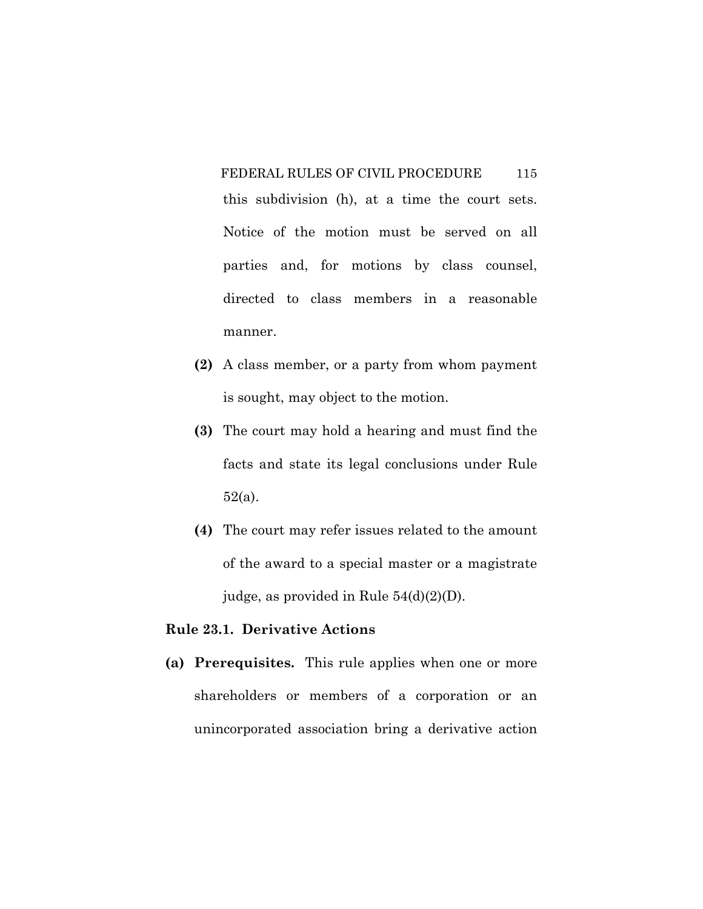this subdivision (h), at a time the court sets. Notice of the motion must be served on all parties and, for motions by class counsel, directed to class members in a reasonable manner.

**(2)** A class member, or a party from whom payment is sought, may object to the motion.

**(3)** The court may hold a hearing and must find the facts and state its legal conclusions under Rule 52(a).

**(4)** The court may refer issues related to the amount of the award to a special master or a magistrate judge, as provided in Rule 54(d)(2)(D).

**Rule 23.1. Derivative Actions**

**(a) Prerequisites.** This rule applies when one or more shareholders or members of a corporation or an unincorporated association bring a derivative action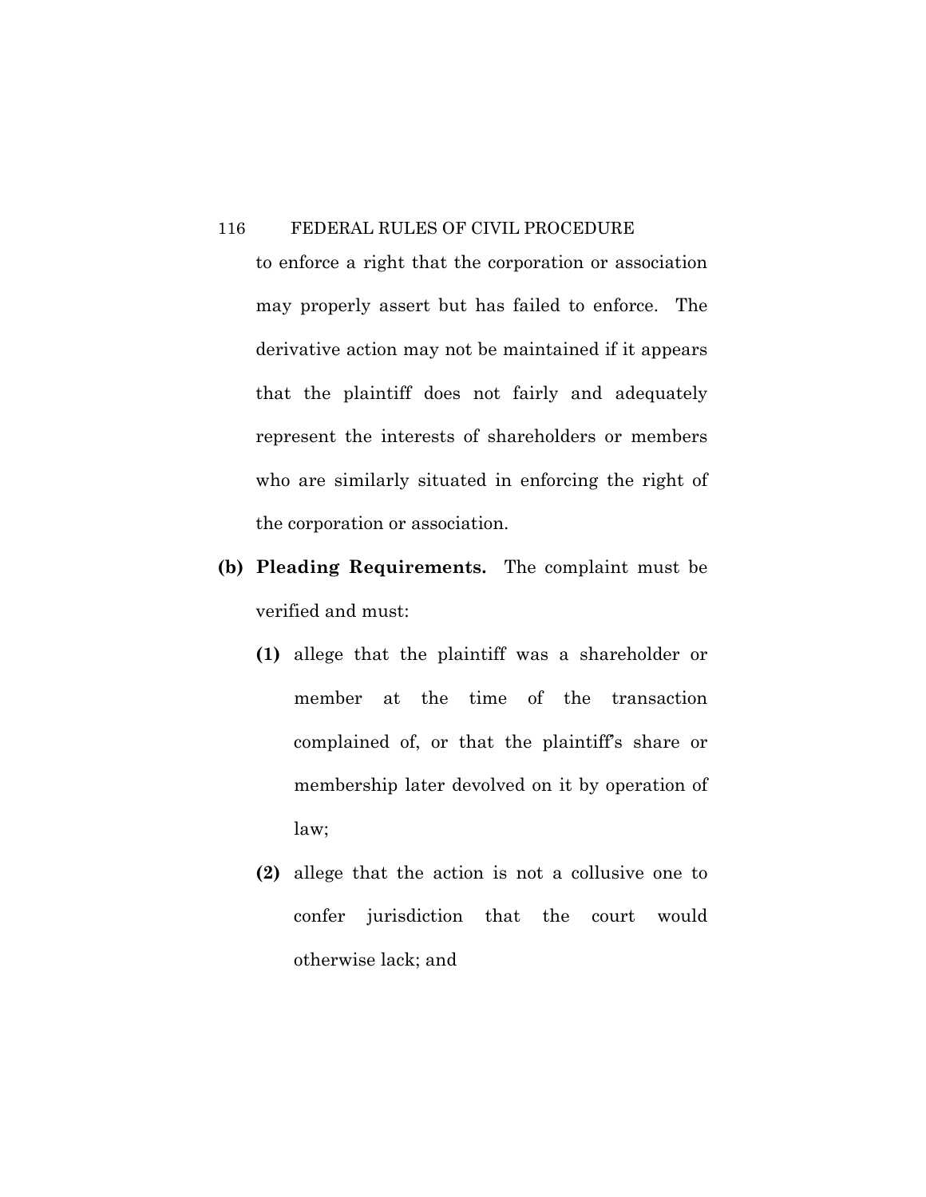to enforce a right that the corporation or association may properly assert but has failed to enforce. The derivative action may not be maintained if it appears that the plaintiff does not fairly and adequately represent the interests of shareholders or members who are similarly situated in enforcing the right of the corporation or association.

**(b) Pleading Requirements.** The complaint must be verified and must:

- **(1)** allege that the plaintiff was a shareholder or member at the time of the transaction complained of, or that the plaintiff's share or membership later devolved on it by operation of law;

- **(2)** allege that the action is not a collusive one to confer jurisdiction that the court would otherwise lack; and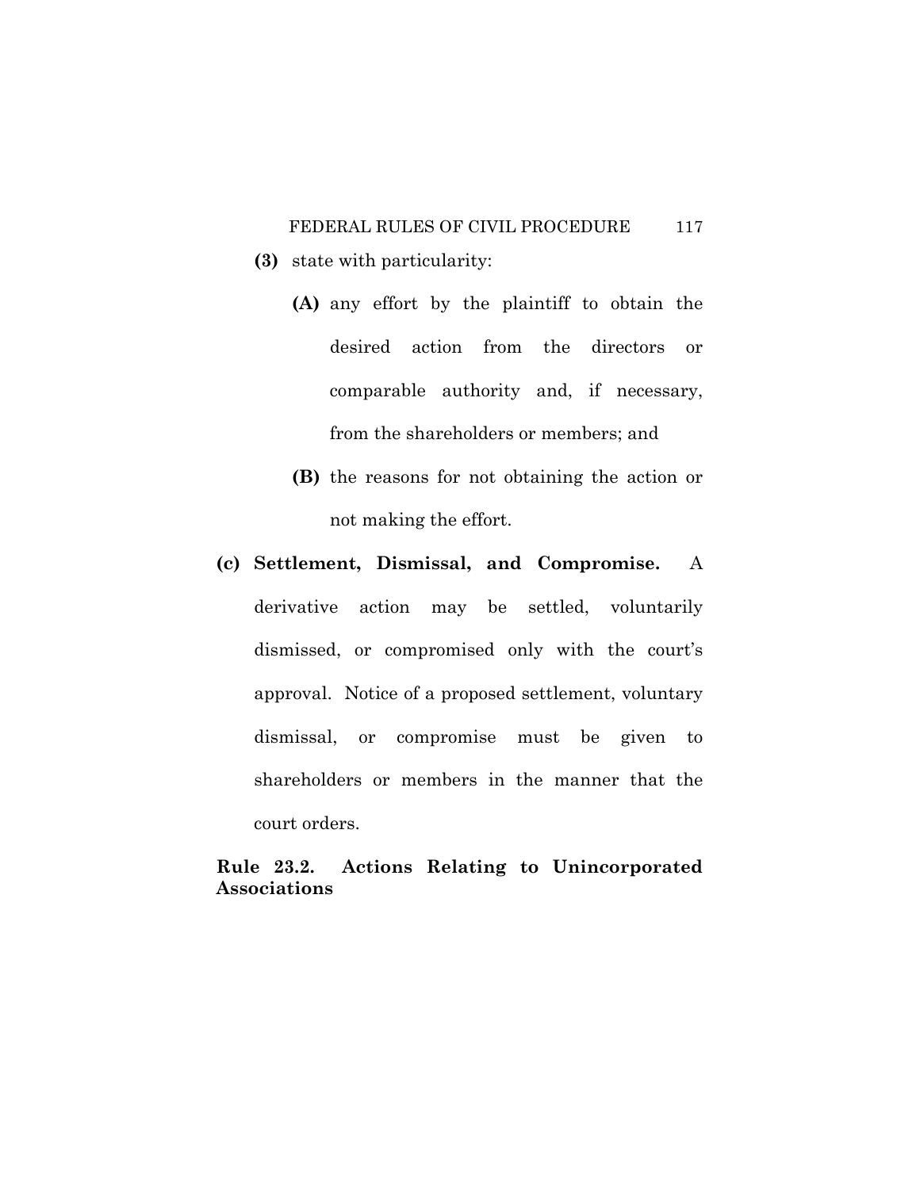**(3)** state with particularity:

**(A)** any effort by the plaintiff to obtain the desired action from the directors or comparable authority and, if necessary, from the shareholders or members; and

**(B)** the reasons for not obtaining the action or not making the effort.

**(c) Settlement, Dismissal, and Compromise.** A derivative action may be settled, voluntarily dismissed, or compromised only with the court's approval. Notice of a proposed settlement, voluntary dismissal, or compromise must be given to shareholders or members in the manner that the court orders.

## Rule 23.2. Actions Relating to Unincorporated Associations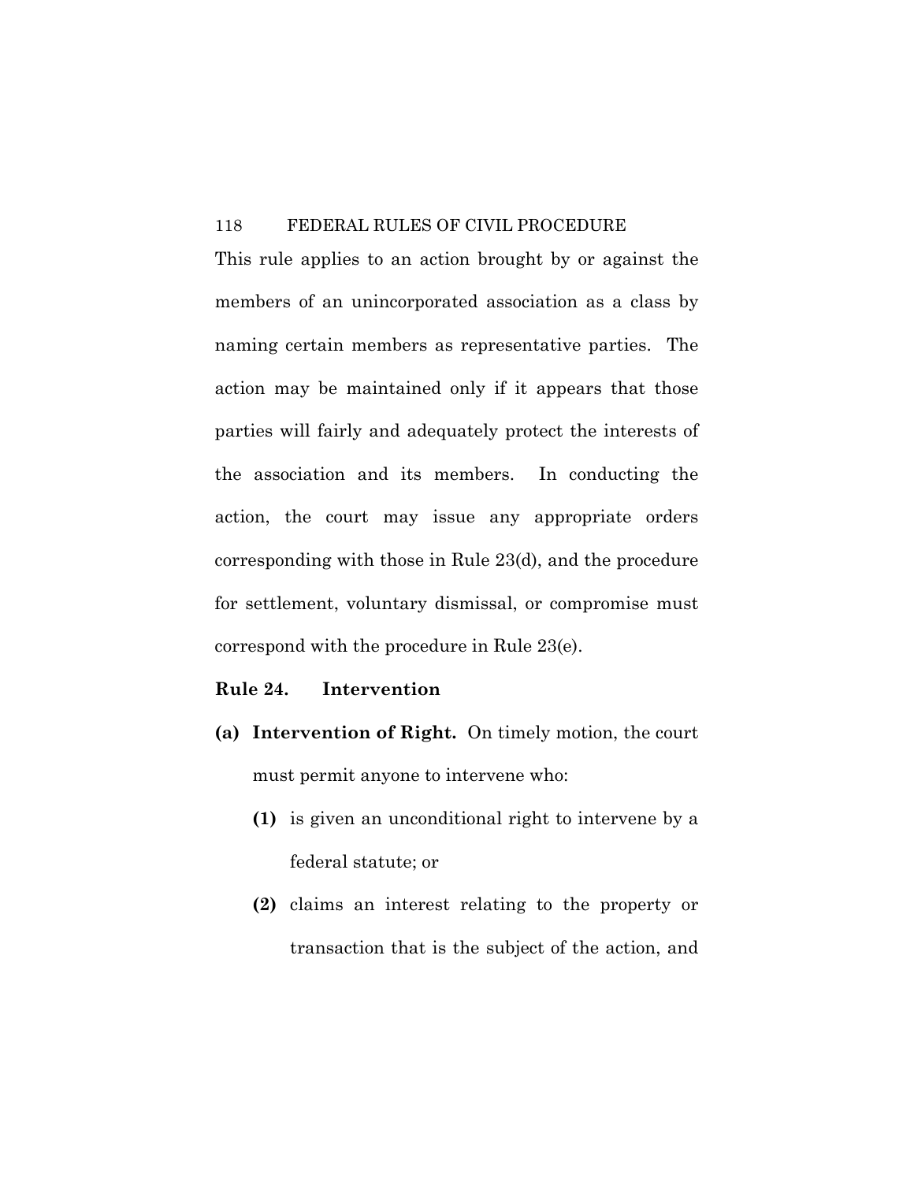This rule applies to an action brought by or against the members of an unincorporated association as a class by naming certain members as representative parties. The action may be maintained only if it appears that those parties will fairly and adequately protect the interests of the association and its members. In conducting the action, the court may issue any appropriate orders corresponding with those in Rule 23(d), and the procedure for settlement, voluntary dismissal, or compromise must correspond with the procedure in Rule 23(e).

## Rule 24. Intervention

**(a) Intervention of Right.** On timely motion, the court must permit anyone to intervene who:

- **(1)** is given an unconditional right to intervene by a federal statute; or
- **(2)** claims an interest relating to the property or transaction that is the subject of the action, and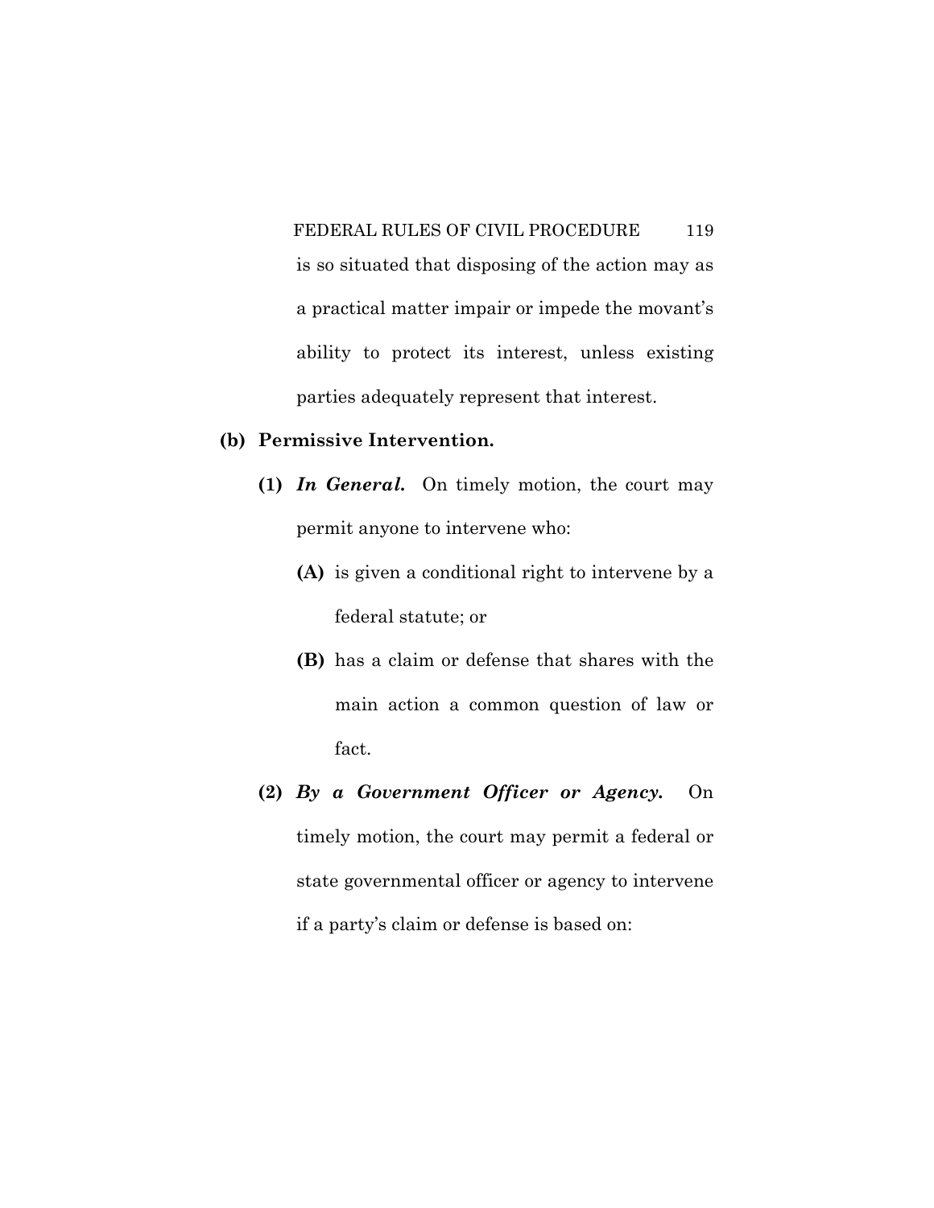is so situated that disposing of the action may as a practical matter impair or impede the movant's ability to protect its interest, unless existing parties adequately represent that interest.

**(b) Permissive Intervention.**

**(1)** ***In General.*** On timely motion, the court may permit anyone to intervene who:

**(A)** is given a conditional right to intervene by a federal statute; or

**(B)** has a claim or defense that shares with the main action a common question of law or fact.

**(2)** ***By a Government Officer or Agency.*** On timely motion, the court may permit a federal or state governmental officer or agency to intervene if a party's claim or defense is based on: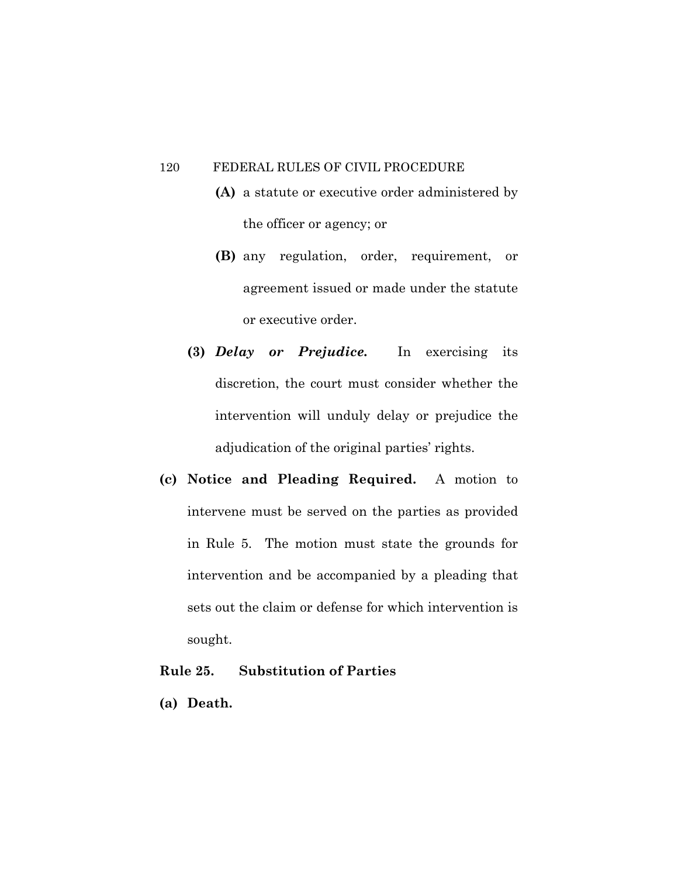**(A)** a statute or executive order administered by the officer or agency; or

**(B)** any regulation, order, requirement, or agreement issued or made under the statute or executive order.

**(3)** ***Delay or Prejudice.*** In exercising its discretion, the court must consider whether the intervention will unduly delay or prejudice the adjudication of the original parties' rights.

**(c) Notice and Pleading Required.** A motion to intervene must be served on the parties as provided in Rule 5. The motion must state the grounds for intervention and be accompanied by a pleading that sets out the claim or defense for which intervention is sought.

## Rule 25. Substitution of Parties

**(a) Death.**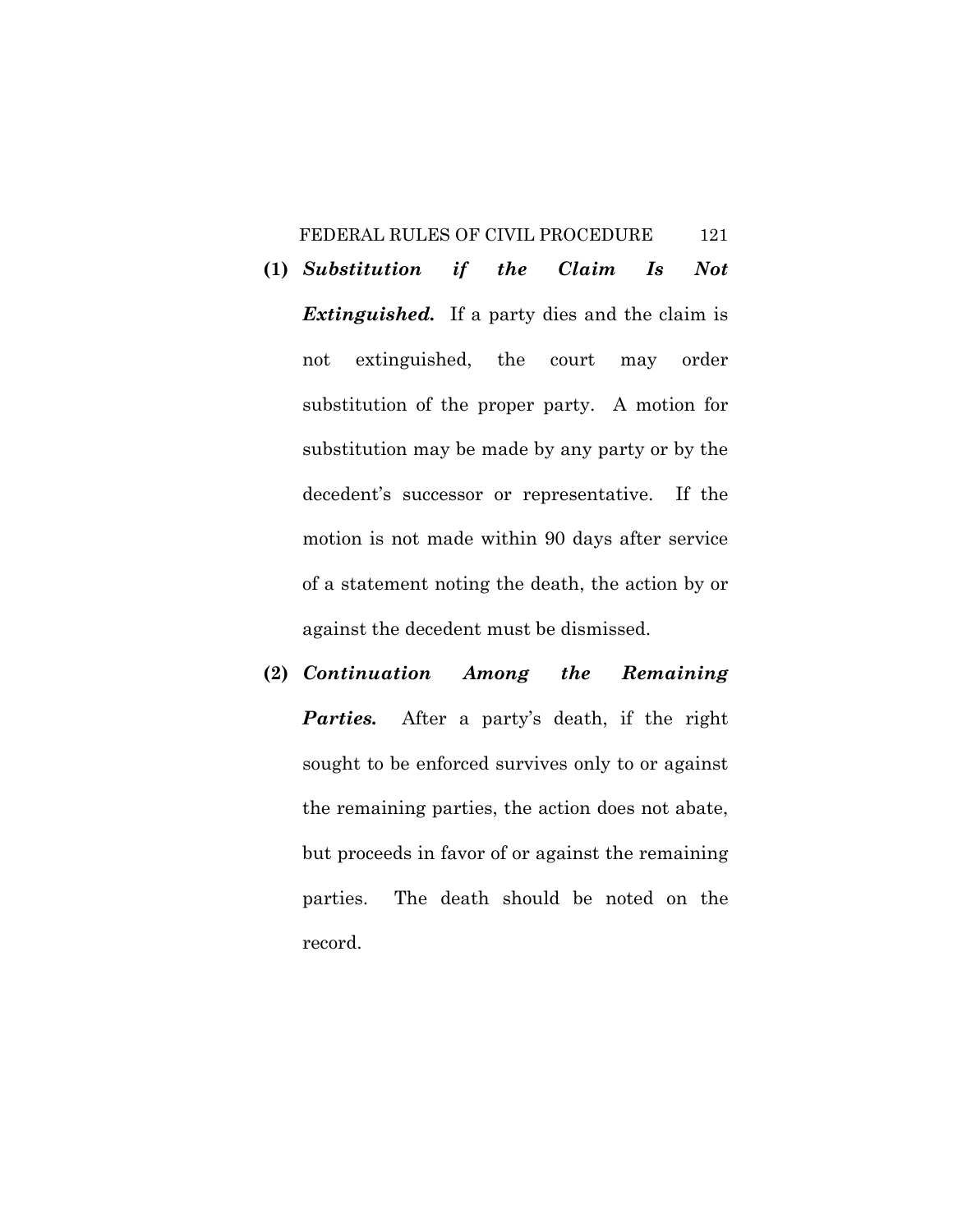**(1)** ***Substitution if the Claim Is Not Extinguished.*** If a party dies and the claim is not extinguished, the court may order substitution of the proper party. A motion for substitution may be made by any party or by the decedent's successor or representative. If the motion is not made within 90 days after service of a statement noting the death, the action by or against the decedent must be dismissed.

**(2)** ***Continuation Among the Remaining Parties.*** After a party's death, if the right sought to be enforced survives only to or against the remaining parties, the action does not abate, but proceeds in favor of or against the remaining parties. The death should be noted on the record.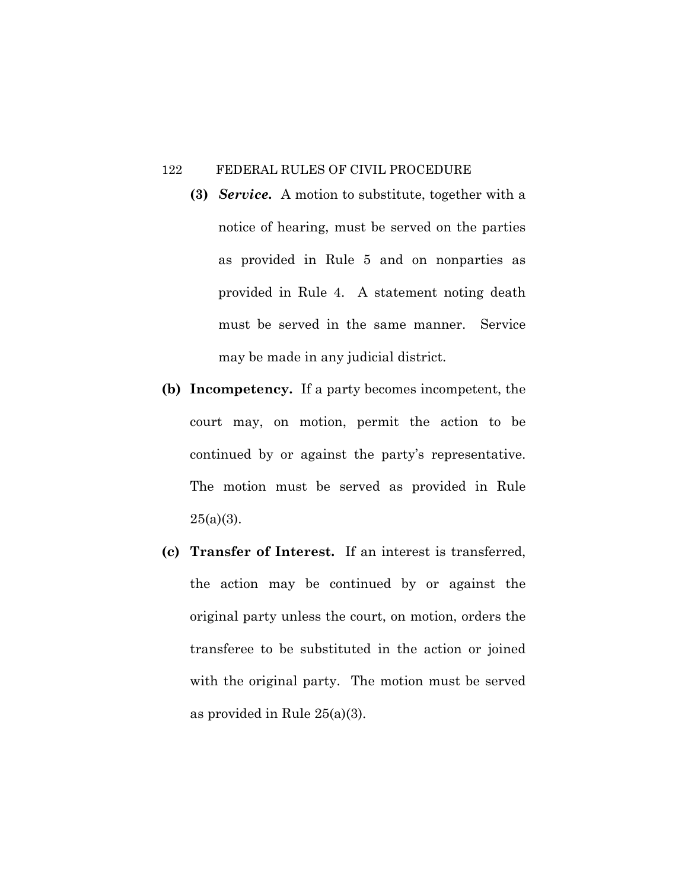**(3)** ***Service.*** A motion to substitute, together with a notice of hearing, must be served on the parties as provided in Rule 5 and on nonparties as provided in Rule 4. A statement noting death must be served in the same manner. Service may be made in any judicial district.

**(b) Incompetency.** If a party becomes incompetent, the court may, on motion, permit the action to be continued by or against the party's representative. The motion must be served as provided in Rule 25(a)(3).

**(c) Transfer of Interest.** If an interest is transferred, the action may be continued by or against the original party unless the court, on motion, orders the transferee to be substituted in the action or joined with the original party. The motion must be served as provided in Rule 25(a)(3).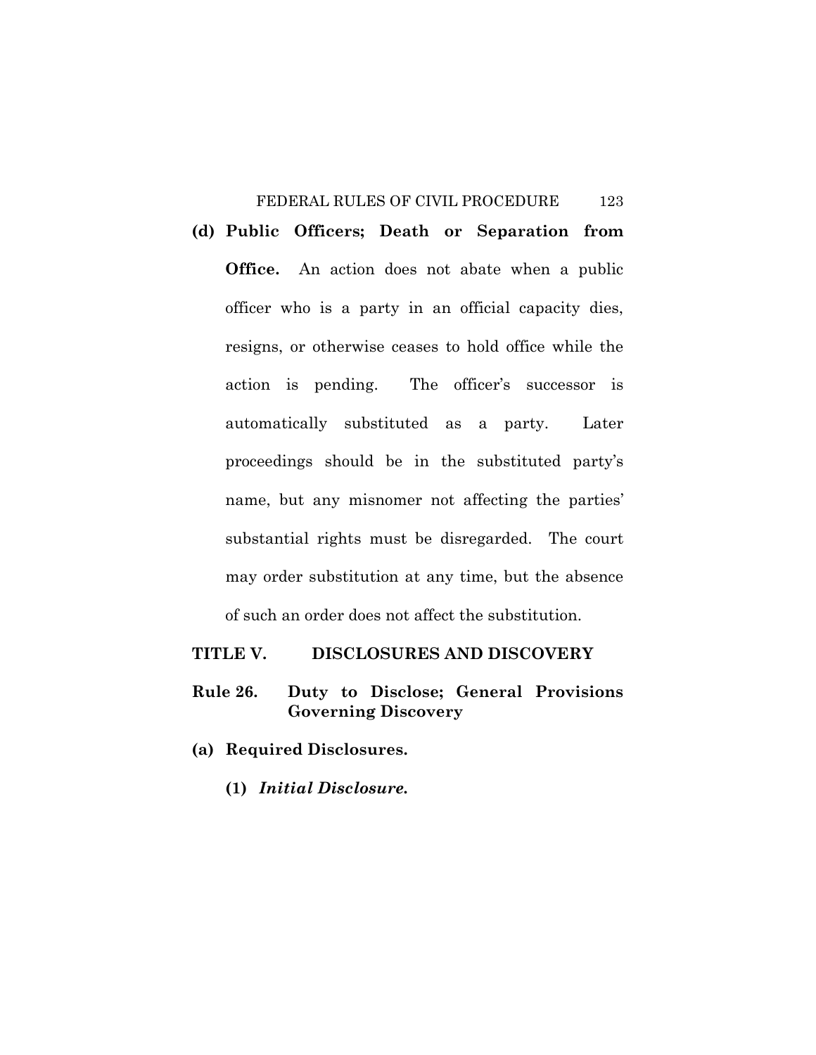**(d) Public Officers; Death or Separation from Office.** An action does not abate when a public officer who is a party in an official capacity dies, resigns, or otherwise ceases to hold office while the action is pending. The officer's successor is automatically substituted as a party. Later proceedings should be in the substituted party's name, but any misnomer not affecting the parties' substantial rights must be disregarded. The court may order substitution at any time, but the absence of such an order does not affect the substitution.

## TITLE V. DISCLOSURES AND DISCOVERY

### Rule 26. Duty to Disclose; General Provisions Governing Discovery

**(a) Required Disclosures.**

**(1)** ***Initial Disclosure.***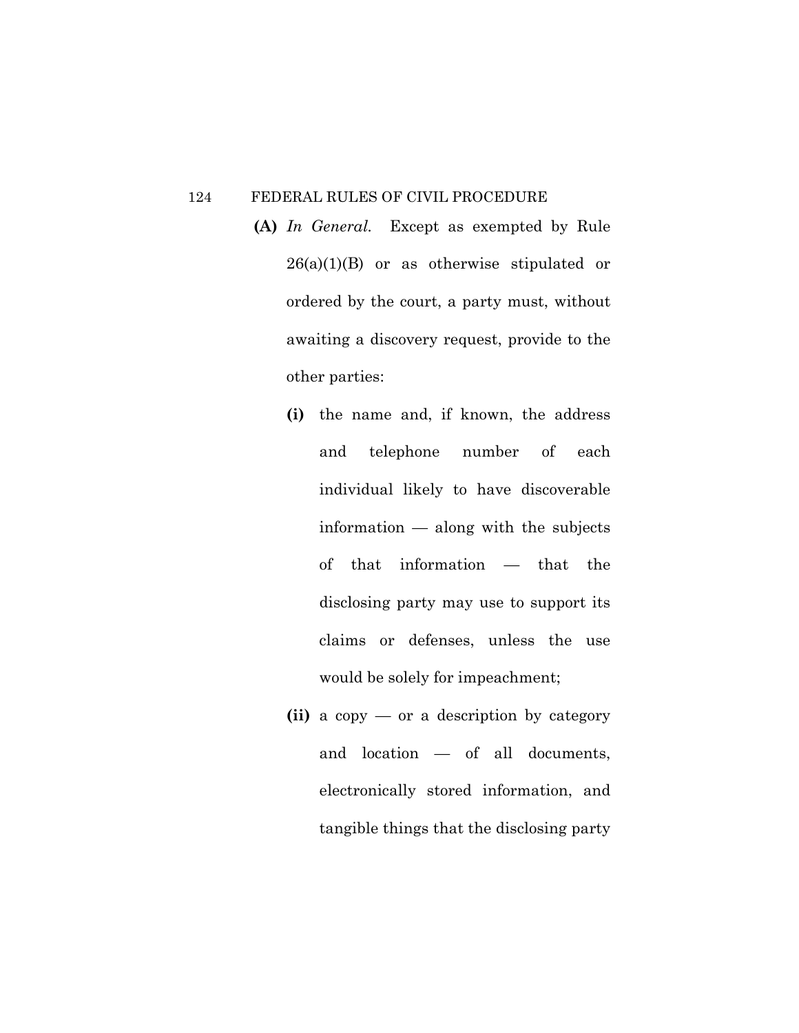**(A)** *In General.* Except as exempted by Rule 26(a)(1)(B) or as otherwise stipulated or ordered by the court, a party must, without awaiting a discovery request, provide to the other parties:

- **(i)** the name and, if known, the address and telephone number of each individual likely to have discoverable information — along with the subjects of that information — that the disclosing party may use to support its claims or defenses, unless the use would be solely for impeachment;

- **(ii)** a copy — or a description by category and location — of all documents, electronically stored information, and tangible things that the disclosing party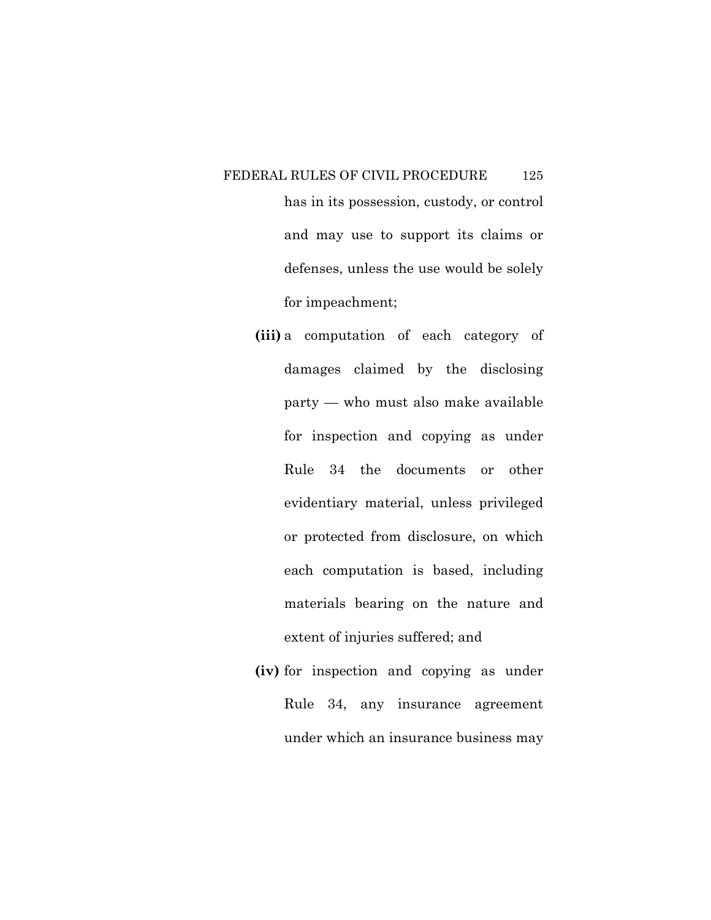has in its possession, custody, or control and may use to support its claims or defenses, unless the use would be solely for impeachment;

**(iii)** a computation of each category of damages claimed by the disclosing party — who must also make available for inspection and copying as under Rule 34 the documents or other evidentiary material, unless privileged or protected from disclosure, on which each computation is based, including materials bearing on the nature and extent of injuries suffered; and

**(iv)** for inspection and copying as under Rule 34, any insurance agreement under which an insurance business may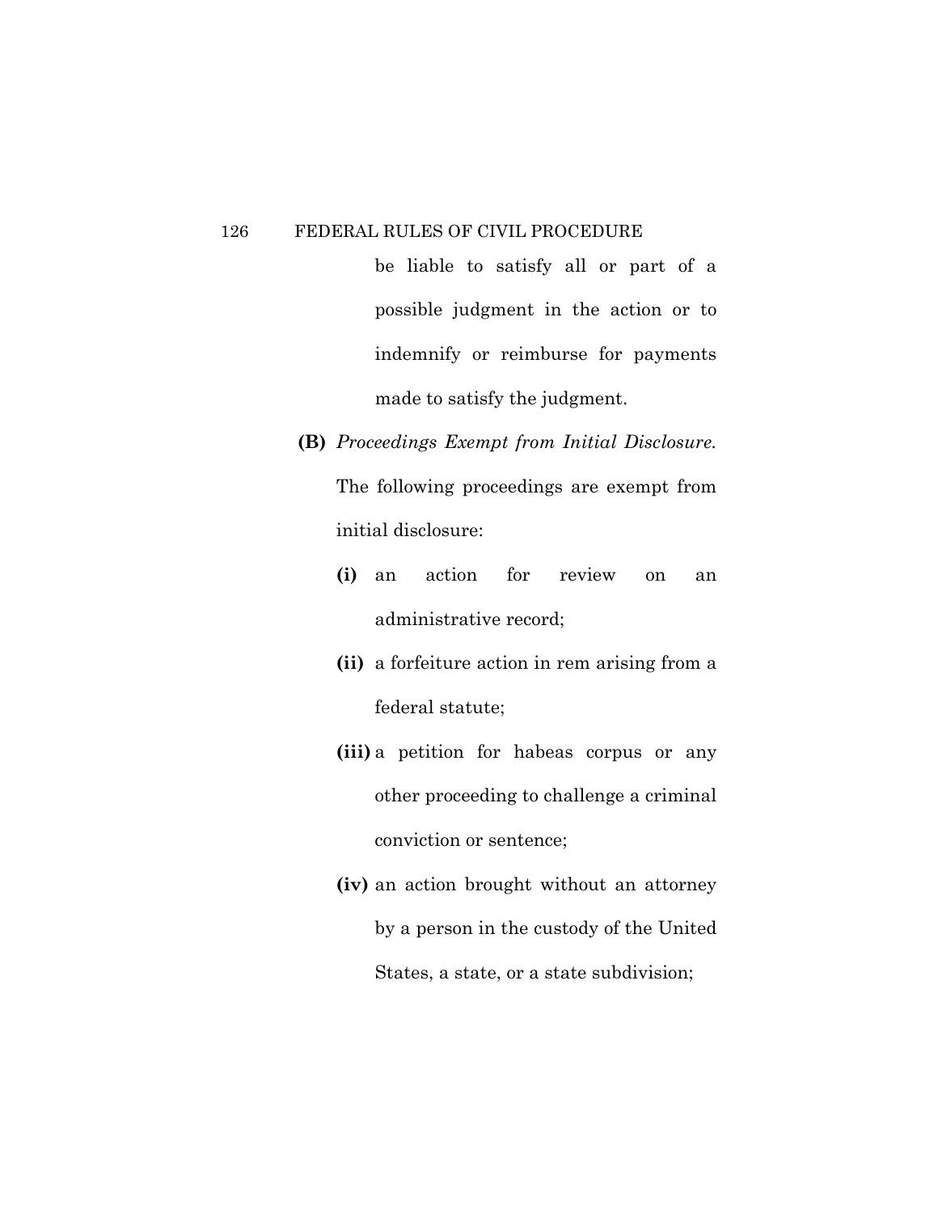be liable to satisfy all or part of a possible judgment in the action or to indemnify or reimburse for payments made to satisfy the judgment.

**(B)** *Proceedings Exempt from Initial Disclosure.* The following proceedings are exempt from initial disclosure:

**(i)** an action for review on an administrative record;

**(ii)** a forfeiture action in rem arising from a federal statute;

**(iii)** a petition for habeas corpus or any other proceeding to challenge a criminal conviction or sentence;

**(iv)** an action brought without an attorney by a person in the custody of the United States, a state, or a state subdivision;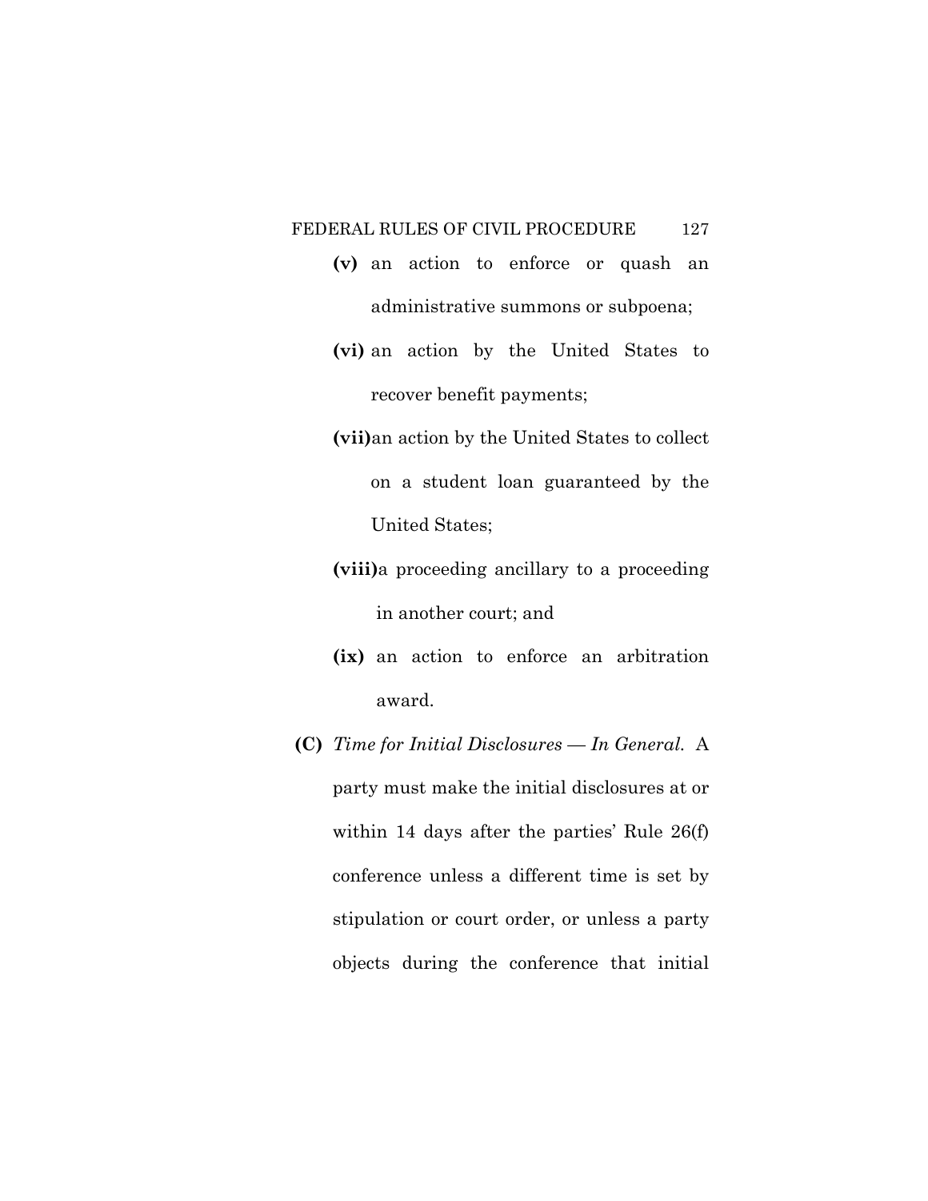**(v)** an action to enforce or quash an administrative summons or subpoena;

**(vi)** an action by the United States to recover benefit payments;

**(vii)** an action by the United States to collect on a student loan guaranteed by the United States;

**(viii)** a proceeding ancillary to a proceeding in another court; and

**(ix)** an action to enforce an arbitration award.

**(C)** *Time for Initial Disclosures — In General.* A party must make the initial disclosures at or within 14 days after the parties' Rule 26(f) conference unless a different time is set by stipulation or court order, or unless a party objects during the conference that initial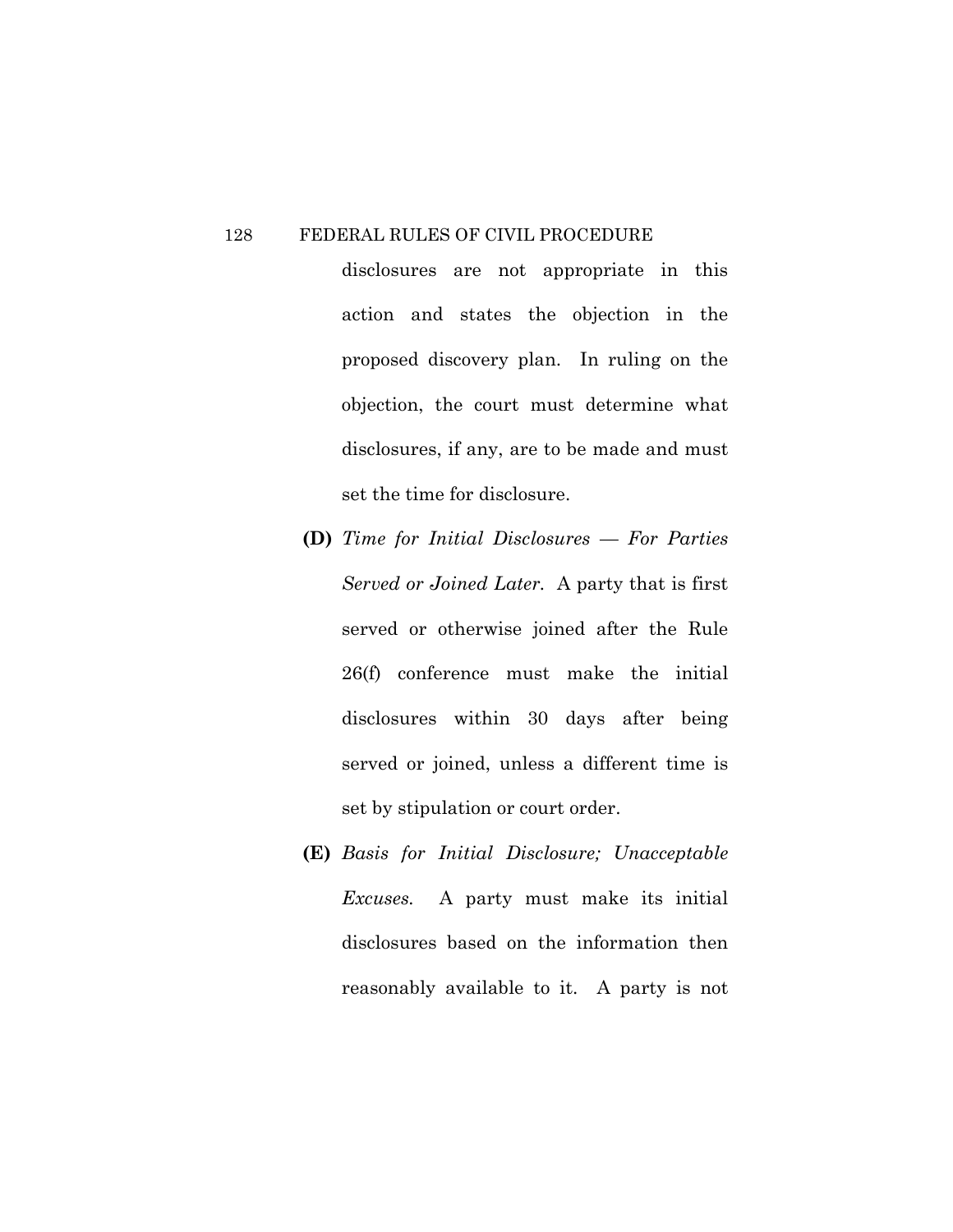disclosures are not appropriate in this action and states the objection in the proposed discovery plan. In ruling on the objection, the court must determine what disclosures, if any, are to be made and must set the time for disclosure.

**(D)** *Time for Initial Disclosures — For Parties Served or Joined Later.* A party that is first served or otherwise joined after the Rule 26(f) conference must make the initial disclosures within 30 days after being served or joined, unless a different time is set by stipulation or court order.

**(E)** *Basis for Initial Disclosure; Unacceptable Excuses.* A party must make its initial disclosures based on the information then reasonably available to it. A party is not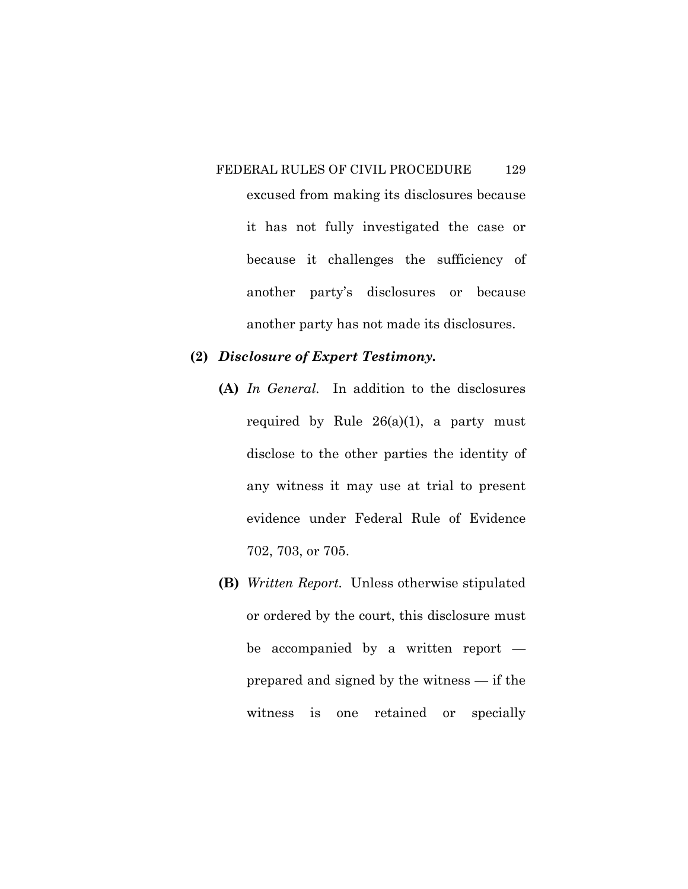excused from making its disclosures because it has not fully investigated the case or because it challenges the sufficiency of another party's disclosures or because another party has not made its disclosures.

**(2)** ***Disclosure of Expert Testimony.***

**(A)** *In General.* In addition to the disclosures required by Rule 26(a)(1), a party must disclose to the other parties the identity of any witness it may use at trial to present evidence under Federal Rule of Evidence 702, 703, or 705.

**(B)** *Written Report.* Unless otherwise stipulated or ordered by the court, this disclosure must be accompanied by a written report — prepared and signed by the witness — if the witness is one retained or specially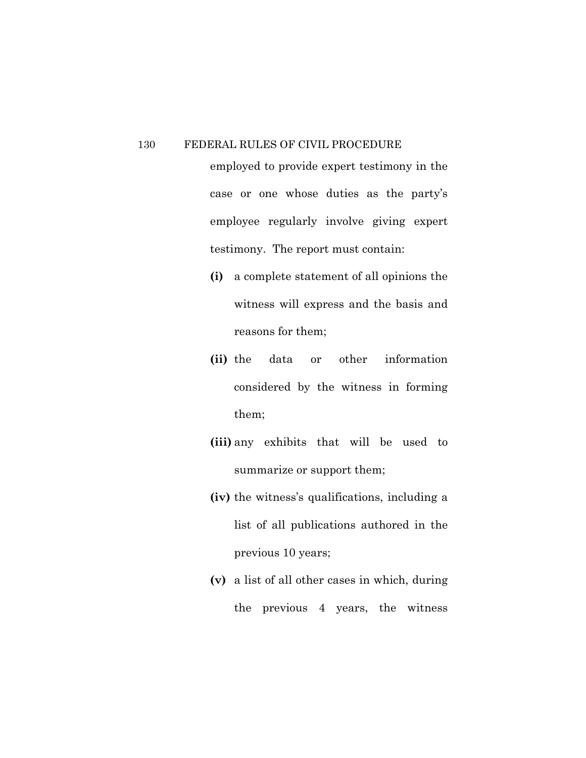employed to provide expert testimony in the case or one whose duties as the party's employee regularly involve giving expert testimony. The report must contain:

**(i)** a complete statement of all opinions the witness will express and the basis and reasons for them;

**(ii)** the data or other information considered by the witness in forming them;

**(iii)** any exhibits that will be used to summarize or support them;

**(iv)** the witness's qualifications, including a list of all publications authored in the previous 10 years;

**(v)** a list of all other cases in which, during the previous 4 years, the witness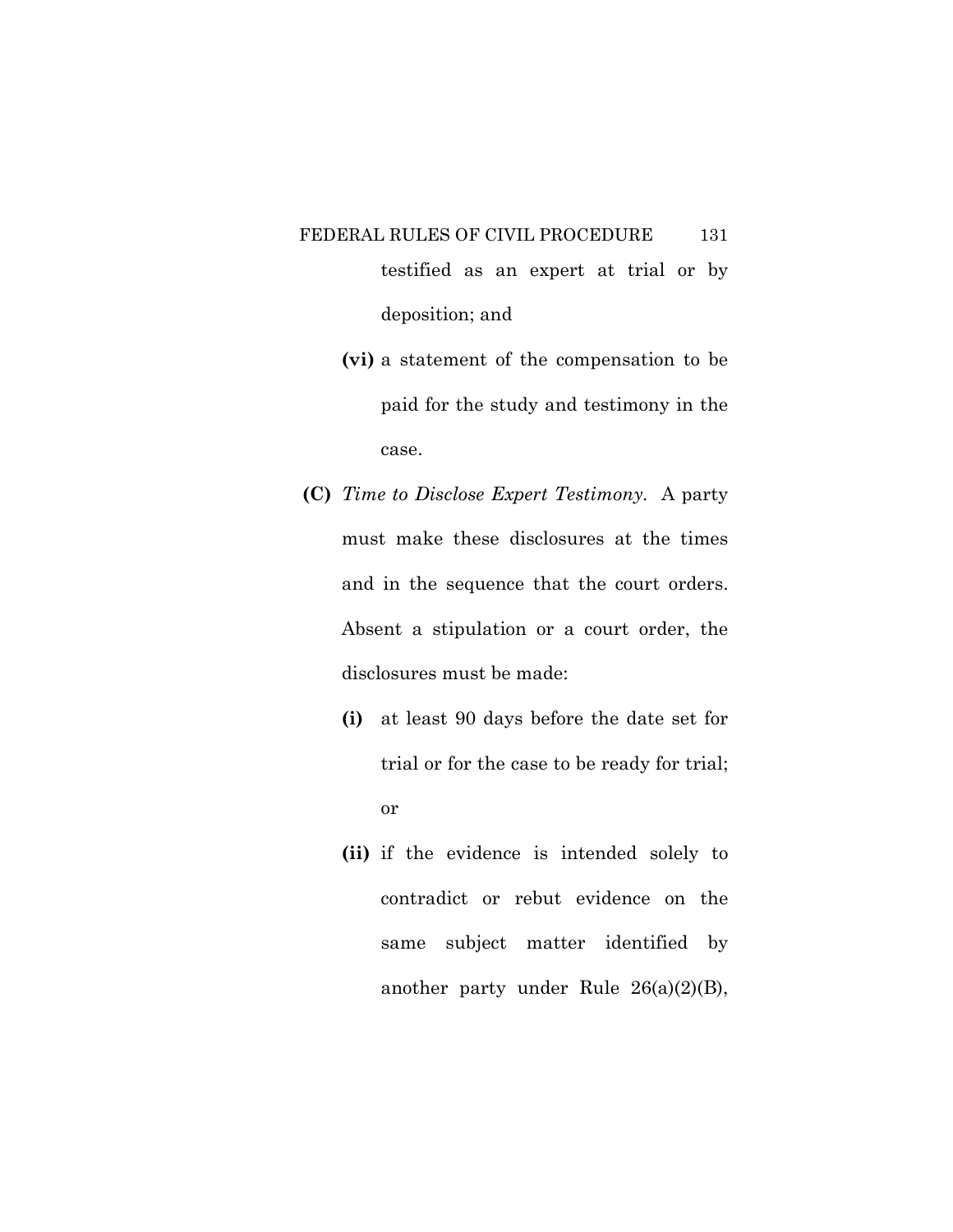testified as an expert at trial or by deposition; and

**(vi)** a statement of the compensation to be paid for the study and testimony in the case.

**(C)** *Time to Disclose Expert Testimony.* A party must make these disclosures at the times and in the sequence that the court orders. Absent a stipulation or a court order, the disclosures must be made:

**(i)** at least 90 days before the date set for trial or for the case to be ready for trial; or

**(ii)** if the evidence is intended solely to contradict or rebut evidence on the same subject matter identified by another party under Rule 26(a)(2)(B),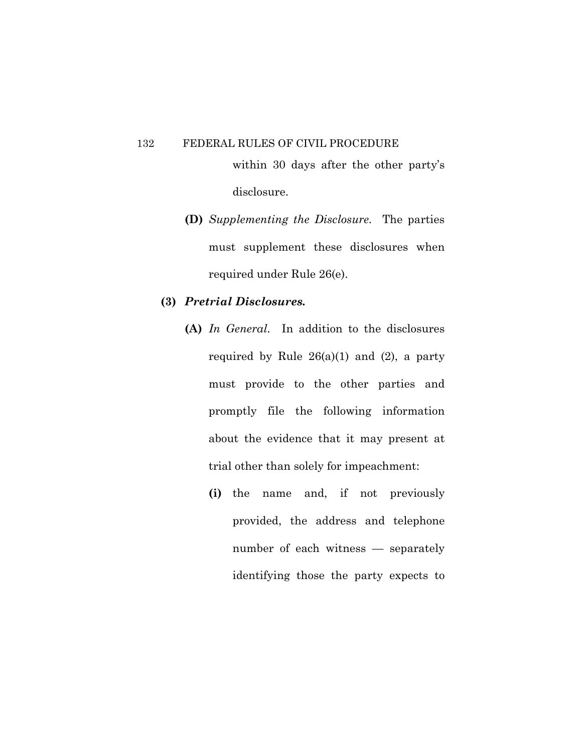within 30 days after the other party's disclosure.

**(D)** *Supplementing the Disclosure.* The parties must supplement these disclosures when required under Rule 26(e).

**(3)** ***Pretrial Disclosures.***

**(A)** *In General.* In addition to the disclosures required by Rule 26(a)(1) and (2), a party must provide to the other parties and promptly file the following information about the evidence that it may present at trial other than solely for impeachment:

**(i)** the name and, if not previously provided, the address and telephone number of each witness — separately identifying those the party expects to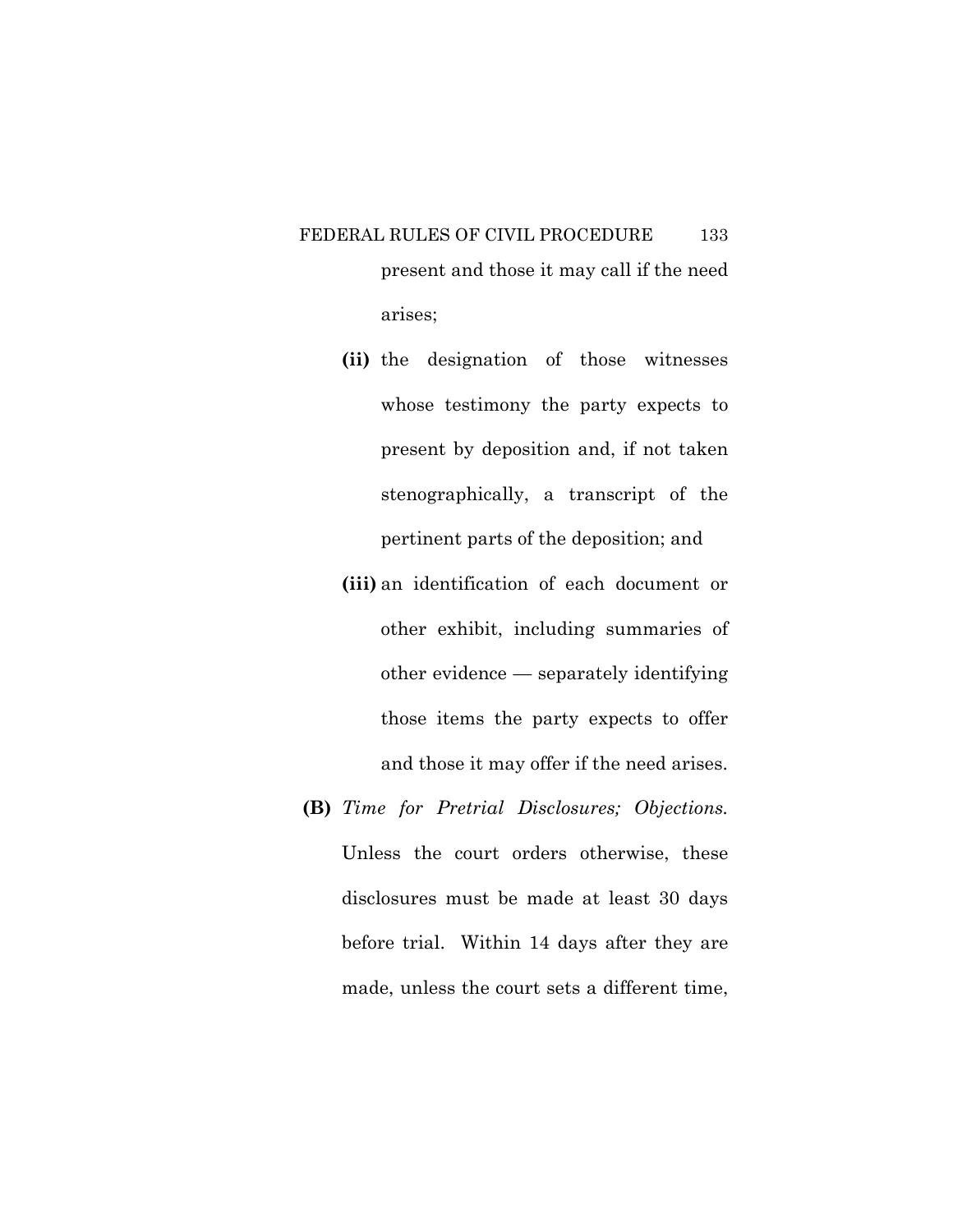present and those it may call if the need arises;

**(ii)** the designation of those witnesses whose testimony the party expects to present by deposition and, if not taken stenographically, a transcript of the pertinent parts of the deposition; and

**(iii)** an identification of each document or other exhibit, including summaries of other evidence — separately identifying those items the party expects to offer and those it may offer if the need arises.

**(B)** *Time for Pretrial Disclosures; Objections.* Unless the court orders otherwise, these disclosures must be made at least 30 days before trial. Within 14 days after they are made, unless the court sets a different time,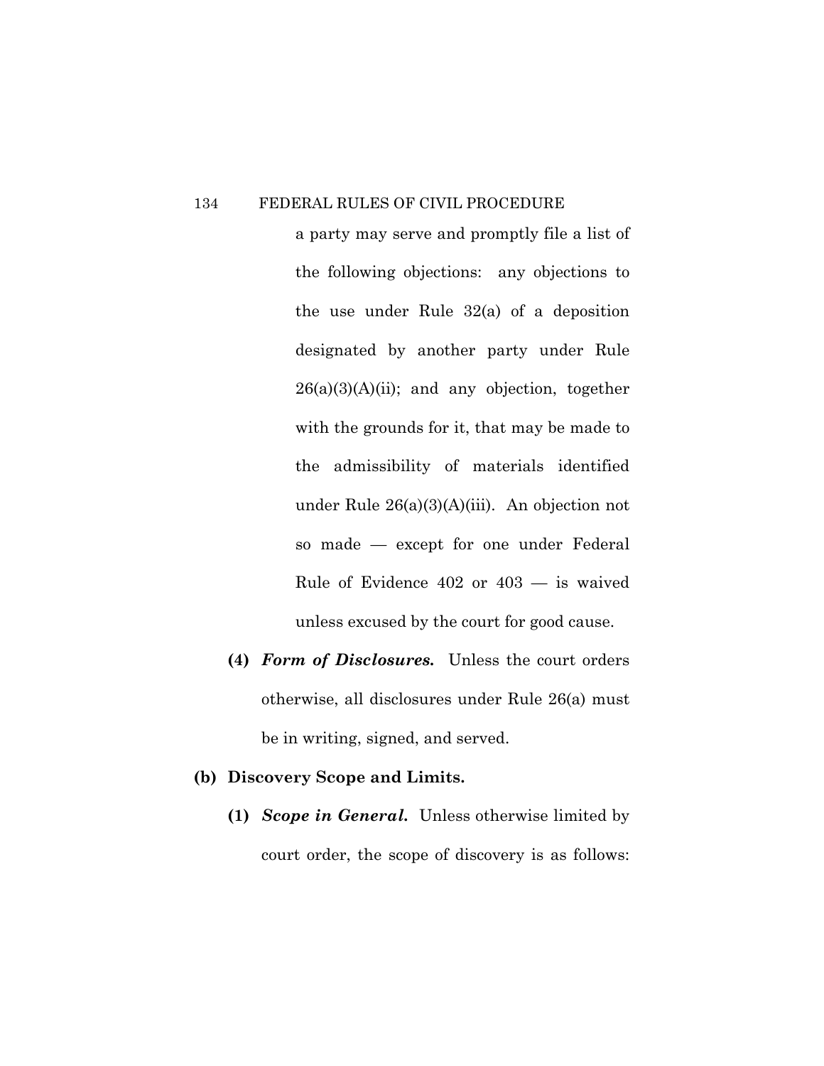a party may serve and promptly file a list of the following objections: any objections to the use under Rule 32(a) of a deposition designated by another party under Rule 26(a)(3)(A)(ii); and any objection, together with the grounds for it, that may be made to the admissibility of materials identified under Rule 26(a)(3)(A)(iii). An objection not so made — except for one under Federal Rule of Evidence 402 or 403 — is waived unless excused by the court for good cause.

**(4)** ***Form of Disclosures.*** Unless the court orders otherwise, all disclosures under Rule 26(a) must be in writing, signed, and served.

**(b) Discovery Scope and Limits.**

**(1)** ***Scope in General.*** Unless otherwise limited by court order, the scope of discovery is as follows: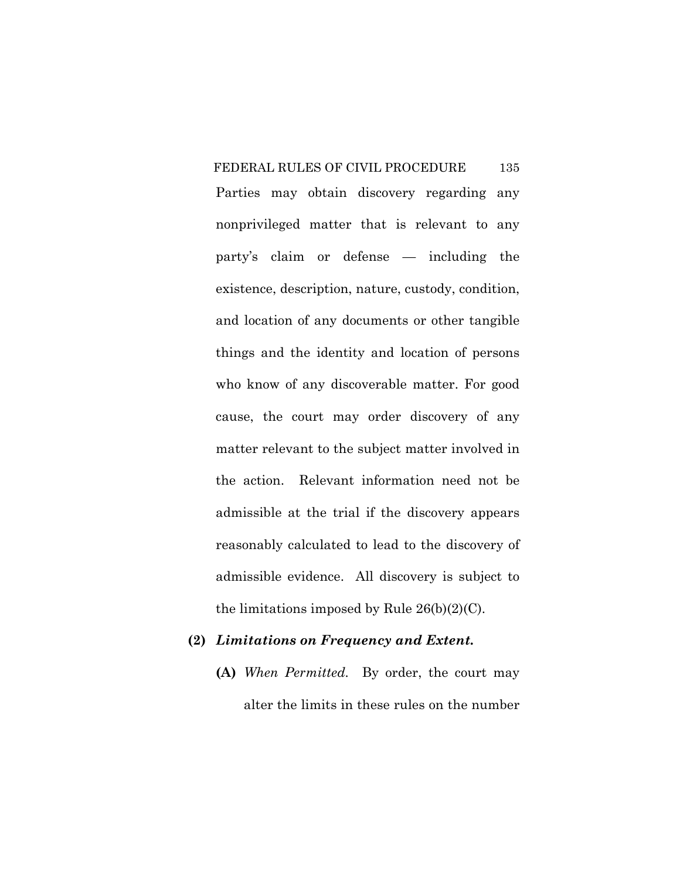Parties may obtain discovery regarding any nonprivileged matter that is relevant to any party's claim or defense — including the existence, description, nature, custody, condition, and location of any documents or other tangible things and the identity and location of persons who know of any discoverable matter. For good cause, the court may order discovery of any matter relevant to the subject matter involved in the action. Relevant information need not be admissible at the trial if the discovery appears reasonably calculated to lead to the discovery of admissible evidence. All discovery is subject to the limitations imposed by Rule 26(b)(2)(C).

**(2)** ***Limitations on Frequency and Extent.***

**(A)** *When Permitted.* By order, the court may alter the limits in these rules on the number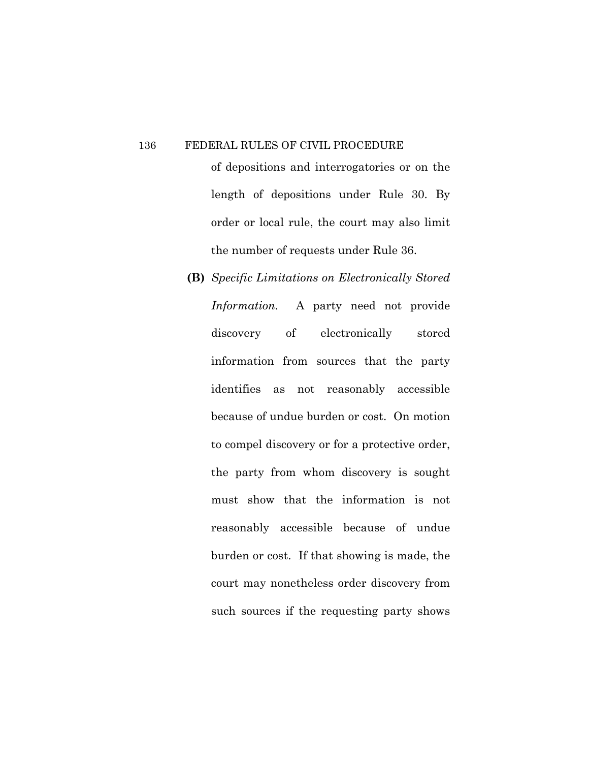of depositions and interrogatories or on the length of depositions under Rule 30. By order or local rule, the court may also limit the number of requests under Rule 36.

**(B)** *Specific Limitations on Electronically Stored Information.* A party need not provide discovery of electronically stored information from sources that the party identifies as not reasonably accessible because of undue burden or cost. On motion to compel discovery or for a protective order, the party from whom discovery is sought must show that the information is not reasonably accessible because of undue burden or cost. If that showing is made, the court may nonetheless order discovery from such sources if the requesting party shows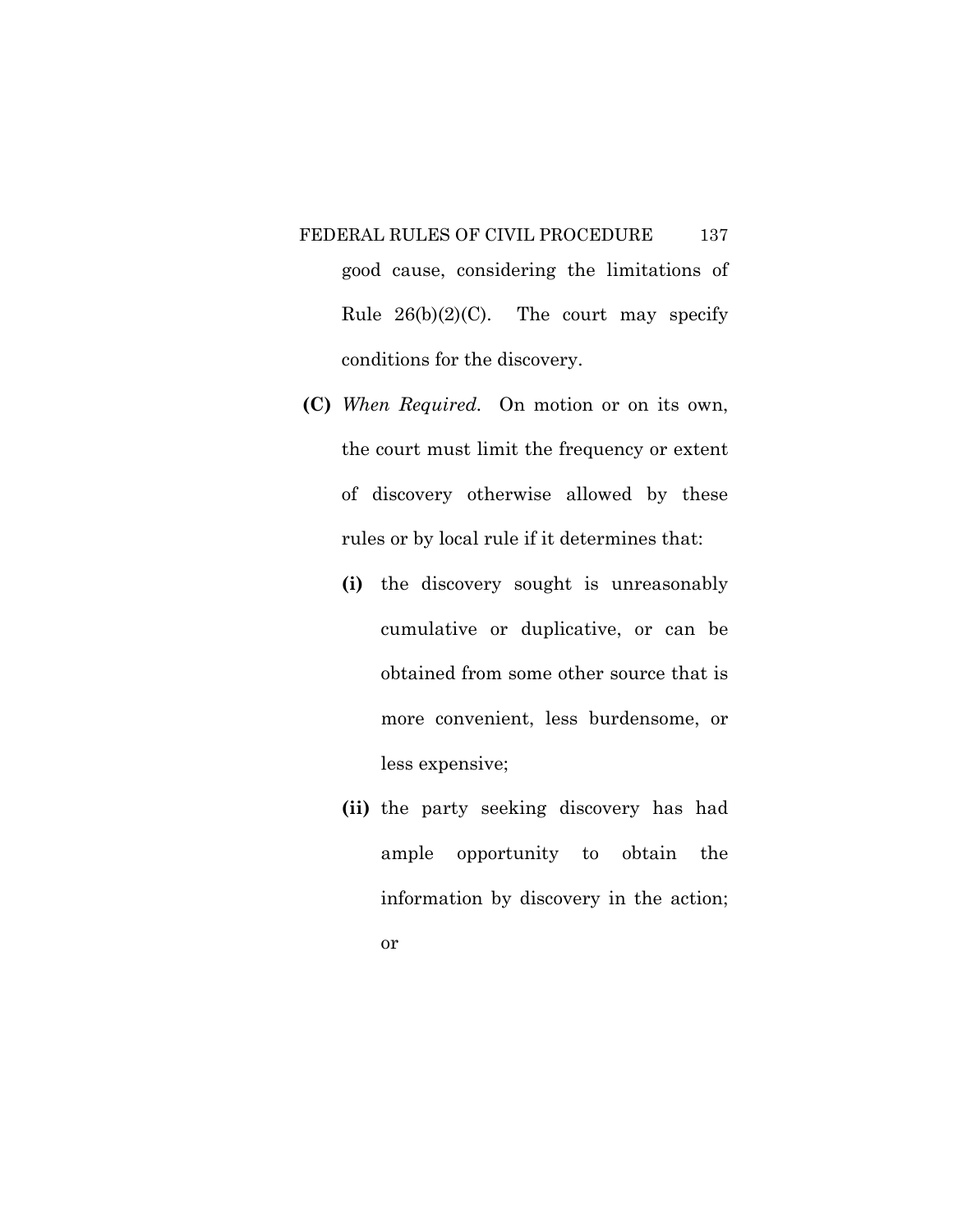good cause, considering the limitations of Rule 26(b)(2)(C). The court may specify conditions for the discovery.

**(C)** *When Required.* On motion or on its own, the court must limit the frequency or extent of discovery otherwise allowed by these rules or by local rule if it determines that:

**(i)** the discovery sought is unreasonably cumulative or duplicative, or can be obtained from some other source that is more convenient, less burdensome, or less expensive;

**(ii)** the party seeking discovery has had ample opportunity to obtain the information by discovery in the action; or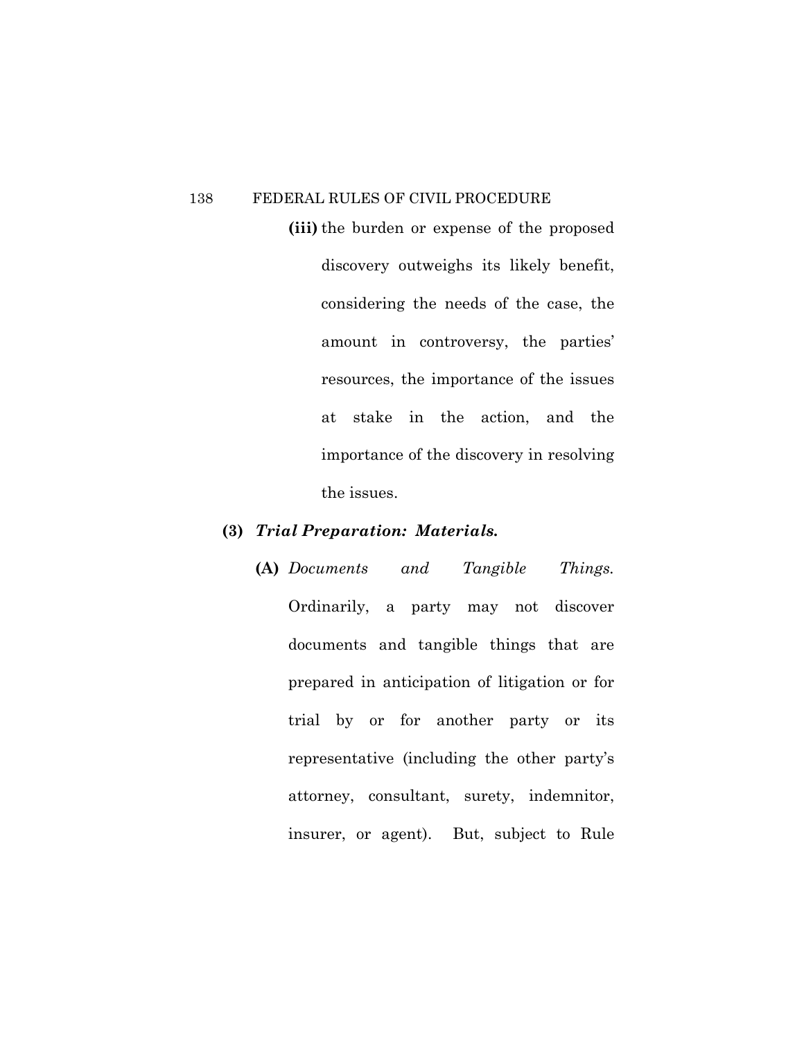**(iii)** the burden or expense of the proposed discovery outweighs its likely benefit, considering the needs of the case, the amount in controversy, the parties' resources, the importance of the issues at stake in the action, and the importance of the discovery in resolving the issues.

**(3)** ***Trial Preparation: Materials.***

**(A)** *Documents and Tangible Things.* Ordinarily, a party may not discover documents and tangible things that are prepared in anticipation of litigation or for trial by or for another party or its representative (including the other party's attorney, consultant, surety, indemnitor, insurer, or agent). But, subject to Rule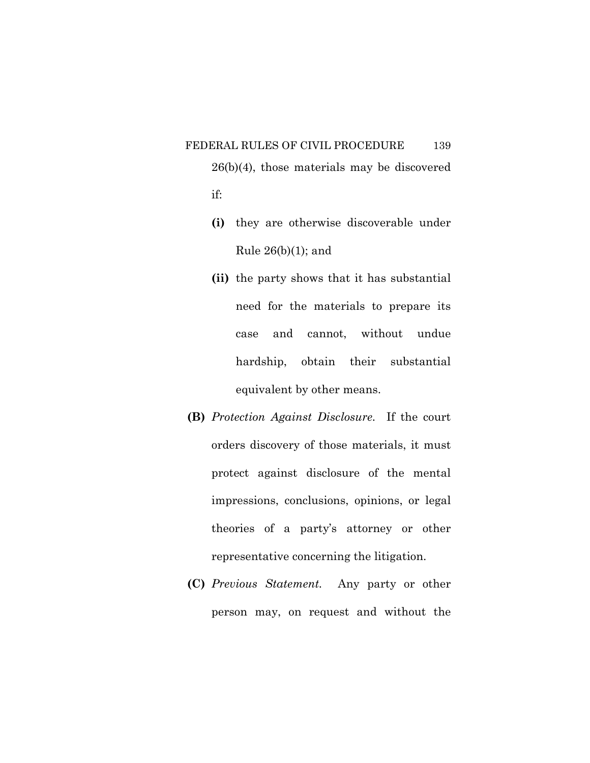26(b)(4), those materials may be discovered if:

**(i)** they are otherwise discoverable under Rule 26(b)(1); and

**(ii)** the party shows that it has substantial need for the materials to prepare its case and cannot, without undue hardship, obtain their substantial equivalent by other means.

**(B)** *Protection Against Disclosure.* If the court orders discovery of those materials, it must protect against disclosure of the mental impressions, conclusions, opinions, or legal theories of a party's attorney or other representative concerning the litigation.

**(C)** *Previous Statement.* Any party or other person may, on request and without the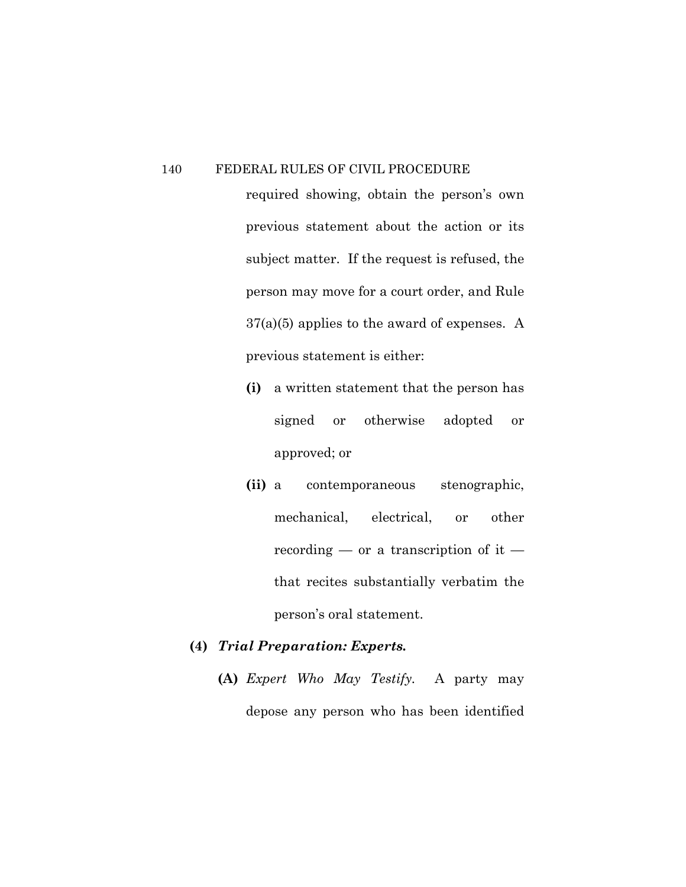required showing, obtain the person's own previous statement about the action or its subject matter. If the request is refused, the person may move for a court order, and Rule 37(a)(5) applies to the award of expenses. A previous statement is either:

**(i)** a written statement that the person has signed or otherwise adopted or approved; or

**(ii)** a contemporaneous stenographic, mechanical, electrical, or other recording — or a transcription of it — that recites substantially verbatim the person's oral statement.

**(4)** ***Trial Preparation: Experts.***

**(A)** *Expert Who May Testify.* A party may depose any person who has been identified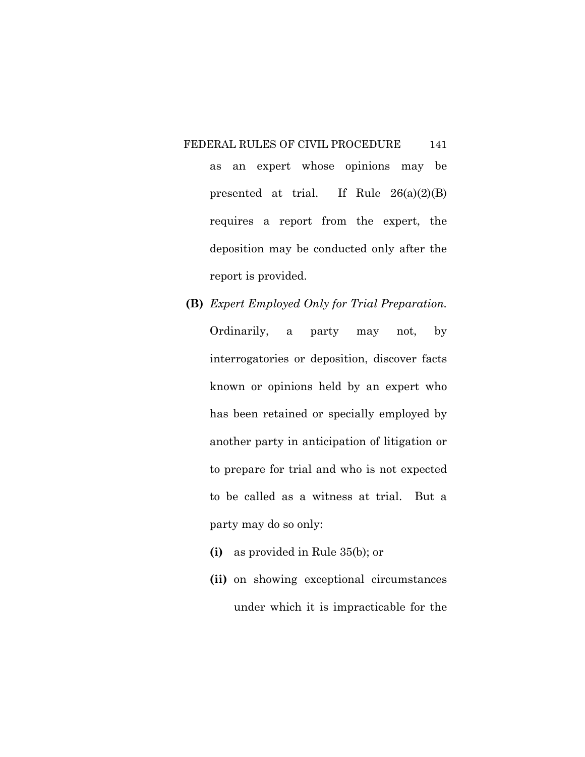as an expert whose opinions may be presented at trial. If Rule 26(a)(2)(B) requires a report from the expert, the deposition may be conducted only after the report is provided.

**(B)** *Expert Employed Only for Trial Preparation.* Ordinarily, a party may not, by interrogatories or deposition, discover facts known or opinions held by an expert who has been retained or specially employed by another party in anticipation of litigation or to prepare for trial and who is not expected to be called as a witness at trial. But a party may do so only:

- **(i)** as provided in Rule 35(b); or
- **(ii)** on showing exceptional circumstances under which it is impracticable for the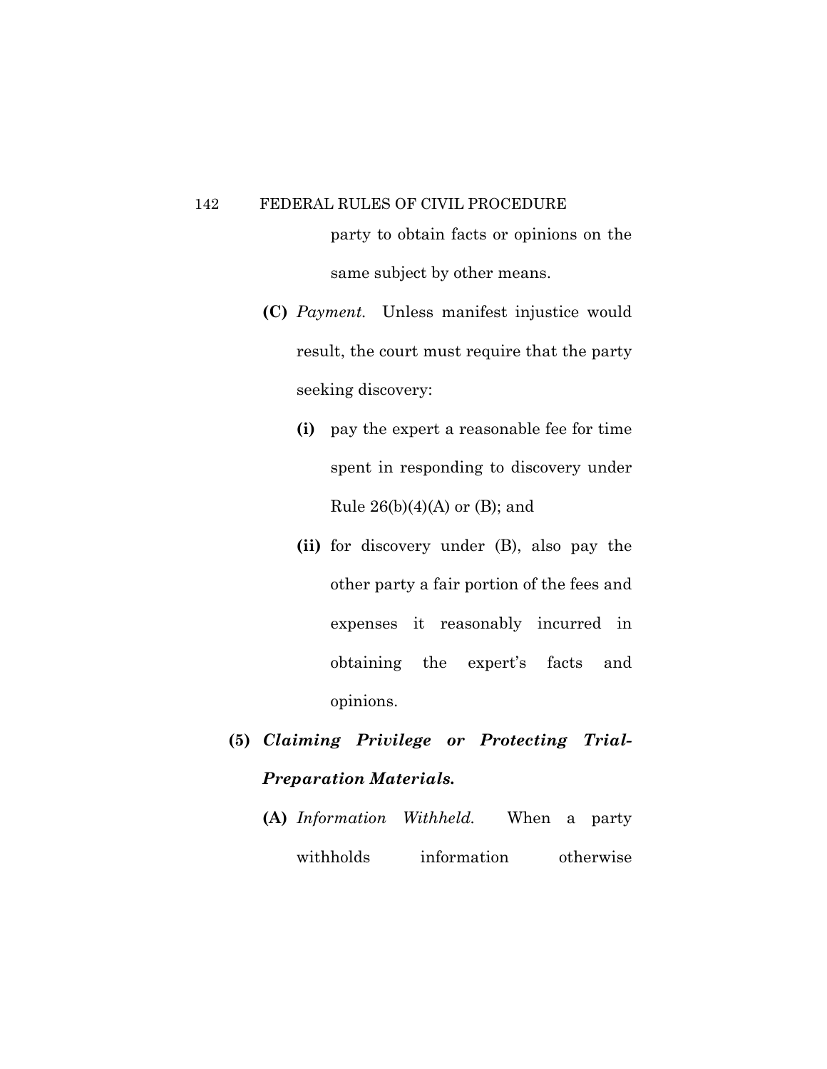party to obtain facts or opinions on the same subject by other means.

**(C)** *Payment.* Unless manifest injustice would result, the court must require that the party seeking discovery:

**(i)** pay the expert a reasonable fee for time spent in responding to discovery under Rule 26(b)(4)(A) or (B); and

**(ii)** for discovery under (B), also pay the other party a fair portion of the fees and expenses it reasonably incurred in obtaining the expert's facts and opinions.

**(5)** ***Claiming Privilege or Protecting Trial-Preparation Materials.***

**(A)** *Information Withheld.* When a party withholds information otherwise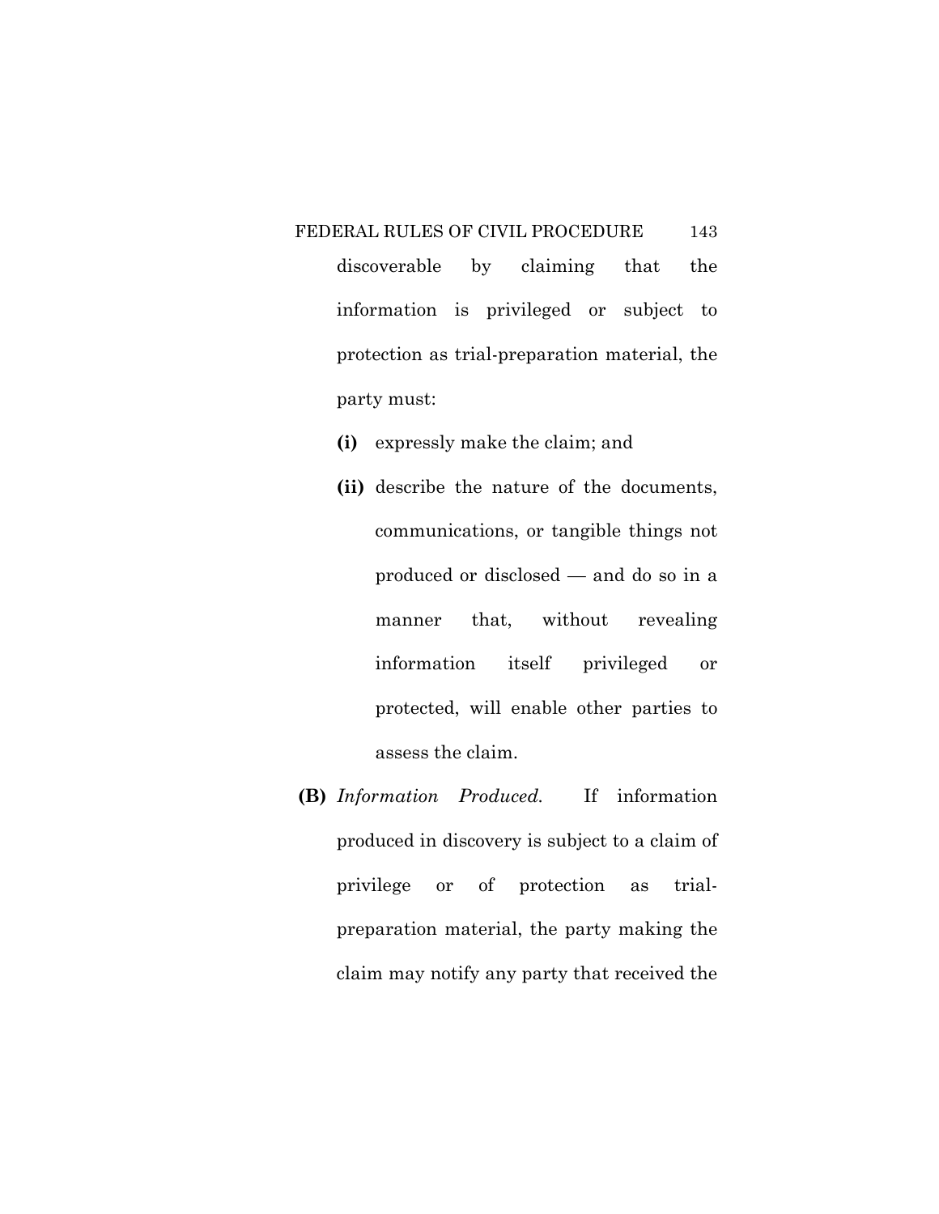discoverable by claiming that the information is privileged or subject to protection as trial-preparation material, the party must:

**(i)** expressly make the claim; and

**(ii)** describe the nature of the documents, communications, or tangible things not produced or disclosed — and do so in a manner that, without revealing information itself privileged or protected, will enable other parties to assess the claim.

**(B)** *Information Produced.* If information produced in discovery is subject to a claim of privilege or of protection as trial-preparation material, the party making the claim may notify any party that received the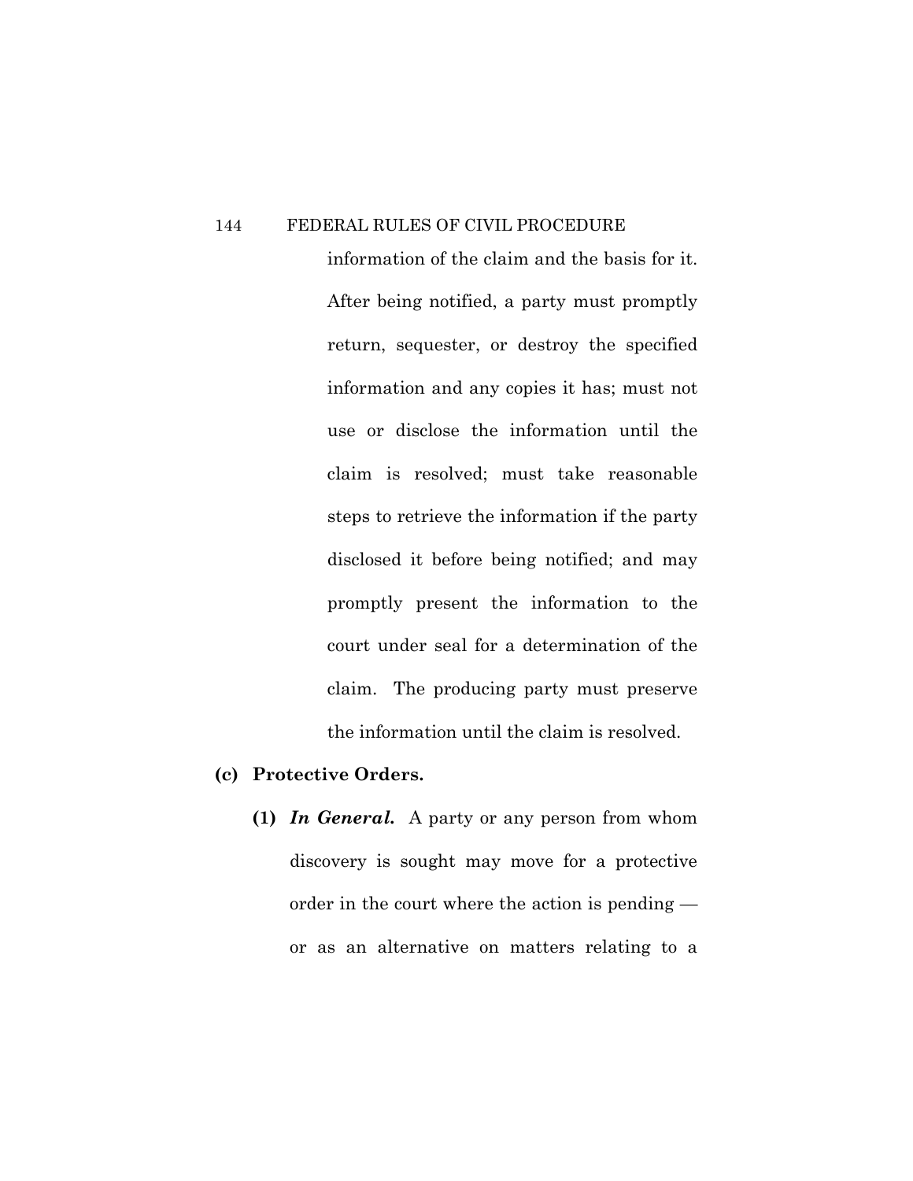information of the claim and the basis for it. After being notified, a party must promptly return, sequester, or destroy the specified information and any copies it has; must not use or disclose the information until the claim is resolved; must take reasonable steps to retrieve the information if the party disclosed it before being notified; and may promptly present the information to the court under seal for a determination of the claim. The producing party must preserve the information until the claim is resolved.

**(c) Protective Orders.**

**(1)** ***In General.*** A party or any person from whom discovery is sought may move for a protective order in the court where the action is pending — or as an alternative on matters relating to a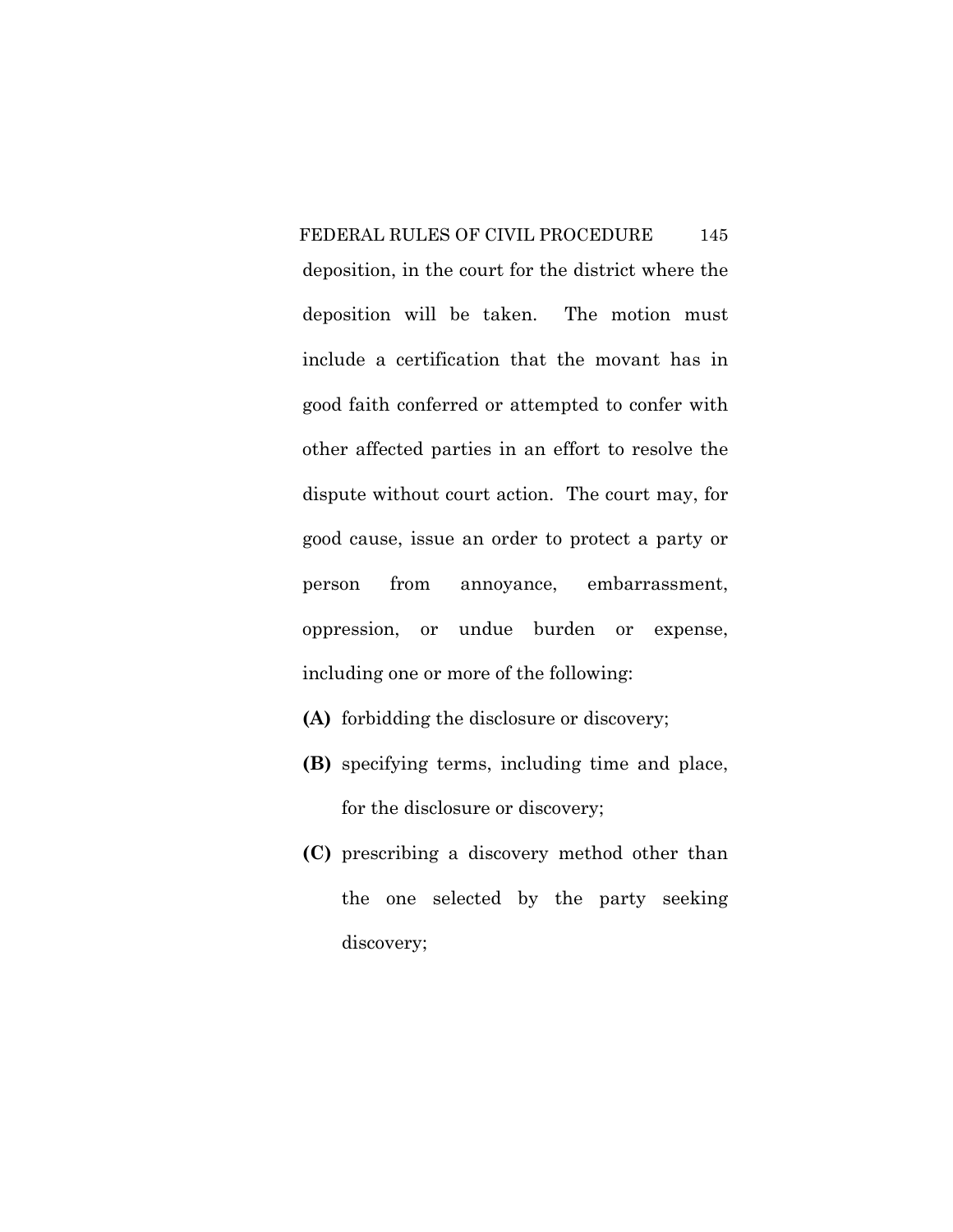deposition, in the court for the district where the deposition will be taken. The motion must include a certification that the movant has in good faith conferred or attempted to confer with other affected parties in an effort to resolve the dispute without court action. The court may, for good cause, issue an order to protect a party or person from annoyance, embarrassment, oppression, or undue burden or expense, including one or more of the following:

**(A)** forbidding the disclosure or discovery;

**(B)** specifying terms, including time and place, for the disclosure or discovery;

**(C)** prescribing a discovery method other than the one selected by the party seeking discovery;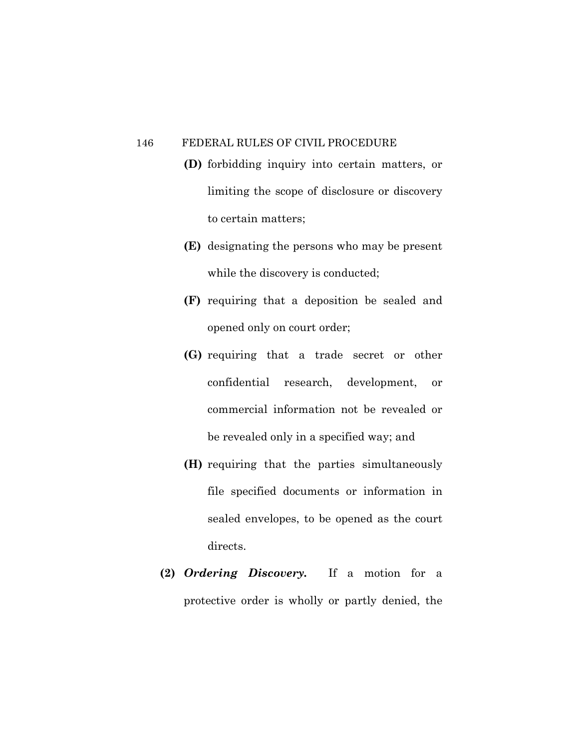**(D)** forbidding inquiry into certain matters, or limiting the scope of disclosure or discovery to certain matters;

**(E)** designating the persons who may be present while the discovery is conducted;

**(F)** requiring that a deposition be sealed and opened only on court order;

**(G)** requiring that a trade secret or other confidential research, development, or commercial information not be revealed or be revealed only in a specified way; and

**(H)** requiring that the parties simultaneously file specified documents or information in sealed envelopes, to be opened as the court directs.

**(2)** ***Ordering Discovery.*** If a motion for a protective order is wholly or partly denied, the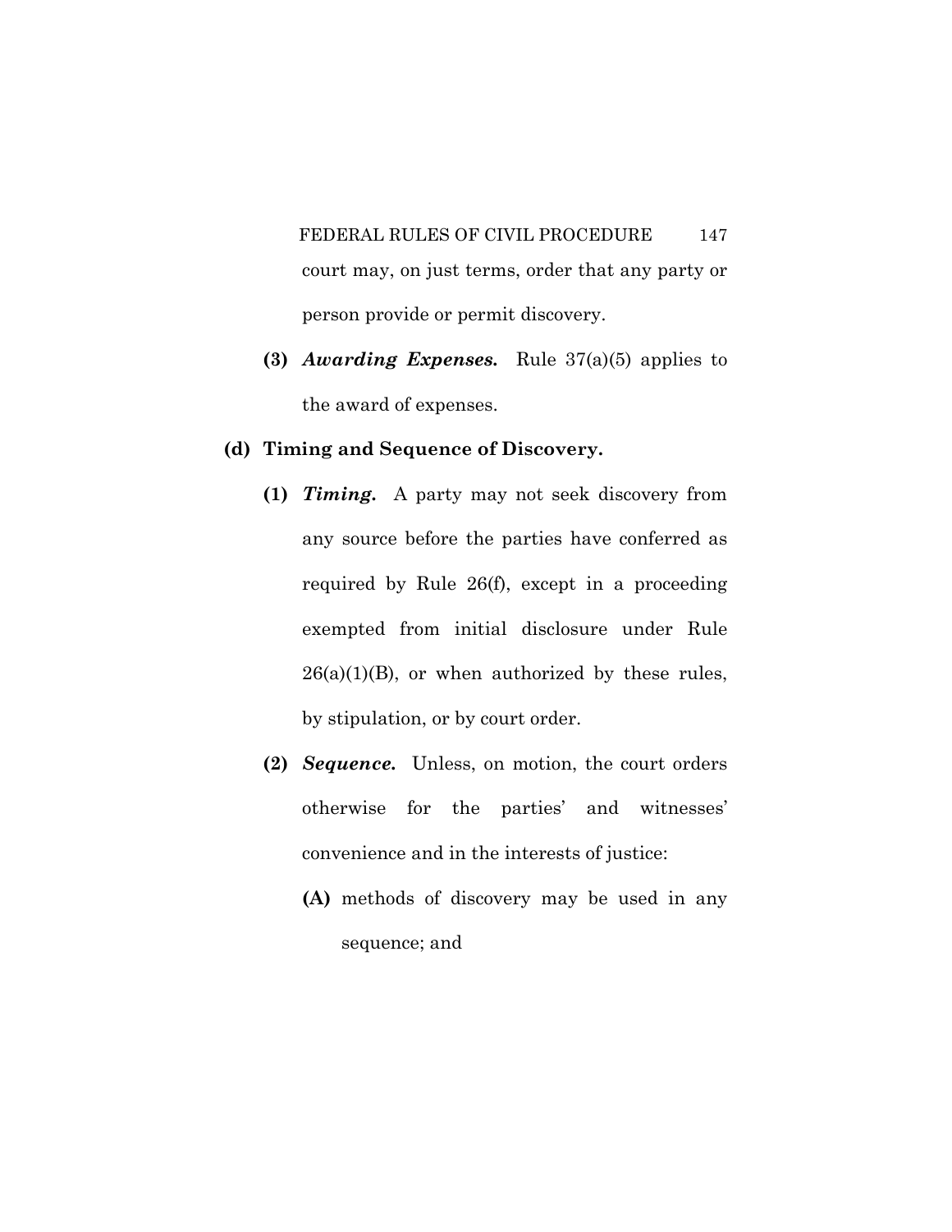court may, on just terms, order that any party or person provide or permit discovery.

**(3)** ***Awarding Expenses.*** Rule 37(a)(5) applies to the award of expenses.

**(d) Timing and Sequence of Discovery.**

**(1)** ***Timing.*** A party may not seek discovery from any source before the parties have conferred as required by Rule 26(f), except in a proceeding exempted from initial disclosure under Rule 26(a)(1)(B), or when authorized by these rules, by stipulation, or by court order.

**(2)** ***Sequence.*** Unless, on motion, the court orders otherwise for the parties' and witnesses' convenience and in the interests of justice:

**(A)** methods of discovery may be used in any sequence; and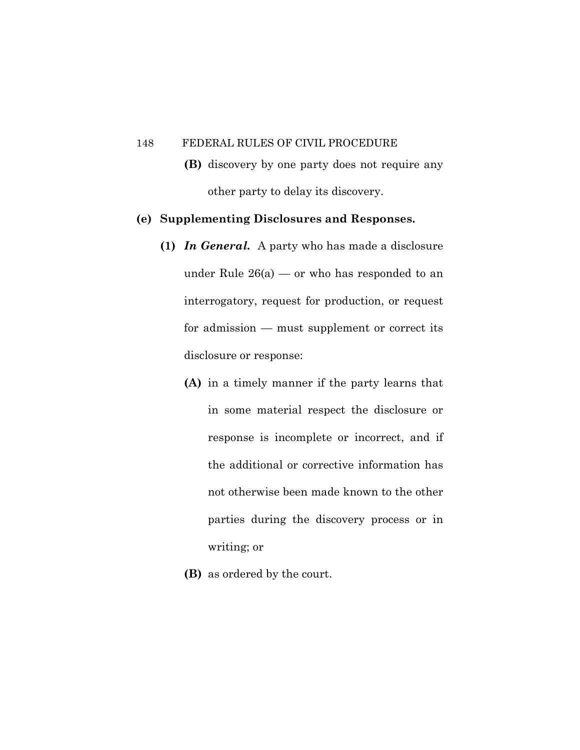**(B)** discovery by one party does not require any other party to delay its discovery.

**(e) Supplementing Disclosures and Responses.**

**(1)** ***In General.*** A party who has made a disclosure under Rule 26(a) — or who has responded to an interrogatory, request for production, or request for admission — must supplement or correct its disclosure or response:

**(A)** in a timely manner if the party learns that in some material respect the disclosure or response is incomplete or incorrect, and if the additional or corrective information has not otherwise been made known to the other parties during the discovery process or in writing; or

**(B)** as ordered by the court.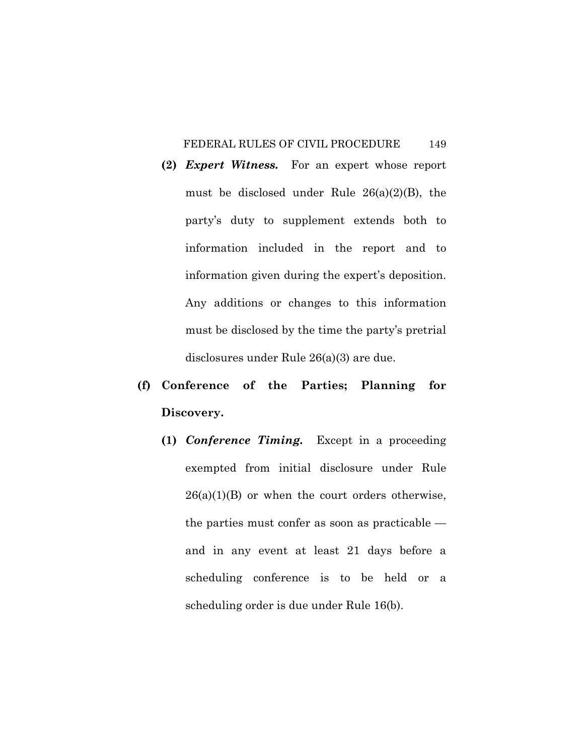**(2)** ***Expert Witness.*** For an expert whose report must be disclosed under Rule 26(a)(2)(B), the party's duty to supplement extends both to information included in the report and to information given during the expert's deposition. Any additions or changes to this information must be disclosed by the time the party's pretrial disclosures under Rule 26(a)(3) are due.

**(f) Conference of the Parties; Planning for Discovery.**

**(1)** ***Conference Timing.*** Except in a proceeding exempted from initial disclosure under Rule 26(a)(1)(B) or when the court orders otherwise, the parties must confer as soon as practicable — and in any event at least 21 days before a scheduling conference is to be held or a scheduling order is due under Rule 16(b).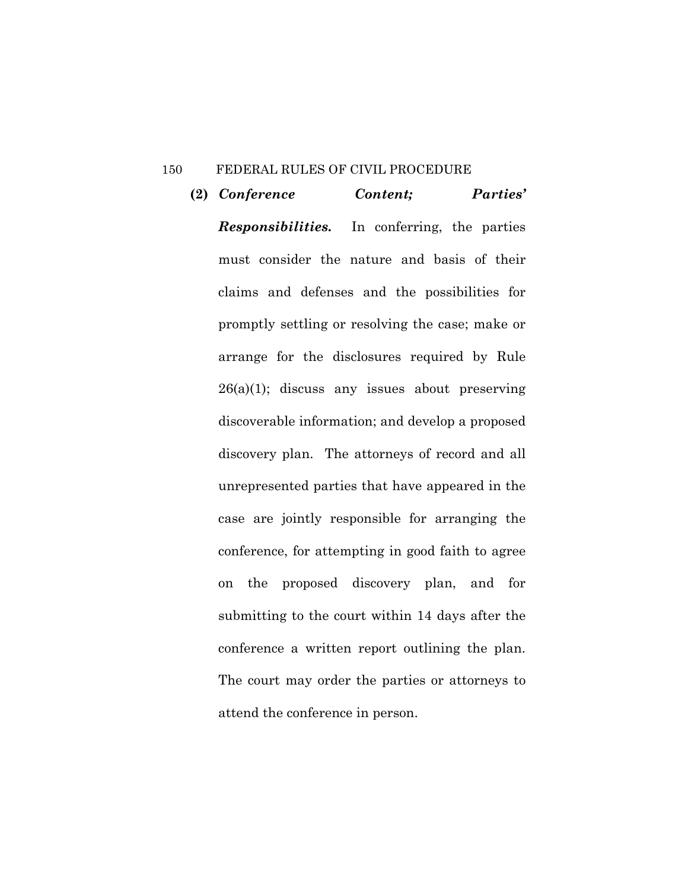**(2)** ***Conference Content; Parties' Responsibilities.*** In conferring, the parties must consider the nature and basis of their claims and defenses and the possibilities for promptly settling or resolving the case; make or arrange for the disclosures required by Rule 26(a)(1); discuss any issues about preserving discoverable information; and develop a proposed discovery plan. The attorneys of record and all unrepresented parties that have appeared in the case are jointly responsible for arranging the conference, for attempting in good faith to agree on the proposed discovery plan, and for submitting to the court within 14 days after the conference a written report outlining the plan. The court may order the parties or attorneys to attend the conference in person.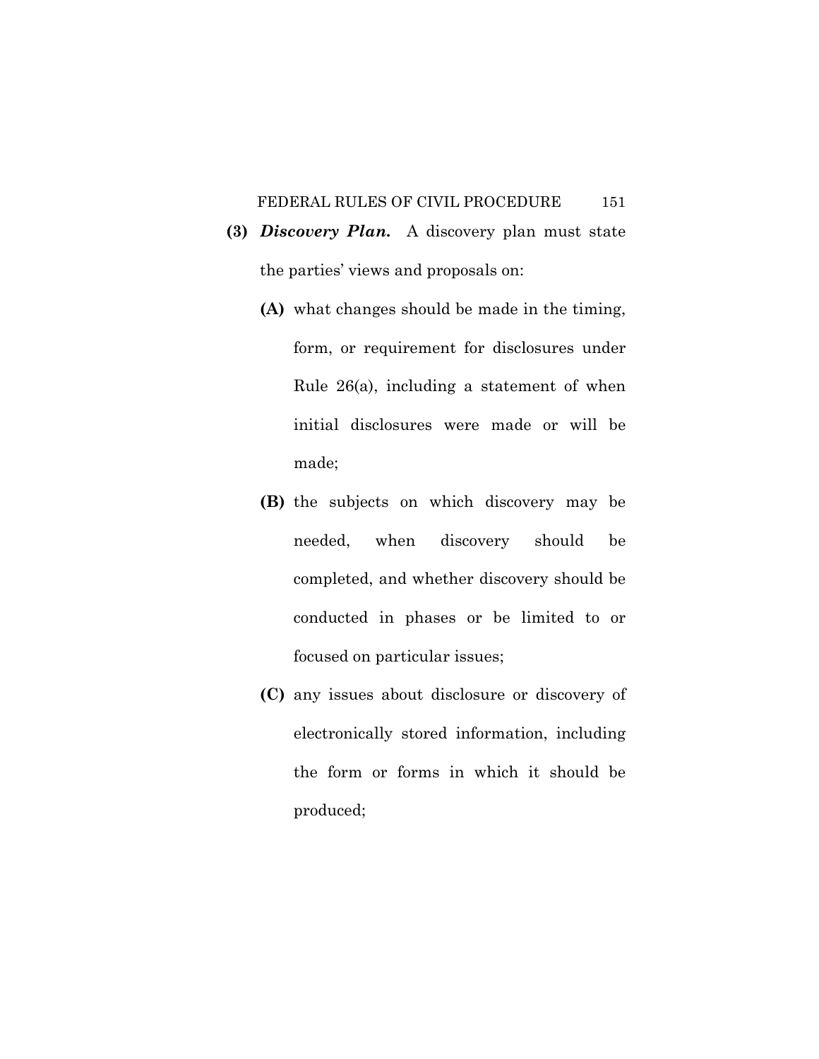**(3)** ***Discovery Plan.*** A discovery plan must state the parties' views and proposals on:

- **(A)** what changes should be made in the timing, form, or requirement for disclosures under Rule 26(a), including a statement of when initial disclosures were made or will be made;
- **(B)** the subjects on which discovery may be needed, when discovery should be completed, and whether discovery should be conducted in phases or be limited to or focused on particular issues;
- **(C)** any issues about disclosure or discovery of electronically stored information, including the form or forms in which it should be produced;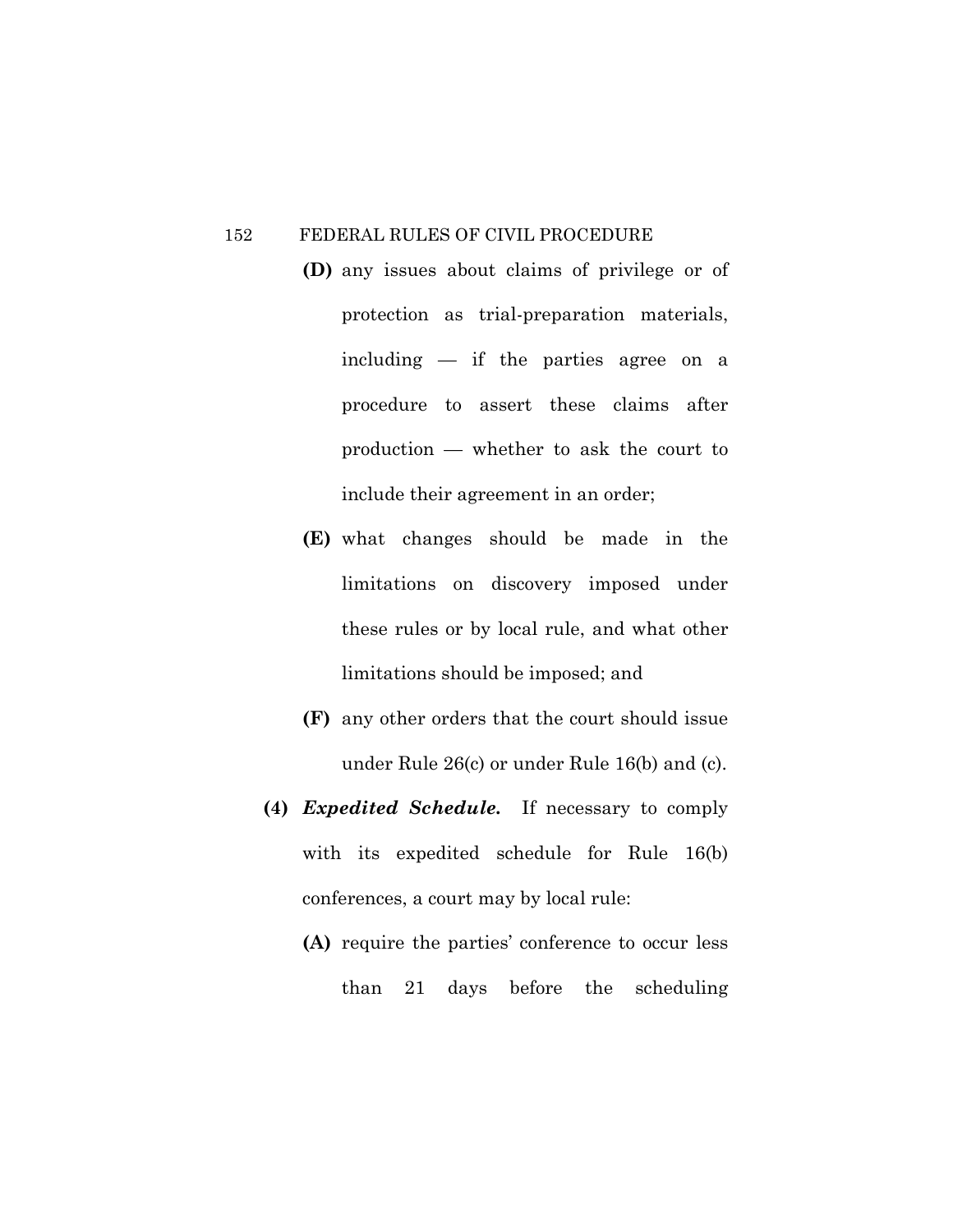**(D)** any issues about claims of privilege or of protection as trial-preparation materials, including — if the parties agree on a procedure to assert these claims after production — whether to ask the court to include their agreement in an order;

**(E)** what changes should be made in the limitations on discovery imposed under these rules or by local rule, and what other limitations should be imposed; and

**(F)** any other orders that the court should issue under Rule 26(c) or under Rule 16(b) and (c).

**(4)** ***Expedited Schedule.*** If necessary to comply with its expedited schedule for Rule 16(b) conferences, a court may by local rule:

**(A)** require the parties' conference to occur less than 21 days before the scheduling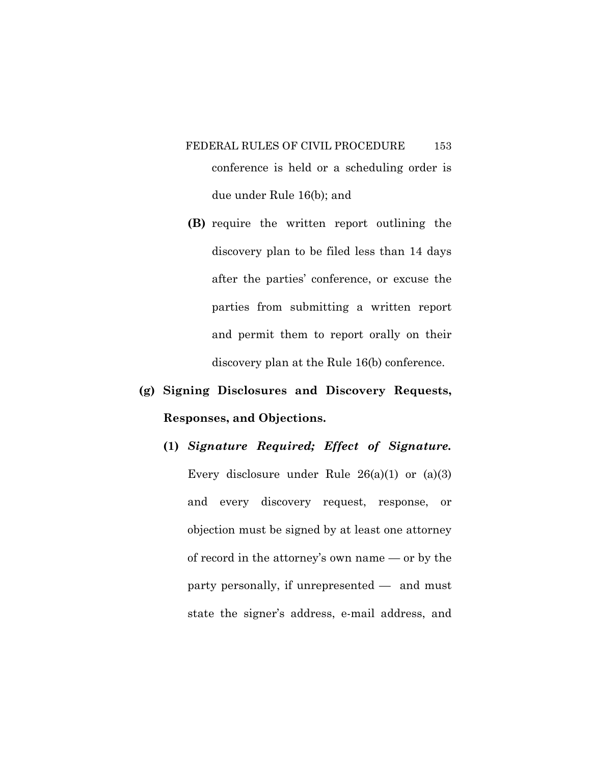conference is held or a scheduling order is due under Rule 16(b); and

**(B)** require the written report outlining the discovery plan to be filed less than 14 days after the parties' conference, or excuse the parties from submitting a written report and permit them to report orally on their discovery plan at the Rule 16(b) conference.

**(g) Signing Disclosures and Discovery Requests, Responses, and Objections.**

**(1)** ***Signature Required; Effect of Signature.*** Every disclosure under Rule 26(a)(1) or (a)(3) and every discovery request, response, or objection must be signed by at least one attorney of record in the attorney's own name — or by the party personally, if unrepresented — and must state the signer's address, e-mail address, and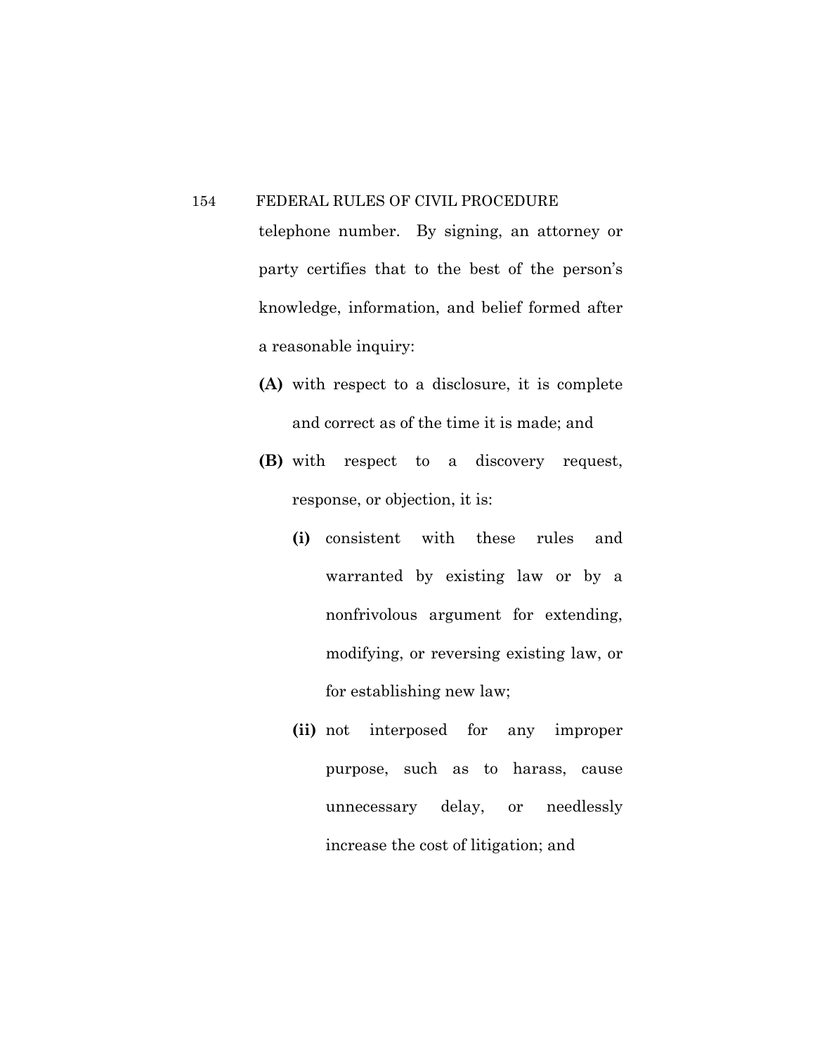telephone number. By signing, an attorney or party certifies that to the best of the person's knowledge, information, and belief formed after a reasonable inquiry:

**(A)** with respect to a disclosure, it is complete and correct as of the time it is made; and

**(B)** with respect to a discovery request, response, or objection, it is:

**(i)** consistent with these rules and warranted by existing law or by a nonfrivolous argument for extending, modifying, or reversing existing law, or for establishing new law;

**(ii)** not interposed for any improper purpose, such as to harass, cause unnecessary delay, or needlessly increase the cost of litigation; and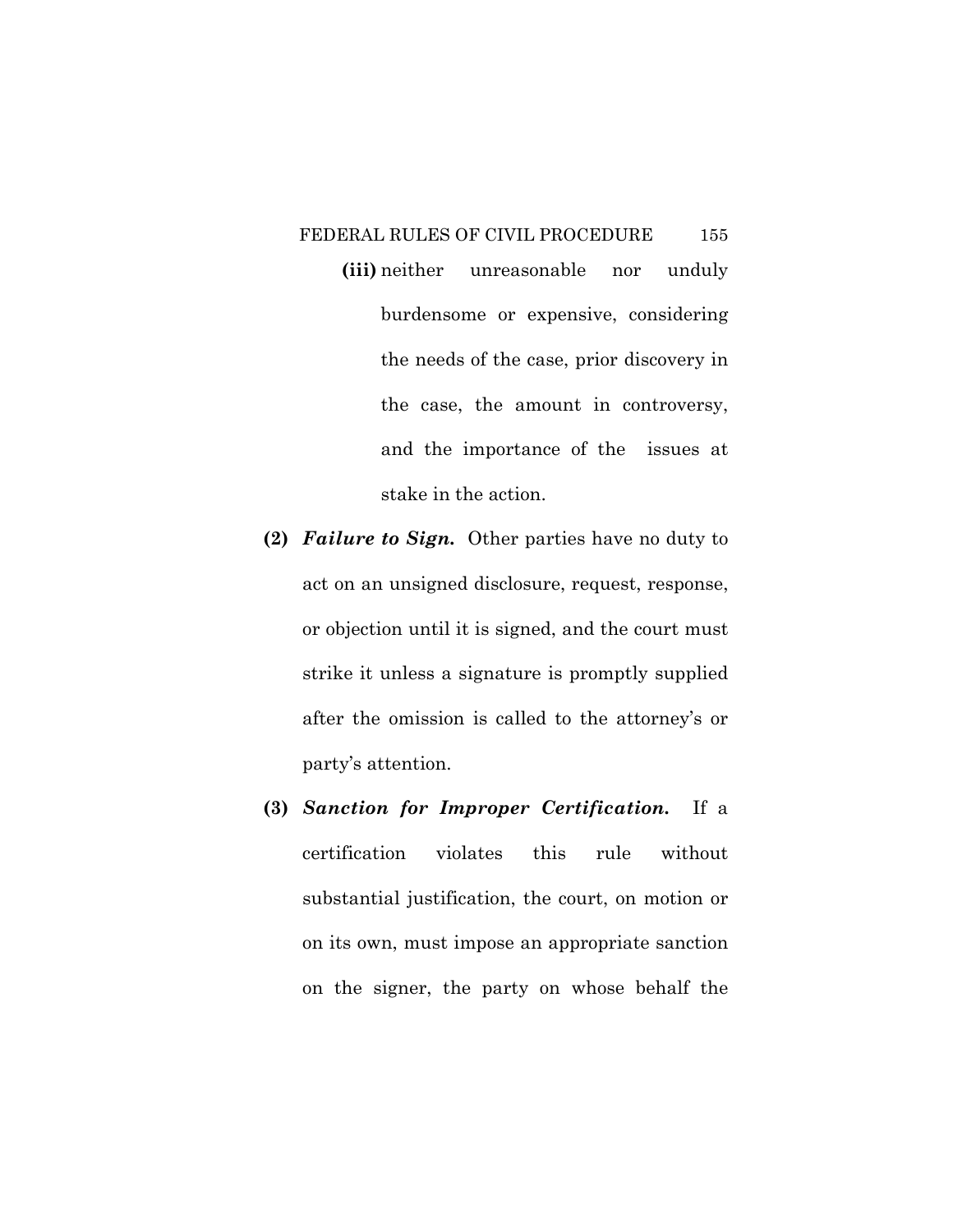**(iii)** neither unreasonable nor unduly burdensome or expensive, considering the needs of the case, prior discovery in the case, the amount in controversy, and the importance of the issues at stake in the action.

**(2)** ***Failure to Sign.*** Other parties have no duty to act on an unsigned disclosure, request, response, or objection until it is signed, and the court must strike it unless a signature is promptly supplied after the omission is called to the attorney's or party's attention.

**(3)** ***Sanction for Improper Certification.*** If a certification violates this rule without substantial justification, the court, on motion or on its own, must impose an appropriate sanction on the signer, the party on whose behalf the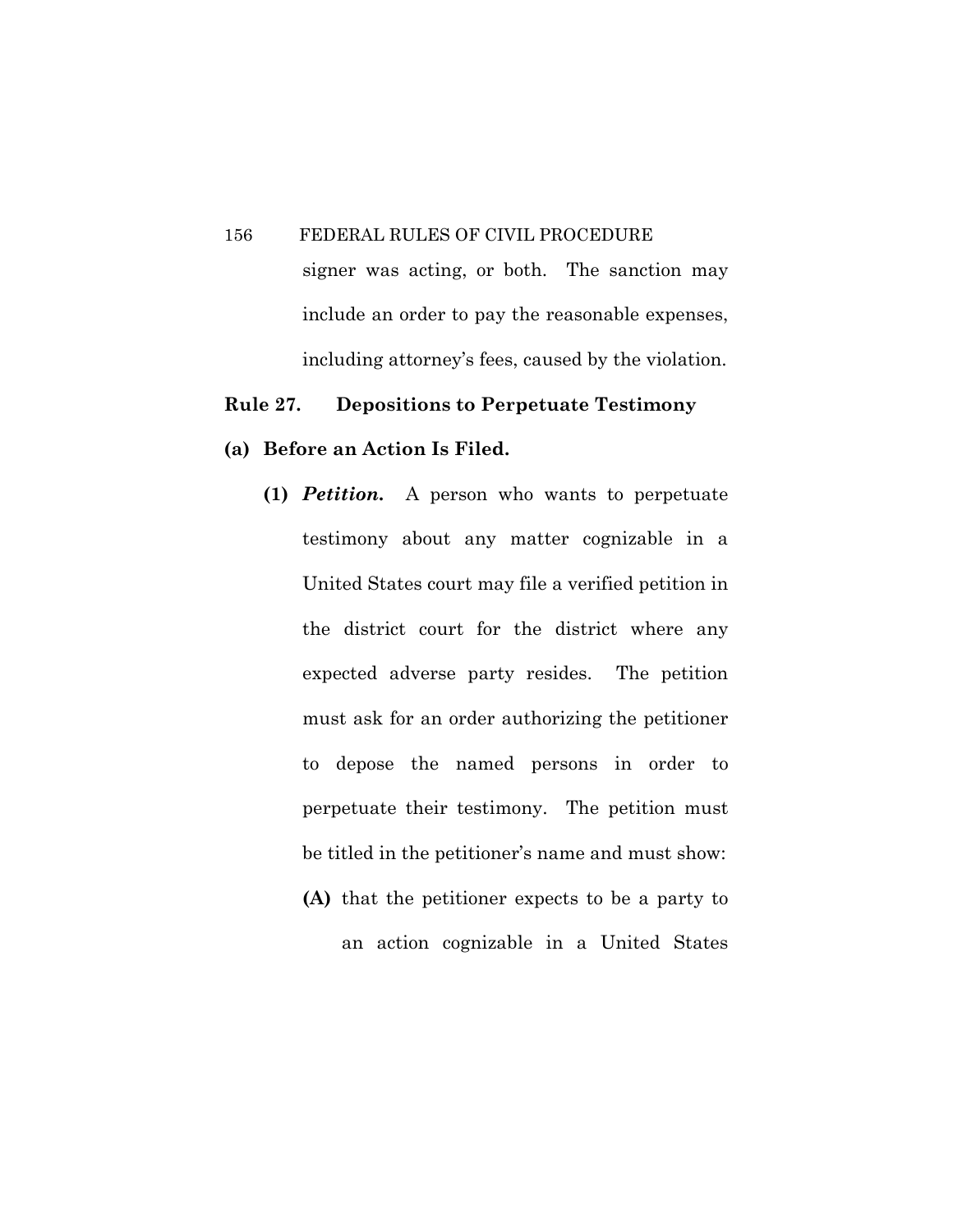signer was acting, or both. The sanction may include an order to pay the reasonable expenses, including attorney's fees, caused by the violation.

## Rule 27. Depositions to Perpetuate Testimony

### (a) Before an Action Is Filed.

**(1)** ***Petition.*** A person who wants to perpetuate testimony about any matter cognizable in a United States court may file a verified petition in the district court for the district where any expected adverse party resides. The petition must ask for an order authorizing the petitioner to depose the named persons in order to perpetuate their testimony. The petition must be titled in the petitioner's name and must show:

**(A)** that the petitioner expects to be a party to an action cognizable in a United States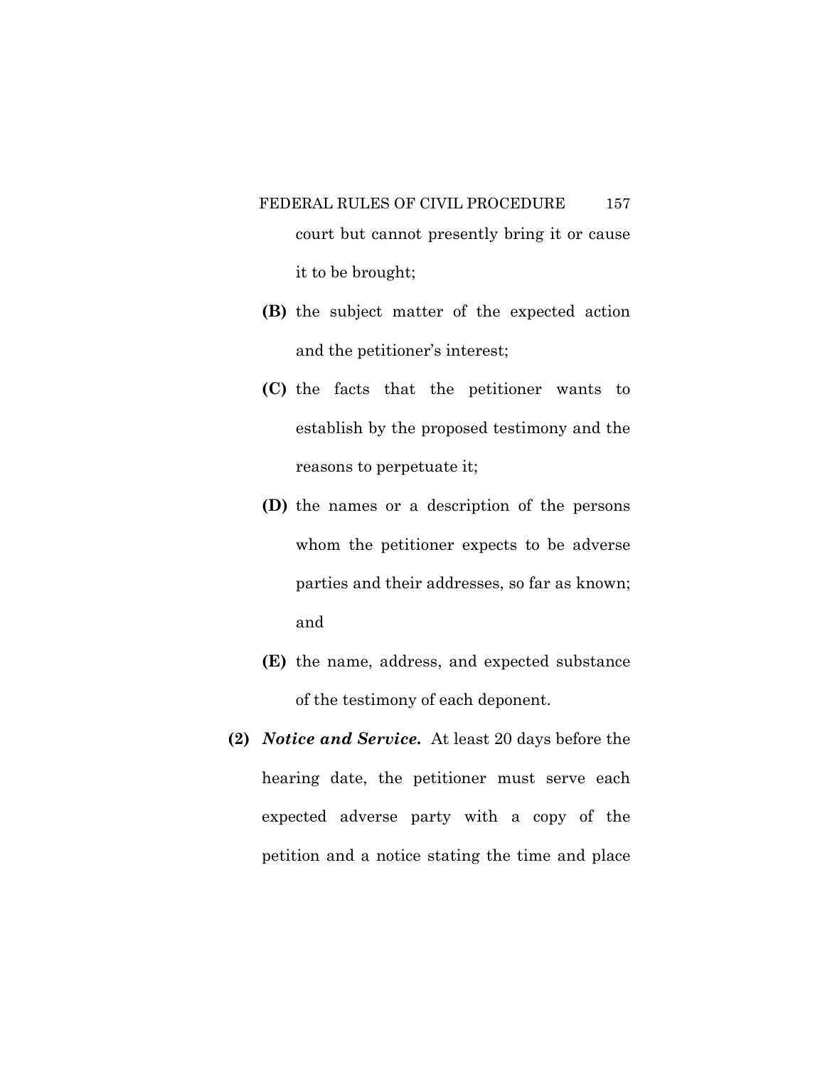court but cannot presently bring it or cause it to be brought;

**(B)** the subject matter of the expected action and the petitioner's interest;

**(C)** the facts that the petitioner wants to establish by the proposed testimony and the reasons to perpetuate it;

**(D)** the names or a description of the persons whom the petitioner expects to be adverse parties and their addresses, so far as known; and

**(E)** the name, address, and expected substance of the testimony of each deponent.

**(2)** ***Notice and Service.*** At least 20 days before the hearing date, the petitioner must serve each expected adverse party with a copy of the petition and a notice stating the time and place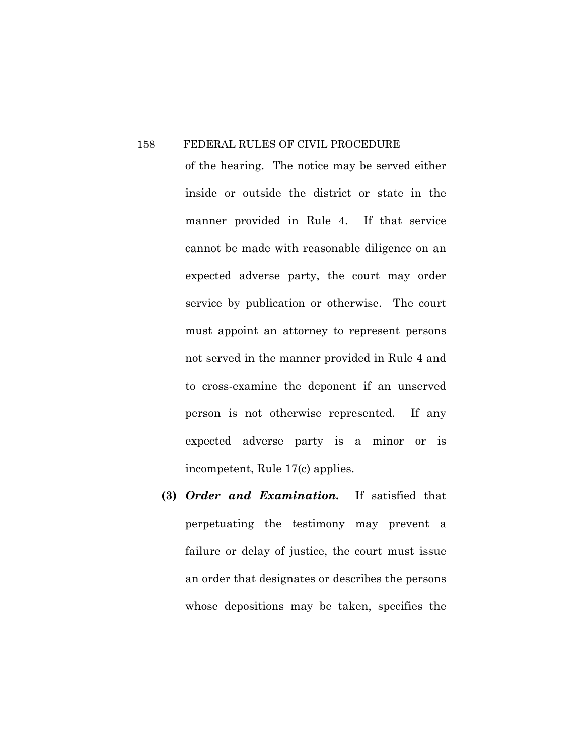of the hearing. The notice may be served either inside or outside the district or state in the manner provided in Rule 4. If that service cannot be made with reasonable diligence on an expected adverse party, the court may order service by publication or otherwise. The court must appoint an attorney to represent persons not served in the manner provided in Rule 4 and to cross-examine the deponent if an unserved person is not otherwise represented. If any expected adverse party is a minor or is incompetent, Rule 17(c) applies.

**(3)** ***Order and Examination.*** If satisfied that perpetuating the testimony may prevent a failure or delay of justice, the court must issue an order that designates or describes the persons whose depositions may be taken, specifies the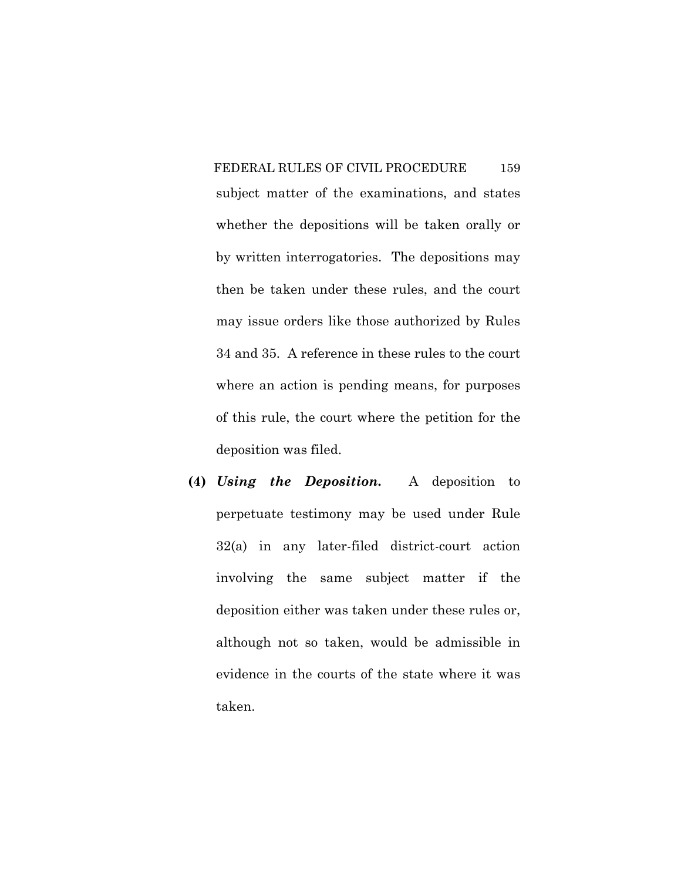subject matter of the examinations, and states whether the depositions will be taken orally or by written interrogatories. The depositions may then be taken under these rules, and the court may issue orders like those authorized by Rules 34 and 35. A reference in these rules to the court where an action is pending means, for purposes of this rule, the court where the petition for the deposition was filed.

**(4)** ***Using the Deposition.*** A deposition to perpetuate testimony may be used under Rule 32(a) in any later-filed district-court action involving the same subject matter if the deposition either was taken under these rules or, although not so taken, would be admissible in evidence in the courts of the state where it was taken.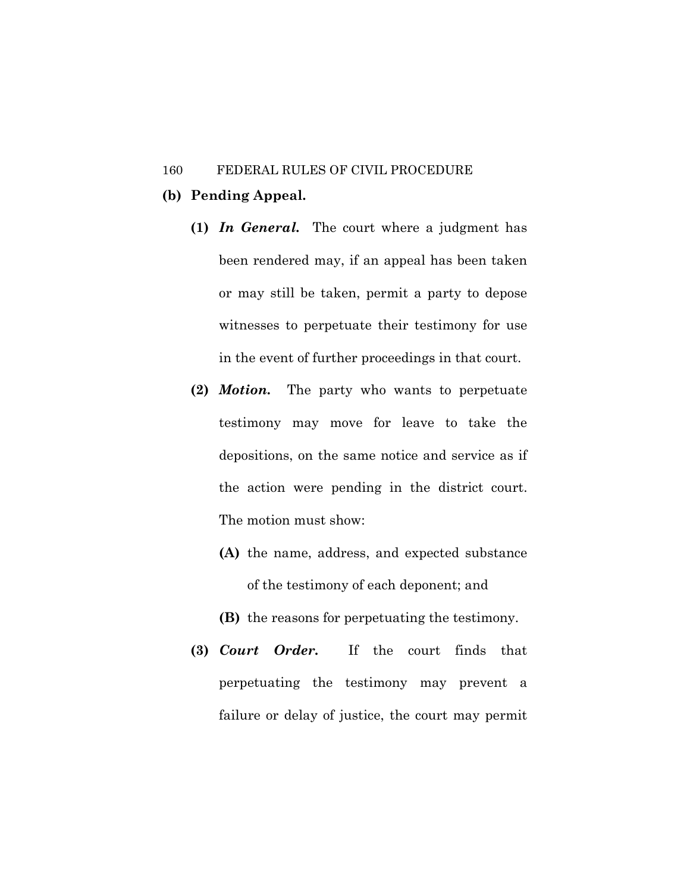**(b) Pending Appeal.**

**(1)** ***In General.*** The court where a judgment has been rendered may, if an appeal has been taken or may still be taken, permit a party to depose witnesses to perpetuate their testimony for use in the event of further proceedings in that court.

**(2)** ***Motion.*** The party who wants to perpetuate testimony may move for leave to take the depositions, on the same notice and service as if the action were pending in the district court. The motion must show:

**(A)** the name, address, and expected substance of the testimony of each deponent; and

**(B)** the reasons for perpetuating the testimony.

**(3)** ***Court Order.*** If the court finds that perpetuating the testimony may prevent a failure or delay of justice, the court may permit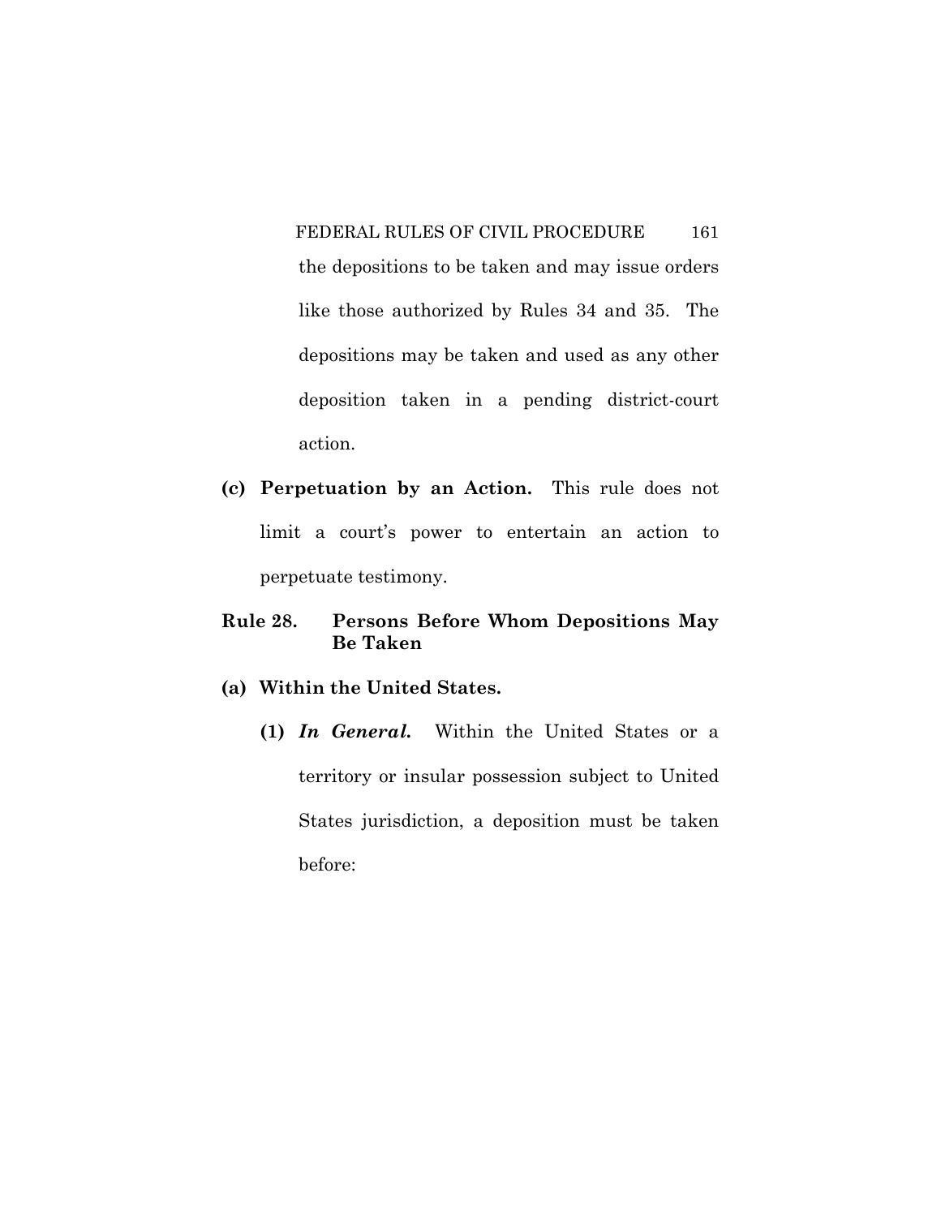the depositions to be taken and may issue orders like those authorized by Rules 34 and 35. The depositions may be taken and used as any other deposition taken in a pending district-court action.

**(c) Perpetuation by an Action.** This rule does not limit a court's power to entertain an action to perpetuate testimony.

## Rule 28. Persons Before Whom Depositions May Be Taken

**(a) Within the United States.**

**(1)** ***In General.*** Within the United States or a territory or insular possession subject to United States jurisdiction, a deposition must be taken before: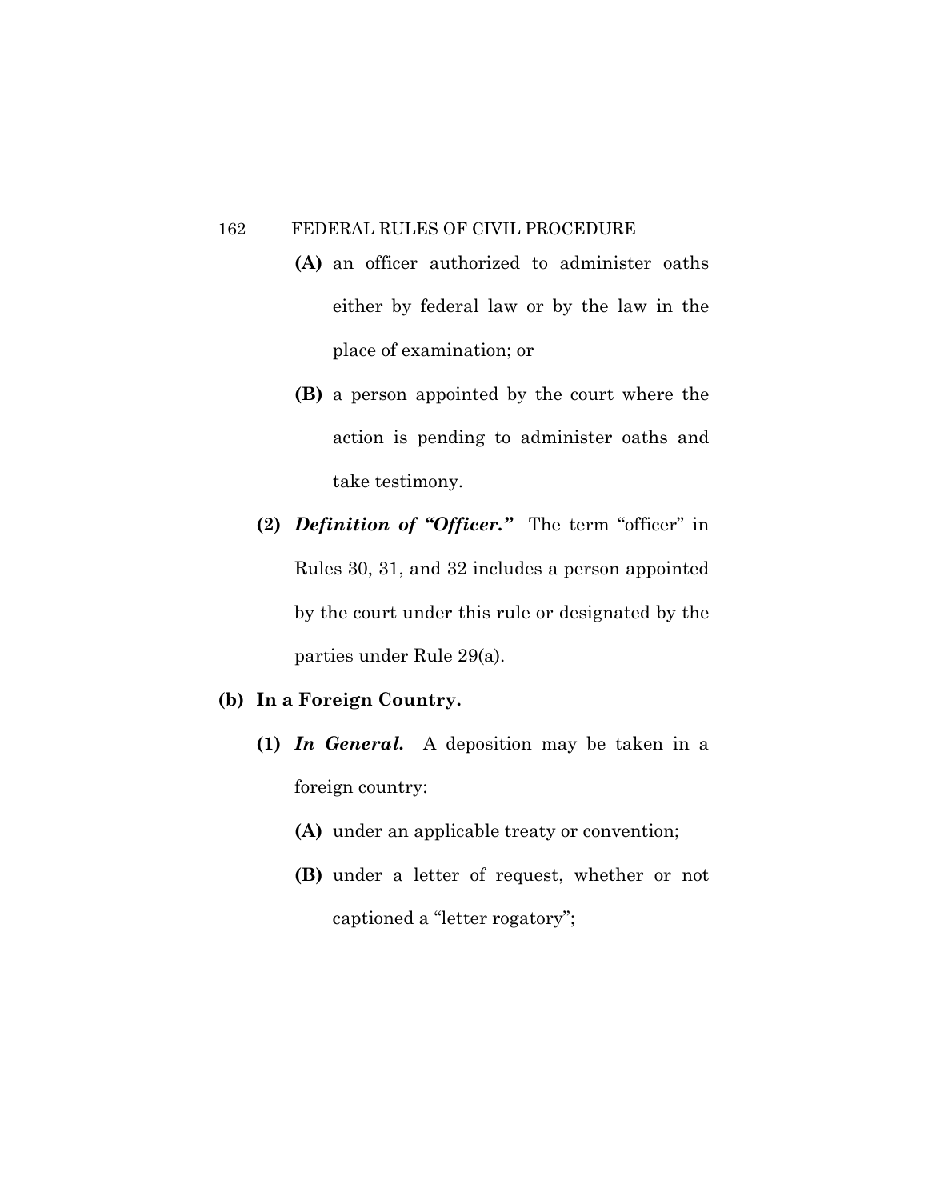**(A)** an officer authorized to administer oaths either by federal law or by the law in the place of examination; or

**(B)** a person appointed by the court where the action is pending to administer oaths and take testimony.

**(2)** ***Definition of "Officer."*** The term "officer" in Rules 30, 31, and 32 includes a person appointed by the court under this rule or designated by the parties under Rule 29(a).

**(b) In a Foreign Country.**

**(1)** ***In General.*** A deposition may be taken in a foreign country:

**(A)** under an applicable treaty or convention;

**(B)** under a letter of request, whether or not captioned a "letter rogatory";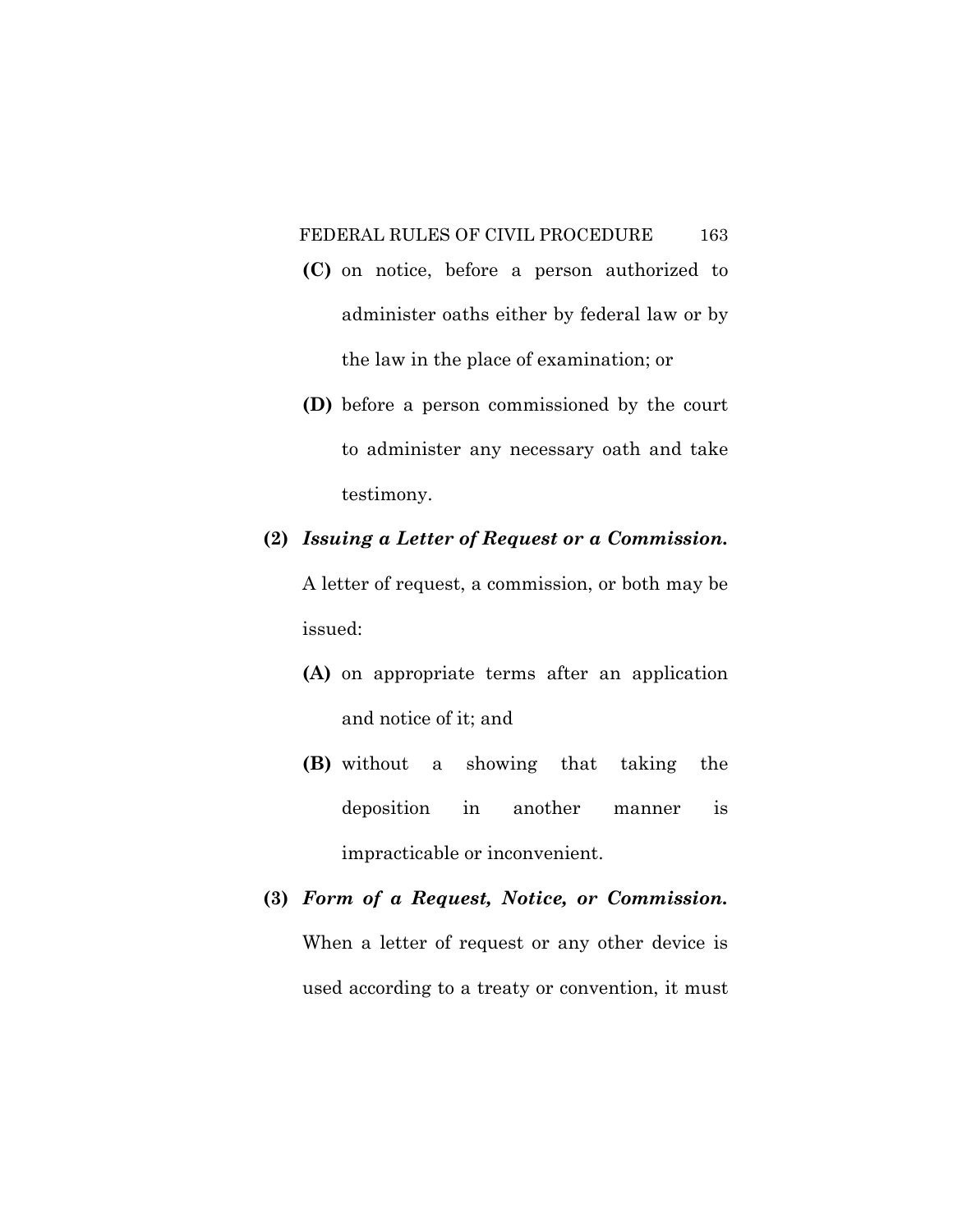**(C)** on notice, before a person authorized to administer oaths either by federal law or by the law in the place of examination; or

**(D)** before a person commissioned by the court to administer any necessary oath and take testimony.

**(2)** ***Issuing a Letter of Request or a Commission.*** A letter of request, a commission, or both may be issued:

**(A)** on appropriate terms after an application and notice of it; and

**(B)** without a showing that taking the deposition in another manner is impracticable or inconvenient.

**(3)** ***Form of a Request, Notice, or Commission.*** When a letter of request or any other device is used according to a treaty or convention, it must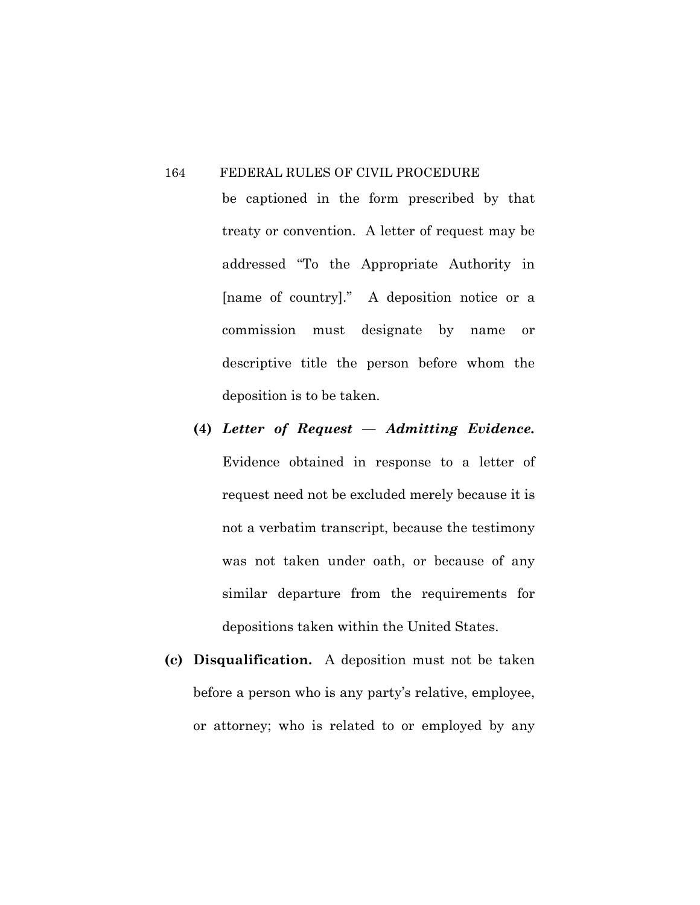be captioned in the form prescribed by that treaty or convention. A letter of request may be addressed "To the Appropriate Authority in [name of country]." A deposition notice or a commission must designate by name or descriptive title the person before whom the deposition is to be taken.

**(4)** ***Letter of Request — Admitting Evidence.*** Evidence obtained in response to a letter of request need not be excluded merely because it is not a verbatim transcript, because the testimony was not taken under oath, or because of any similar departure from the requirements for depositions taken within the United States.

**(c) Disqualification.** A deposition must not be taken before a person who is any party's relative, employee, or attorney; who is related to or employed by any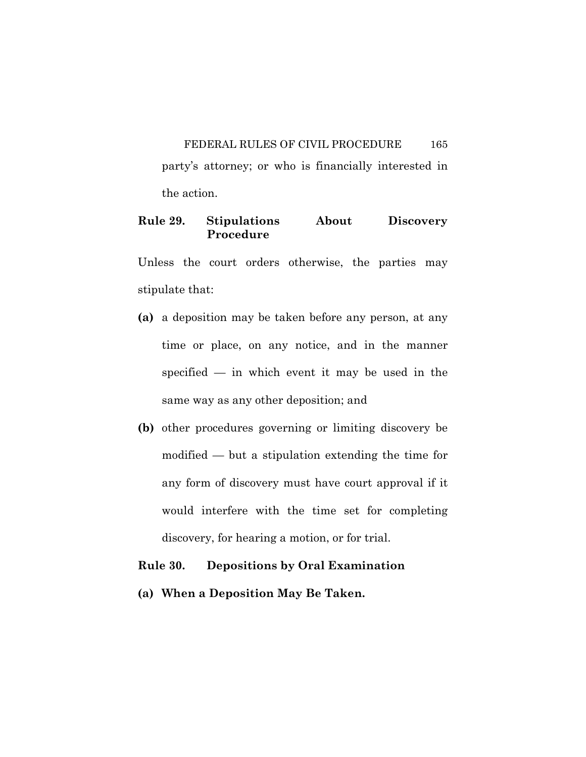party's attorney; or who is financially interested in the action.

## Rule 29. Stipulations About Discovery Procedure

Unless the court orders otherwise, the parties may stipulate that:

**(a)** a deposition may be taken before any person, at any time or place, on any notice, and in the manner specified — in which event it may be used in the same way as any other deposition; and

**(b)** other procedures governing or limiting discovery be modified — but a stipulation extending the time for any form of discovery must have court approval if it would interfere with the time set for completing discovery, for hearing a motion, or for trial.

## Rule 30. Depositions by Oral Examination

**(a) When a Deposition May Be Taken.**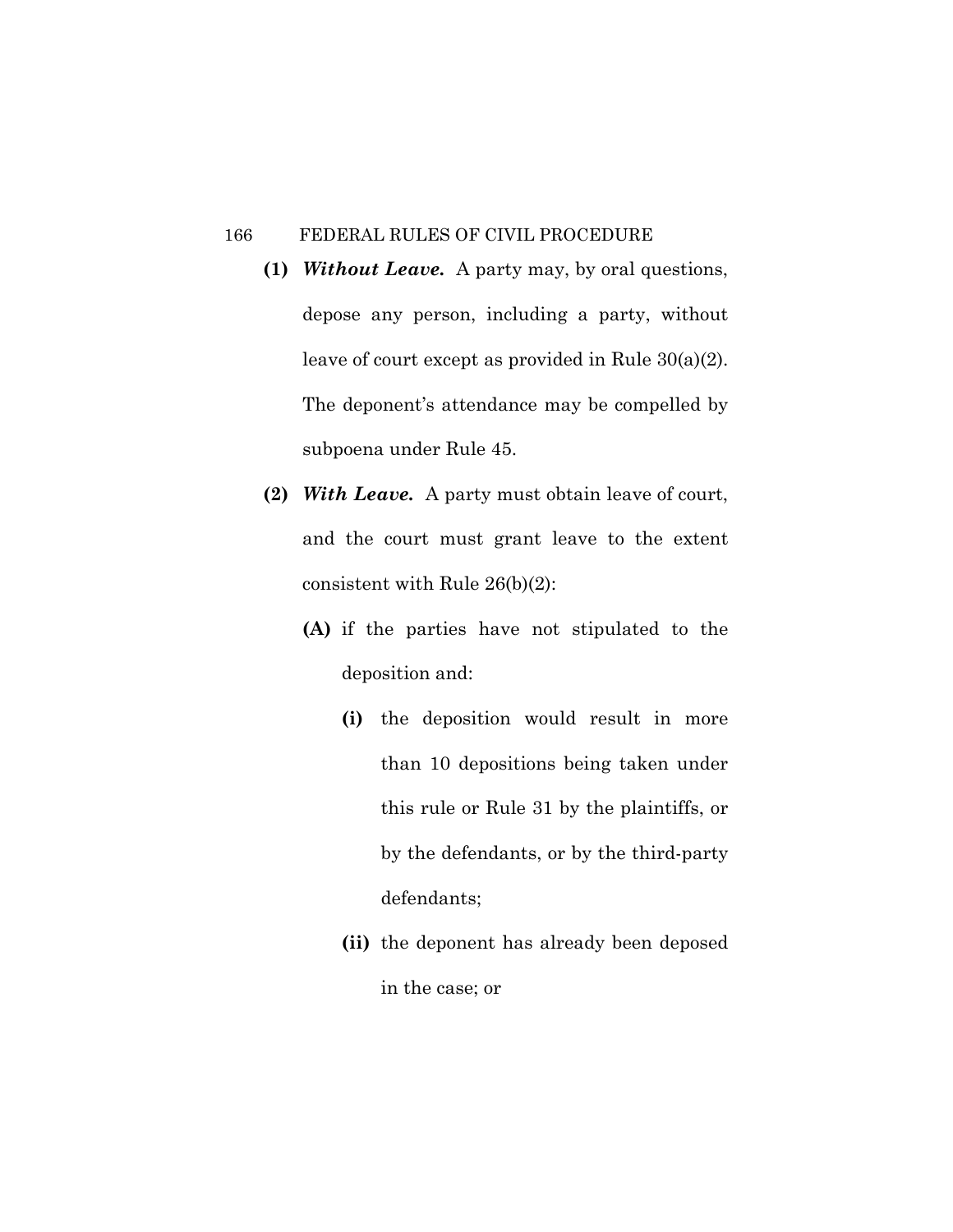**(1)** ***Without Leave.*** A party may, by oral questions, depose any person, including a party, without leave of court except as provided in Rule 30(a)(2). The deponent's attendance may be compelled by subpoena under Rule 45.

**(2)** ***With Leave.*** A party must obtain leave of court, and the court must grant leave to the extent consistent with Rule 26(b)(2):

**(A)** if the parties have not stipulated to the deposition and:

**(i)** the deposition would result in more than 10 depositions being taken under this rule or Rule 31 by the plaintiffs, or by the defendants, or by the third-party defendants;

**(ii)** the deponent has already been deposed in the case; or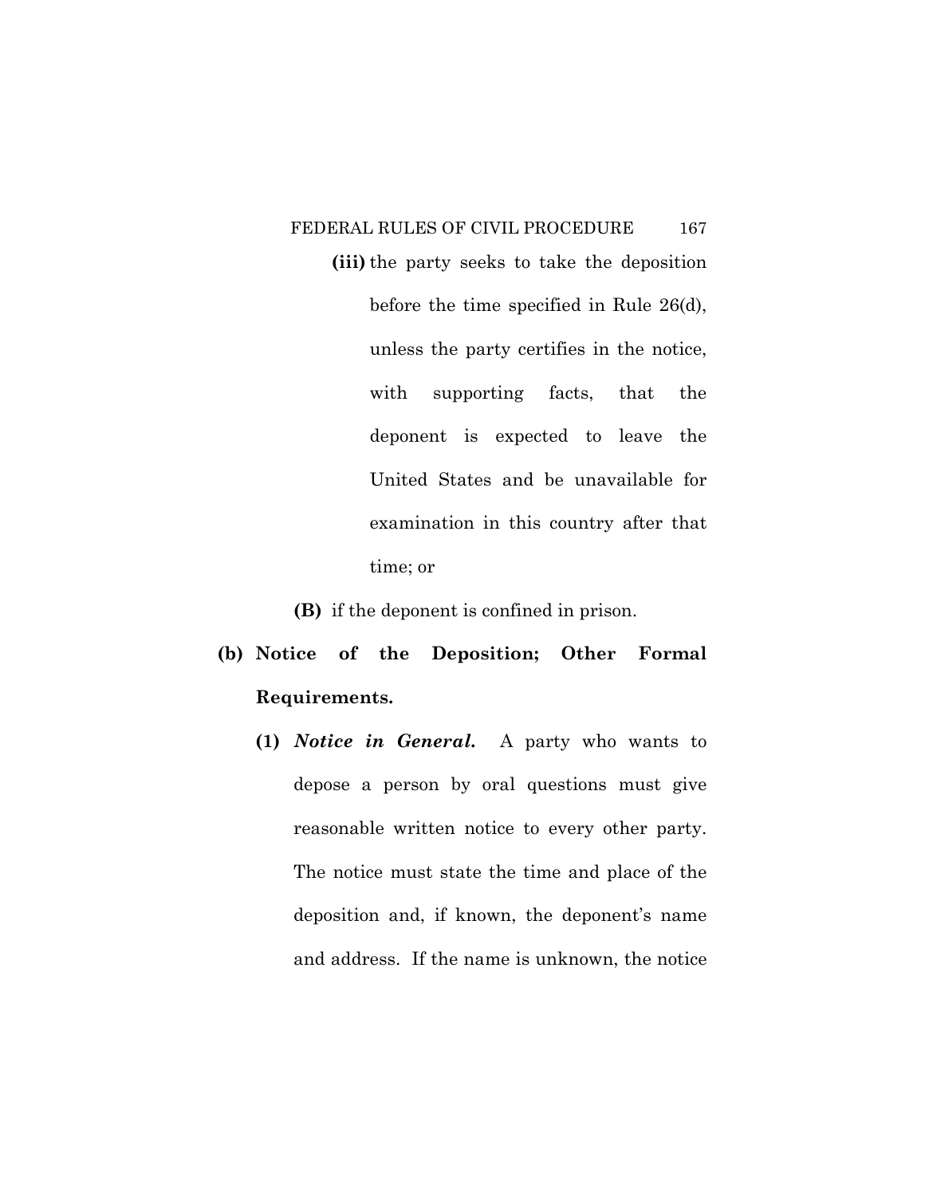**(iii)** the party seeks to take the deposition before the time specified in Rule 26(d), unless the party certifies in the notice, with supporting facts, that the deponent is expected to leave the United States and be unavailable for examination in this country after that time; or

**(B)** if the deponent is confined in prison.

**(b) Notice of the Deposition; Other Formal Requirements.**

**(1)** ***Notice in General.*** A party who wants to depose a person by oral questions must give reasonable written notice to every other party. The notice must state the time and place of the deposition and, if known, the deponent's name and address. If the name is unknown, the notice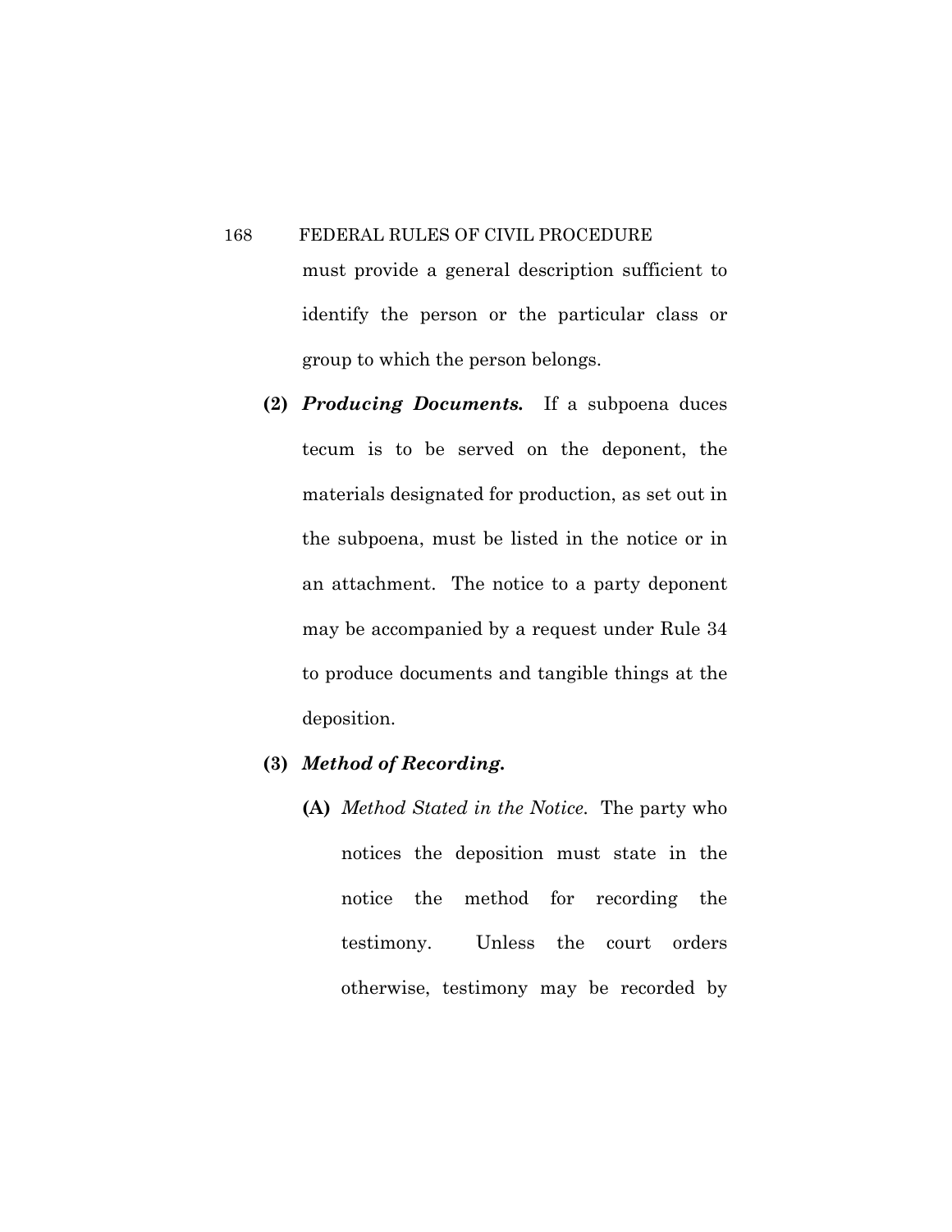must provide a general description sufficient to identify the person or the particular class or group to which the person belongs.

**(2)** ***Producing Documents.*** If a subpoena duces tecum is to be served on the deponent, the materials designated for production, as set out in the subpoena, must be listed in the notice or in an attachment. The notice to a party deponent may be accompanied by a request under Rule 34 to produce documents and tangible things at the deposition.

**(3)** ***Method of Recording.***

**(A)** *Method Stated in the Notice.* The party who notices the deposition must state in the notice the method for recording the testimony. Unless the court orders otherwise, testimony may be recorded by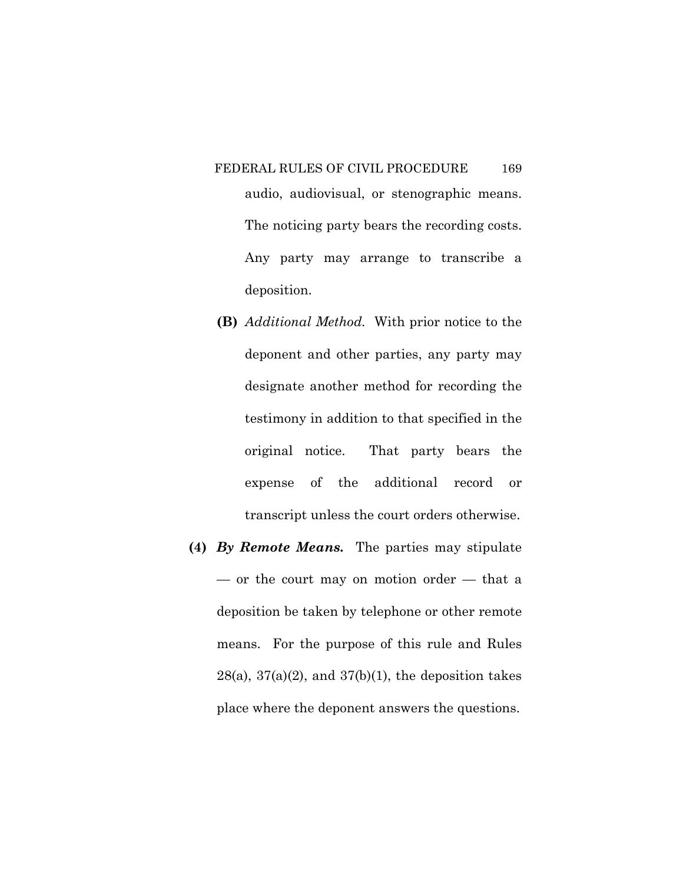audio, audiovisual, or stenographic means. The noticing party bears the recording costs. Any party may arrange to transcribe a deposition.

**(B)** *Additional Method.* With prior notice to the deponent and other parties, any party may designate another method for recording the testimony in addition to that specified in the original notice. That party bears the expense of the additional record or transcript unless the court orders otherwise.

**(4)** ***By Remote Means.*** The parties may stipulate — or the court may on motion order — that a deposition be taken by telephone or other remote means. For the purpose of this rule and Rules 28(a), 37(a)(2), and 37(b)(1), the deposition takes place where the deponent answers the questions.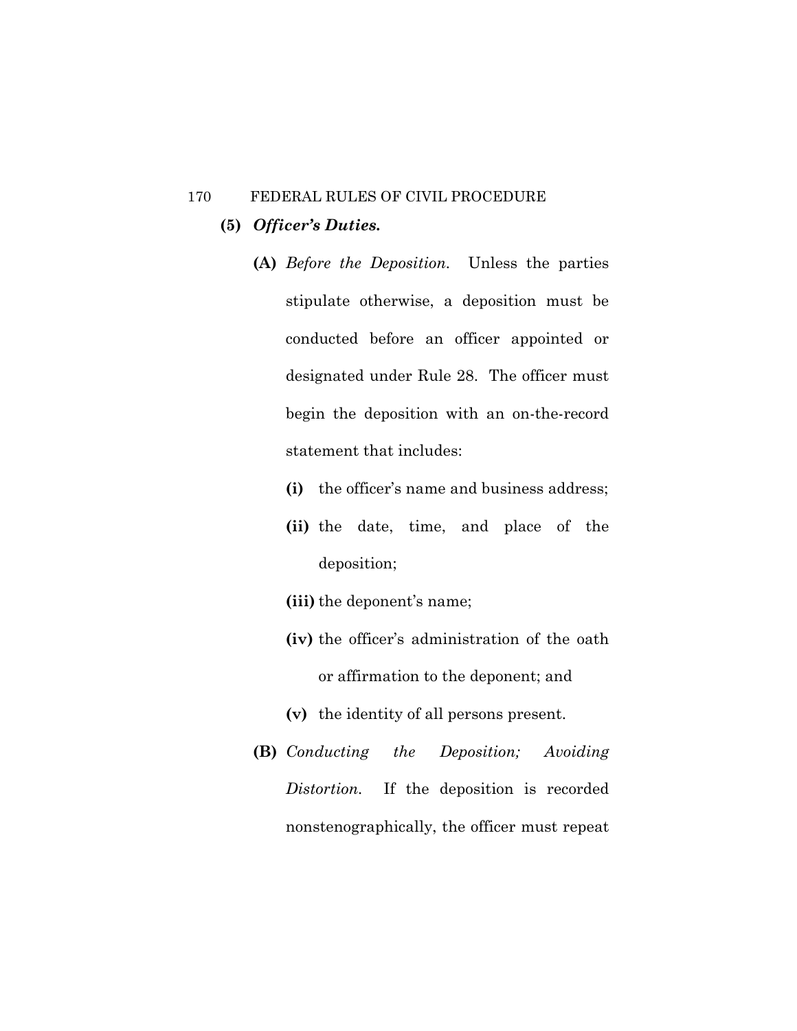**(5)** ***Officer's Duties.***

**(A)** *Before the Deposition.* Unless the parties stipulate otherwise, a deposition must be conducted before an officer appointed or designated under Rule 28. The officer must begin the deposition with an on-the-record statement that includes:

**(i)** the officer's name and business address;

**(ii)** the date, time, and place of the deposition;

**(iii)** the deponent's name;

**(iv)** the officer's administration of the oath or affirmation to the deponent; and

**(v)** the identity of all persons present.

**(B)** *Conducting the Deposition; Avoiding Distortion.* If the deposition is recorded nonstenographically, the officer must repeat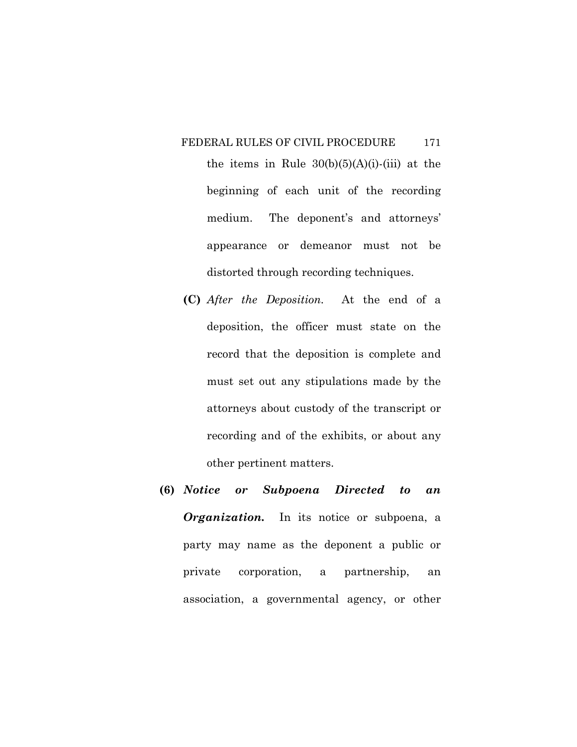the items in Rule 30(b)(5)(A)(i)-(iii) at the beginning of each unit of the recording medium. The deponent's and attorneys' appearance or demeanor must not be distorted through recording techniques.

**(C)** *After the Deposition.* At the end of a deposition, the officer must state on the record that the deposition is complete and must set out any stipulations made by the attorneys about custody of the transcript or recording and of the exhibits, or about any other pertinent matters.

**(6)** ***Notice or Subpoena Directed to an Organization.*** In its notice or subpoena, a party may name as the deponent a public or private corporation, a partnership, an association, a governmental agency, or other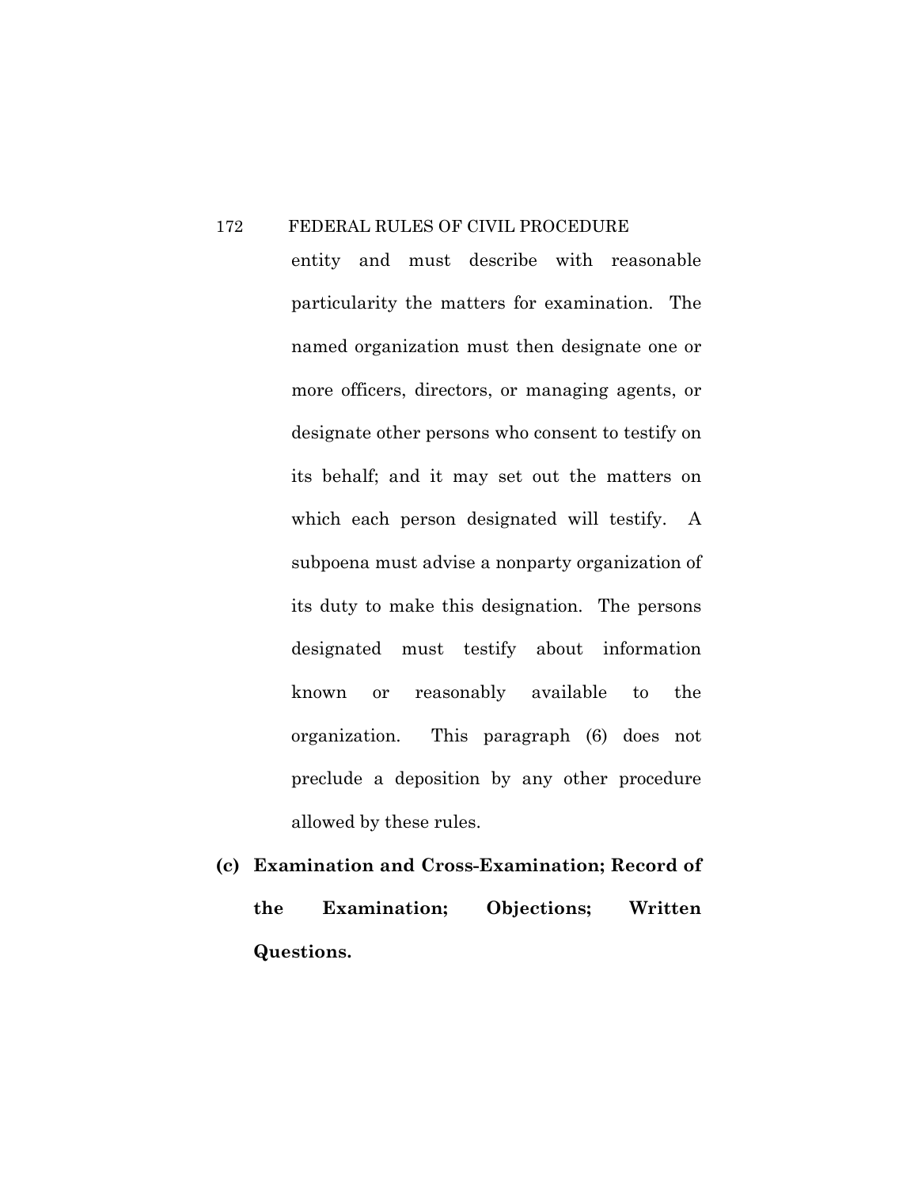entity and must describe with reasonable particularity the matters for examination. The named organization must then designate one or more officers, directors, or managing agents, or designate other persons who consent to testify on its behalf; and it may set out the matters on which each person designated will testify. A subpoena must advise a nonparty organization of its duty to make this designation. The persons designated must testify about information known or reasonably available to the organization. This paragraph (6) does not preclude a deposition by any other procedure allowed by these rules.

**(c) Examination and Cross-Examination; Record of the Examination; Objections; Written Questions.**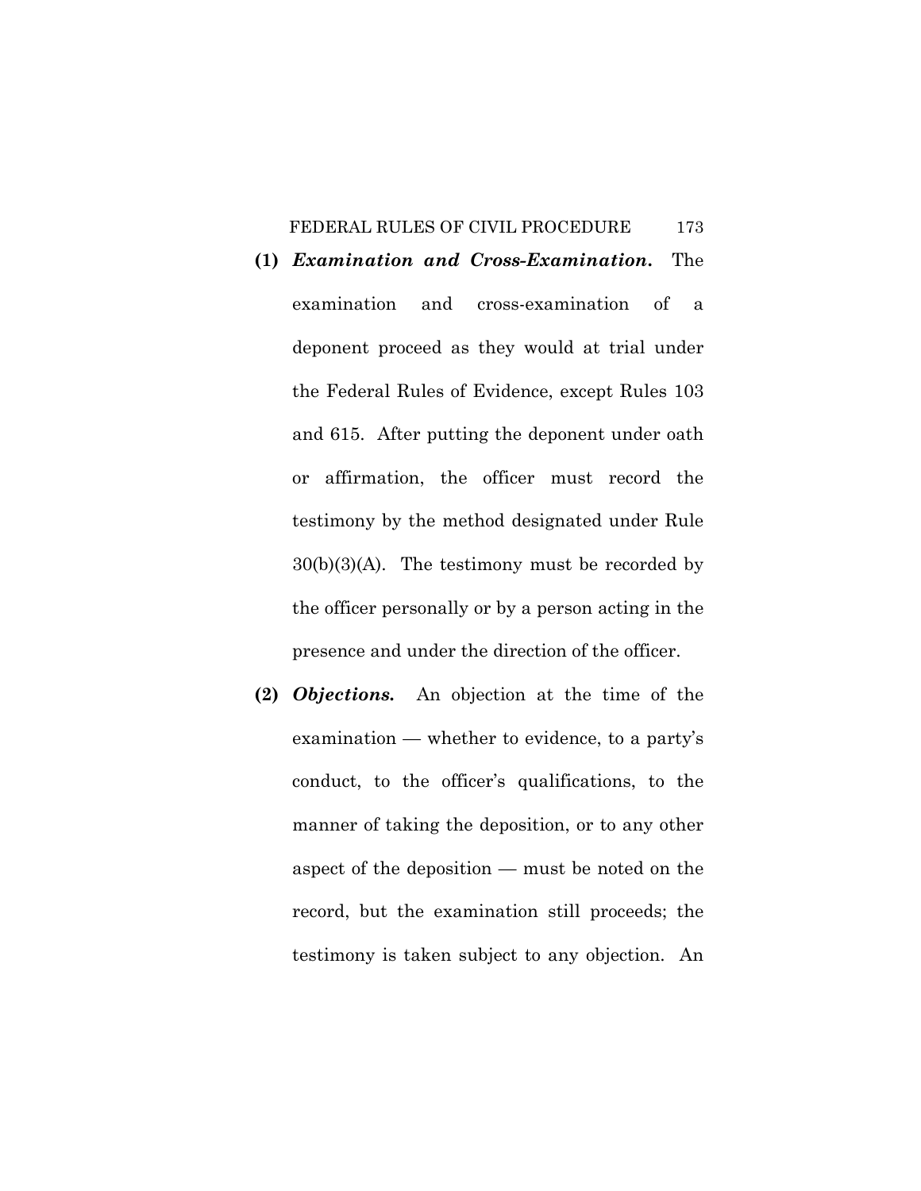**(1)** ***Examination and Cross-Examination.*** The examination and cross-examination of a deponent proceed as they would at trial under the Federal Rules of Evidence, except Rules 103 and 615. After putting the deponent under oath or affirmation, the officer must record the testimony by the method designated under Rule 30(b)(3)(A). The testimony must be recorded by the officer personally or by a person acting in the presence and under the direction of the officer.

**(2)** ***Objections.*** An objection at the time of the examination — whether to evidence, to a party's conduct, to the officer's qualifications, to the manner of taking the deposition, or to any other aspect of the deposition — must be noted on the record, but the examination still proceeds; the testimony is taken subject to any objection. An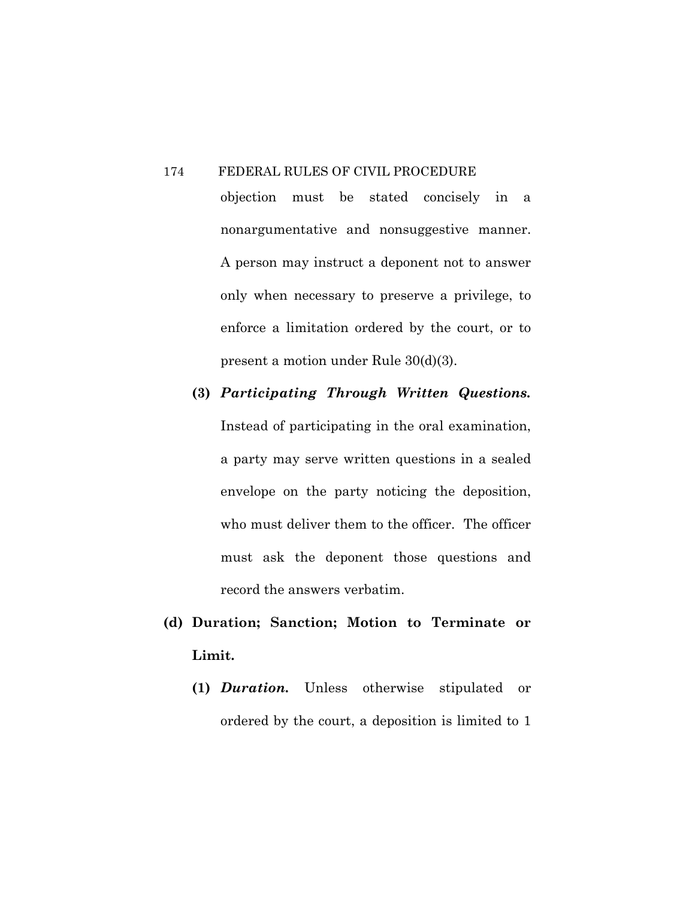objection must be stated concisely in a nonargumentative and nonsuggestive manner. A person may instruct a deponent not to answer only when necessary to preserve a privilege, to enforce a limitation ordered by the court, or to present a motion under Rule 30(d)(3).

**(3)** ***Participating Through Written Questions.*** Instead of participating in the oral examination, a party may serve written questions in a sealed envelope on the party noticing the deposition, who must deliver them to the officer. The officer must ask the deponent those questions and record the answers verbatim.

**(d) Duration; Sanction; Motion to Terminate or Limit.**

**(1)** ***Duration.*** Unless otherwise stipulated or ordered by the court, a deposition is limited to 1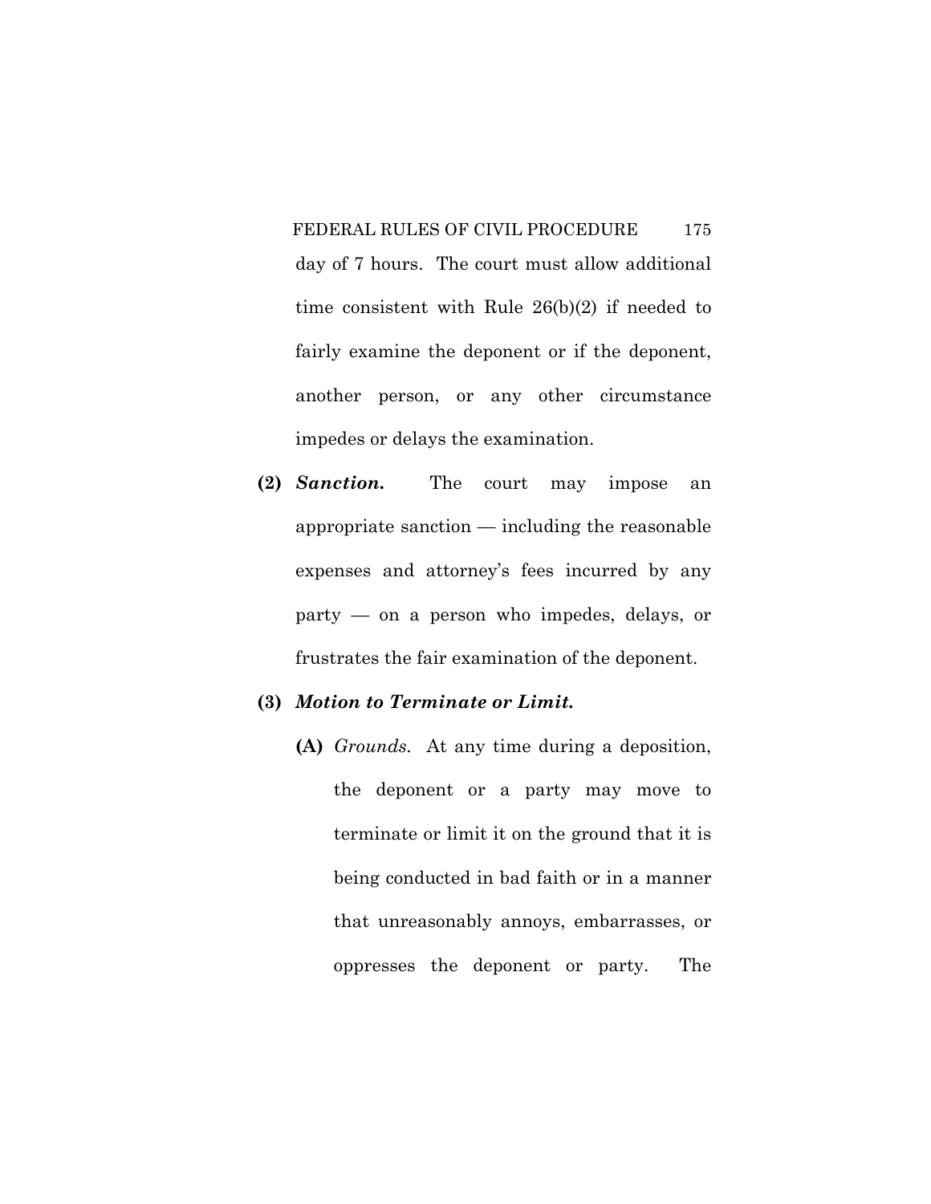day of 7 hours. The court must allow additional time consistent with Rule 26(b)(2) if needed to fairly examine the deponent or if the deponent, another person, or any other circumstance impedes or delays the examination.

**(2)** ***Sanction.*** The court may impose an appropriate sanction — including the reasonable expenses and attorney's fees incurred by any party — on a person who impedes, delays, or frustrates the fair examination of the deponent.

**(3)** ***Motion to Terminate or Limit.***

**(A)** *Grounds.* At any time during a deposition, the deponent or a party may move to terminate or limit it on the ground that it is being conducted in bad faith or in a manner that unreasonably annoys, embarrasses, or oppresses the deponent or party. The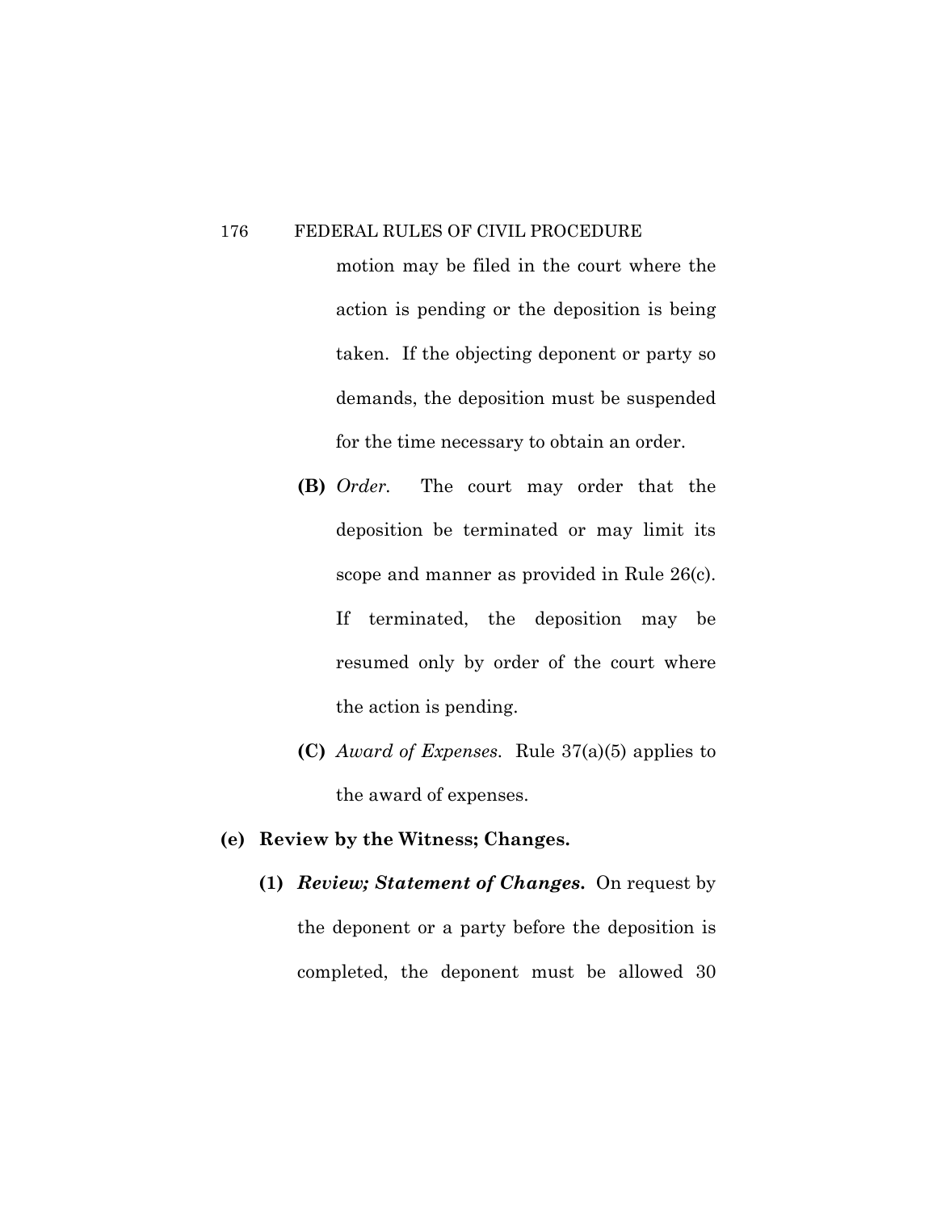motion may be filed in the court where the action is pending or the deposition is being taken. If the objecting deponent or party so demands, the deposition must be suspended for the time necessary to obtain an order.

**(B)** *Order.* The court may order that the deposition be terminated or may limit its scope and manner as provided in Rule 26(c). If terminated, the deposition may be resumed only by order of the court where the action is pending.

**(C)** *Award of Expenses.* Rule 37(a)(5) applies to the award of expenses.

**(e) Review by the Witness; Changes.**

**(1)** ***Review; Statement of Changes.*** On request by the deponent or a party before the deposition is completed, the deponent must be allowed 30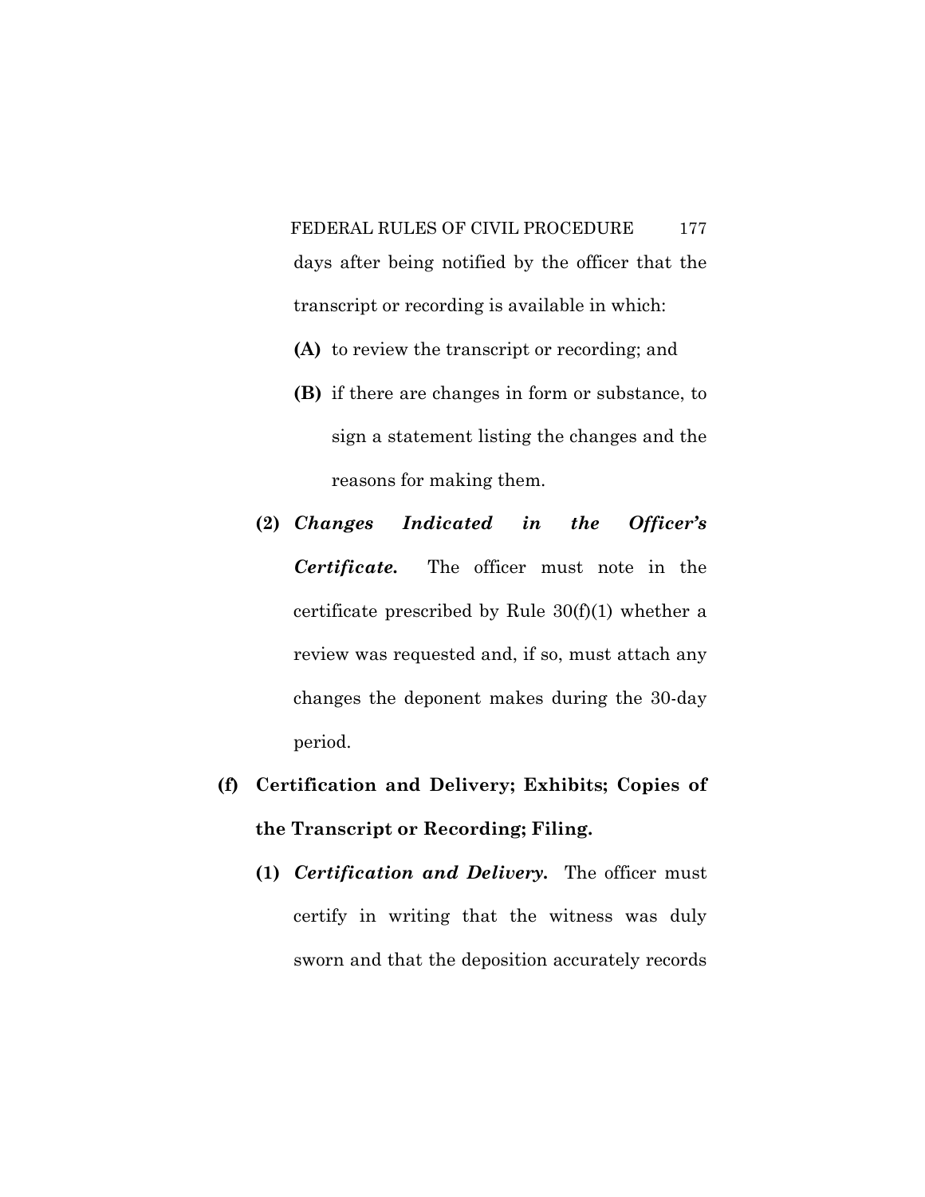days after being notified by the officer that the transcript or recording is available in which:

**(A)** to review the transcript or recording; and

**(B)** if there are changes in form or substance, to sign a statement listing the changes and the reasons for making them.

**(2)** ***Changes Indicated in the Officer's Certificate.*** The officer must note in the certificate prescribed by Rule 30(f)(1) whether a review was requested and, if so, must attach any changes the deponent makes during the 30-day period.

**(f) Certification and Delivery; Exhibits; Copies of the Transcript or Recording; Filing.**

**(1)** ***Certification and Delivery.*** The officer must certify in writing that the witness was duly sworn and that the deposition accurately records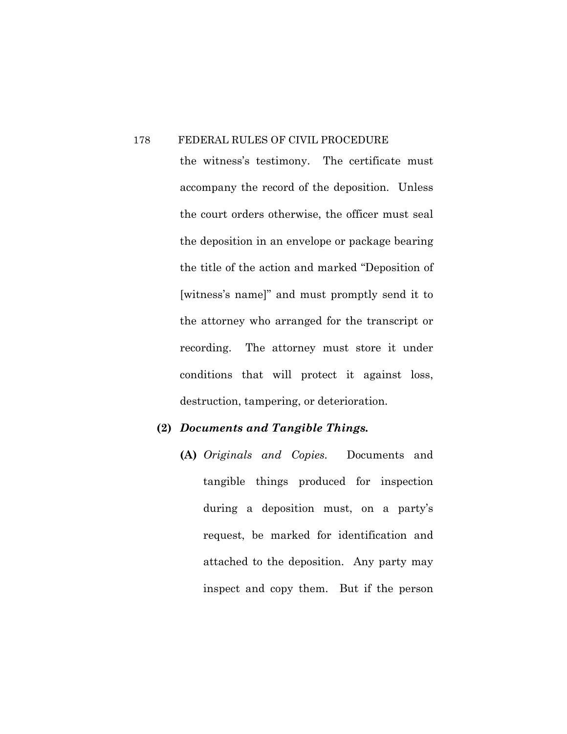the witness's testimony. The certificate must accompany the record of the deposition. Unless the court orders otherwise, the officer must seal the deposition in an envelope or package bearing the title of the action and marked "Deposition of [witness's name]" and must promptly send it to the attorney who arranged for the transcript or recording. The attorney must store it under conditions that will protect it against loss, destruction, tampering, or deterioration.

**(2)** ***Documents and Tangible Things.***

**(A)** *Originals and Copies.* Documents and tangible things produced for inspection during a deposition must, on a party's request, be marked for identification and attached to the deposition. Any party may inspect and copy them. But if the person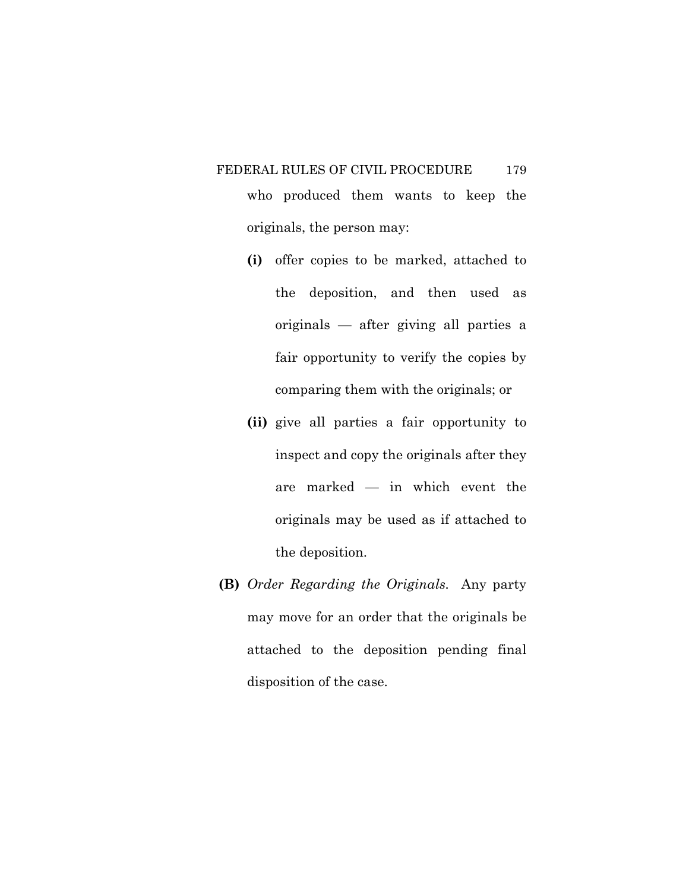who produced them wants to keep the originals, the person may:

- **(i)** offer copies to be marked, attached to the deposition, and then used as originals — after giving all parties a fair opportunity to verify the copies by comparing them with the originals; or

- **(ii)** give all parties a fair opportunity to inspect and copy the originals after they are marked — in which event the originals may be used as if attached to the deposition.

**(B)** *Order Regarding the Originals.* Any party may move for an order that the originals be attached to the deposition pending final disposition of the case.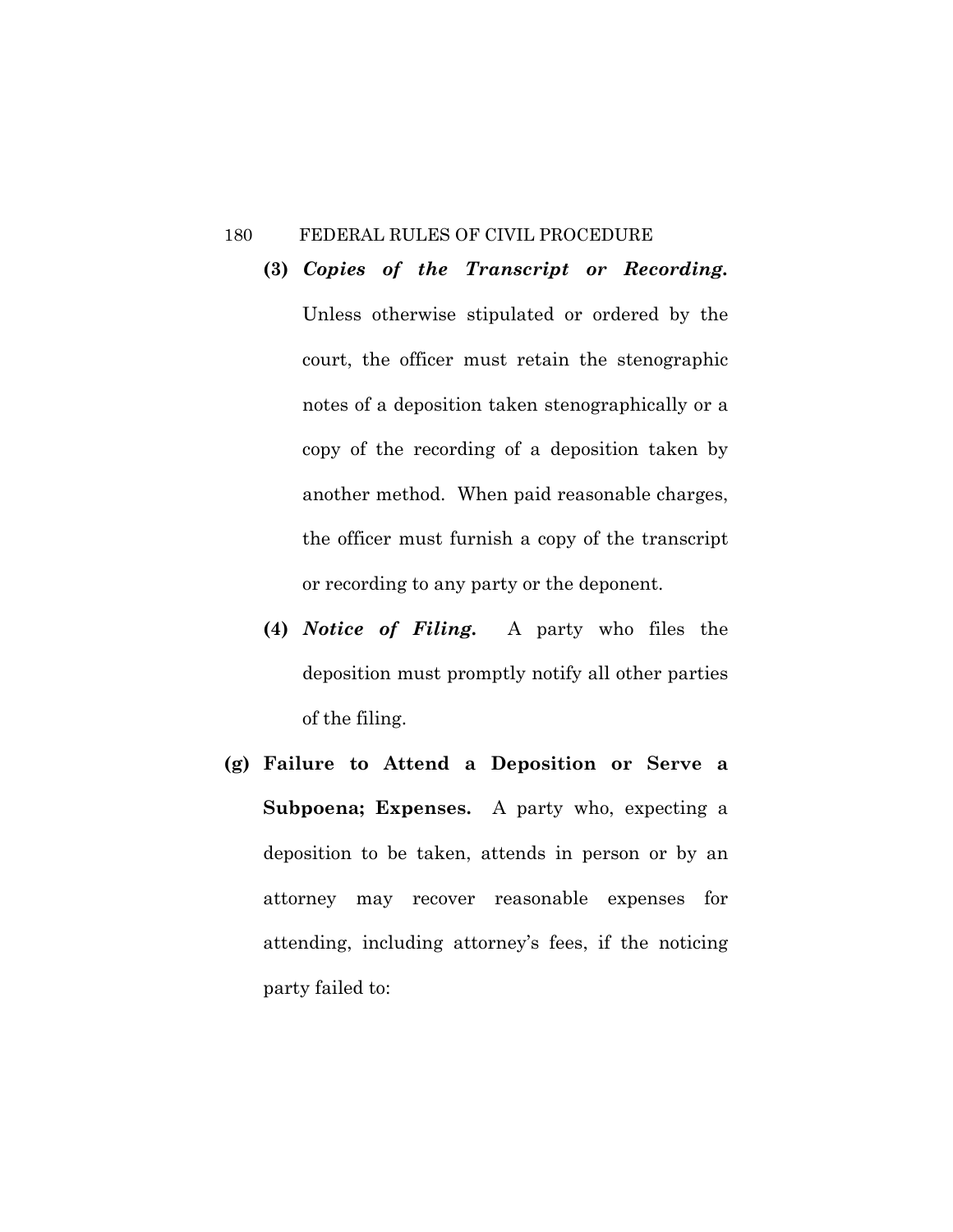**(3)** ***Copies of the Transcript or Recording.*** Unless otherwise stipulated or ordered by the court, the officer must retain the stenographic notes of a deposition taken stenographically or a copy of the recording of a deposition taken by another method. When paid reasonable charges, the officer must furnish a copy of the transcript or recording to any party or the deponent.

**(4)** ***Notice of Filing.*** A party who files the deposition must promptly notify all other parties of the filing.

**(g) Failure to Attend a Deposition or Serve a Subpoena; Expenses.** A party who, expecting a deposition to be taken, attends in person or by an attorney may recover reasonable expenses for attending, including attorney's fees, if the noticing party failed to: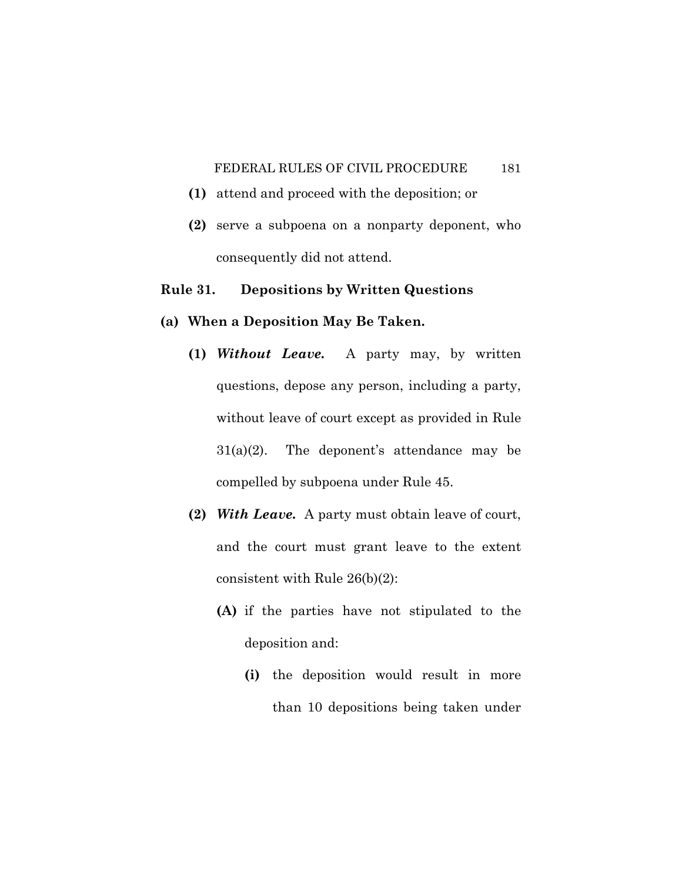**(1)** attend and proceed with the deposition; or

**(2)** serve a subpoena on a nonparty deponent, who consequently did not attend.

## Rule 31. Depositions by Written Questions

### (a) When a Deposition May Be Taken.

**(1)** ***Without Leave.*** A party may, by written questions, depose any person, including a party, without leave of court except as provided in Rule 31(a)(2). The deponent's attendance may be compelled by subpoena under Rule 45.

**(2)** ***With Leave.*** A party must obtain leave of court, and the court must grant leave to the extent consistent with Rule 26(b)(2):

**(A)** if the parties have not stipulated to the deposition and:

**(i)** the deposition would result in more than 10 depositions being taken under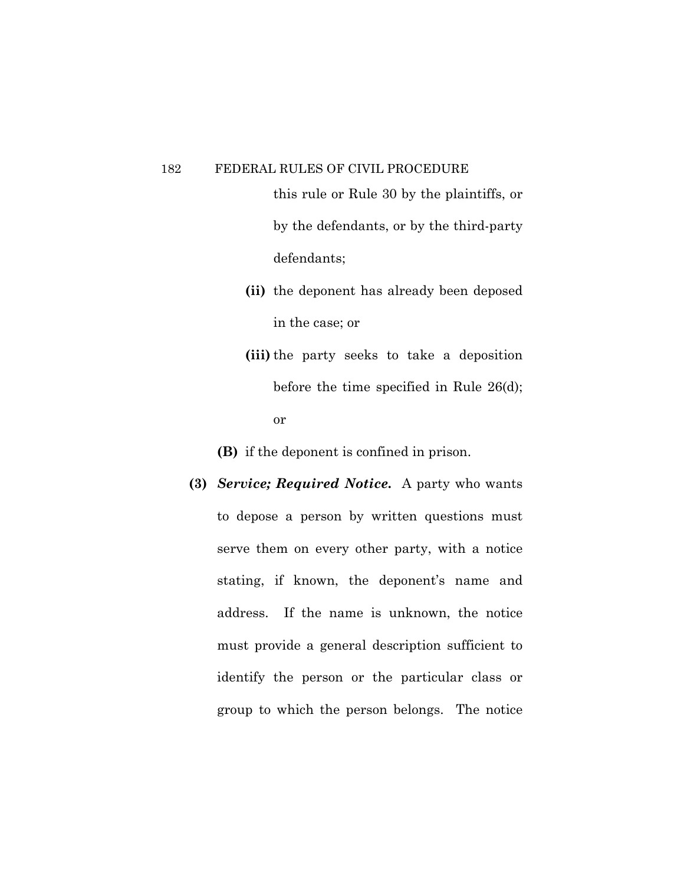this rule or Rule 30 by the plaintiffs, or by the defendants, or by the third-party defendants;

**(ii)** the deponent has already been deposed in the case; or

**(iii)** the party seeks to take a deposition before the time specified in Rule 26(d); or

**(B)** if the deponent is confined in prison.

**(3)** ***Service; Required Notice.*** A party who wants to depose a person by written questions must serve them on every other party, with a notice stating, if known, the deponent's name and address. If the name is unknown, the notice must provide a general description sufficient to identify the person or the particular class or group to which the person belongs. The notice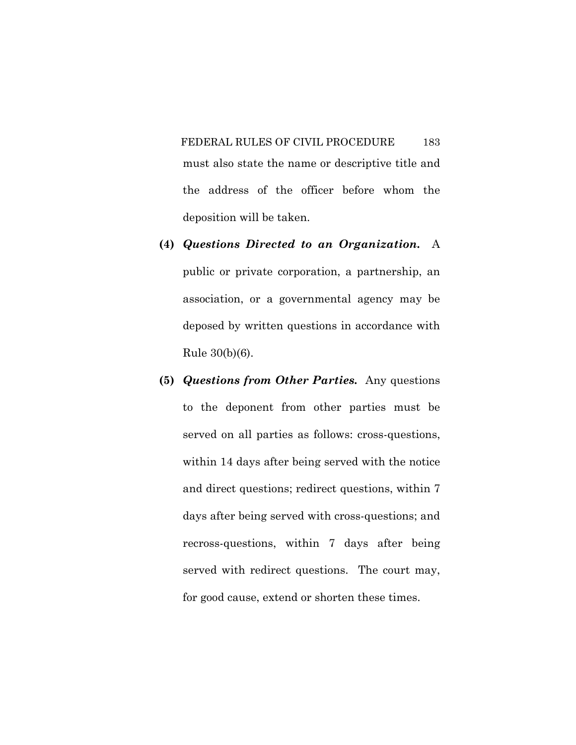must also state the name or descriptive title and the address of the officer before whom the deposition will be taken.

**(4)** ***Questions Directed to an Organization.*** A public or private corporation, a partnership, an association, or a governmental agency may be deposed by written questions in accordance with Rule 30(b)(6).

**(5)** ***Questions from Other Parties.*** Any questions to the deponent from other parties must be served on all parties as follows: cross-questions, within 14 days after being served with the notice and direct questions; redirect questions, within 7 days after being served with cross-questions; and recross-questions, within 7 days after being served with redirect questions. The court may, for good cause, extend or shorten these times.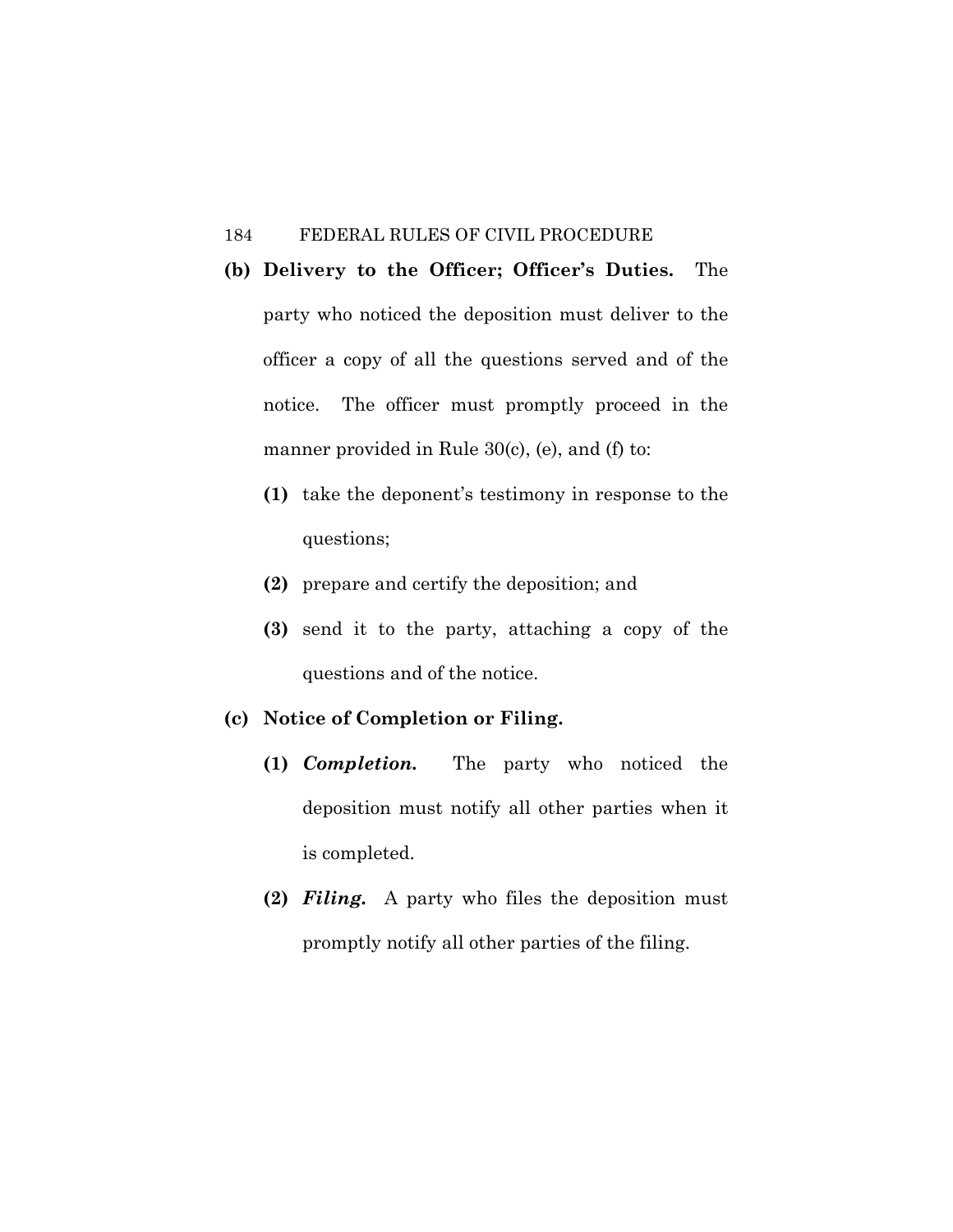**(b) Delivery to the Officer; Officer's Duties.** The party who noticed the deposition must deliver to the officer a copy of all the questions served and of the notice. The officer must promptly proceed in the manner provided in Rule 30(c), (e), and (f) to:

**(1)** take the deponent's testimony in response to the questions;

**(2)** prepare and certify the deposition; and

**(3)** send it to the party, attaching a copy of the questions and of the notice.

**(c) Notice of Completion or Filing.**

**(1)** ***Completion.*** The party who noticed the deposition must notify all other parties when it is completed.

**(2)** ***Filing.*** A party who files the deposition must promptly notify all other parties of the filing.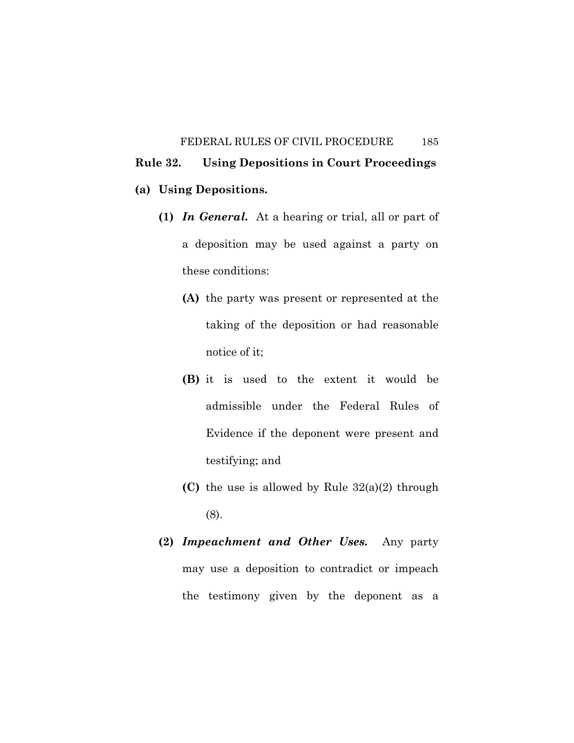## Rule 32. Using Depositions in Court Proceedings

**(a) Using Depositions.**

**(1)** ***In General.*** At a hearing or trial, all or part of a deposition may be used against a party on these conditions:

**(A)** the party was present or represented at the taking of the deposition or had reasonable notice of it;

**(B)** it is used to the extent it would be admissible under the Federal Rules of Evidence if the deponent were present and testifying; and

**(C)** the use is allowed by Rule 32(a)(2) through (8).

**(2)** ***Impeachment and Other Uses.*** Any party may use a deposition to contradict or impeach the testimony given by the deponent as a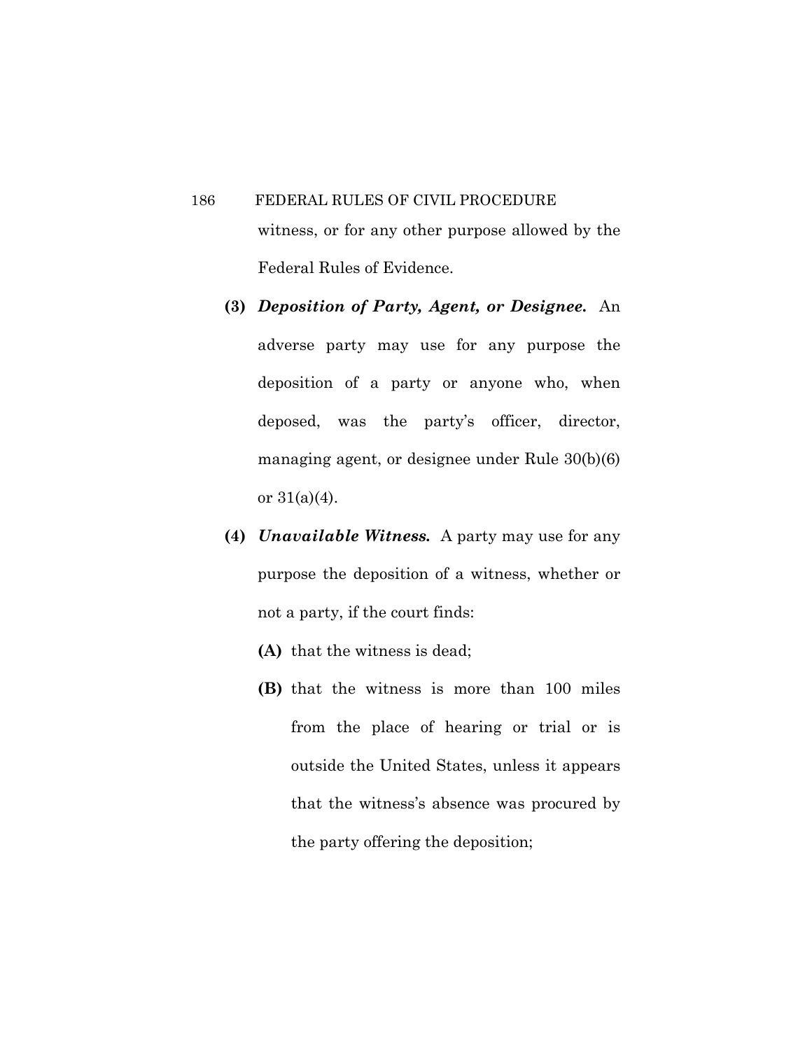witness, or for any other purpose allowed by the Federal Rules of Evidence.

**(3)** ***Deposition of Party, Agent, or Designee.*** An adverse party may use for any purpose the deposition of a party or anyone who, when deposed, was the party's officer, director, managing agent, or designee under Rule 30(b)(6) or 31(a)(4).

**(4)** ***Unavailable Witness.*** A party may use for any purpose the deposition of a witness, whether or not a party, if the court finds:

**(A)** that the witness is dead;

**(B)** that the witness is more than 100 miles from the place of hearing or trial or is outside the United States, unless it appears that the witness's absence was procured by the party offering the deposition;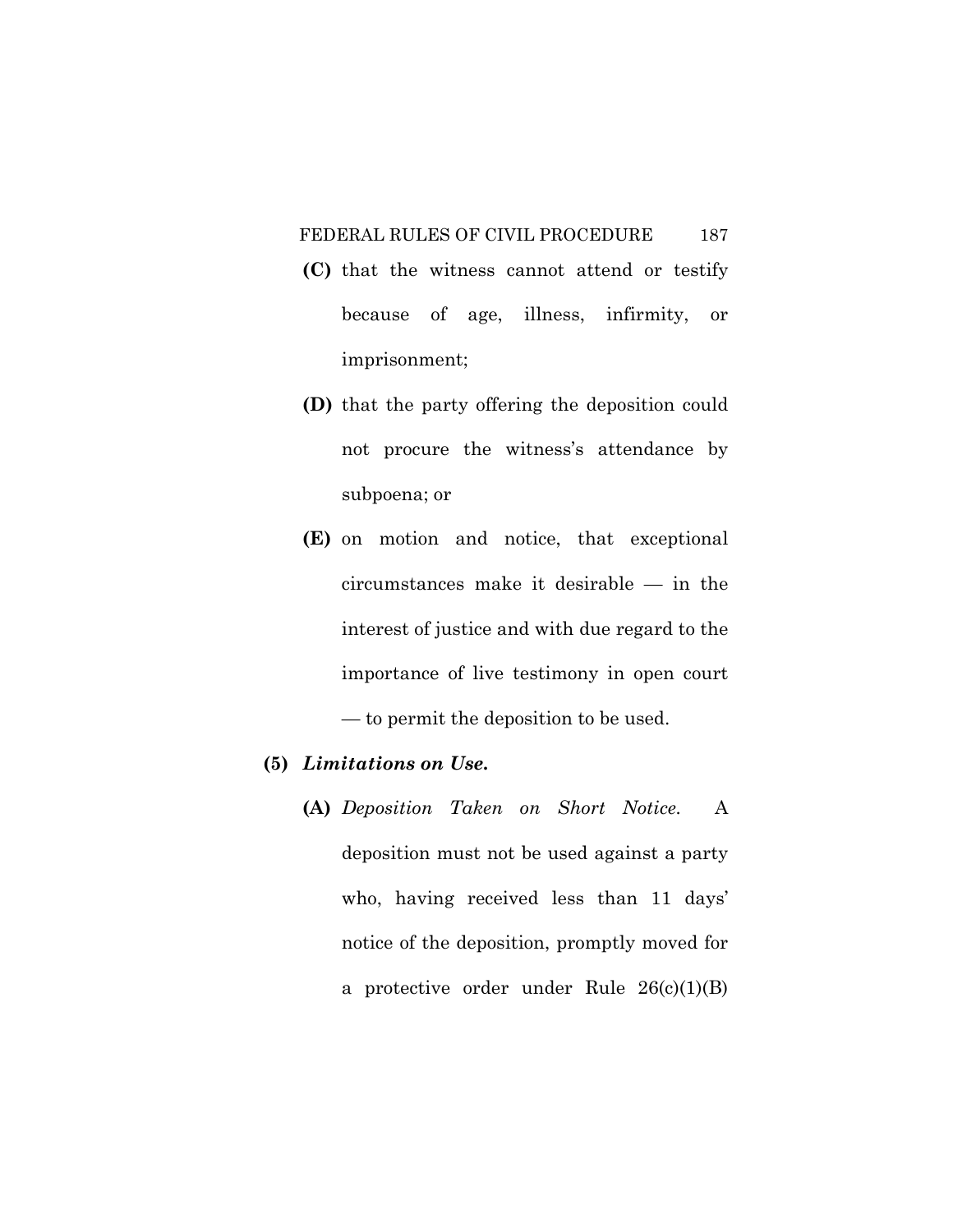**(C)** that the witness cannot attend or testify because of age, illness, infirmity, or imprisonment;

**(D)** that the party offering the deposition could not procure the witness's attendance by subpoena; or

**(E)** on motion and notice, that exceptional circumstances make it desirable — in the interest of justice and with due regard to the importance of live testimony in open court — to permit the deposition to be used.

**(5)** ***Limitations on Use.***

**(A)** *Deposition Taken on Short Notice.* A deposition must not be used against a party who, having received less than 11 days' notice of the deposition, promptly moved for a protective order under Rule 26(c)(1)(B)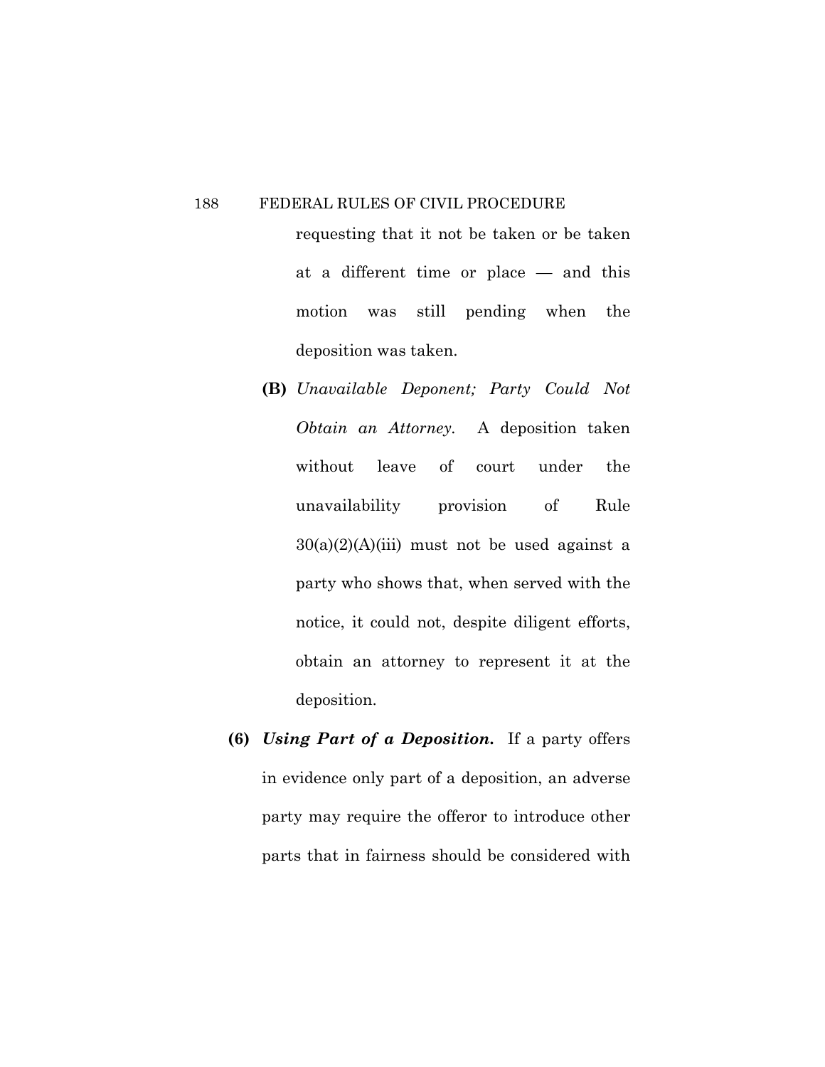requesting that it not be taken or be taken at a different time or place — and this motion was still pending when the deposition was taken.

**(B)** *Unavailable Deponent; Party Could Not Obtain an Attorney.* A deposition taken without leave of court under the unavailability provision of Rule 30(a)(2)(A)(iii) must not be used against a party who shows that, when served with the notice, it could not, despite diligent efforts, obtain an attorney to represent it at the deposition.

**(6)** ***Using Part of a Deposition.*** If a party offers in evidence only part of a deposition, an adverse party may require the offeror to introduce other parts that in fairness should be considered with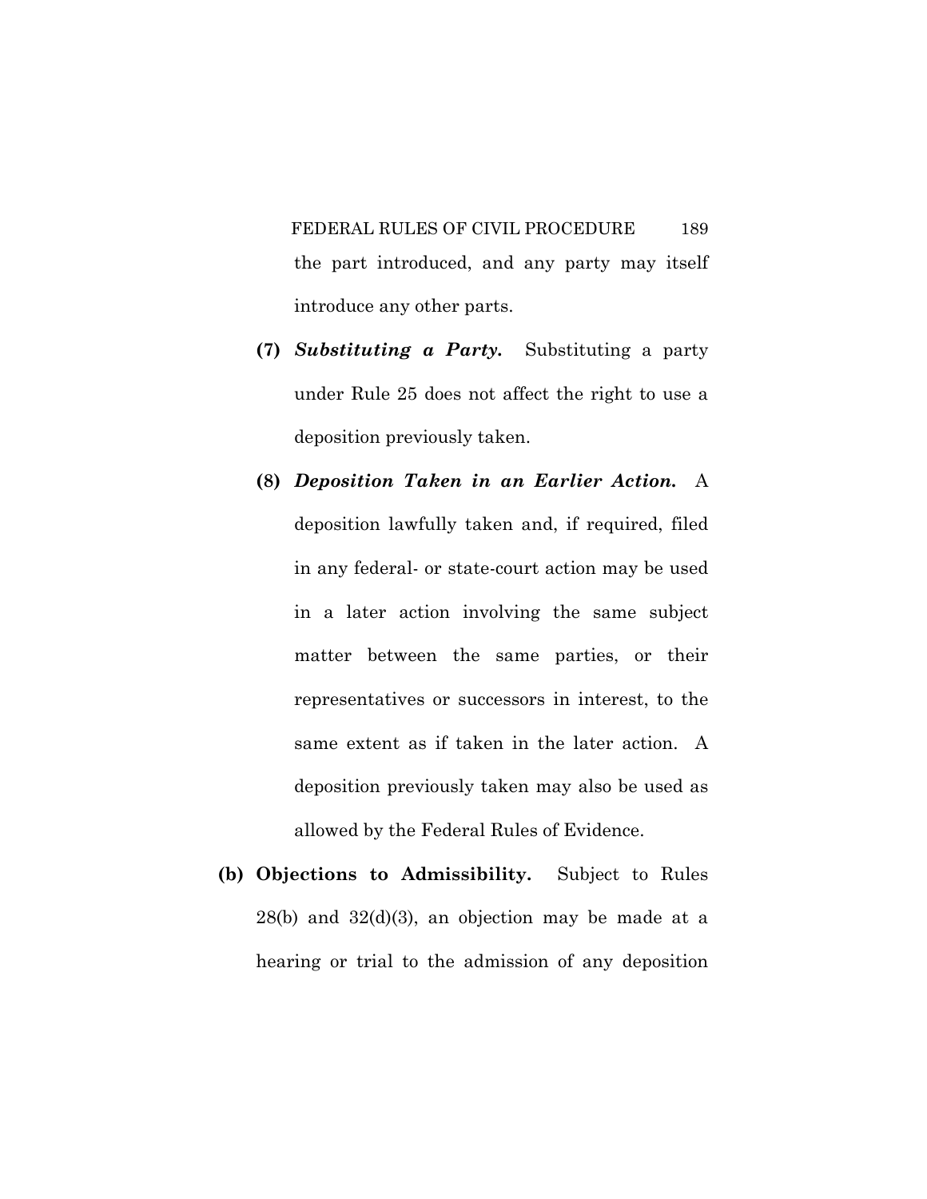the part introduced, and any party may itself introduce any other parts.

**(7)** ***Substituting a Party.*** Substituting a party under Rule 25 does not affect the right to use a deposition previously taken.

**(8)** ***Deposition Taken in an Earlier Action.*** A deposition lawfully taken and, if required, filed in any federal- or state-court action may be used in a later action involving the same subject matter between the same parties, or their representatives or successors in interest, to the same extent as if taken in the later action. A deposition previously taken may also be used as allowed by the Federal Rules of Evidence.

**(b) Objections to Admissibility.** Subject to Rules 28(b) and 32(d)(3), an objection may be made at a hearing or trial to the admission of any deposition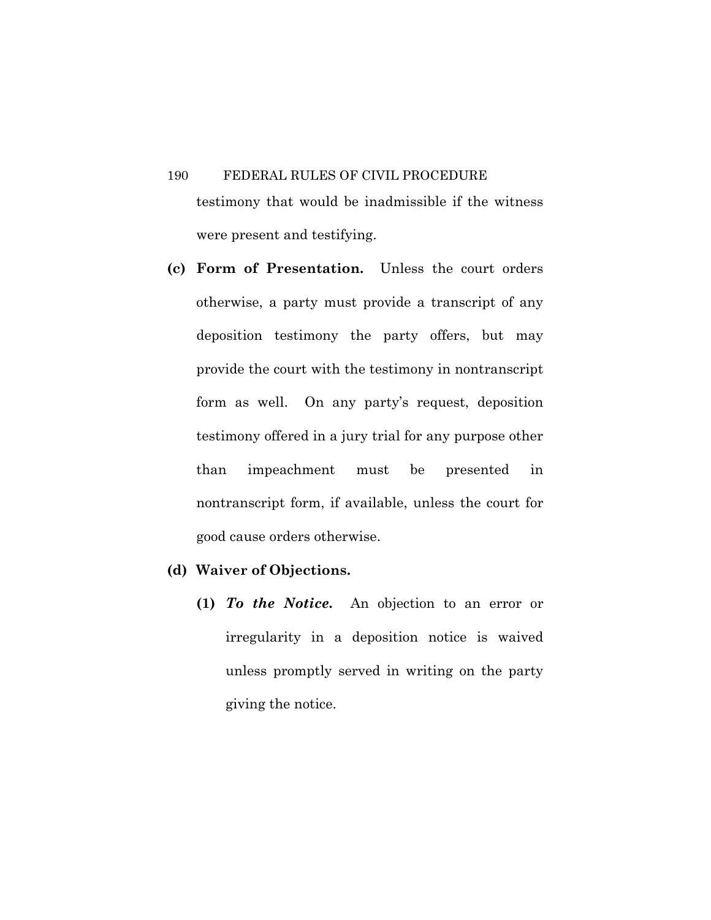testimony that would be inadmissible if the witness were present and testifying.

**(c) Form of Presentation.** Unless the court orders otherwise, a party must provide a transcript of any deposition testimony the party offers, but may provide the court with the testimony in nontranscript form as well. On any party's request, deposition testimony offered in a jury trial for any purpose other than impeachment must be presented in nontranscript form, if available, unless the court for good cause orders otherwise.

**(d) Waiver of Objections.**

**(1)** ***To the Notice.*** An objection to an error or irregularity in a deposition notice is waived unless promptly served in writing on the party giving the notice.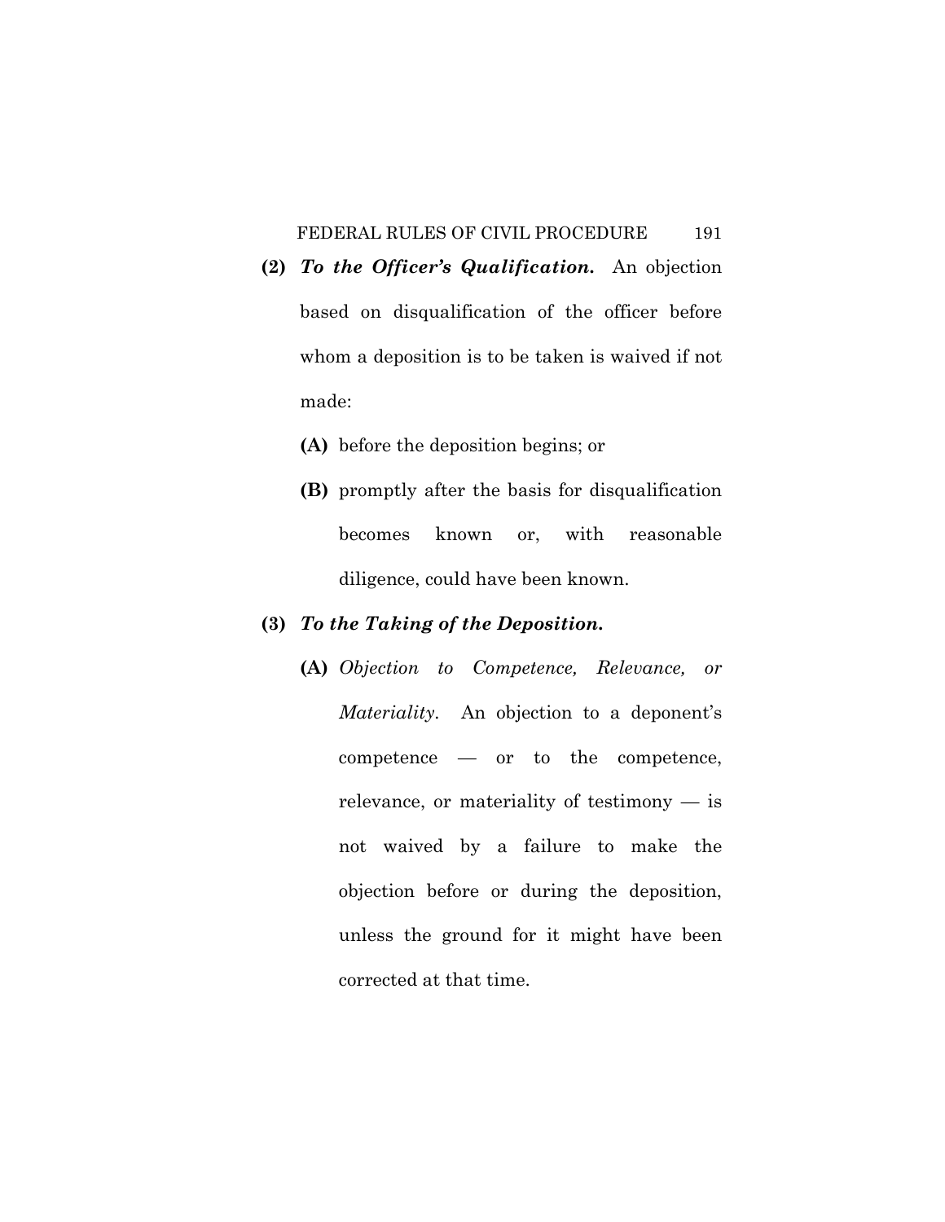**(2)** ***To the Officer's Qualification.*** An objection based on disqualification of the officer before whom a deposition is to be taken is waived if not made:

**(A)** before the deposition begins; or

**(B)** promptly after the basis for disqualification becomes known or, with reasonable diligence, could have been known.

**(3)** ***To the Taking of the Deposition.***

**(A)** *Objection to Competence, Relevance, or Materiality.* An objection to a deponent's competence — or to the competence, relevance, or materiality of testimony — is not waived by a failure to make the objection before or during the deposition, unless the ground for it might have been corrected at that time.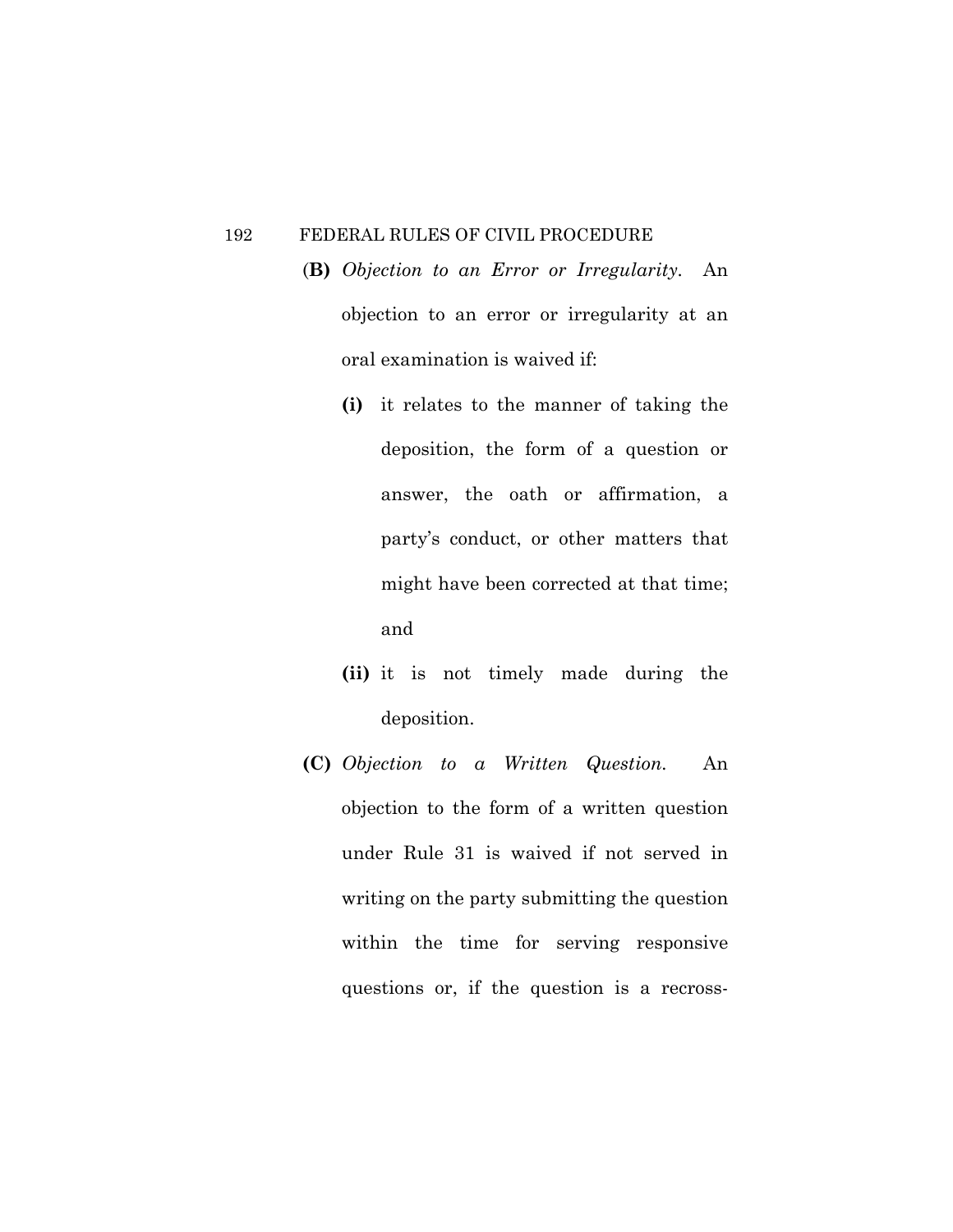(**B**) *Objection to an Error or Irregularity.* An objection to an error or irregularity at an oral examination is waived if:

**(i)** it relates to the manner of taking the deposition, the form of a question or answer, the oath or affirmation, a party's conduct, or other matters that might have been corrected at that time; and

**(ii)** it is not timely made during the deposition.

**(C)** *Objection to a Written Question.* An objection to the form of a written question under Rule 31 is waived if not served in writing on the party submitting the question within the time for serving responsive questions or, if the question is a recross-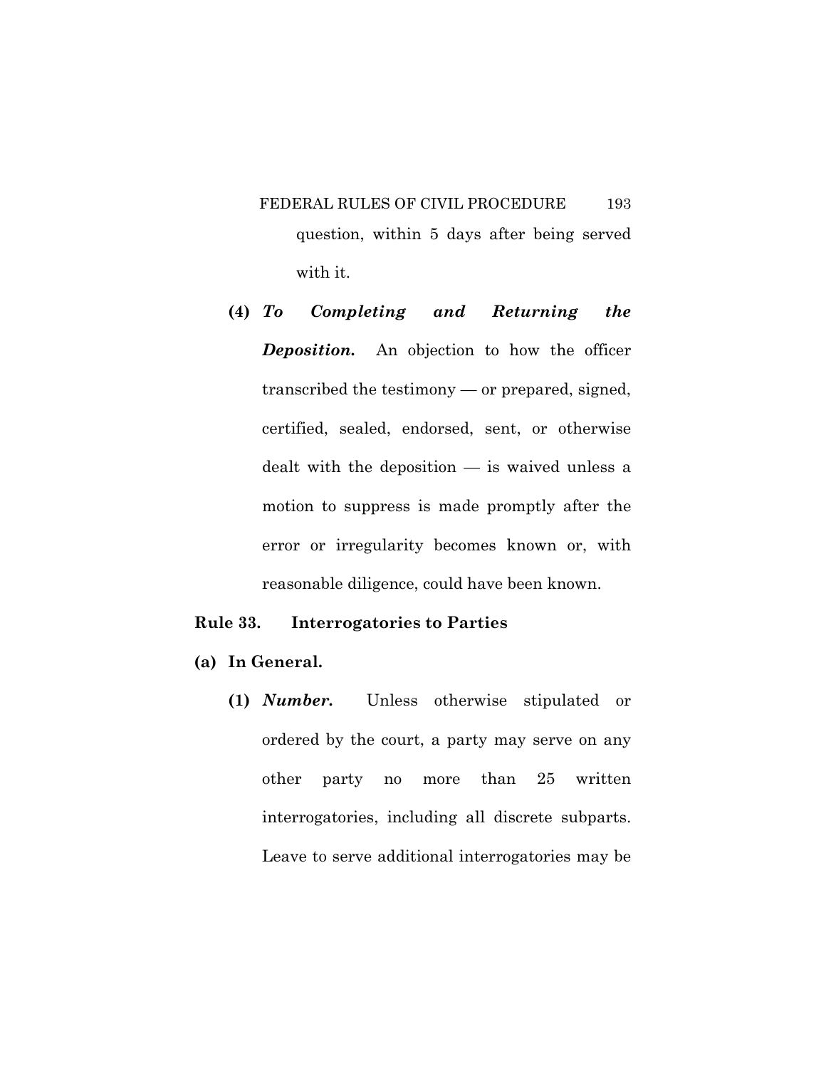question, within 5 days after being served with it.

**(4)** ***To Completing and Returning the Deposition.*** An objection to how the officer transcribed the testimony — or prepared, signed, certified, sealed, endorsed, sent, or otherwise dealt with the deposition — is waived unless a motion to suppress is made promptly after the error or irregularity becomes known or, with reasonable diligence, could have been known.

## Rule 33. Interrogatories to Parties

**(a) In General.**

**(1)** ***Number.*** Unless otherwise stipulated or ordered by the court, a party may serve on any other party no more than 25 written interrogatories, including all discrete subparts. Leave to serve additional interrogatories may be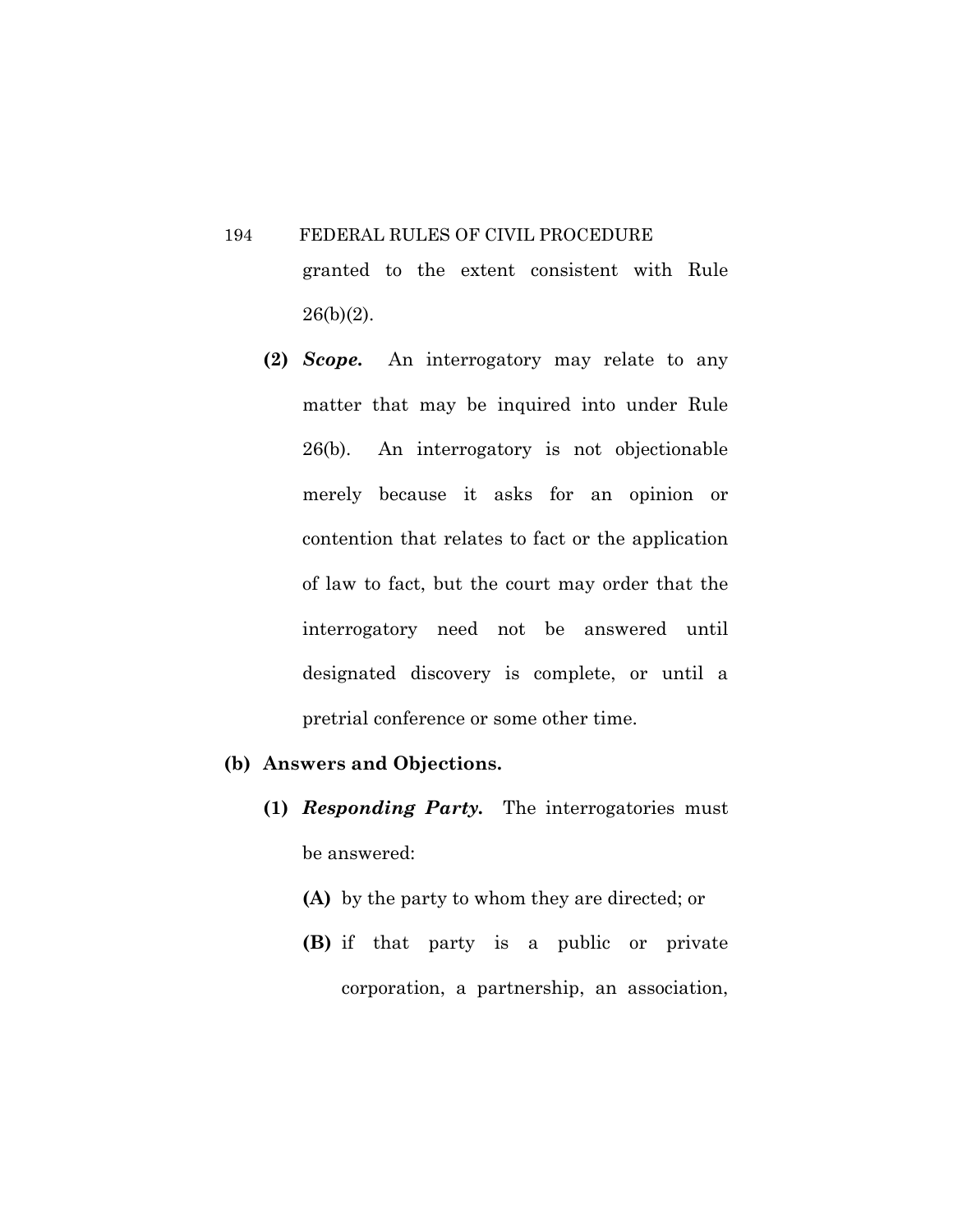granted to the extent consistent with Rule 26(b)(2).

**(2)** ***Scope.*** An interrogatory may relate to any matter that may be inquired into under Rule 26(b). An interrogatory is not objectionable merely because it asks for an opinion or contention that relates to fact or the application of law to fact, but the court may order that the interrogatory need not be answered until designated discovery is complete, or until a pretrial conference or some other time.

**(b) Answers and Objections.**

**(1)** ***Responding Party.*** The interrogatories must be answered:

**(A)** by the party to whom they are directed; or

**(B)** if that party is a public or private corporation, a partnership, an association,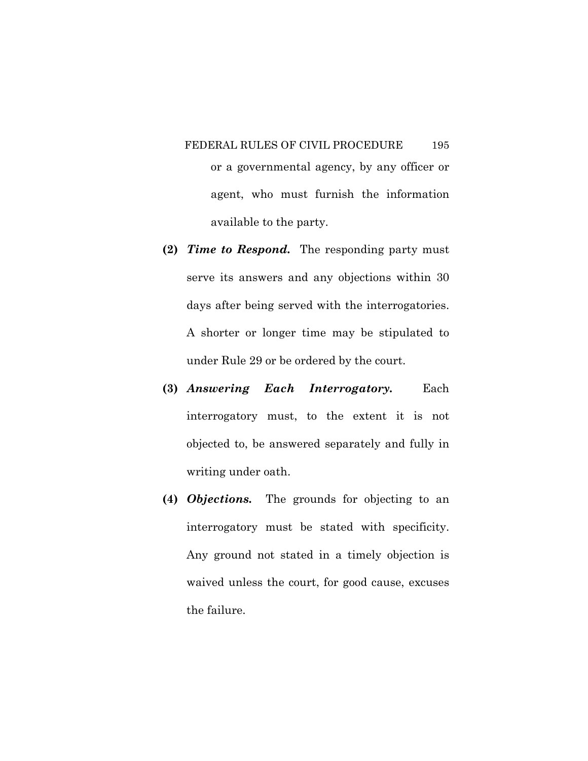or a governmental agency, by any officer or agent, who must furnish the information available to the party.

**(2)** ***Time to Respond.*** The responding party must serve its answers and any objections within 30 days after being served with the interrogatories. A shorter or longer time may be stipulated to under Rule 29 or be ordered by the court.

**(3)** ***Answering Each Interrogatory.*** Each interrogatory must, to the extent it is not objected to, be answered separately and fully in writing under oath.

**(4)** ***Objections.*** The grounds for objecting to an interrogatory must be stated with specificity. Any ground not stated in a timely objection is waived unless the court, for good cause, excuses the failure.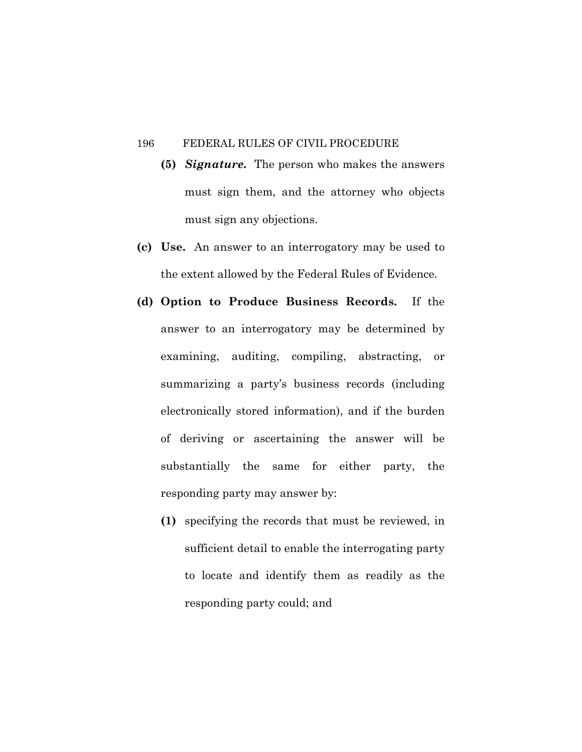**(5)** ***Signature.*** The person who makes the answers must sign them, and the attorney who objects must sign any objections.

**(c) Use.** An answer to an interrogatory may be used to the extent allowed by the Federal Rules of Evidence.

**(d) Option to Produce Business Records.** If the answer to an interrogatory may be determined by examining, auditing, compiling, abstracting, or summarizing a party's business records (including electronically stored information), and if the burden of deriving or ascertaining the answer will be substantially the same for either party, the responding party may answer by:

**(1)** specifying the records that must be reviewed, in sufficient detail to enable the interrogating party to locate and identify them as readily as the responding party could; and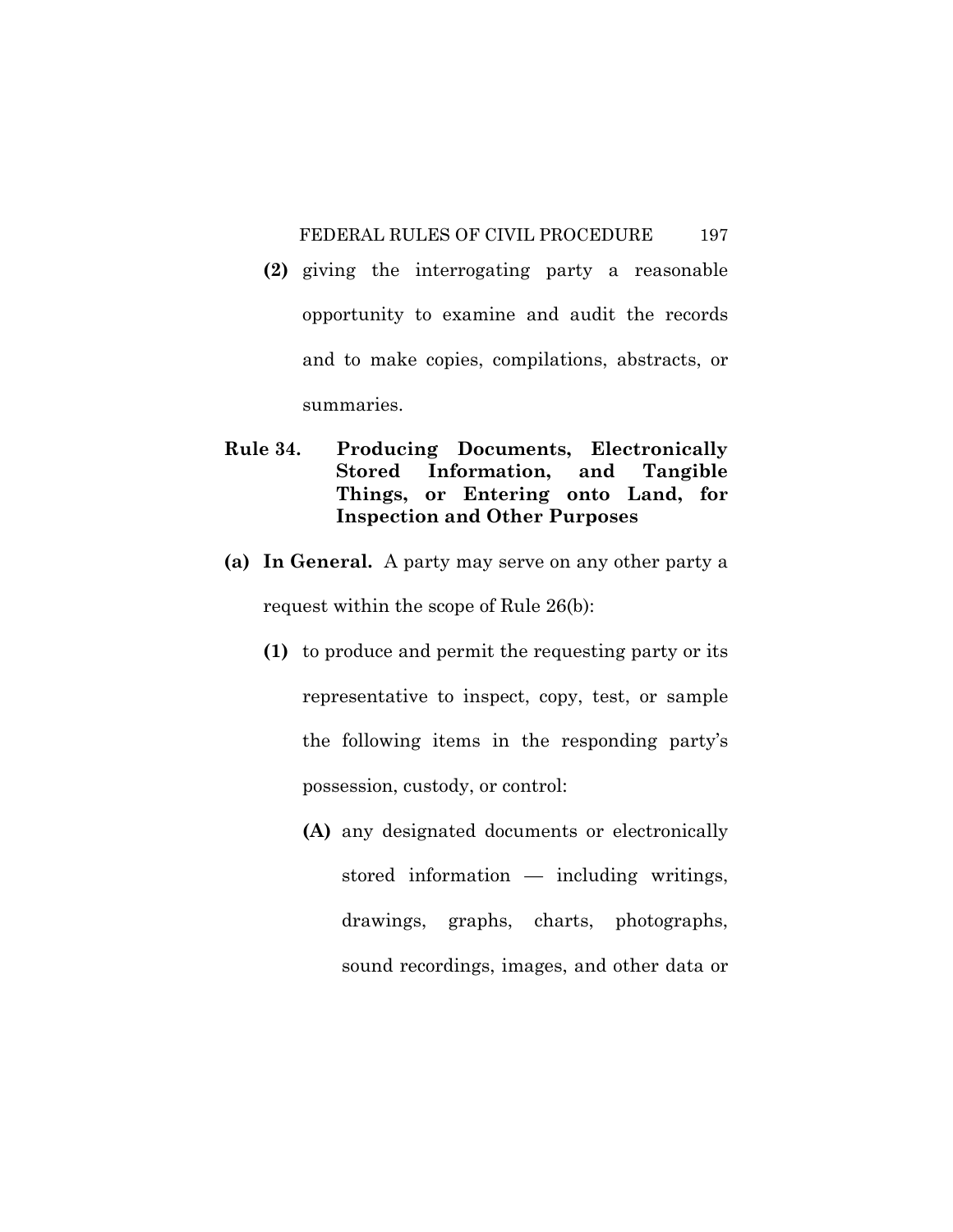**(2)** giving the interrogating party a reasonable opportunity to examine and audit the records and to make copies, compilations, abstracts, or summaries.

## Rule 34. Producing Documents, Electronically Stored Information, and Tangible Things, or Entering onto Land, for Inspection and Other Purposes

**(a) In General.** A party may serve on any other party a request within the scope of Rule 26(b):

**(1)** to produce and permit the requesting party or its representative to inspect, copy, test, or sample the following items in the responding party's possession, custody, or control:

**(A)** any designated documents or electronically stored information — including writings, drawings, graphs, charts, photographs, sound recordings, images, and other data or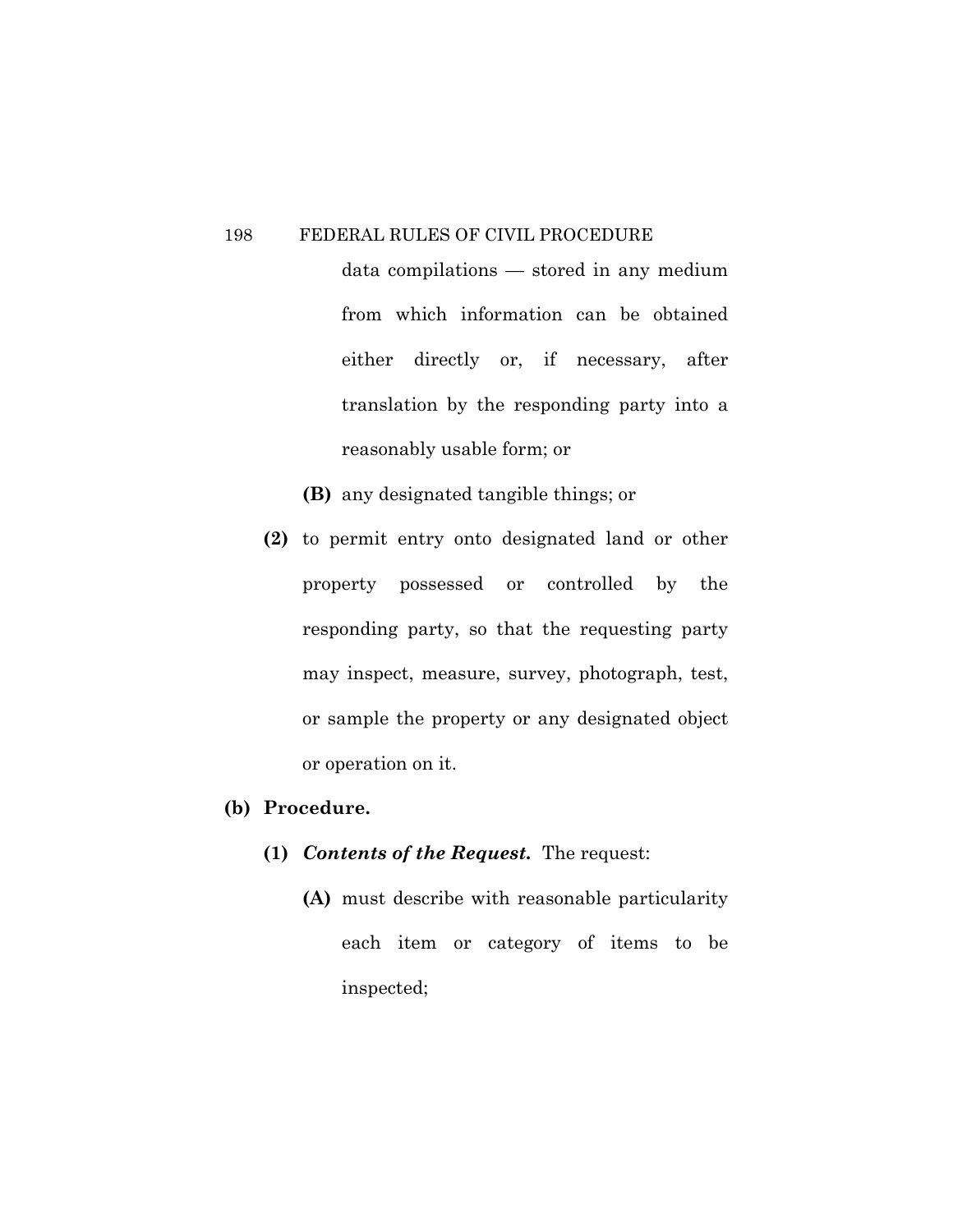data compilations — stored in any medium from which information can be obtained either directly or, if necessary, after translation by the responding party into a reasonably usable form; or

**(B)** any designated tangible things; or

**(2)** to permit entry onto designated land or other property possessed or controlled by the responding party, so that the requesting party may inspect, measure, survey, photograph, test, or sample the property or any designated object or operation on it.

**(b) Procedure.**

**(1)** ***Contents of the Request.*** The request:

**(A)** must describe with reasonable particularity each item or category of items to be inspected;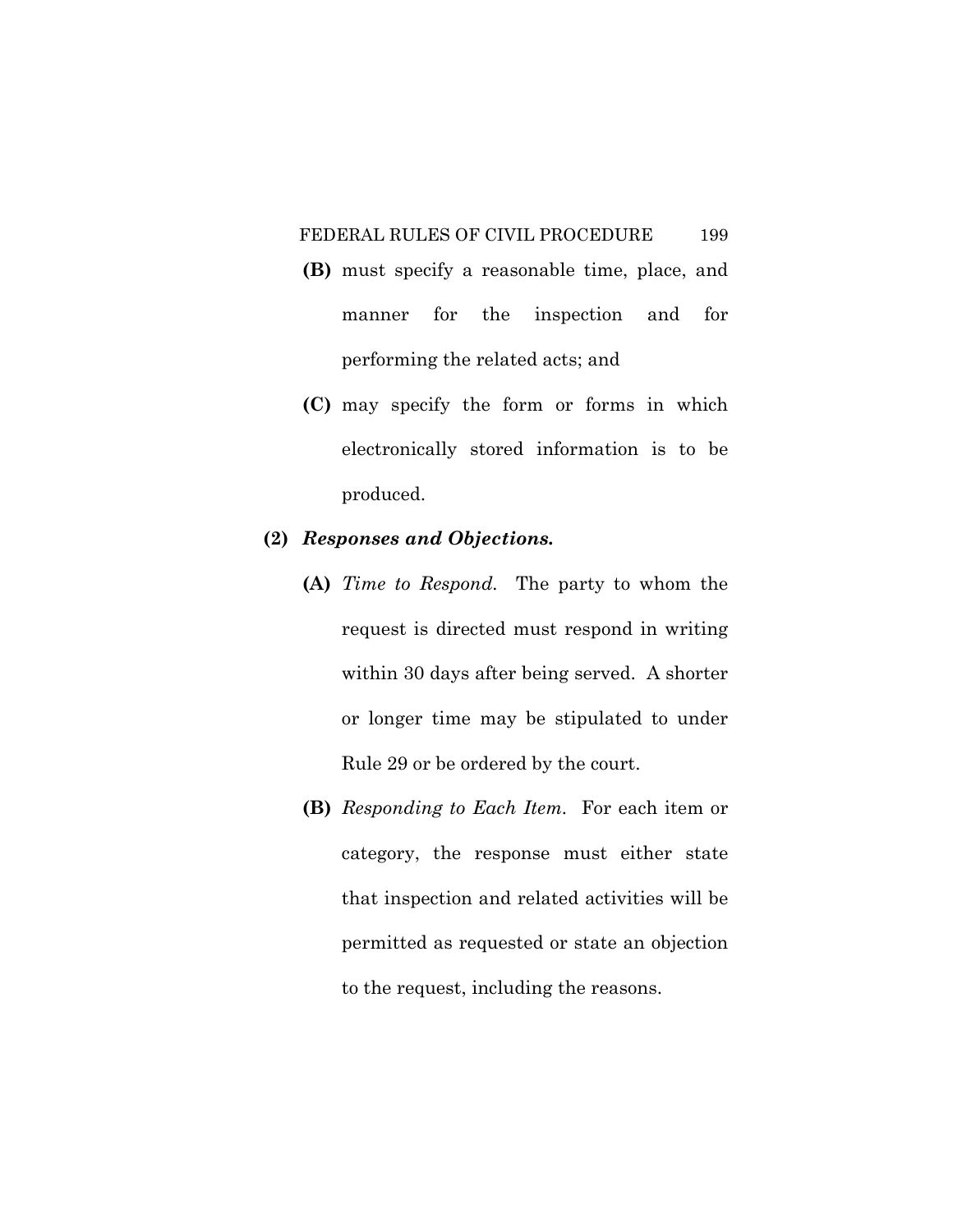**(B)** must specify a reasonable time, place, and manner for the inspection and for performing the related acts; and

**(C)** may specify the form or forms in which electronically stored information is to be produced.

**(2)** ***Responses and Objections.***

**(A)** *Time to Respond.* The party to whom the request is directed must respond in writing within 30 days after being served. A shorter or longer time may be stipulated to under Rule 29 or be ordered by the court.

**(B)** *Responding to Each Item.* For each item or category, the response must either state that inspection and related activities will be permitted as requested or state an objection to the request, including the reasons.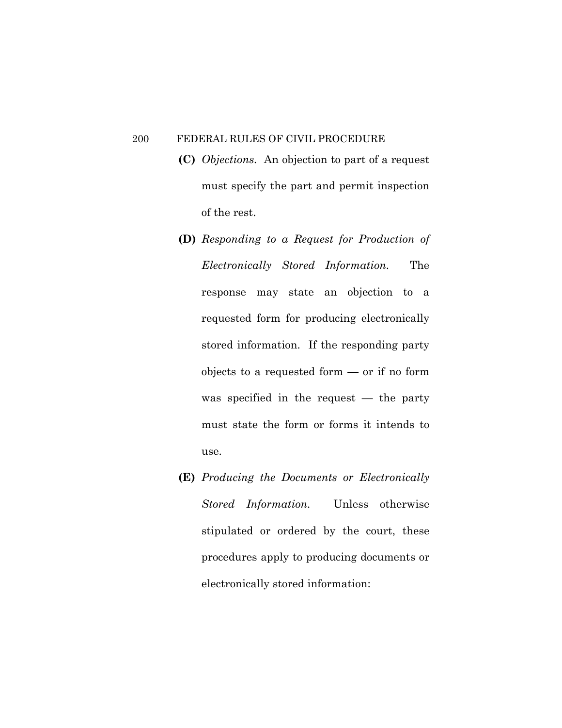**(C)** *Objections.* An objection to part of a request must specify the part and permit inspection of the rest.

**(D)** *Responding to a Request for Production of Electronically Stored Information.* The response may state an objection to a requested form for producing electronically stored information. If the responding party objects to a requested form — or if no form was specified in the request — the party must state the form or forms it intends to use.

**(E)** *Producing the Documents or Electronically Stored Information.* Unless otherwise stipulated or ordered by the court, these procedures apply to producing documents or electronically stored information: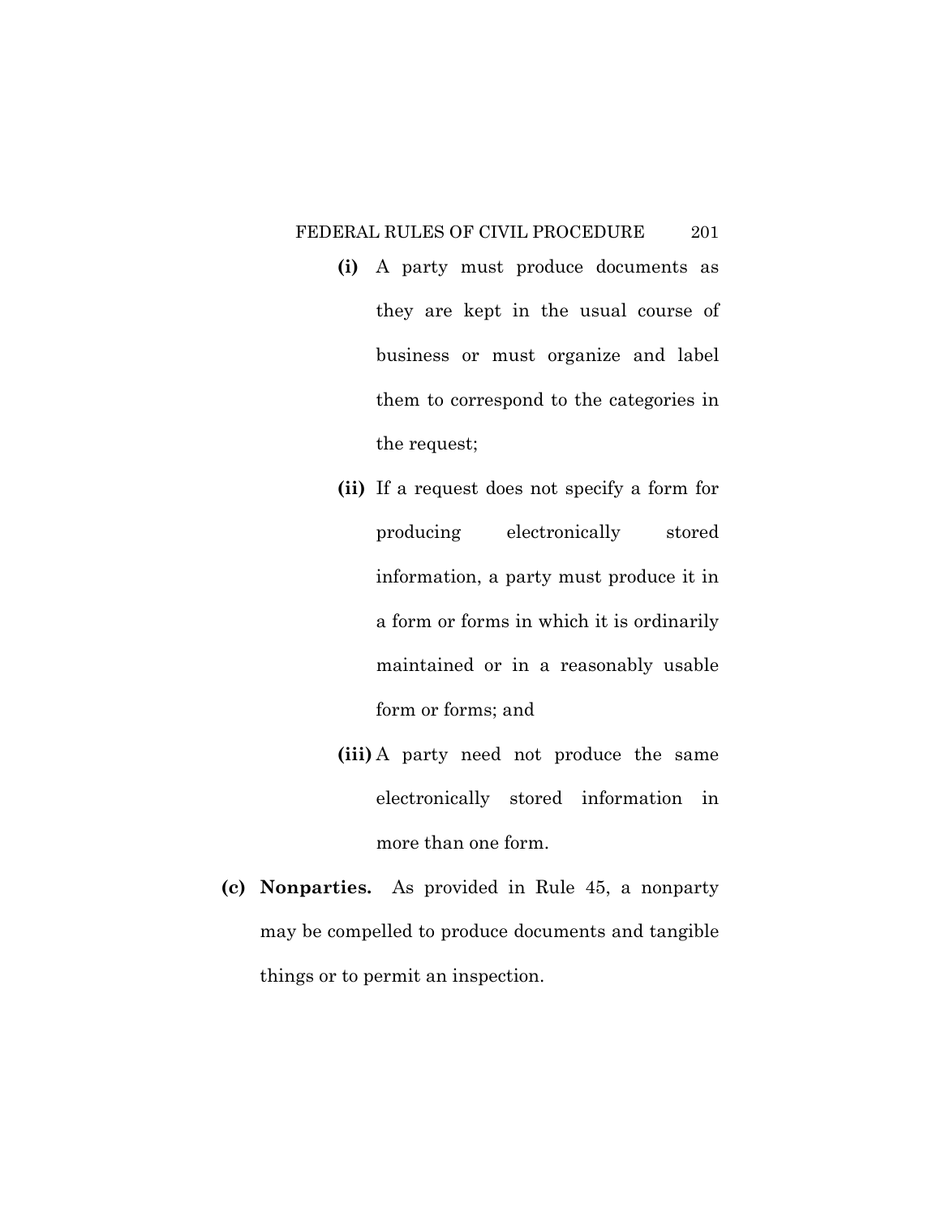**(i)** A party must produce documents as they are kept in the usual course of business or must organize and label them to correspond to the categories in the request;

**(ii)** If a request does not specify a form for producing electronically stored information, a party must produce it in a form or forms in which it is ordinarily maintained or in a reasonably usable form or forms; and

**(iii)** A party need not produce the same electronically stored information in more than one form.

**(c) Nonparties.** As provided in Rule 45, a nonparty may be compelled to produce documents and tangible things or to permit an inspection.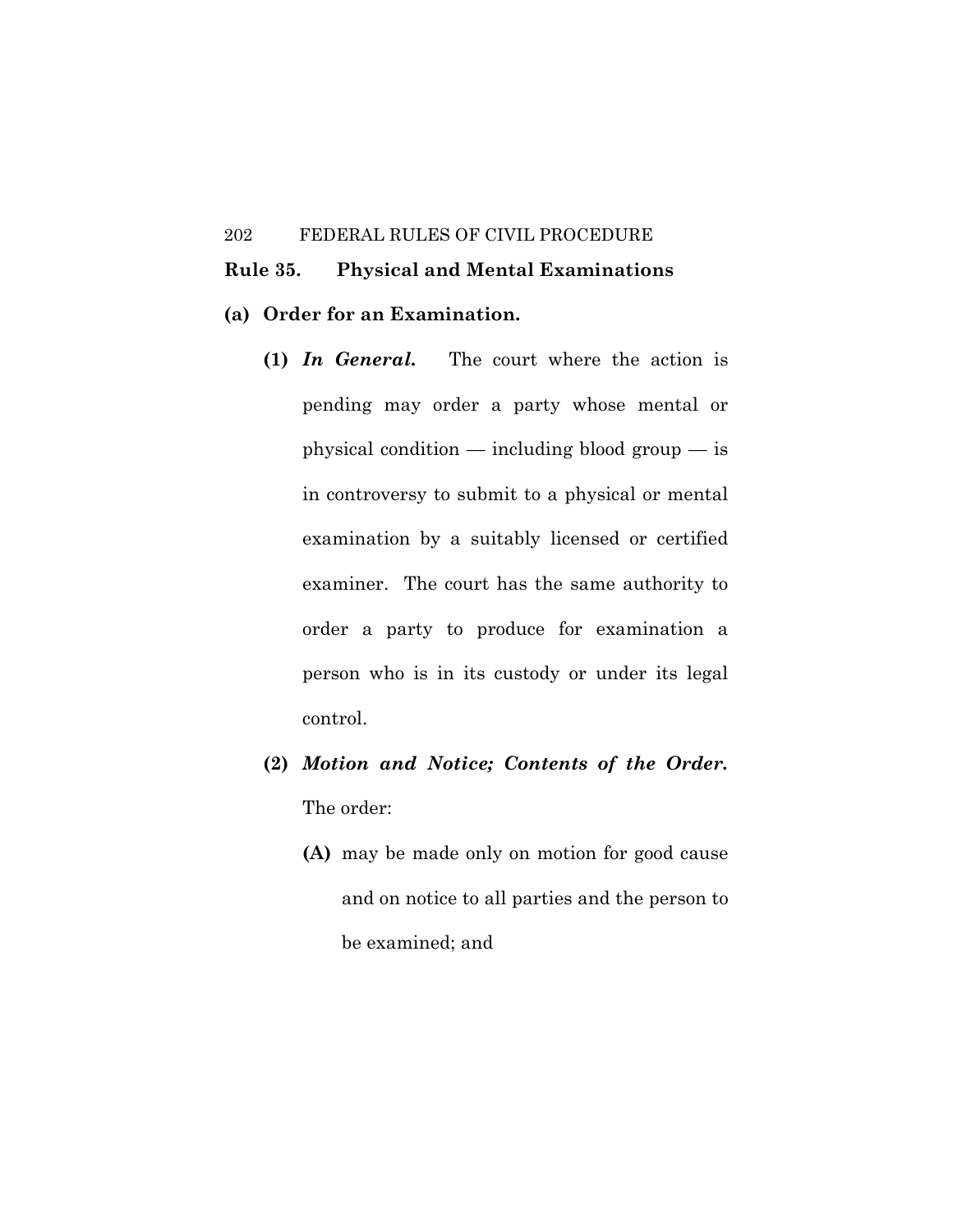## Rule 35. Physical and Mental Examinations

**(a) Order for an Examination.**

**(1)** ***In General.*** The court where the action is pending may order a party whose mental or physical condition — including blood group — is in controversy to submit to a physical or mental examination by a suitably licensed or certified examiner. The court has the same authority to order a party to produce for examination a person who is in its custody or under its legal control.

**(2)** ***Motion and Notice; Contents of the Order.*** The order:

**(A)** may be made only on motion for good cause and on notice to all parties and the person to be examined; and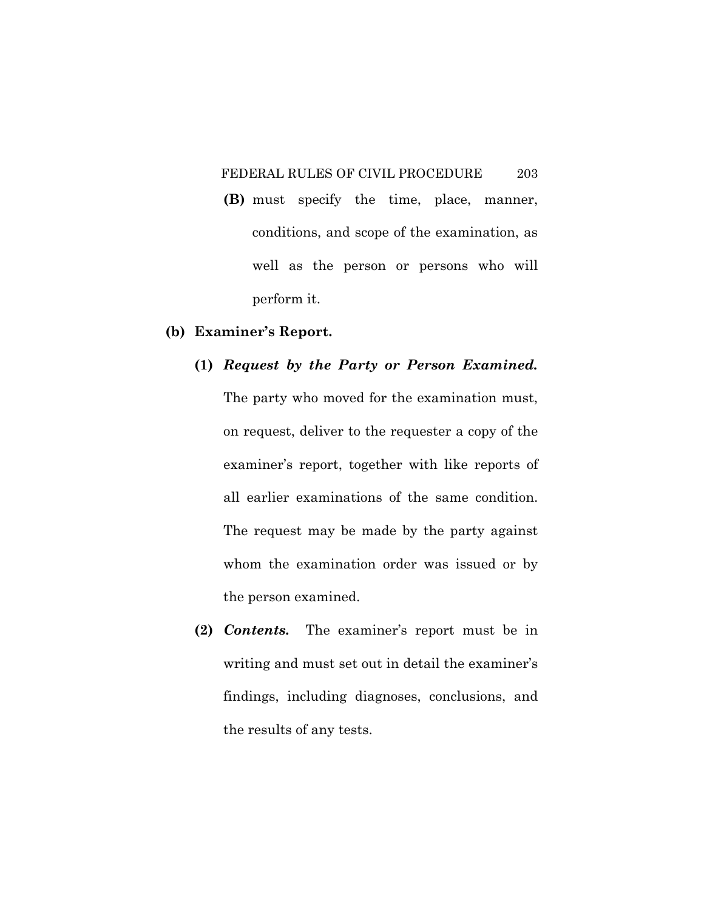**(B)** must specify the time, place, manner, conditions, and scope of the examination, as well as the person or persons who will perform it.

**(b) Examiner's Report.**

**(1)** ***Request by the Party or Person Examined.*** The party who moved for the examination must, on request, deliver to the requester a copy of the examiner's report, together with like reports of all earlier examinations of the same condition. The request may be made by the party against whom the examination order was issued or by the person examined.

**(2)** ***Contents.*** The examiner's report must be in writing and must set out in detail the examiner's findings, including diagnoses, conclusions, and the results of any tests.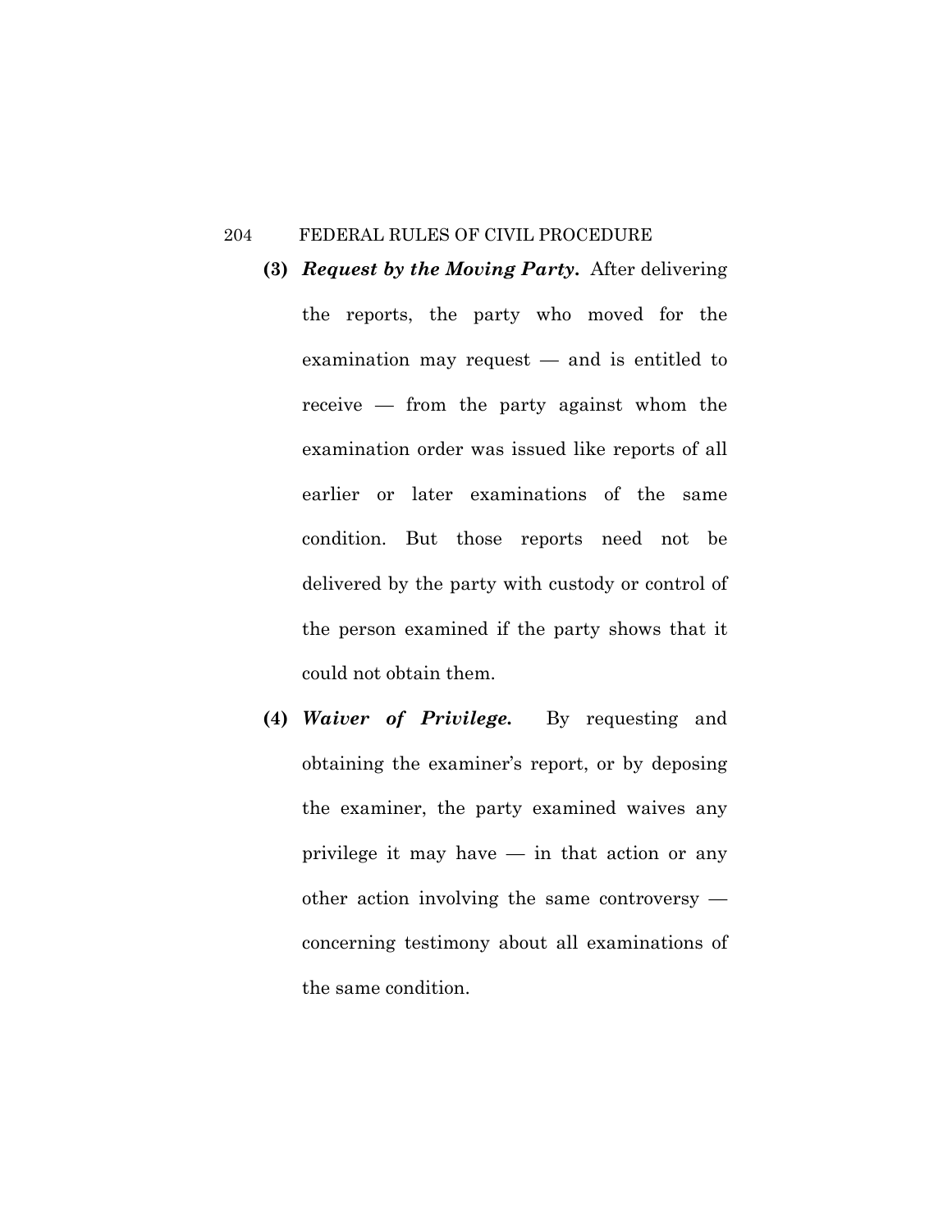**(3)** ***Request by the Moving Party.*** After delivering the reports, the party who moved for the examination may request — and is entitled to receive — from the party against whom the examination order was issued like reports of all earlier or later examinations of the same condition. But those reports need not be delivered by the party with custody or control of the person examined if the party shows that it could not obtain them.

**(4)** ***Waiver of Privilege.*** By requesting and obtaining the examiner's report, or by deposing the examiner, the party examined waives any privilege it may have — in that action or any other action involving the same controversy — concerning testimony about all examinations of the same condition.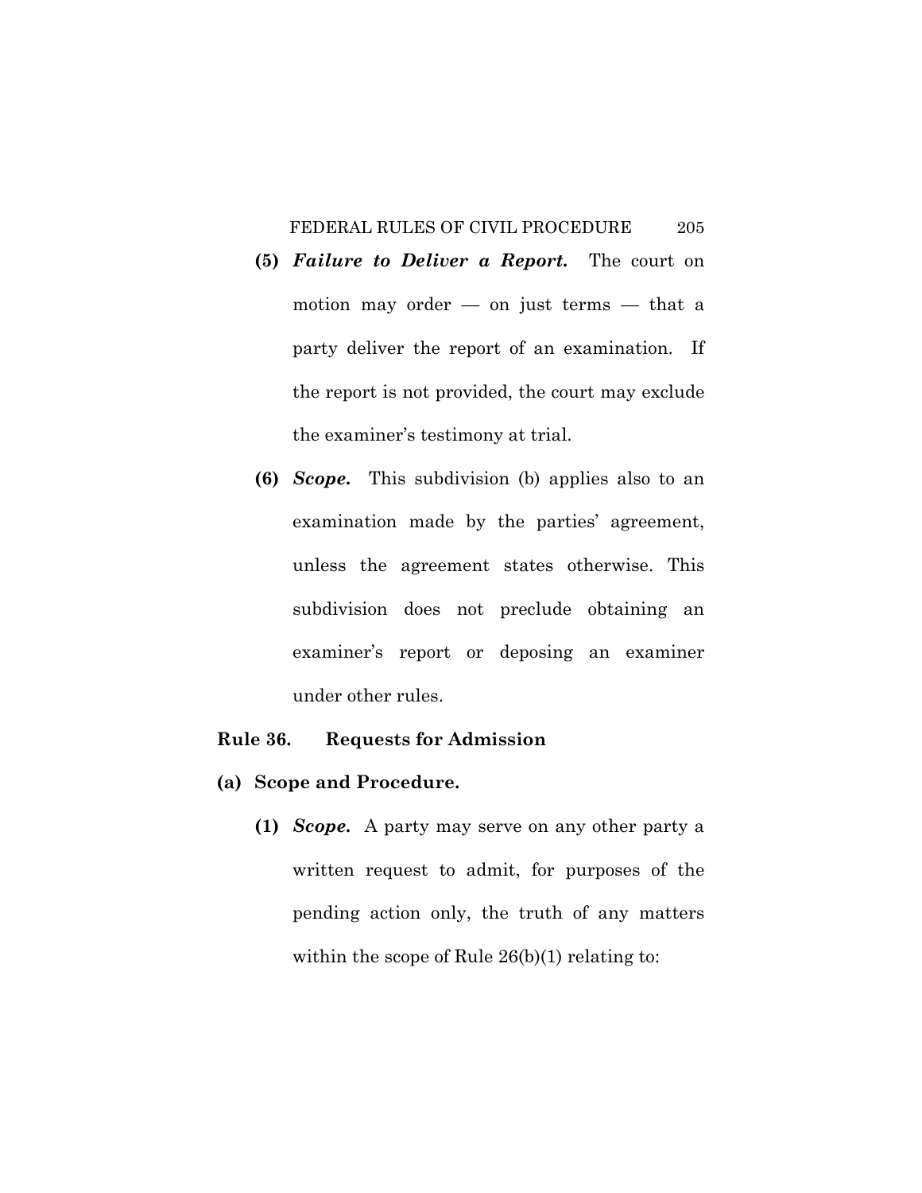**(5)** ***Failure to Deliver a Report.*** The court on motion may order — on just terms — that a party deliver the report of an examination. If the report is not provided, the court may exclude the examiner's testimony at trial.

**(6)** ***Scope.*** This subdivision (b) applies also to an examination made by the parties' agreement, unless the agreement states otherwise. This subdivision does not preclude obtaining an examiner's report or deposing an examiner under other rules.

## Rule 36. Requests for Admission

### (a) Scope and Procedure.

**(1)** ***Scope.*** A party may serve on any other party a written request to admit, for purposes of the pending action only, the truth of any matters within the scope of Rule 26(b)(1) relating to: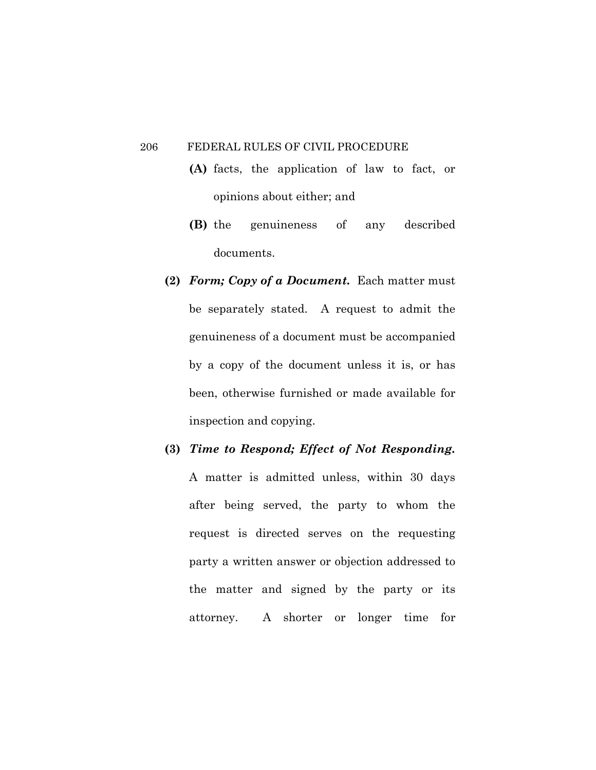**(A)** facts, the application of law to fact, or opinions about either; and

**(B)** the genuineness of any described documents.

**(2)** ***Form; Copy of a Document.*** Each matter must be separately stated. A request to admit the genuineness of a document must be accompanied by a copy of the document unless it is, or has been, otherwise furnished or made available for inspection and copying.

**(3)** ***Time to Respond; Effect of Not Responding.*** A matter is admitted unless, within 30 days after being served, the party to whom the request is directed serves on the requesting party a written answer or objection addressed to the matter and signed by the party or its attorney. A shorter or longer time for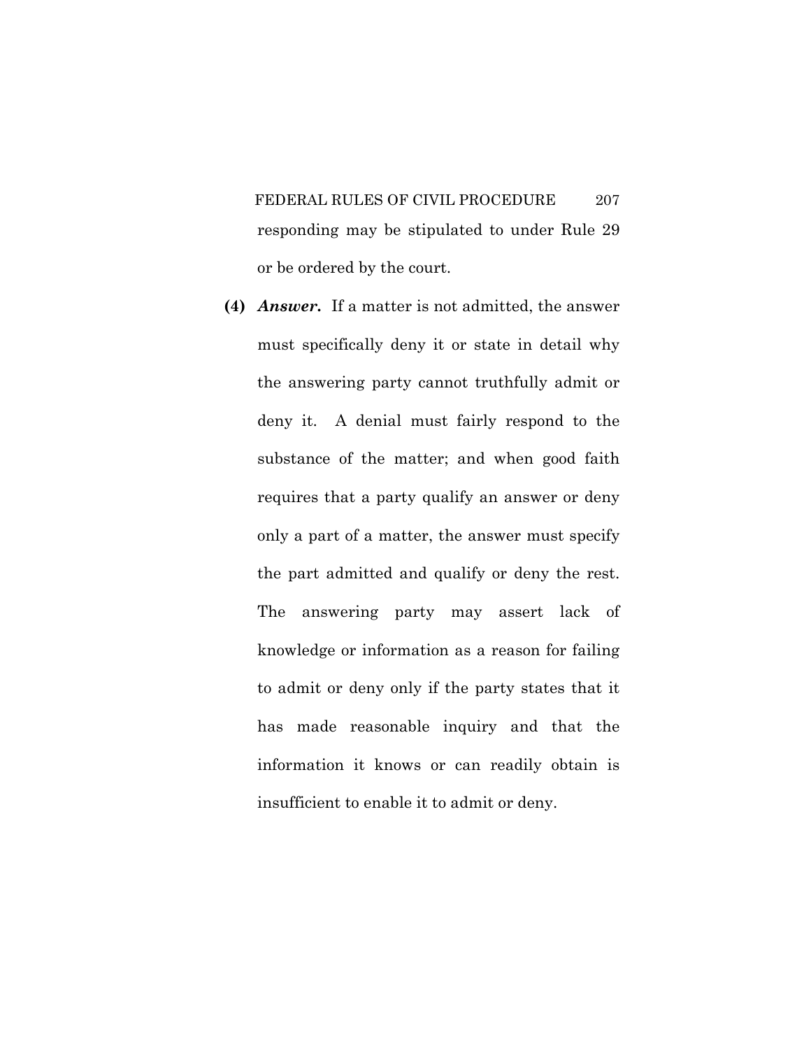responding may be stipulated to under Rule 29 or be ordered by the court.

**(4)** ***Answer.*** If a matter is not admitted, the answer must specifically deny it or state in detail why the answering party cannot truthfully admit or deny it. A denial must fairly respond to the substance of the matter; and when good faith requires that a party qualify an answer or deny only a part of a matter, the answer must specify the part admitted and qualify or deny the rest. The answering party may assert lack of knowledge or information as a reason for failing to admit or deny only if the party states that it has made reasonable inquiry and that the information it knows or can readily obtain is insufficient to enable it to admit or deny.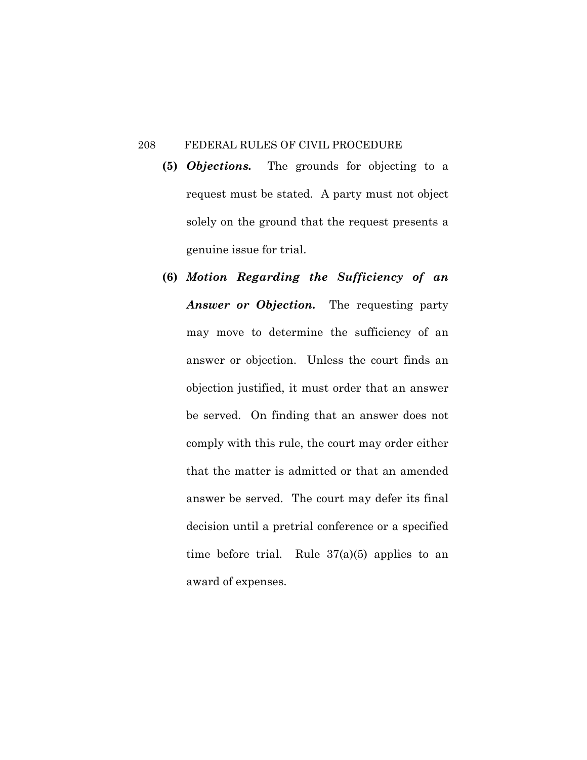**(5)** ***Objections.*** The grounds for objecting to a request must be stated. A party must not object solely on the ground that the request presents a genuine issue for trial.

**(6)** ***Motion Regarding the Sufficiency of an Answer or Objection.*** The requesting party may move to determine the sufficiency of an answer or objection. Unless the court finds an objection justified, it must order that an answer be served. On finding that an answer does not comply with this rule, the court may order either that the matter is admitted or that an amended answer be served. The court may defer its final decision until a pretrial conference or a specified time before trial. Rule 37(a)(5) applies to an award of expenses.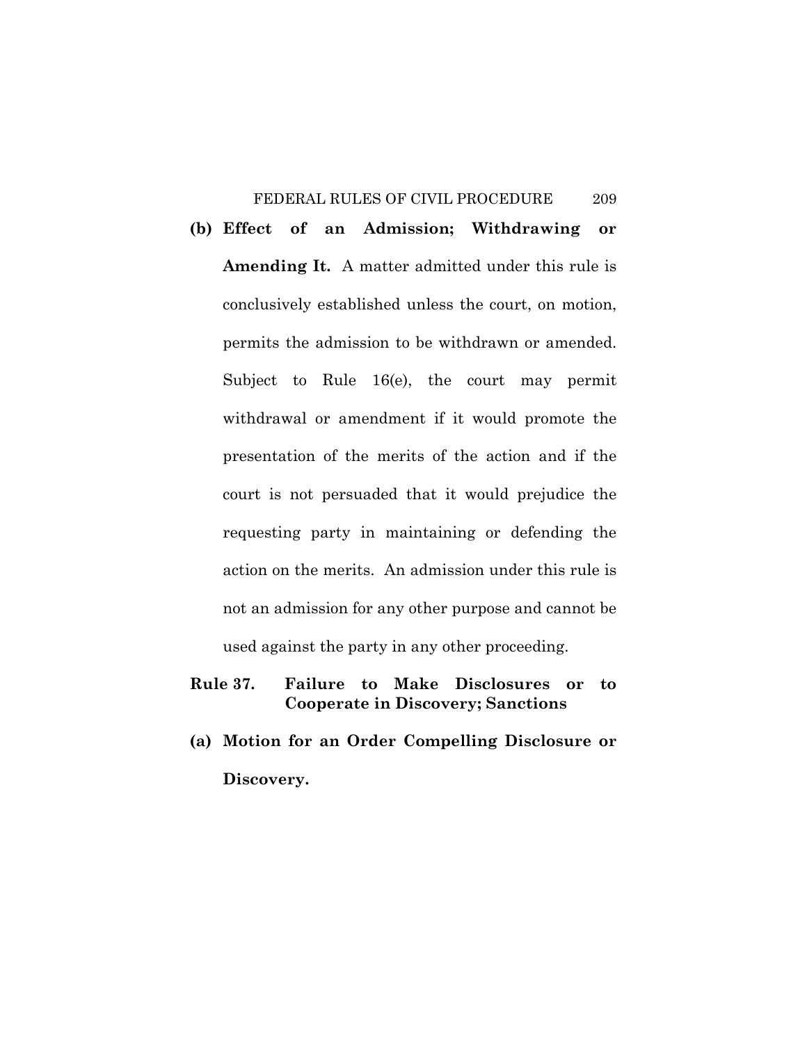**(b) Effect of an Admission; Withdrawing or Amending It.** A matter admitted under this rule is conclusively established unless the court, on motion, permits the admission to be withdrawn or amended. Subject to Rule 16(e), the court may permit withdrawal or amendment if it would promote the presentation of the merits of the action and if the court is not persuaded that it would prejudice the requesting party in maintaining or defending the action on the merits. An admission under this rule is not an admission for any other purpose and cannot be used against the party in any other proceeding.

## Rule 37. Failure to Make Disclosures or to Cooperate in Discovery; Sanctions

**(a) Motion for an Order Compelling Disclosure or Discovery.**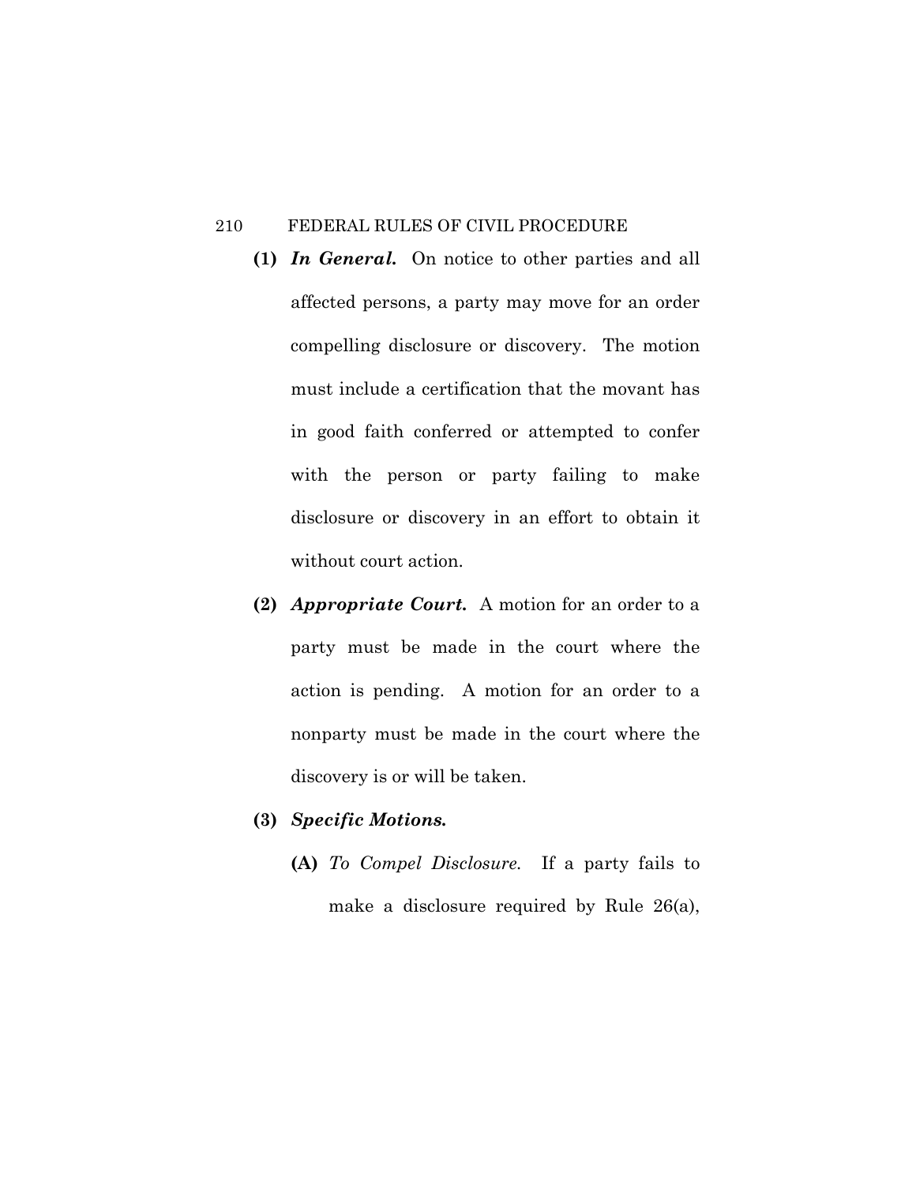**(1)** ***In General.*** On notice to other parties and all affected persons, a party may move for an order compelling disclosure or discovery. The motion must include a certification that the movant has in good faith conferred or attempted to confer with the person or party failing to make disclosure or discovery in an effort to obtain it without court action.

**(2)** ***Appropriate Court.*** A motion for an order to a party must be made in the court where the action is pending. A motion for an order to a nonparty must be made in the court where the discovery is or will be taken.

**(3)** ***Specific Motions.***

**(A)** *To Compel Disclosure.* If a party fails to make a disclosure required by Rule 26(a),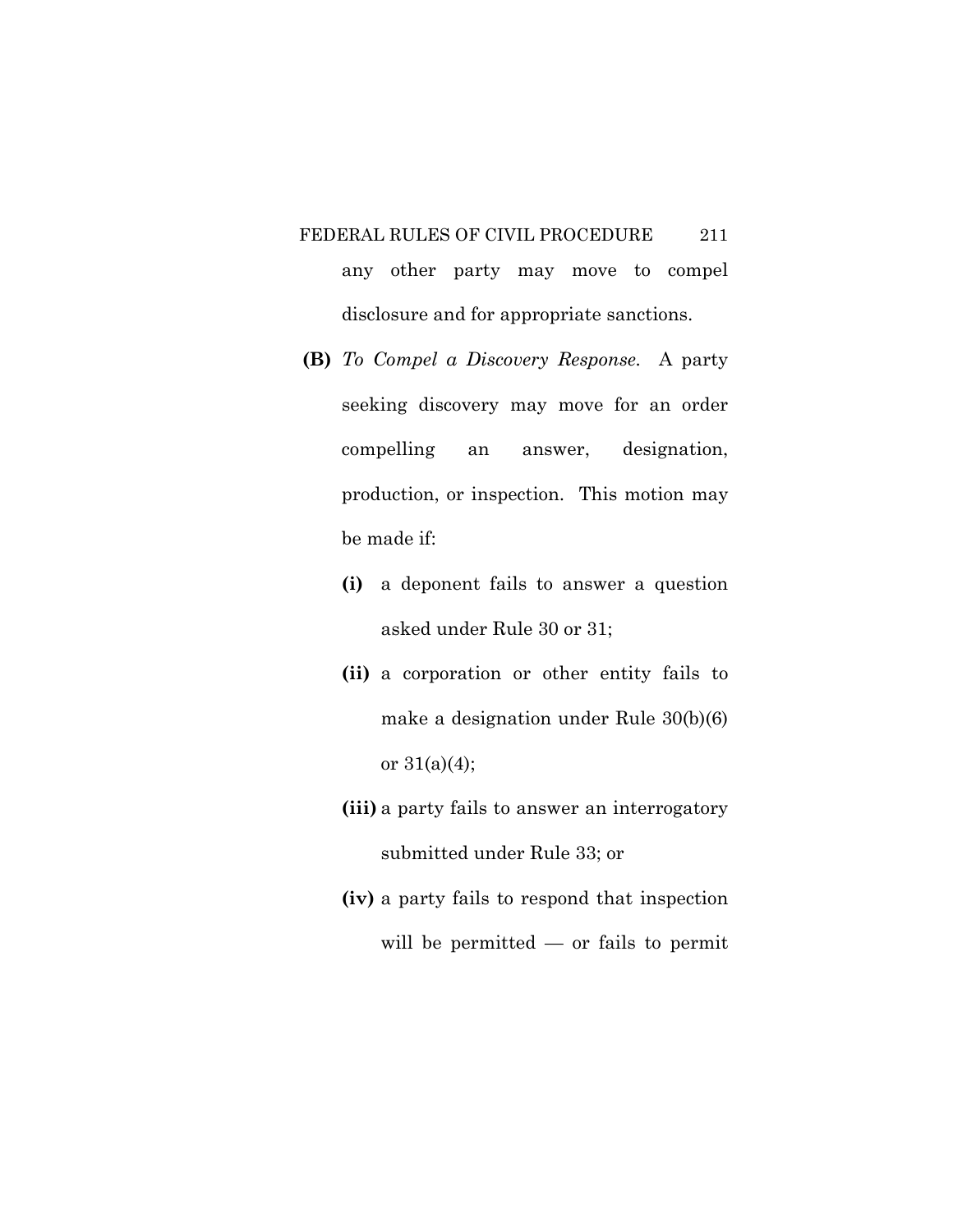any other party may move to compel disclosure and for appropriate sanctions.

**(B)** *To Compel a Discovery Response.* A party seeking discovery may move for an order compelling an answer, designation, production, or inspection. This motion may be made if:

**(i)** a deponent fails to answer a question asked under Rule 30 or 31;

**(ii)** a corporation or other entity fails to make a designation under Rule 30(b)(6) or 31(a)(4);

**(iii)** a party fails to answer an interrogatory submitted under Rule 33; or

**(iv)** a party fails to respond that inspection will be permitted — or fails to permit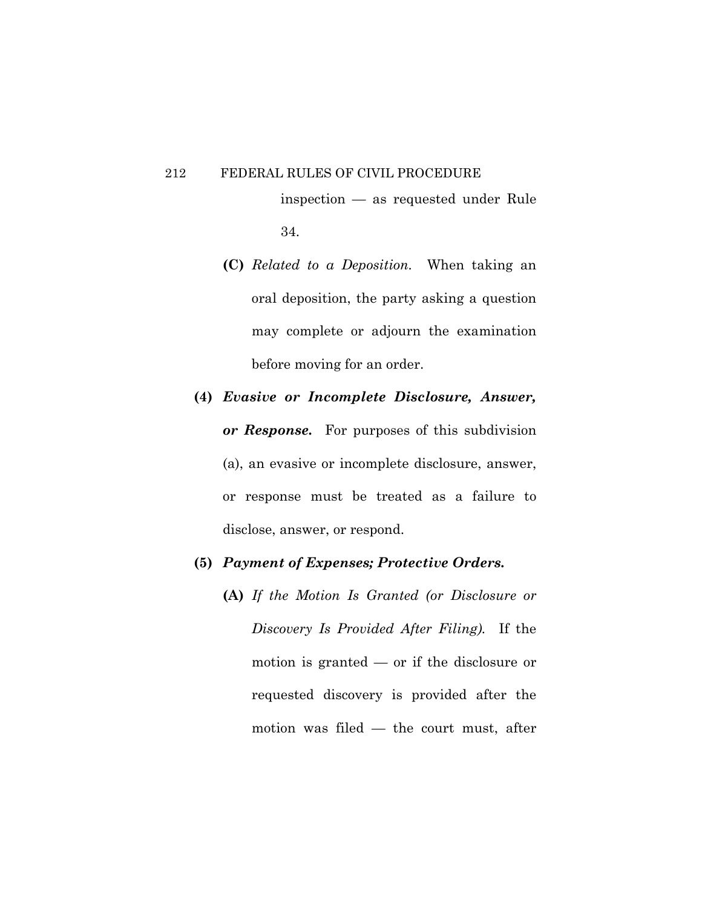inspection — as requested under Rule 34.

**(C)** *Related to a Deposition.* When taking an oral deposition, the party asking a question may complete or adjourn the examination before moving for an order.

**(4)** ***Evasive or Incomplete Disclosure, Answer, or Response.*** For purposes of this subdivision (a), an evasive or incomplete disclosure, answer, or response must be treated as a failure to disclose, answer, or respond.

**(5)** ***Payment of Expenses; Protective Orders.***

**(A)** *If the Motion Is Granted (or Disclosure or Discovery Is Provided After Filing).* If the motion is granted — or if the disclosure or requested discovery is provided after the motion was filed — the court must, after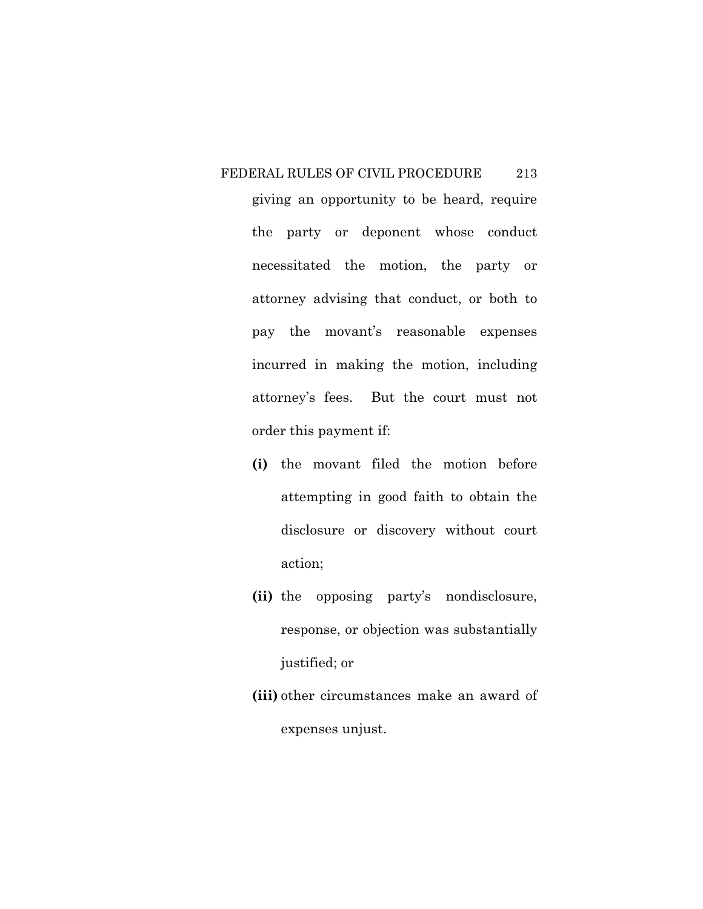giving an opportunity to be heard, require the party or deponent whose conduct necessitated the motion, the party or attorney advising that conduct, or both to pay the movant's reasonable expenses incurred in making the motion, including attorney's fees. But the court must not order this payment if:

**(i)** the movant filed the motion before attempting in good faith to obtain the disclosure or discovery without court action;

**(ii)** the opposing party's nondisclosure, response, or objection was substantially justified; or

**(iii)** other circumstances make an award of expenses unjust.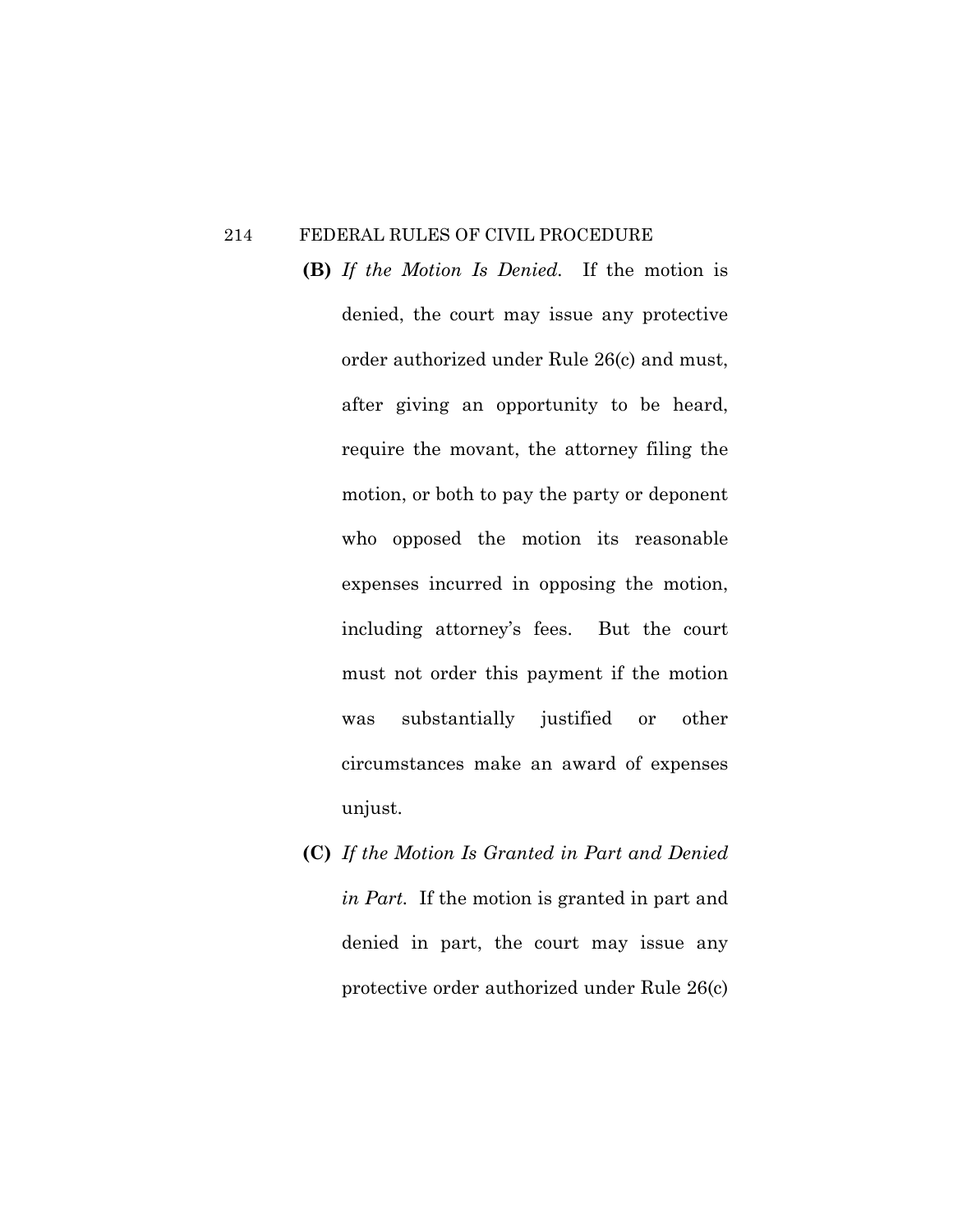**(B)** *If the Motion Is Denied.* If the motion is denied, the court may issue any protective order authorized under Rule 26(c) and must, after giving an opportunity to be heard, require the movant, the attorney filing the motion, or both to pay the party or deponent who opposed the motion its reasonable expenses incurred in opposing the motion, including attorney's fees. But the court must not order this payment if the motion was substantially justified or other circumstances make an award of expenses unjust.

**(C)** *If the Motion Is Granted in Part and Denied in Part.* If the motion is granted in part and denied in part, the court may issue any protective order authorized under Rule 26(c)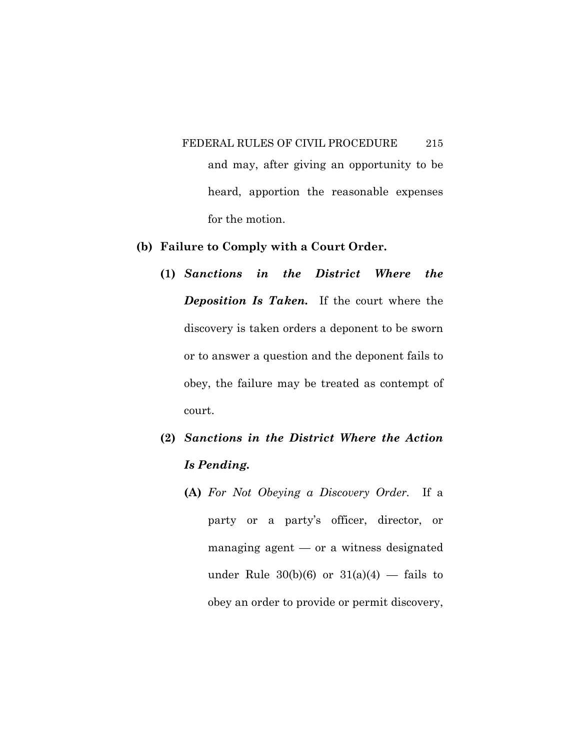and may, after giving an opportunity to be heard, apportion the reasonable expenses for the motion.

**(b) Failure to Comply with a Court Order.**

**(1)** ***Sanctions in the District Where the Deposition Is Taken.*** If the court where the discovery is taken orders a deponent to be sworn or to answer a question and the deponent fails to obey, the failure may be treated as contempt of court.

**(2)** ***Sanctions in the District Where the Action Is Pending.***

**(A)** *For Not Obeying a Discovery Order.* If a party or a party's officer, director, or managing agent — or a witness designated under Rule 30(b)(6) or 31(a)(4) — fails to obey an order to provide or permit discovery,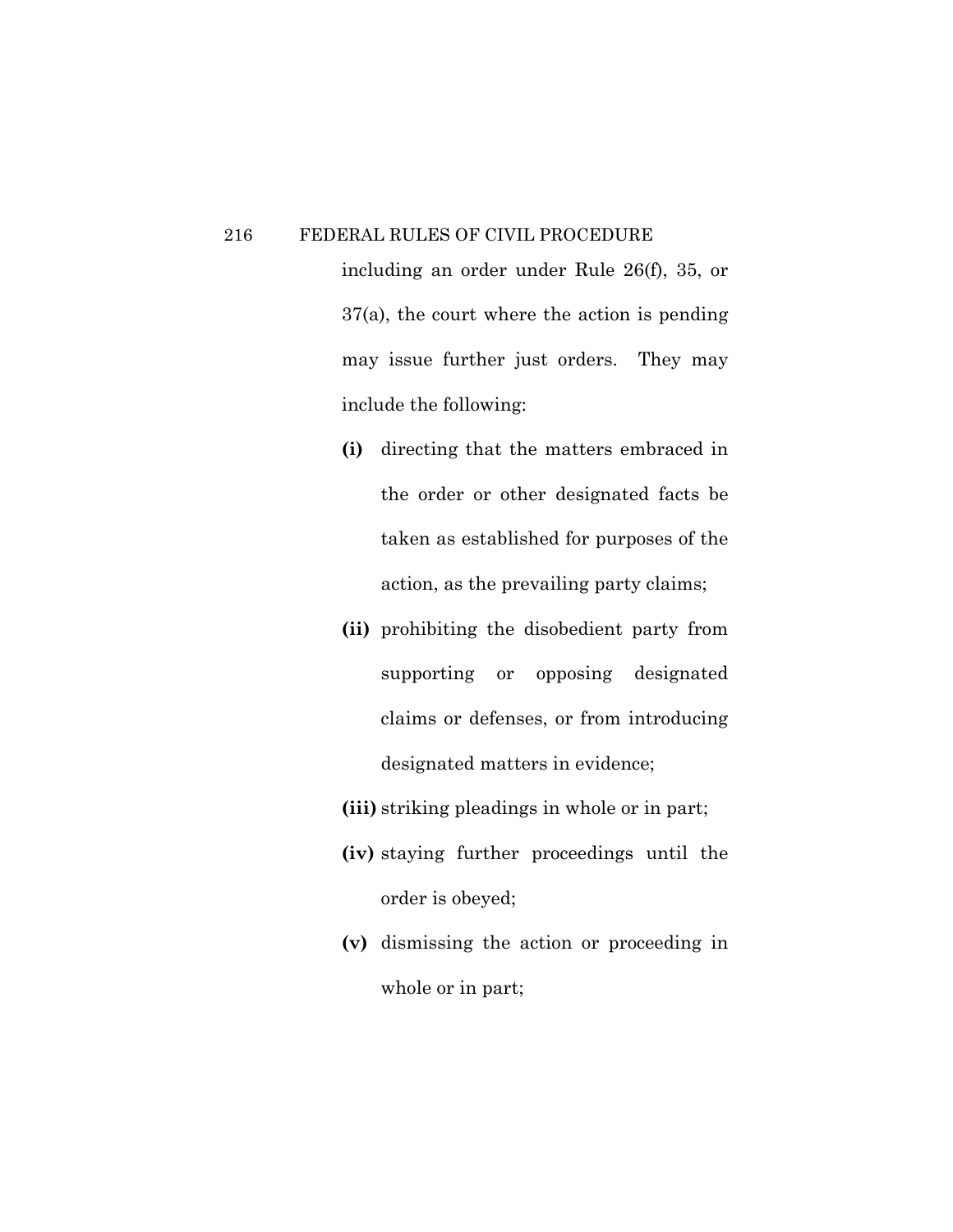including an order under Rule 26(f), 35, or 37(a), the court where the action is pending may issue further just orders. They may include the following:

**(i)** directing that the matters embraced in the order or other designated facts be taken as established for purposes of the action, as the prevailing party claims;

**(ii)** prohibiting the disobedient party from supporting or opposing designated claims or defenses, or from introducing designated matters in evidence;

**(iii)** striking pleadings in whole or in part;

**(iv)** staying further proceedings until the order is obeyed;

**(v)** dismissing the action or proceeding in whole or in part;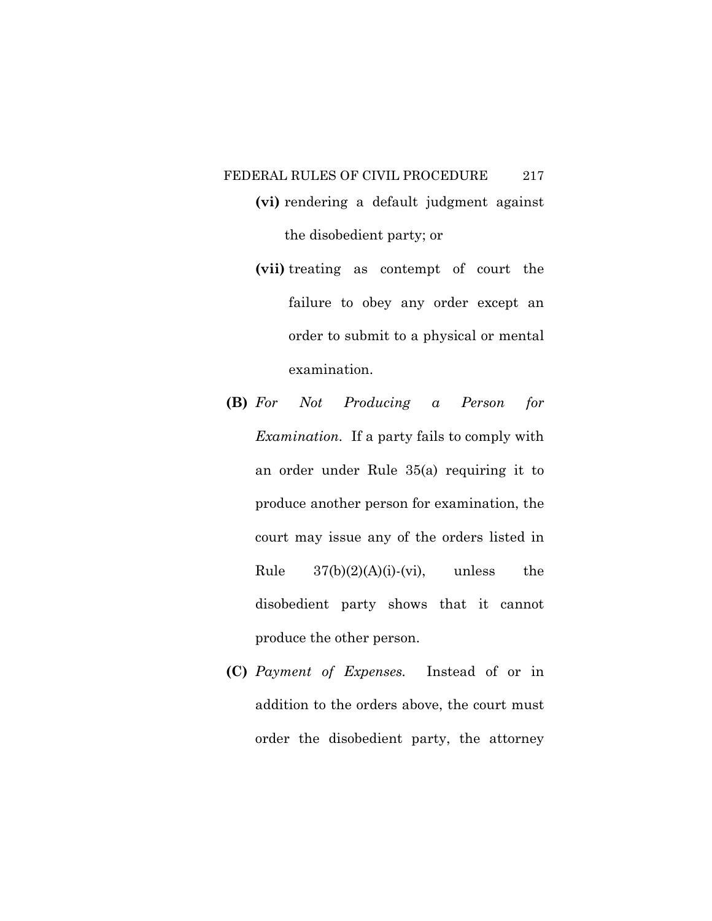**(vi)** rendering a default judgment against the disobedient party; or

**(vii)** treating as contempt of court the failure to obey any order except an order to submit to a physical or mental examination.

**(B)** *For Not Producing a Person for Examination.* If a party fails to comply with an order under Rule 35(a) requiring it to produce another person for examination, the court may issue any of the orders listed in Rule 37(b)(2)(A)(i)-(vi), unless the disobedient party shows that it cannot produce the other person.

**(C)** *Payment of Expenses.* Instead of or in addition to the orders above, the court must order the disobedient party, the attorney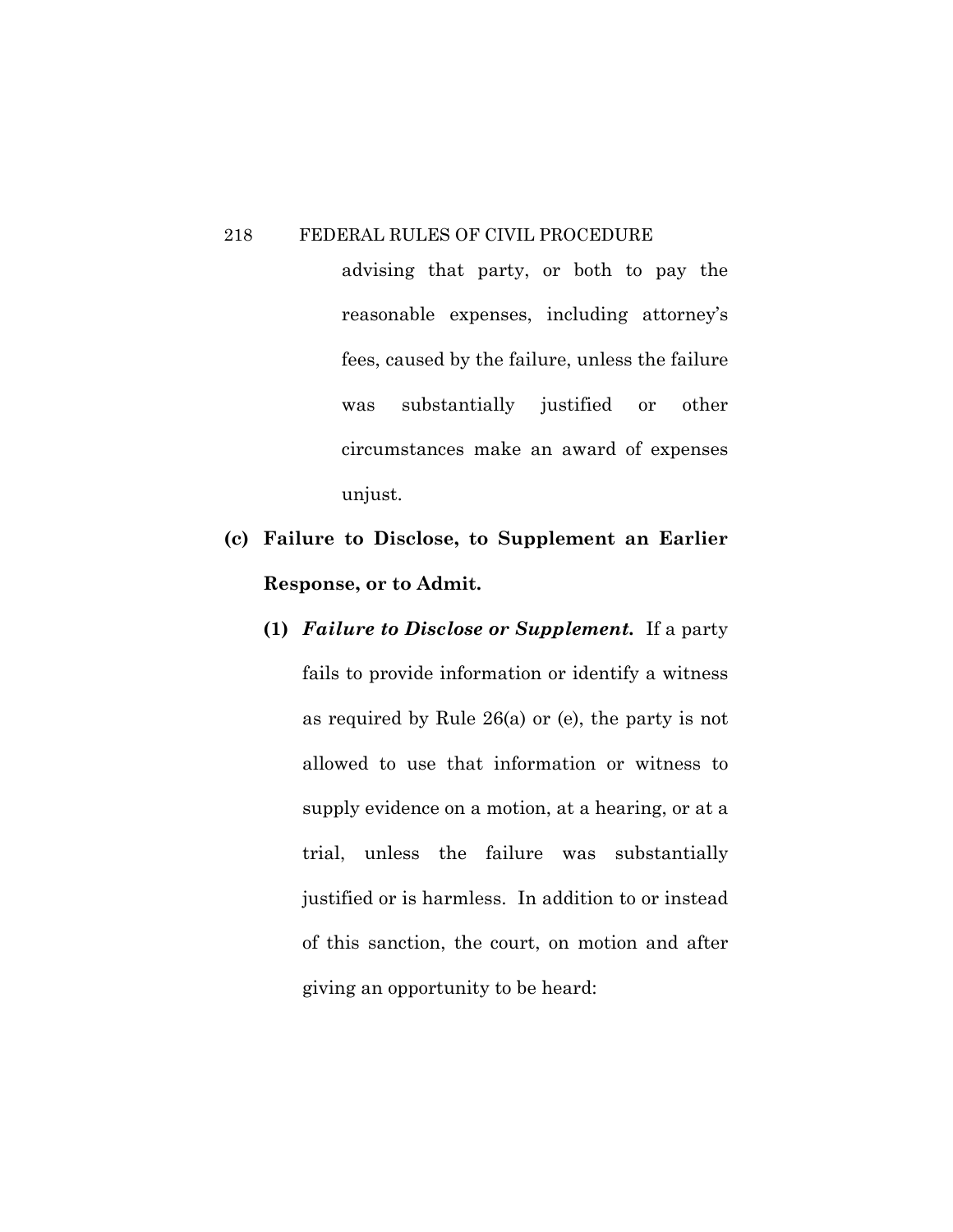advising that party, or both to pay the reasonable expenses, including attorney's fees, caused by the failure, unless the failure was substantially justified or other circumstances make an award of expenses unjust.

**(c) Failure to Disclose, to Supplement an Earlier Response, or to Admit.**

**(1)** ***Failure to Disclose or Supplement.*** If a party fails to provide information or identify a witness as required by Rule 26(a) or (e), the party is not allowed to use that information or witness to supply evidence on a motion, at a hearing, or at a trial, unless the failure was substantially justified or is harmless. In addition to or instead of this sanction, the court, on motion and after giving an opportunity to be heard: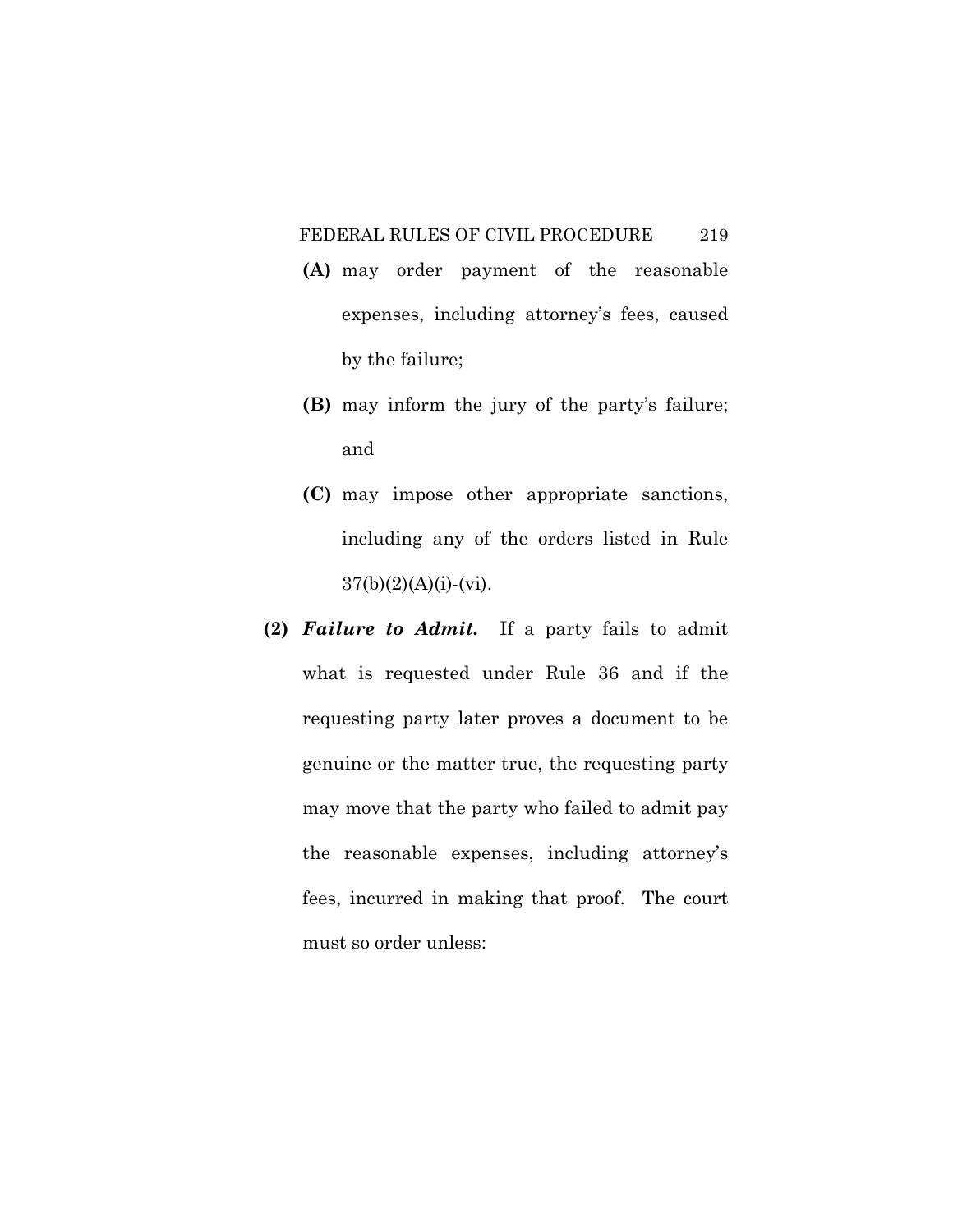**(A)** may order payment of the reasonable expenses, including attorney's fees, caused by the failure;

**(B)** may inform the jury of the party's failure; and

**(C)** may impose other appropriate sanctions, including any of the orders listed in Rule 37(b)(2)(A)(i)-(vi).

**(2)** ***Failure to Admit.*** If a party fails to admit what is requested under Rule 36 and if the requesting party later proves a document to be genuine or the matter true, the requesting party may move that the party who failed to admit pay the reasonable expenses, including attorney's fees, incurred in making that proof. The court must so order unless: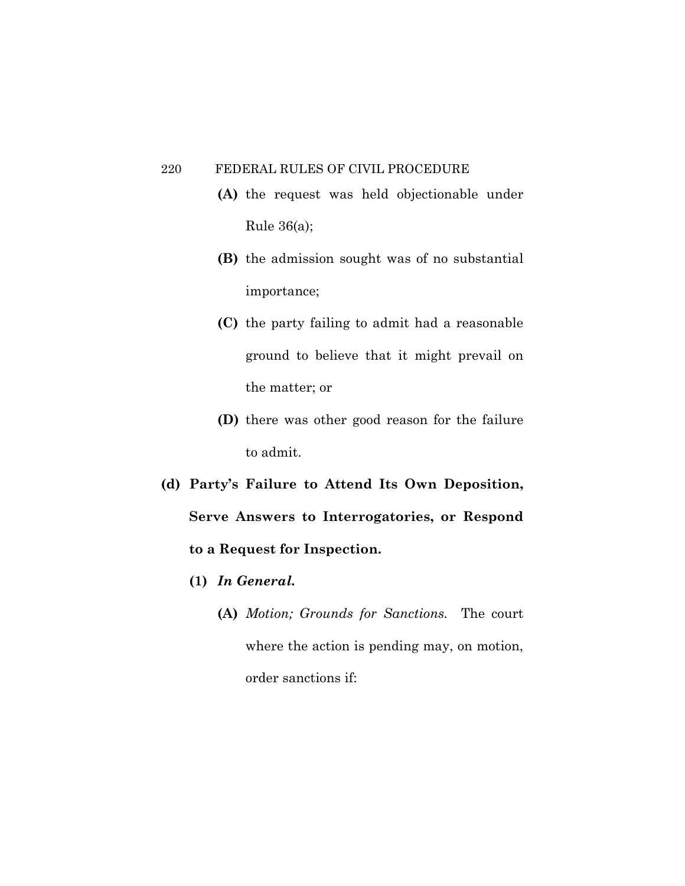**(A)** the request was held objectionable under Rule 36(a);

**(B)** the admission sought was of no substantial importance;

**(C)** the party failing to admit had a reasonable ground to believe that it might prevail on the matter; or

**(D)** there was other good reason for the failure to admit.

**(d) Party's Failure to Attend Its Own Deposition, Serve Answers to Interrogatories, or Respond to a Request for Inspection.**

**(1)** ***In General.***

**(A)** *Motion; Grounds for Sanctions.* The court where the action is pending may, on motion, order sanctions if: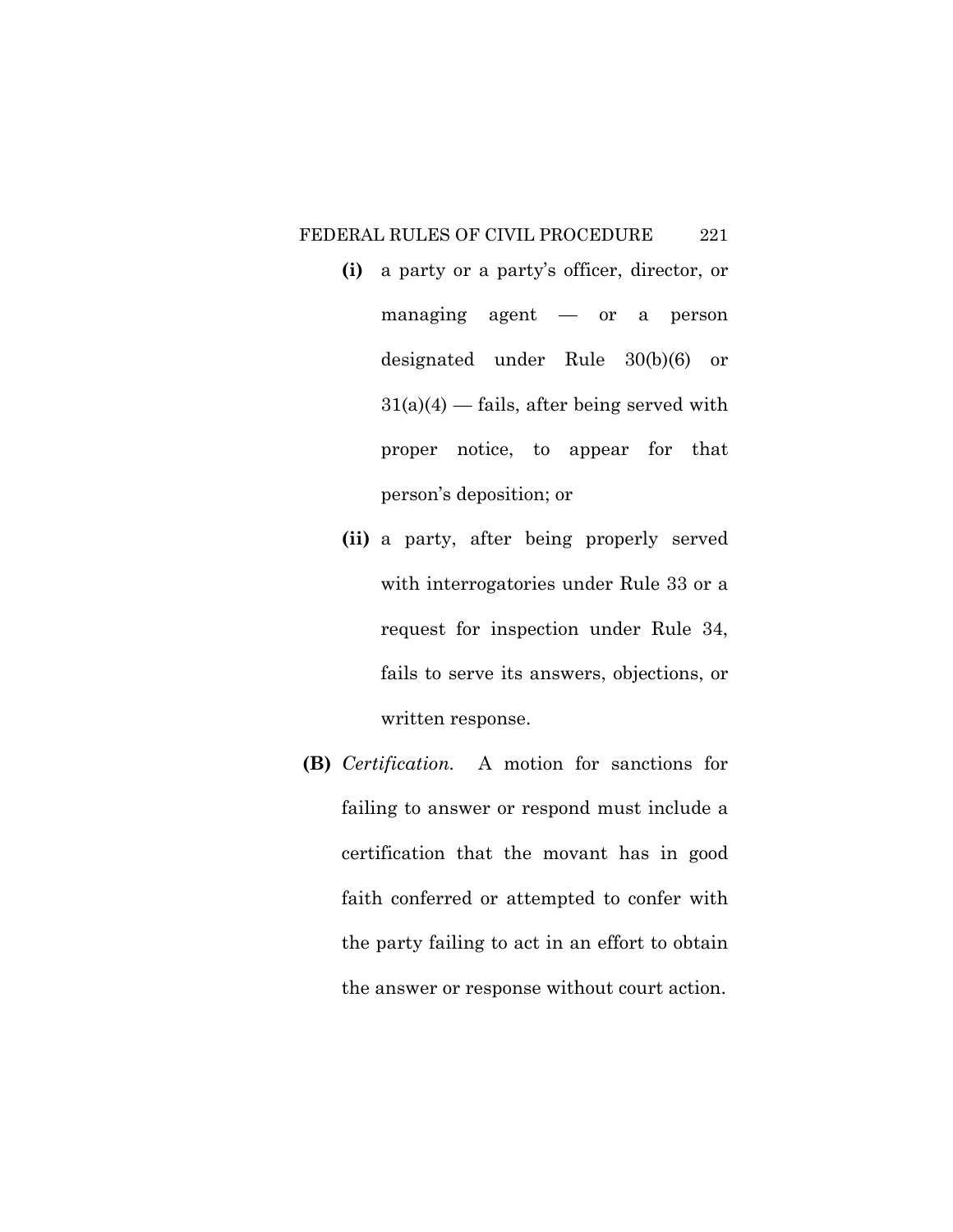**(i)** a party or a party's officer, director, or managing agent — or a person designated under Rule 30(b)(6) or 31(a)(4) — fails, after being served with proper notice, to appear for that person's deposition; or

**(ii)** a party, after being properly served with interrogatories under Rule 33 or a request for inspection under Rule 34, fails to serve its answers, objections, or written response.

**(B)** *Certification.* A motion for sanctions for failing to answer or respond must include a certification that the movant has in good faith conferred or attempted to confer with the party failing to act in an effort to obtain the answer or response without court action.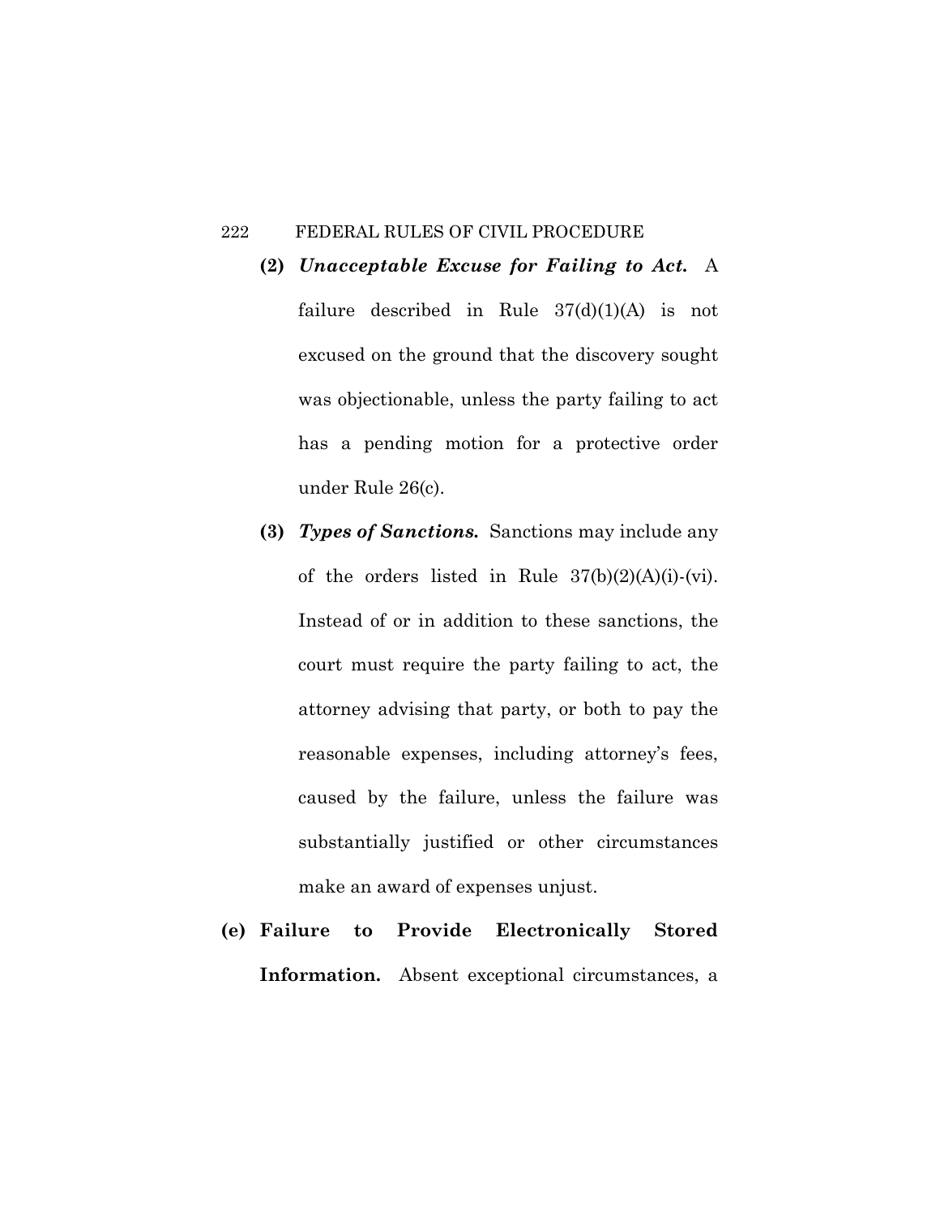**(2)** ***Unacceptable Excuse for Failing to Act.*** A failure described in Rule 37(d)(1)(A) is not excused on the ground that the discovery sought was objectionable, unless the party failing to act has a pending motion for a protective order under Rule 26(c).

**(3)** ***Types of Sanctions.*** Sanctions may include any of the orders listed in Rule 37(b)(2)(A)(i)-(vi). Instead of or in addition to these sanctions, the court must require the party failing to act, the attorney advising that party, or both to pay the reasonable expenses, including attorney's fees, caused by the failure, unless the failure was substantially justified or other circumstances make an award of expenses unjust.

**(e) Failure to Provide Electronically Stored Information.** Absent exceptional circumstances, a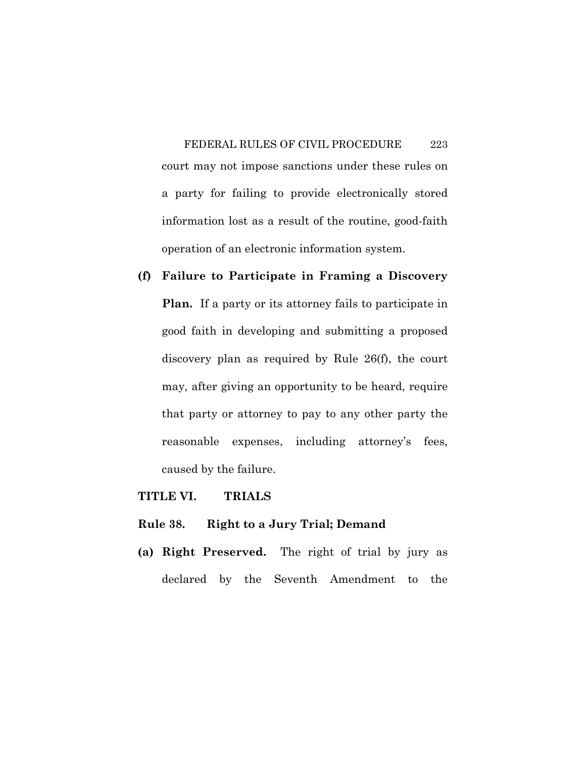court may not impose sanctions under these rules on a party for failing to provide electronically stored information lost as a result of the routine, good-faith operation of an electronic information system.

**(f) Failure to Participate in Framing a Discovery Plan.** If a party or its attorney fails to participate in good faith in developing and submitting a proposed discovery plan as required by Rule 26(f), the court may, after giving an opportunity to be heard, require that party or attorney to pay to any other party the reasonable expenses, including attorney's fees, caused by the failure.

## TITLE VI. TRIALS

### Rule 38. Right to a Jury Trial; Demand

**(a) Right Preserved.** The right of trial by jury as declared by the Seventh Amendment to the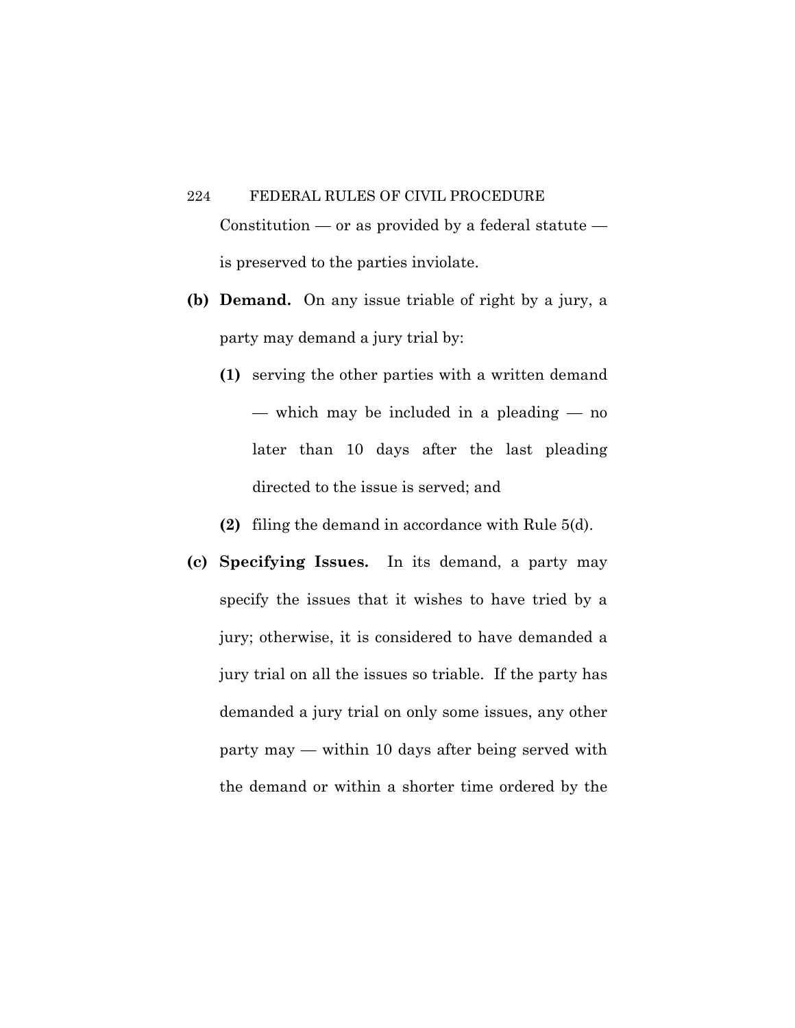Constitution — or as provided by a federal statute — is preserved to the parties inviolate.

**(b) Demand.** On any issue triable of right by a jury, a party may demand a jury trial by:

**(1)** serving the other parties with a written demand — which may be included in a pleading — no later than 10 days after the last pleading directed to the issue is served; and

**(2)** filing the demand in accordance with Rule 5(d).

**(c) Specifying Issues.** In its demand, a party may specify the issues that it wishes to have tried by a jury; otherwise, it is considered to have demanded a jury trial on all the issues so triable. If the party has demanded a jury trial on only some issues, any other party may — within 10 days after being served with the demand or within a shorter time ordered by the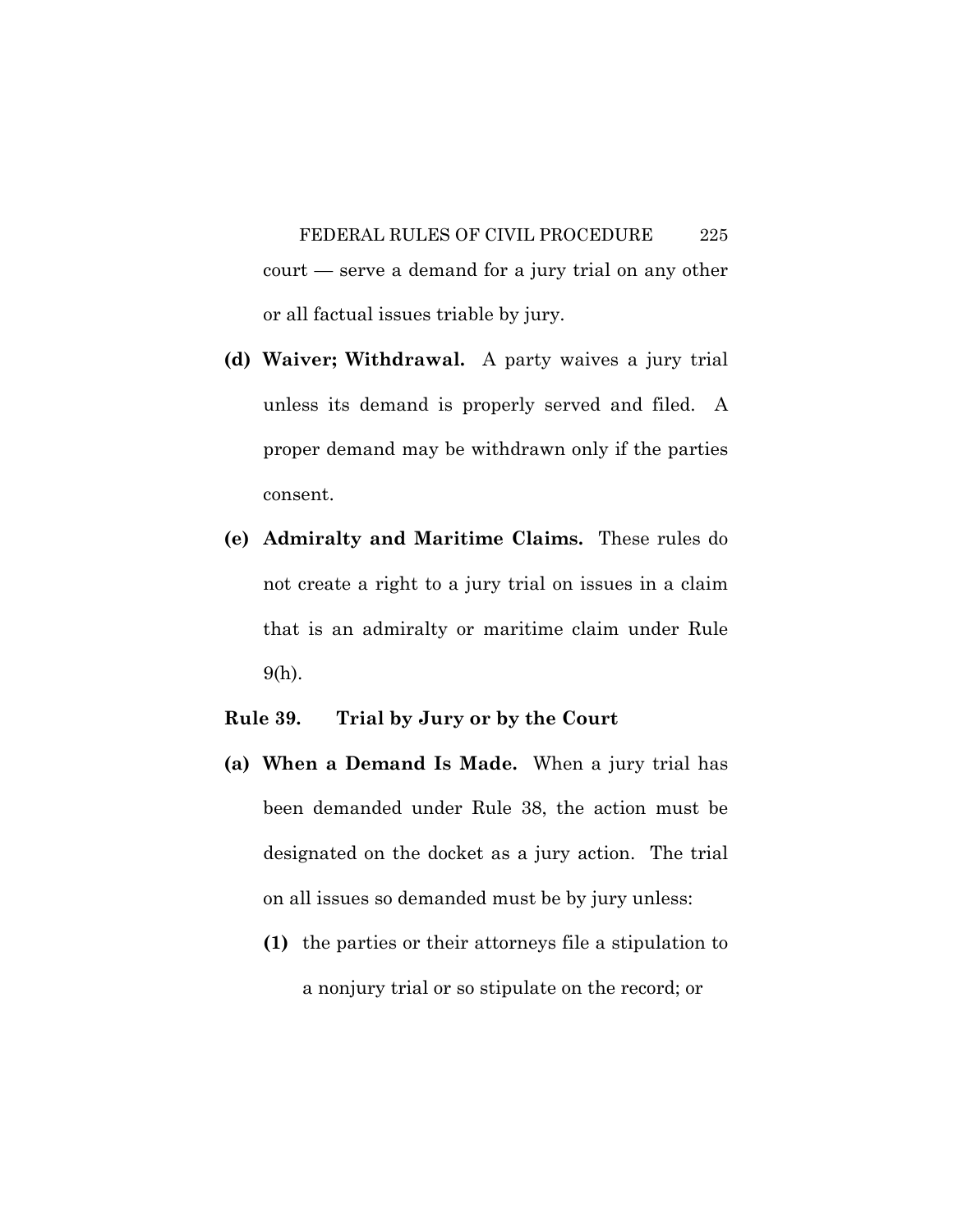court — serve a demand for a jury trial on any other or all factual issues triable by jury.

**(d) Waiver; Withdrawal.** A party waives a jury trial unless its demand is properly served and filed. A proper demand may be withdrawn only if the parties consent.

**(e) Admiralty and Maritime Claims.** These rules do not create a right to a jury trial on issues in a claim that is an admiralty or maritime claim under Rule 9(h).

## Rule 39. Trial by Jury or by the Court

**(a) When a Demand Is Made.** When a jury trial has been demanded under Rule 38, the action must be designated on the docket as a jury action. The trial on all issues so demanded must be by jury unless:

**(1)** the parties or their attorneys file a stipulation to a nonjury trial or so stipulate on the record; or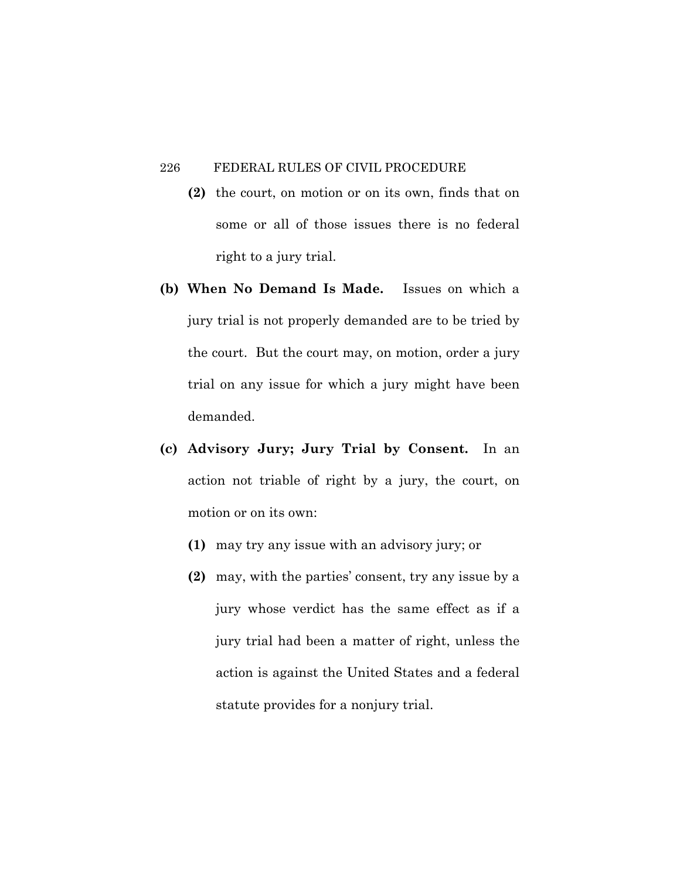**(2)** the court, on motion or on its own, finds that on some or all of those issues there is no federal right to a jury trial.

**(b) When No Demand Is Made.** Issues on which a jury trial is not properly demanded are to be tried by the court. But the court may, on motion, order a jury trial on any issue for which a jury might have been demanded.

**(c) Advisory Jury; Jury Trial by Consent.** In an action not triable of right by a jury, the court, on motion or on its own:

**(1)** may try any issue with an advisory jury; or

**(2)** may, with the parties' consent, try any issue by a jury whose verdict has the same effect as if a jury trial had been a matter of right, unless the action is against the United States and a federal statute provides for a nonjury trial.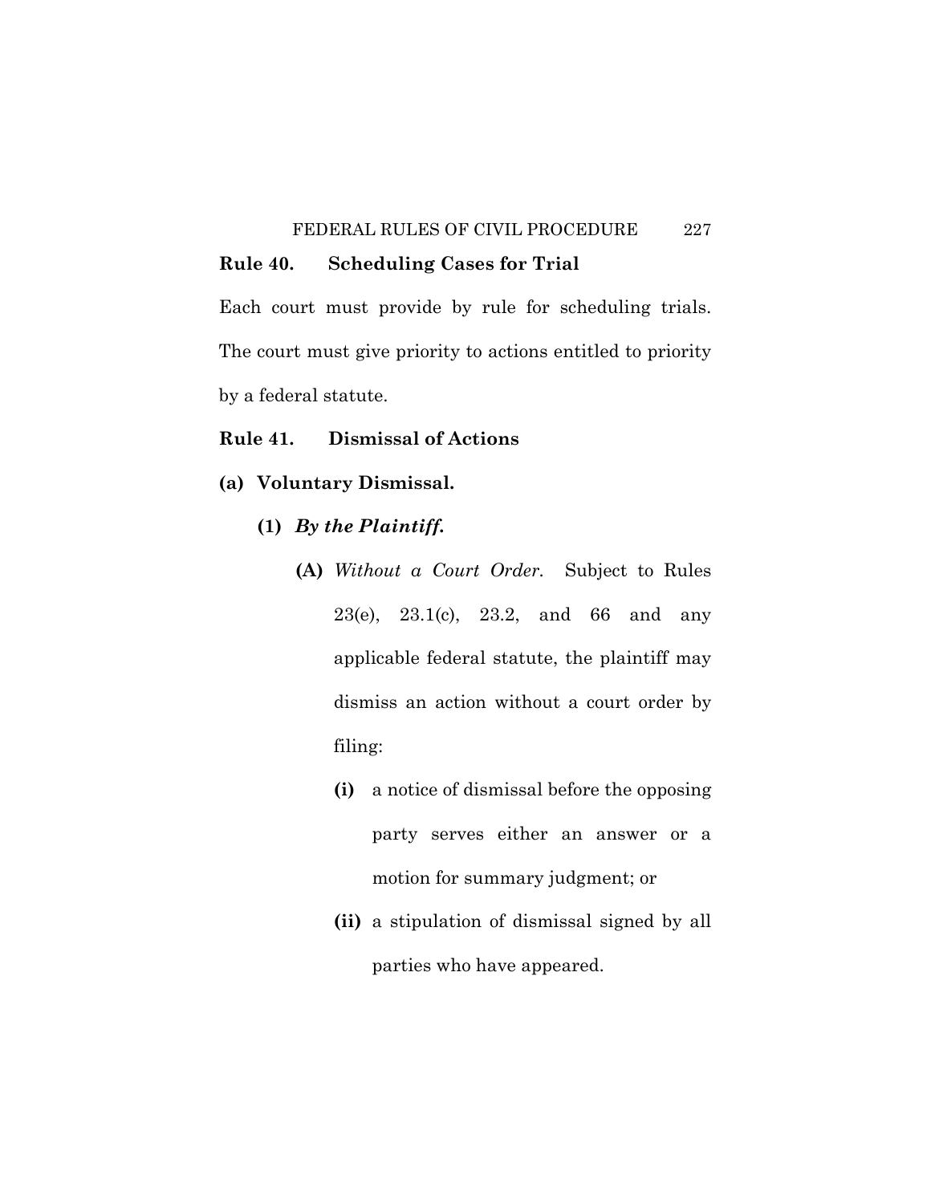## Rule 40. Scheduling Cases for Trial

Each court must provide by rule for scheduling trials. The court must give priority to actions entitled to priority by a federal statute.

## Rule 41. Dismissal of Actions

**(a) Voluntary Dismissal.**

**(1)** ***By the Plaintiff.***

**(A)** *Without a Court Order.* Subject to Rules 23(e), 23.1(c), 23.2, and 66 and any applicable federal statute, the plaintiff may dismiss an action without a court order by filing:

**(i)** a notice of dismissal before the opposing party serves either an answer or a motion for summary judgment; or

**(ii)** a stipulation of dismissal signed by all parties who have appeared.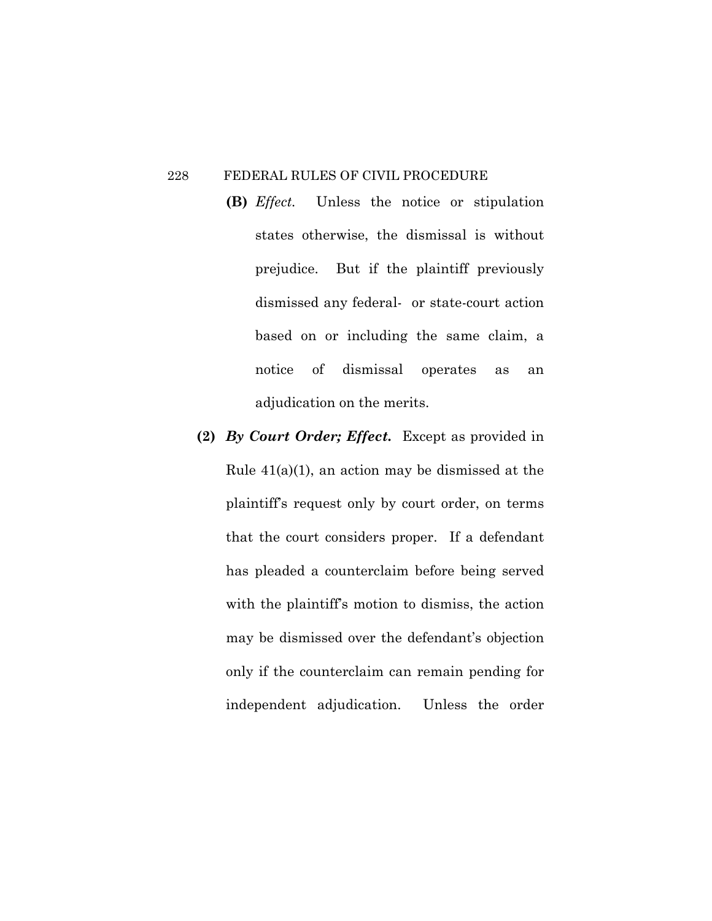**(B)** *Effect.* Unless the notice or stipulation states otherwise, the dismissal is without prejudice. But if the plaintiff previously dismissed any federal- or state-court action based on or including the same claim, a notice of dismissal operates as an adjudication on the merits.

**(2)** ***By Court Order; Effect.*** Except as provided in Rule 41(a)(1), an action may be dismissed at the plaintiff's request only by court order, on terms that the court considers proper. If a defendant has pleaded a counterclaim before being served with the plaintiff's motion to dismiss, the action may be dismissed over the defendant's objection only if the counterclaim can remain pending for independent adjudication. Unless the order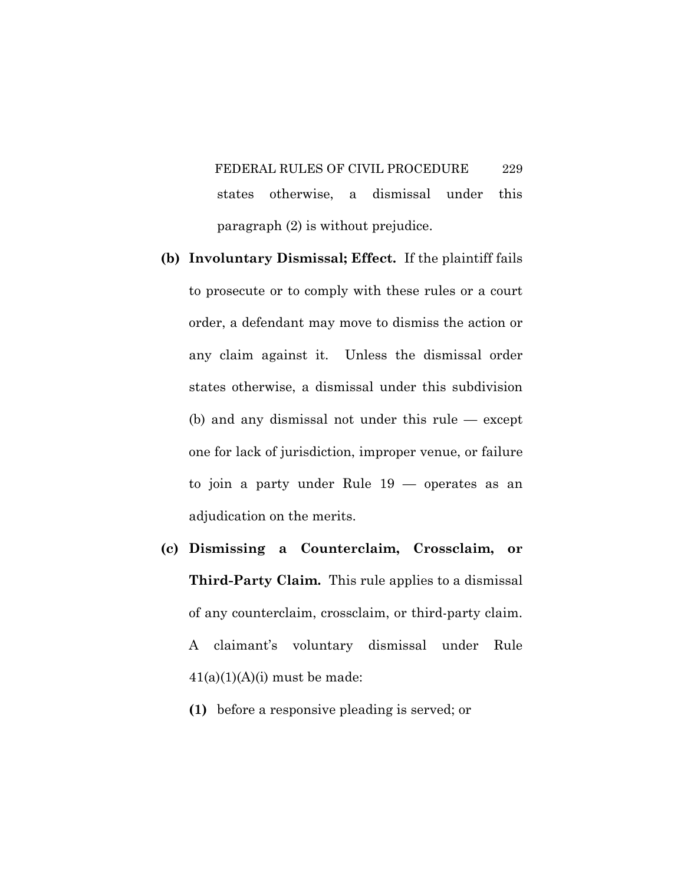states otherwise, a dismissal under this paragraph (2) is without prejudice.

**(b) Involuntary Dismissal; Effect.** If the plaintiff fails to prosecute or to comply with these rules or a court order, a defendant may move to dismiss the action or any claim against it. Unless the dismissal order states otherwise, a dismissal under this subdivision (b) and any dismissal not under this rule — except one for lack of jurisdiction, improper venue, or failure to join a party under Rule 19 — operates as an adjudication on the merits.

**(c) Dismissing a Counterclaim, Crossclaim, or Third-Party Claim.** This rule applies to a dismissal of any counterclaim, crossclaim, or third-party claim. A claimant's voluntary dismissal under Rule 41(a)(1)(A)(i) must be made:

**(1)** before a responsive pleading is served; or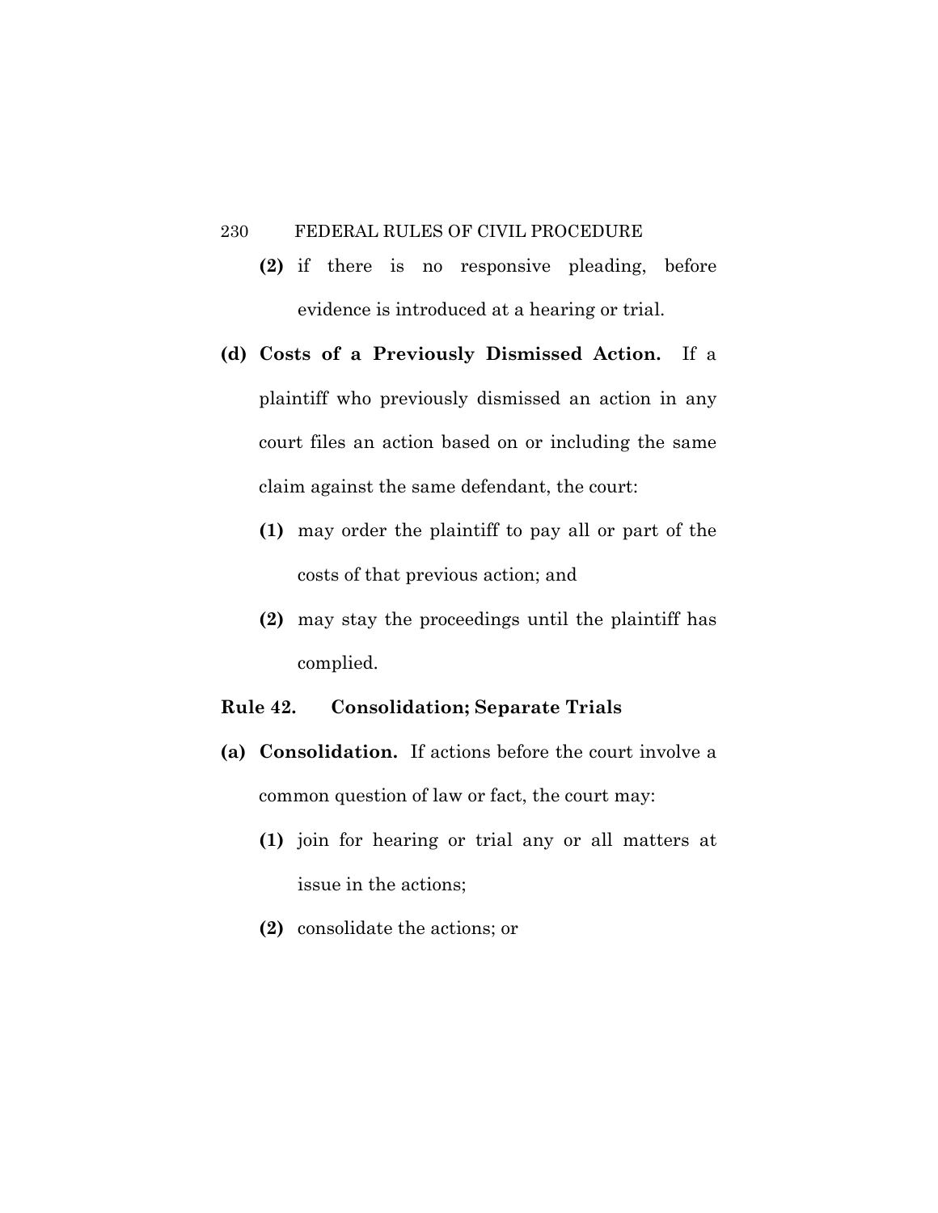**(2)** if there is no responsive pleading, before evidence is introduced at a hearing or trial.

**(d) Costs of a Previously Dismissed Action.** If a plaintiff who previously dismissed an action in any court files an action based on or including the same claim against the same defendant, the court:

**(1)** may order the plaintiff to pay all or part of the costs of that previous action; and

**(2)** may stay the proceedings until the plaintiff has complied.

## Rule 42. Consolidation; Separate Trials

**(a) Consolidation.** If actions before the court involve a common question of law or fact, the court may:

**(1)** join for hearing or trial any or all matters at issue in the actions;

**(2)** consolidate the actions; or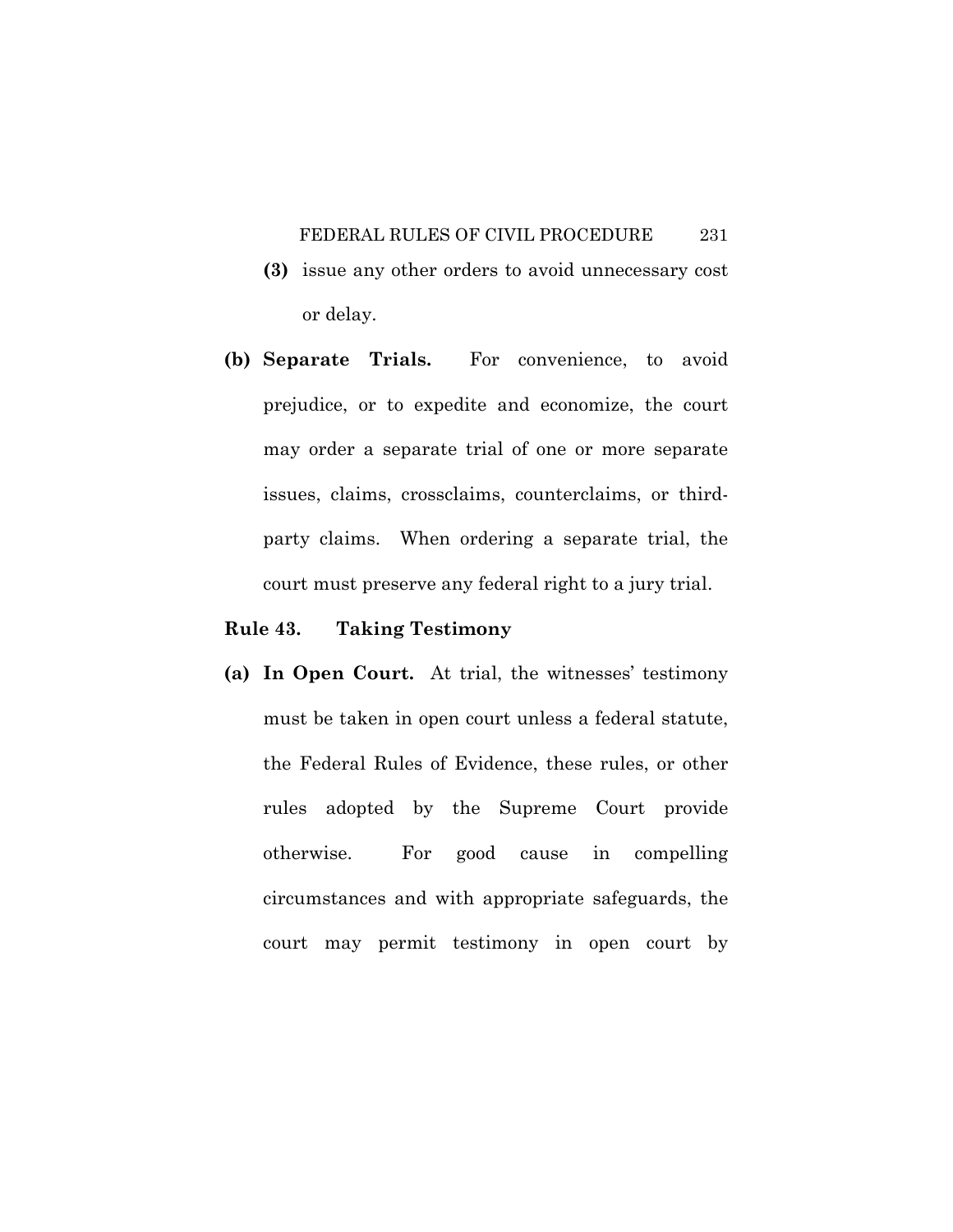**(3)** issue any other orders to avoid unnecessary cost or delay.

**(b) Separate Trials.** For convenience, to avoid prejudice, or to expedite and economize, the court may order a separate trial of one or more separate issues, claims, crossclaims, counterclaims, or third-party claims. When ordering a separate trial, the court must preserve any federal right to a jury trial.

## Rule 43. Taking Testimony

**(a) In Open Court.** At trial, the witnesses' testimony must be taken in open court unless a federal statute, the Federal Rules of Evidence, these rules, or other rules adopted by the Supreme Court provide otherwise. For good cause in compelling circumstances and with appropriate safeguards, the court may permit testimony in open court by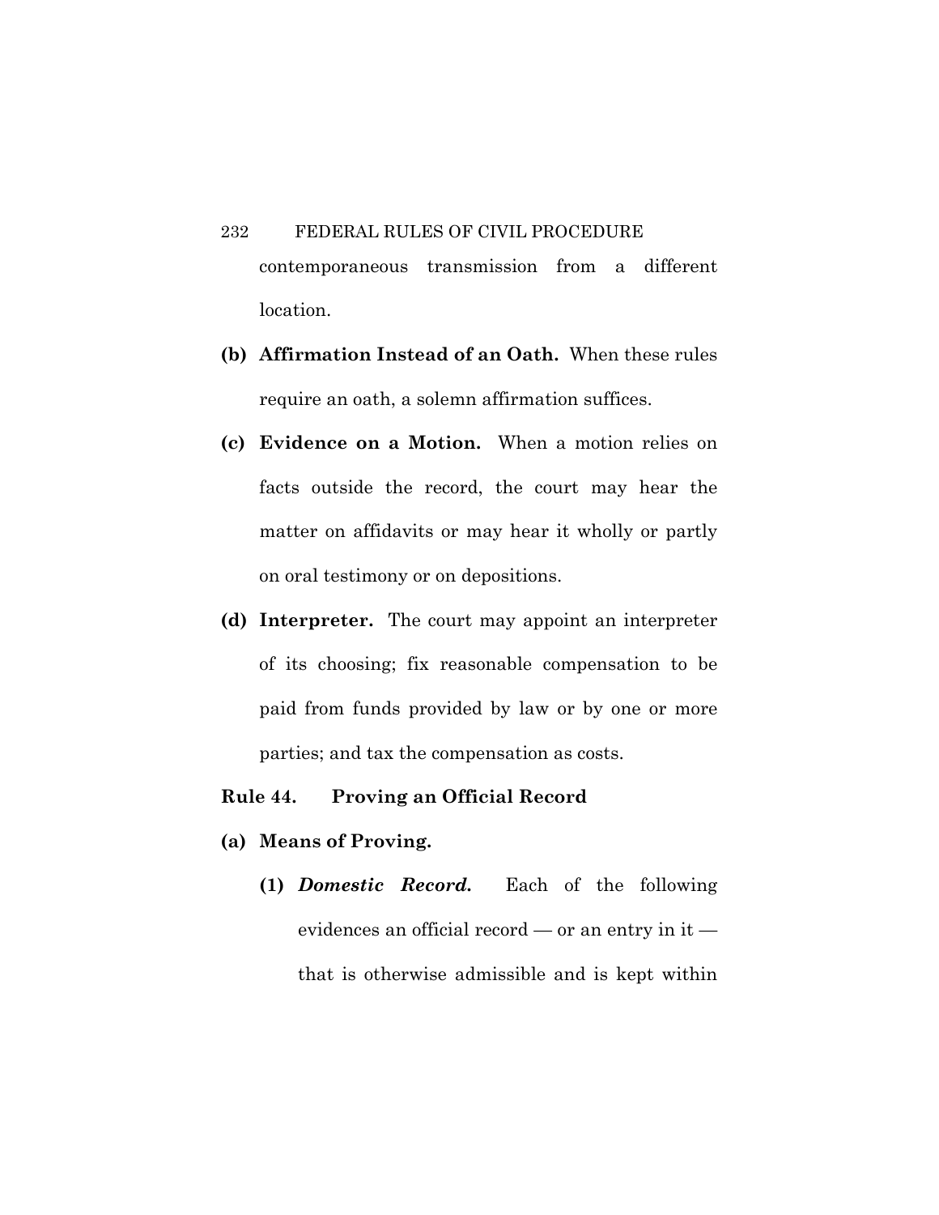contemporaneous transmission from a different location.

**(b) Affirmation Instead of an Oath.** When these rules require an oath, a solemn affirmation suffices.

**(c) Evidence on a Motion.** When a motion relies on facts outside the record, the court may hear the matter on affidavits or may hear it wholly or partly on oral testimony or on depositions.

**(d) Interpreter.** The court may appoint an interpreter of its choosing; fix reasonable compensation to be paid from funds provided by law or by one or more parties; and tax the compensation as costs.

## Rule 44. Proving an Official Record

**(a) Means of Proving.**

**(1)** ***Domestic Record.*** Each of the following evidences an official record — or an entry in it — that is otherwise admissible and is kept within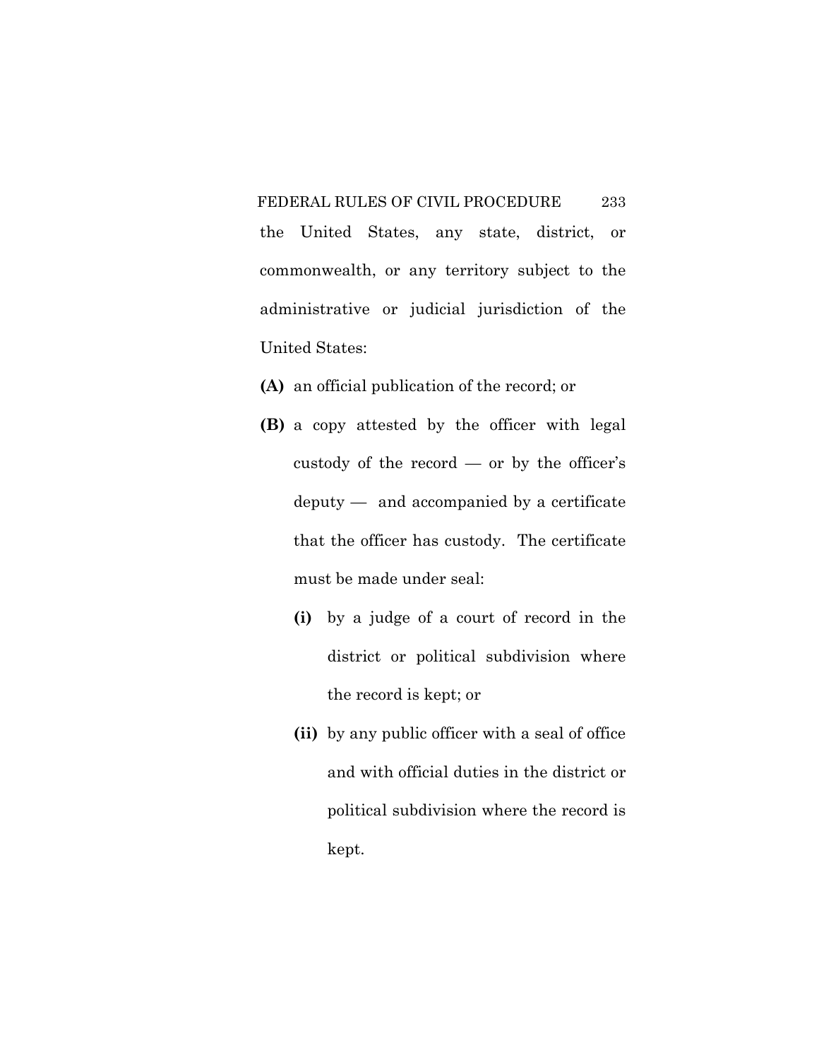the United States, any state, district, or commonwealth, or any territory subject to the administrative or judicial jurisdiction of the United States:

**(A)** an official publication of the record; or

**(B)** a copy attested by the officer with legal custody of the record — or by the officer's deputy — and accompanied by a certificate that the officer has custody. The certificate must be made under seal:

- **(i)** by a judge of a court of record in the district or political subdivision where the record is kept; or

- **(ii)** by any public officer with a seal of office and with official duties in the district or political subdivision where the record is kept.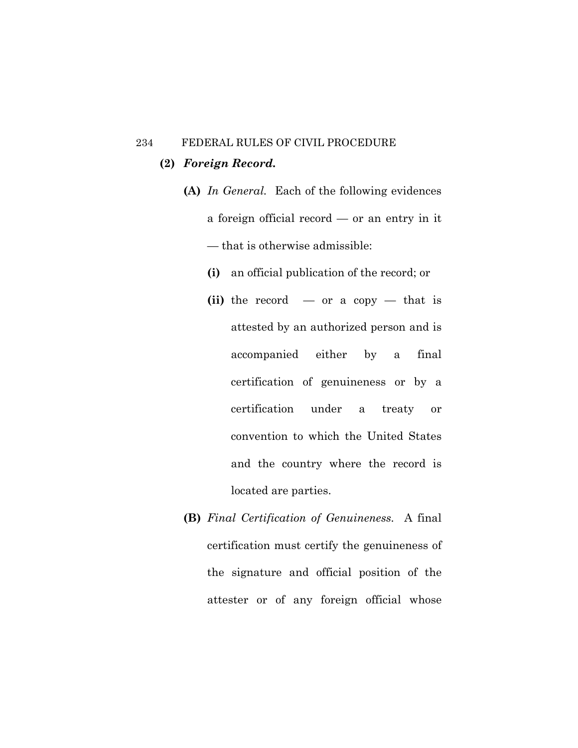**(2)** ***Foreign Record.***

**(A)** *In General.* Each of the following evidences a foreign official record — or an entry in it — that is otherwise admissible:

**(i)** an official publication of the record; or

**(ii)** the record — or a copy — that is attested by an authorized person and is accompanied either by a final certification of genuineness or by a certification under a treaty or convention to which the United States and the country where the record is located are parties.

**(B)** *Final Certification of Genuineness.* A final certification must certify the genuineness of the signature and official position of the attester or of any foreign official whose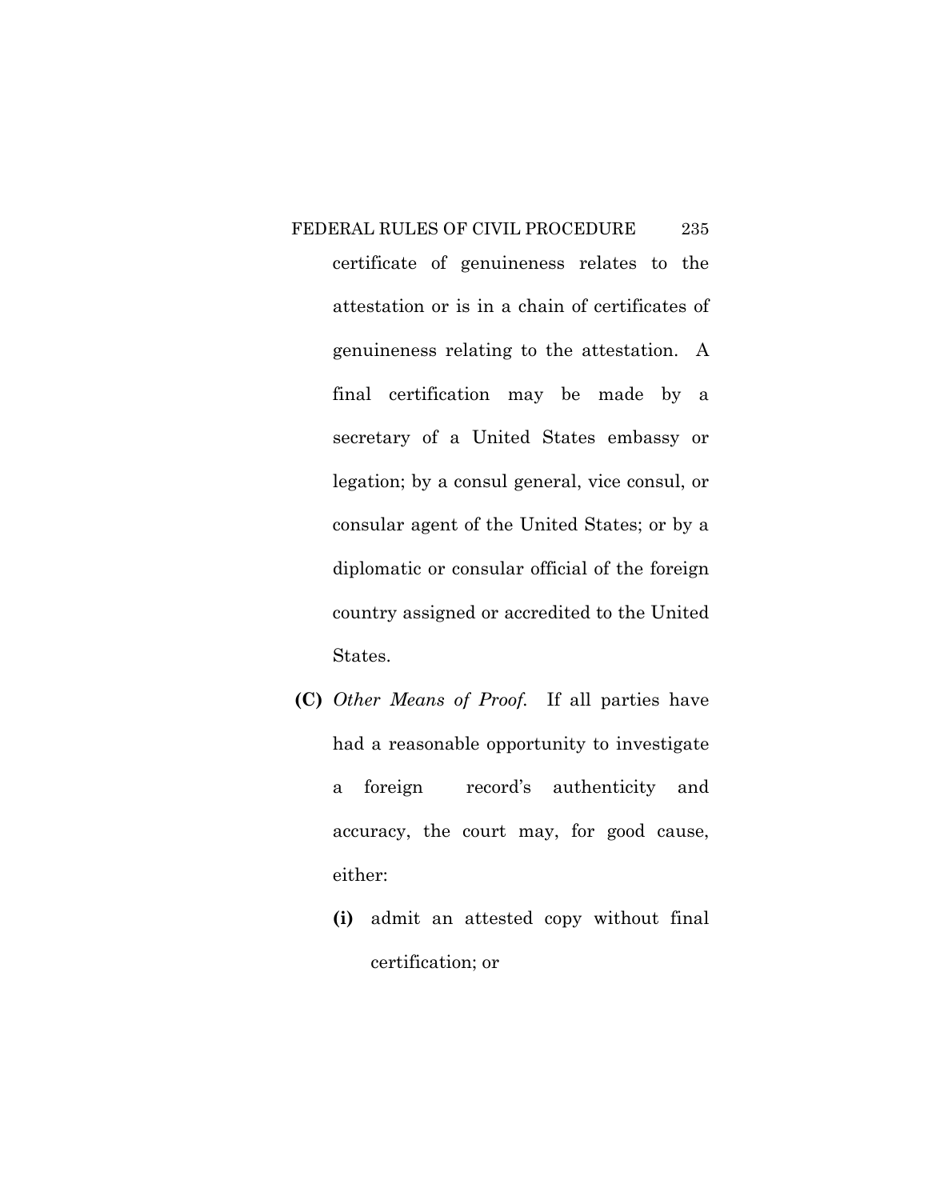certificate of genuineness relates to the attestation or is in a chain of certificates of genuineness relating to the attestation. A final certification may be made by a secretary of a United States embassy or legation; by a consul general, vice consul, or consular agent of the United States; or by a diplomatic or consular official of the foreign country assigned or accredited to the United States.

**(C)** *Other Means of Proof.* If all parties have had a reasonable opportunity to investigate a foreign record's authenticity and accuracy, the court may, for good cause, either:

**(i)** admit an attested copy without final certification; or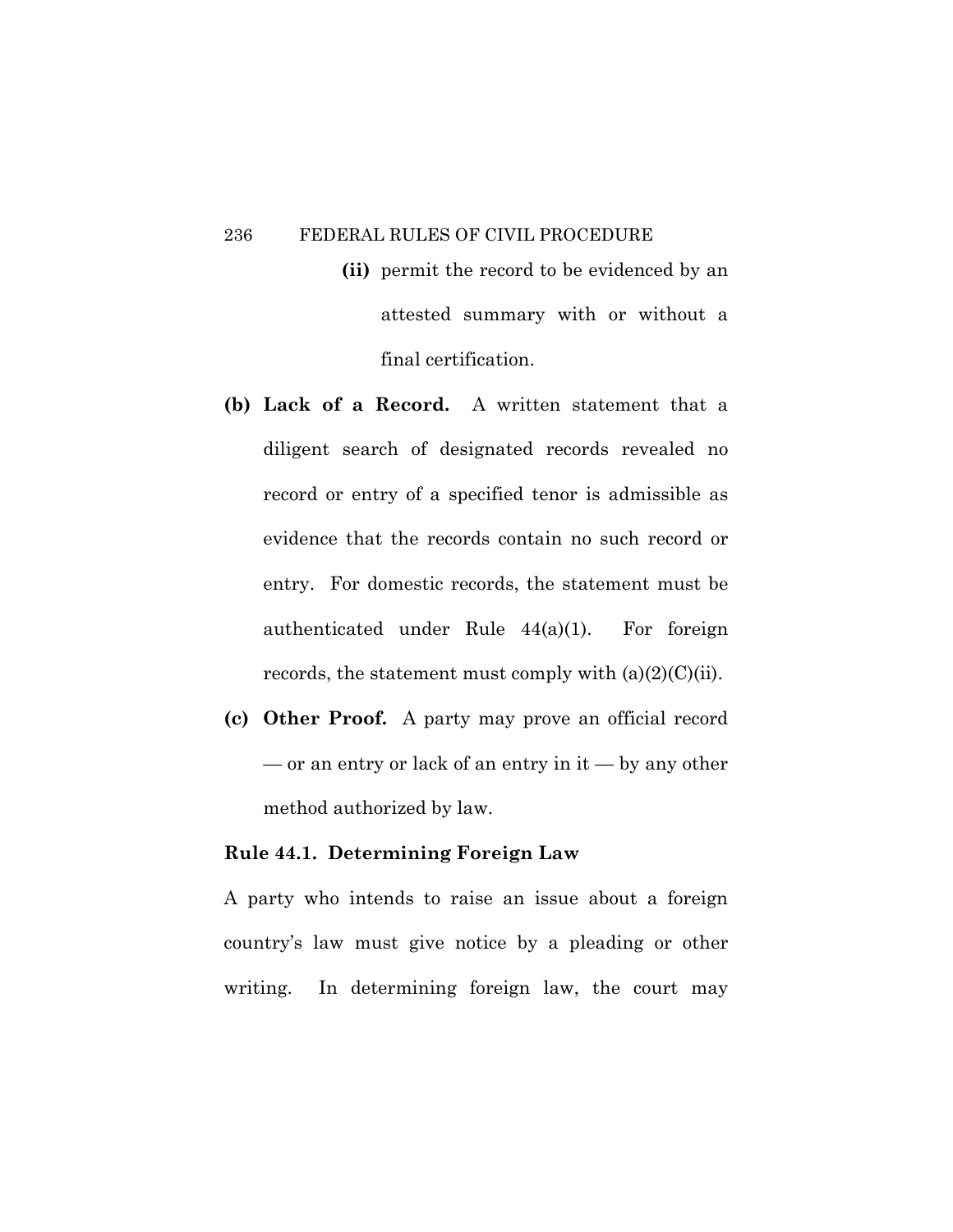**(ii)** permit the record to be evidenced by an attested summary with or without a final certification.

**(b) Lack of a Record.** A written statement that a diligent search of designated records revealed no record or entry of a specified tenor is admissible as evidence that the records contain no such record or entry. For domestic records, the statement must be authenticated under Rule 44(a)(1). For foreign records, the statement must comply with (a)(2)(C)(ii).

**(c) Other Proof.** A party may prove an official record — or an entry or lack of an entry in it — by any other method authorized by law.

**Rule 44.1. Determining Foreign Law**

A party who intends to raise an issue about a foreign country's law must give notice by a pleading or other writing. In determining foreign law, the court may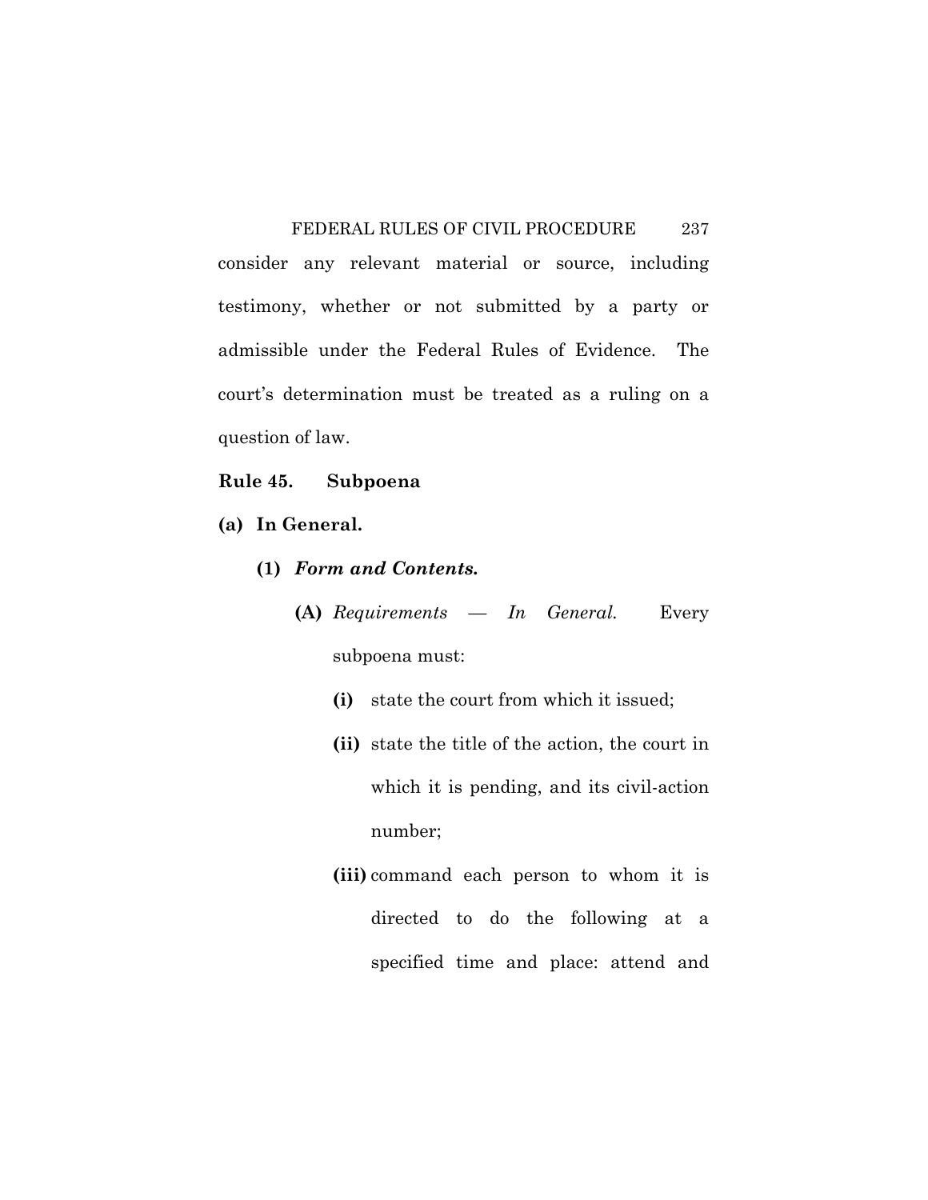consider any relevant material or source, including testimony, whether or not submitted by a party or admissible under the Federal Rules of Evidence. The court's determination must be treated as a ruling on a question of law.

## Rule 45. Subpoena

### (a) In General.

**(1)** ***Form and Contents.***

**(A)** *Requirements — In General.* Every subpoena must:

**(i)** state the court from which it issued;

**(ii)** state the title of the action, the court in which it is pending, and its civil-action number;

**(iii)** command each person to whom it is directed to do the following at a specified time and place: attend and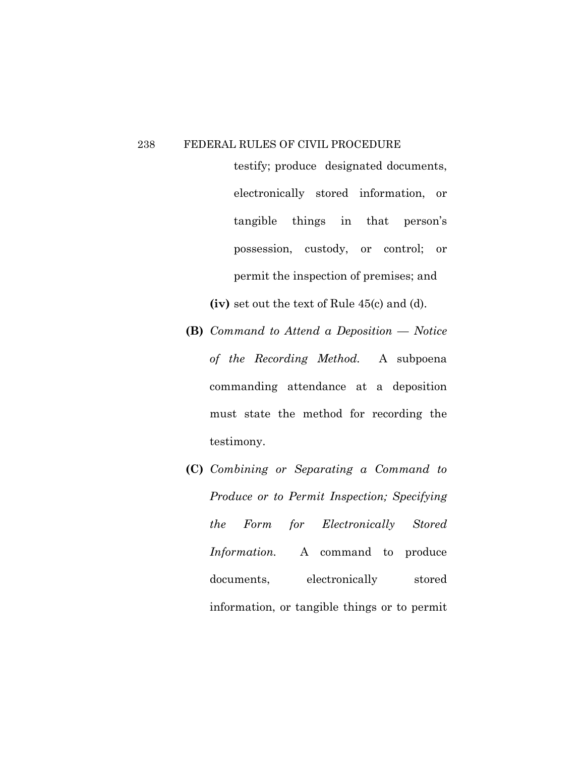testify; produce designated documents, electronically stored information, or tangible things in that person's possession, custody, or control; or permit the inspection of premises; and

**(iv)** set out the text of Rule 45(c) and (d).

**(B)** *Command to Attend a Deposition — Notice of the Recording Method.* A subpoena commanding attendance at a deposition must state the method for recording the testimony.

**(C)** *Combining or Separating a Command to Produce or to Permit Inspection; Specifying the Form for Electronically Stored Information.* A command to produce documents, electronically stored information, or tangible things or to permit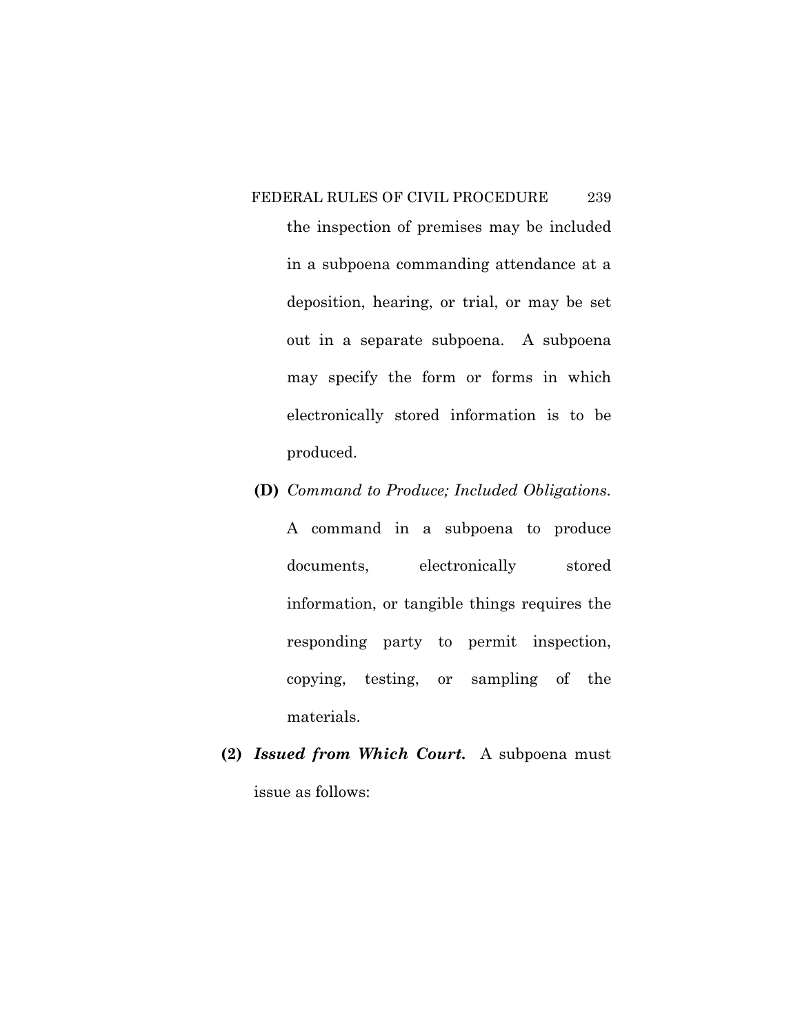the inspection of premises may be included in a subpoena commanding attendance at a deposition, hearing, or trial, or may be set out in a separate subpoena. A subpoena may specify the form or forms in which electronically stored information is to be produced.

**(D)** *Command to Produce; Included Obligations.* A command in a subpoena to produce documents, electronically stored information, or tangible things requires the responding party to permit inspection, copying, testing, or sampling of the materials.

**(2)** ***Issued from Which Court.*** A subpoena must issue as follows: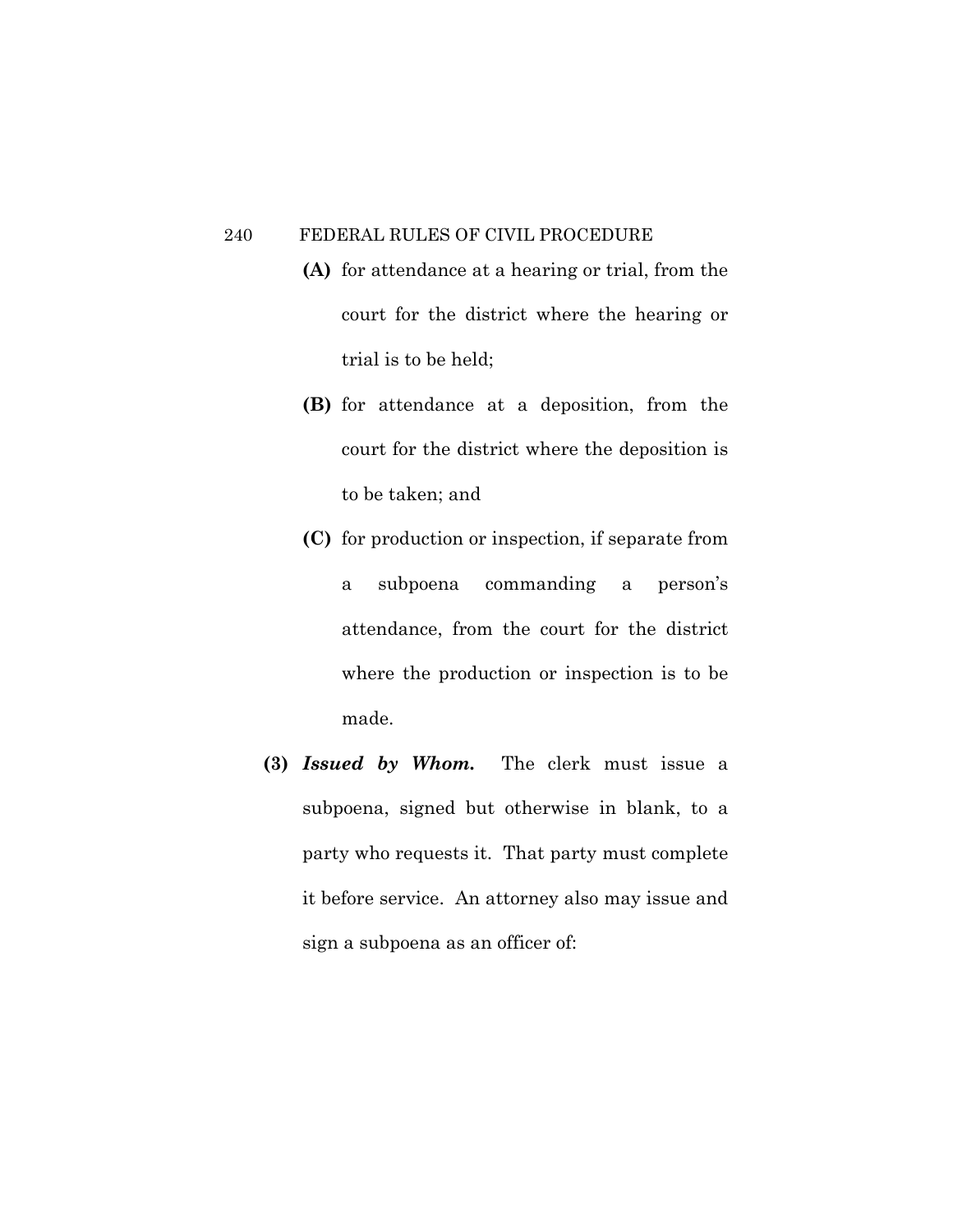**(A)** for attendance at a hearing or trial, from the court for the district where the hearing or trial is to be held;

**(B)** for attendance at a deposition, from the court for the district where the deposition is to be taken; and

**(C)** for production or inspection, if separate from a subpoena commanding a person's attendance, from the court for the district where the production or inspection is to be made.

**(3)** ***Issued by Whom.*** The clerk must issue a subpoena, signed but otherwise in blank, to a party who requests it. That party must complete it before service. An attorney also may issue and sign a subpoena as an officer of: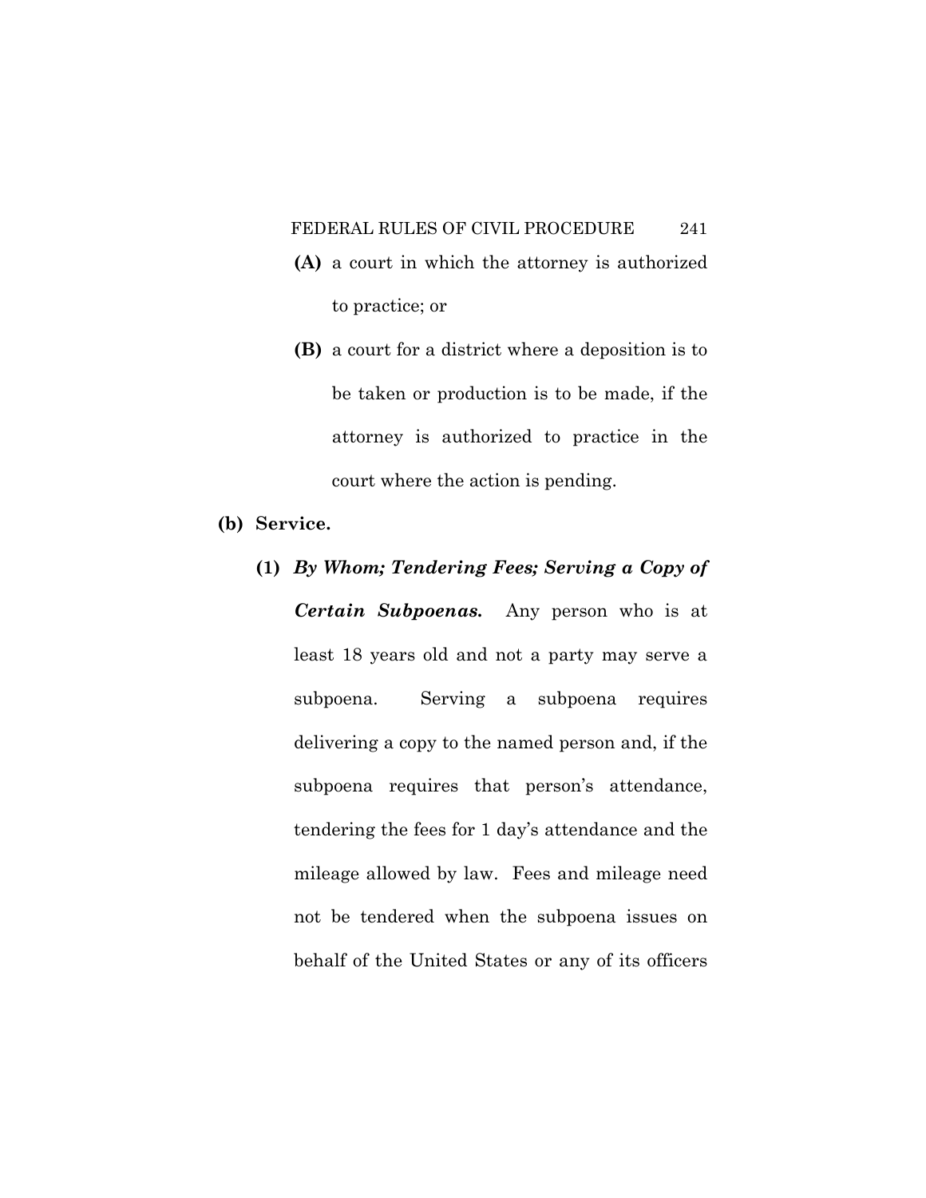**(A)** a court in which the attorney is authorized to practice; or

**(B)** a court for a district where a deposition is to be taken or production is to be made, if the attorney is authorized to practice in the court where the action is pending.

**(b) Service.**

**(1)** ***By Whom; Tendering Fees; Serving a Copy of Certain Subpoenas.*** Any person who is at least 18 years old and not a party may serve a subpoena. Serving a subpoena requires delivering a copy to the named person and, if the subpoena requires that person's attendance, tendering the fees for 1 day's attendance and the mileage allowed by law. Fees and mileage need not be tendered when the subpoena issues on behalf of the United States or any of its officers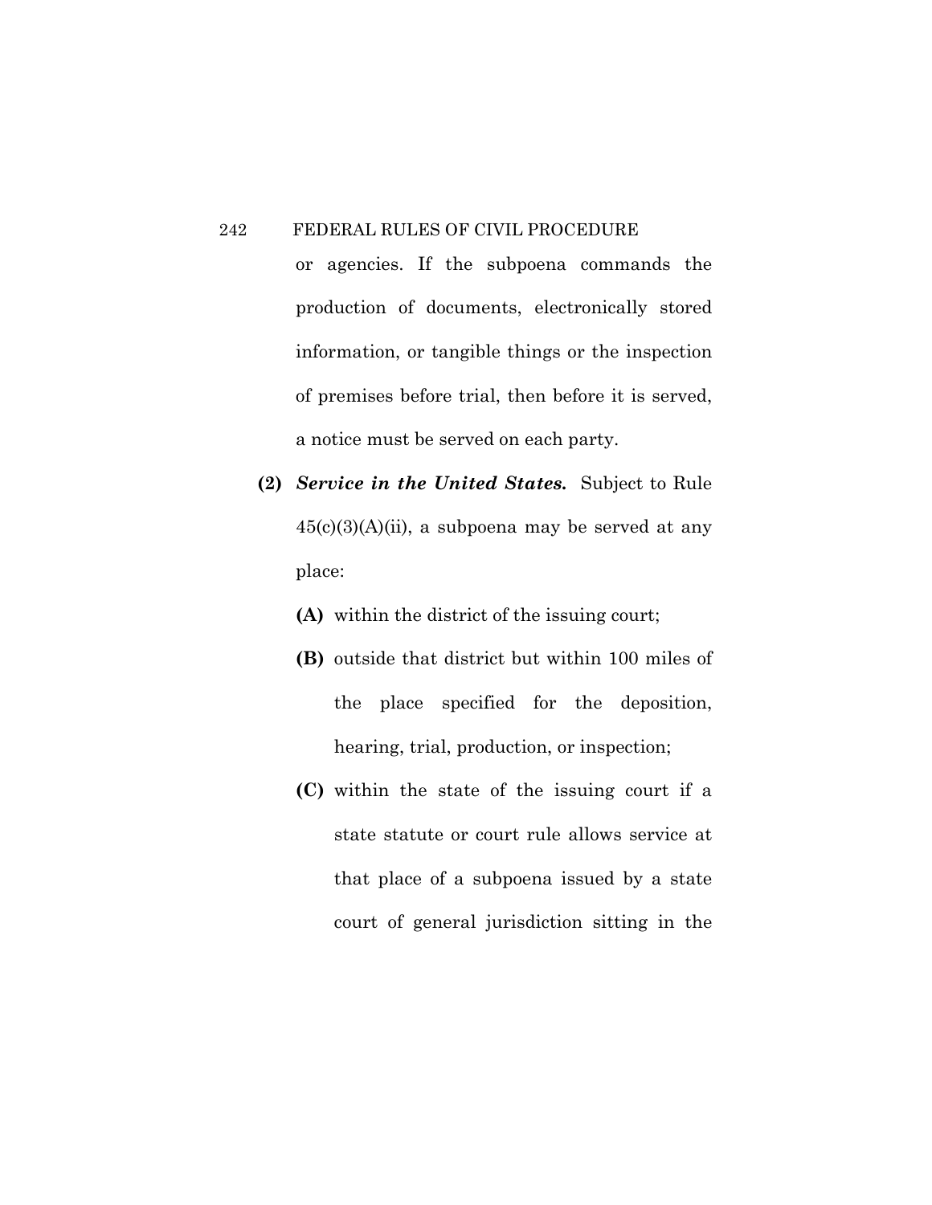or agencies. If the subpoena commands the production of documents, electronically stored information, or tangible things or the inspection of premises before trial, then before it is served, a notice must be served on each party.

**(2)** ***Service in the United States.*** Subject to Rule 45(c)(3)(A)(ii), a subpoena may be served at any place:

**(A)** within the district of the issuing court;

**(B)** outside that district but within 100 miles of the place specified for the deposition, hearing, trial, production, or inspection;

**(C)** within the state of the issuing court if a state statute or court rule allows service at that place of a subpoena issued by a state court of general jurisdiction sitting in the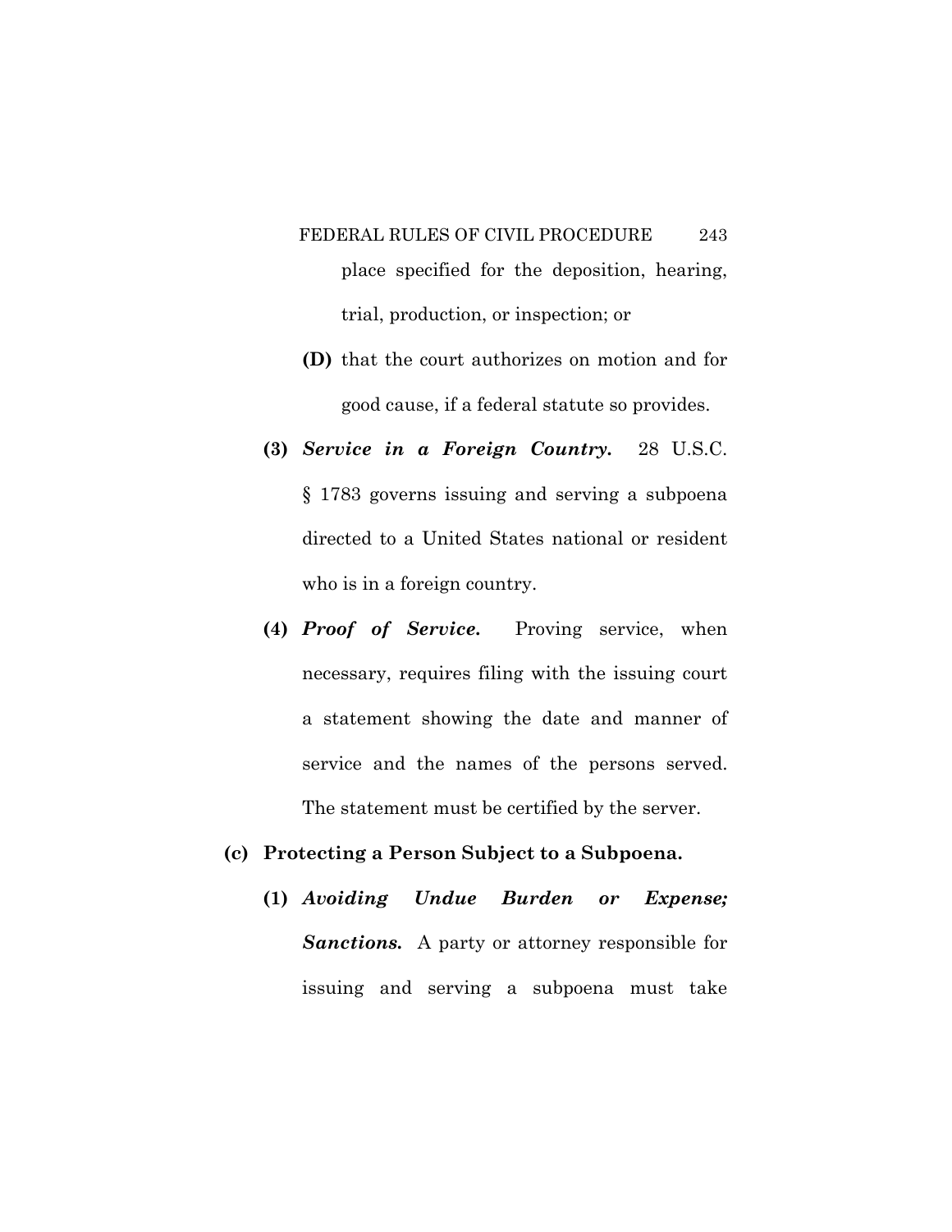place specified for the deposition, hearing, trial, production, or inspection; or

**(D)** that the court authorizes on motion and for good cause, if a federal statute so provides.

**(3)** ***Service in a Foreign Country.*** 28 U.S.C. § 1783 governs issuing and serving a subpoena directed to a United States national or resident who is in a foreign country.

**(4)** ***Proof of Service.*** Proving service, when necessary, requires filing with the issuing court a statement showing the date and manner of service and the names of the persons served. The statement must be certified by the server.

**(c) Protecting a Person Subject to a Subpoena.**

**(1)** ***Avoiding Undue Burden or Expense; Sanctions.*** A party or attorney responsible for issuing and serving a subpoena must take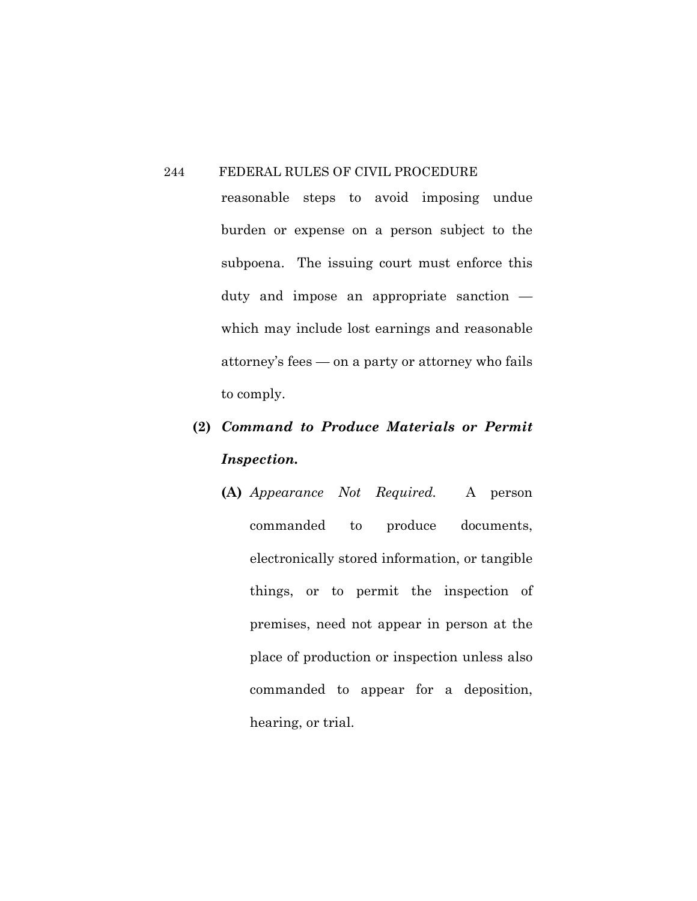reasonable steps to avoid imposing undue burden or expense on a person subject to the subpoena. The issuing court must enforce this duty and impose an appropriate sanction — which may include lost earnings and reasonable attorney's fees — on a party or attorney who fails to comply.

**(2)** ***Command to Produce Materials or Permit Inspection.***

**(A)** *Appearance Not Required.* A person commanded to produce documents, electronically stored information, or tangible things, or to permit the inspection of premises, need not appear in person at the place of production or inspection unless also commanded to appear for a deposition, hearing, or trial.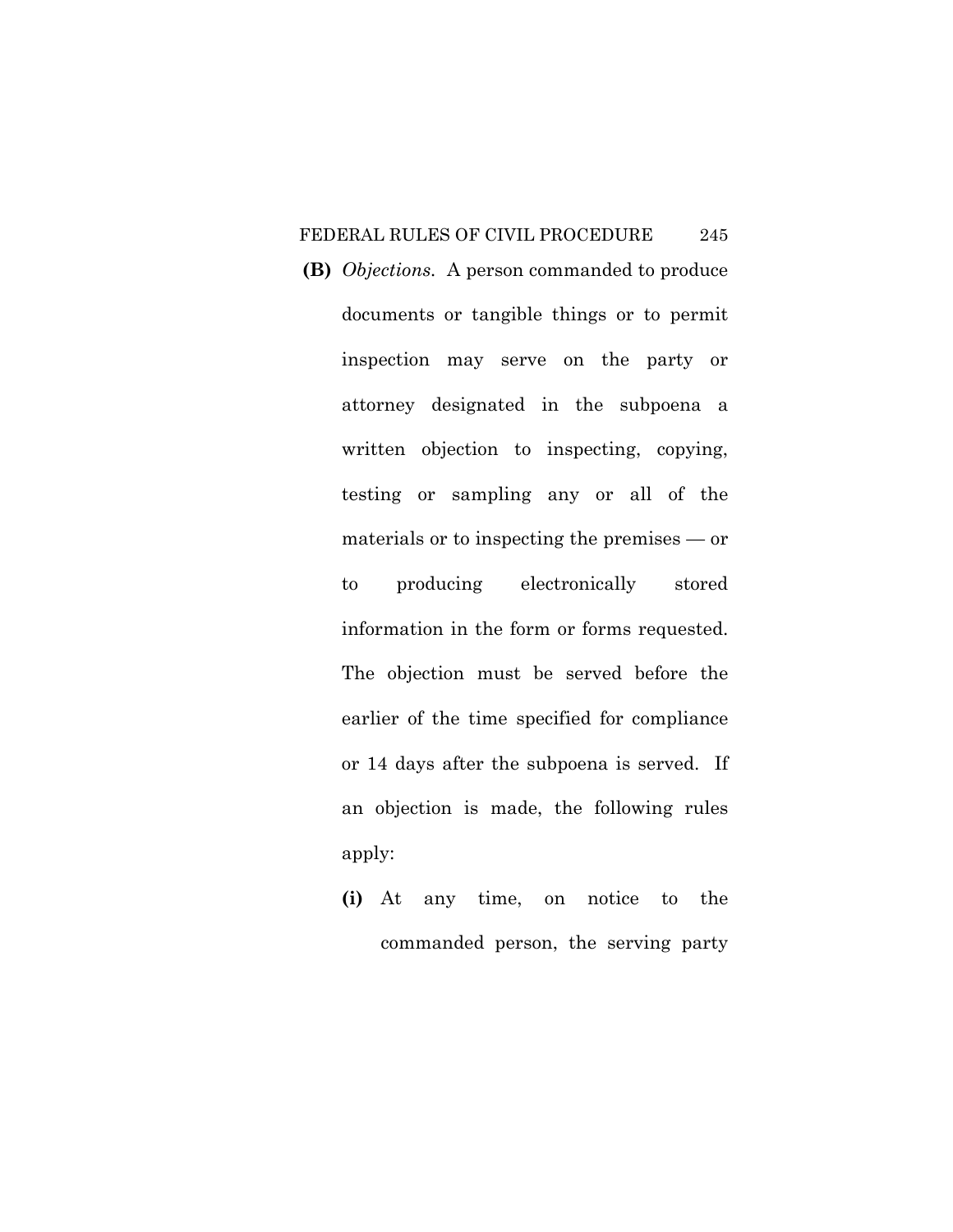**(B)** *Objections.* A person commanded to produce documents or tangible things or to permit inspection may serve on the party or attorney designated in the subpoena a written objection to inspecting, copying, testing or sampling any or all of the materials or to inspecting the premises — or to producing electronically stored information in the form or forms requested. The objection must be served before the earlier of the time specified for compliance or 14 days after the subpoena is served. If an objection is made, the following rules apply:

**(i)** At any time, on notice to the commanded person, the serving party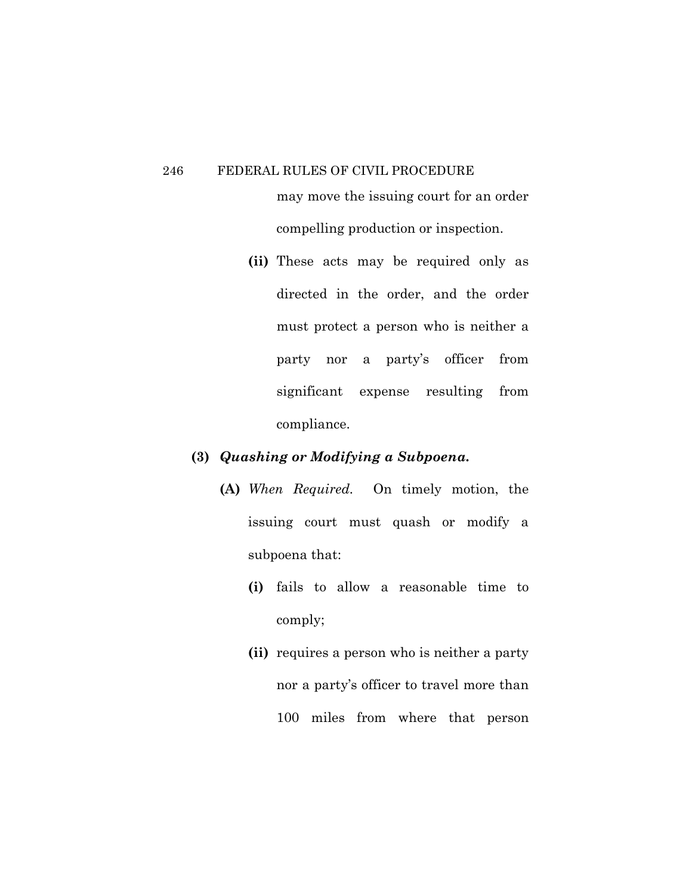may move the issuing court for an order compelling production or inspection.

**(ii)** These acts may be required only as directed in the order, and the order must protect a person who is neither a party nor a party's officer from significant expense resulting from compliance.

**(3)** ***Quashing or Modifying a Subpoena.***

**(A)** *When Required.* On timely motion, the issuing court must quash or modify a subpoena that:

**(i)** fails to allow a reasonable time to comply;

**(ii)** requires a person who is neither a party nor a party's officer to travel more than 100 miles from where that person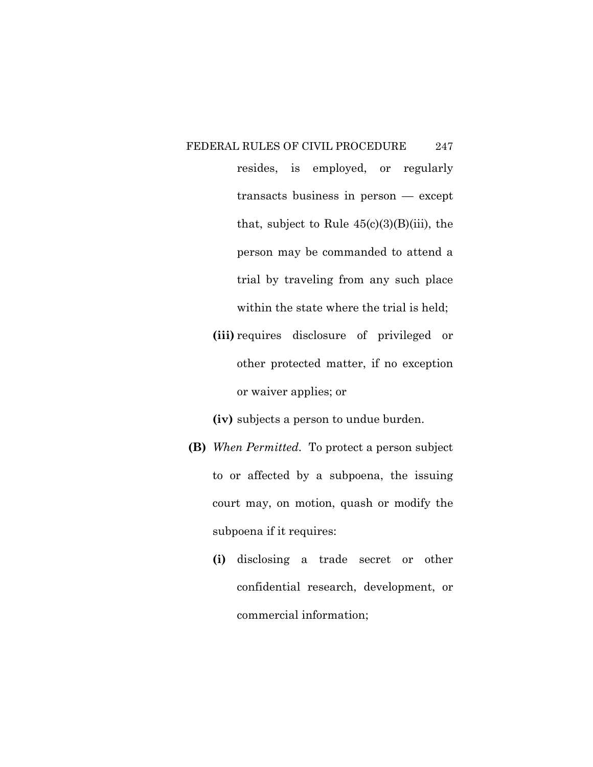resides, is employed, or regularly transacts business in person — except that, subject to Rule 45(c)(3)(B)(iii), the person may be commanded to attend a trial by traveling from any such place within the state where the trial is held;

**(iii)** requires disclosure of privileged or other protected matter, if no exception or waiver applies; or

**(iv)** subjects a person to undue burden.

**(B)** *When Permitted.* To protect a person subject to or affected by a subpoena, the issuing court may, on motion, quash or modify the subpoena if it requires:

**(i)** disclosing a trade secret or other confidential research, development, or commercial information;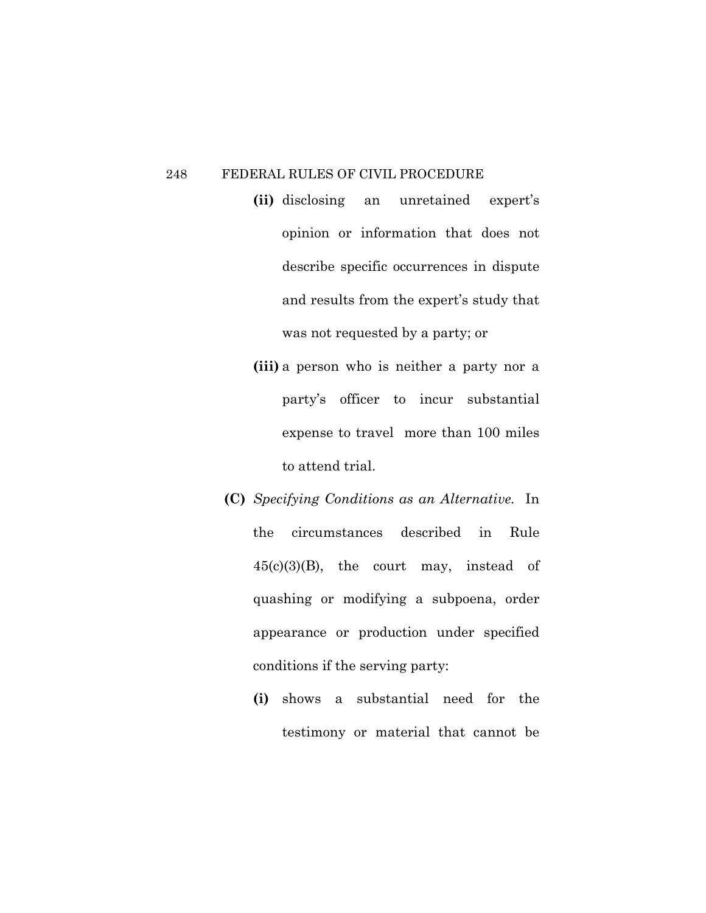**(ii)** disclosing an unretained expert's opinion or information that does not describe specific occurrences in dispute and results from the expert's study that was not requested by a party; or

**(iii)** a person who is neither a party nor a party's officer to incur substantial expense to travel more than 100 miles to attend trial.

**(C)** *Specifying Conditions as an Alternative.* In the circumstances described in Rule 45(c)(3)(B), the court may, instead of quashing or modifying a subpoena, order appearance or production under specified conditions if the serving party:

**(i)** shows a substantial need for the testimony or material that cannot be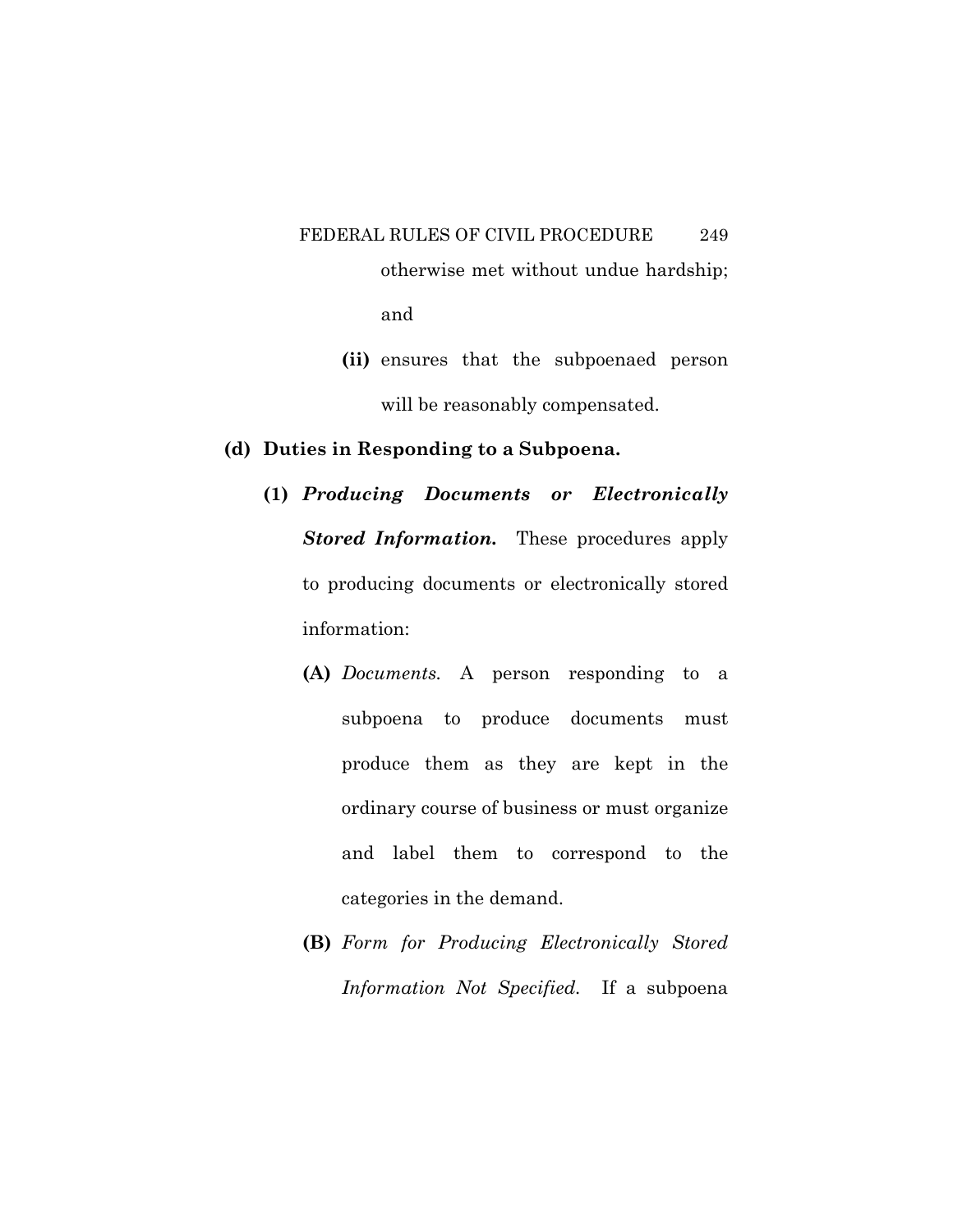otherwise met without undue hardship; and

**(ii)** ensures that the subpoenaed person will be reasonably compensated.

**(d) Duties in Responding to a Subpoena.**

**(1)** ***Producing Documents or Electronically Stored Information.*** These procedures apply to producing documents or electronically stored information:

**(A)** *Documents.* A person responding to a subpoena to produce documents must produce them as they are kept in the ordinary course of business or must organize and label them to correspond to the categories in the demand.

**(B)** *Form for Producing Electronically Stored Information Not Specified.* If a subpoena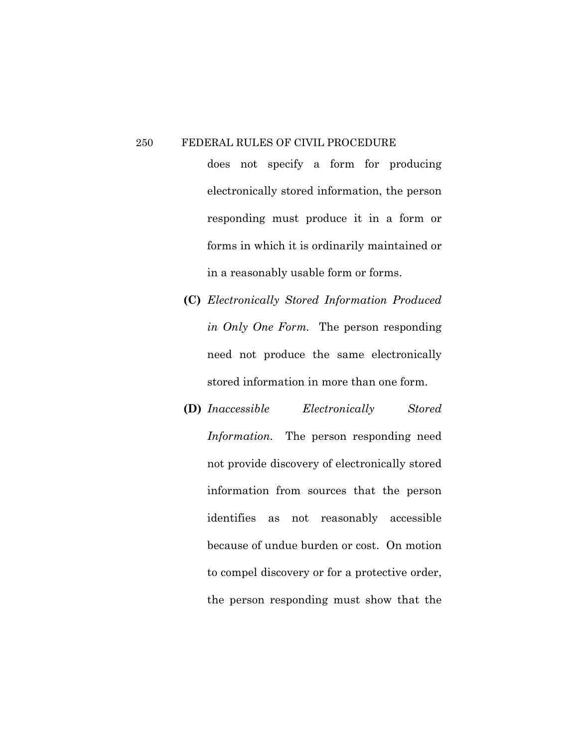does not specify a form for producing electronically stored information, the person responding must produce it in a form or forms in which it is ordinarily maintained or in a reasonably usable form or forms.

**(C)** *Electronically Stored Information Produced in Only One Form.* The person responding need not produce the same electronically stored information in more than one form.

**(D)** *Inaccessible Electronically Stored Information.* The person responding need not provide discovery of electronically stored information from sources that the person identifies as not reasonably accessible because of undue burden or cost. On motion to compel discovery or for a protective order, the person responding must show that the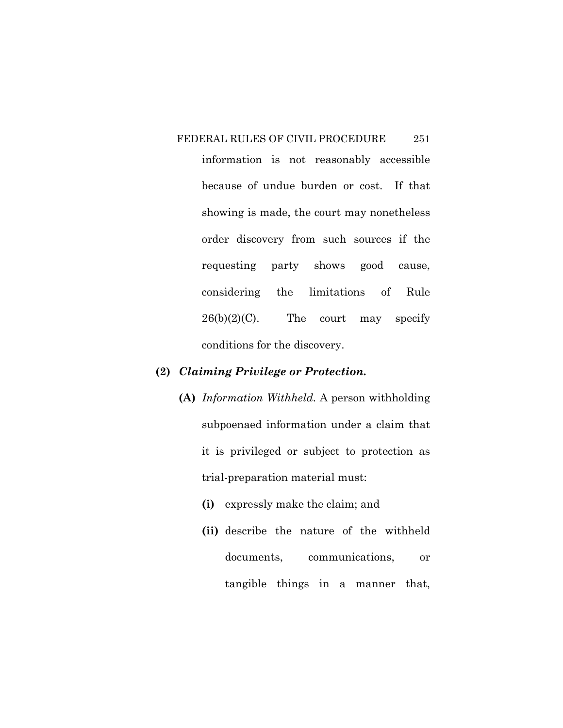information is not reasonably accessible because of undue burden or cost. If that showing is made, the court may nonetheless order discovery from such sources if the requesting party shows good cause, considering the limitations of Rule 26(b)(2)(C). The court may specify conditions for the discovery.

**(2)** ***Claiming Privilege or Protection.***

**(A)** *Information Withheld.* A person withholding subpoenaed information under a claim that it is privileged or subject to protection as trial-preparation material must:

**(i)** expressly make the claim; and

**(ii)** describe the nature of the withheld documents, communications, or tangible things in a manner that,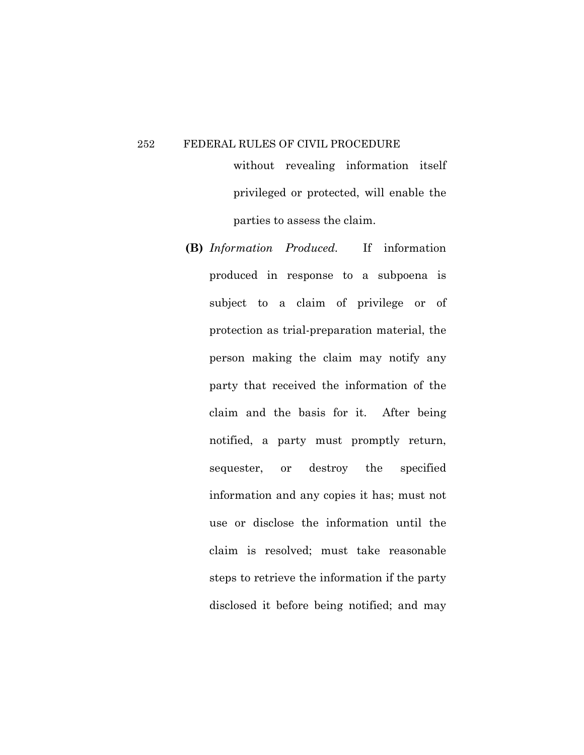without revealing information itself privileged or protected, will enable the parties to assess the claim.

**(B)** *Information Produced.* If information produced in response to a subpoena is subject to a claim of privilege or of protection as trial-preparation material, the person making the claim may notify any party that received the information of the claim and the basis for it. After being notified, a party must promptly return, sequester, or destroy the specified information and any copies it has; must not use or disclose the information until the claim is resolved; must take reasonable steps to retrieve the information if the party disclosed it before being notified; and may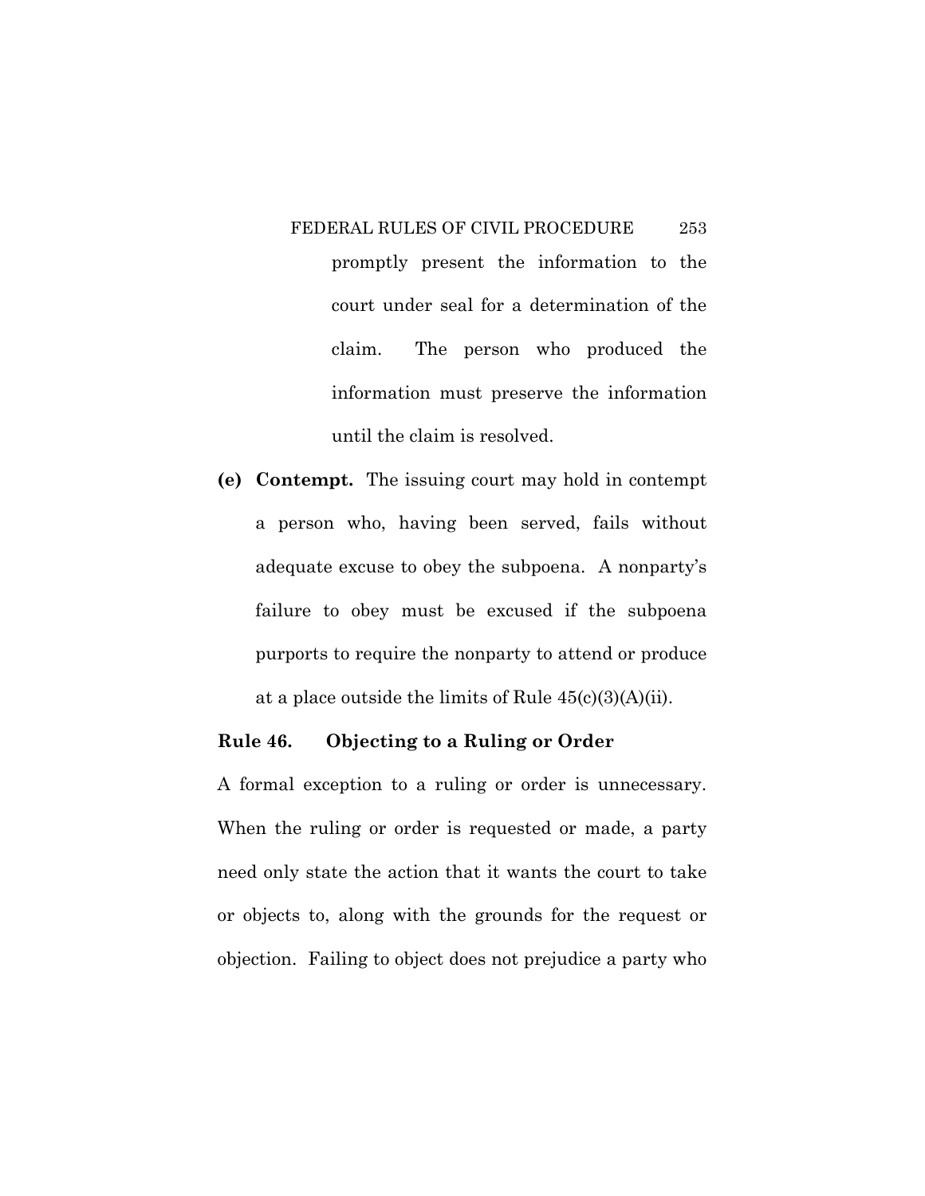promptly present the information to the court under seal for a determination of the claim. The person who produced the information must preserve the information until the claim is resolved.

**(e) Contempt.** The issuing court may hold in contempt a person who, having been served, fails without adequate excuse to obey the subpoena. A nonparty's failure to obey must be excused if the subpoena purports to require the nonparty to attend or produce at a place outside the limits of Rule 45(c)(3)(A)(ii).

### Rule 46. Objecting to a Ruling or Order

A formal exception to a ruling or order is unnecessary. When the ruling or order is requested or made, a party need only state the action that it wants the court to take or objects to, along with the grounds for the request or objection. Failing to object does not prejudice a party who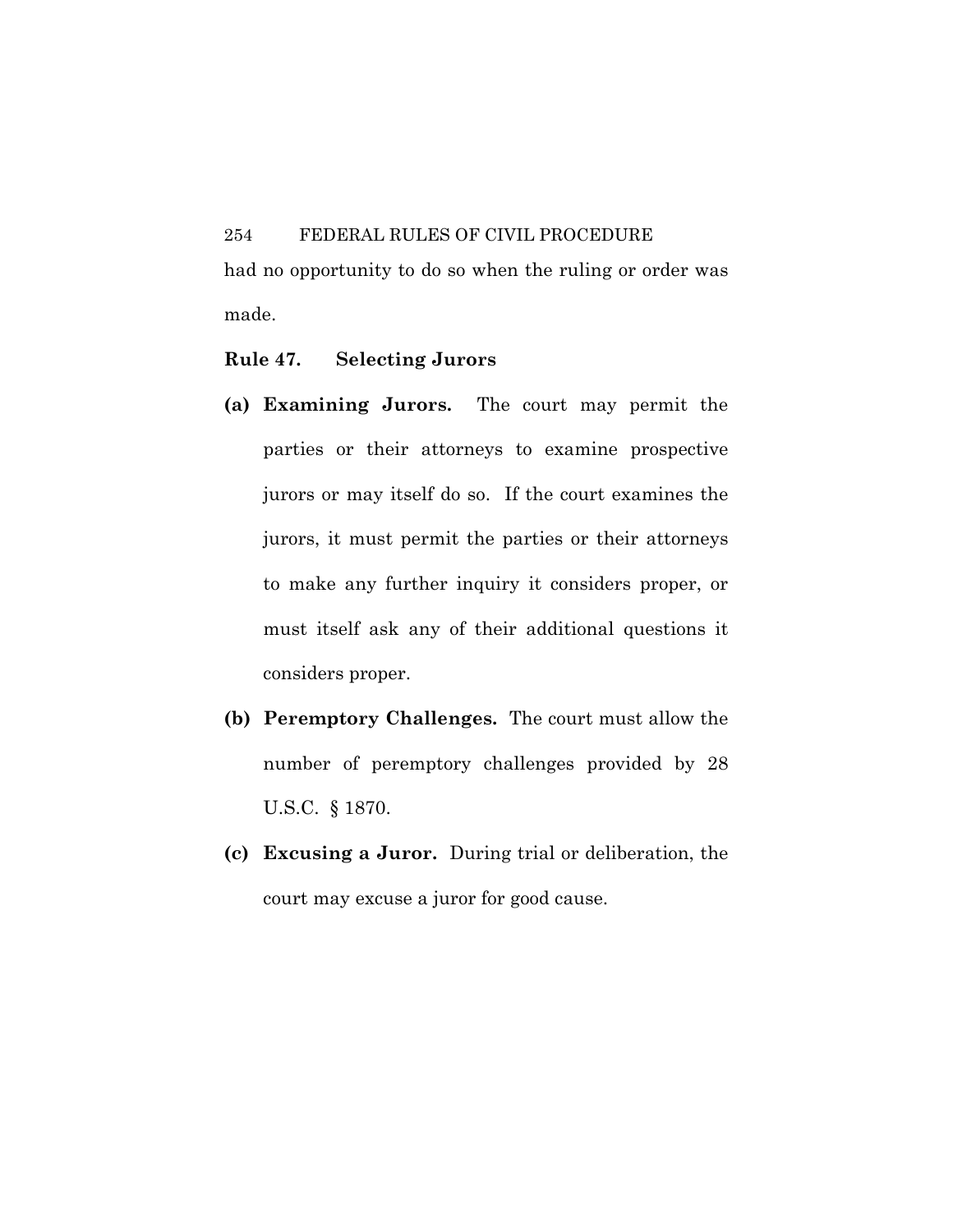had no opportunity to do so when the ruling or order was made.

### Rule 47. Selecting Jurors

**(a) Examining Jurors.** The court may permit the parties or their attorneys to examine prospective jurors or may itself do so. If the court examines the jurors, it must permit the parties or their attorneys to make any further inquiry it considers proper, or must itself ask any of their additional questions it considers proper.

**(b) Peremptory Challenges.** The court must allow the number of peremptory challenges provided by 28 U.S.C. § 1870.

**(c) Excusing a Juror.** During trial or deliberation, the court may excuse a juror for good cause.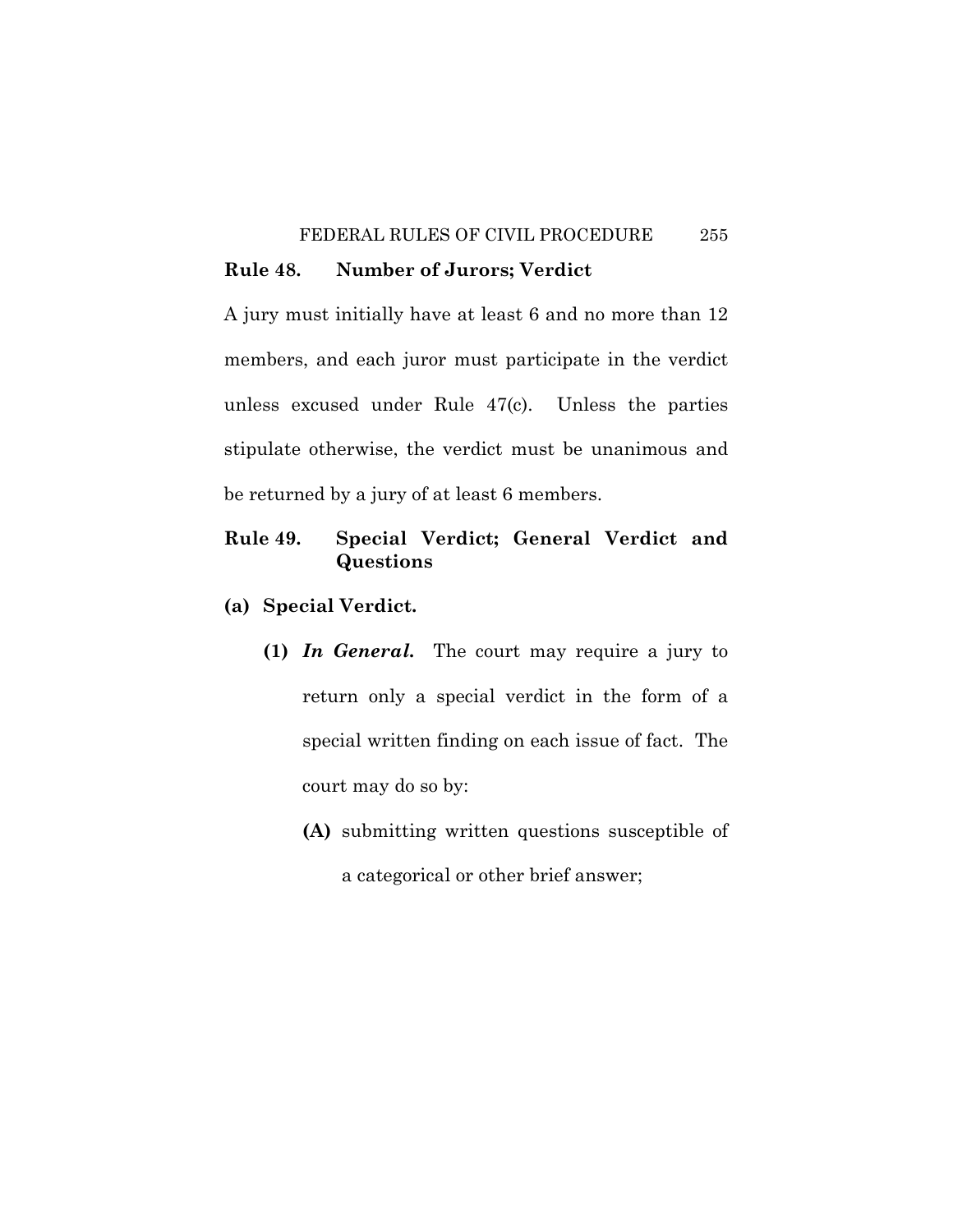## Rule 48. Number of Jurors; Verdict

A jury must initially have at least 6 and no more than 12 members, and each juror must participate in the verdict unless excused under Rule 47(c). Unless the parties stipulate otherwise, the verdict must be unanimous and be returned by a jury of at least 6 members.

## Rule 49. Special Verdict; General Verdict and Questions

**(a) Special Verdict.**

**(1)** ***In General.*** The court may require a jury to return only a special verdict in the form of a special written finding on each issue of fact. The court may do so by:

**(A)** submitting written questions susceptible of a categorical or other brief answer;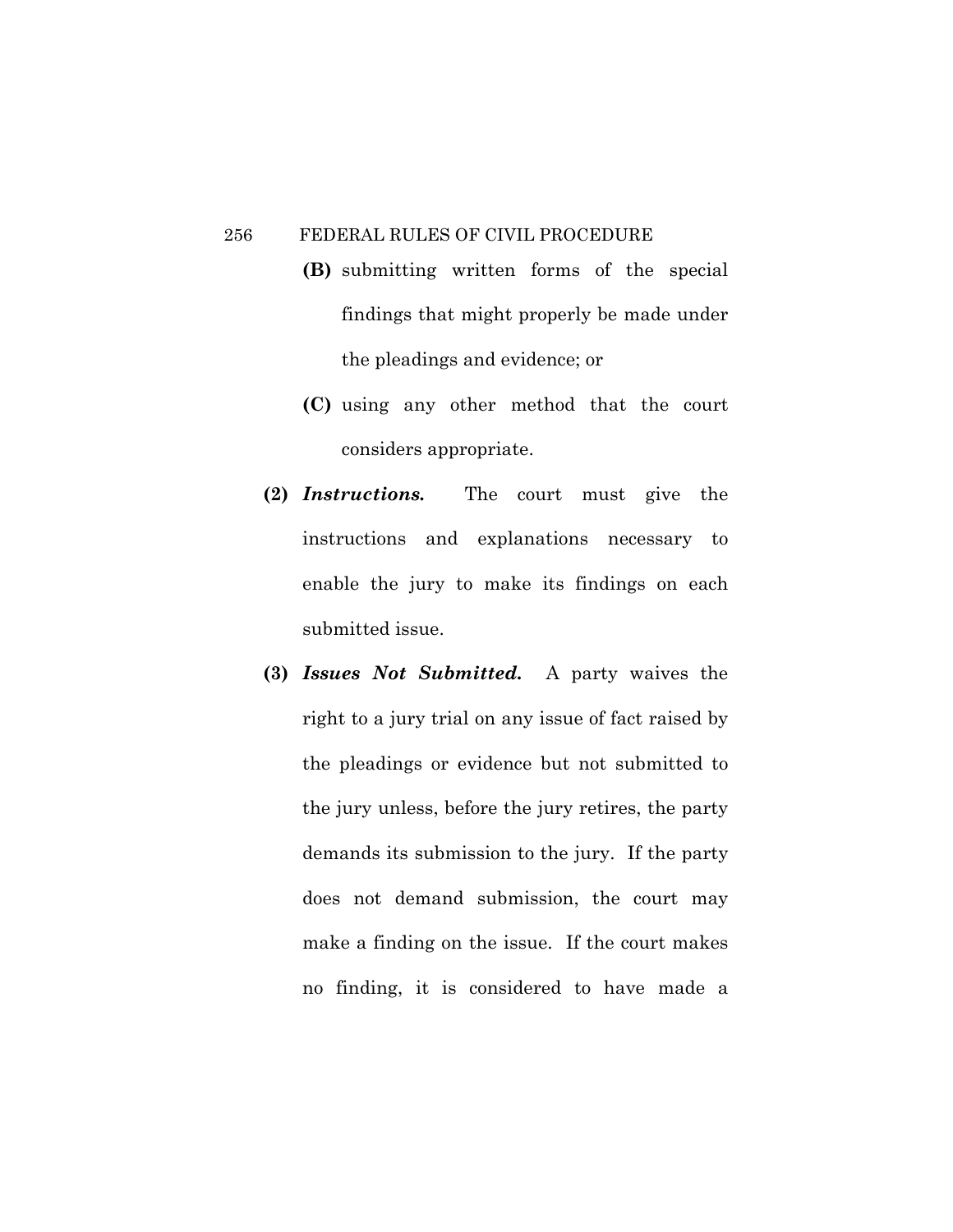**(B)** submitting written forms of the special findings that might properly be made under the pleadings and evidence; or

**(C)** using any other method that the court considers appropriate.

**(2)** ***Instructions.*** The court must give the instructions and explanations necessary to enable the jury to make its findings on each submitted issue.

**(3)** ***Issues Not Submitted.*** A party waives the right to a jury trial on any issue of fact raised by the pleadings or evidence but not submitted to the jury unless, before the jury retires, the party demands its submission to the jury. If the party does not demand submission, the court may make a finding on the issue. If the court makes no finding, it is considered to have made a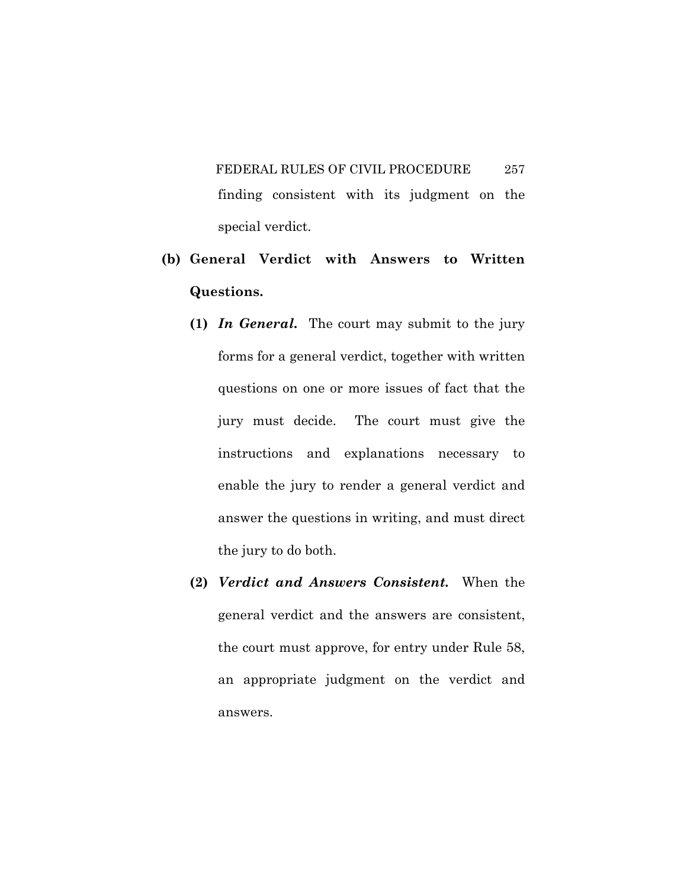finding consistent with its judgment on the special verdict.

**(b) General Verdict with Answers to Written Questions.**

**(1)** ***In General.*** The court may submit to the jury forms for a general verdict, together with written questions on one or more issues of fact that the jury must decide. The court must give the instructions and explanations necessary to enable the jury to render a general verdict and answer the questions in writing, and must direct the jury to do both.

**(2)** ***Verdict and Answers Consistent.*** When the general verdict and the answers are consistent, the court must approve, for entry under Rule 58, an appropriate judgment on the verdict and answers.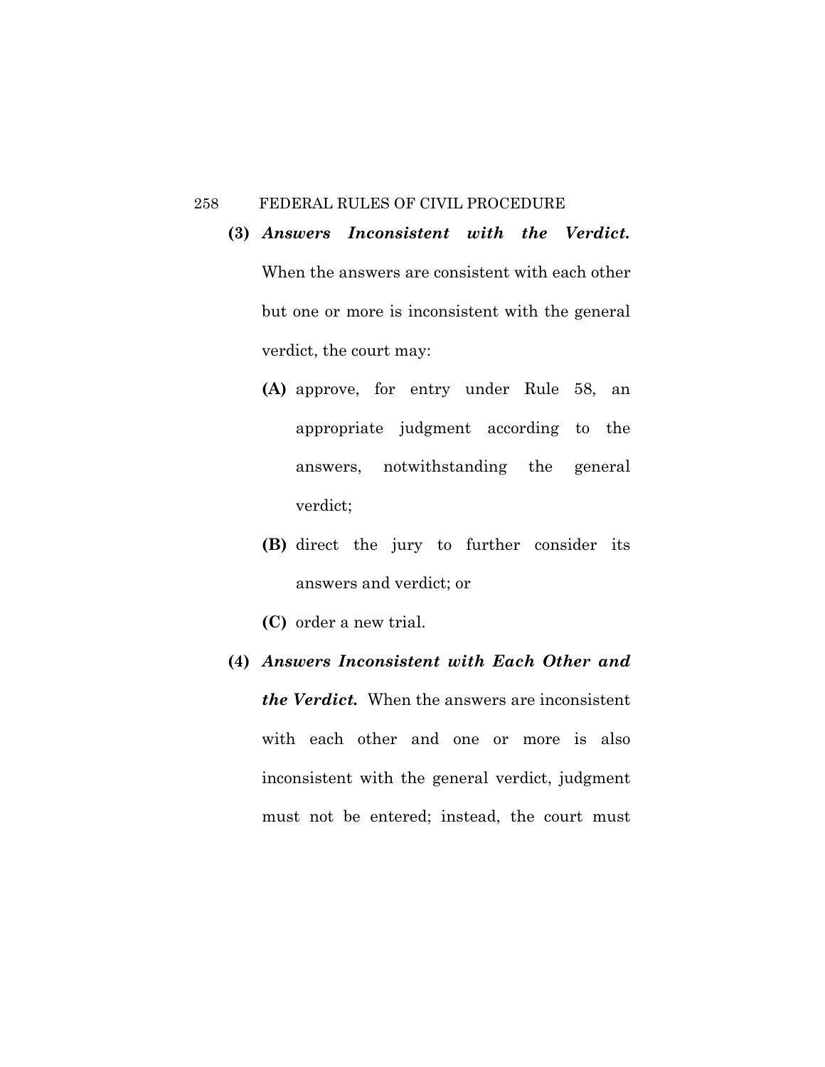**(3)** ***Answers Inconsistent with the Verdict.*** When the answers are consistent with each other but one or more is inconsistent with the general verdict, the court may:

**(A)** approve, for entry under Rule 58, an appropriate judgment according to the answers, notwithstanding the general verdict;

**(B)** direct the jury to further consider its answers and verdict; or

**(C)** order a new trial.

**(4)** ***Answers Inconsistent with Each Other and the Verdict.*** When the answers are inconsistent with each other and one or more is also inconsistent with the general verdict, judgment must not be entered; instead, the court must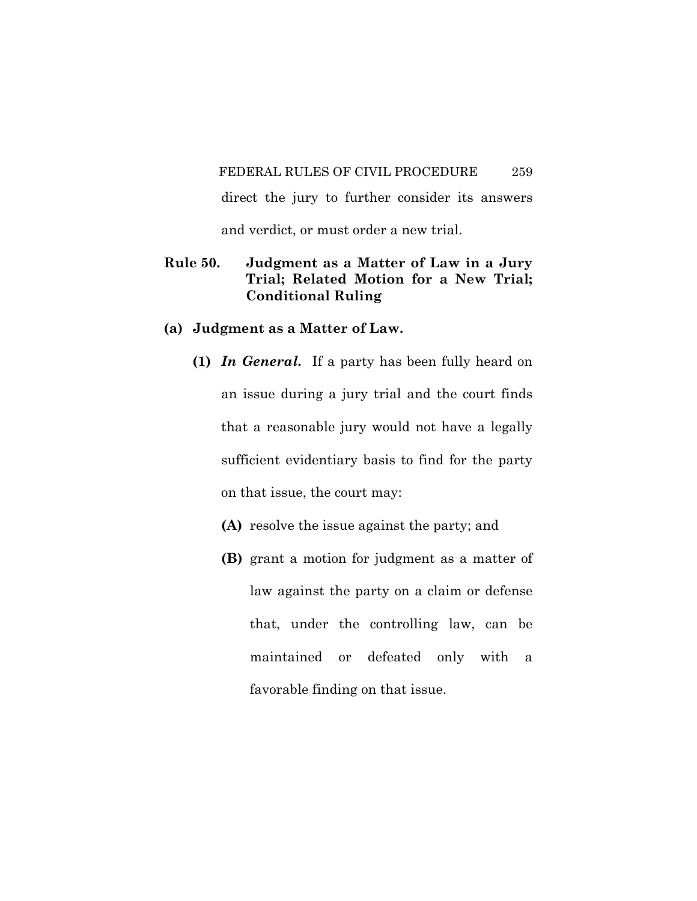direct the jury to further consider its answers and verdict, or must order a new trial.

## Rule 50. Judgment as a Matter of Law in a Jury Trial; Related Motion for a New Trial; Conditional Ruling

### (a) Judgment as a Matter of Law.

**(1)** ***In General.*** If a party has been fully heard on an issue during a jury trial and the court finds that a reasonable jury would not have a legally sufficient evidentiary basis to find for the party on that issue, the court may:

**(A)** resolve the issue against the party; and

**(B)** grant a motion for judgment as a matter of law against the party on a claim or defense that, under the controlling law, can be maintained or defeated only with a favorable finding on that issue.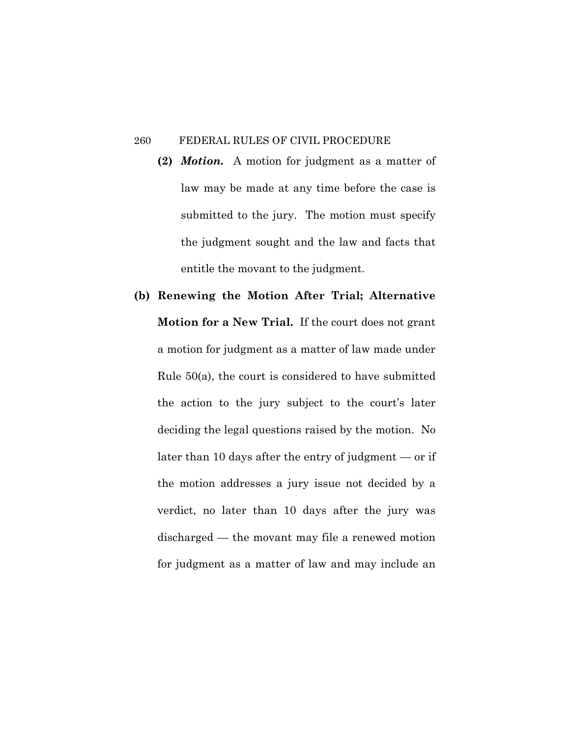**(2)** ***Motion.*** A motion for judgment as a matter of law may be made at any time before the case is submitted to the jury. The motion must specify the judgment sought and the law and facts that entitle the movant to the judgment.

**(b) Renewing the Motion After Trial; Alternative Motion for a New Trial.** If the court does not grant a motion for judgment as a matter of law made under Rule 50(a), the court is considered to have submitted the action to the jury subject to the court's later deciding the legal questions raised by the motion. No later than 10 days after the entry of judgment — or if the motion addresses a jury issue not decided by a verdict, no later than 10 days after the jury was discharged — the movant may file a renewed motion for judgment as a matter of law and may include an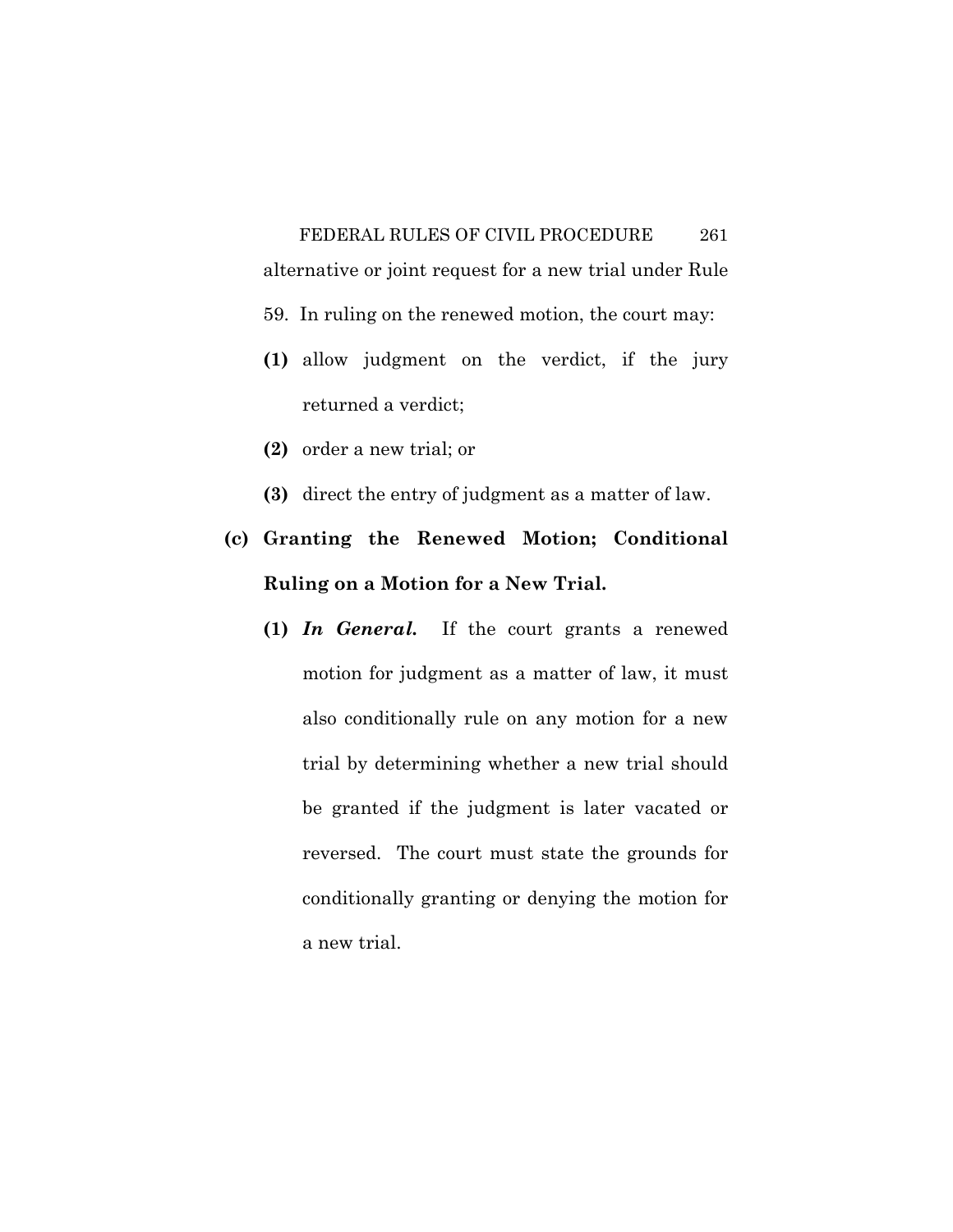alternative or joint request for a new trial under Rule 59. In ruling on the renewed motion, the court may:

**(1)** allow judgment on the verdict, if the jury returned a verdict;

**(2)** order a new trial; or

**(3)** direct the entry of judgment as a matter of law.

**(c) Granting the Renewed Motion; Conditional Ruling on a Motion for a New Trial.**

**(1)** ***In General.*** If the court grants a renewed motion for judgment as a matter of law, it must also conditionally rule on any motion for a new trial by determining whether a new trial should be granted if the judgment is later vacated or reversed. The court must state the grounds for conditionally granting or denying the motion for a new trial.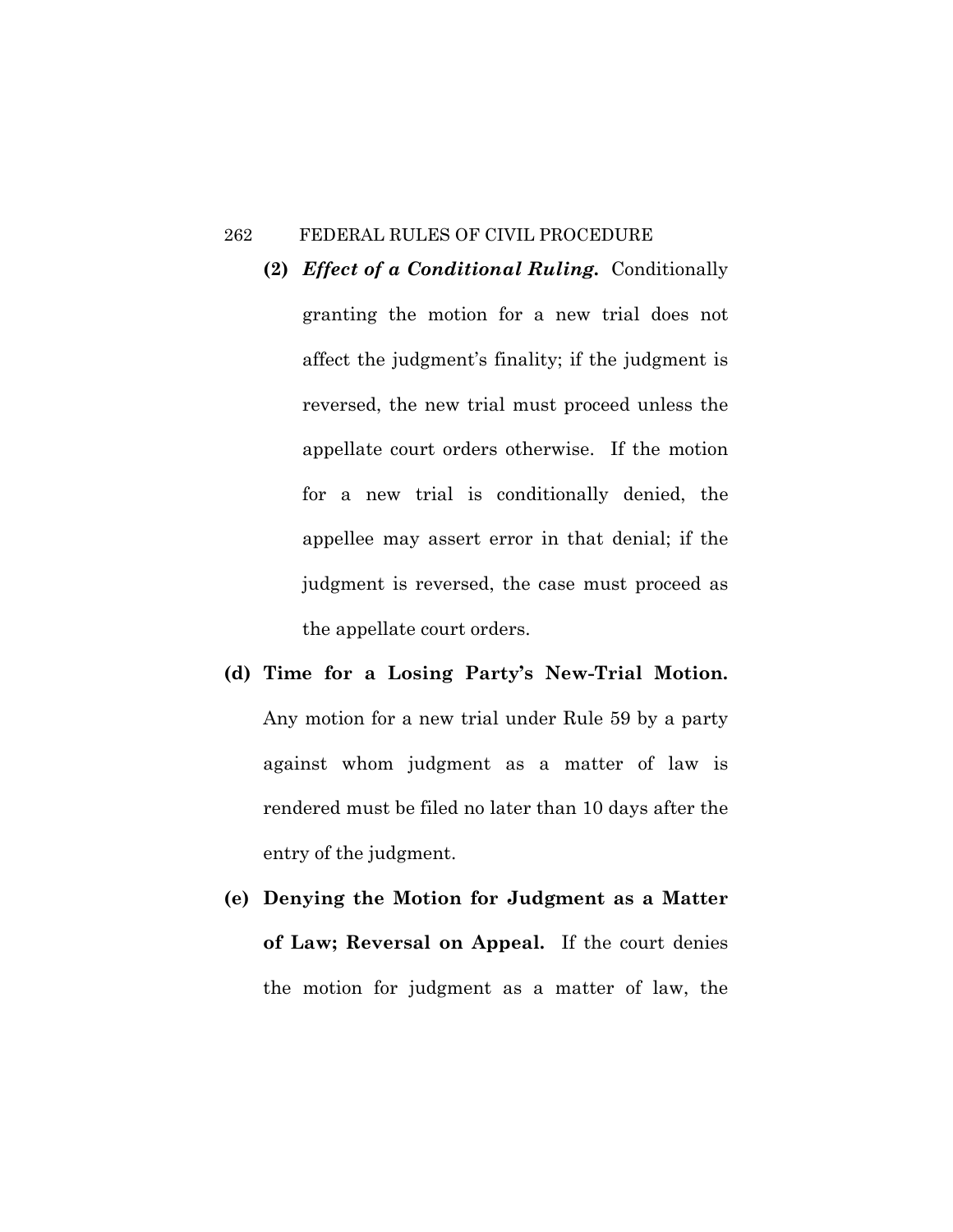**(2)** ***Effect of a Conditional Ruling.*** Conditionally granting the motion for a new trial does not affect the judgment's finality; if the judgment is reversed, the new trial must proceed unless the appellate court orders otherwise. If the motion for a new trial is conditionally denied, the appellee may assert error in that denial; if the judgment is reversed, the case must proceed as the appellate court orders.

**(d) Time for a Losing Party's New-Trial Motion.** Any motion for a new trial under Rule 59 by a party against whom judgment as a matter of law is rendered must be filed no later than 10 days after the entry of the judgment.

**(e) Denying the Motion for Judgment as a Matter of Law; Reversal on Appeal.** If the court denies the motion for judgment as a matter of law, the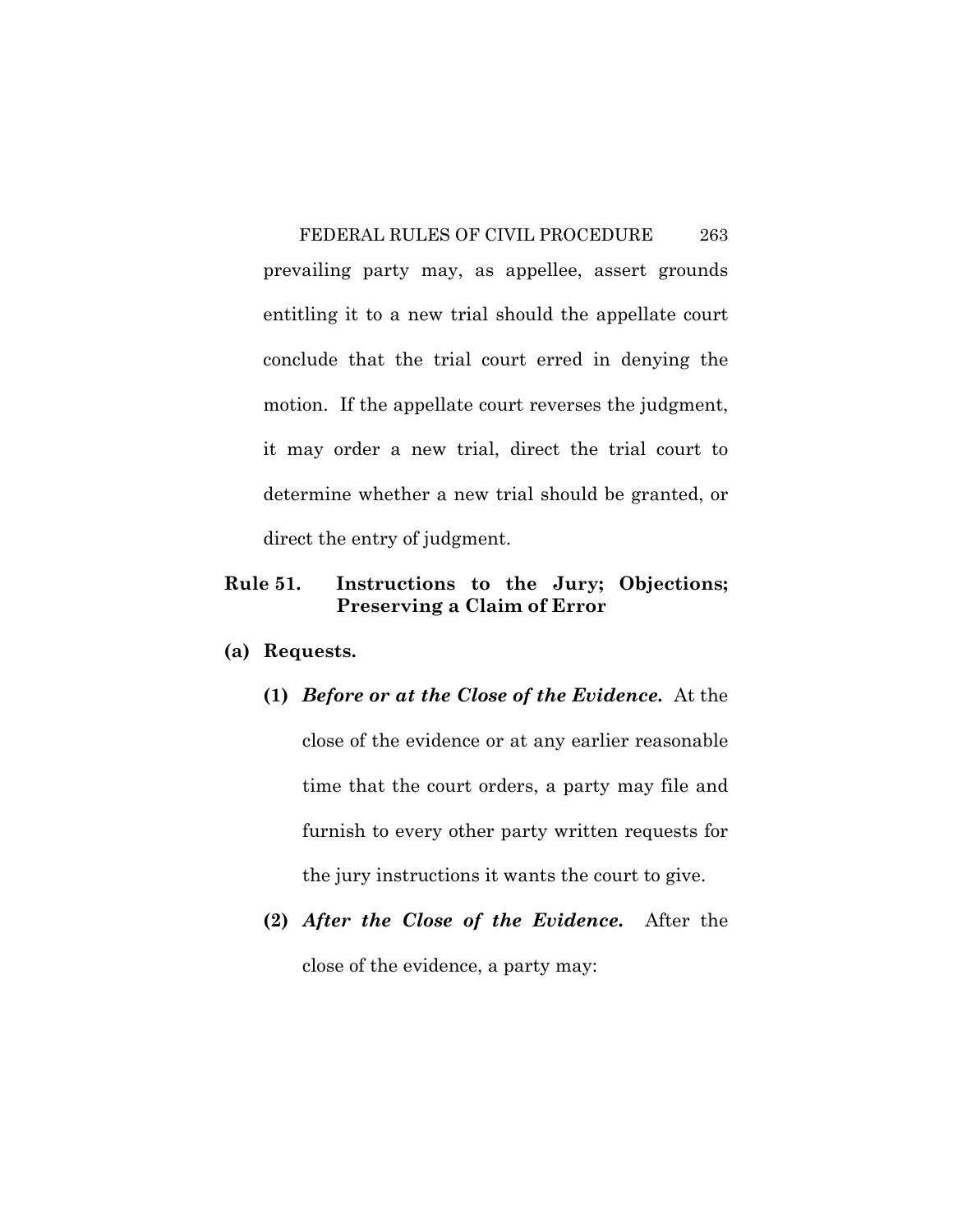prevailing party may, as appellee, assert grounds entitling it to a new trial should the appellate court conclude that the trial court erred in denying the motion. If the appellate court reverses the judgment, it may order a new trial, direct the trial court to determine whether a new trial should be granted, or direct the entry of judgment.

## Rule 51. Instructions to the Jury; Objections; Preserving a Claim of Error

**(a) Requests.**

**(1)** ***Before or at the Close of the Evidence.*** At the close of the evidence or at any earlier reasonable time that the court orders, a party may file and furnish to every other party written requests for the jury instructions it wants the court to give.

**(2)** ***After the Close of the Evidence.*** After the close of the evidence, a party may: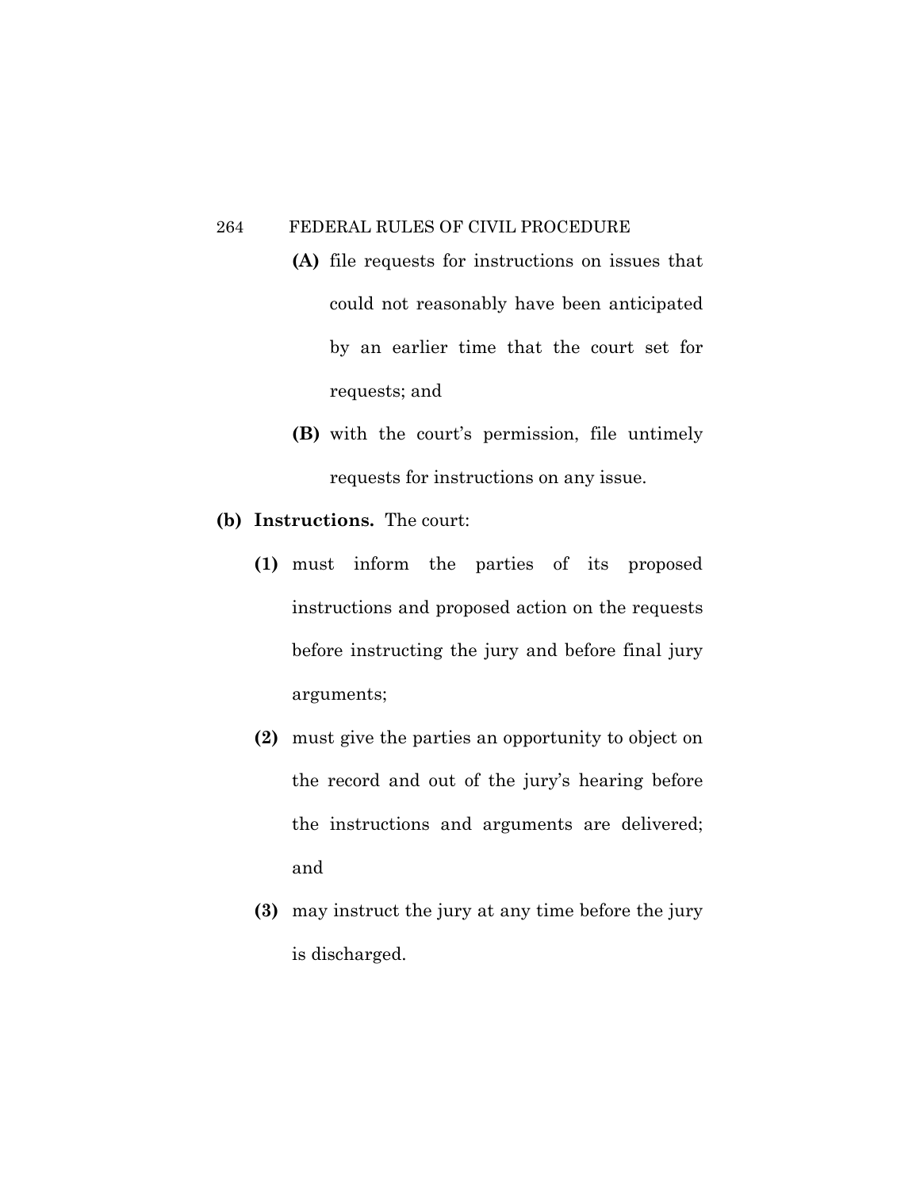**(A)** file requests for instructions on issues that could not reasonably have been anticipated by an earlier time that the court set for requests; and

**(B)** with the court's permission, file untimely requests for instructions on any issue.

**(b) Instructions.** The court:

**(1)** must inform the parties of its proposed instructions and proposed action on the requests before instructing the jury and before final jury arguments;

**(2)** must give the parties an opportunity to object on the record and out of the jury's hearing before the instructions and arguments are delivered; and

**(3)** may instruct the jury at any time before the jury is discharged.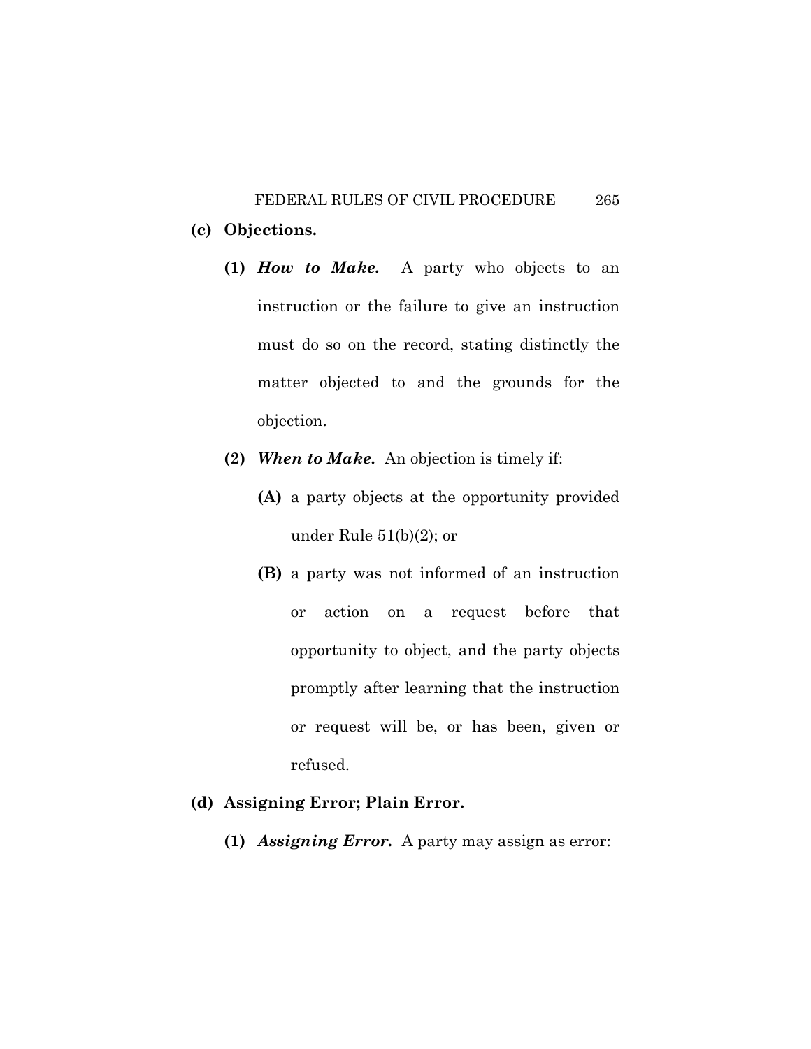**(c) Objections.**

**(1)** ***How to Make.*** A party who objects to an instruction or the failure to give an instruction must do so on the record, stating distinctly the matter objected to and the grounds for the objection.

**(2)** ***When to Make.*** An objection is timely if:

**(A)** a party objects at the opportunity provided under Rule 51(b)(2); or

**(B)** a party was not informed of an instruction or action on a request before that opportunity to object, and the party objects promptly after learning that the instruction or request will be, or has been, given or refused.

**(d) Assigning Error; Plain Error.**

**(1)** ***Assigning Error.*** A party may assign as error: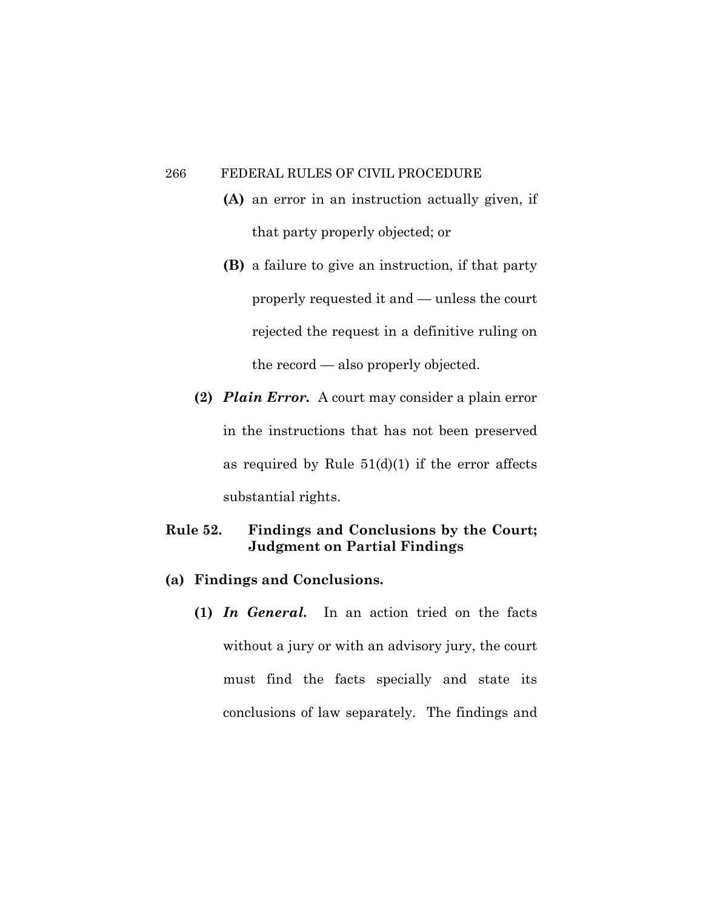**(A)** an error in an instruction actually given, if that party properly objected; or

**(B)** a failure to give an instruction, if that party properly requested it and — unless the court rejected the request in a definitive ruling on the record — also properly objected.

**(2)** ***Plain Error.*** A court may consider a plain error in the instructions that has not been preserved as required by Rule 51(d)(1) if the error affects substantial rights.

## Rule 52. Findings and Conclusions by the Court; Judgment on Partial Findings

**(a) Findings and Conclusions.**

**(1)** ***In General.*** In an action tried on the facts without a jury or with an advisory jury, the court must find the facts specially and state its conclusions of law separately. The findings and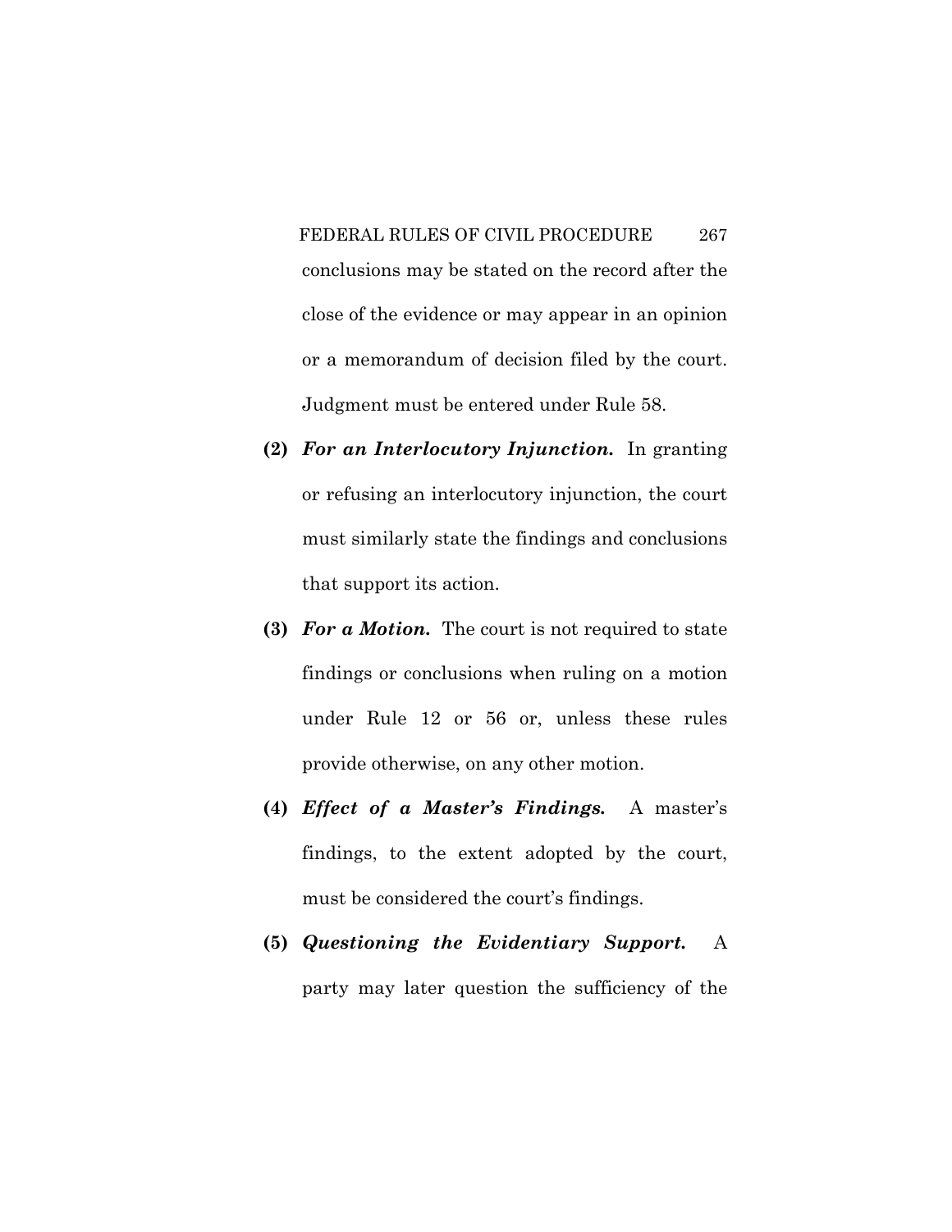conclusions may be stated on the record after the close of the evidence or may appear in an opinion or a memorandum of decision filed by the court. Judgment must be entered under Rule 58.

**(2)** ***For an Interlocutory Injunction.*** In granting or refusing an interlocutory injunction, the court must similarly state the findings and conclusions that support its action.

**(3)** ***For a Motion.*** The court is not required to state findings or conclusions when ruling on a motion under Rule 12 or 56 or, unless these rules provide otherwise, on any other motion.

**(4)** ***Effect of a Master's Findings.*** A master's findings, to the extent adopted by the court, must be considered the court's findings.

**(5)** ***Questioning the Evidentiary Support.*** A party may later question the sufficiency of the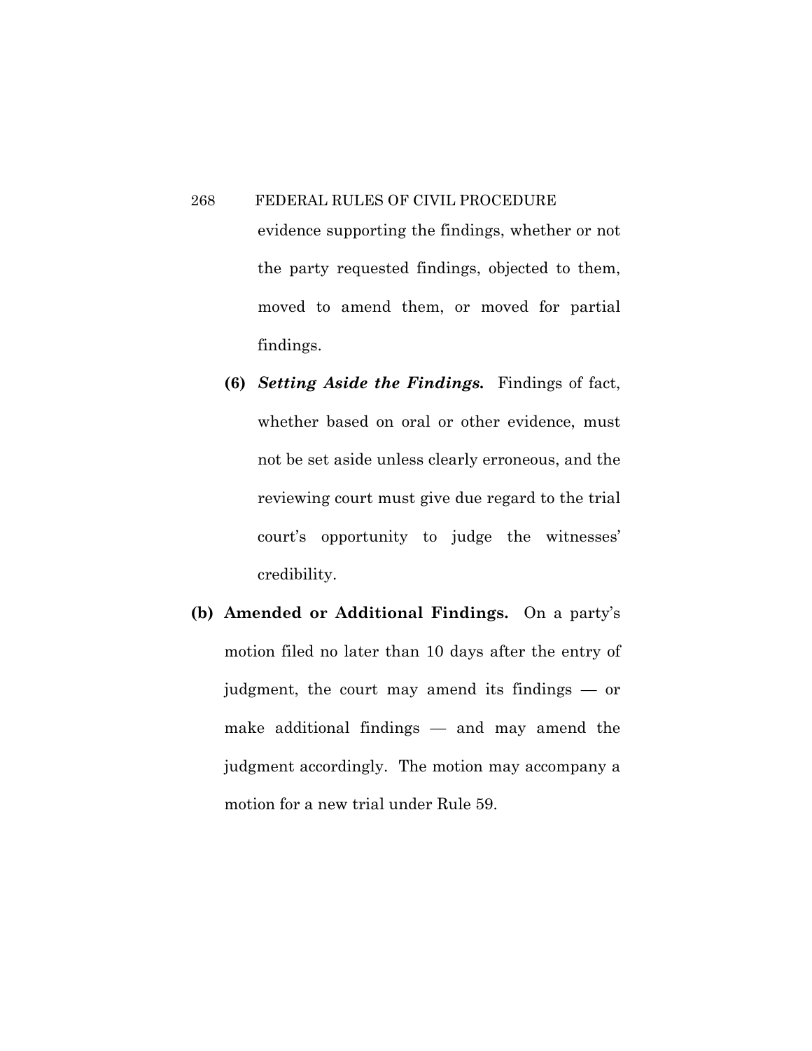evidence supporting the findings, whether or not the party requested findings, objected to them, moved to amend them, or moved for partial findings.

**(6)** ***Setting Aside the Findings.*** Findings of fact, whether based on oral or other evidence, must not be set aside unless clearly erroneous, and the reviewing court must give due regard to the trial court's opportunity to judge the witnesses' credibility.

**(b) Amended or Additional Findings.** On a party's motion filed no later than 10 days after the entry of judgment, the court may amend its findings — or make additional findings — and may amend the judgment accordingly. The motion may accompany a motion for a new trial under Rule 59.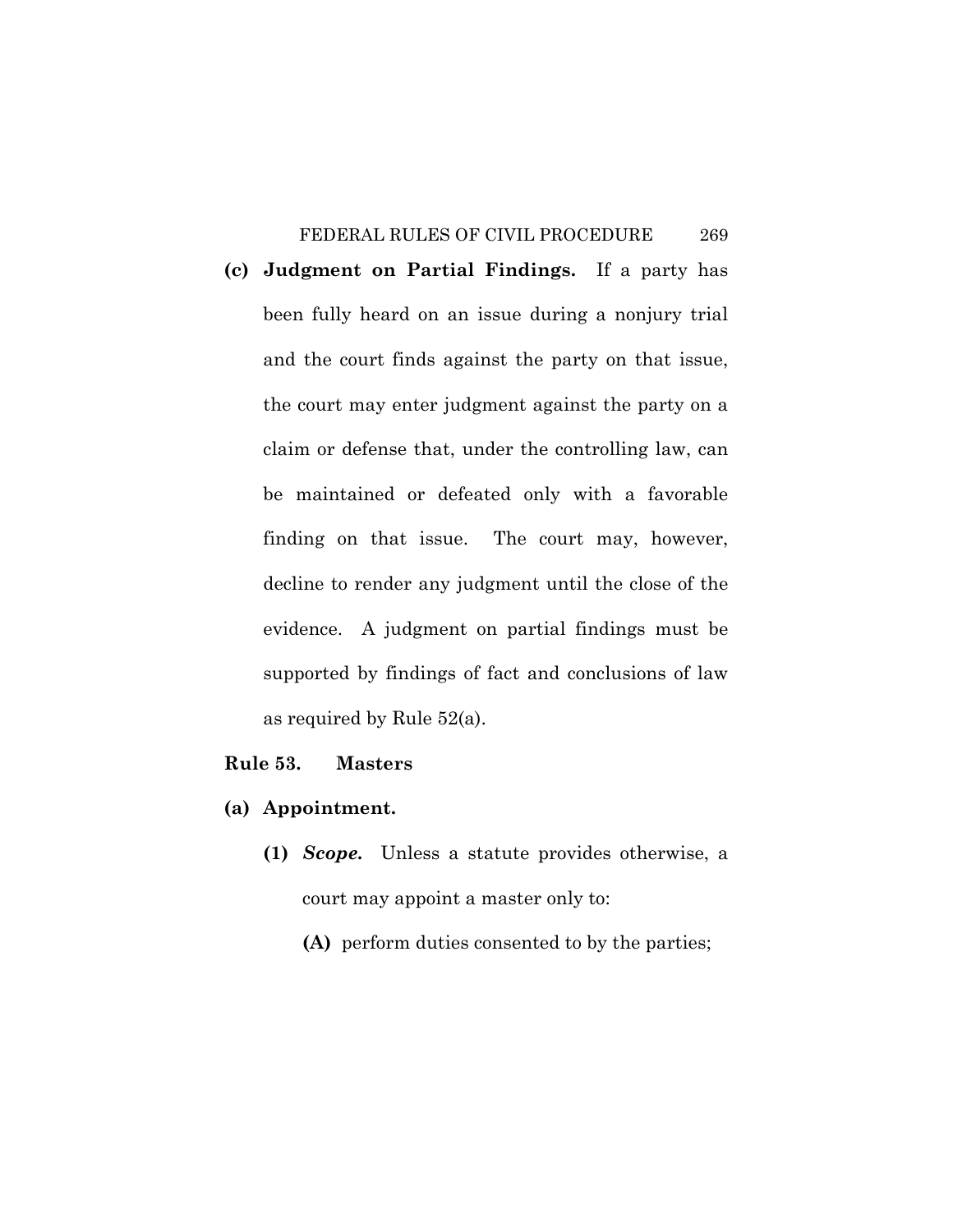**(c) Judgment on Partial Findings.** If a party has been fully heard on an issue during a nonjury trial and the court finds against the party on that issue, the court may enter judgment against the party on a claim or defense that, under the controlling law, can be maintained or defeated only with a favorable finding on that issue. The court may, however, decline to render any judgment until the close of the evidence. A judgment on partial findings must be supported by findings of fact and conclusions of law as required by Rule 52(a).

## Rule 53. Masters

**(a) Appointment.**

**(1)** ***Scope.*** Unless a statute provides otherwise, a court may appoint a master only to:

**(A)** perform duties consented to by the parties;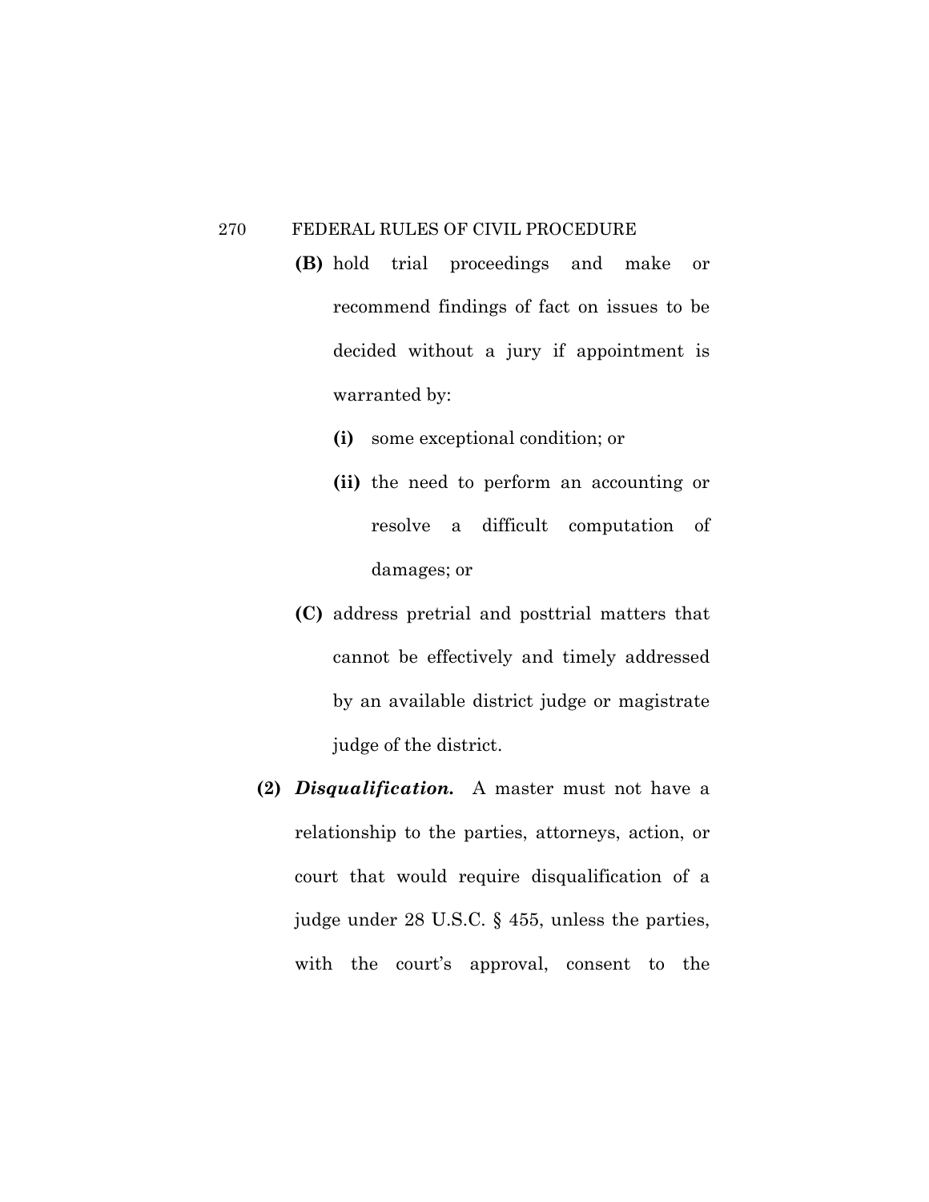**(B)** hold trial proceedings and make or recommend findings of fact on issues to be decided without a jury if appointment is warranted by:

  **(i)** some exceptional condition; or

  **(ii)** the need to perform an accounting or resolve a difficult computation of damages; or

**(C)** address pretrial and posttrial matters that cannot be effectively and timely addressed by an available district judge or magistrate judge of the district.

**(2)** ***Disqualification.*** A master must not have a relationship to the parties, attorneys, action, or court that would require disqualification of a judge under 28 U.S.C. § 455, unless the parties, with the court's approval, consent to the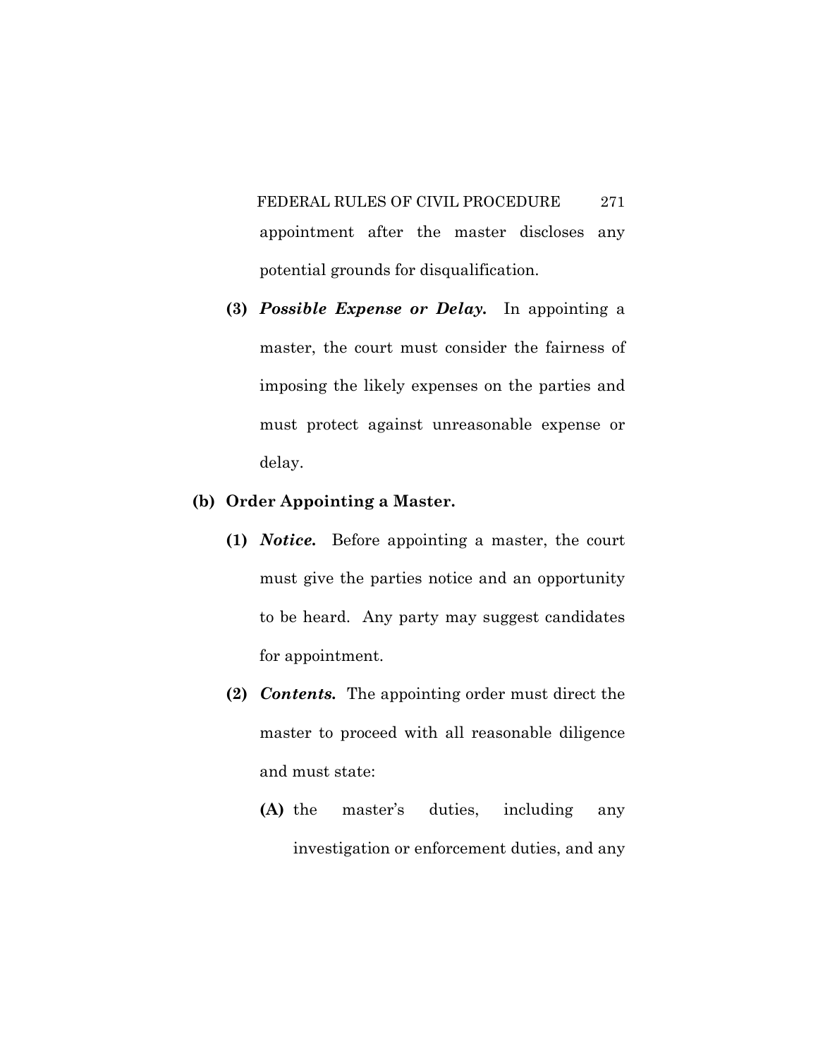appointment after the master discloses any potential grounds for disqualification.

**(3)** ***Possible Expense or Delay.*** In appointing a master, the court must consider the fairness of imposing the likely expenses on the parties and must protect against unreasonable expense or delay.

**(b) Order Appointing a Master.**

**(1)** ***Notice.*** Before appointing a master, the court must give the parties notice and an opportunity to be heard. Any party may suggest candidates for appointment.

**(2)** ***Contents.*** The appointing order must direct the master to proceed with all reasonable diligence and must state:

**(A)** the master's duties, including any investigation or enforcement duties, and any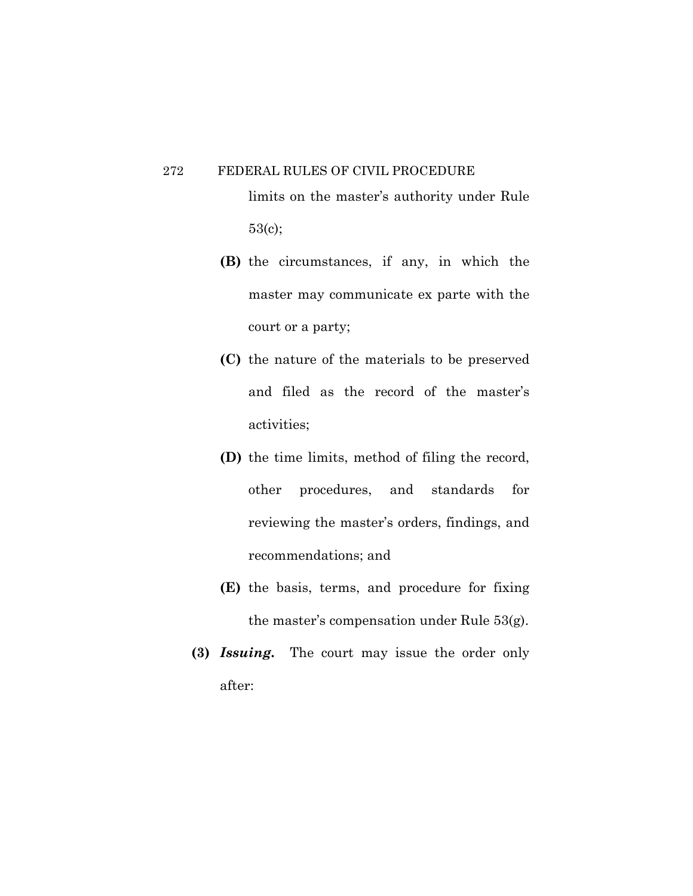limits on the master's authority under Rule 53(c);

**(B)** the circumstances, if any, in which the master may communicate ex parte with the court or a party;

**(C)** the nature of the materials to be preserved and filed as the record of the master's activities;

**(D)** the time limits, method of filing the record, other procedures, and standards for reviewing the master's orders, findings, and recommendations; and

**(E)** the basis, terms, and procedure for fixing the master's compensation under Rule 53(g).

**(3)** ***Issuing.*** The court may issue the order only after: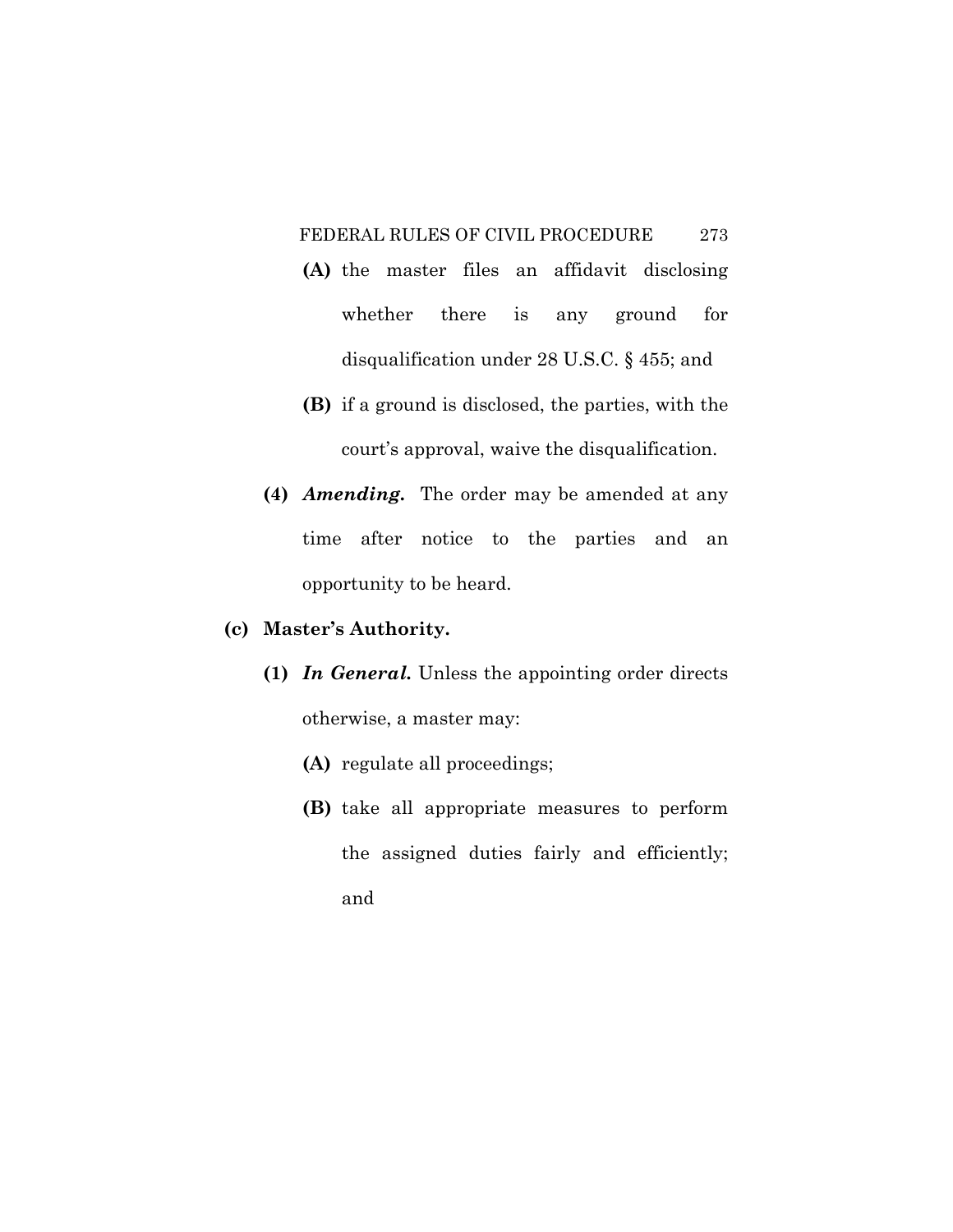**(A)** the master files an affidavit disclosing whether there is any ground for disqualification under 28 U.S.C. § 455; and

**(B)** if a ground is disclosed, the parties, with the court's approval, waive the disqualification.

**(4)** ***Amending.*** The order may be amended at any time after notice to the parties and an opportunity to be heard.

**(c) Master's Authority.**

**(1)** ***In General.*** Unless the appointing order directs otherwise, a master may:

**(A)** regulate all proceedings;

**(B)** take all appropriate measures to perform the assigned duties fairly and efficiently; and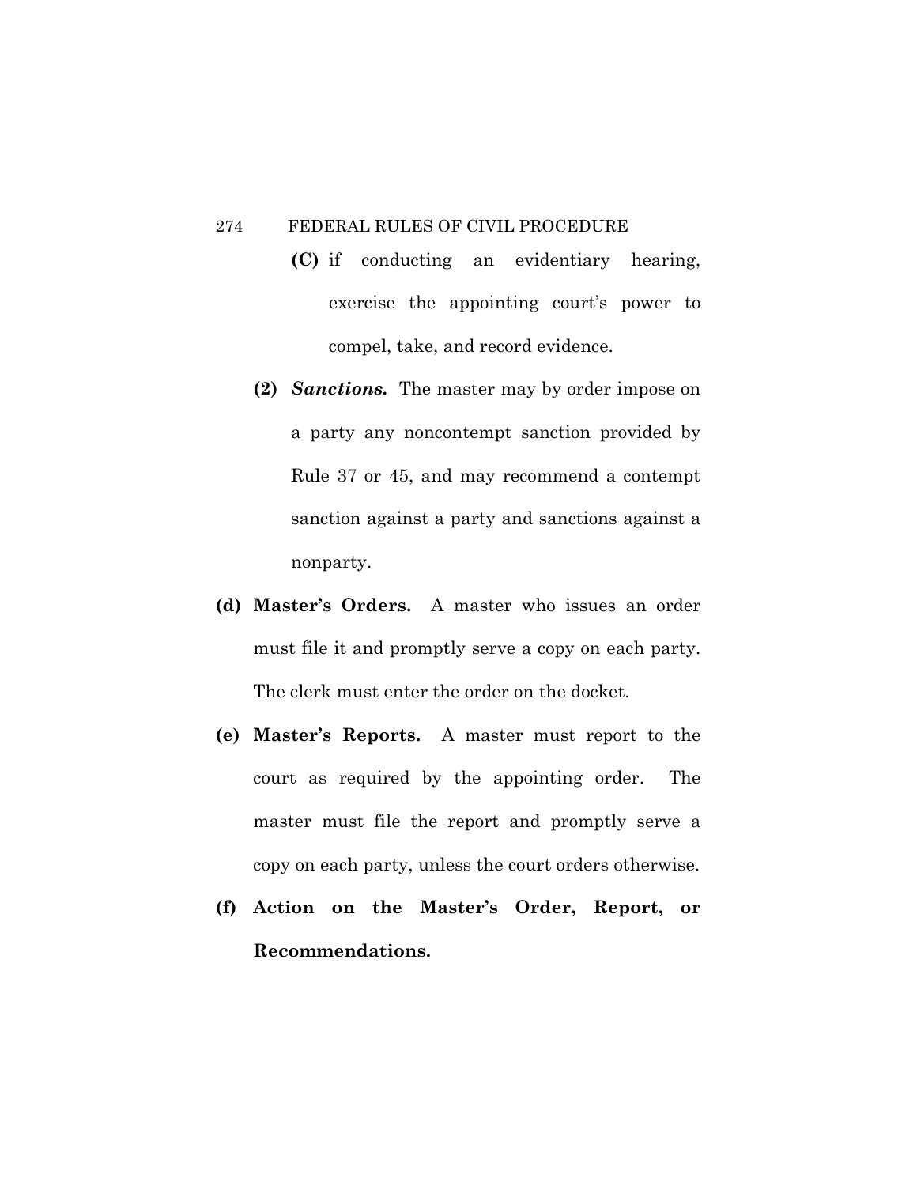**(C)** if conducting an evidentiary hearing, exercise the appointing court's power to compel, take, and record evidence.

**(2)** ***Sanctions.*** The master may by order impose on a party any noncontempt sanction provided by Rule 37 or 45, and may recommend a contempt sanction against a party and sanctions against a nonparty.

**(d) Master's Orders.** A master who issues an order must file it and promptly serve a copy on each party. The clerk must enter the order on the docket.

**(e) Master's Reports.** A master must report to the court as required by the appointing order. The master must file the report and promptly serve a copy on each party, unless the court orders otherwise.

**(f) Action on the Master's Order, Report, or Recommendations.**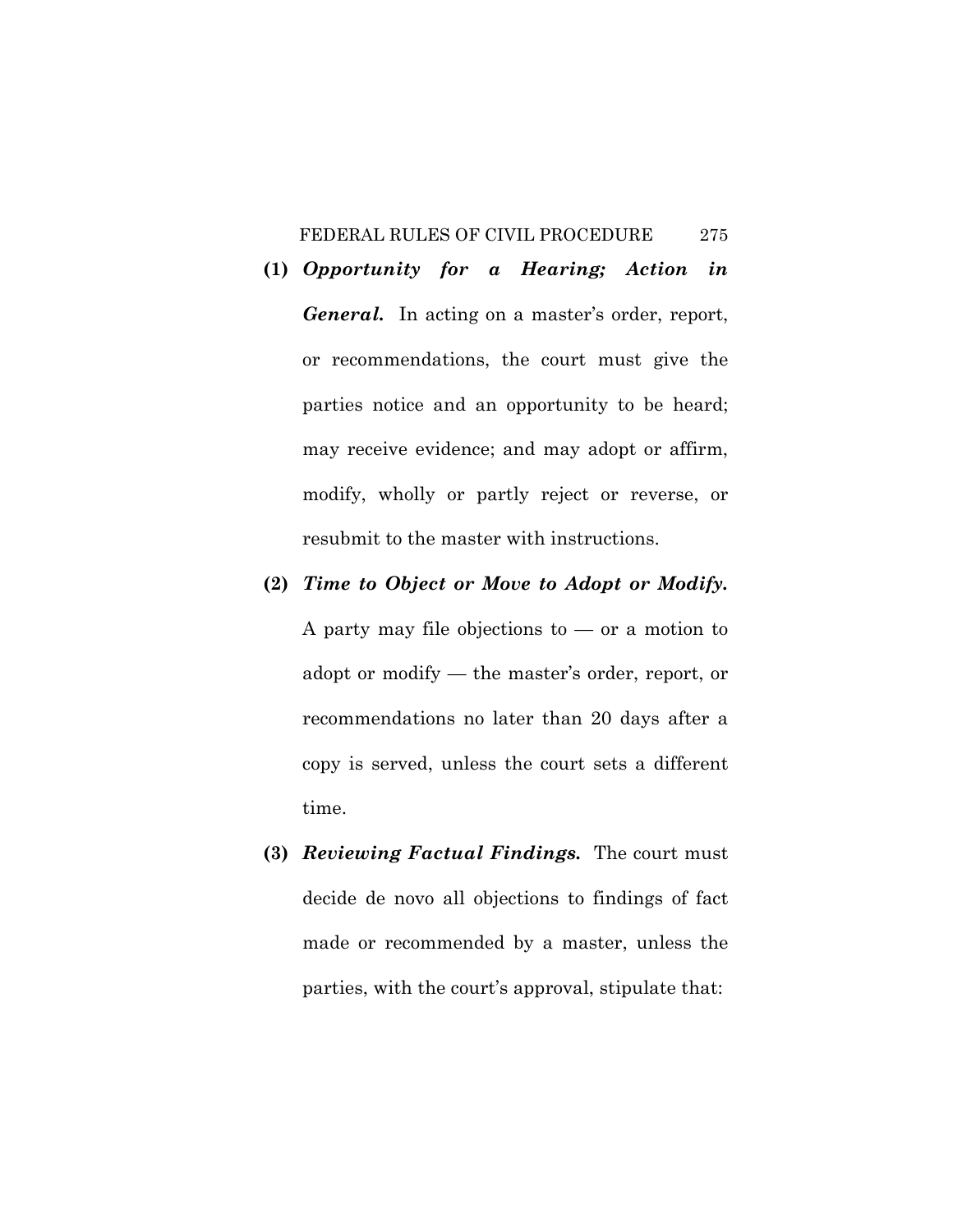**(1)** ***Opportunity for a Hearing; Action in General.*** In acting on a master's order, report, or recommendations, the court must give the parties notice and an opportunity to be heard; may receive evidence; and may adopt or affirm, modify, wholly or partly reject or reverse, or resubmit to the master with instructions.

**(2)** ***Time to Object or Move to Adopt or Modify.*** A party may file objections to — or a motion to adopt or modify — the master's order, report, or recommendations no later than 20 days after a copy is served, unless the court sets a different time.

**(3)** ***Reviewing Factual Findings.*** The court must decide de novo all objections to findings of fact made or recommended by a master, unless the parties, with the court's approval, stipulate that: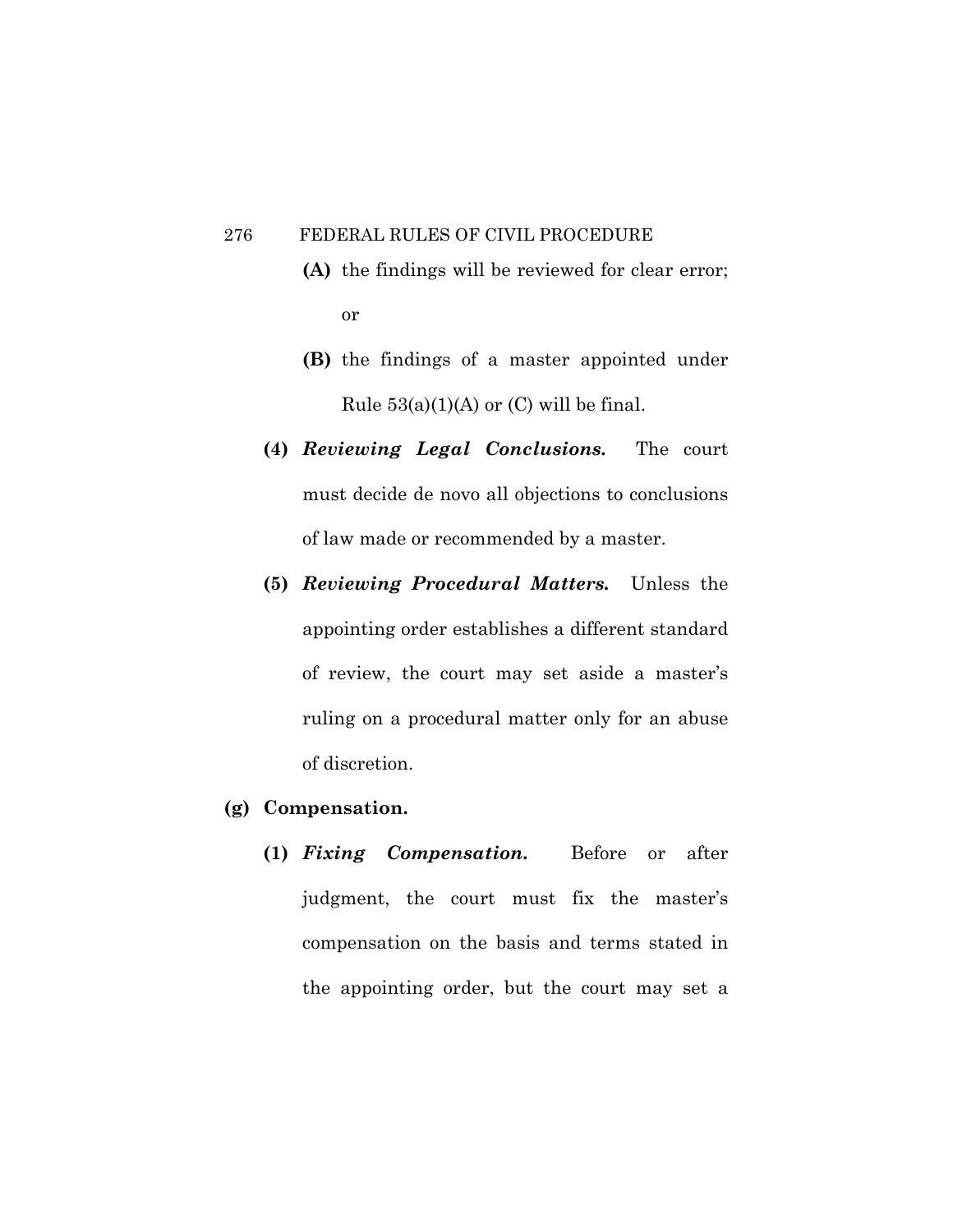**(A)** the findings will be reviewed for clear error; or

**(B)** the findings of a master appointed under Rule 53(a)(1)(A) or (C) will be final.

**(4)** ***Reviewing Legal Conclusions.*** The court must decide de novo all objections to conclusions of law made or recommended by a master.

**(5)** ***Reviewing Procedural Matters.*** Unless the appointing order establishes a different standard of review, the court may set aside a master's ruling on a procedural matter only for an abuse of discretion.

**(g) Compensation.**

**(1)** ***Fixing Compensation.*** Before or after judgment, the court must fix the master's compensation on the basis and terms stated in the appointing order, but the court may set a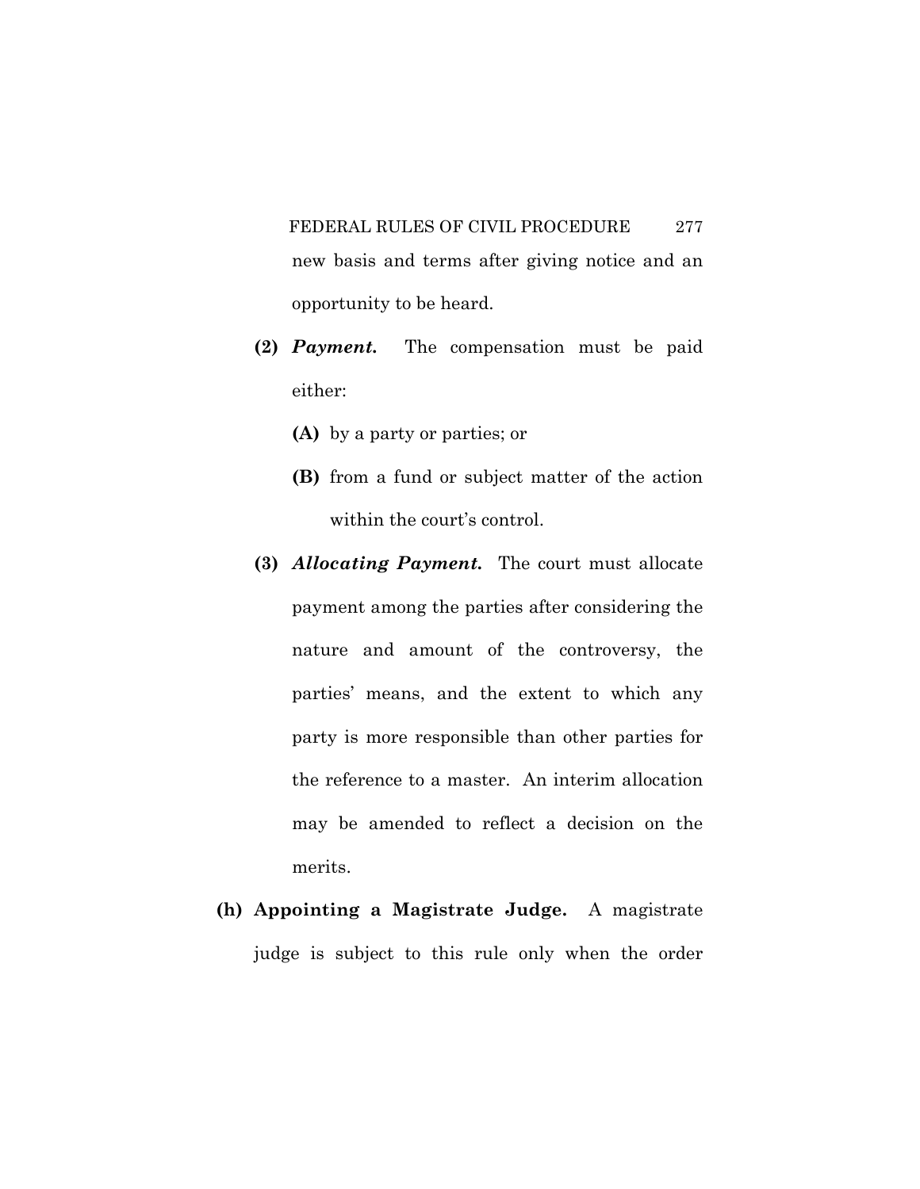new basis and terms after giving notice and an opportunity to be heard.

**(2)** ***Payment.*** The compensation must be paid either:

**(A)** by a party or parties; or

**(B)** from a fund or subject matter of the action within the court's control.

**(3)** ***Allocating Payment.*** The court must allocate payment among the parties after considering the nature and amount of the controversy, the parties' means, and the extent to which any party is more responsible than other parties for the reference to a master. An interim allocation may be amended to reflect a decision on the merits.

**(h) Appointing a Magistrate Judge.** A magistrate judge is subject to this rule only when the order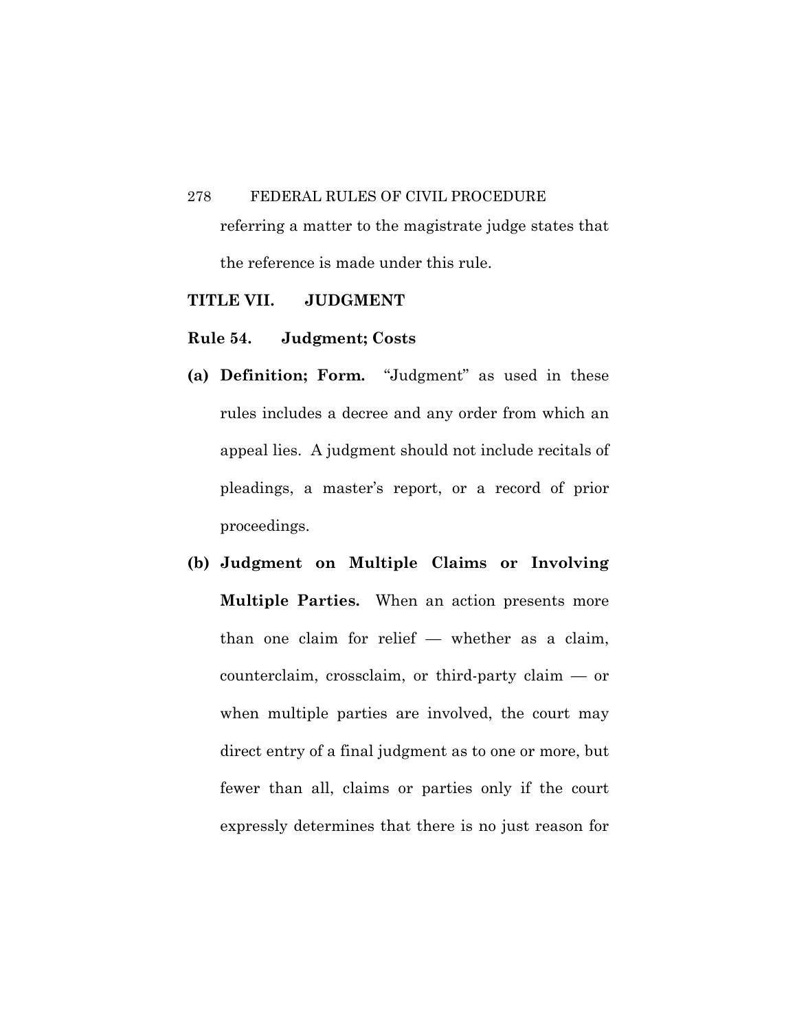referring a matter to the magistrate judge states that the reference is made under this rule.

# TITLE VII. JUDGMENT

## Rule 54. Judgment; Costs

**(a) Definition; Form.** "Judgment" as used in these rules includes a decree and any order from which an appeal lies. A judgment should not include recitals of pleadings, a master's report, or a record of prior proceedings.

**(b) Judgment on Multiple Claims or Involving Multiple Parties.** When an action presents more than one claim for relief — whether as a claim, counterclaim, crossclaim, or third-party claim — or when multiple parties are involved, the court may direct entry of a final judgment as to one or more, but fewer than all, claims or parties only if the court expressly determines that there is no just reason for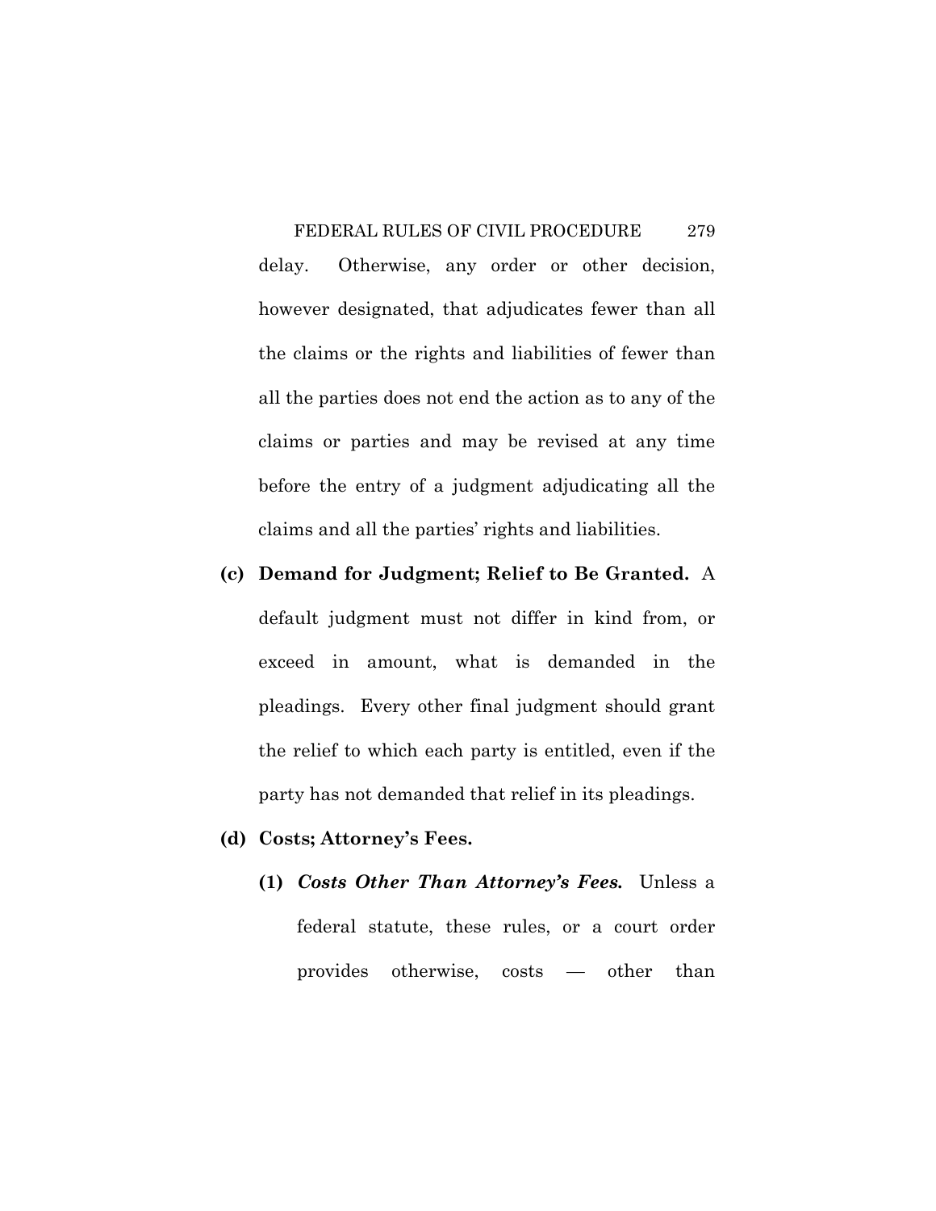delay. Otherwise, any order or other decision, however designated, that adjudicates fewer than all the claims or the rights and liabilities of fewer than all the parties does not end the action as to any of the claims or parties and may be revised at any time before the entry of a judgment adjudicating all the claims and all the parties' rights and liabilities.

**(c) Demand for Judgment; Relief to Be Granted.** A default judgment must not differ in kind from, or exceed in amount, what is demanded in the pleadings. Every other final judgment should grant the relief to which each party is entitled, even if the party has not demanded that relief in its pleadings.

**(d) Costs; Attorney's Fees.**

**(1)** ***Costs Other Than Attorney's Fees.*** Unless a federal statute, these rules, or a court order provides otherwise, costs — other than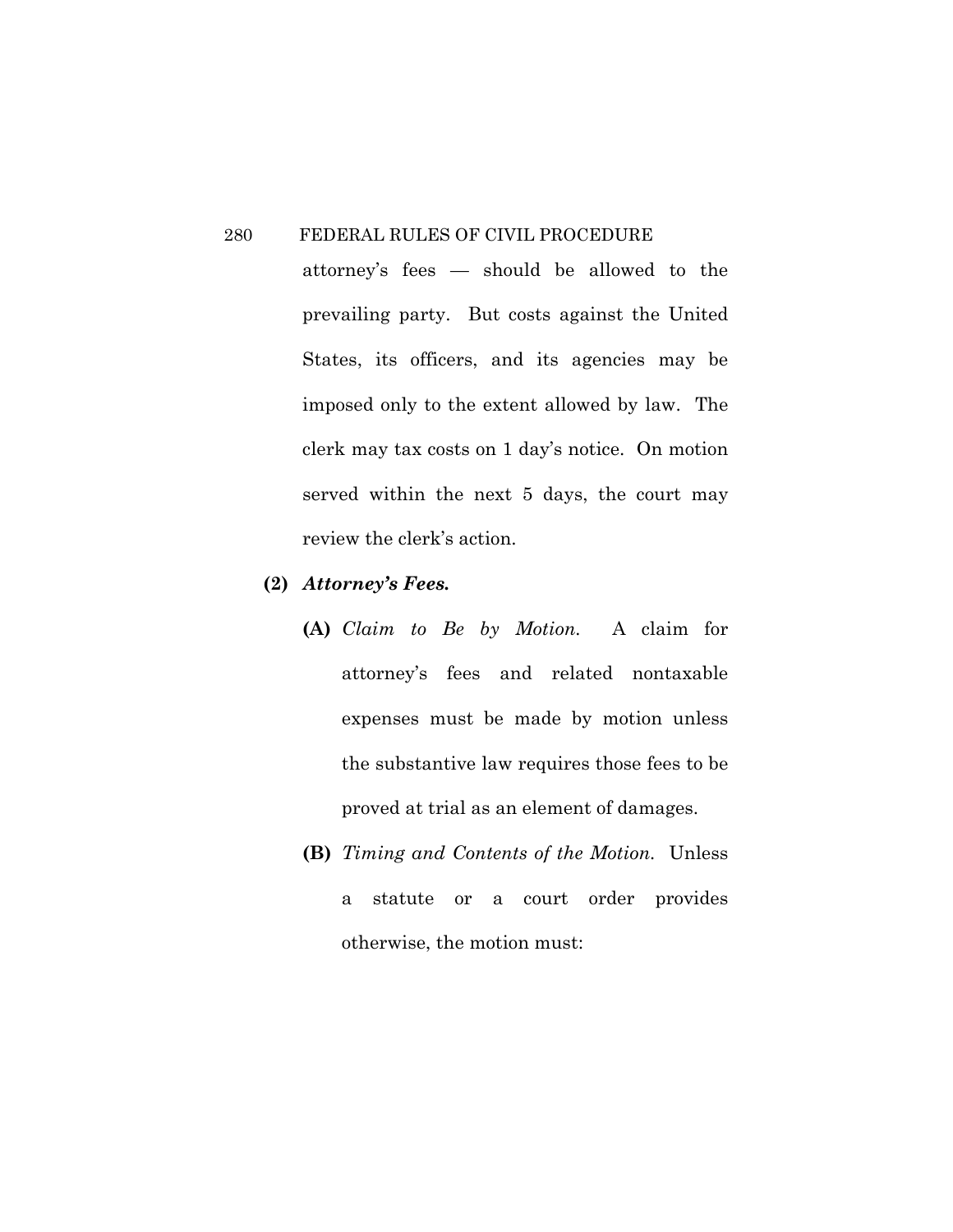attorney's fees — should be allowed to the prevailing party. But costs against the United States, its officers, and its agencies may be imposed only to the extent allowed by law. The clerk may tax costs on 1 day's notice. On motion served within the next 5 days, the court may review the clerk's action.

**(2)** ***Attorney's Fees.***

**(A)** *Claim to Be by Motion.* A claim for attorney's fees and related nontaxable expenses must be made by motion unless the substantive law requires those fees to be proved at trial as an element of damages.

**(B)** *Timing and Contents of the Motion.* Unless a statute or a court order provides otherwise, the motion must: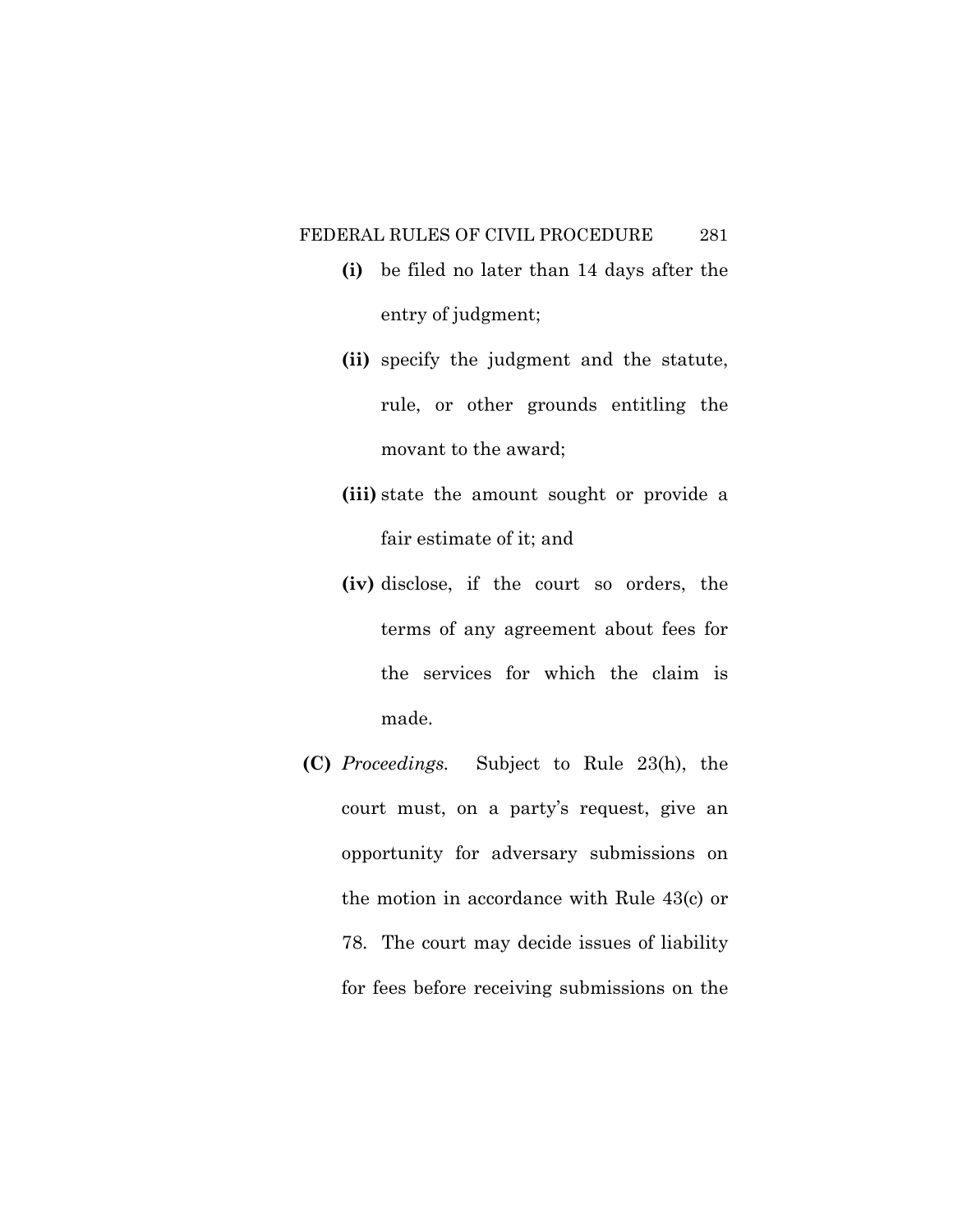- **(i)** be filed no later than 14 days after the entry of judgment;
- **(ii)** specify the judgment and the statute, rule, or other grounds entitling the movant to the award;
- **(iii)** state the amount sought or provide a fair estimate of it; and
- **(iv)** disclose, if the court so orders, the terms of any agreement about fees for the services for which the claim is made.

**(C)** *Proceedings.* Subject to Rule 23(h), the court must, on a party's request, give an opportunity for adversary submissions on the motion in accordance with Rule 43(c) or 78. The court may decide issues of liability for fees before receiving submissions on the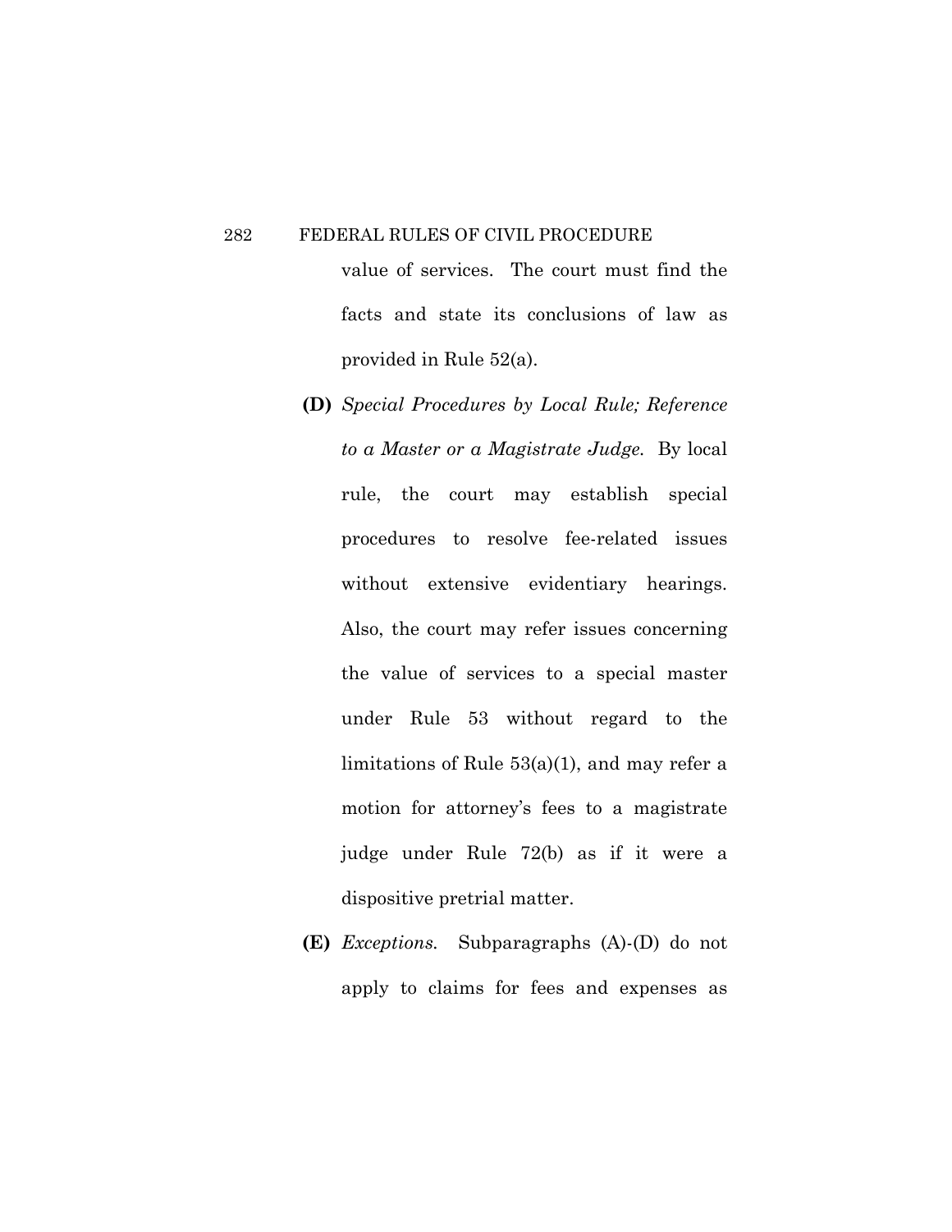value of services. The court must find the facts and state its conclusions of law as provided in Rule 52(a).

**(D)** *Special Procedures by Local Rule; Reference to a Master or a Magistrate Judge.* By local rule, the court may establish special procedures to resolve fee-related issues without extensive evidentiary hearings. Also, the court may refer issues concerning the value of services to a special master under Rule 53 without regard to the limitations of Rule 53(a)(1), and may refer a motion for attorney's fees to a magistrate judge under Rule 72(b) as if it were a dispositive pretrial matter.

**(E)** *Exceptions.* Subparagraphs (A)-(D) do not apply to claims for fees and expenses as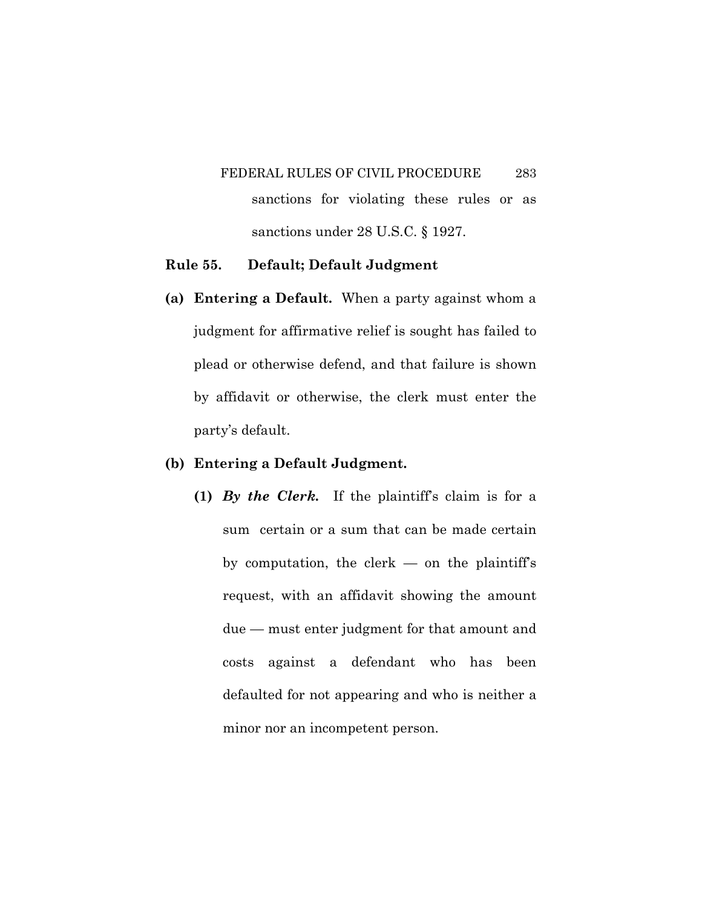sanctions for violating these rules or as sanctions under 28 U.S.C. § 1927.

## Rule 55. Default; Default Judgment

**(a) Entering a Default.** When a party against whom a judgment for affirmative relief is sought has failed to plead or otherwise defend, and that failure is shown by affidavit or otherwise, the clerk must enter the party's default.

**(b) Entering a Default Judgment.**

**(1)** ***By the Clerk.*** If the plaintiff's claim is for a sum certain or a sum that can be made certain by computation, the clerk — on the plaintiff's request, with an affidavit showing the amount due — must enter judgment for that amount and costs against a defendant who has been defaulted for not appearing and who is neither a minor nor an incompetent person.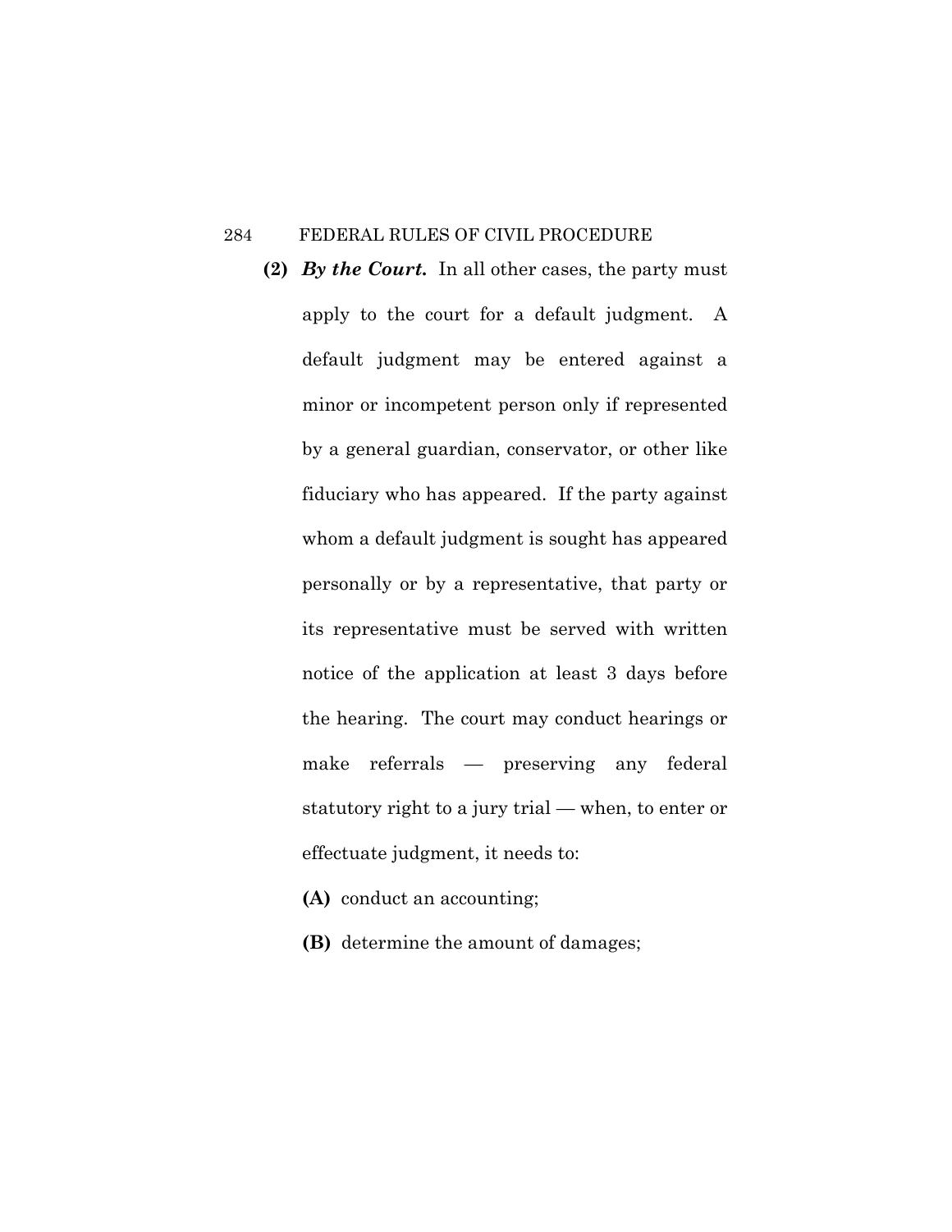**(2)** ***By the Court.*** In all other cases, the party must apply to the court for a default judgment. A default judgment may be entered against a minor or incompetent person only if represented by a general guardian, conservator, or other like fiduciary who has appeared. If the party against whom a default judgment is sought has appeared personally or by a representative, that party or its representative must be served with written notice of the application at least 3 days before the hearing. The court may conduct hearings or make referrals — preserving any federal statutory right to a jury trial — when, to enter or effectuate judgment, it needs to:

**(A)** conduct an accounting;

**(B)** determine the amount of damages;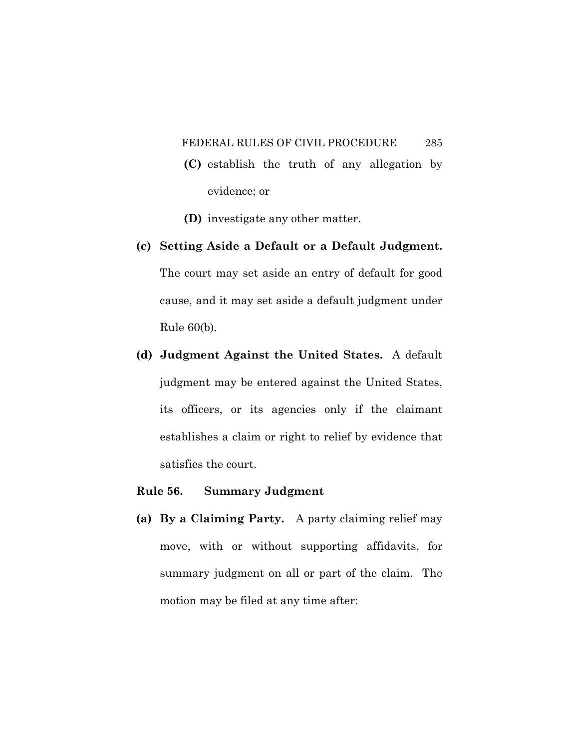**(C)** establish the truth of any allegation by evidence; or

**(D)** investigate any other matter.

**(c) Setting Aside a Default or a Default Judgment.** The court may set aside an entry of default for good cause, and it may set aside a default judgment under Rule 60(b).

**(d) Judgment Against the United States.** A default judgment may be entered against the United States, its officers, or its agencies only if the claimant establishes a claim or right to relief by evidence that satisfies the court.

## Rule 56. Summary Judgment

**(a) By a Claiming Party.** A party claiming relief may move, with or without supporting affidavits, for summary judgment on all or part of the claim. The motion may be filed at any time after: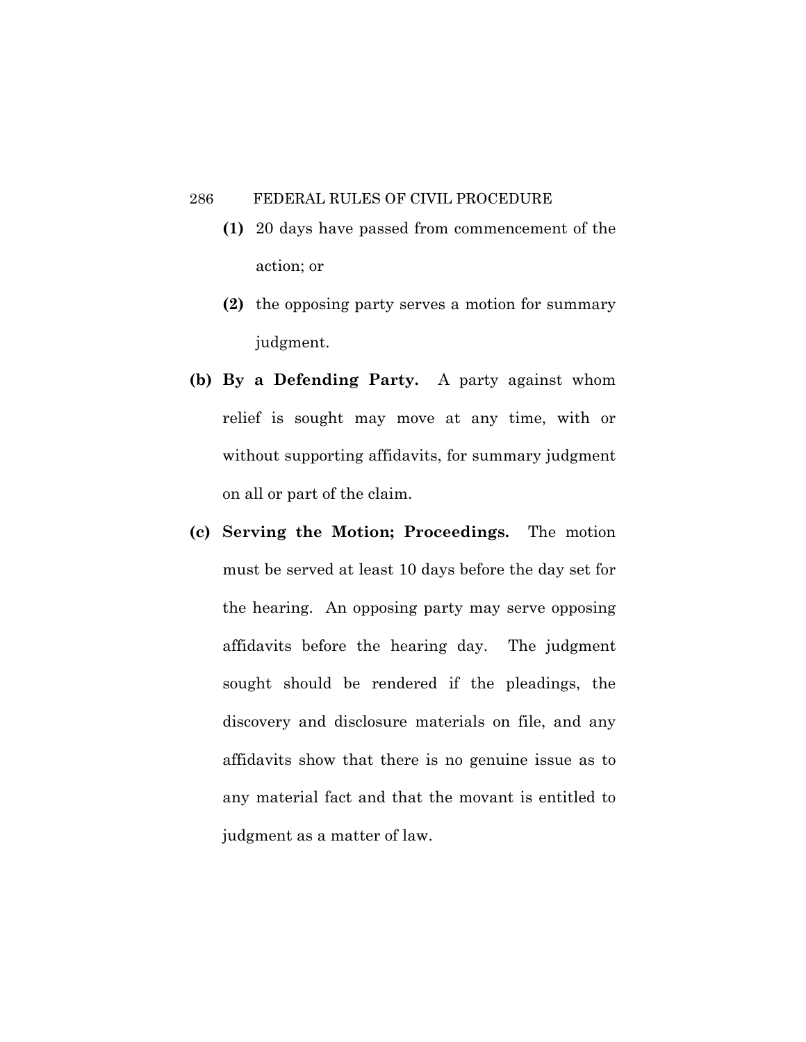**(1)** 20 days have passed from commencement of the action; or

**(2)** the opposing party serves a motion for summary judgment.

**(b) By a Defending Party.** A party against whom relief is sought may move at any time, with or without supporting affidavits, for summary judgment on all or part of the claim.

**(c) Serving the Motion; Proceedings.** The motion must be served at least 10 days before the day set for the hearing. An opposing party may serve opposing affidavits before the hearing day. The judgment sought should be rendered if the pleadings, the discovery and disclosure materials on file, and any affidavits show that there is no genuine issue as to any material fact and that the movant is entitled to judgment as a matter of law.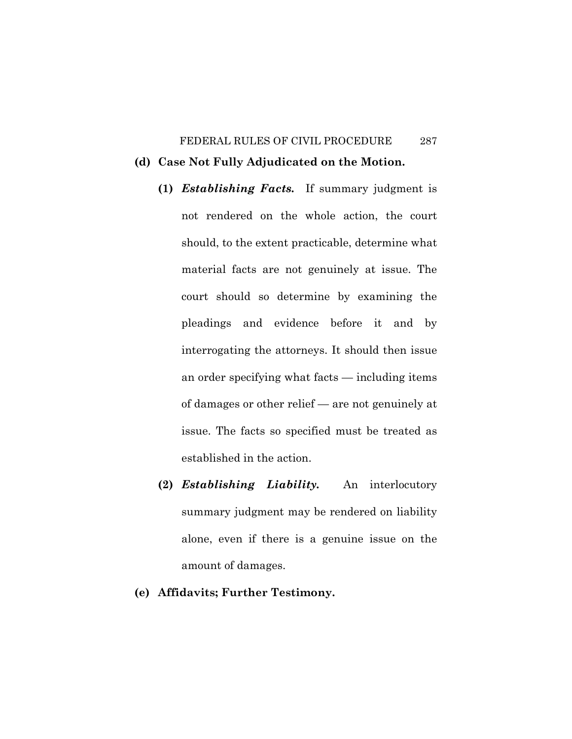**(d) Case Not Fully Adjudicated on the Motion.**

**(1)** ***Establishing Facts.*** If summary judgment is not rendered on the whole action, the court should, to the extent practicable, determine what material facts are not genuinely at issue. The court should so determine by examining the pleadings and evidence before it and by interrogating the attorneys. It should then issue an order specifying what facts — including items of damages or other relief — are not genuinely at issue. The facts so specified must be treated as established in the action.

**(2)** ***Establishing Liability.*** An interlocutory summary judgment may be rendered on liability alone, even if there is a genuine issue on the amount of damages.

**(e) Affidavits; Further Testimony.**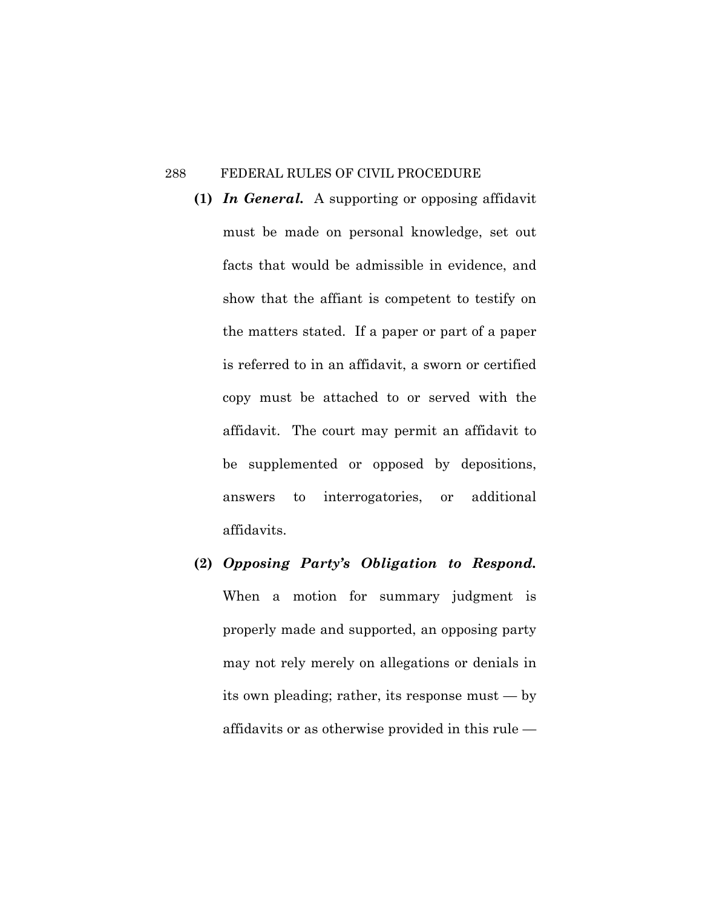**(1)** ***In General.*** A supporting or opposing affidavit must be made on personal knowledge, set out facts that would be admissible in evidence, and show that the affiant is competent to testify on the matters stated. If a paper or part of a paper is referred to in an affidavit, a sworn or certified copy must be attached to or served with the affidavit. The court may permit an affidavit to be supplemented or opposed by depositions, answers to interrogatories, or additional affidavits.

**(2)** ***Opposing Party's Obligation to Respond.*** When a motion for summary judgment is properly made and supported, an opposing party may not rely merely on allegations or denials in its own pleading; rather, its response must — by affidavits or as otherwise provided in this rule —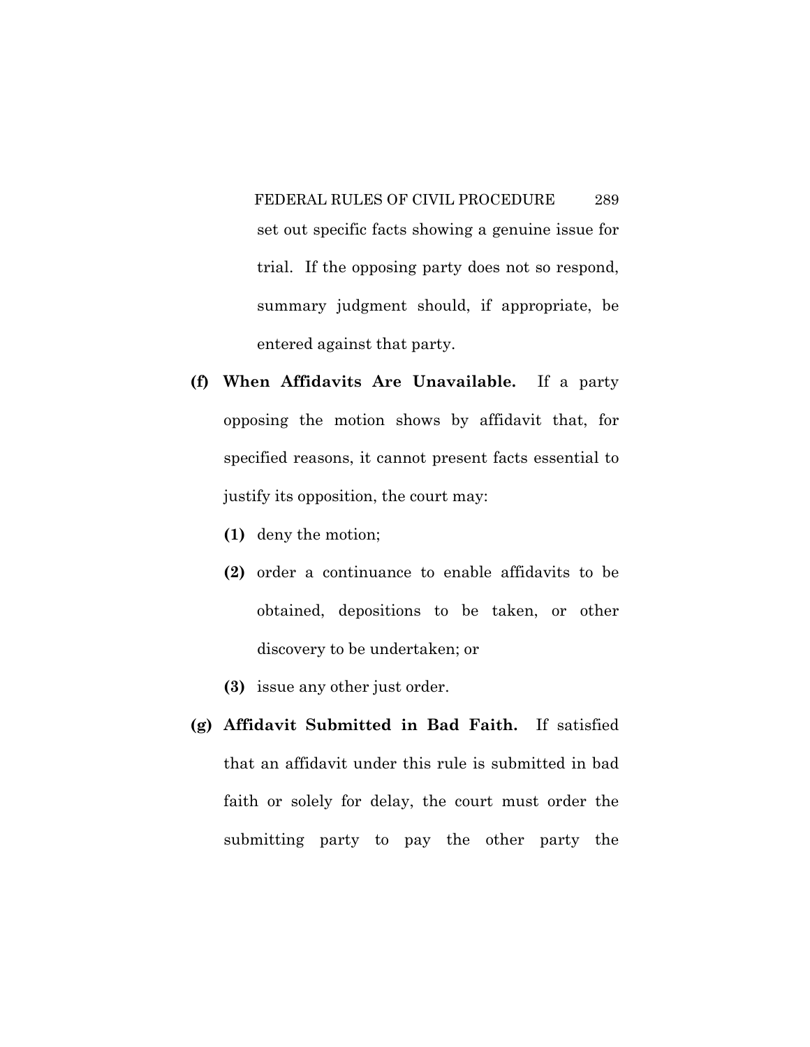set out specific facts showing a genuine issue for trial. If the opposing party does not so respond, summary judgment should, if appropriate, be entered against that party.

**(f) When Affidavits Are Unavailable.** If a party opposing the motion shows by affidavit that, for specified reasons, it cannot present facts essential to justify its opposition, the court may:

**(1)** deny the motion;

**(2)** order a continuance to enable affidavits to be obtained, depositions to be taken, or other discovery to be undertaken; or

**(3)** issue any other just order.

**(g) Affidavit Submitted in Bad Faith.** If satisfied that an affidavit under this rule is submitted in bad faith or solely for delay, the court must order the submitting party to pay the other party the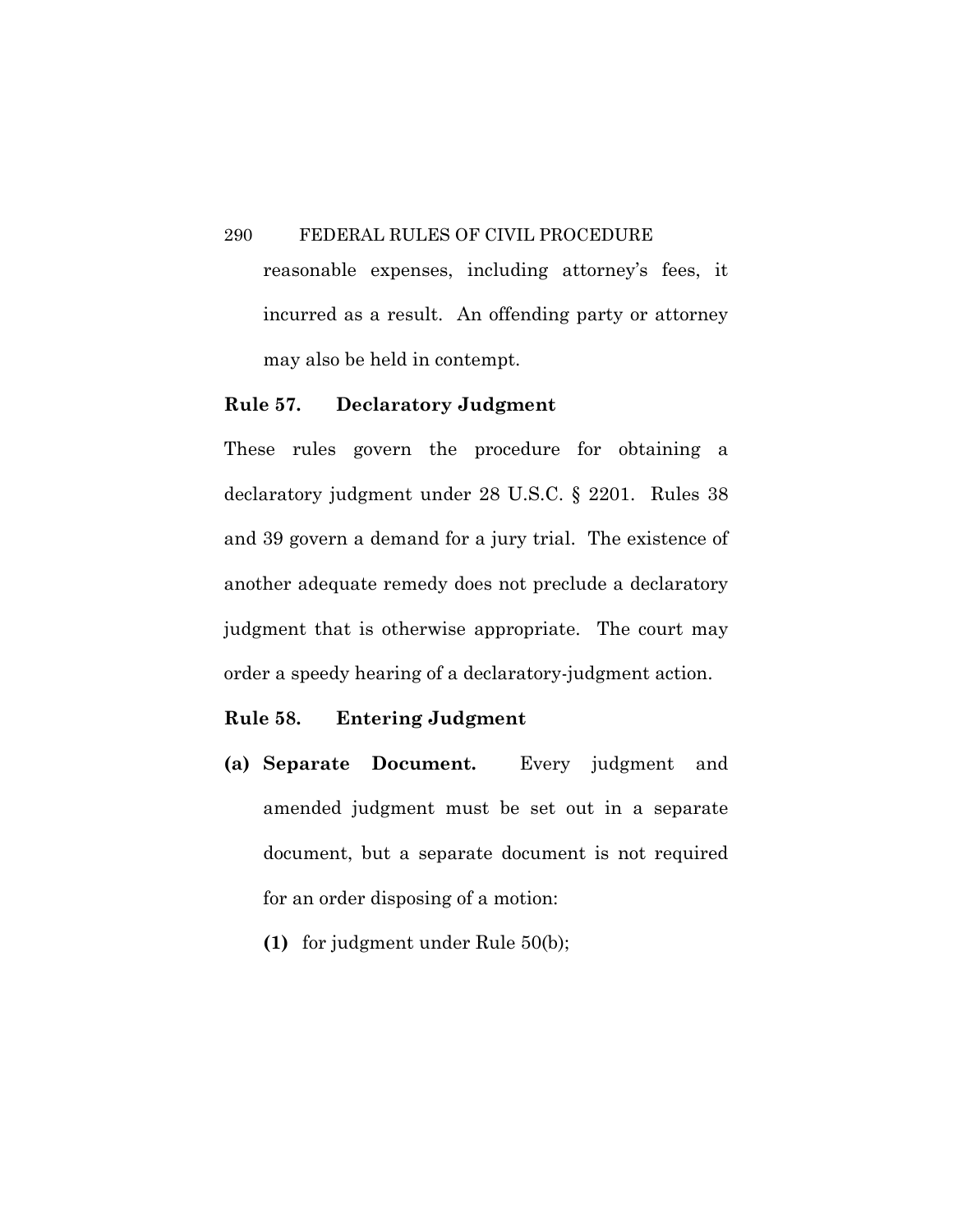reasonable expenses, including attorney's fees, it incurred as a result. An offending party or attorney may also be held in contempt.

### Rule 57. Declaratory Judgment

These rules govern the procedure for obtaining a declaratory judgment under 28 U.S.C. § 2201. Rules 38 and 39 govern a demand for a jury trial. The existence of another adequate remedy does not preclude a declaratory judgment that is otherwise appropriate. The court may order a speedy hearing of a declaratory-judgment action.

### Rule 58. Entering Judgment

**(a) Separate Document.** Every judgment and amended judgment must be set out in a separate document, but a separate document is not required for an order disposing of a motion:

**(1)** for judgment under Rule 50(b);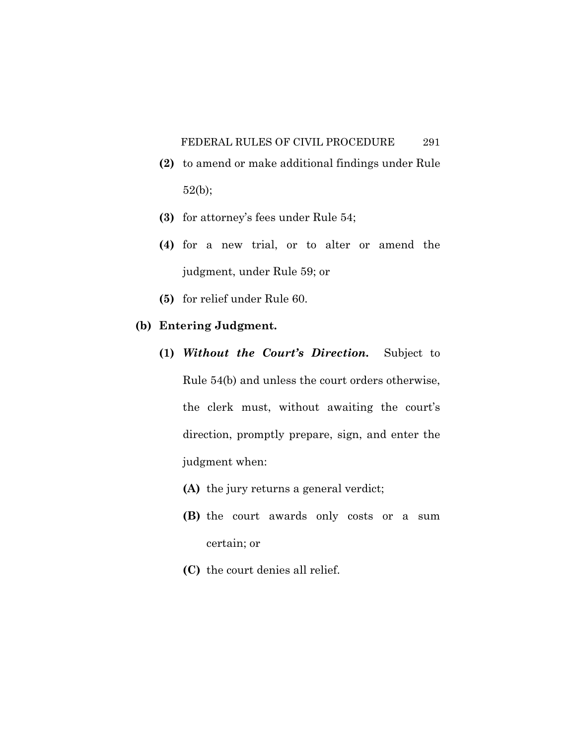**(2)** to amend or make additional findings under Rule 52(b);

**(3)** for attorney's fees under Rule 54;

**(4)** for a new trial, or to alter or amend the judgment, under Rule 59; or

**(5)** for relief under Rule 60.

**(b) Entering Judgment.**

**(1)** ***Without the Court's Direction.*** Subject to Rule 54(b) and unless the court orders otherwise, the clerk must, without awaiting the court's direction, promptly prepare, sign, and enter the judgment when:

**(A)** the jury returns a general verdict;

**(B)** the court awards only costs or a sum certain; or

**(C)** the court denies all relief.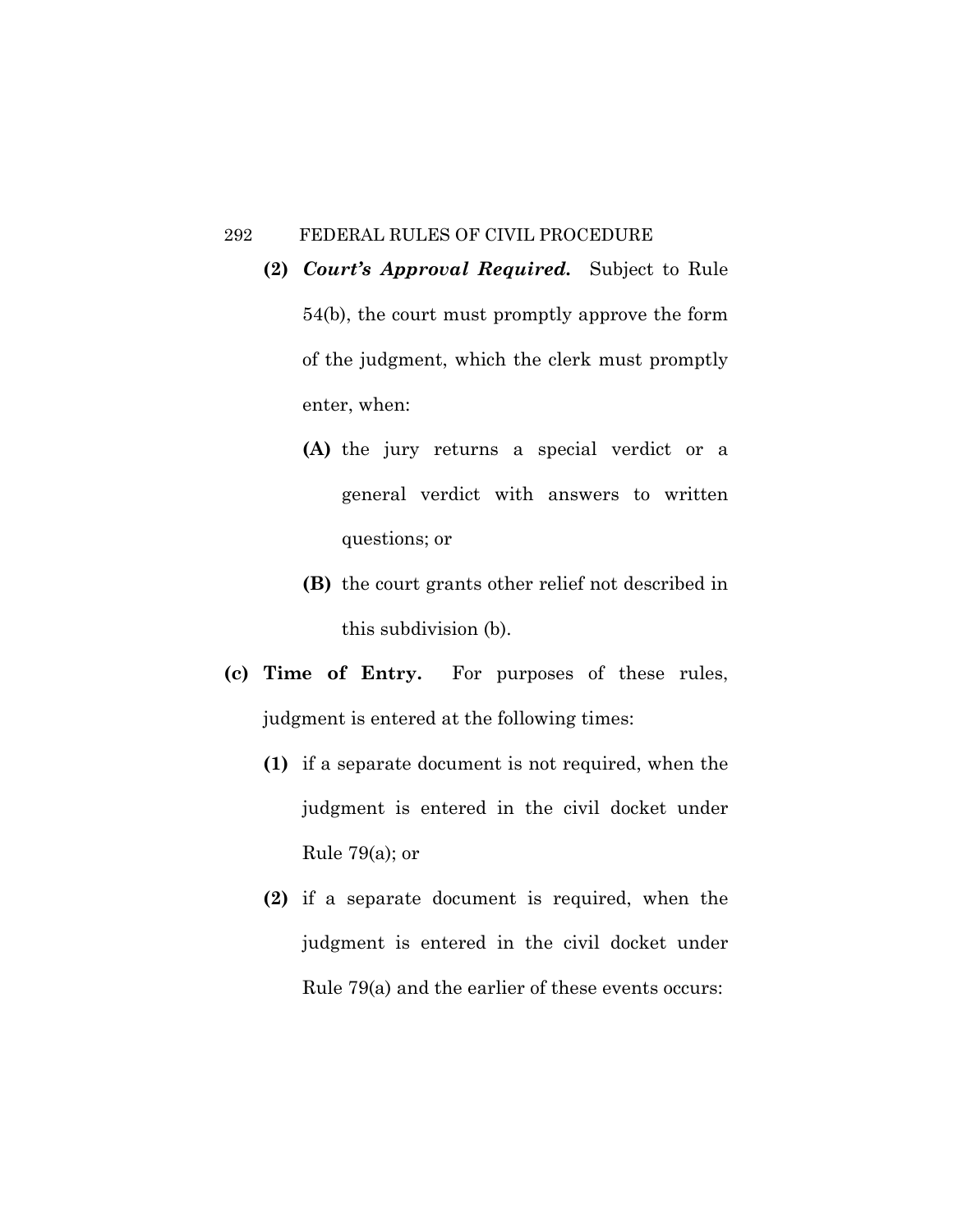**(2)** ***Court's Approval Required.*** Subject to Rule 54(b), the court must promptly approve the form of the judgment, which the clerk must promptly enter, when:

  **(A)** the jury returns a special verdict or a general verdict with answers to written questions; or

  **(B)** the court grants other relief not described in this subdivision (b).

**(c) Time of Entry.** For purposes of these rules, judgment is entered at the following times:

  **(1)** if a separate document is not required, when the judgment is entered in the civil docket under Rule 79(a); or

  **(2)** if a separate document is required, when the judgment is entered in the civil docket under Rule 79(a) and the earlier of these events occurs: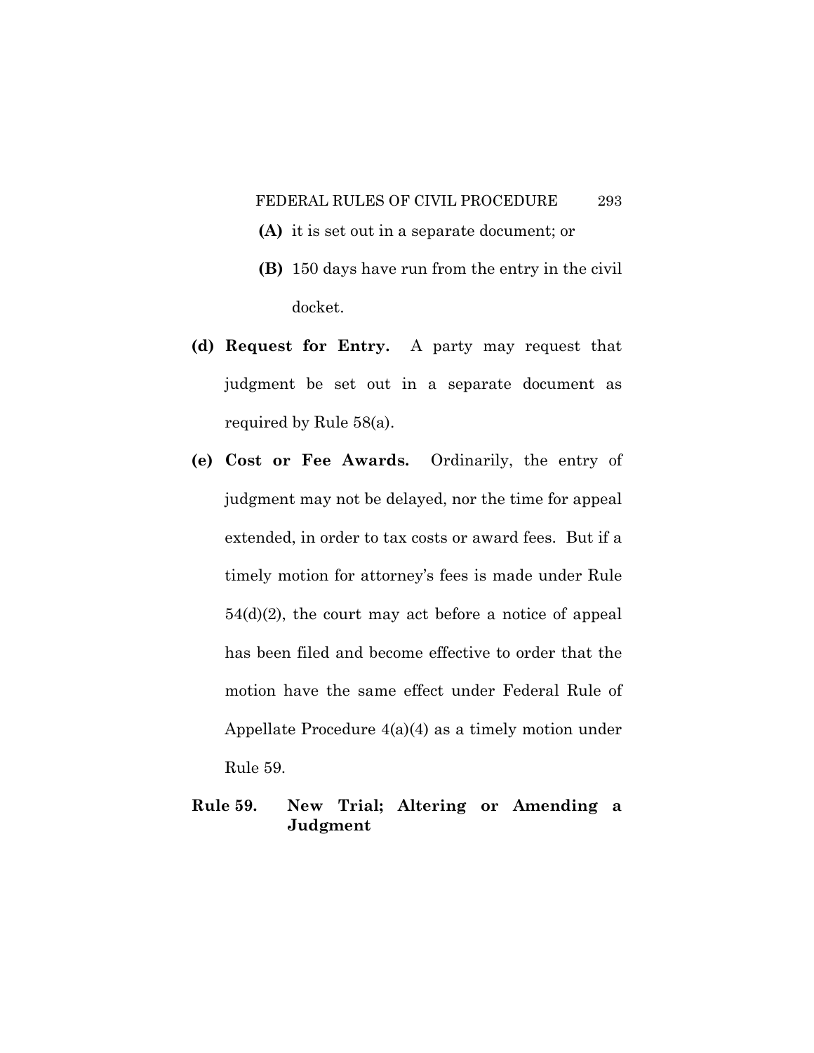**(A)** it is set out in a separate document; or

**(B)** 150 days have run from the entry in the civil docket.

**(d) Request for Entry.** A party may request that judgment be set out in a separate document as required by Rule 58(a).

**(e) Cost or Fee Awards.** Ordinarily, the entry of judgment may not be delayed, nor the time for appeal extended, in order to tax costs or award fees. But if a timely motion for attorney's fees is made under Rule 54(d)(2), the court may act before a notice of appeal has been filed and become effective to order that the motion have the same effect under Federal Rule of Appellate Procedure 4(a)(4) as a timely motion under Rule 59.

## Rule 59. New Trial; Altering or Amending a Judgment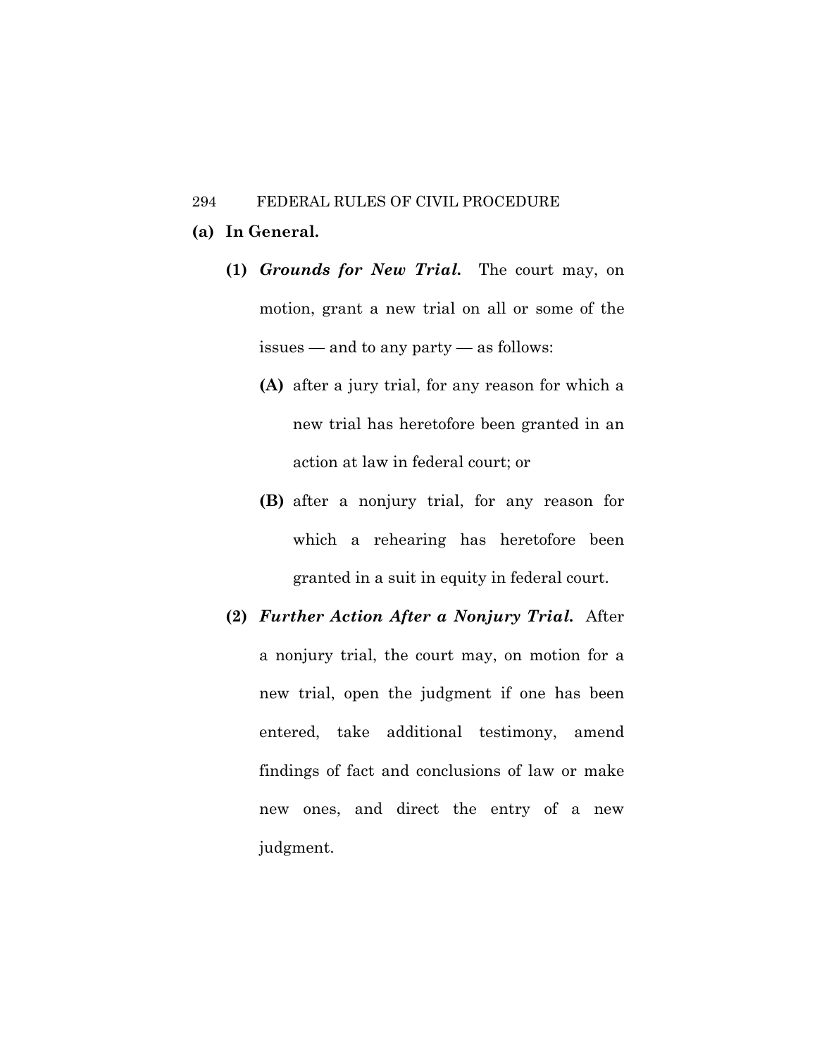**(a) In General.**

**(1)** ***Grounds for New Trial.*** The court may, on motion, grant a new trial on all or some of the issues — and to any party — as follows:

**(A)** after a jury trial, for any reason for which a new trial has heretofore been granted in an action at law in federal court; or

**(B)** after a nonjury trial, for any reason for which a rehearing has heretofore been granted in a suit in equity in federal court.

**(2)** ***Further Action After a Nonjury Trial.*** After a nonjury trial, the court may, on motion for a new trial, open the judgment if one has been entered, take additional testimony, amend findings of fact and conclusions of law or make new ones, and direct the entry of a new judgment.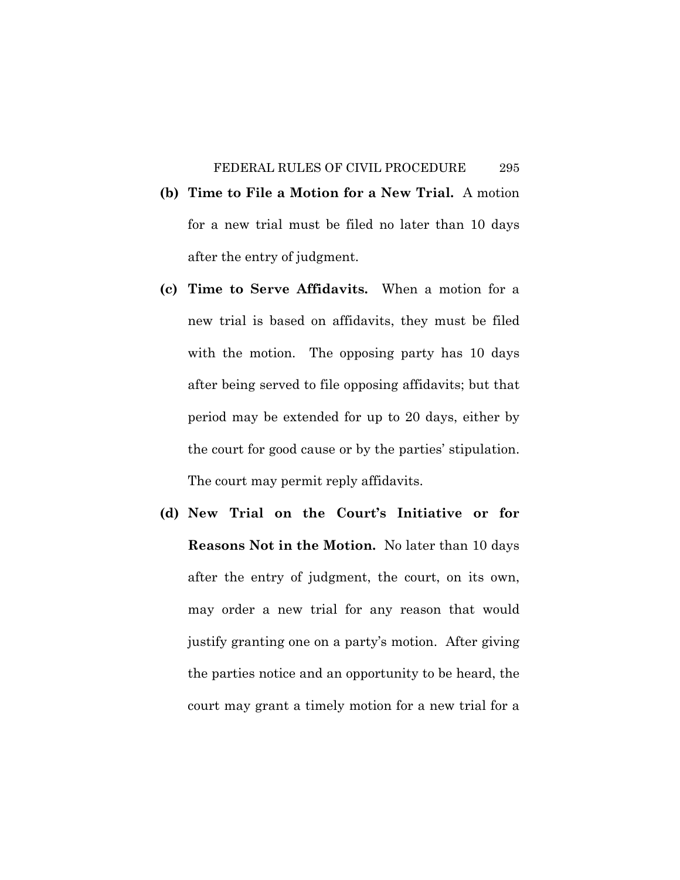**(b) Time to File a Motion for a New Trial.** A motion for a new trial must be filed no later than 10 days after the entry of judgment.

**(c) Time to Serve Affidavits.** When a motion for a new trial is based on affidavits, they must be filed with the motion. The opposing party has 10 days after being served to file opposing affidavits; but that period may be extended for up to 20 days, either by the court for good cause or by the parties' stipulation. The court may permit reply affidavits.

**(d) New Trial on the Court's Initiative or for Reasons Not in the Motion.** No later than 10 days after the entry of judgment, the court, on its own, may order a new trial for any reason that would justify granting one on a party's motion. After giving the parties notice and an opportunity to be heard, the court may grant a timely motion for a new trial for a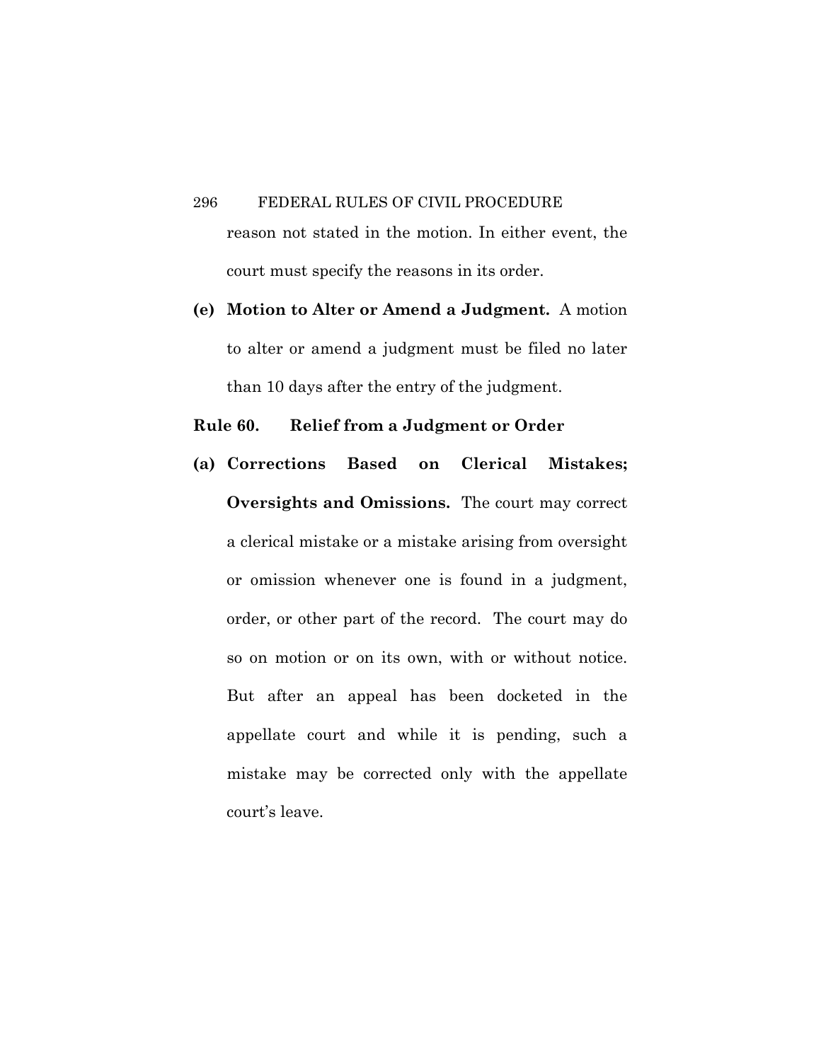reason not stated in the motion. In either event, the court must specify the reasons in its order.

**(e) Motion to Alter or Amend a Judgment.** A motion to alter or amend a judgment must be filed no later than 10 days after the entry of the judgment.

## Rule 60. Relief from a Judgment or Order

**(a) Corrections Based on Clerical Mistakes; Oversights and Omissions.** The court may correct a clerical mistake or a mistake arising from oversight or omission whenever one is found in a judgment, order, or other part of the record. The court may do so on motion or on its own, with or without notice. But after an appeal has been docketed in the appellate court and while it is pending, such a mistake may be corrected only with the appellate court's leave.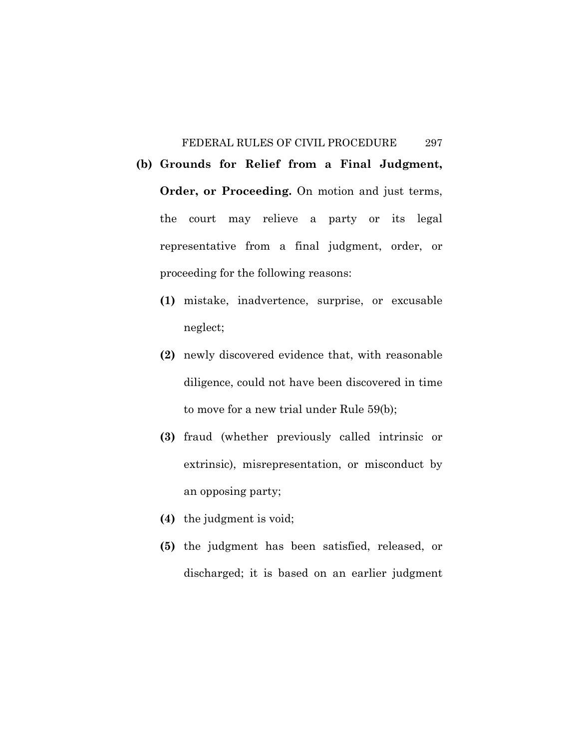**(b) Grounds for Relief from a Final Judgment, Order, or Proceeding.** On motion and just terms, the court may relieve a party or its legal representative from a final judgment, order, or proceeding for the following reasons:

- **(1)** mistake, inadvertence, surprise, or excusable neglect;
- **(2)** newly discovered evidence that, with reasonable diligence, could not have been discovered in time to move for a new trial under Rule 59(b);
- **(3)** fraud (whether previously called intrinsic or extrinsic), misrepresentation, or misconduct by an opposing party;
- **(4)** the judgment is void;
- **(5)** the judgment has been satisfied, released, or discharged; it is based on an earlier judgment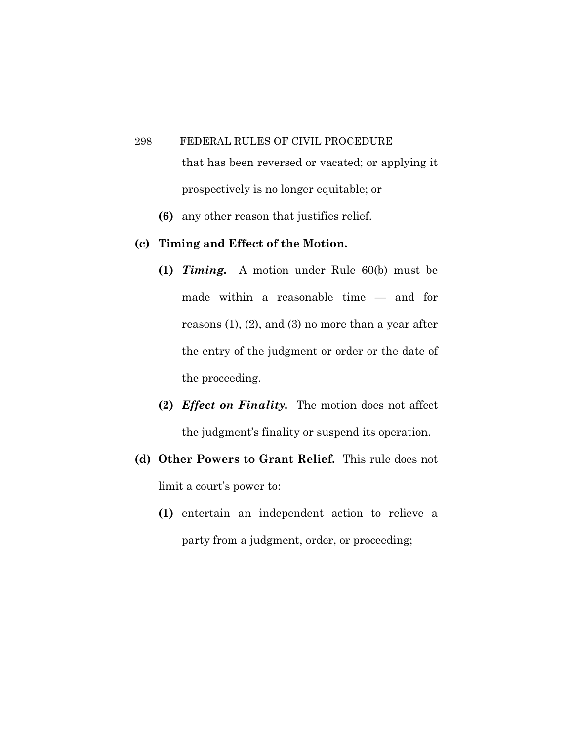that has been reversed or vacated; or applying it prospectively is no longer equitable; or

**(6)** any other reason that justifies relief.

**(c) Timing and Effect of the Motion.**

**(1)** ***Timing.*** A motion under Rule 60(b) must be made within a reasonable time — and for reasons (1), (2), and (3) no more than a year after the entry of the judgment or order or the date of the proceeding.

**(2)** ***Effect on Finality.*** The motion does not affect the judgment's finality or suspend its operation.

**(d) Other Powers to Grant Relief.** This rule does not limit a court's power to:

**(1)** entertain an independent action to relieve a party from a judgment, order, or proceeding;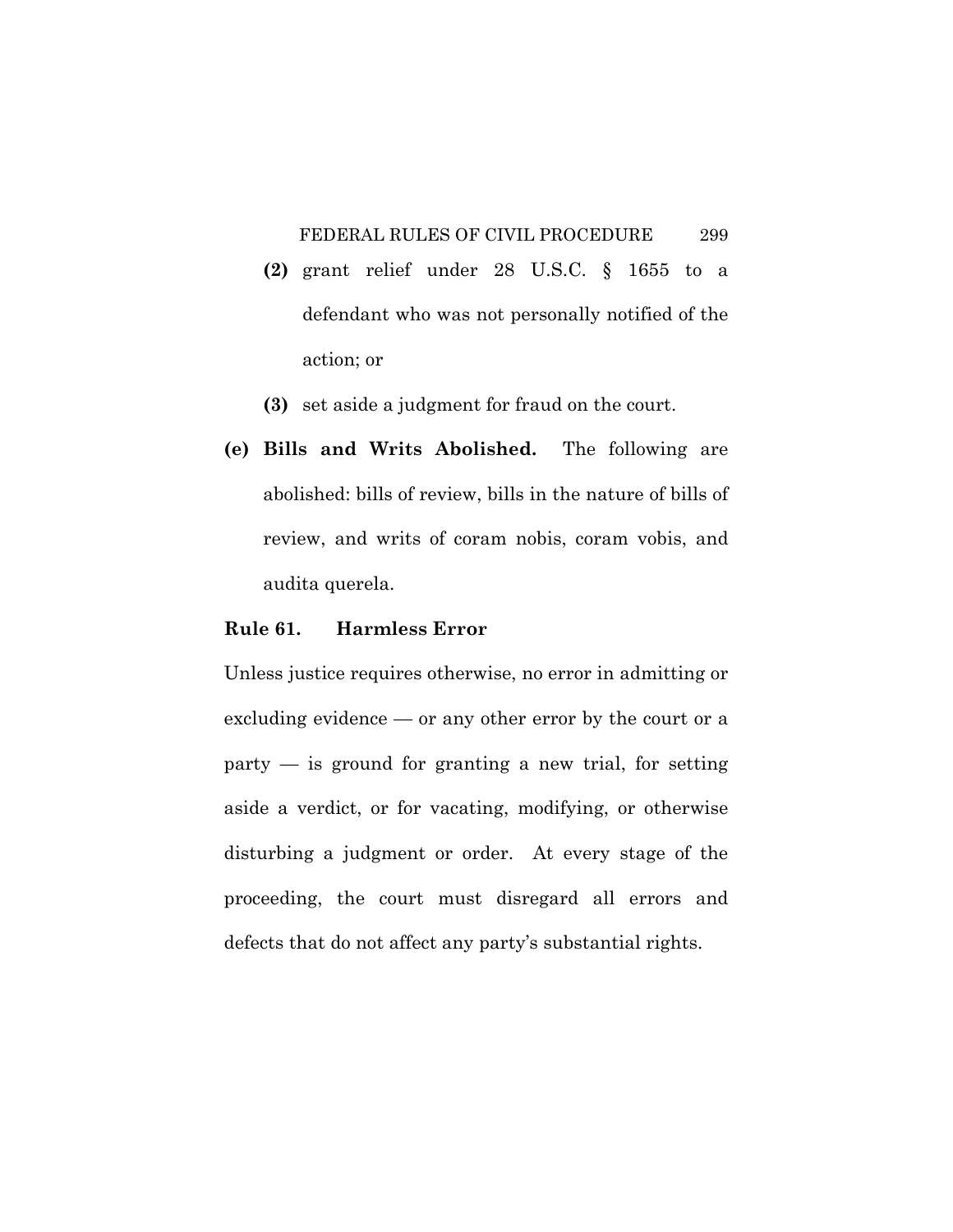**(2)** grant relief under 28 U.S.C. § 1655 to a defendant who was not personally notified of the action; or

**(3)** set aside a judgment for fraud on the court.

**(e) Bills and Writs Abolished.** The following are abolished: bills of review, bills in the nature of bills of review, and writs of coram nobis, coram vobis, and audita querela.

## Rule 61. Harmless Error

Unless justice requires otherwise, no error in admitting or excluding evidence — or any other error by the court or a party — is ground for granting a new trial, for setting aside a verdict, or for vacating, modifying, or otherwise disturbing a judgment or order. At every stage of the proceeding, the court must disregard all errors and defects that do not affect any party's substantial rights.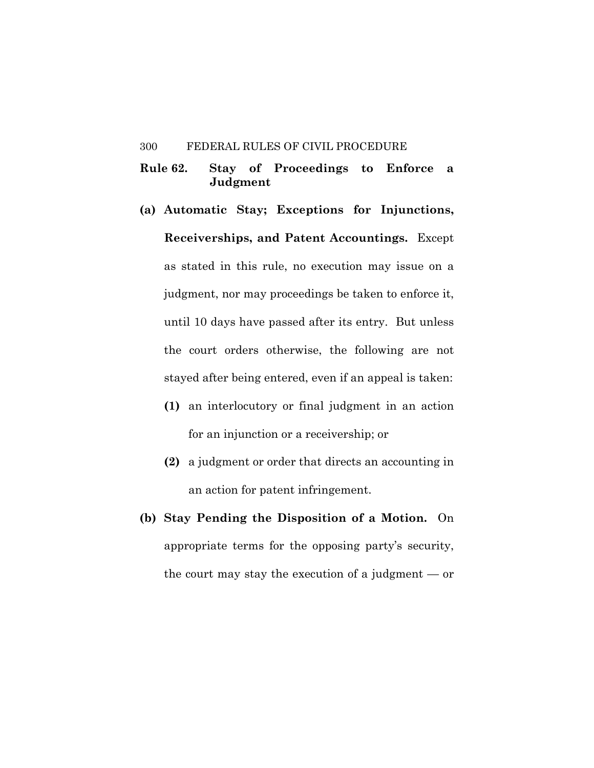## Rule 62. Stay of Proceedings to Enforce a Judgment

**(a) Automatic Stay; Exceptions for Injunctions, Receiverships, and Patent Accountings.** Except as stated in this rule, no execution may issue on a judgment, nor may proceedings be taken to enforce it, until 10 days have passed after its entry. But unless the court orders otherwise, the following are not stayed after being entered, even if an appeal is taken:

- **(1)** an interlocutory or final judgment in an action for an injunction or a receivership; or
- **(2)** a judgment or order that directs an accounting in an action for patent infringement.

**(b) Stay Pending the Disposition of a Motion.** On appropriate terms for the opposing party's security, the court may stay the execution of a judgment — or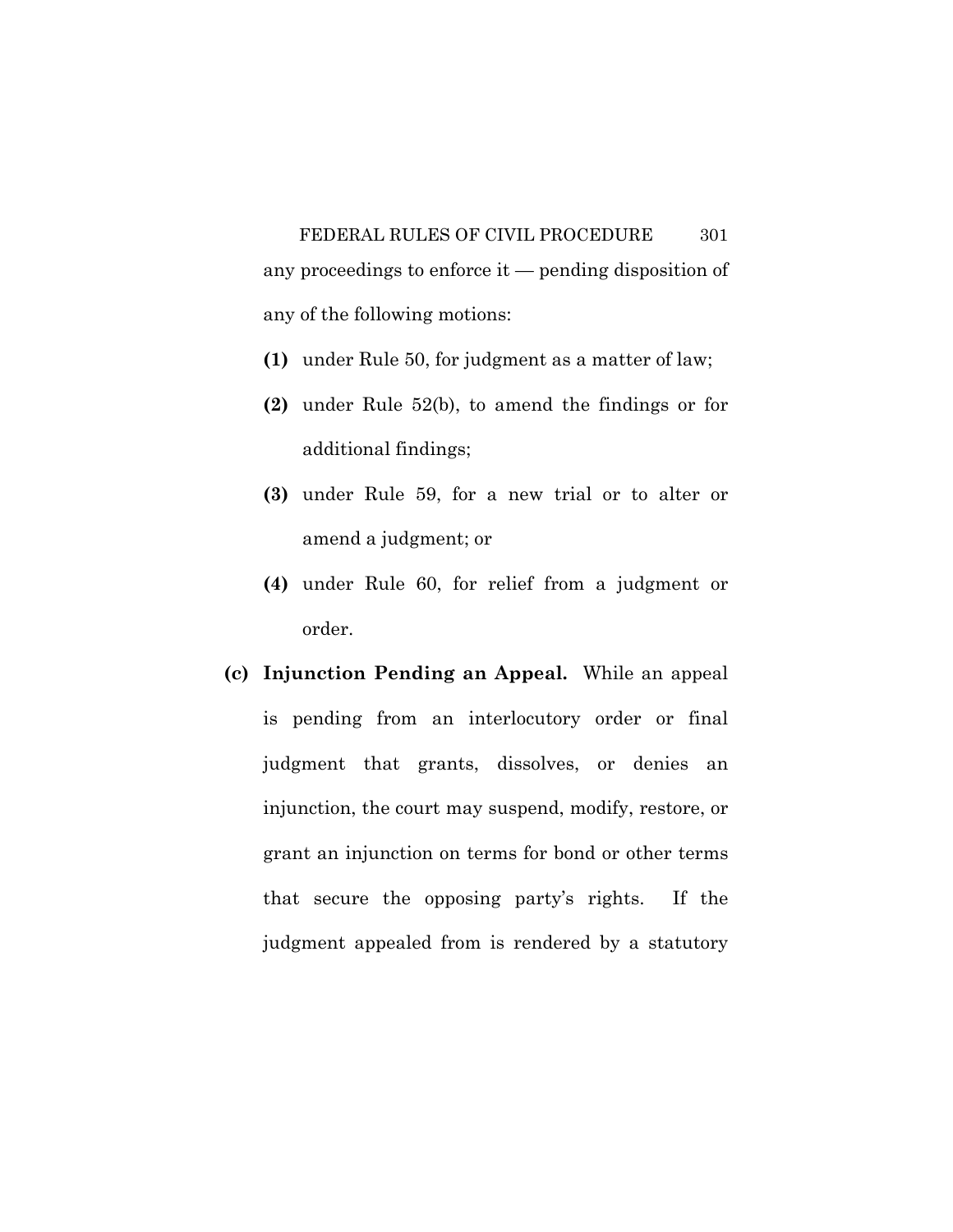any proceedings to enforce it — pending disposition of any of the following motions:

**(1)** under Rule 50, for judgment as a matter of law;

**(2)** under Rule 52(b), to amend the findings or for additional findings;

**(3)** under Rule 59, for a new trial or to alter or amend a judgment; or

**(4)** under Rule 60, for relief from a judgment or order.

**(c) Injunction Pending an Appeal.** While an appeal is pending from an interlocutory order or final judgment that grants, dissolves, or denies an injunction, the court may suspend, modify, restore, or grant an injunction on terms for bond or other terms that secure the opposing party's rights. If the judgment appealed from is rendered by a statutory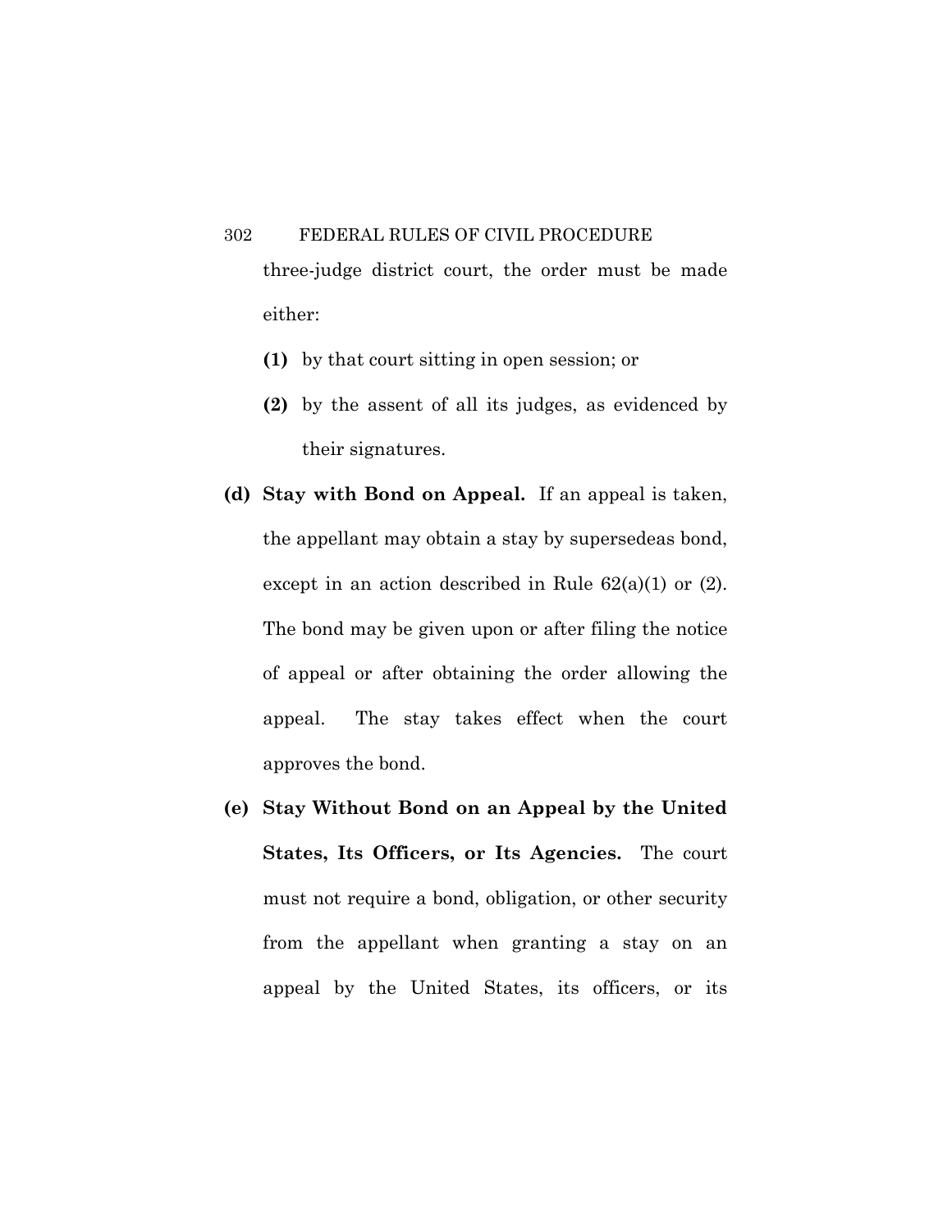three-judge district court, the order must be made either:

**(1)** by that court sitting in open session; or

**(2)** by the assent of all its judges, as evidenced by their signatures.

**(d) Stay with Bond on Appeal.** If an appeal is taken, the appellant may obtain a stay by supersedeas bond, except in an action described in Rule 62(a)(1) or (2). The bond may be given upon or after filing the notice of appeal or after obtaining the order allowing the appeal. The stay takes effect when the court approves the bond.

**(e) Stay Without Bond on an Appeal by the United States, Its Officers, or Its Agencies.** The court must not require a bond, obligation, or other security from the appellant when granting a stay on an appeal by the United States, its officers, or its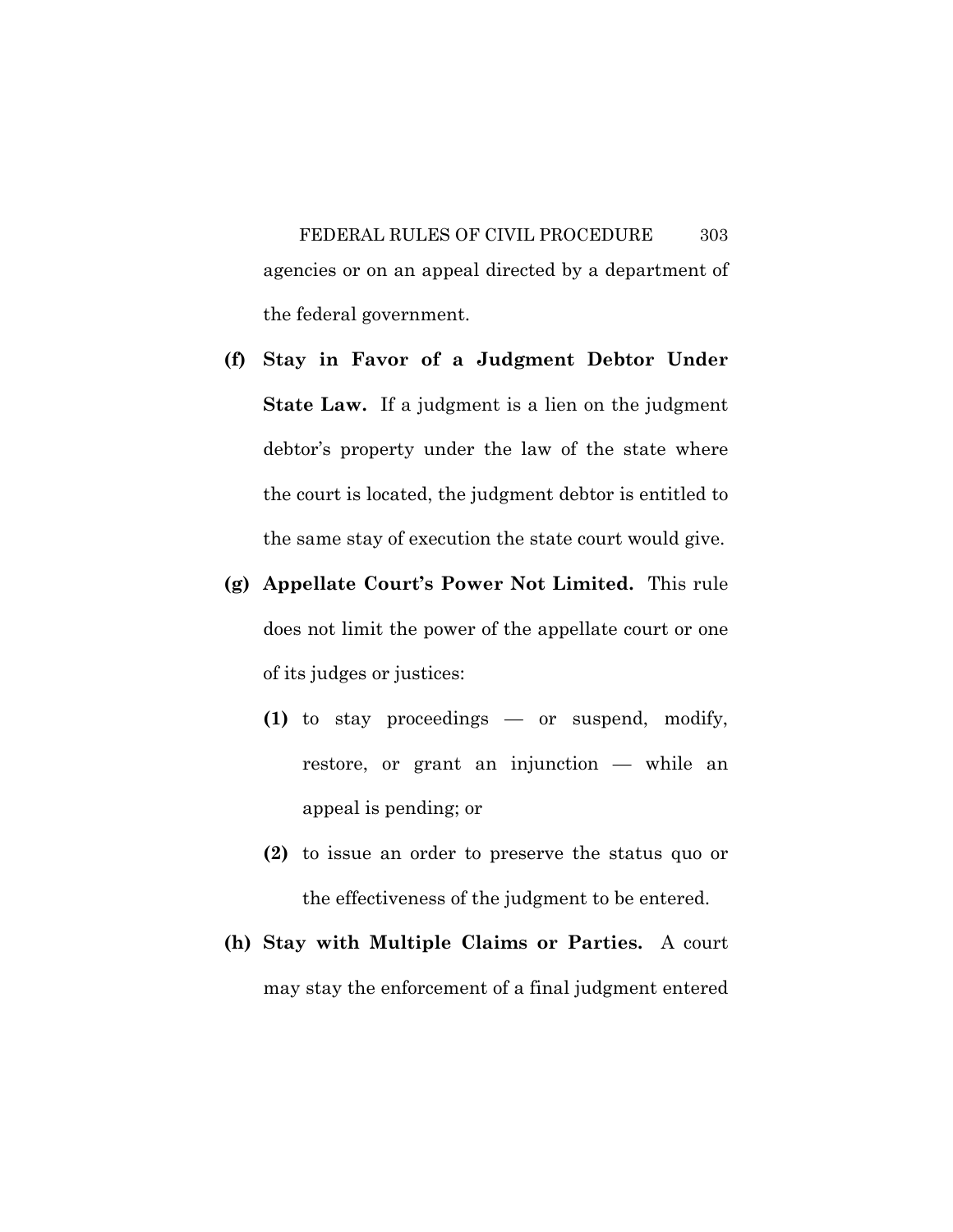agencies or on an appeal directed by a department of the federal government.

**(f) Stay in Favor of a Judgment Debtor Under State Law.** If a judgment is a lien on the judgment debtor's property under the law of the state where the court is located, the judgment debtor is entitled to the same stay of execution the state court would give.

**(g) Appellate Court's Power Not Limited.** This rule does not limit the power of the appellate court or one of its judges or justices:

- **(1)** to stay proceedings — or suspend, modify, restore, or grant an injunction — while an appeal is pending; or
- **(2)** to issue an order to preserve the status quo or the effectiveness of the judgment to be entered.

**(h) Stay with Multiple Claims or Parties.** A court may stay the enforcement of a final judgment entered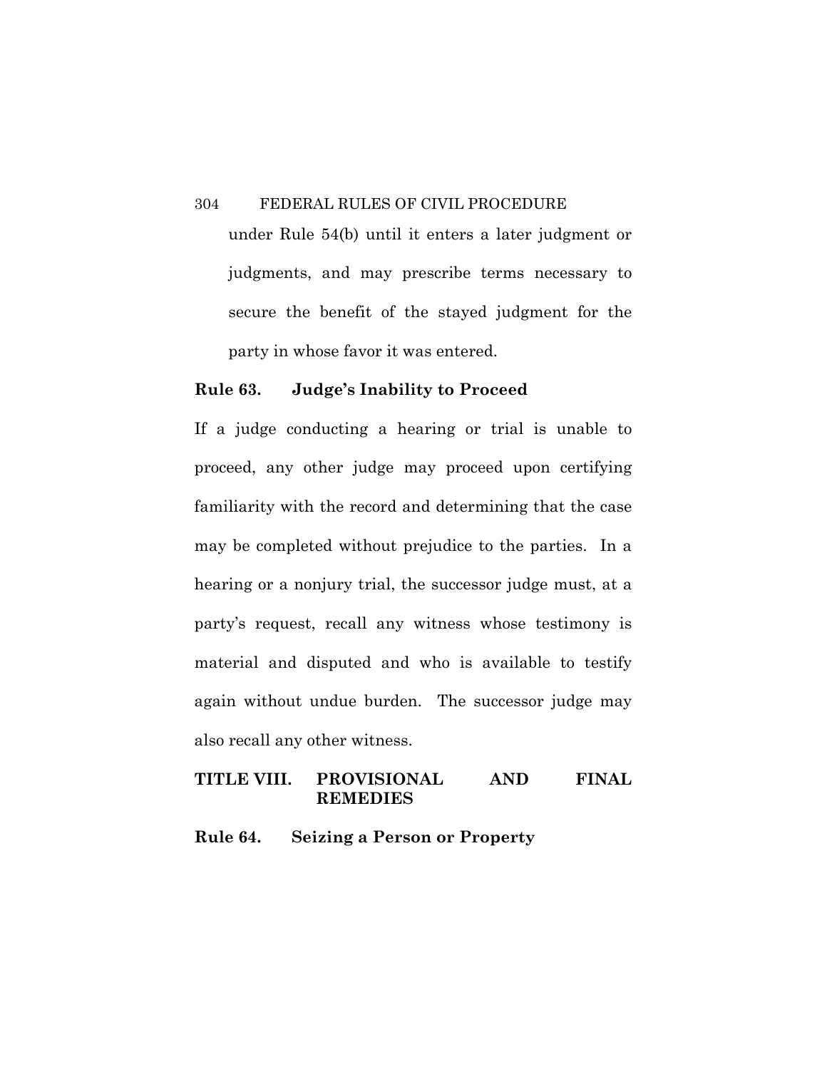under Rule 54(b) until it enters a later judgment or judgments, and may prescribe terms necessary to secure the benefit of the stayed judgment for the party in whose favor it was entered.

### Rule 63. Judge's Inability to Proceed

If a judge conducting a hearing or trial is unable to proceed, any other judge may proceed upon certifying familiarity with the record and determining that the case may be completed without prejudice to the parties. In a hearing or a nonjury trial, the successor judge must, at a party's request, recall any witness whose testimony is material and disputed and who is available to testify again without undue burden. The successor judge may also recall any other witness.

## TITLE VIII. PROVISIONAL AND FINAL REMEDIES

### Rule 64. Seizing a Person or Property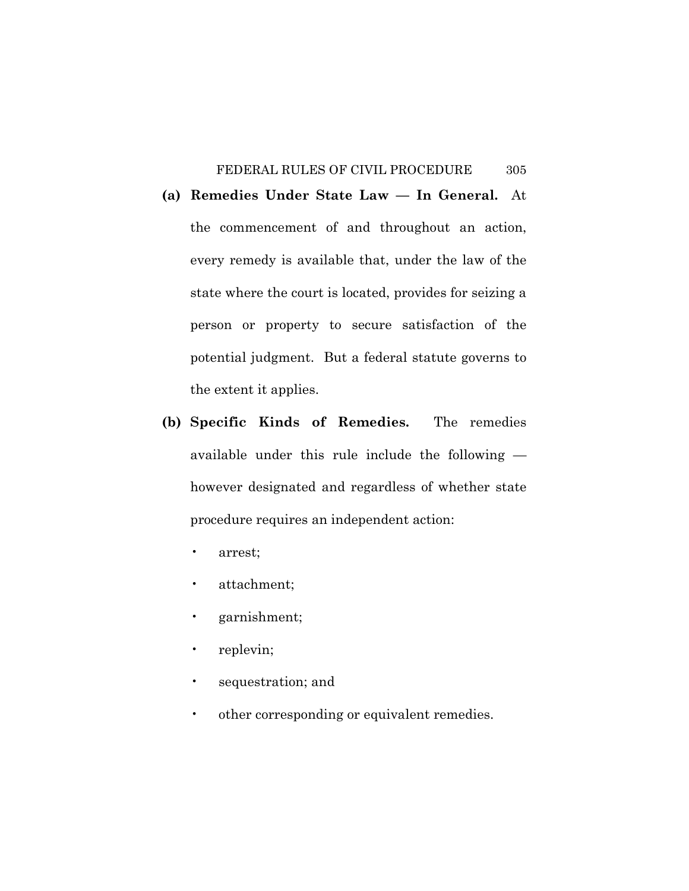**(a) Remedies Under State Law — In General.** At the commencement of and throughout an action, every remedy is available that, under the law of the state where the court is located, provides for seizing a person or property to secure satisfaction of the potential judgment. But a federal statute governs to the extent it applies.

**(b) Specific Kinds of Remedies.** The remedies available under this rule include the following — however designated and regardless of whether state procedure requires an independent action:

- arrest;
- attachment;
- garnishment;
- replevin;
- sequestration; and
- other corresponding or equivalent remedies.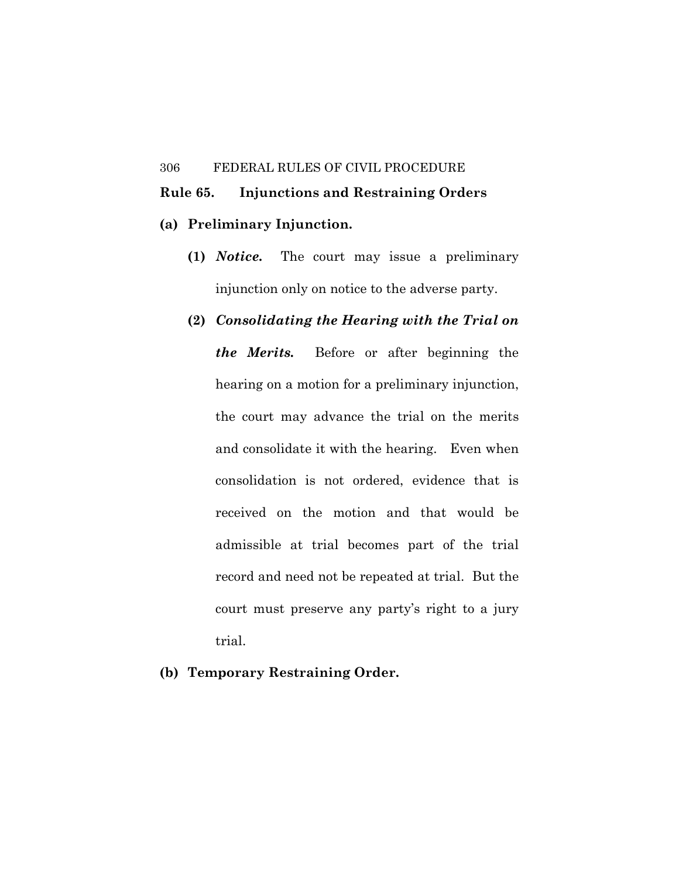## Rule 65. Injunctions and Restraining Orders

**(a) Preliminary Injunction.**

**(1)** ***Notice.*** The court may issue a preliminary injunction only on notice to the adverse party.

**(2)** ***Consolidating the Hearing with the Trial on the Merits.*** Before or after beginning the hearing on a motion for a preliminary injunction, the court may advance the trial on the merits and consolidate it with the hearing. Even when consolidation is not ordered, evidence that is received on the motion and that would be admissible at trial becomes part of the trial record and need not be repeated at trial. But the court must preserve any party's right to a jury trial.

**(b) Temporary Restraining Order.**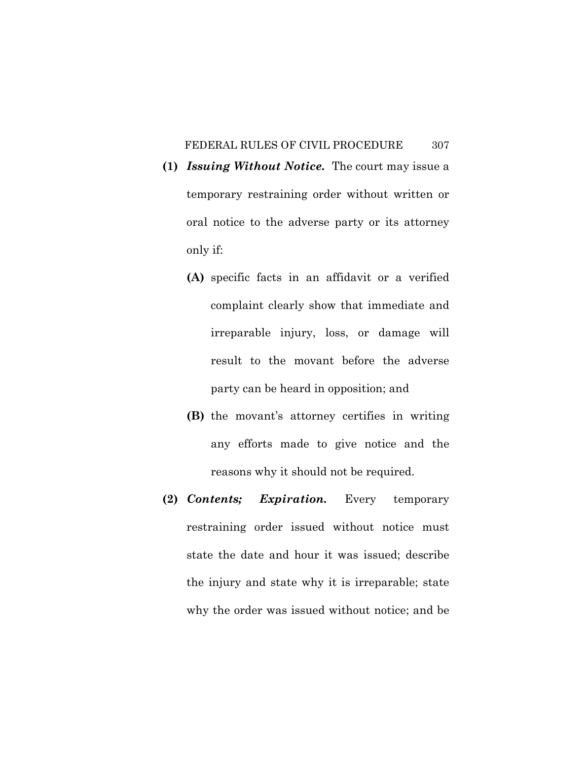**(1)** ***Issuing Without Notice.*** The court may issue a temporary restraining order without written or oral notice to the adverse party or its attorney only if:

   **(A)** specific facts in an affidavit or a verified complaint clearly show that immediate and irreparable injury, loss, or damage will result to the movant before the adverse party can be heard in opposition; and

   **(B)** the movant's attorney certifies in writing any efforts made to give notice and the reasons why it should not be required.

**(2)** ***Contents; Expiration.*** Every temporary restraining order issued without notice must state the date and hour it was issued; describe the injury and state why it is irreparable; state why the order was issued without notice; and be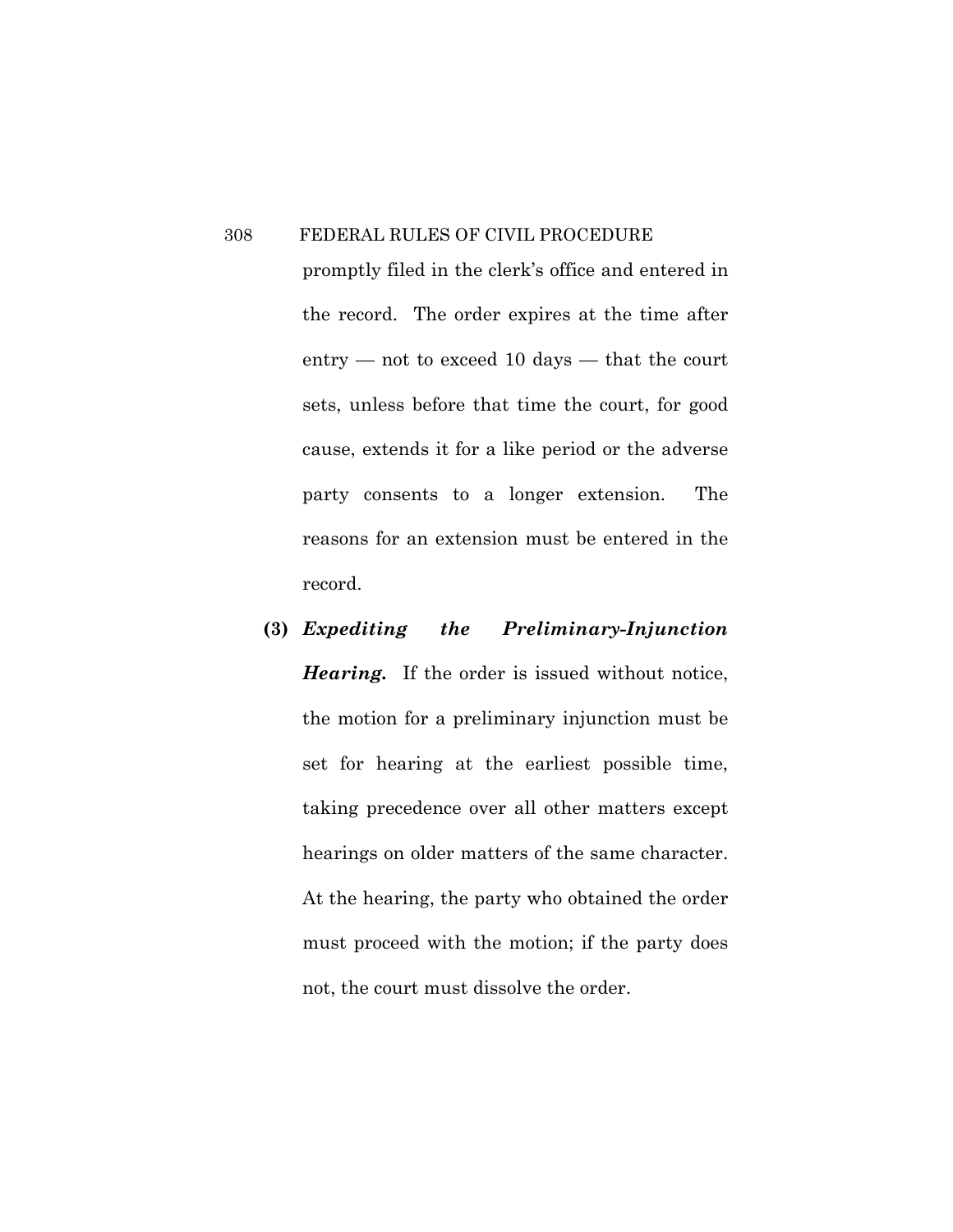promptly filed in the clerk's office and entered in the record. The order expires at the time after entry — not to exceed 10 days — that the court sets, unless before that time the court, for good cause, extends it for a like period or the adverse party consents to a longer extension. The reasons for an extension must be entered in the record.

**(3)** ***Expediting the Preliminary-Injunction Hearing.*** If the order is issued without notice, the motion for a preliminary injunction must be set for hearing at the earliest possible time, taking precedence over all other matters except hearings on older matters of the same character. At the hearing, the party who obtained the order must proceed with the motion; if the party does not, the court must dissolve the order.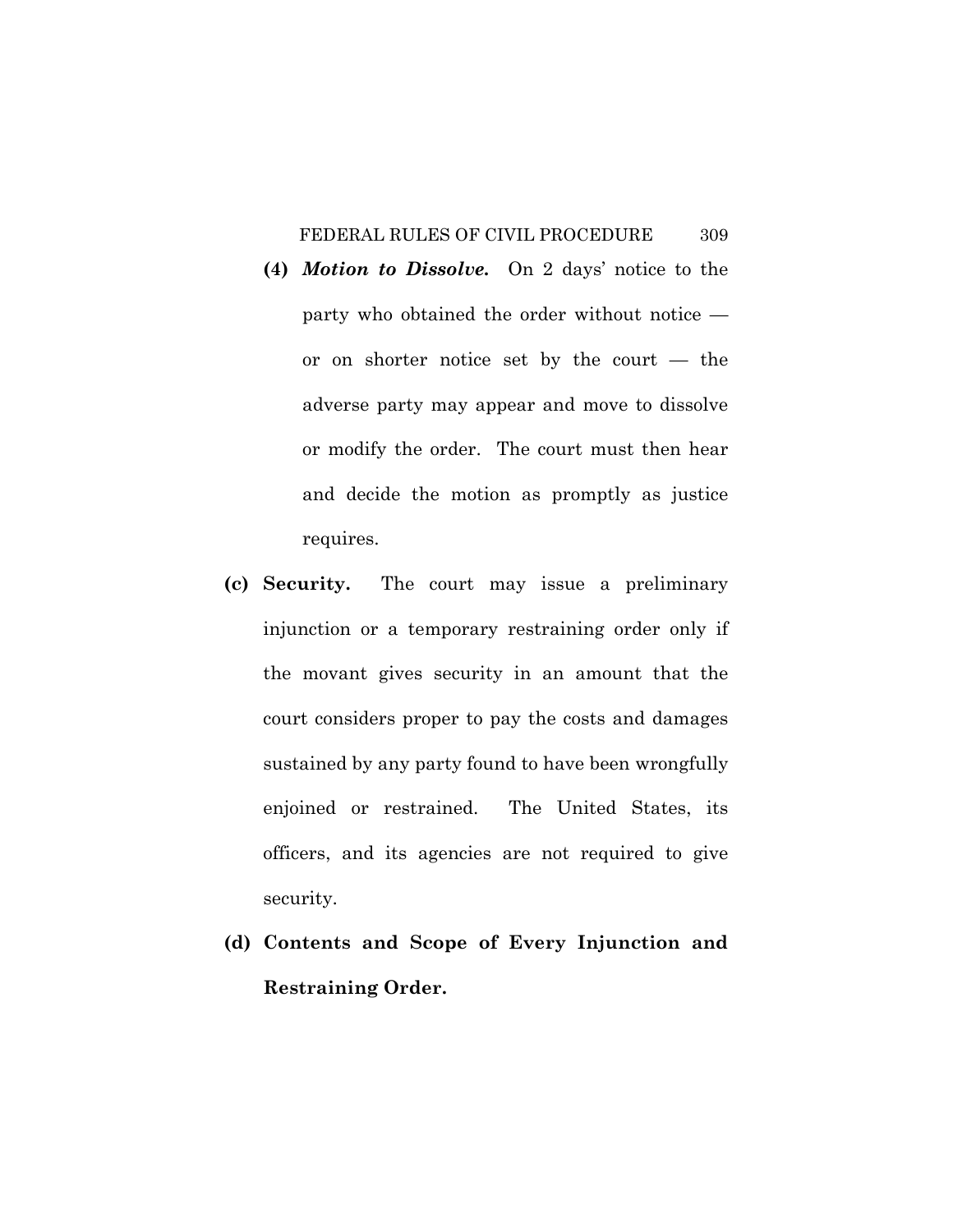**(4)** ***Motion to Dissolve.*** On 2 days' notice to the party who obtained the order without notice — or on shorter notice set by the court — the adverse party may appear and move to dissolve or modify the order. The court must then hear and decide the motion as promptly as justice requires.

**(c) Security.** The court may issue a preliminary injunction or a temporary restraining order only if the movant gives security in an amount that the court considers proper to pay the costs and damages sustained by any party found to have been wrongfully enjoined or restrained. The United States, its officers, and its agencies are not required to give security.

**(d) Contents and Scope of Every Injunction and Restraining Order.**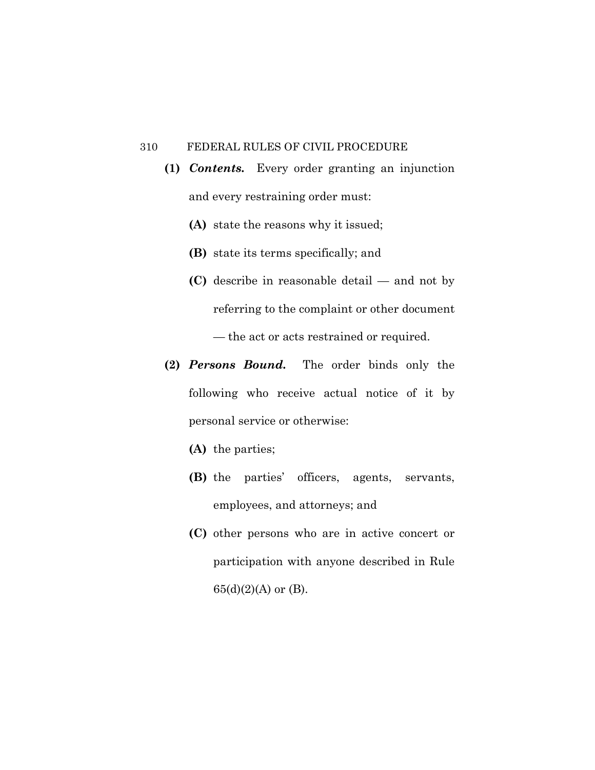**(1)** ***Contents.*** Every order granting an injunction and every restraining order must:

**(A)** state the reasons why it issued;

**(B)** state its terms specifically; and

**(C)** describe in reasonable detail — and not by referring to the complaint or other document — the act or acts restrained or required.

**(2)** ***Persons Bound.*** The order binds only the following who receive actual notice of it by personal service or otherwise:

**(A)** the parties;

**(B)** the parties' officers, agents, servants, employees, and attorneys; and

**(C)** other persons who are in active concert or participation with anyone described in Rule 65(d)(2)(A) or (B).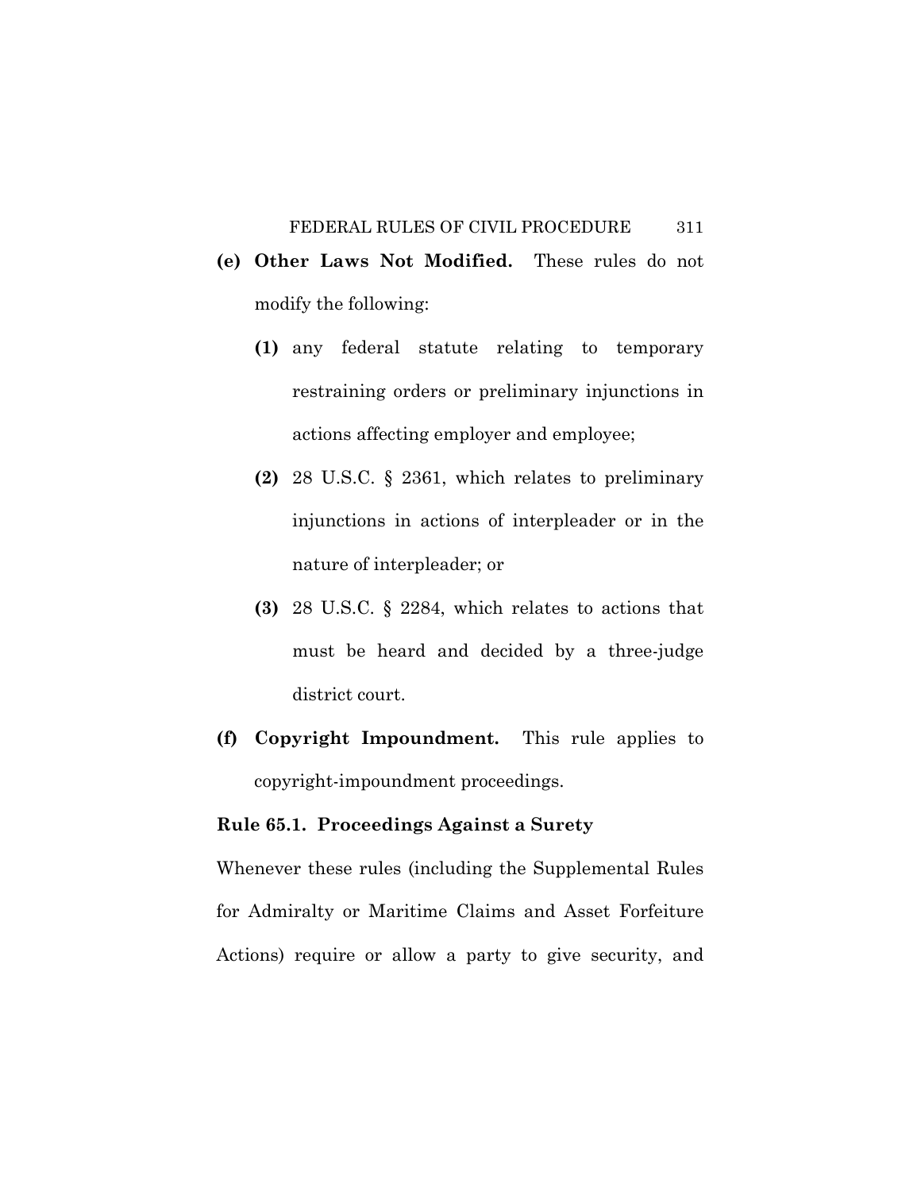**(e) Other Laws Not Modified.** These rules do not modify the following:

**(1)** any federal statute relating to temporary restraining orders or preliminary injunctions in actions affecting employer and employee;

**(2)** 28 U.S.C. § 2361, which relates to preliminary injunctions in actions of interpleader or in the nature of interpleader; or

**(3)** 28 U.S.C. § 2284, which relates to actions that must be heard and decided by a three-judge district court.

**(f) Copyright Impoundment.** This rule applies to copyright-impoundment proceedings.

**Rule 65.1. Proceedings Against a Surety**

Whenever these rules (including the Supplemental Rules for Admiralty or Maritime Claims and Asset Forfeiture Actions) require or allow a party to give security, and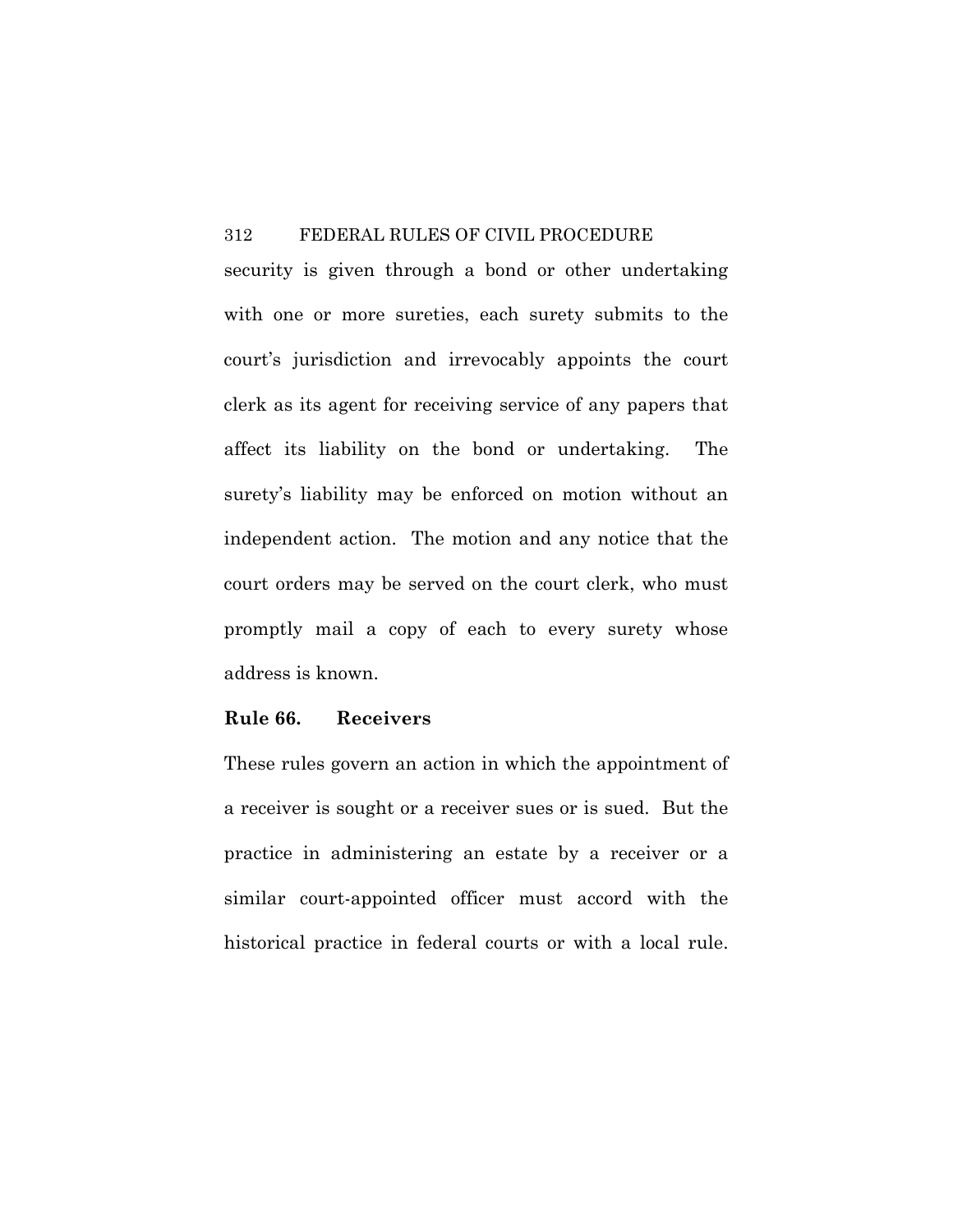security is given through a bond or other undertaking with one or more sureties, each surety submits to the court's jurisdiction and irrevocably appoints the court clerk as its agent for receiving service of any papers that affect its liability on the bond or undertaking. The surety's liability may be enforced on motion without an independent action. The motion and any notice that the court orders may be served on the court clerk, who must promptly mail a copy of each to every surety whose address is known.

## Rule 66. Receivers

These rules govern an action in which the appointment of a receiver is sought or a receiver sues or is sued. But the practice in administering an estate by a receiver or a similar court-appointed officer must accord with the historical practice in federal courts or with a local rule.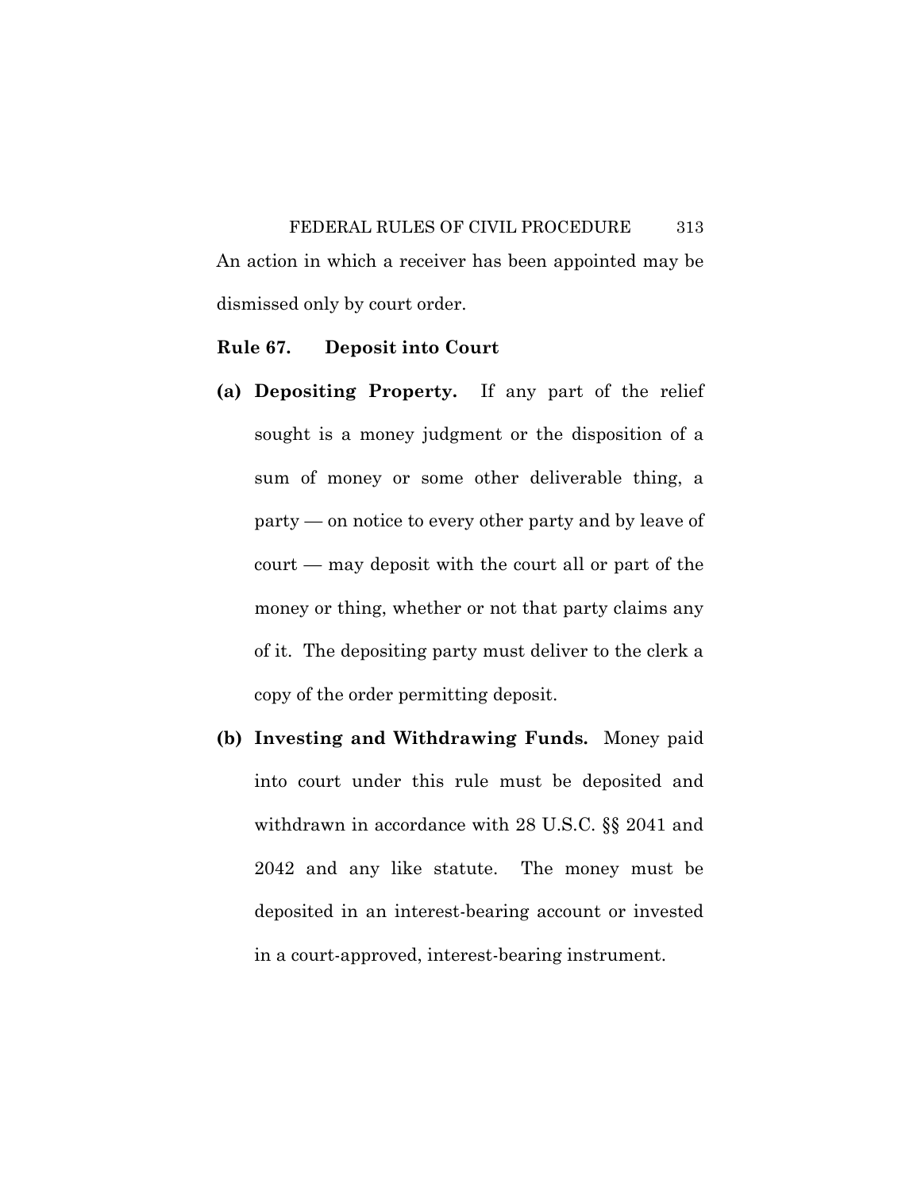An action in which a receiver has been appointed may be dismissed only by court order.

## Rule 67. Deposit into Court

**(a) Depositing Property.** If any part of the relief sought is a money judgment or the disposition of a sum of money or some other deliverable thing, a party — on notice to every other party and by leave of court — may deposit with the court all or part of the money or thing, whether or not that party claims any of it. The depositing party must deliver to the clerk a copy of the order permitting deposit.

**(b) Investing and Withdrawing Funds.** Money paid into court under this rule must be deposited and withdrawn in accordance with 28 U.S.C. §§ 2041 and 2042 and any like statute. The money must be deposited in an interest-bearing account or invested in a court-approved, interest-bearing instrument.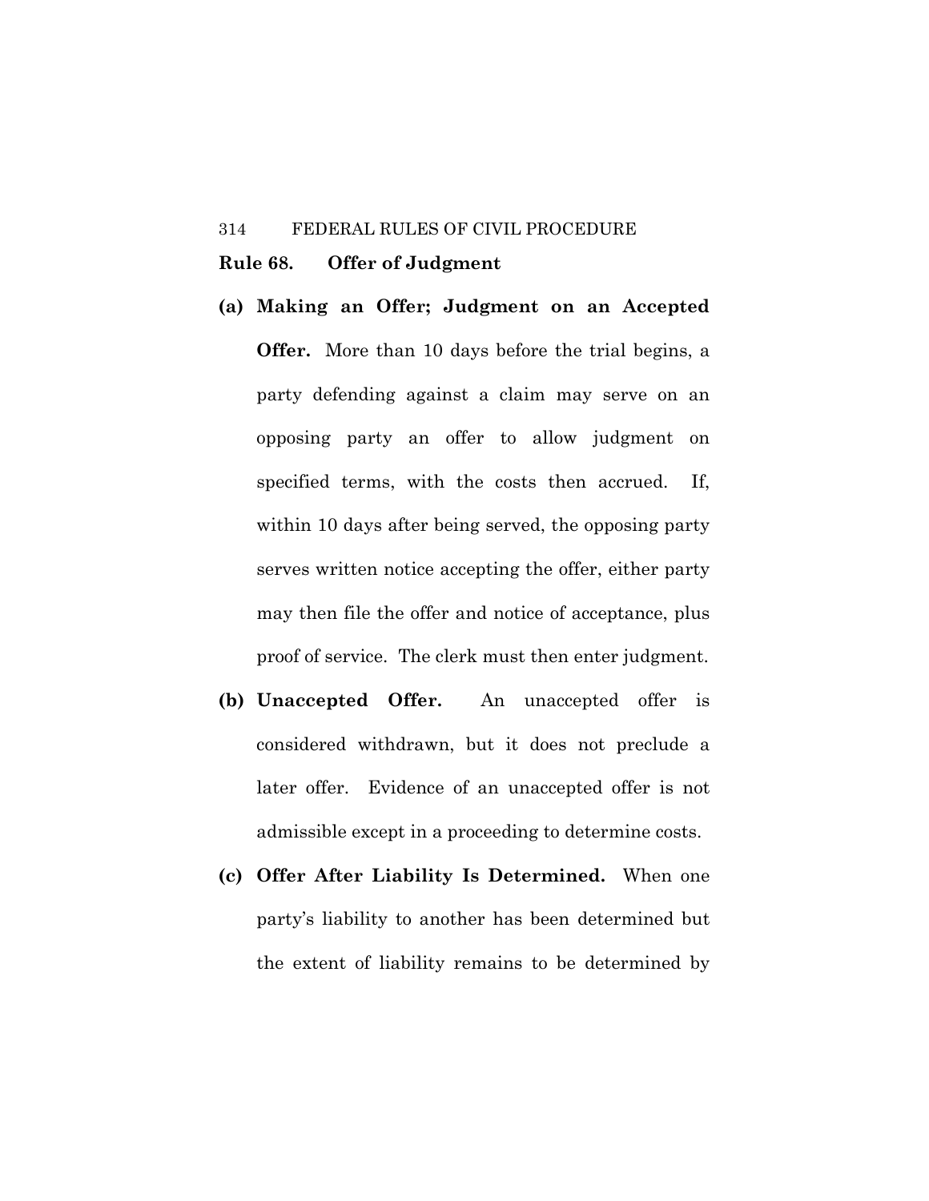## Rule 68. Offer of Judgment

**(a) Making an Offer; Judgment on an Accepted Offer.** More than 10 days before the trial begins, a party defending against a claim may serve on an opposing party an offer to allow judgment on specified terms, with the costs then accrued. If, within 10 days after being served, the opposing party serves written notice accepting the offer, either party may then file the offer and notice of acceptance, plus proof of service. The clerk must then enter judgment.

**(b) Unaccepted Offer.** An unaccepted offer is considered withdrawn, but it does not preclude a later offer. Evidence of an unaccepted offer is not admissible except in a proceeding to determine costs.

**(c) Offer After Liability Is Determined.** When one party's liability to another has been determined but the extent of liability remains to be determined by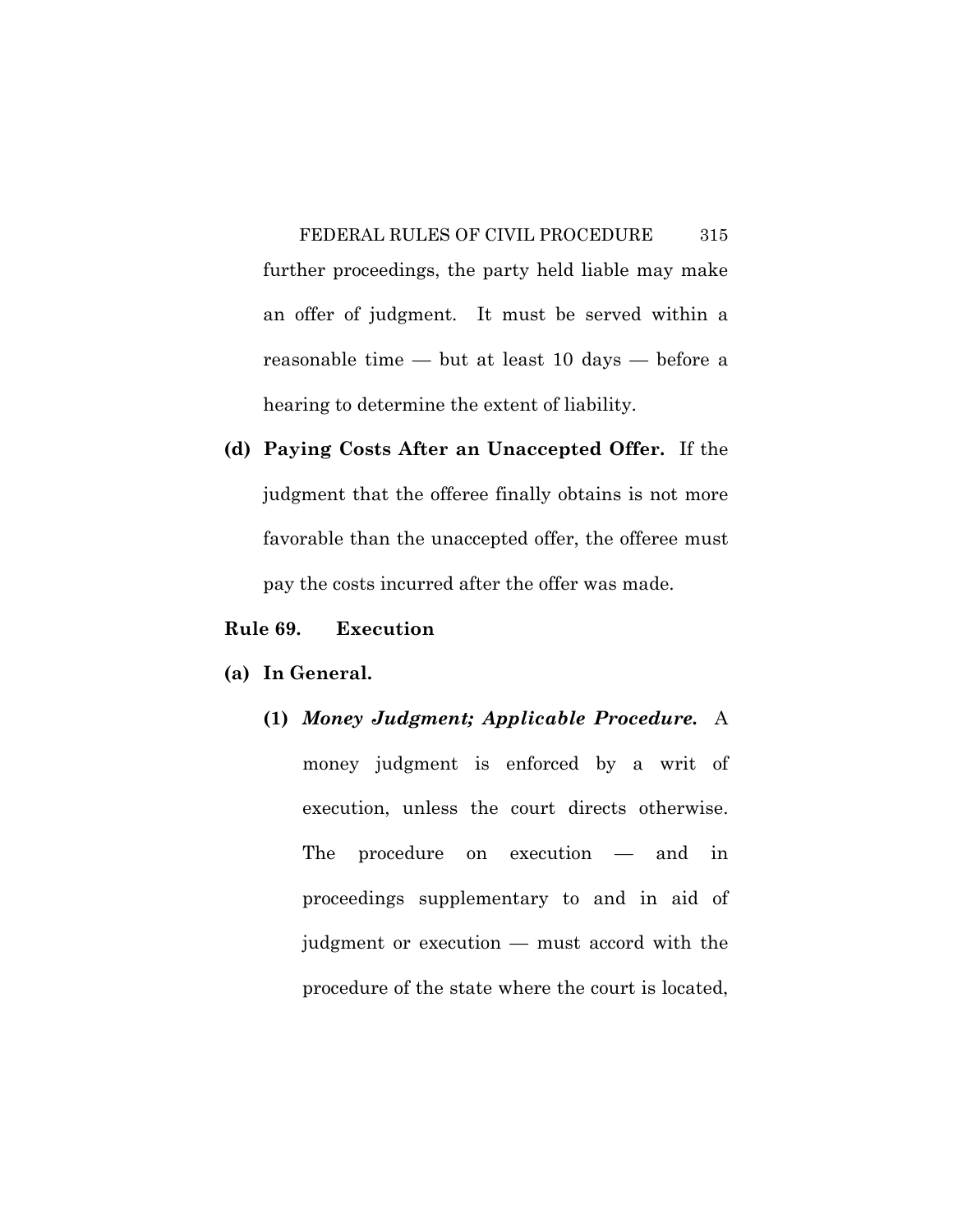further proceedings, the party held liable may make an offer of judgment. It must be served within a reasonable time — but at least 10 days — before a hearing to determine the extent of liability.

**(d) Paying Costs After an Unaccepted Offer.** If the judgment that the offeree finally obtains is not more favorable than the unaccepted offer, the offeree must pay the costs incurred after the offer was made.

## Rule 69. Execution

**(a) In General.**

**(1)** ***Money Judgment; Applicable Procedure.*** A money judgment is enforced by a writ of execution, unless the court directs otherwise. The procedure on execution — and in proceedings supplementary to and in aid of judgment or execution — must accord with the procedure of the state where the court is located,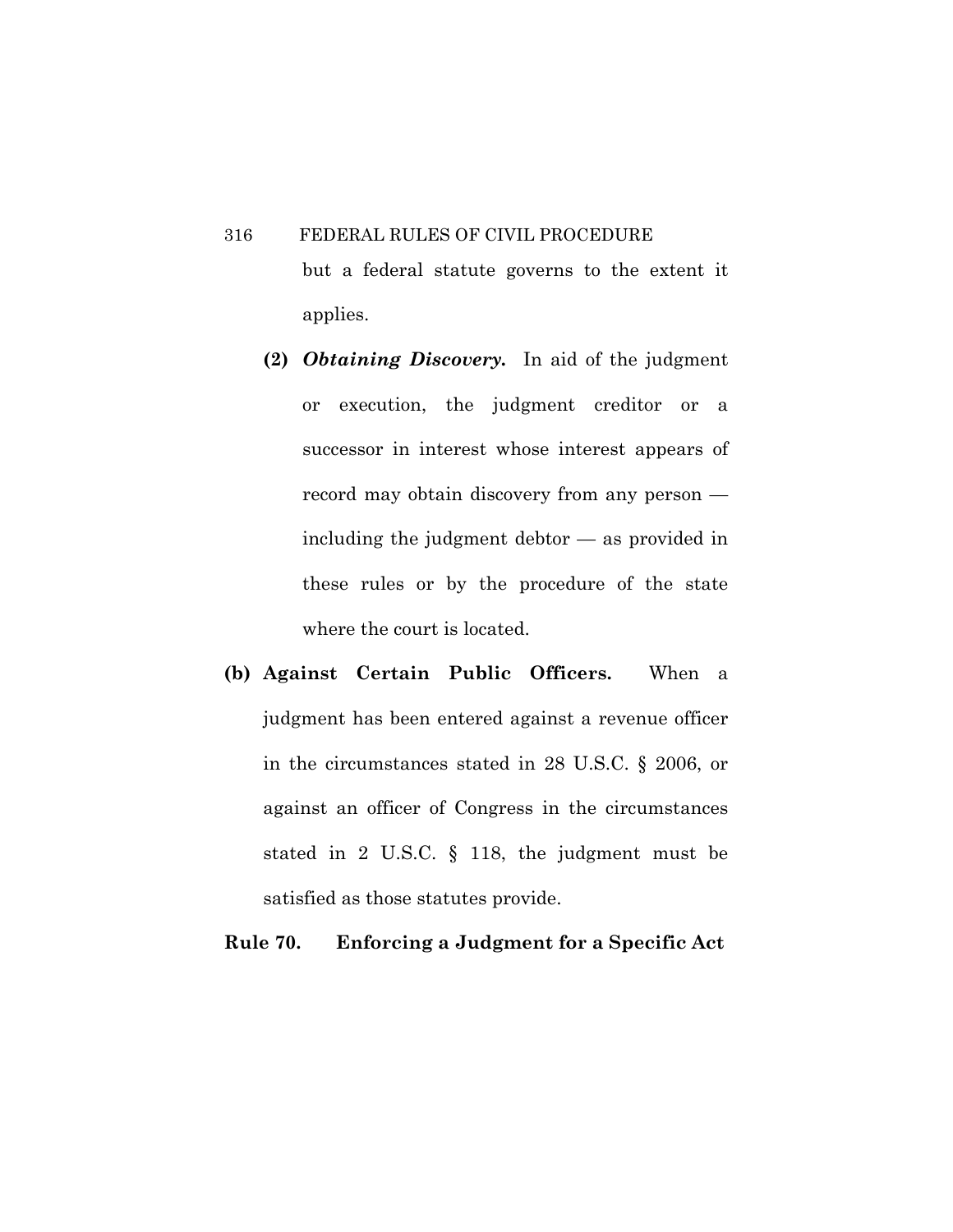but a federal statute governs to the extent it applies.

**(2)** ***Obtaining Discovery.*** In aid of the judgment or execution, the judgment creditor or a successor in interest whose interest appears of record may obtain discovery from any person — including the judgment debtor — as provided in these rules or by the procedure of the state where the court is located.

**(b) Against Certain Public Officers.** When a judgment has been entered against a revenue officer in the circumstances stated in 28 U.S.C. § 2006, or against an officer of Congress in the circumstances stated in 2 U.S.C. § 118, the judgment must be satisfied as those statutes provide.

## Rule 70. Enforcing a Judgment for a Specific Act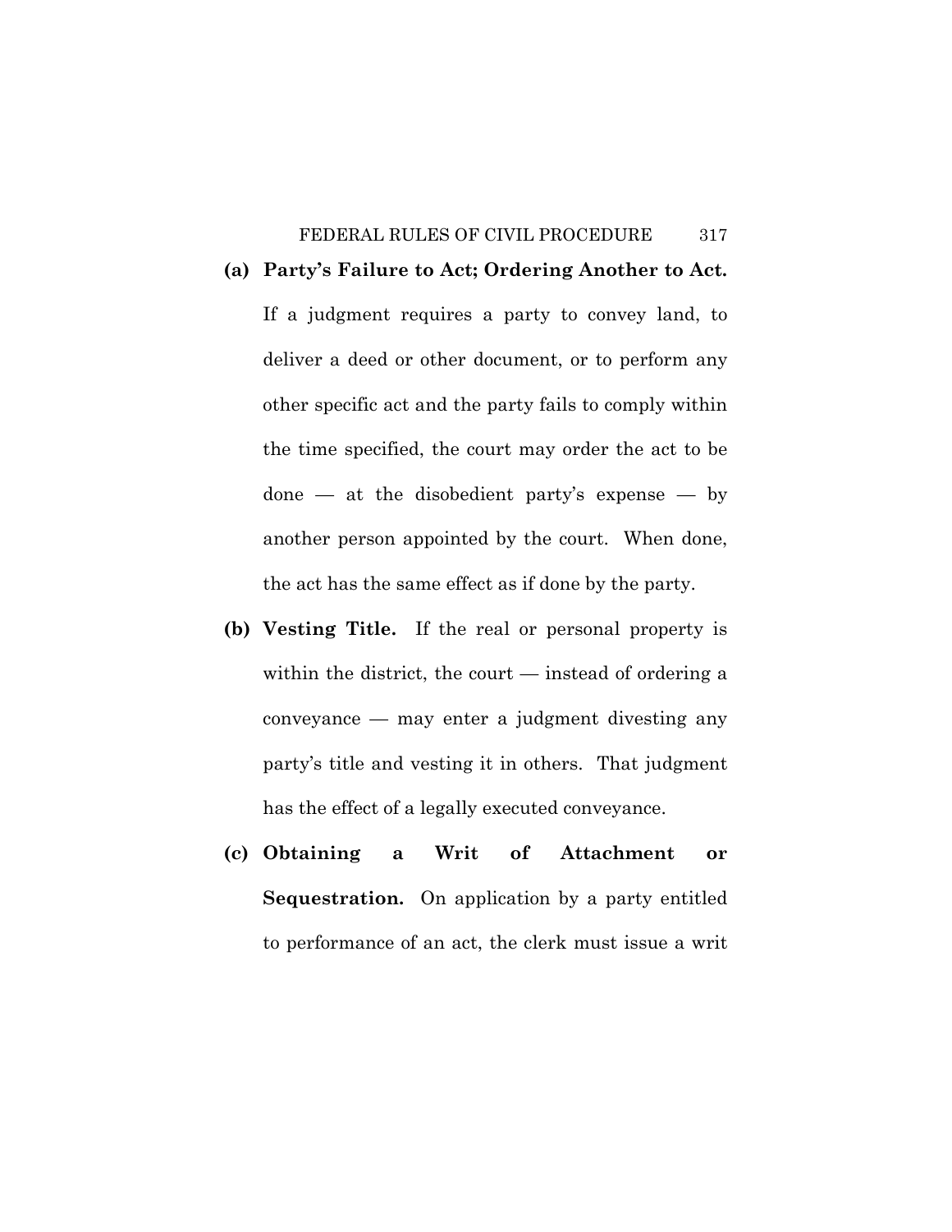**(a) Party's Failure to Act; Ordering Another to Act.** If a judgment requires a party to convey land, to deliver a deed or other document, or to perform any other specific act and the party fails to comply within the time specified, the court may order the act to be done — at the disobedient party's expense — by another person appointed by the court. When done, the act has the same effect as if done by the party.

**(b) Vesting Title.** If the real or personal property is within the district, the court — instead of ordering a conveyance — may enter a judgment divesting any party's title and vesting it in others. That judgment has the effect of a legally executed conveyance.

**(c) Obtaining a Writ of Attachment or Sequestration.** On application by a party entitled to performance of an act, the clerk must issue a writ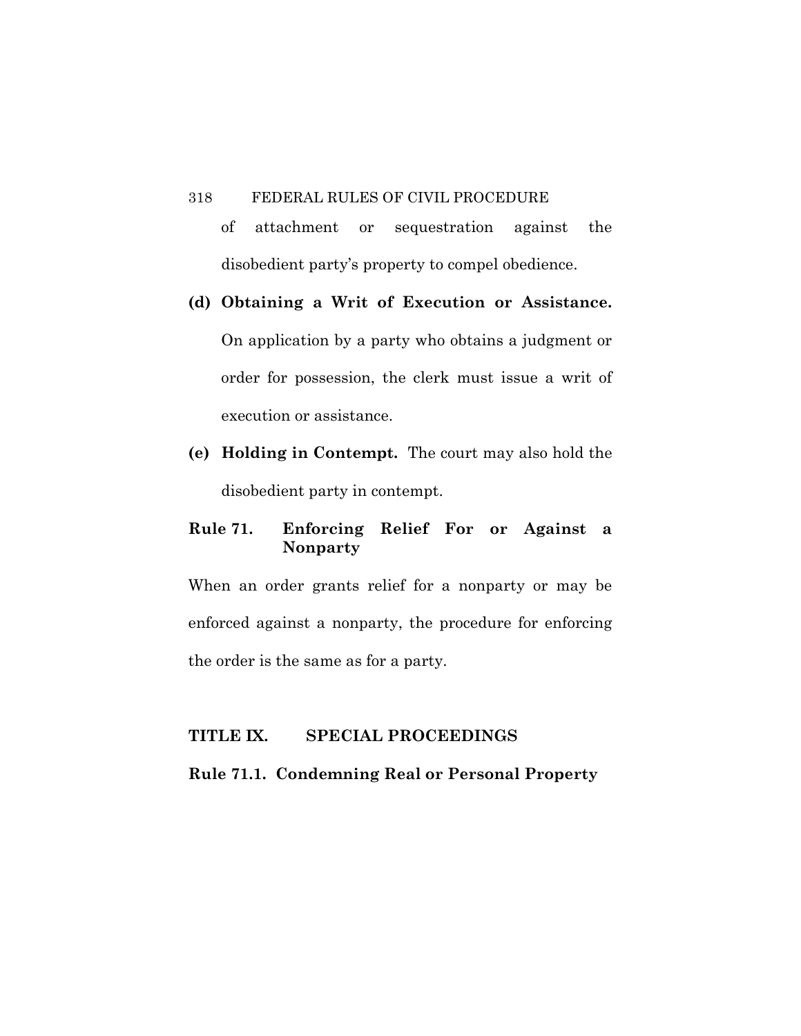of attachment or sequestration against the disobedient party's property to compel obedience.

**(d) Obtaining a Writ of Execution or Assistance.** On application by a party who obtains a judgment or order for possession, the clerk must issue a writ of execution or assistance.

**(e) Holding in Contempt.** The court may also hold the disobedient party in contempt.

## Rule 71. Enforcing Relief For or Against a Nonparty

When an order grants relief for a nonparty or may be enforced against a nonparty, the procedure for enforcing the order is the same as for a party.

# TITLE IX. SPECIAL PROCEEDINGS

## Rule 71.1. Condemning Real or Personal Property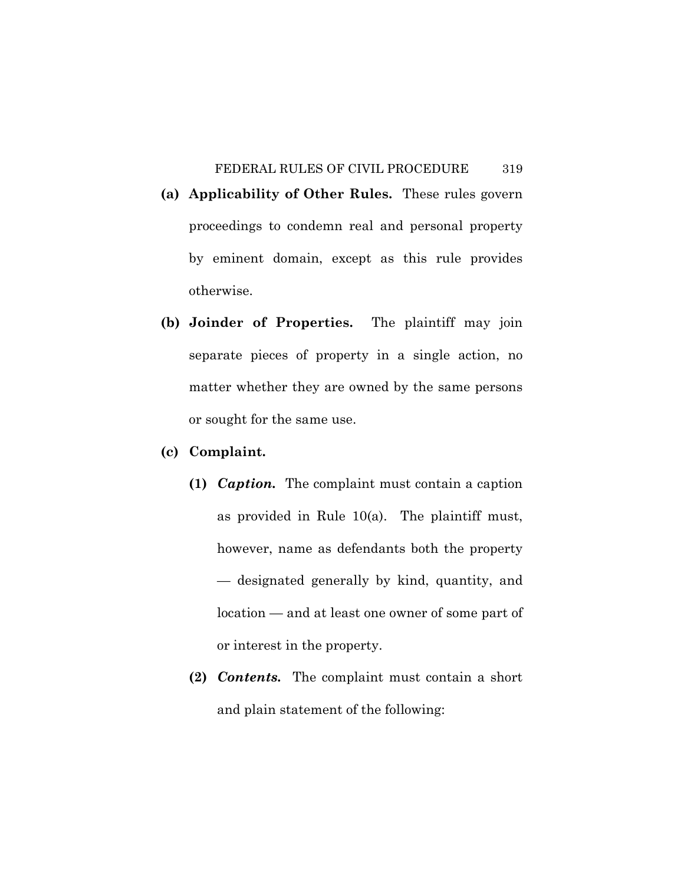**(a) Applicability of Other Rules.** These rules govern proceedings to condemn real and personal property by eminent domain, except as this rule provides otherwise.

**(b) Joinder of Properties.** The plaintiff may join separate pieces of property in a single action, no matter whether they are owned by the same persons or sought for the same use.

**(c) Complaint.**

**(1)** ***Caption.*** The complaint must contain a caption as provided in Rule 10(a). The plaintiff must, however, name as defendants both the property — designated generally by kind, quantity, and location — and at least one owner of some part of or interest in the property.

**(2)** ***Contents.*** The complaint must contain a short and plain statement of the following: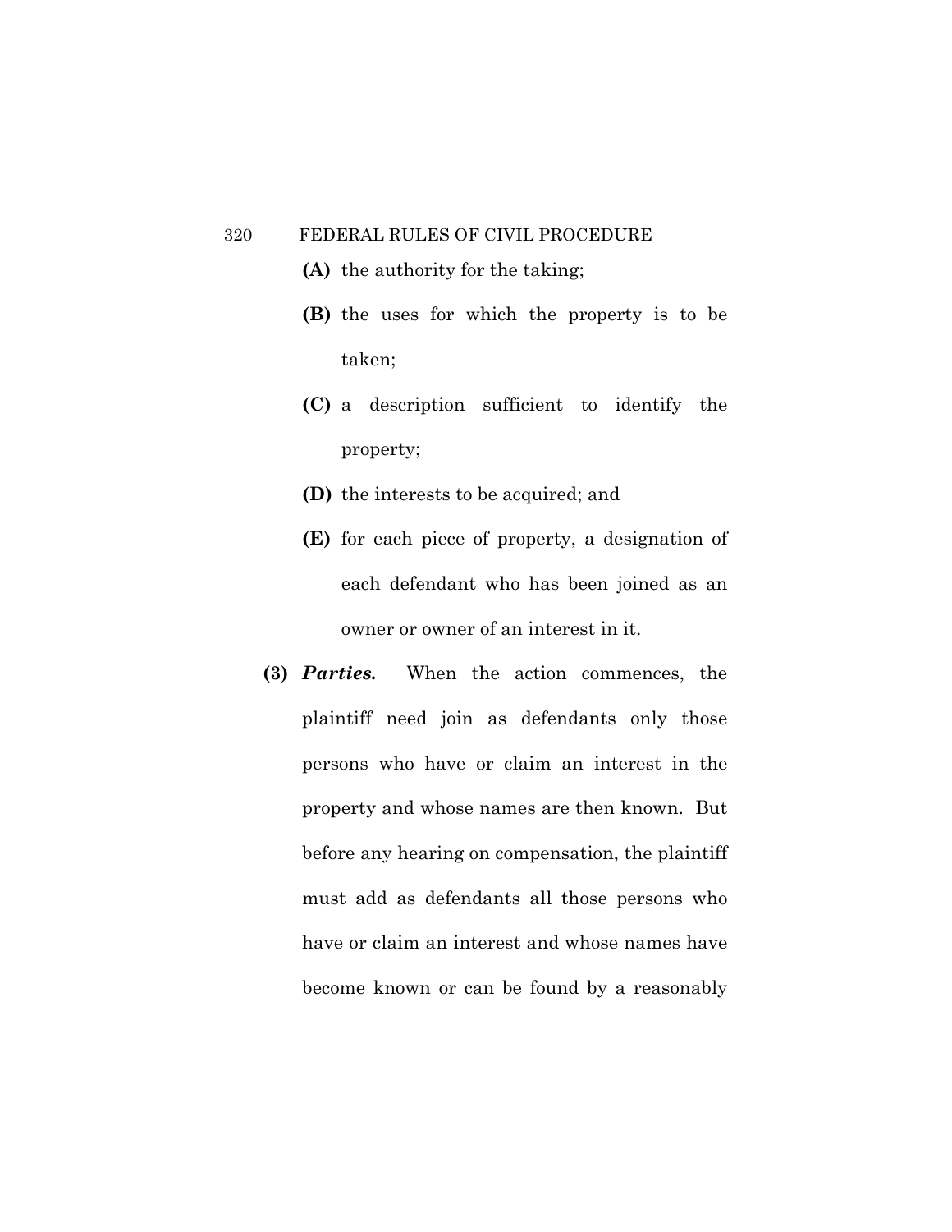**(A)** the authority for the taking;

**(B)** the uses for which the property is to be taken;

**(C)** a description sufficient to identify the property;

**(D)** the interests to be acquired; and

**(E)** for each piece of property, a designation of each defendant who has been joined as an owner or owner of an interest in it.

**(3)** ***Parties.*** When the action commences, the plaintiff need join as defendants only those persons who have or claim an interest in the property and whose names are then known. But before any hearing on compensation, the plaintiff must add as defendants all those persons who have or claim an interest and whose names have become known or can be found by a reasonably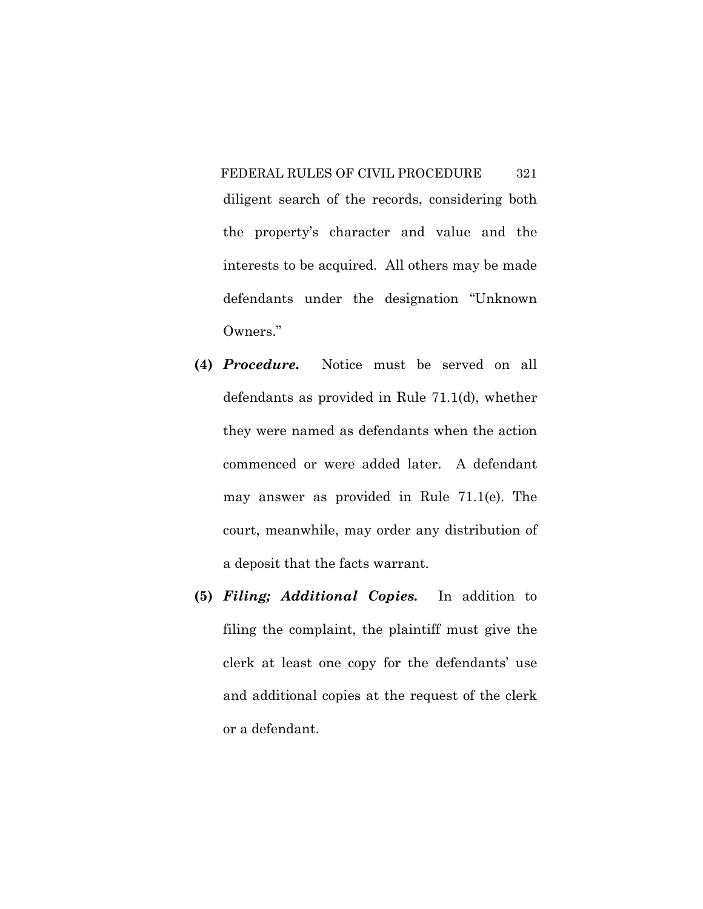diligent search of the records, considering both the property's character and value and the interests to be acquired. All others may be made defendants under the designation "Unknown Owners."

**(4)** ***Procedure.*** Notice must be served on all defendants as provided in Rule 71.1(d), whether they were named as defendants when the action commenced or were added later. A defendant may answer as provided in Rule 71.1(e). The court, meanwhile, may order any distribution of a deposit that the facts warrant.

**(5)** ***Filing; Additional Copies.*** In addition to filing the complaint, the plaintiff must give the clerk at least one copy for the defendants' use and additional copies at the request of the clerk or a defendant.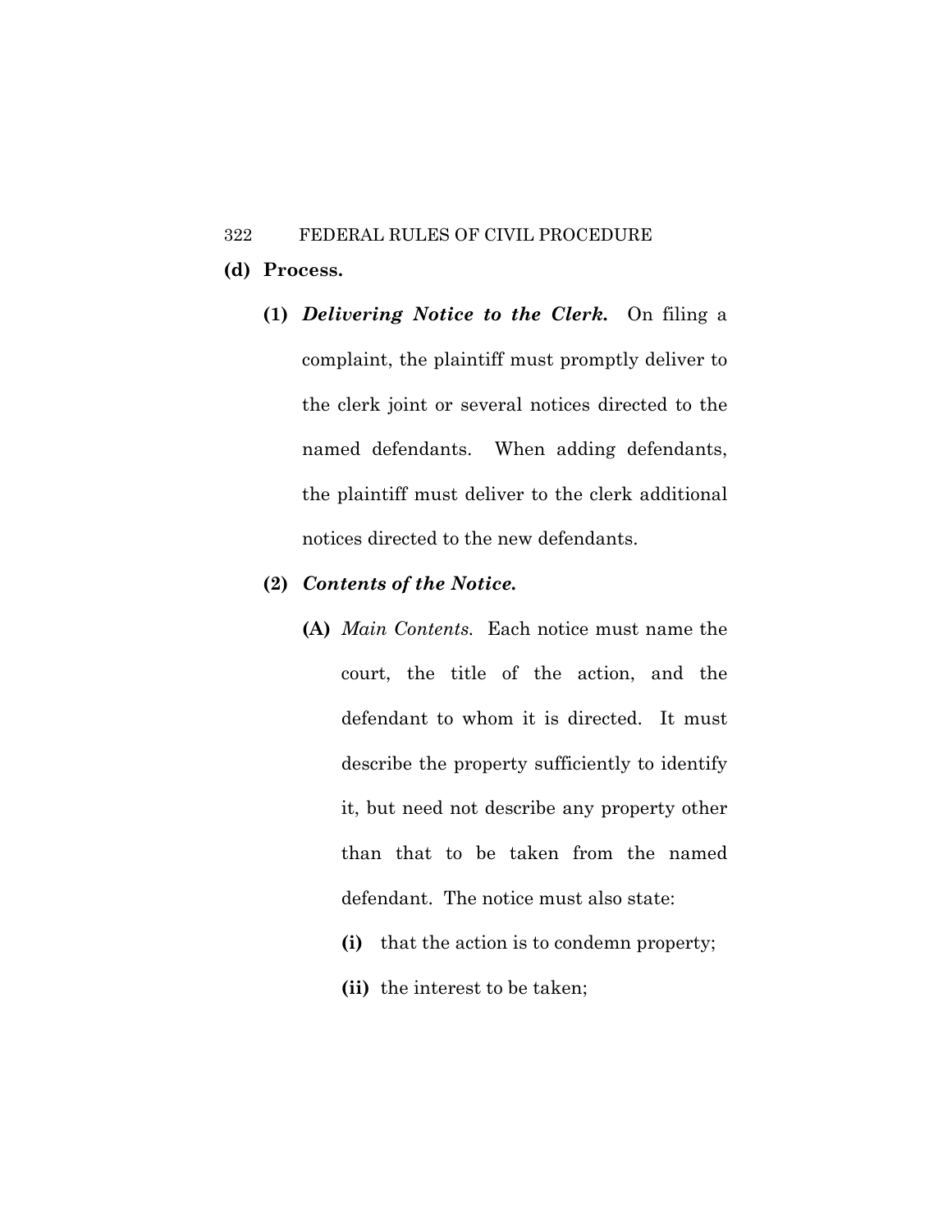**(d) Process.**

**(1)** ***Delivering Notice to the Clerk.*** On filing a complaint, the plaintiff must promptly deliver to the clerk joint or several notices directed to the named defendants. When adding defendants, the plaintiff must deliver to the clerk additional notices directed to the new defendants.

**(2)** ***Contents of the Notice.***

**(A)** *Main Contents.* Each notice must name the court, the title of the action, and the defendant to whom it is directed. It must describe the property sufficiently to identify it, but need not describe any property other than that to be taken from the named defendant. The notice must also state:

**(i)** that the action is to condemn property;

**(ii)** the interest to be taken;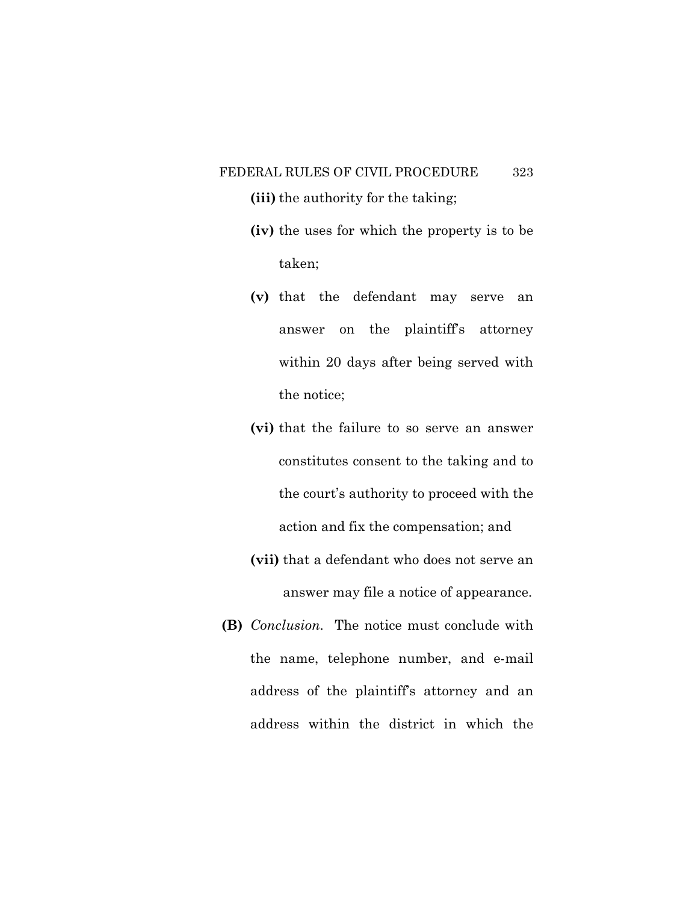**(iii)** the authority for the taking;

**(iv)** the uses for which the property is to be taken;

**(v)** that the defendant may serve an answer on the plaintiff's attorney within 20 days after being served with the notice;

**(vi)** that the failure to so serve an answer constitutes consent to the taking and to the court's authority to proceed with the action and fix the compensation; and

**(vii)** that a defendant who does not serve an answer may file a notice of appearance.

**(B)** *Conclusion.* The notice must conclude with the name, telephone number, and e-mail address of the plaintiff's attorney and an address within the district in which the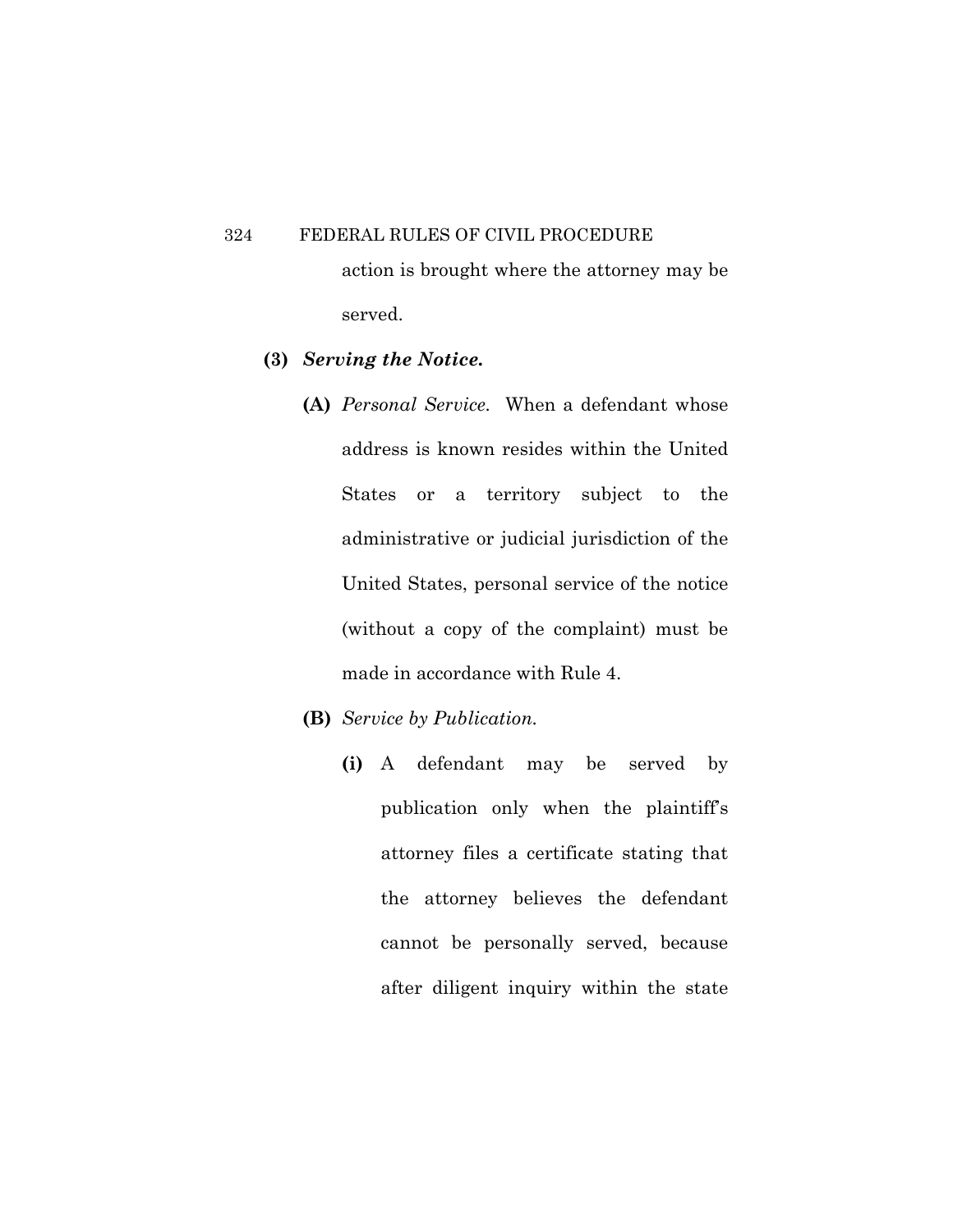action is brought where the attorney may be served.

**(3)** ***Serving the Notice.***

**(A)** *Personal Service.* When a defendant whose address is known resides within the United States or a territory subject to the administrative or judicial jurisdiction of the United States, personal service of the notice (without a copy of the complaint) must be made in accordance with Rule 4.

**(B)** *Service by Publication.*

**(i)** A defendant may be served by publication only when the plaintiff's attorney files a certificate stating that the attorney believes the defendant cannot be personally served, because after diligent inquiry within the state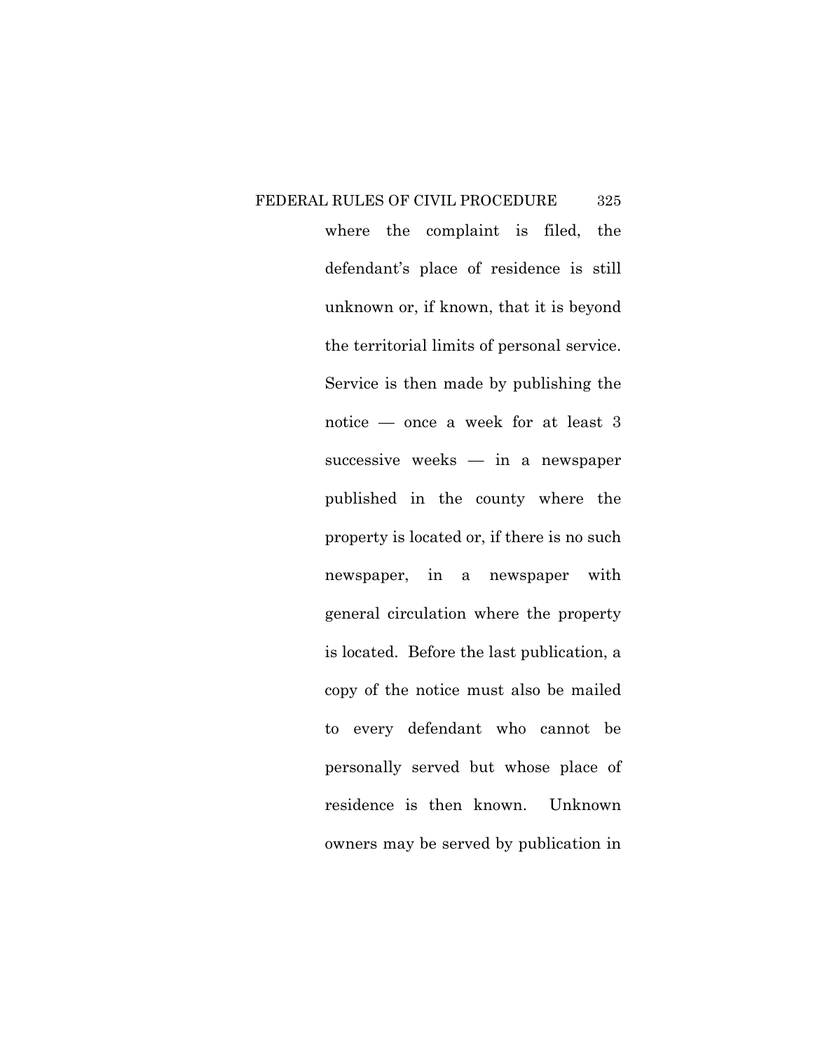where the complaint is filed, the defendant's place of residence is still unknown or, if known, that it is beyond the territorial limits of personal service. Service is then made by publishing the notice — once a week for at least 3 successive weeks — in a newspaper published in the county where the property is located or, if there is no such newspaper, in a newspaper with general circulation where the property is located. Before the last publication, a copy of the notice must also be mailed to every defendant who cannot be personally served but whose place of residence is then known. Unknown owners may be served by publication in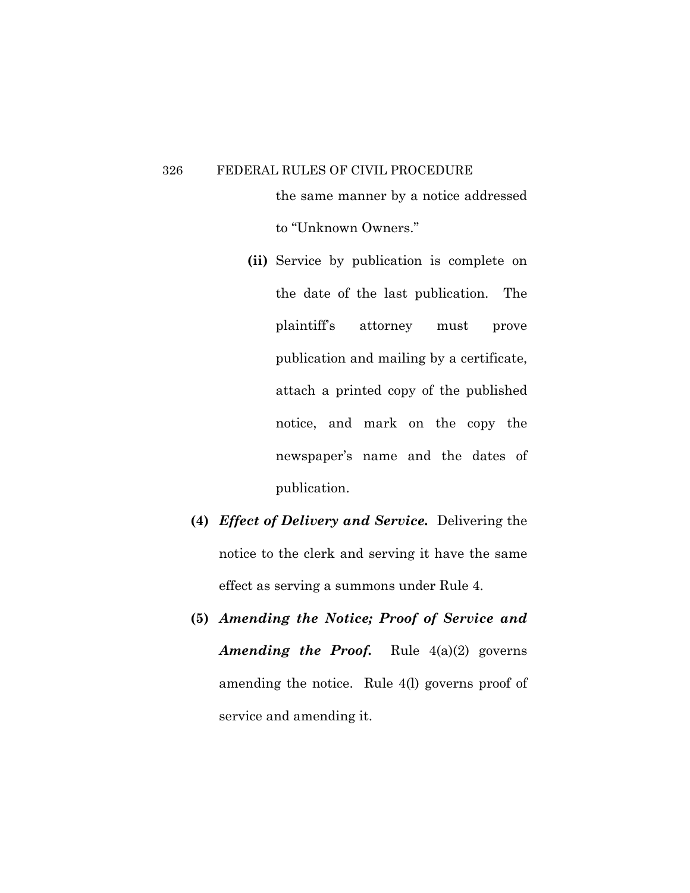the same manner by a notice addressed to "Unknown Owners."

**(ii)** Service by publication is complete on the date of the last publication. The plaintiff's attorney must prove publication and mailing by a certificate, attach a printed copy of the published notice, and mark on the copy the newspaper's name and the dates of publication.

**(4)** ***Effect of Delivery and Service.*** Delivering the notice to the clerk and serving it have the same effect as serving a summons under Rule 4.

**(5)** ***Amending the Notice; Proof of Service and Amending the Proof.*** Rule 4(a)(2) governs amending the notice. Rule 4(l) governs proof of service and amending it.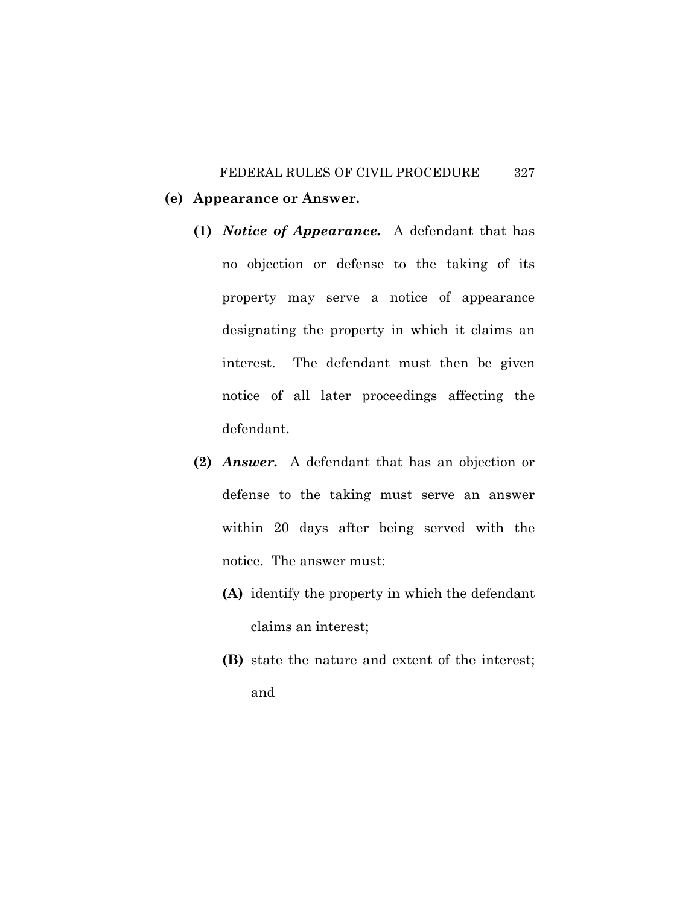**(e) Appearance or Answer.**

**(1)** ***Notice of Appearance.*** A defendant that has no objection or defense to the taking of its property may serve a notice of appearance designating the property in which it claims an interest. The defendant must then be given notice of all later proceedings affecting the defendant.

**(2)** ***Answer.*** A defendant that has an objection or defense to the taking must serve an answer within 20 days after being served with the notice. The answer must:

**(A)** identify the property in which the defendant claims an interest;

**(B)** state the nature and extent of the interest; and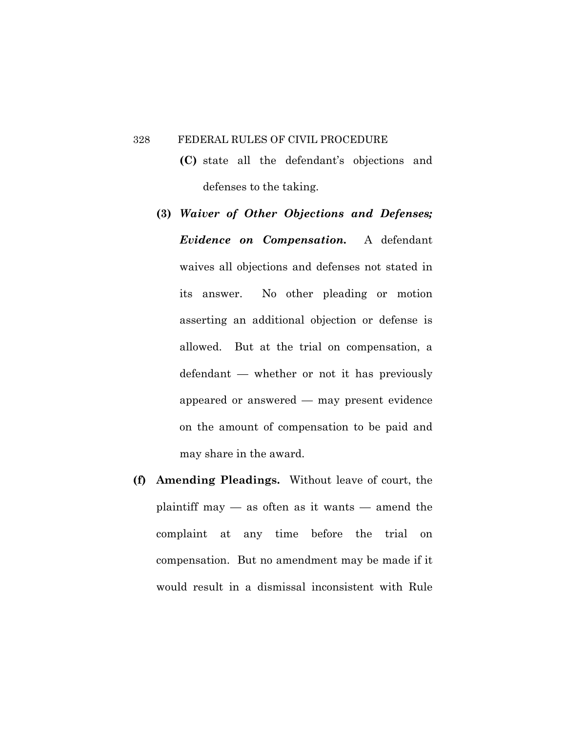**(C)** state all the defendant's objections and defenses to the taking.

**(3)** ***Waiver of Other Objections and Defenses; Evidence on Compensation.*** A defendant waives all objections and defenses not stated in its answer. No other pleading or motion asserting an additional objection or defense is allowed. But at the trial on compensation, a defendant — whether or not it has previously appeared or answered — may present evidence on the amount of compensation to be paid and may share in the award.

**(f)** **Amending Pleadings.** Without leave of court, the plaintiff may — as often as it wants — amend the complaint at any time before the trial on compensation. But no amendment may be made if it would result in a dismissal inconsistent with Rule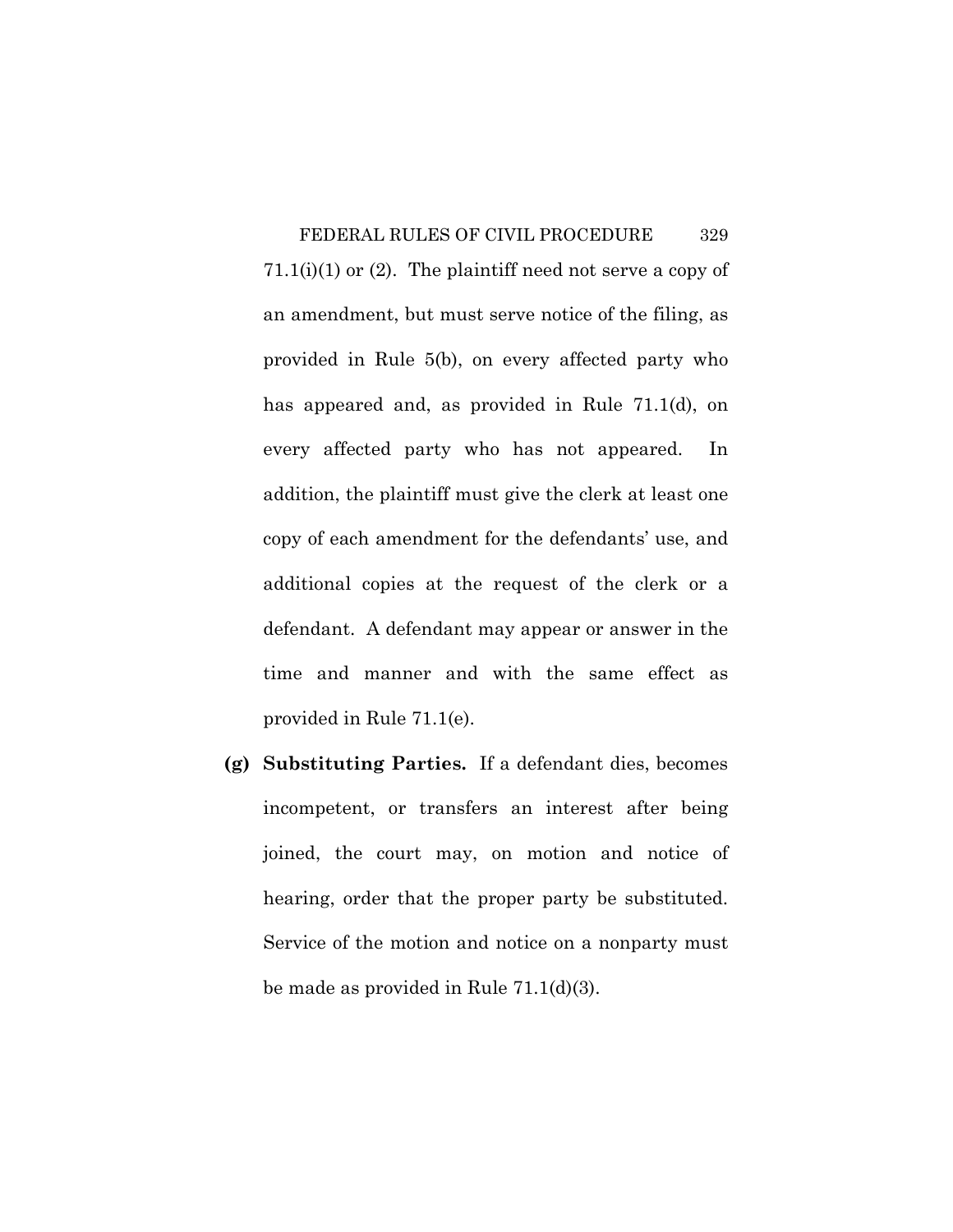71.1(i)(1) or (2). The plaintiff need not serve a copy of an amendment, but must serve notice of the filing, as provided in Rule 5(b), on every affected party who has appeared and, as provided in Rule 71.1(d), on every affected party who has not appeared. In addition, the plaintiff must give the clerk at least one copy of each amendment for the defendants' use, and additional copies at the request of the clerk or a defendant. A defendant may appear or answer in the time and manner and with the same effect as provided in Rule 71.1(e).

**(g) Substituting Parties.** If a defendant dies, becomes incompetent, or transfers an interest after being joined, the court may, on motion and notice of hearing, order that the proper party be substituted. Service of the motion and notice on a nonparty must be made as provided in Rule 71.1(d)(3).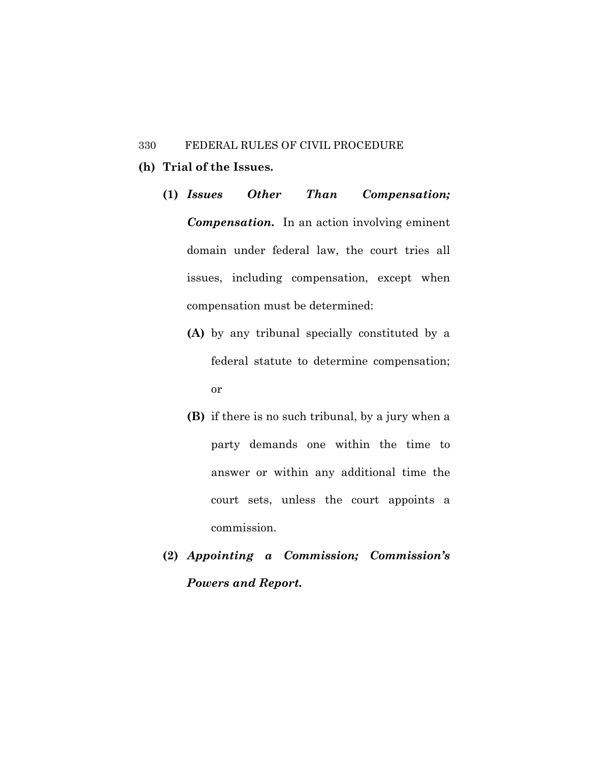**(h) Trial of the Issues.**

**(1)** ***Issues Other Than Compensation; Compensation.*** In an action involving eminent domain under federal law, the court tries all issues, including compensation, except when compensation must be determined:

**(A)** by any tribunal specially constituted by a federal statute to determine compensation; or

**(B)** if there is no such tribunal, by a jury when a party demands one within the time to answer or within any additional time the court sets, unless the court appoints a commission.

**(2)** ***Appointing a Commission; Commission's Powers and Report.***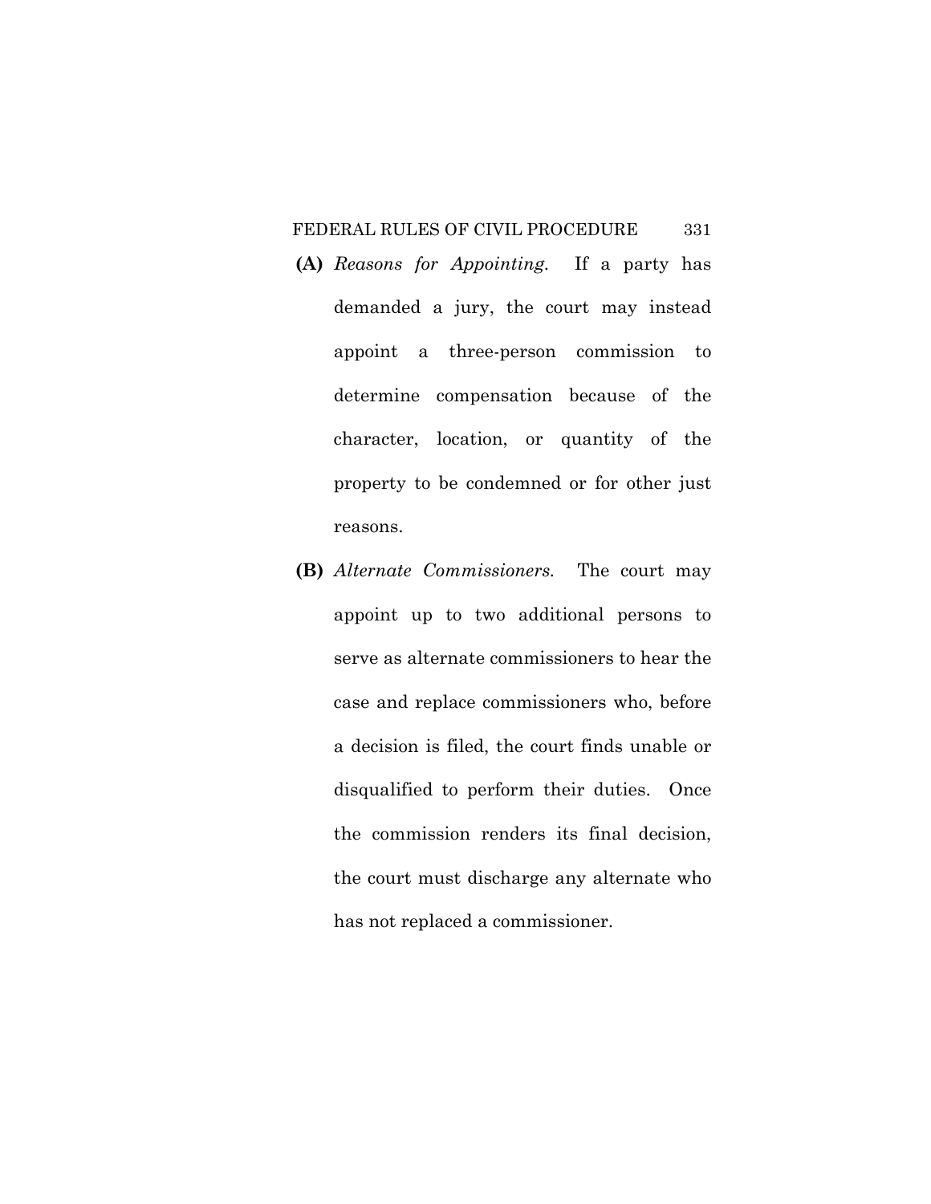**(A)** *Reasons for Appointing.* If a party has demanded a jury, the court may instead appoint a three-person commission to determine compensation because of the character, location, or quantity of the property to be condemned or for other just reasons.

**(B)** *Alternate Commissioners.* The court may appoint up to two additional persons to serve as alternate commissioners to hear the case and replace commissioners who, before a decision is filed, the court finds unable or disqualified to perform their duties. Once the commission renders its final decision, the court must discharge any alternate who has not replaced a commissioner.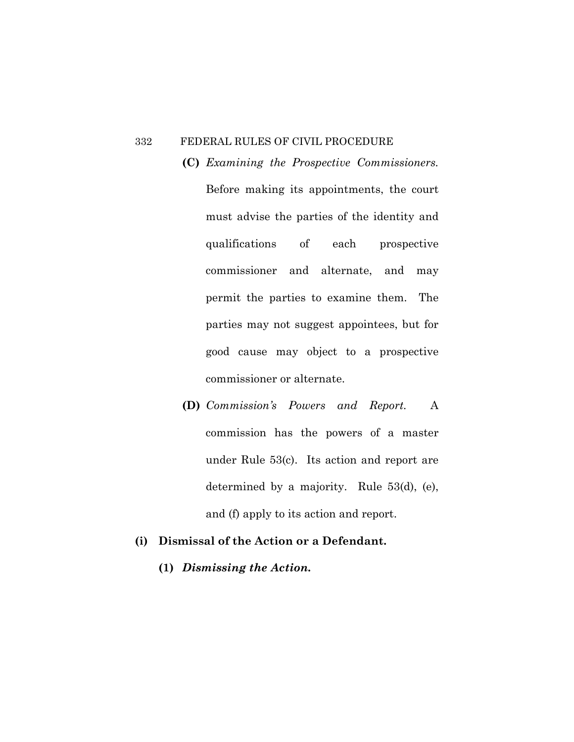**(C)** *Examining the Prospective Commissioners.* Before making its appointments, the court must advise the parties of the identity and qualifications of each prospective commissioner and alternate, and may permit the parties to examine them. The parties may not suggest appointees, but for good cause may object to a prospective commissioner or alternate.

**(D)** *Commission's Powers and Report.* A commission has the powers of a master under Rule 53(c). Its action and report are determined by a majority. Rule 53(d), (e), and (f) apply to its action and report.

**(i) Dismissal of the Action or a Defendant.**

**(1)** ***Dismissing the Action.***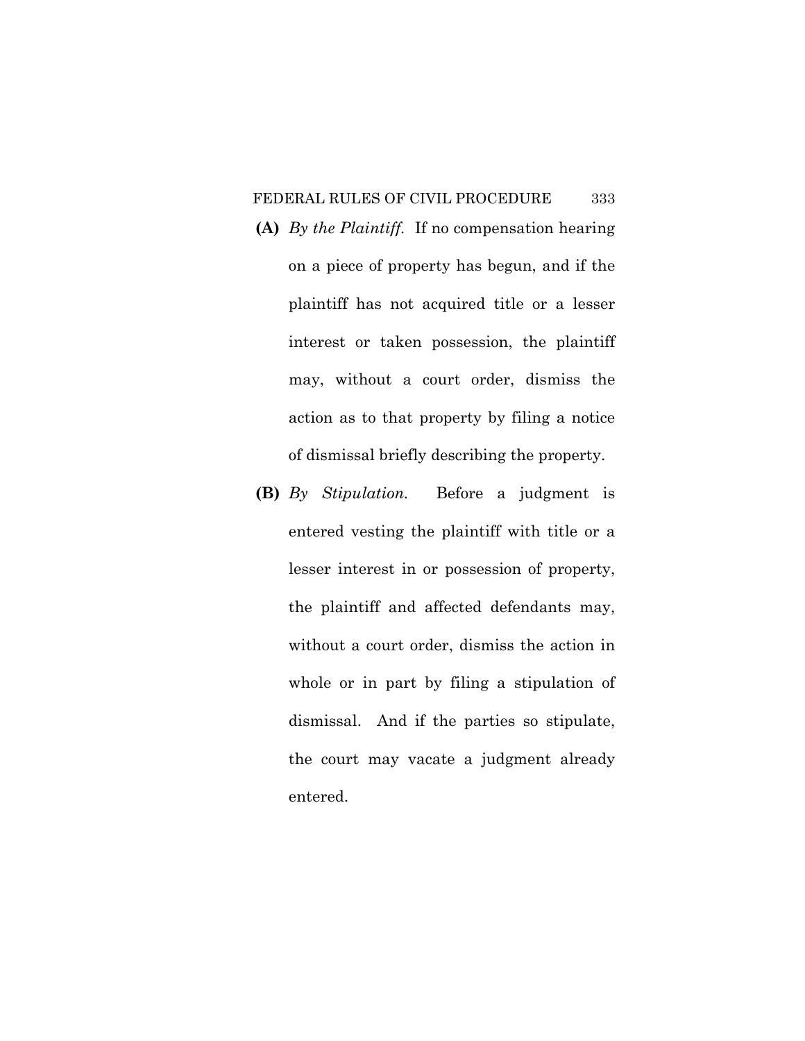**(A)** *By the Plaintiff.* If no compensation hearing on a piece of property has begun, and if the plaintiff has not acquired title or a lesser interest or taken possession, the plaintiff may, without a court order, dismiss the action as to that property by filing a notice of dismissal briefly describing the property.

**(B)** *By Stipulation.* Before a judgment is entered vesting the plaintiff with title or a lesser interest in or possession of property, the plaintiff and affected defendants may, without a court order, dismiss the action in whole or in part by filing a stipulation of dismissal. And if the parties so stipulate, the court may vacate a judgment already entered.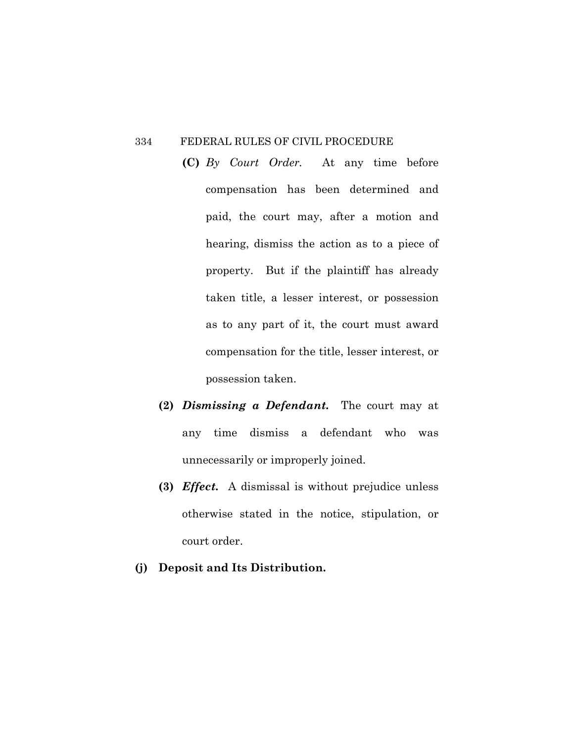**(C)** *By Court Order.* At any time before compensation has been determined and paid, the court may, after a motion and hearing, dismiss the action as to a piece of property. But if the plaintiff has already taken title, a lesser interest, or possession as to any part of it, the court must award compensation for the title, lesser interest, or possession taken.

**(2)** ***Dismissing a Defendant.*** The court may at any time dismiss a defendant who was unnecessarily or improperly joined.

**(3)** ***Effect.*** A dismissal is without prejudice unless otherwise stated in the notice, stipulation, or court order.

**(j) Deposit and Its Distribution.**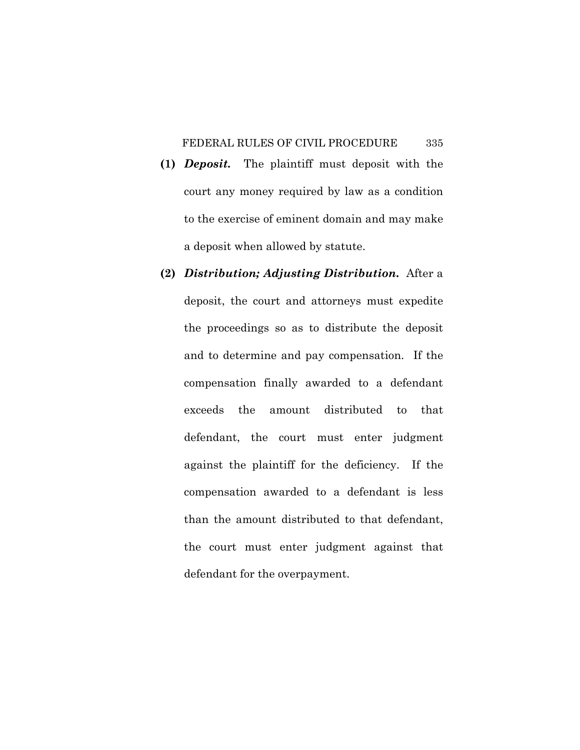**(1)** ***Deposit.*** The plaintiff must deposit with the court any money required by law as a condition to the exercise of eminent domain and may make a deposit when allowed by statute.

**(2)** ***Distribution; Adjusting Distribution.*** After a deposit, the court and attorneys must expedite the proceedings so as to distribute the deposit and to determine and pay compensation. If the compensation finally awarded to a defendant exceeds the amount distributed to that defendant, the court must enter judgment against the plaintiff for the deficiency. If the compensation awarded to a defendant is less than the amount distributed to that defendant, the court must enter judgment against that defendant for the overpayment.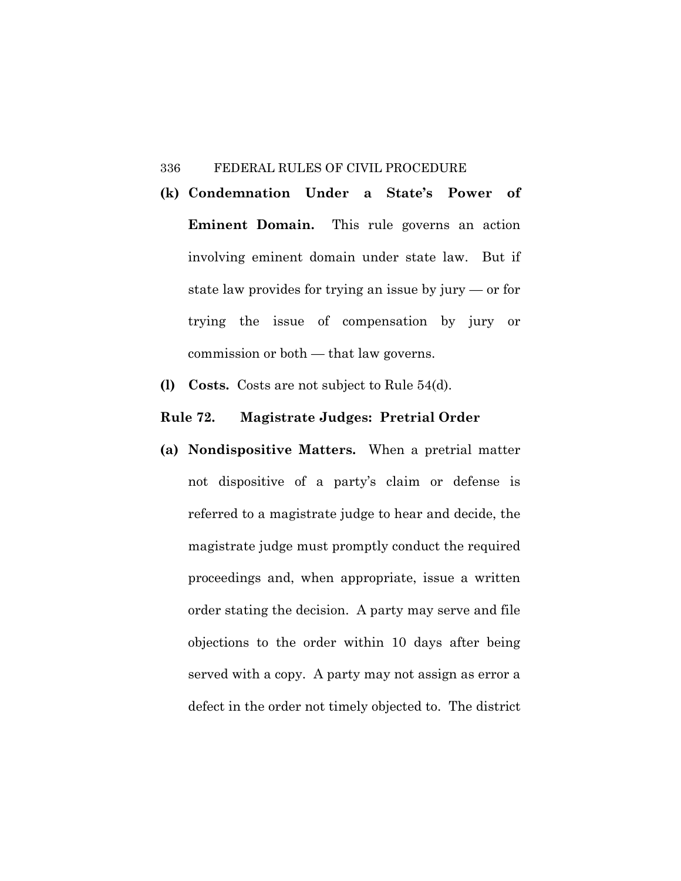**(k) Condemnation Under a State's Power of Eminent Domain.** This rule governs an action involving eminent domain under state law. But if state law provides for trying an issue by jury — or for trying the issue of compensation by jury or commission or both — that law governs.

**(l) Costs.** Costs are not subject to Rule 54(d).

## Rule 72. Magistrate Judges: Pretrial Order

**(a) Nondispositive Matters.** When a pretrial matter not dispositive of a party's claim or defense is referred to a magistrate judge to hear and decide, the magistrate judge must promptly conduct the required proceedings and, when appropriate, issue a written order stating the decision. A party may serve and file objections to the order within 10 days after being served with a copy. A party may not assign as error a defect in the order not timely objected to. The district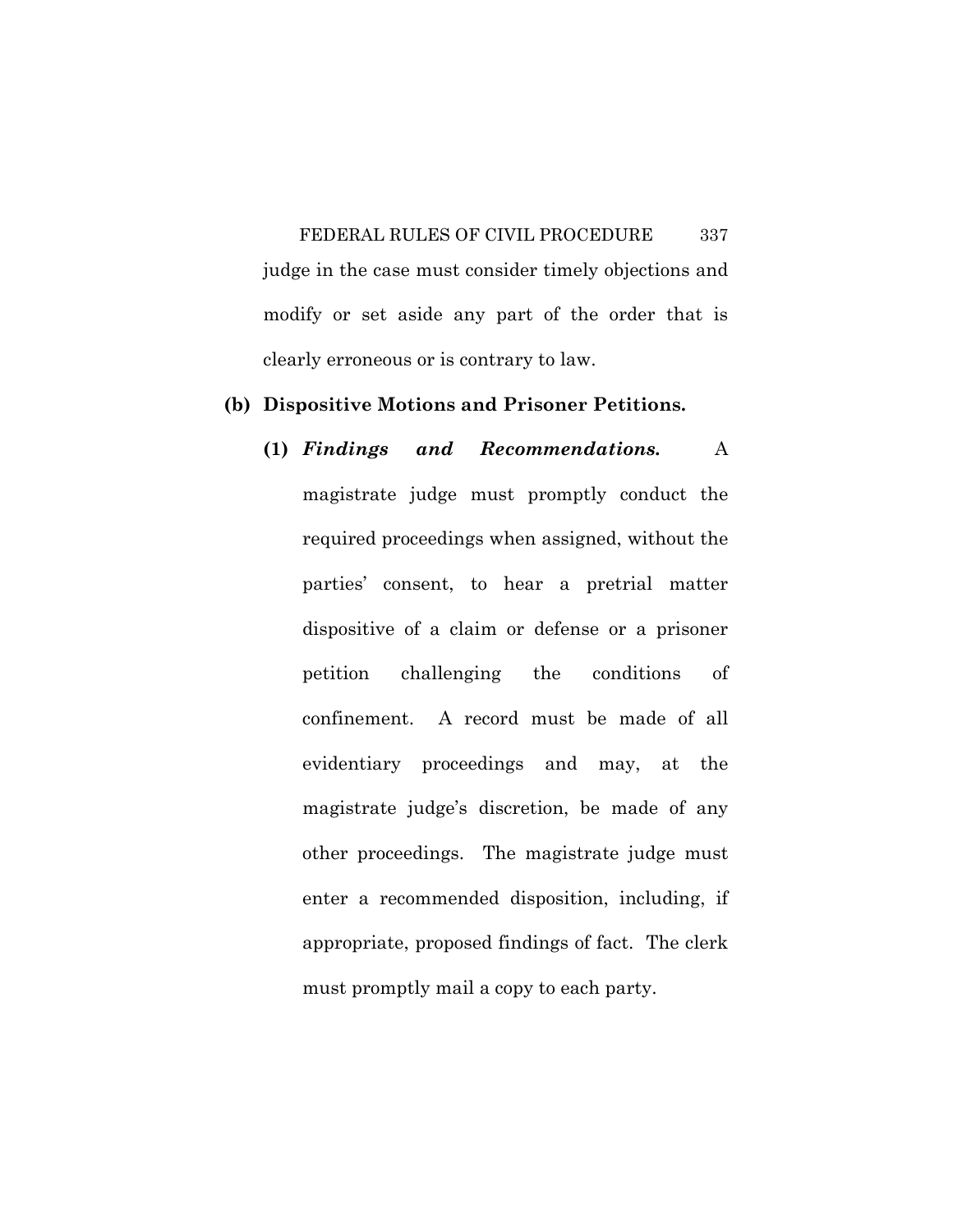judge in the case must consider timely objections and modify or set aside any part of the order that is clearly erroneous or is contrary to law.

**(b) Dispositive Motions and Prisoner Petitions.**

**(1)** ***Findings and Recommendations.*** A magistrate judge must promptly conduct the required proceedings when assigned, without the parties' consent, to hear a pretrial matter dispositive of a claim or defense or a prisoner petition challenging the conditions of confinement. A record must be made of all evidentiary proceedings and may, at the magistrate judge's discretion, be made of any other proceedings. The magistrate judge must enter a recommended disposition, including, if appropriate, proposed findings of fact. The clerk must promptly mail a copy to each party.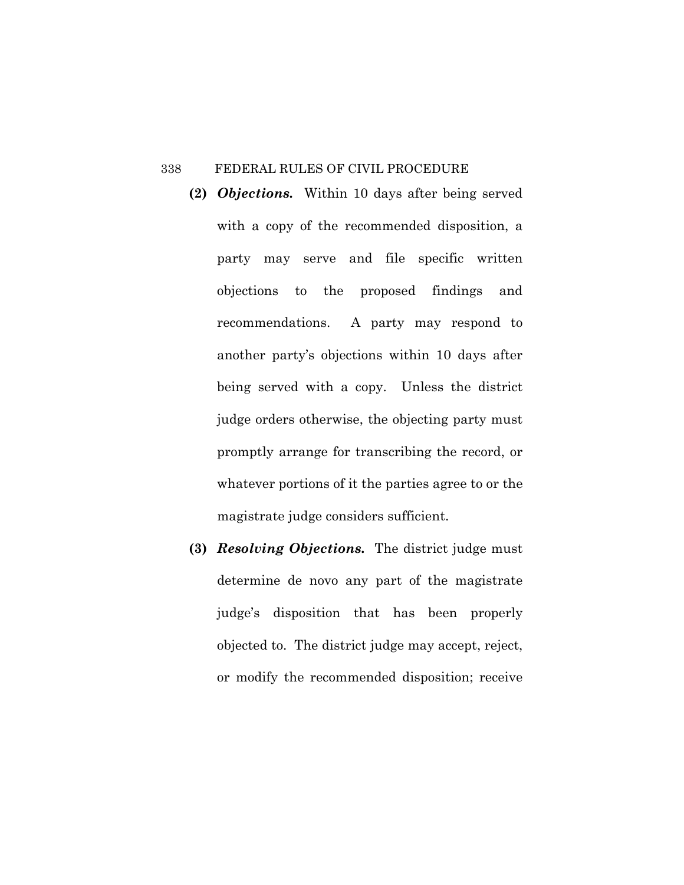**(2)** ***Objections.*** Within 10 days after being served with a copy of the recommended disposition, a party may serve and file specific written objections to the proposed findings and recommendations. A party may respond to another party's objections within 10 days after being served with a copy. Unless the district judge orders otherwise, the objecting party must promptly arrange for transcribing the record, or whatever portions of it the parties agree to or the magistrate judge considers sufficient.

**(3)** ***Resolving Objections.*** The district judge must determine de novo any part of the magistrate judge's disposition that has been properly objected to. The district judge may accept, reject, or modify the recommended disposition; receive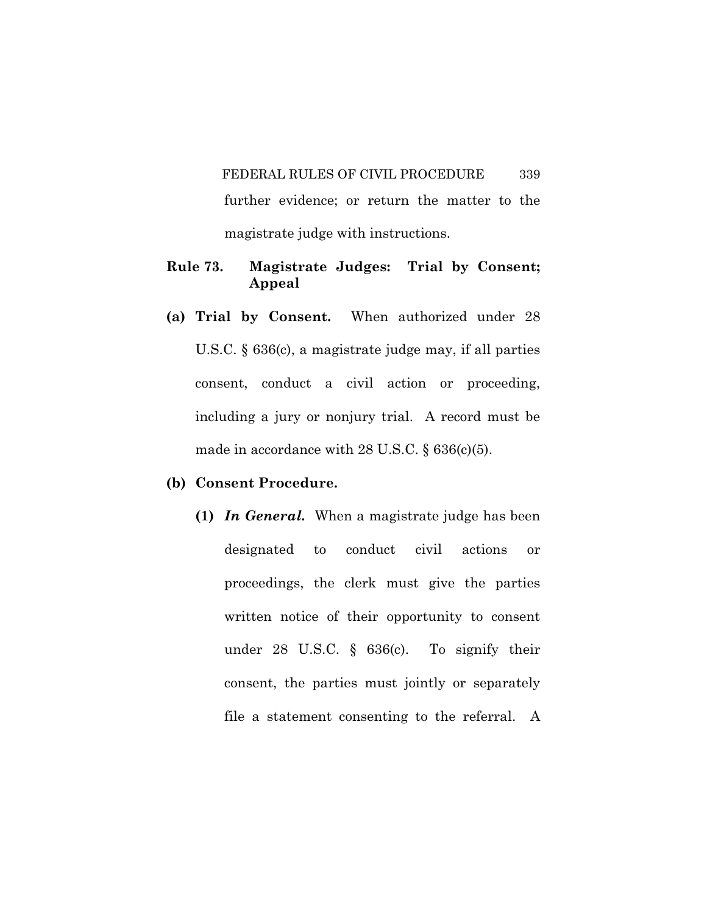further evidence; or return the matter to the magistrate judge with instructions.

## Rule 73. Magistrate Judges: Trial by Consent; Appeal

**(a) Trial by Consent.** When authorized under 28 U.S.C. § 636(c), a magistrate judge may, if all parties consent, conduct a civil action or proceeding, including a jury or nonjury trial. A record must be made in accordance with 28 U.S.C. § 636(c)(5).

**(b) Consent Procedure.**

**(1)** ***In General.*** When a magistrate judge has been designated to conduct civil actions or proceedings, the clerk must give the parties written notice of their opportunity to consent under 28 U.S.C. § 636(c). To signify their consent, the parties must jointly or separately file a statement consenting to the referral. A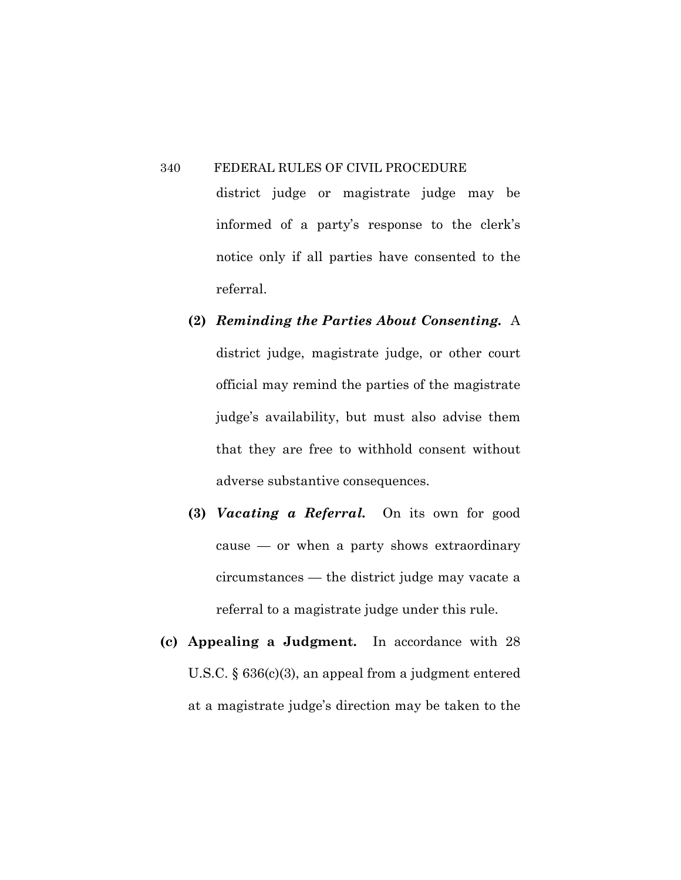district judge or magistrate judge may be informed of a party's response to the clerk's notice only if all parties have consented to the referral.

**(2)** ***Reminding the Parties About Consenting.*** A district judge, magistrate judge, or other court official may remind the parties of the magistrate judge's availability, but must also advise them that they are free to withhold consent without adverse substantive consequences.

**(3)** ***Vacating a Referral.*** On its own for good cause — or when a party shows extraordinary circumstances — the district judge may vacate a referral to a magistrate judge under this rule.

**(c) Appealing a Judgment.** In accordance with 28 U.S.C. § 636(c)(3), an appeal from a judgment entered at a magistrate judge's direction may be taken to the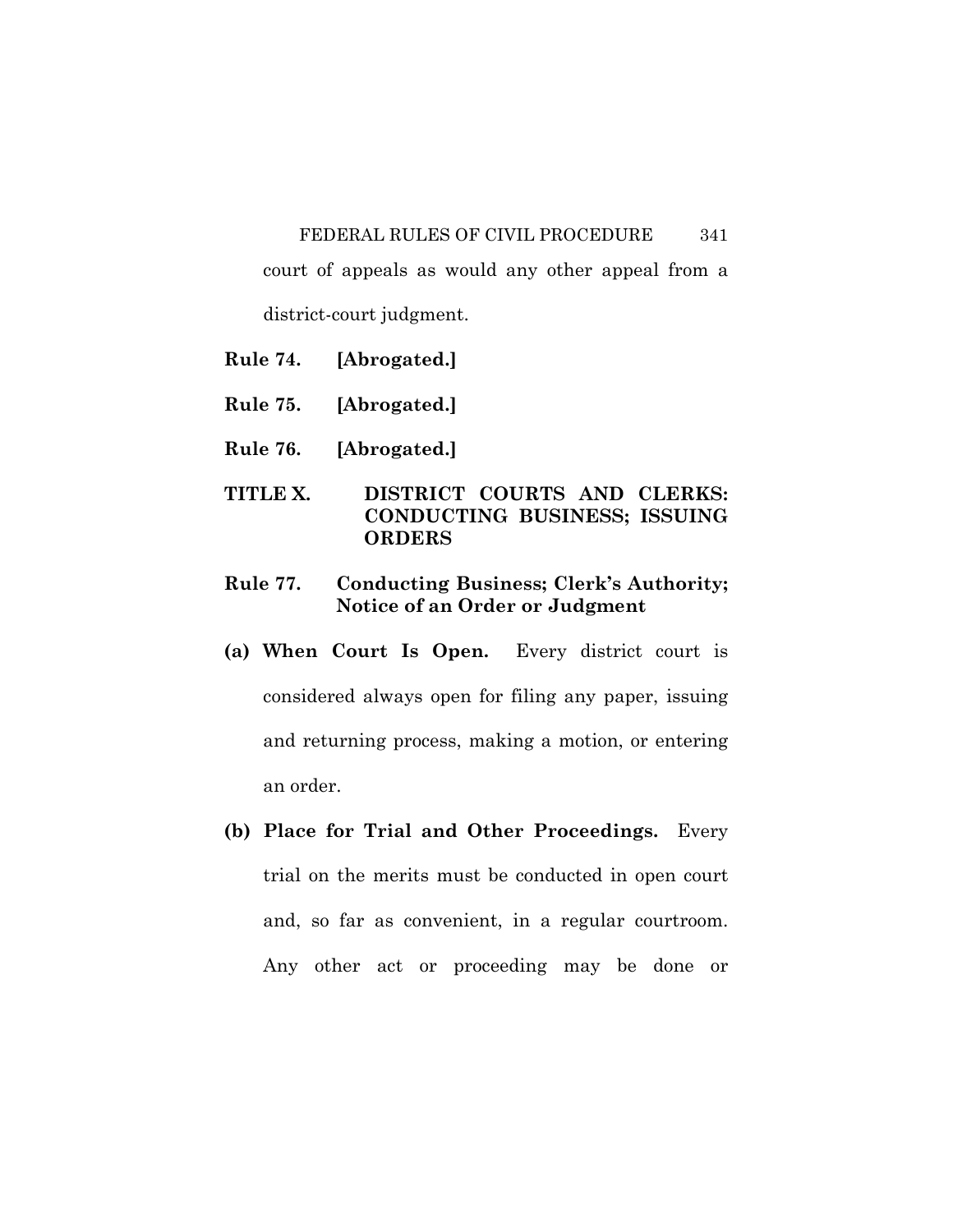court of appeals as would any other appeal from a district-court judgment.

**Rule 74. [Abrogated.]**

**Rule 75. [Abrogated.]**

**Rule 76. [Abrogated.]**

## TITLE X. DISTRICT COURTS AND CLERKS: CONDUCTING BUSINESS; ISSUING ORDERS

### Rule 77. Conducting Business; Clerk's Authority; Notice of an Order or Judgment

**(a) When Court Is Open.** Every district court is considered always open for filing any paper, issuing and returning process, making a motion, or entering an order.

**(b) Place for Trial and Other Proceedings.** Every trial on the merits must be conducted in open court and, so far as convenient, in a regular courtroom. Any other act or proceeding may be done or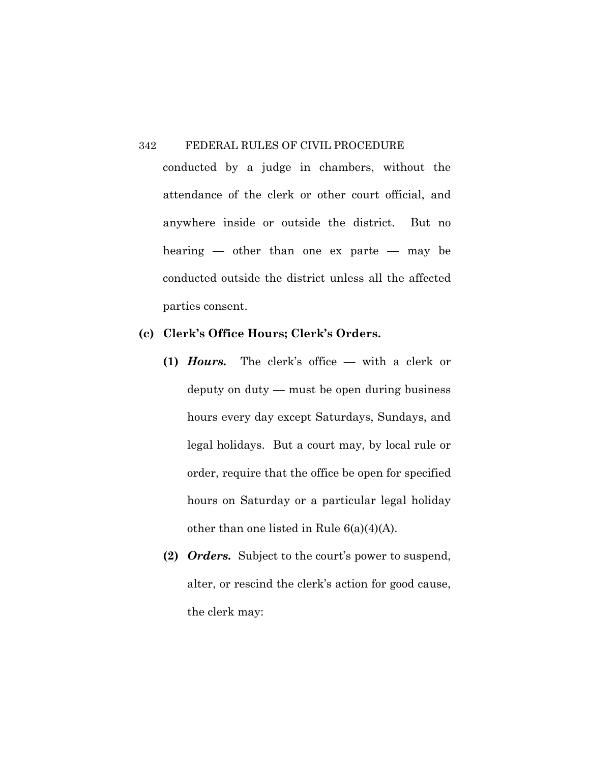conducted by a judge in chambers, without the attendance of the clerk or other court official, and anywhere inside or outside the district. But no hearing — other than one ex parte — may be conducted outside the district unless all the affected parties consent.

**(c) Clerk's Office Hours; Clerk's Orders.**

**(1)** ***Hours.*** The clerk's office — with a clerk or deputy on duty — must be open during business hours every day except Saturdays, Sundays, and legal holidays. But a court may, by local rule or order, require that the office be open for specified hours on Saturday or a particular legal holiday other than one listed in Rule 6(a)(4)(A).

**(2)** ***Orders.*** Subject to the court's power to suspend, alter, or rescind the clerk's action for good cause, the clerk may: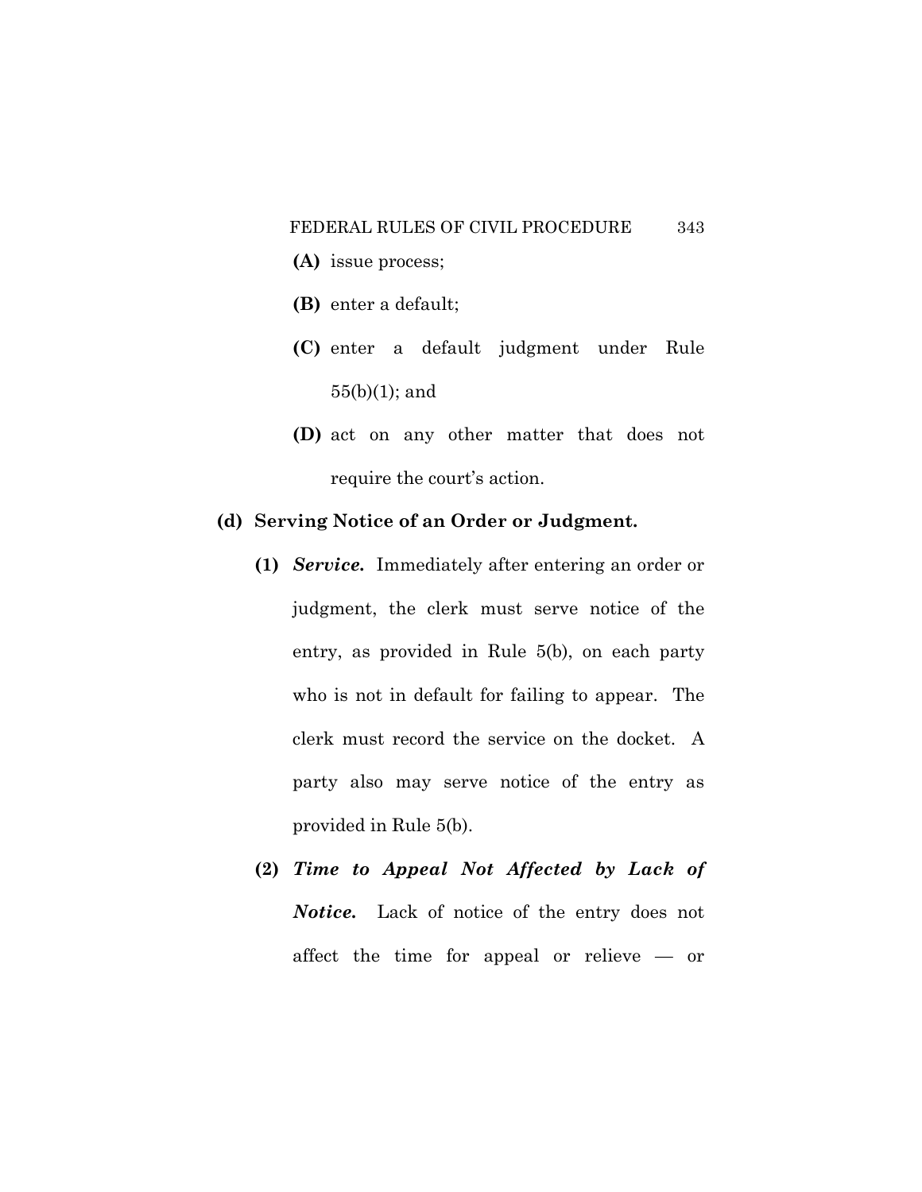**(A)** issue process;

**(B)** enter a default;

**(C)** enter a default judgment under Rule 55(b)(1); and

**(D)** act on any other matter that does not require the court's action.

**(d) Serving Notice of an Order or Judgment.**

**(1)** ***Service.*** Immediately after entering an order or judgment, the clerk must serve notice of the entry, as provided in Rule 5(b), on each party who is not in default for failing to appear. The clerk must record the service on the docket. A party also may serve notice of the entry as provided in Rule 5(b).

**(2)** ***Time to Appeal Not Affected by Lack of Notice.*** Lack of notice of the entry does not affect the time for appeal or relieve — or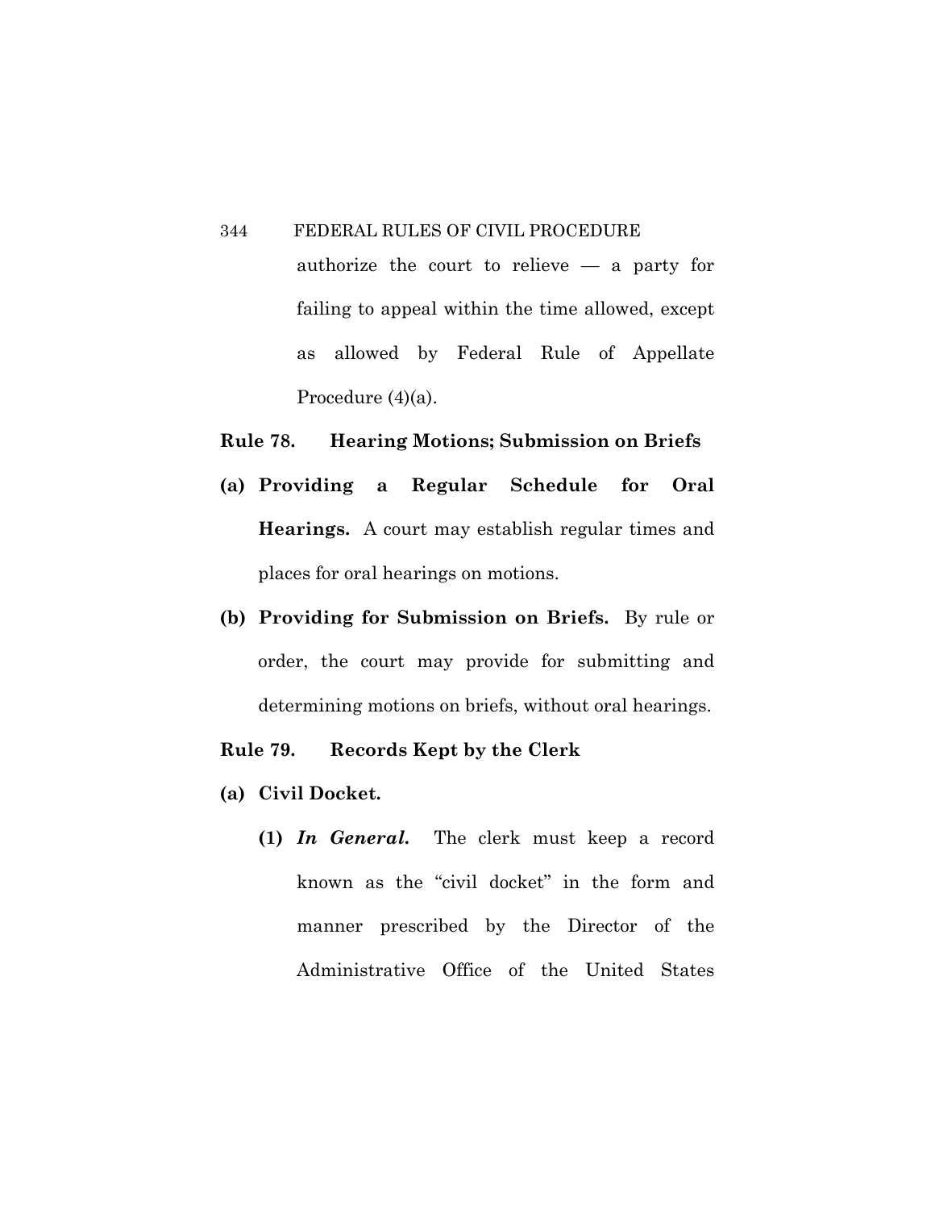authorize the court to relieve — a party for failing to appeal within the time allowed, except as allowed by Federal Rule of Appellate Procedure (4)(a).

## Rule 78. Hearing Motions; Submission on Briefs

**(a) Providing a Regular Schedule for Oral Hearings.** A court may establish regular times and places for oral hearings on motions.

**(b) Providing for Submission on Briefs.** By rule or order, the court may provide for submitting and determining motions on briefs, without oral hearings.

## Rule 79. Records Kept by the Clerk

**(a) Civil Docket.**

**(1)** ***In General.*** The clerk must keep a record known as the "civil docket" in the form and manner prescribed by the Director of the Administrative Office of the United States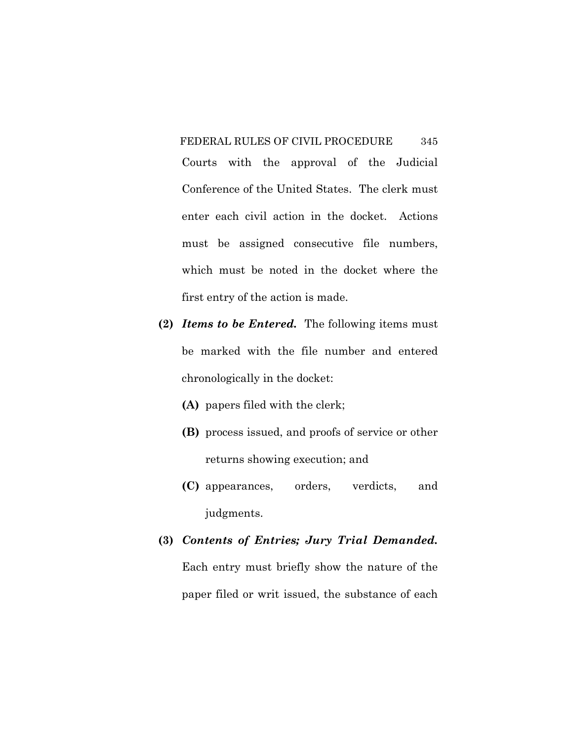Courts with the approval of the Judicial Conference of the United States. The clerk must enter each civil action in the docket. Actions must be assigned consecutive file numbers, which must be noted in the docket where the first entry of the action is made.

**(2)** ***Items to be Entered.*** The following items must be marked with the file number and entered chronologically in the docket:

**(A)** papers filed with the clerk;

**(B)** process issued, and proofs of service or other returns showing execution; and

**(C)** appearances, orders, verdicts, and judgments.

**(3)** ***Contents of Entries; Jury Trial Demanded.*** Each entry must briefly show the nature of the paper filed or writ issued, the substance of each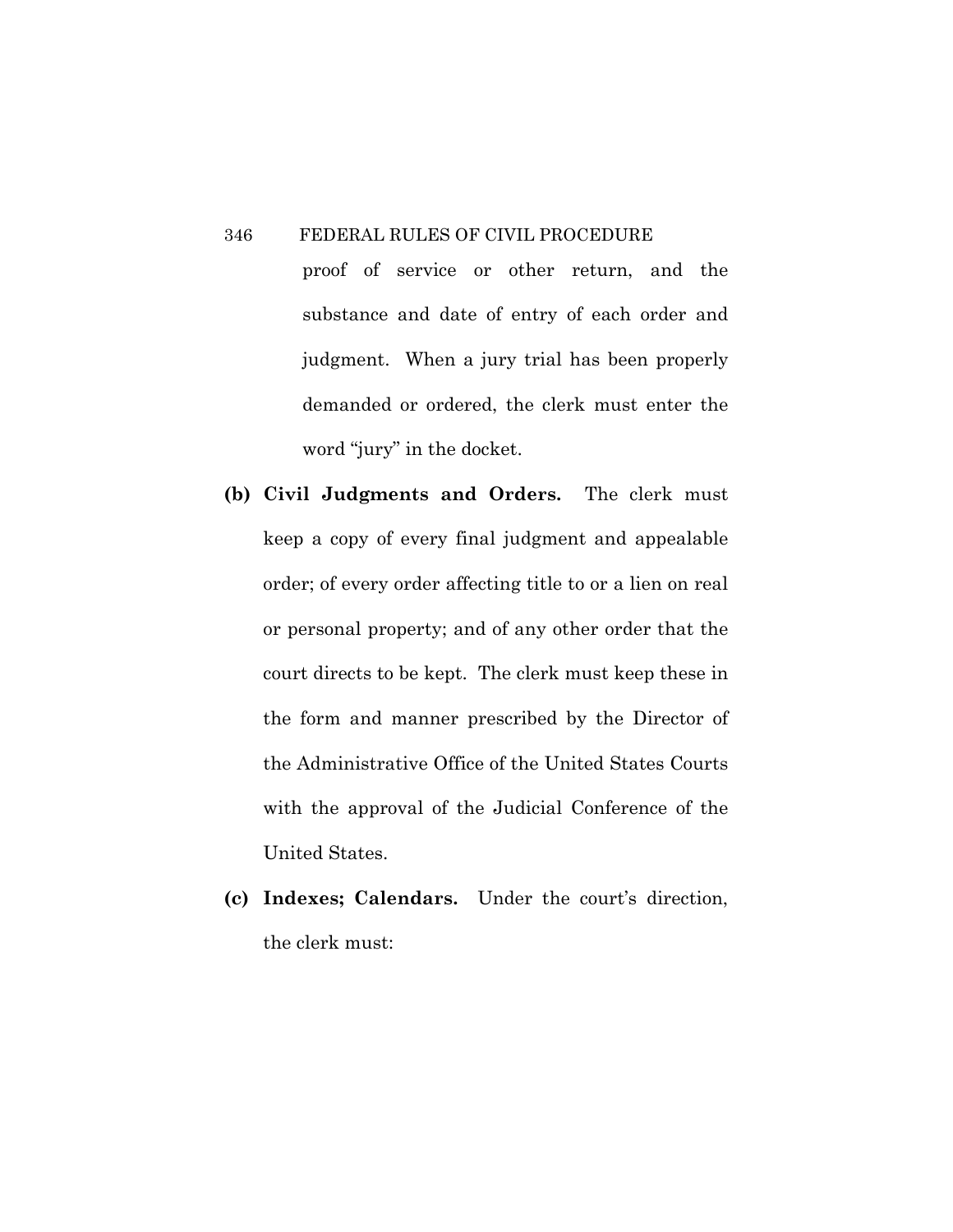proof of service or other return, and the substance and date of entry of each order and judgment. When a jury trial has been properly demanded or ordered, the clerk must enter the word "jury" in the docket.

**(b) Civil Judgments and Orders.** The clerk must keep a copy of every final judgment and appealable order; of every order affecting title to or a lien on real or personal property; and of any other order that the court directs to be kept. The clerk must keep these in the form and manner prescribed by the Director of the Administrative Office of the United States Courts with the approval of the Judicial Conference of the United States.

**(c) Indexes; Calendars.** Under the court's direction, the clerk must: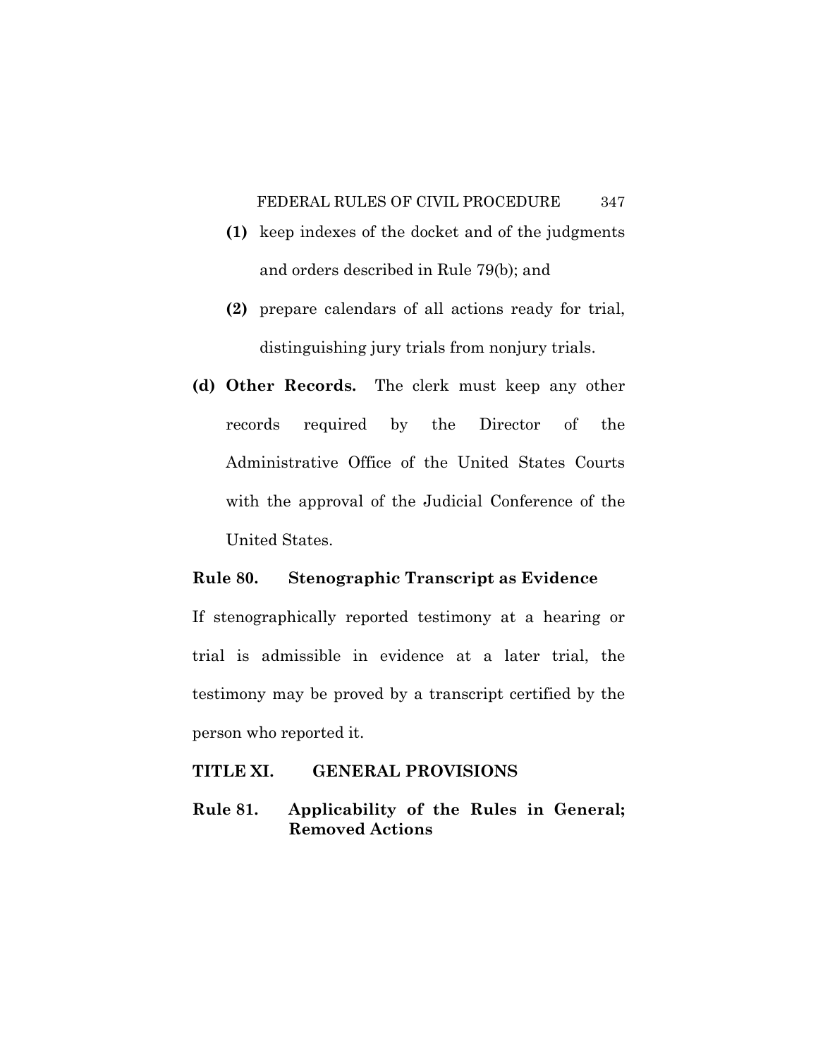**(1)** keep indexes of the docket and of the judgments and orders described in Rule 79(b); and

**(2)** prepare calendars of all actions ready for trial, distinguishing jury trials from nonjury trials.

**(d) Other Records.** The clerk must keep any other records required by the Director of the Administrative Office of the United States Courts with the approval of the Judicial Conference of the United States.

### Rule 80. Stenographic Transcript as Evidence

If stenographically reported testimony at a hearing or trial is admissible in evidence at a later trial, the testimony may be proved by a transcript certified by the person who reported it.

## TITLE XI. GENERAL PROVISIONS

### Rule 81. Applicability of the Rules in General; Removed Actions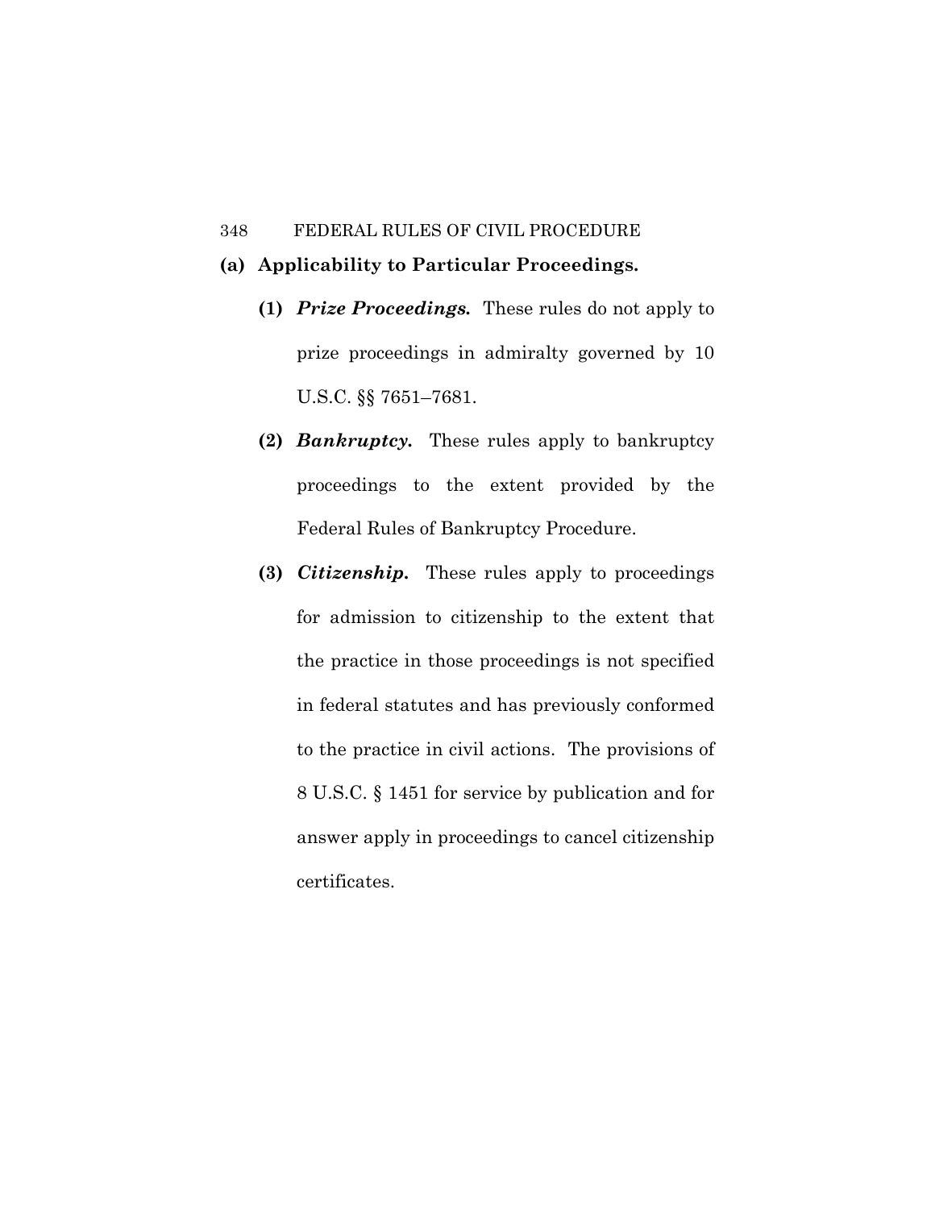**(a) Applicability to Particular Proceedings.**

**(1)** ***Prize Proceedings.*** These rules do not apply to prize proceedings in admiralty governed by 10 U.S.C. §§ 7651–7681.

**(2)** ***Bankruptcy.*** These rules apply to bankruptcy proceedings to the extent provided by the Federal Rules of Bankruptcy Procedure.

**(3)** ***Citizenship.*** These rules apply to proceedings for admission to citizenship to the extent that the practice in those proceedings is not specified in federal statutes and has previously conformed to the practice in civil actions. The provisions of 8 U.S.C. § 1451 for service by publication and for answer apply in proceedings to cancel citizenship certificates.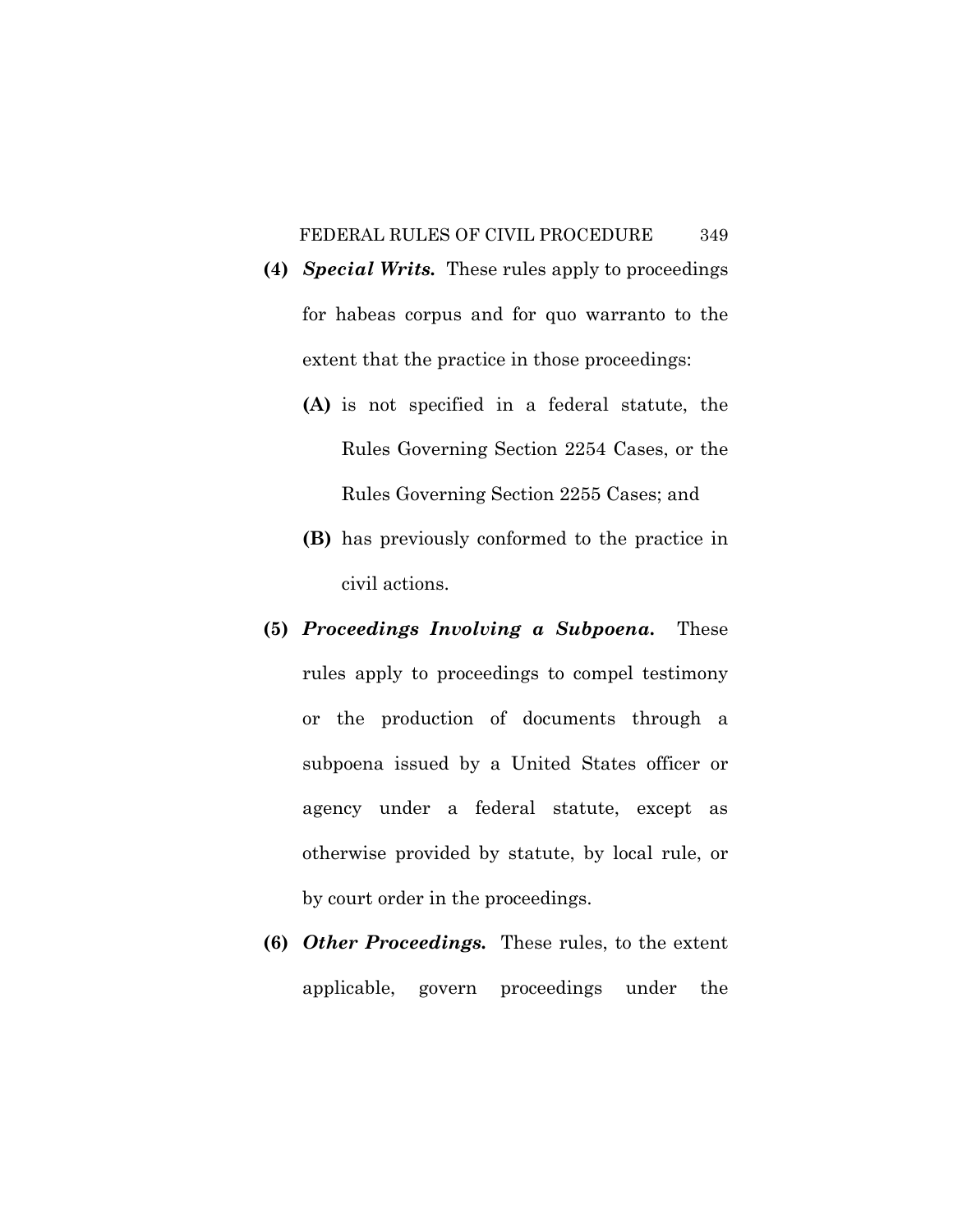**(4)** ***Special Writs.*** These rules apply to proceedings for habeas corpus and for quo warranto to the extent that the practice in those proceedings:

**(A)** is not specified in a federal statute, the Rules Governing Section 2254 Cases, or the Rules Governing Section 2255 Cases; and

**(B)** has previously conformed to the practice in civil actions.

**(5)** ***Proceedings Involving a Subpoena.*** These rules apply to proceedings to compel testimony or the production of documents through a subpoena issued by a United States officer or agency under a federal statute, except as otherwise provided by statute, by local rule, or by court order in the proceedings.

**(6)** ***Other Proceedings.*** These rules, to the extent applicable, govern proceedings under the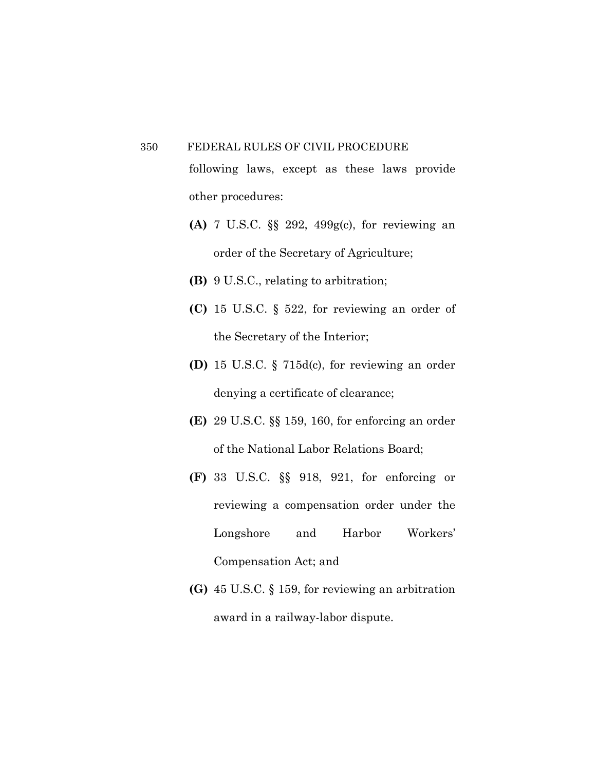following laws, except as these laws provide other procedures:

- **(A)** 7 U.S.C. §§ 292, 499g(c), for reviewing an order of the Secretary of Agriculture;
- **(B)** 9 U.S.C., relating to arbitration;
- **(C)** 15 U.S.C. § 522, for reviewing an order of the Secretary of the Interior;
- **(D)** 15 U.S.C. § 715d(c), for reviewing an order denying a certificate of clearance;
- **(E)** 29 U.S.C. §§ 159, 160, for enforcing an order of the National Labor Relations Board;
- **(F)** 33 U.S.C. §§ 918, 921, for enforcing or reviewing a compensation order under the Longshore and Harbor Workers' Compensation Act; and
- **(G)** 45 U.S.C. § 159, for reviewing an arbitration award in a railway-labor dispute.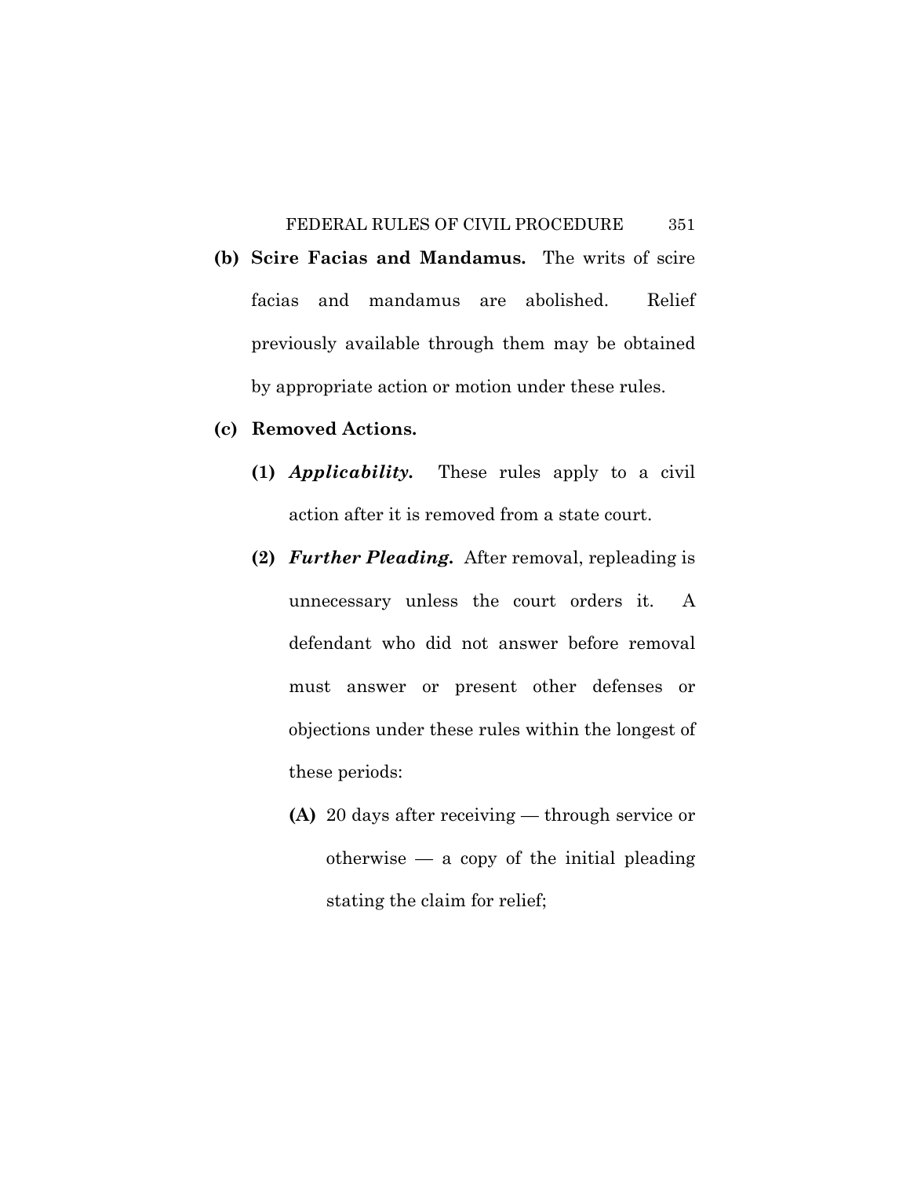**(b) Scire Facias and Mandamus.** The writs of scire facias and mandamus are abolished. Relief previously available through them may be obtained by appropriate action or motion under these rules.

**(c) Removed Actions.**

**(1)** ***Applicability.*** These rules apply to a civil action after it is removed from a state court.

**(2)** ***Further Pleading.*** After removal, repleading is unnecessary unless the court orders it. A defendant who did not answer before removal must answer or present other defenses or objections under these rules within the longest of these periods:

**(A)** 20 days after receiving — through service or otherwise — a copy of the initial pleading stating the claim for relief;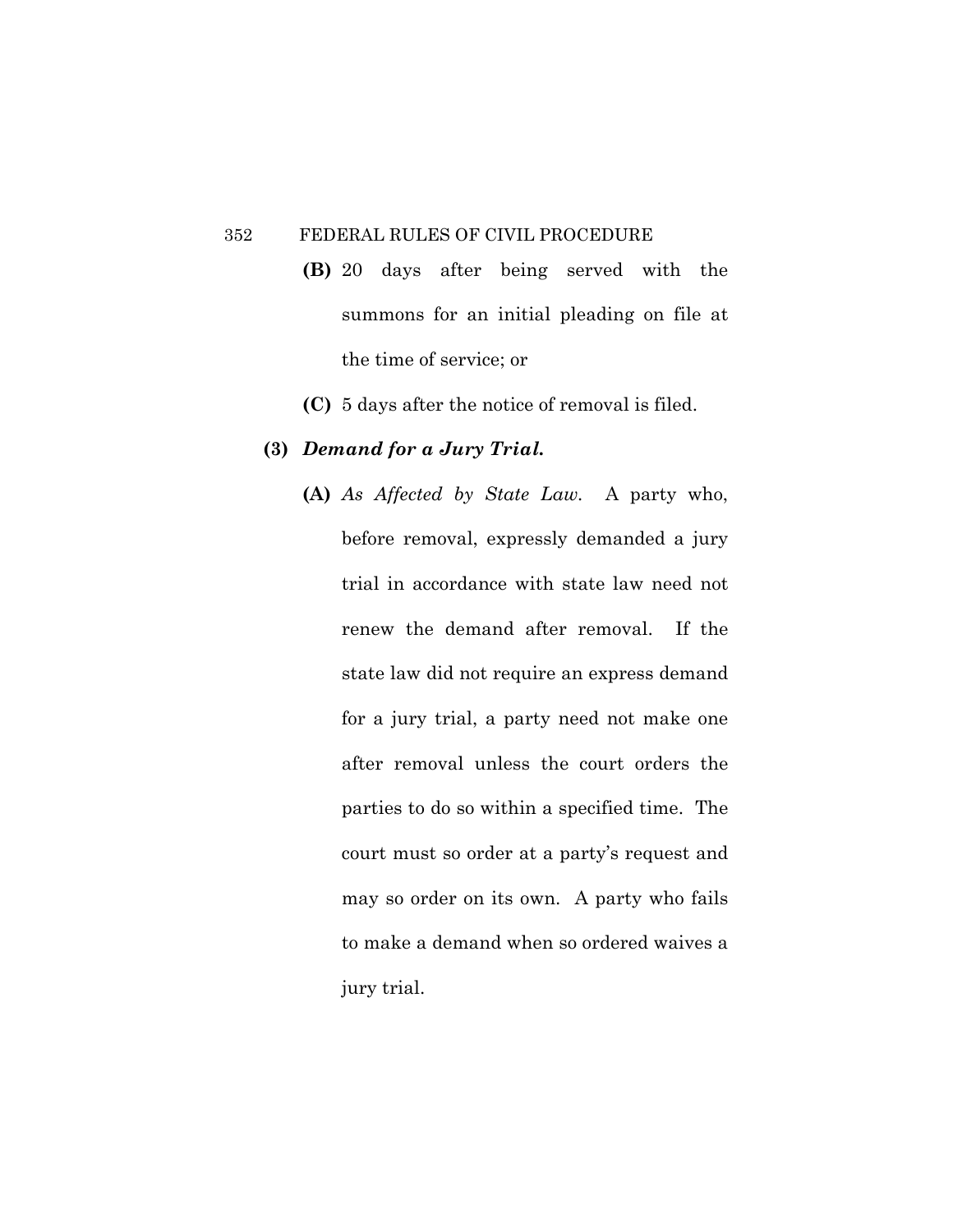**(B)** 20 days after being served with the summons for an initial pleading on file at the time of service; or

**(C)** 5 days after the notice of removal is filed.

**(3)** ***Demand for a Jury Trial.***

**(A)** *As Affected by State Law.* A party who, before removal, expressly demanded a jury trial in accordance with state law need not renew the demand after removal. If the state law did not require an express demand for a jury trial, a party need not make one after removal unless the court orders the parties to do so within a specified time. The court must so order at a party's request and may so order on its own. A party who fails to make a demand when so ordered waives a jury trial.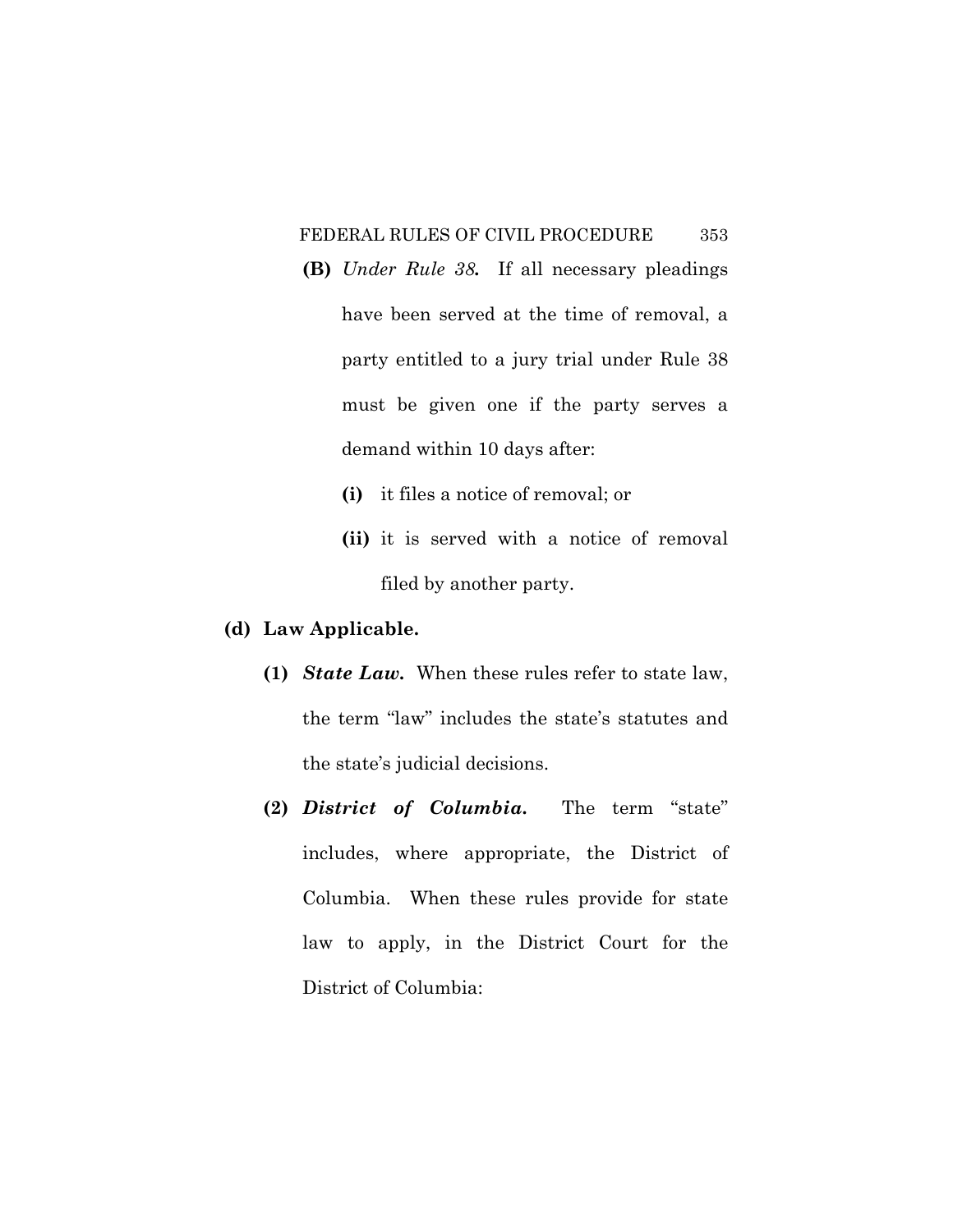**(B)** *Under Rule 38.* If all necessary pleadings have been served at the time of removal, a party entitled to a jury trial under Rule 38 must be given one if the party serves a demand within 10 days after:

**(i)** it files a notice of removal; or

**(ii)** it is served with a notice of removal filed by another party.

**(d) Law Applicable.**

**(1)** ***State Law.*** When these rules refer to state law, the term "law" includes the state's statutes and the state's judicial decisions.

**(2)** ***District of Columbia.*** The term "state" includes, where appropriate, the District of Columbia. When these rules provide for state law to apply, in the District Court for the District of Columbia: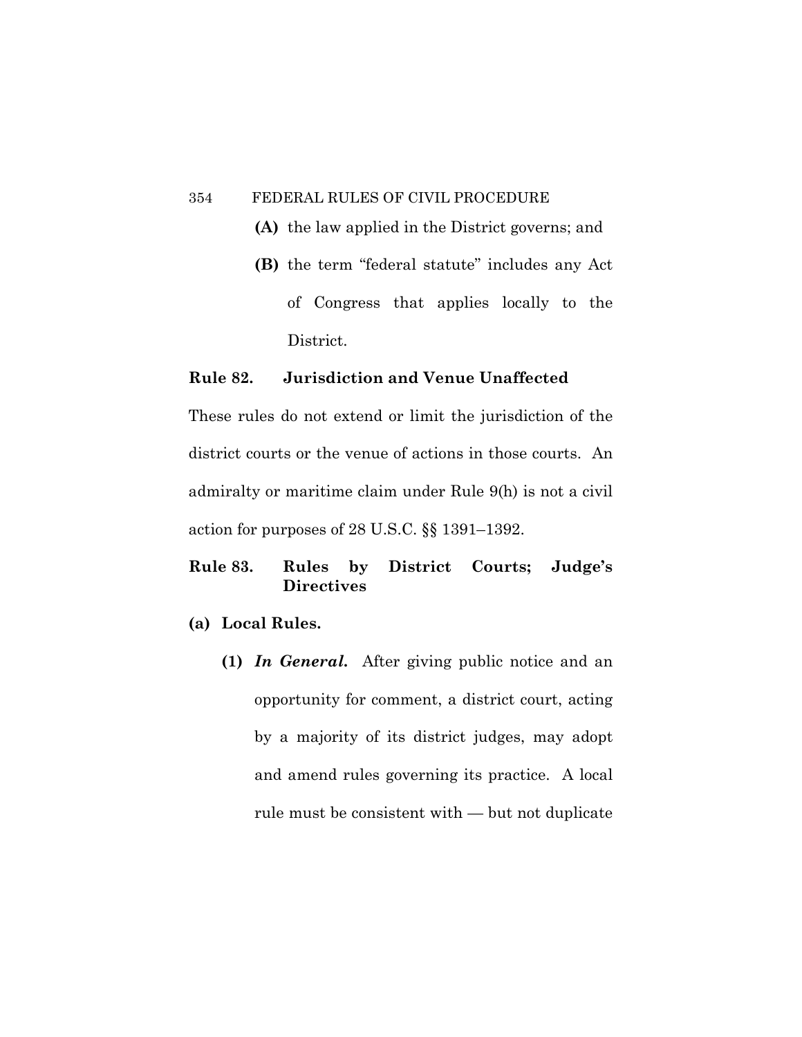**(A)** the law applied in the District governs; and

**(B)** the term "federal statute" includes any Act of Congress that applies locally to the District.

## Rule 82. Jurisdiction and Venue Unaffected

These rules do not extend or limit the jurisdiction of the district courts or the venue of actions in those courts. An admiralty or maritime claim under Rule 9(h) is not a civil action for purposes of 28 U.S.C. §§ 1391–1392.

## Rule 83. Rules by District Courts; Judge's Directives

**(a) Local Rules.**

**(1)** ***In General.*** After giving public notice and an opportunity for comment, a district court, acting by a majority of its district judges, may adopt and amend rules governing its practice. A local rule must be consistent with — but not duplicate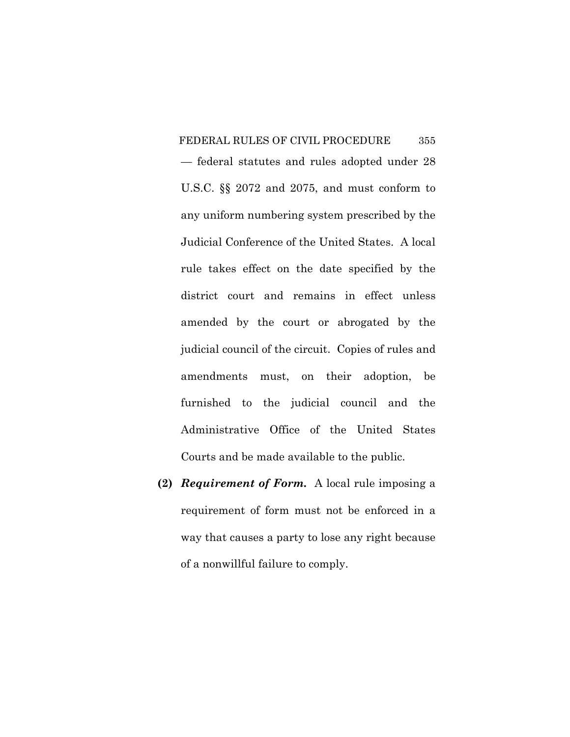— federal statutes and rules adopted under 28 U.S.C. §§ 2072 and 2075, and must conform to any uniform numbering system prescribed by the Judicial Conference of the United States. A local rule takes effect on the date specified by the district court and remains in effect unless amended by the court or abrogated by the judicial council of the circuit. Copies of rules and amendments must, on their adoption, be furnished to the judicial council and the Administrative Office of the United States Courts and be made available to the public.

**(2)** ***Requirement of Form.*** A local rule imposing a requirement of form must not be enforced in a way that causes a party to lose any right because of a nonwillful failure to comply.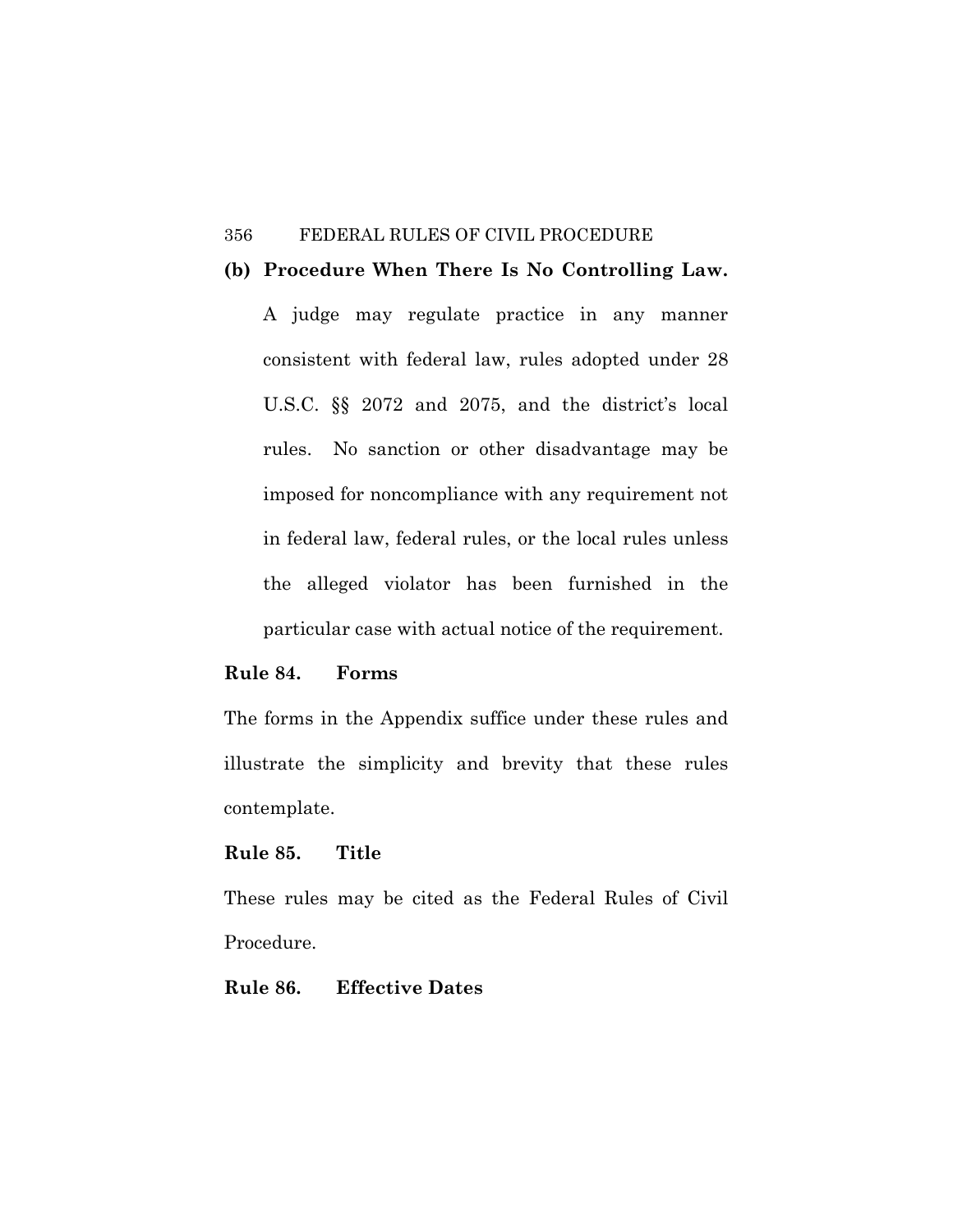**(b) Procedure When There Is No Controlling Law.** A judge may regulate practice in any manner consistent with federal law, rules adopted under 28 U.S.C. §§ 2072 and 2075, and the district's local rules. No sanction or other disadvantage may be imposed for noncompliance with any requirement not in federal law, federal rules, or the local rules unless the alleged violator has been furnished in the particular case with actual notice of the requirement.

## Rule 84. Forms

The forms in the Appendix suffice under these rules and illustrate the simplicity and brevity that these rules contemplate.

## Rule 85. Title

These rules may be cited as the Federal Rules of Civil Procedure.

## Rule 86. Effective Dates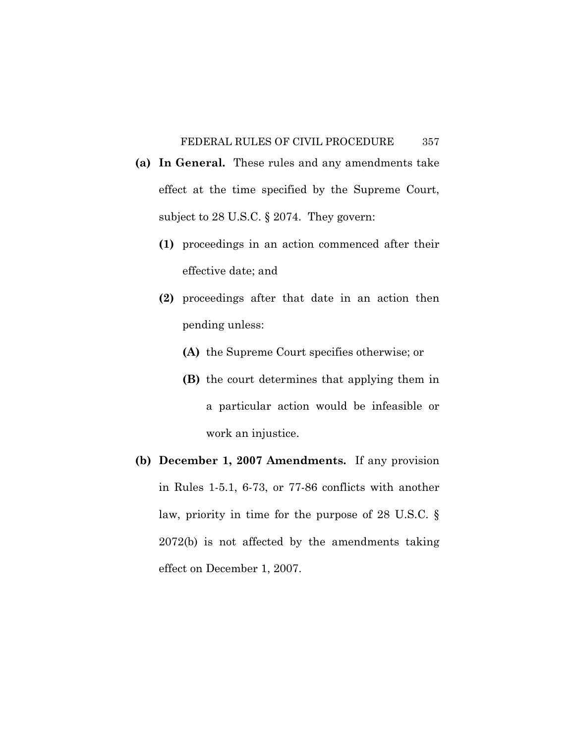**(a) In General.** These rules and any amendments take effect at the time specified by the Supreme Court, subject to 28 U.S.C. § 2074. They govern:

- **(1)** proceedings in an action commenced after their effective date; and
- **(2)** proceedings after that date in an action then pending unless:
  - **(A)** the Supreme Court specifies otherwise; or
  - **(B)** the court determines that applying them in a particular action would be infeasible or work an injustice.

**(b) December 1, 2007 Amendments.** If any provision in Rules 1-5.1, 6-73, or 77-86 conflicts with another law, priority in time for the purpose of 28 U.S.C. § 2072(b) is not affected by the amendments taking effect on December 1, 2007.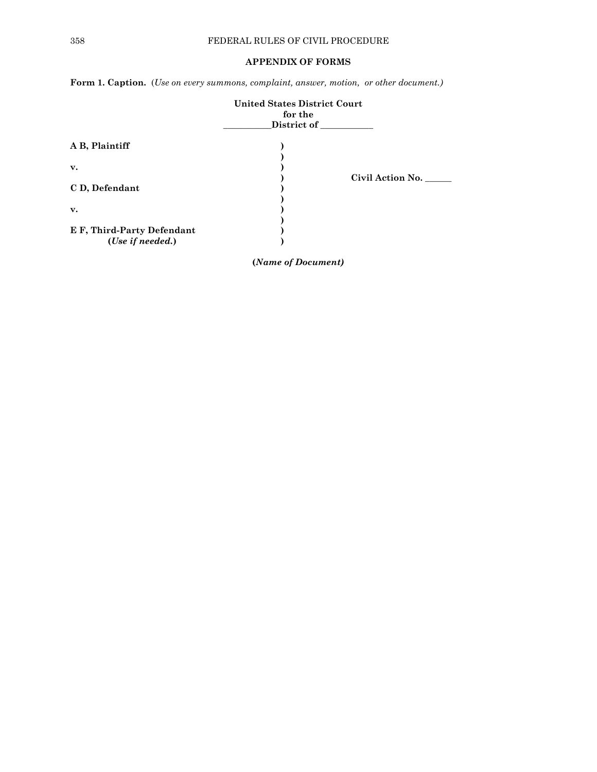## APPENDIX OF FORMS

**Form 1. Caption.** (*Use on every summons, complaint, answer, motion, or other document.*)

**United States District Court**
**for the**
**\_\_\_\_\_\_\_\_\_\_District of \_\_\_\_\_\_\_\_\_\_\_**

| | | |
|---|---|---|
| **A B, Plaintiff** | **)** | |
| | **)** | |
| **v.** | **)** | |
| | **)** | **Civil Action No. \_\_\_\_\_\_** |
| **C D, Defendant** | **)** | |
| | **)** | |
| **v.** | **)** | |
| | **)** | |
| **E F, Third-Party Defendant** | **)** | |
| **(*Use if needed.*)** | **)** | |

**(*Name of Document*)**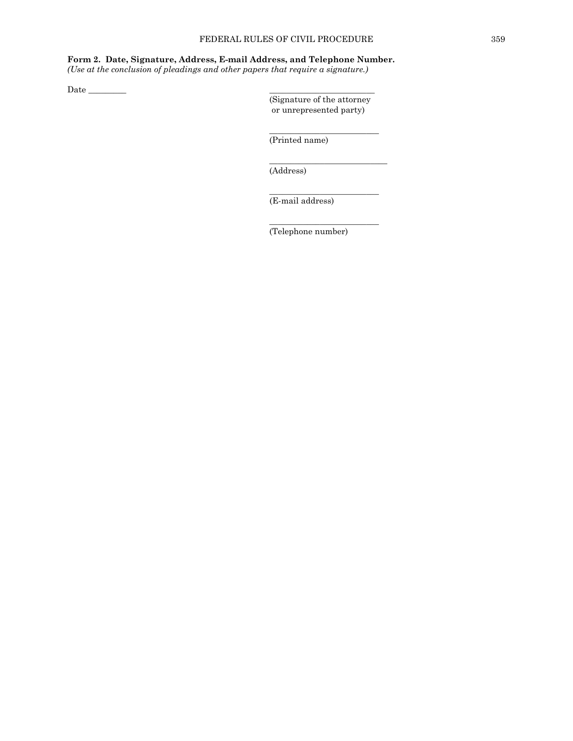**Form 2. Date, Signature, Address, E-mail Address, and Telephone Number.**
*(Use at the conclusion of pleadings and other papers that require a signature.)*

Date _________

_________________________
(Signature of the attorney or unrepresented party)

_________________________
(Printed name)

_________________________
(Address)

_________________________
(E-mail address)

_________________________
(Telephone number)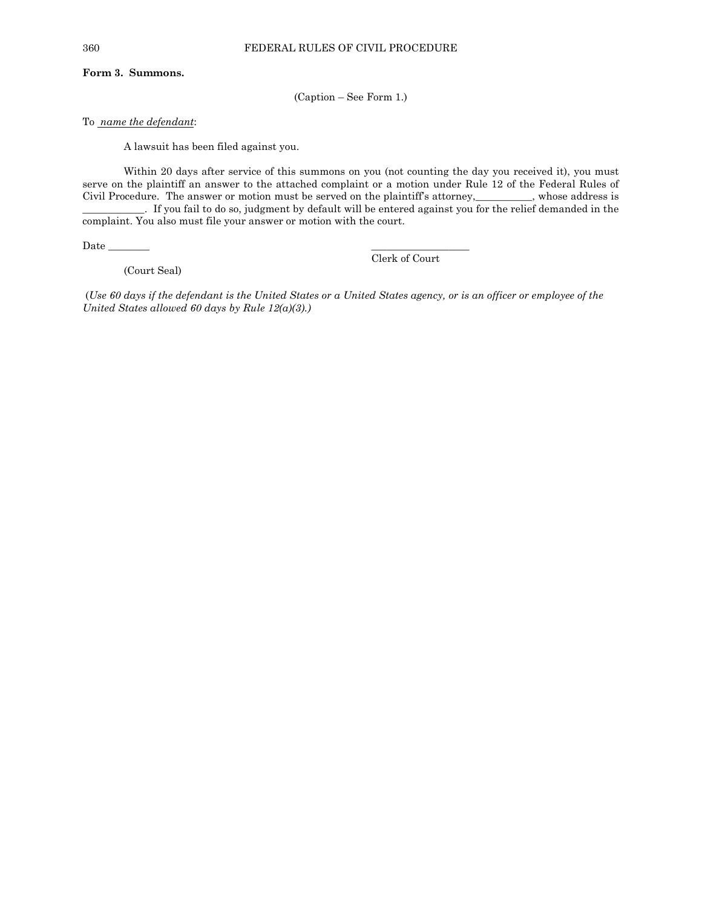**Form 3. Summons.**

(Caption – See Form 1.)

To *name the defendant*:

A lawsuit has been filed against you.

Within 20 days after service of this summons on you (not counting the day you received it), you must serve on the plaintiff an answer to the attached complaint or a motion under Rule 12 of the Federal Rules of Civil Procedure. The answer or motion must be served on the plaintiff's attorney,___________, whose address is ____________. If you fail to do so, judgment by default will be entered against you for the relief demanded in the complaint. You also must file your answer or motion with the court.

Date ________

___________________
Clerk of Court

(Court Seal)

*(Use 60 days if the defendant is the United States or a United States agency, or is an officer or employee of the United States allowed 60 days by Rule 12(a)(3).)*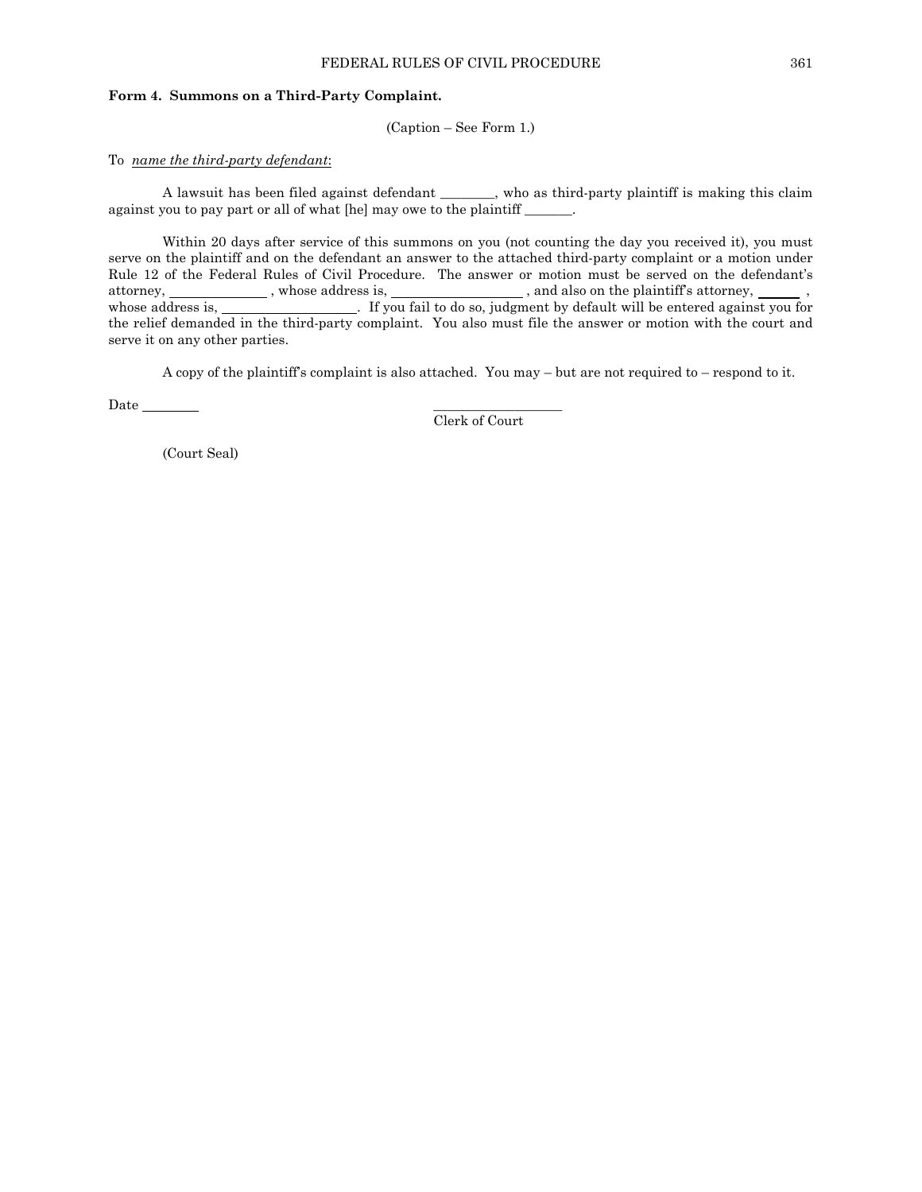**Form 4. Summons on a Third-Party Complaint.**

(Caption – See Form 1.)

To *name the third-party defendant*:

A lawsuit has been filed against defendant ________, who as third-party plaintiff is making this claim against you to pay part or all of what [he] may owe to the plaintiff _______.

Within 20 days after service of this summons on you (not counting the day you received it), you must serve on the plaintiff and on the defendant an answer to the attached third-party complaint or a motion under Rule 12 of the Federal Rules of Civil Procedure. The answer or motion must be served on the defendant's attorney, ______________ , whose address is, ___________________ , and also on the plaintiff's attorney, ______ , whose address is, ____________________. If you fail to do so, judgment by default will be entered against you for the relief demanded in the third-party complaint. You also must file the answer or motion with the court and serve it on any other parties.

A copy of the plaintiff's complaint is also attached. You may – but are not required to – respond to it.

Date ________

___________________
Clerk of Court

(Court Seal)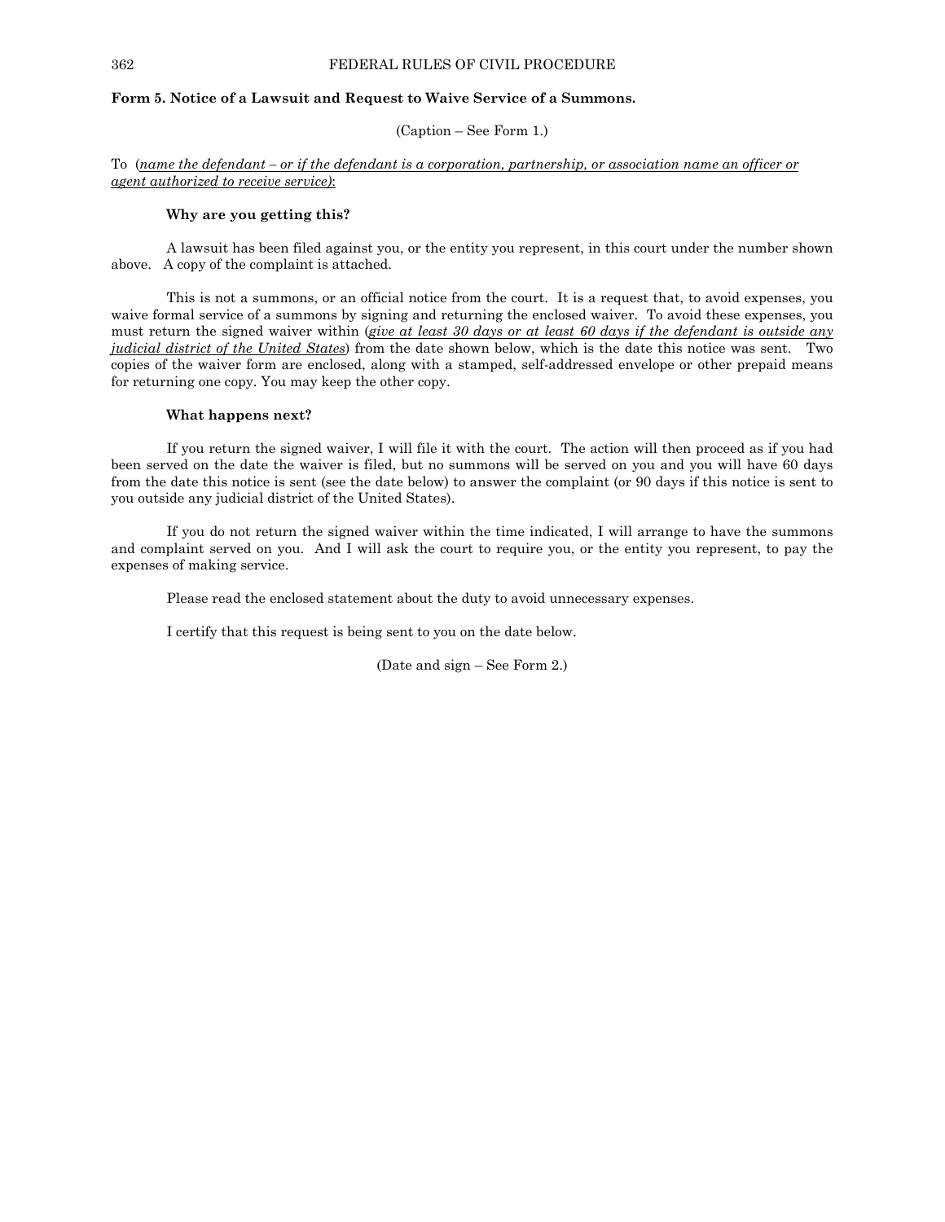**Form 5. Notice of a Lawsuit and Request to Waive Service of a Summons.**

(Caption – See Form 1.)

To (*name the defendant – or if the defendant is a corporation, partnership, or association name an officer or agent authorized to receive service)*:

**Why are you getting this?**

A lawsuit has been filed against you, or the entity you represent, in this court under the number shown above. A copy of the complaint is attached.

This is not a summons, or an official notice from the court. It is a request that, to avoid expenses, you waive formal service of a summons by signing and returning the enclosed waiver. To avoid these expenses, you must return the signed waiver within (*give at least 30 days or at least 60 days if the defendant is outside any judicial district of the United States*) from the date shown below, which is the date this notice was sent. Two copies of the waiver form are enclosed, along with a stamped, self-addressed envelope or other prepaid means for returning one copy. You may keep the other copy.

**What happens next?**

If you return the signed waiver, I will file it with the court. The action will then proceed as if you had been served on the date the waiver is filed, but no summons will be served on you and you will have 60 days from the date this notice is sent (see the date below) to answer the complaint (or 90 days if this notice is sent to you outside any judicial district of the United States).

If you do not return the signed waiver within the time indicated, I will arrange to have the summons and complaint served on you. And I will ask the court to require you, or the entity you represent, to pay the expenses of making service.

Please read the enclosed statement about the duty to avoid unnecessary expenses.

I certify that this request is being sent to you on the date below.

(Date and sign – See Form 2.)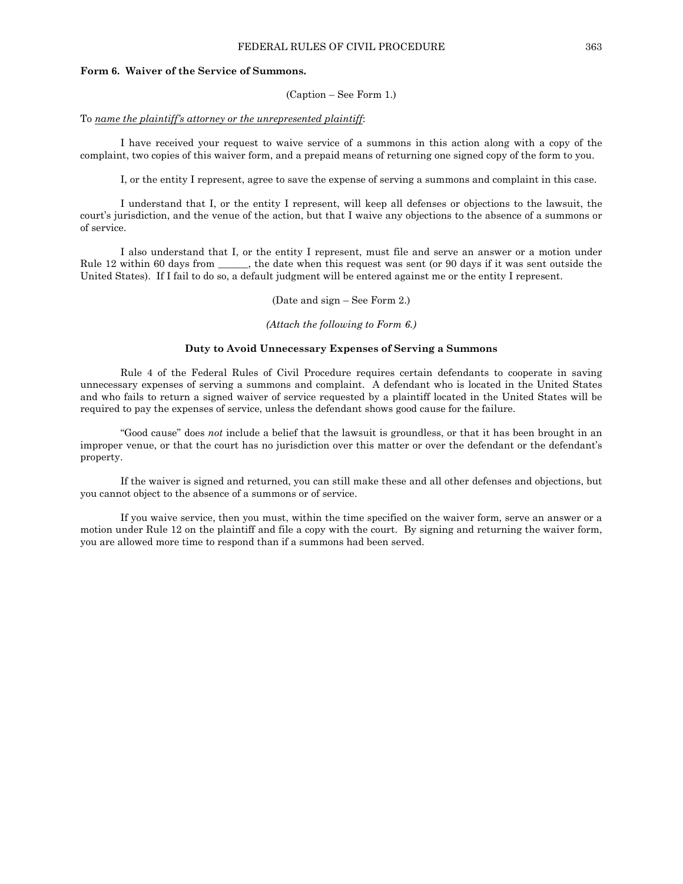**Form 6. Waiver of the Service of Summons.**

(Caption – See Form 1.)

To *name the plaintiff's attorney or the unrepresented plaintiff*:

I have received your request to waive service of a summons in this action along with a copy of the complaint, two copies of this waiver form, and a prepaid means of returning one signed copy of the form to you.

I, or the entity I represent, agree to save the expense of serving a summons and complaint in this case.

I understand that I, or the entity I represent, will keep all defenses or objections to the lawsuit, the court's jurisdiction, and the venue of the action, but that I waive any objections to the absence of a summons or of service.

I also understand that I, or the entity I represent, must file and serve an answer or a motion under Rule 12 within 60 days from ______, the date when this request was sent (or 90 days if it was sent outside the United States). If I fail to do so, a default judgment will be entered against me or the entity I represent.

(Date and sign – See Form 2.)

*(Attach the following to Form 6.)*

**Duty to Avoid Unnecessary Expenses of Serving a Summons**

Rule 4 of the Federal Rules of Civil Procedure requires certain defendants to cooperate in saving unnecessary expenses of serving a summons and complaint. A defendant who is located in the United States and who fails to return a signed waiver of service requested by a plaintiff located in the United States will be required to pay the expenses of service, unless the defendant shows good cause for the failure.

"Good cause" does *not* include a belief that the lawsuit is groundless, or that it has been brought in an improper venue, or that the court has no jurisdiction over this matter or over the defendant or the defendant's property.

If the waiver is signed and returned, you can still make these and all other defenses and objections, but you cannot object to the absence of a summons or of service.

If you waive service, then you must, within the time specified on the waiver form, serve an answer or a motion under Rule 12 on the plaintiff and file a copy with the court. By signing and returning the waiver form, you are allowed more time to respond than if a summons had been served.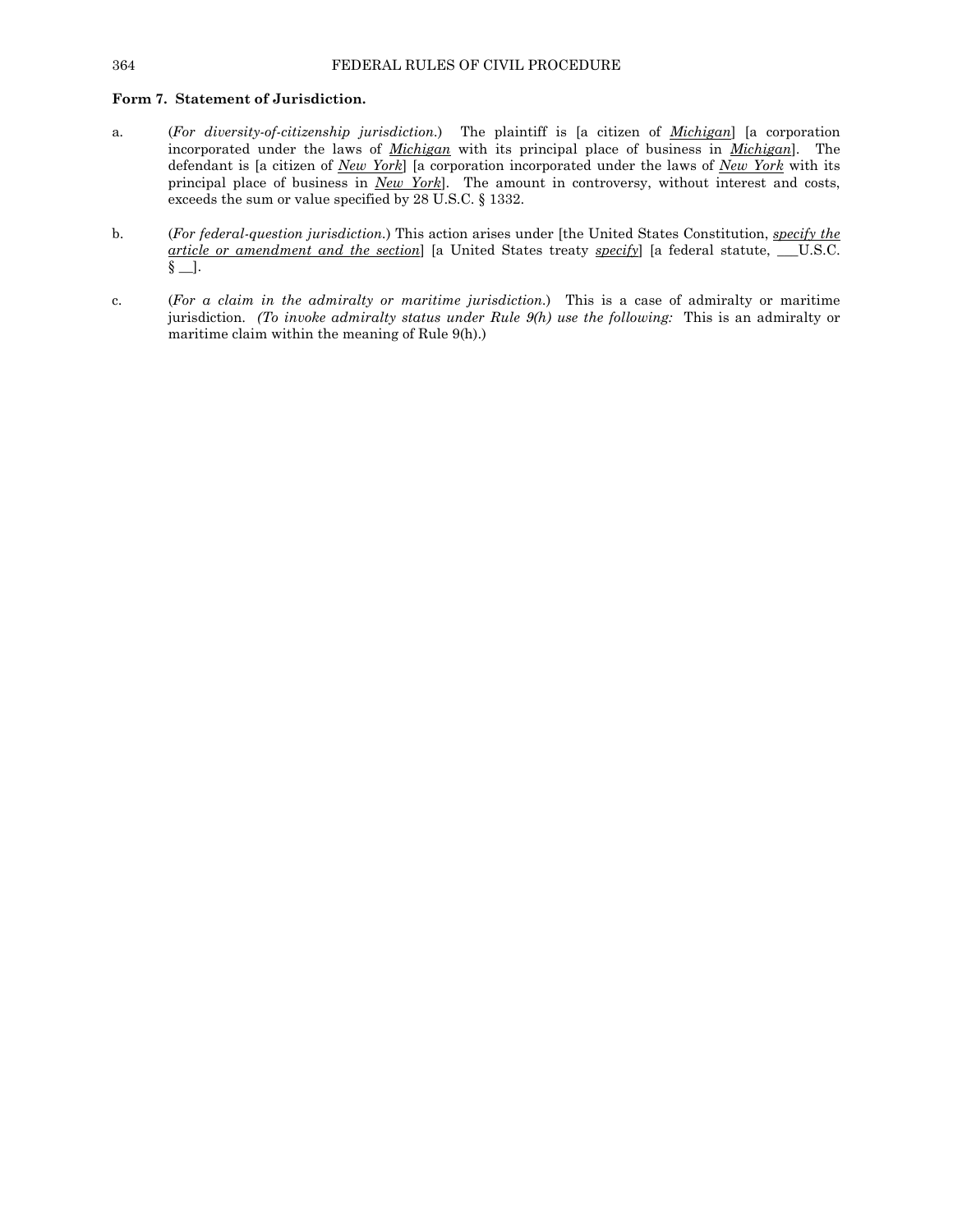**Form 7. Statement of Jurisdiction.**

a. (*For diversity-of-citizenship jurisdiction.*) The plaintiff is [a citizen of ***Michigan***] [a corporation incorporated under the laws of ***Michigan*** with its principal place of business in ***Michigan***]. The defendant is [a citizen of ***New York***] [a corporation incorporated under the laws of ***New York*** with its principal place of business in ***New York***]. The amount in controversy, without interest and costs, exceeds the sum or value specified by 28 U.S.C. § 1332.

b. (*For federal-question jurisdiction.*) This action arises under [the United States Constitution, *specify the article or amendment and the section*] [a United States treaty *specify*] [a federal statute, ___U.S.C. § __].

c. (*For a claim in the admiralty or maritime jurisdiction.*) This is a case of admiralty or maritime jurisdiction. *(To invoke admiralty status under Rule 9(h) use the following:* This is an admiralty or maritime claim within the meaning of Rule 9(h).)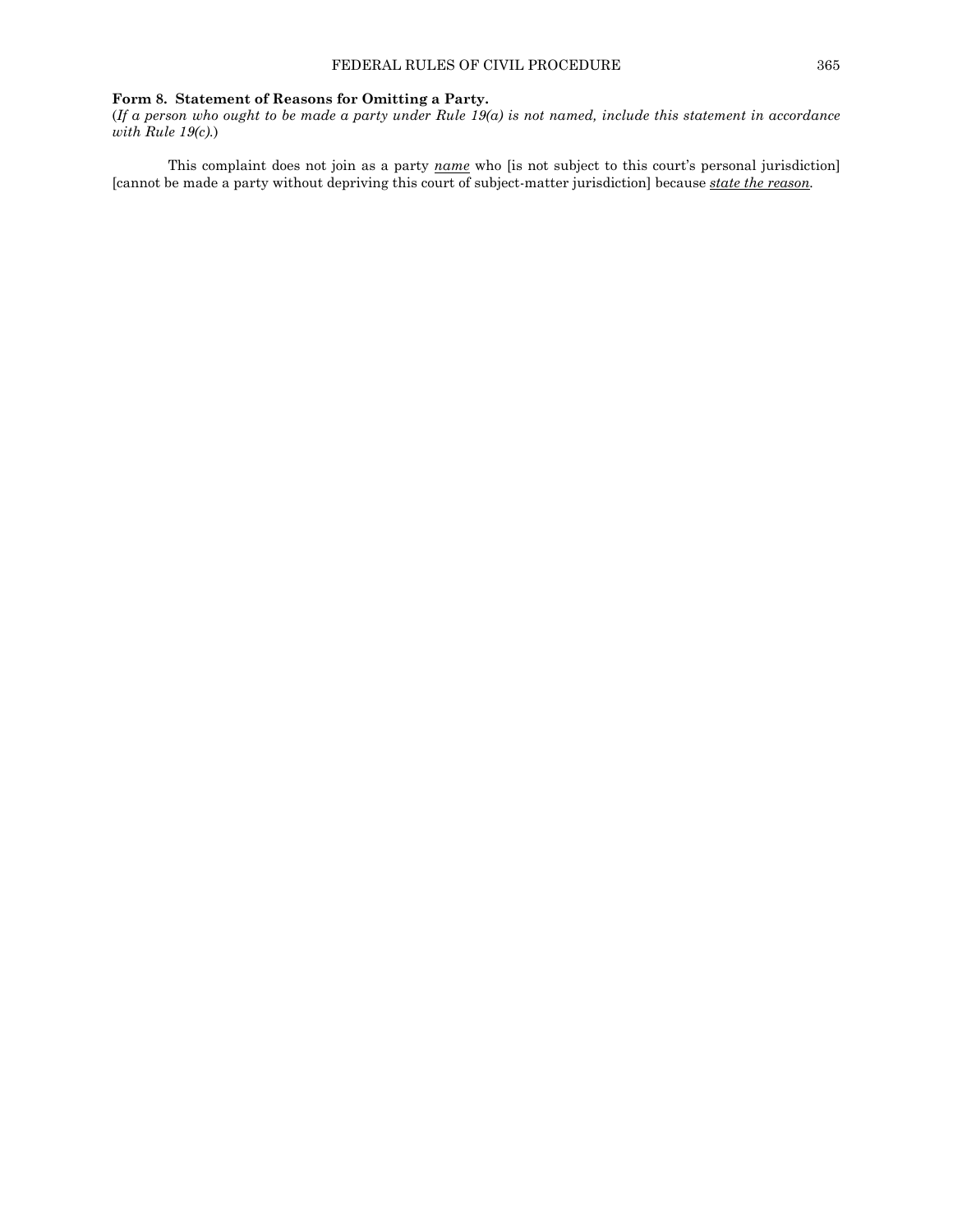**Form 8. Statement of Reasons for Omitting a Party.**

(*If a person who ought to be made a party under Rule 19(a) is not named, include this statement in accordance with Rule 19(c).*)

This complaint does not join as a party *name* who [is not subject to this court's personal jurisdiction] [cannot be made a party without depriving this court of subject-matter jurisdiction] because *state the reason*.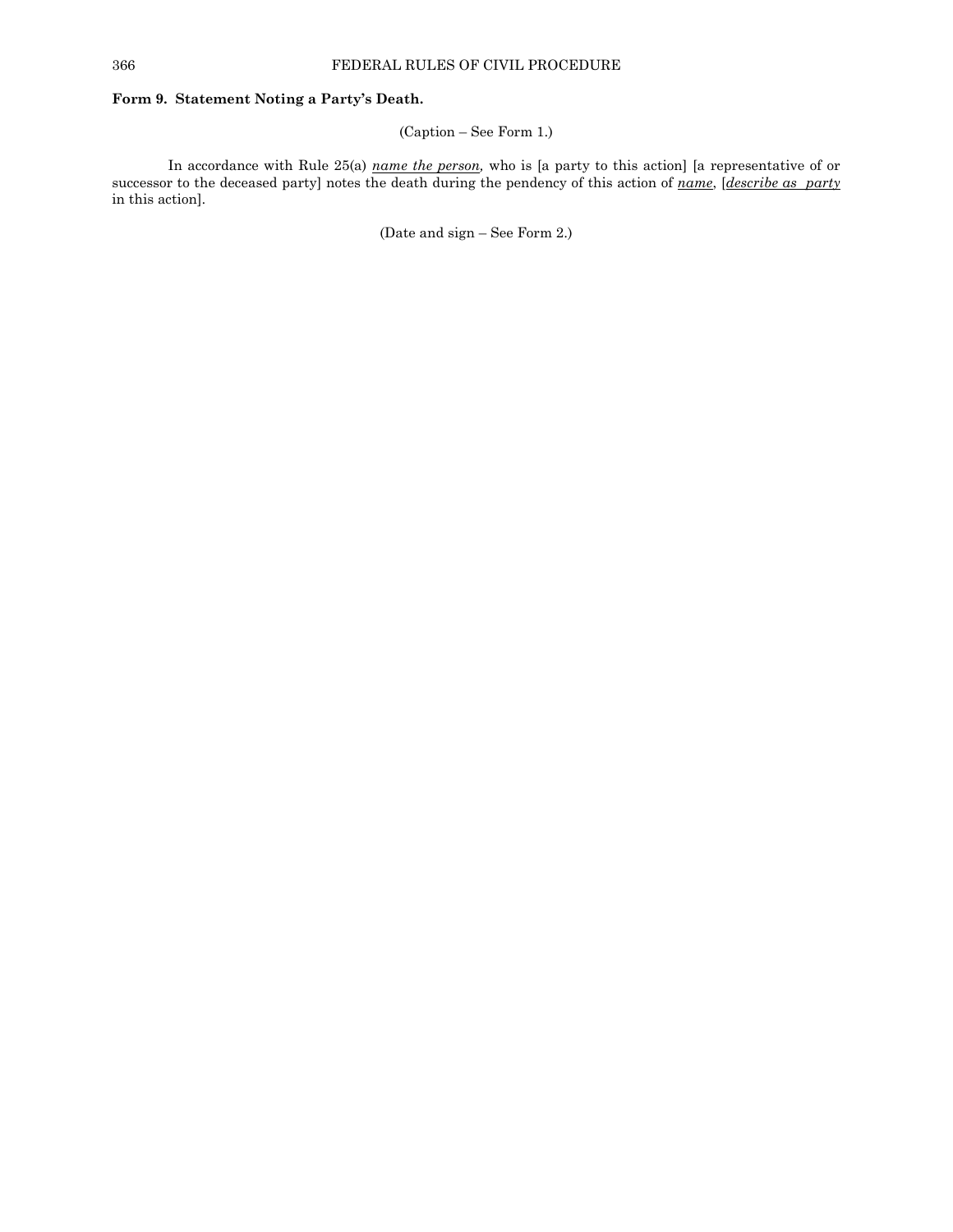**Form 9. Statement Noting a Party's Death.**

(Caption – See Form 1.)

In accordance with Rule 25(a) *name the person,* who is [a party to this action] [a representative of or successor to the deceased party] notes the death during the pendency of this action of *name*, [*describe as party* in this action].

(Date and sign – See Form 2.)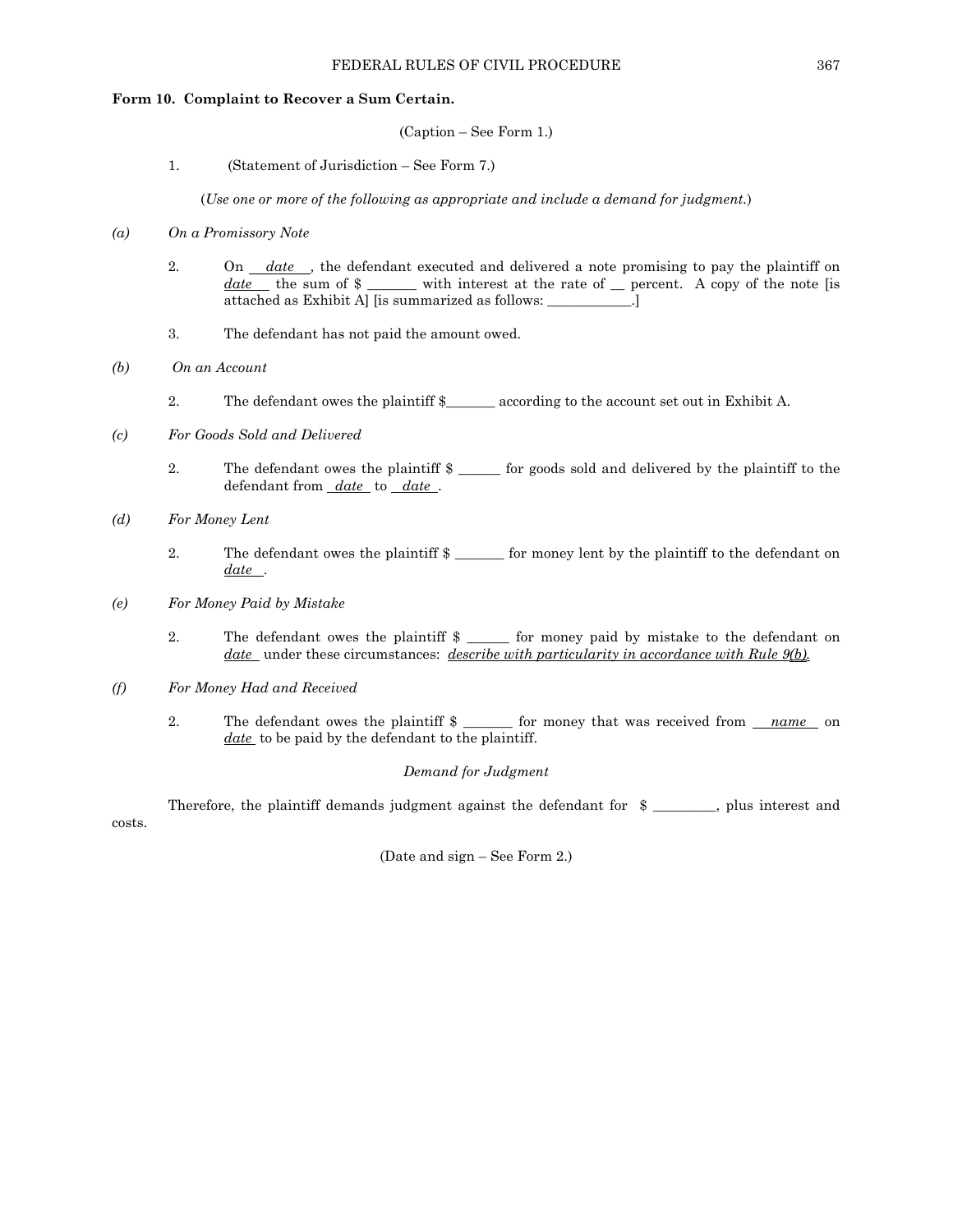### Form 10. Complaint to Recover a Sum Certain.

(Caption – See Form 1.)

1. (Statement of Jurisdiction – See Form 7.)

(*Use one or more of the following as appropriate and include a demand for judgment.*)

*(a) On a Promissory Note*

2. On *date*, the defendant executed and delivered a note promising to pay the plaintiff on *date* the sum of $ _______ with interest at the rate of __ percent. A copy of the note [is attached as Exhibit A] [is summarized as follows: ____________.]

3. The defendant has not paid the amount owed.

*(b) On an Account*

2. The defendant owes the plaintiff $_______ according to the account set out in Exhibit A.

*(c) For Goods Sold and Delivered*

2. The defendant owes the plaintiff $ ______ for goods sold and delivered by the plaintiff to the defendant from *date* to *date*.

*(d) For Money Lent*

2. The defendant owes the plaintiff $ _______ for money lent by the plaintiff to the defendant on *date*.

*(e) For Money Paid by Mistake*

2. The defendant owes the plaintiff $ ______ for money paid by mistake to the defendant on *date* under these circumstances: *describe with particularity in accordance with Rule 9(b).*

*(f) For Money Had and Received*

2. The defendant owes the plaintiff $ _______ for money that was received from *name* on *date* to be paid by the defendant to the plaintiff.

*Demand for Judgment*

Therefore, the plaintiff demands judgment against the defendant for $ _________, plus interest and costs.

(Date and sign – See Form 2.)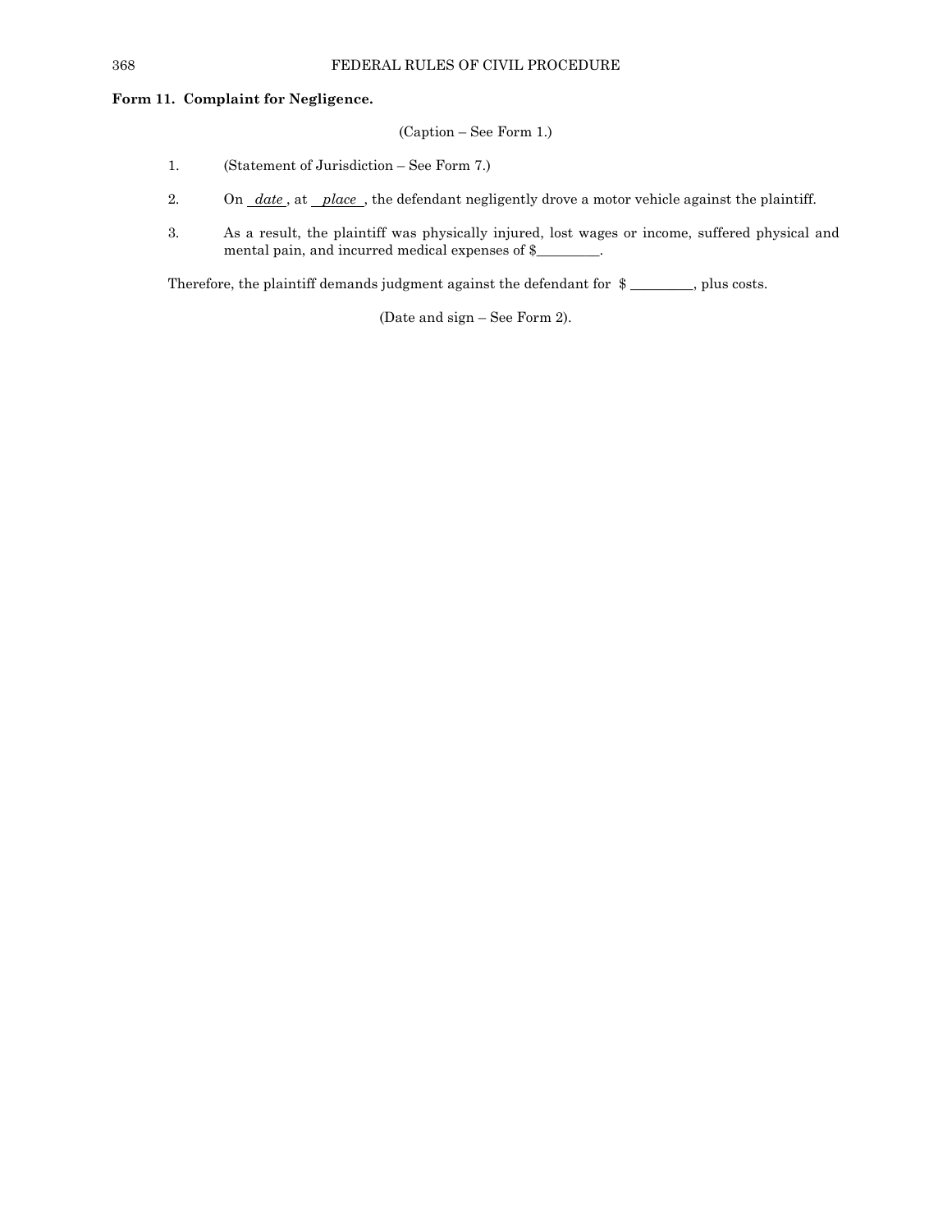**Form 11. Complaint for Negligence.**

(Caption – See Form 1.)

1. (Statement of Jurisdiction – See Form 7.)

2. On *date* , at *place* , the defendant negligently drove a motor vehicle against the plaintiff.

3. As a result, the plaintiff was physically injured, lost wages or income, suffered physical and mental pain, and incurred medical expenses of $________.

Therefore, the plaintiff demands judgment against the defendant for $ ________, plus costs.

(Date and sign – See Form 2).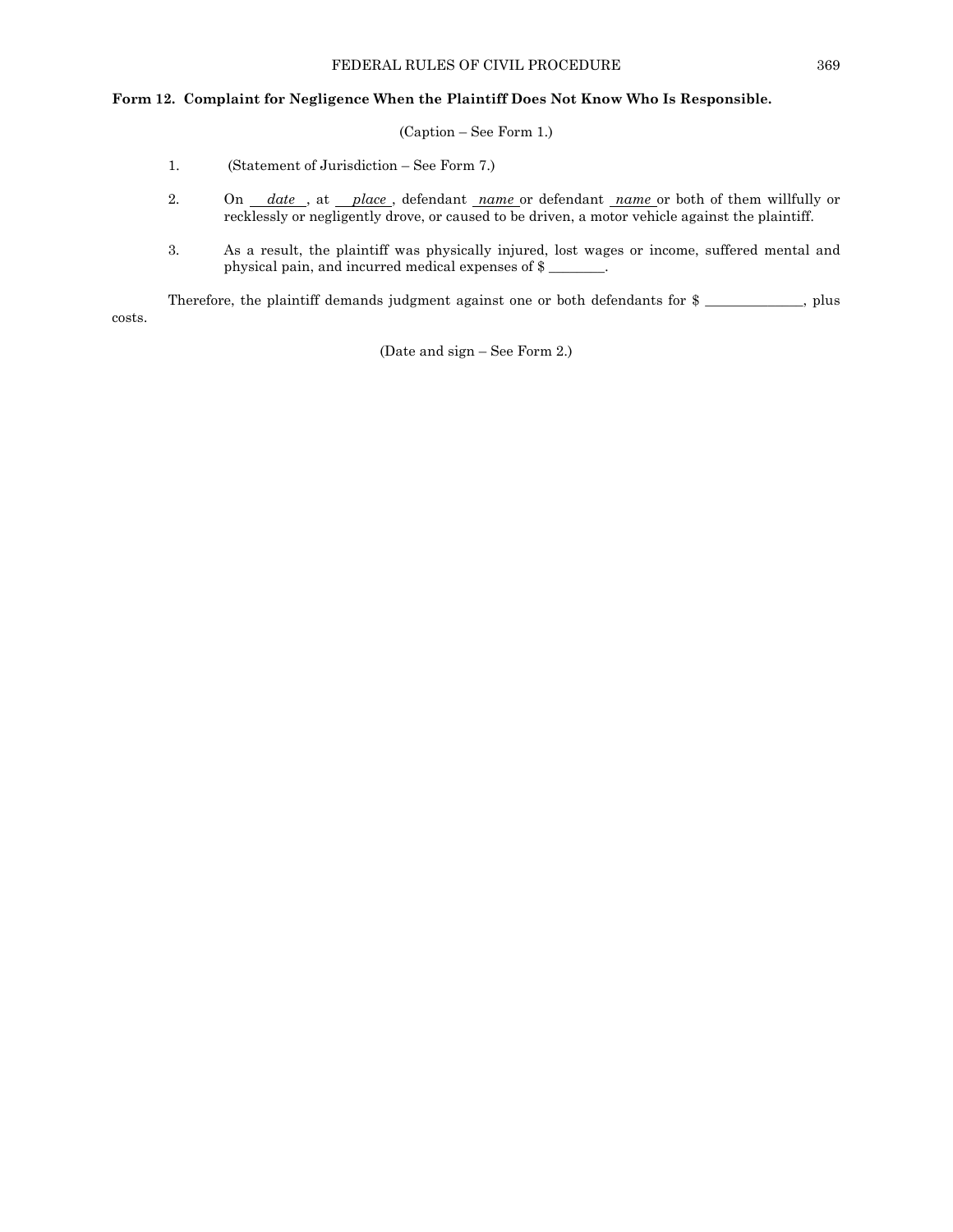**Form 12. Complaint for Negligence When the Plaintiff Does Not Know Who Is Responsible.**

(Caption – See Form 1.)

1. (Statement of Jurisdiction – See Form 7.)

2. On ___*date*___, at ___*place*___, defendant ___*name*___ or defendant ___*name*___ or both of them willfully or recklessly or negligently drove, or caused to be driven, a motor vehicle against the plaintiff.

3. As a result, the plaintiff was physically injured, lost wages or income, suffered mental and physical pain, and incurred medical expenses of $ ________.

Therefore, the plaintiff demands judgment against one or both defendants for $ ______________, plus costs.

(Date and sign – See Form 2.)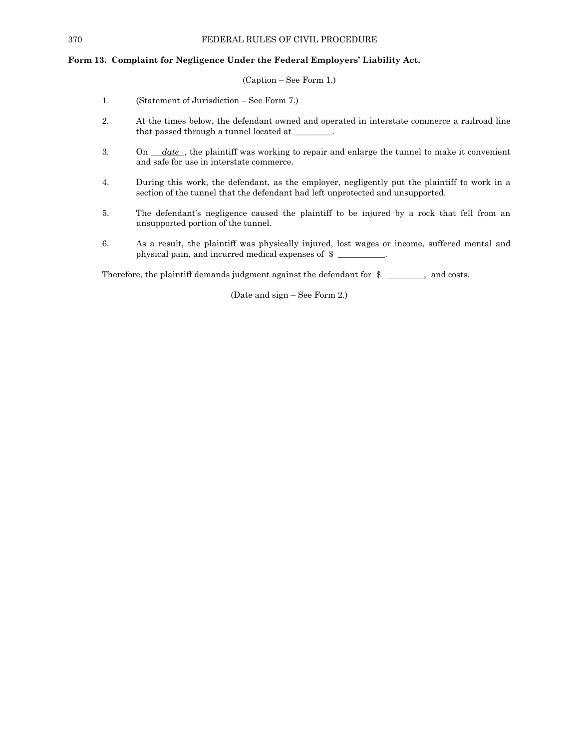**Form 13. Complaint for Negligence Under the Federal Employers' Liability Act.**

(Caption – See Form 1.)

1. (Statement of Jurisdiction – See Form 7.)

2. At the times below, the defendant owned and operated in interstate commerce a railroad line that passed through a tunnel located at _________.

3. On *date*, the plaintiff was working to repair and enlarge the tunnel to make it convenient and safe for use in interstate commerce.

4. During this work, the defendant, as the employer, negligently put the plaintiff to work in a section of the tunnel that the defendant had left unprotected and unsupported.

5. The defendant's negligence caused the plaintiff to be injured by a rock that fell from an unsupported portion of the tunnel.

6. As a result, the plaintiff was physically injured, lost wages or income, suffered mental and physical pain, and incurred medical expenses of $ ___________.

Therefore, the plaintiff demands judgment against the defendant for $ _________, and costs.

(Date and sign – See Form 2.)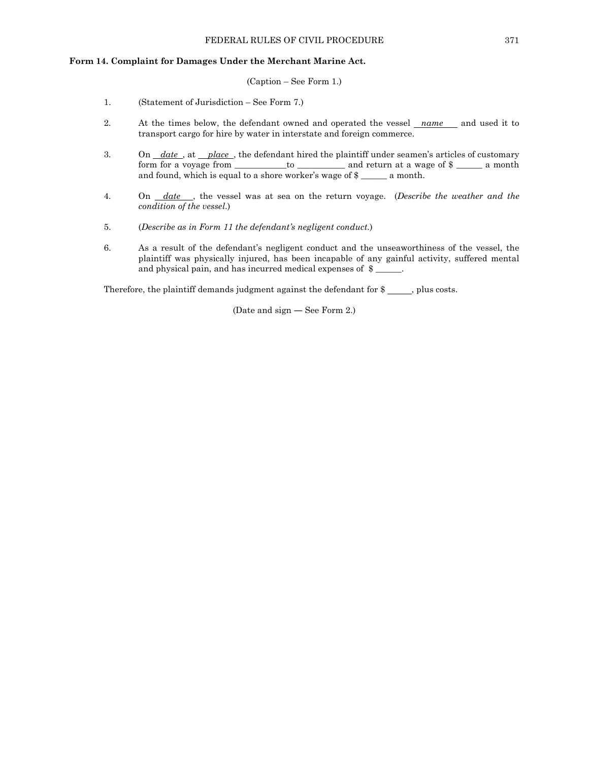## Form 14. Complaint for Damages Under the Merchant Marine Act.

(Caption – See Form 1.)

1. (Statement of Jurisdiction – See Form 7.)

2. At the times below, the defendant owned and operated the vessel *name* and used it to transport cargo for hire by water in interstate and foreign commerce.

3. On *date*, at *place*, the defendant hired the plaintiff under seamen's articles of customary form for a voyage from ____________ to ___________ and return at a wage of $ ______ a month and found, which is equal to a shore worker's wage of $ ______ a month.

4. On *date*, the vessel was at sea on the return voyage. (*Describe the weather and the condition of the vessel*.)

5. (*Describe as in Form 11 the defendant's negligent conduct.*)

6. As a result of the defendant's negligent conduct and the unseaworthiness of the vessel, the plaintiff was physically injured, has been incapable of any gainful activity, suffered mental and physical pain, and has incurred medical expenses of $ ______.

Therefore, the plaintiff demands judgment against the defendant for $ _____, plus costs.

(Date and sign — See Form 2.)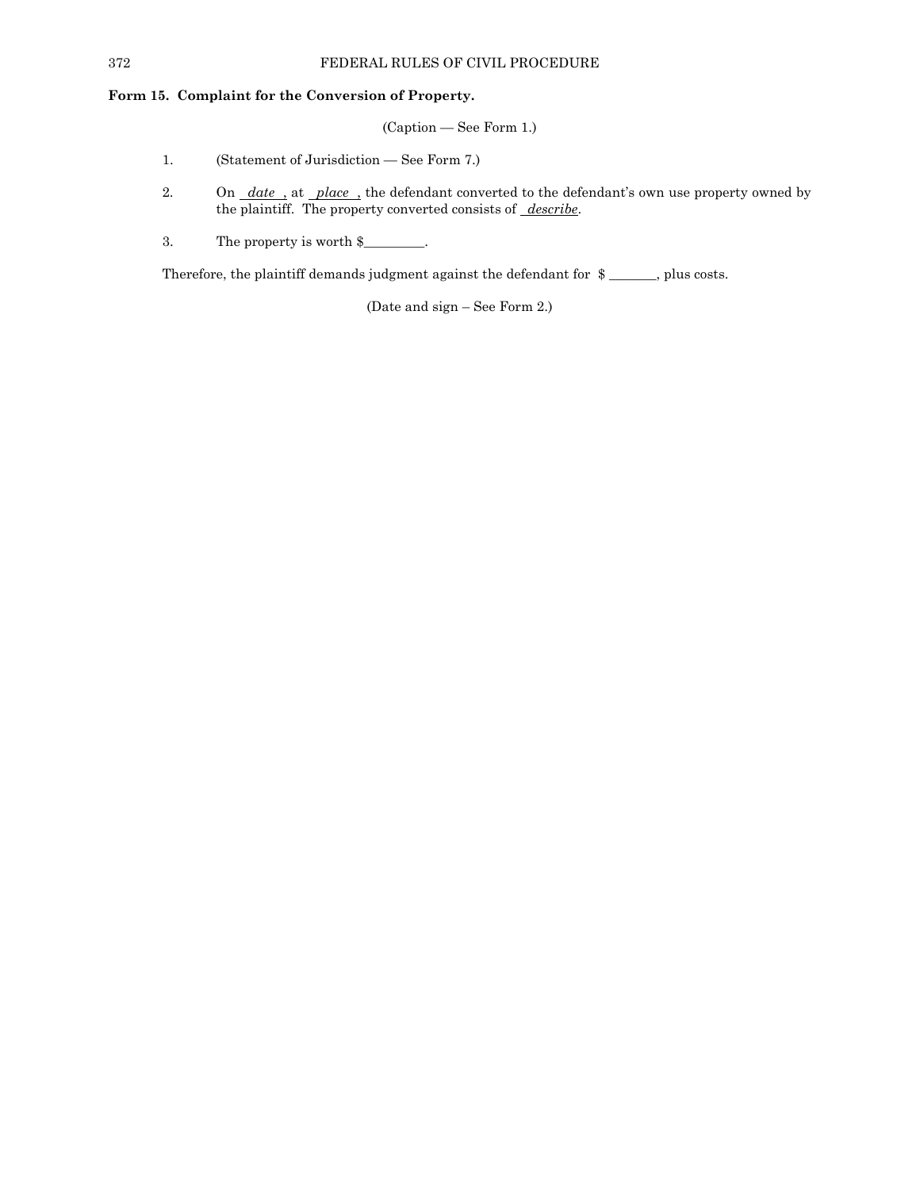**Form 15. Complaint for the Conversion of Property.**

(Caption — See Form 1.)

1. (Statement of Jurisdiction — See Form 7.)

2. On *date*, at *place*, the defendant converted to the defendant's own use property owned by the plaintiff. The property converted consists of *describe*.

3. The property is worth $_________.

Therefore, the plaintiff demands judgment against the defendant for $ _______, plus costs.

(Date and sign – See Form 2.)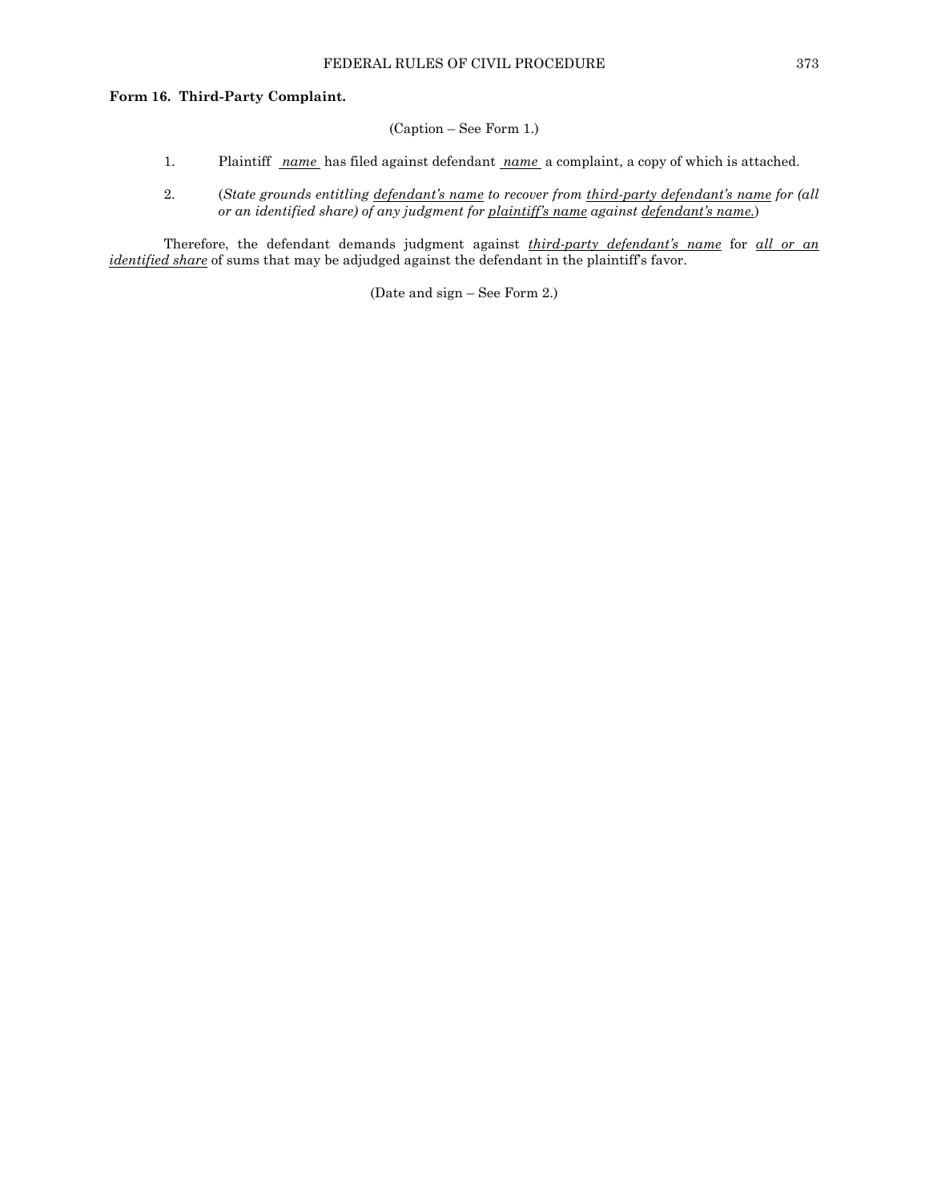**Form 16. Third-Party Complaint.**

(Caption – See Form 1.)

1. Plaintiff *name* has filed against defendant *name* a complaint, a copy of which is attached.

2. (*State grounds entitling defendant's name to recover from third-party defendant's name for (all or an identified share) of any judgment for plaintiff's name against defendant's name.*)

Therefore, the defendant demands judgment against *third-party defendant's name* for *all or an identified share* of sums that may be adjudged against the defendant in the plaintiff's favor.

(Date and sign – See Form 2.)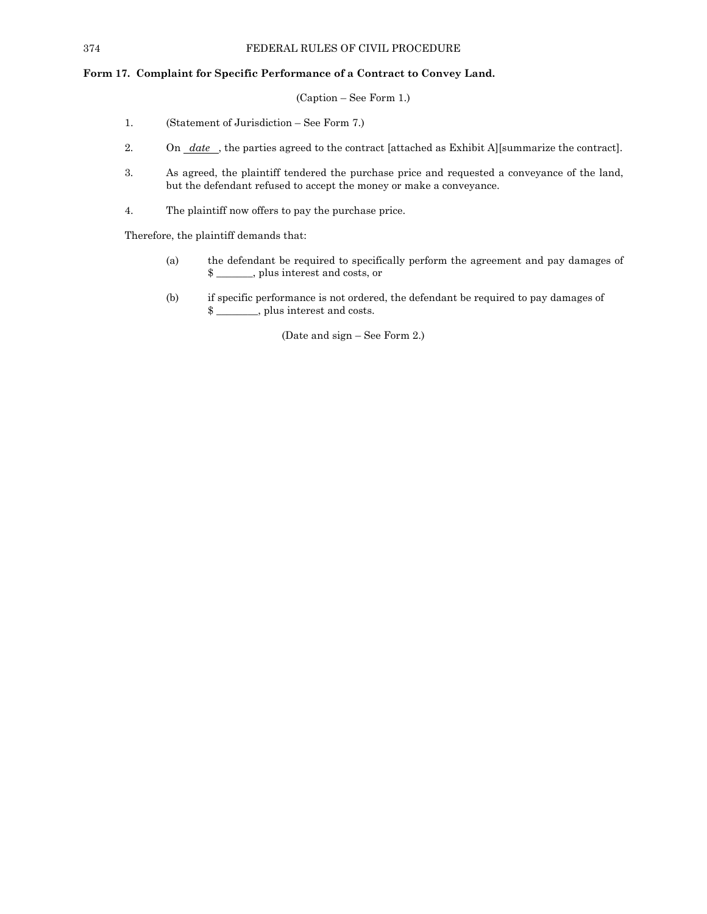**Form 17. Complaint for Specific Performance of a Contract to Convey Land.**

(Caption – See Form 1.)

1. (Statement of Jurisdiction – See Form 7.)

2. On *date* , the parties agreed to the contract [attached as Exhibit A][summarize the contract].

3. As agreed, the plaintiff tendered the purchase price and requested a conveyance of the land, but the defendant refused to accept the money or make a conveyance.

4. The plaintiff now offers to pay the purchase price.

Therefore, the plaintiff demands that:

(a) the defendant be required to specifically perform the agreement and pay damages of $ _______, plus interest and costs, or

(b) if specific performance is not ordered, the defendant be required to pay damages of $ ________, plus interest and costs.

(Date and sign – See Form 2.)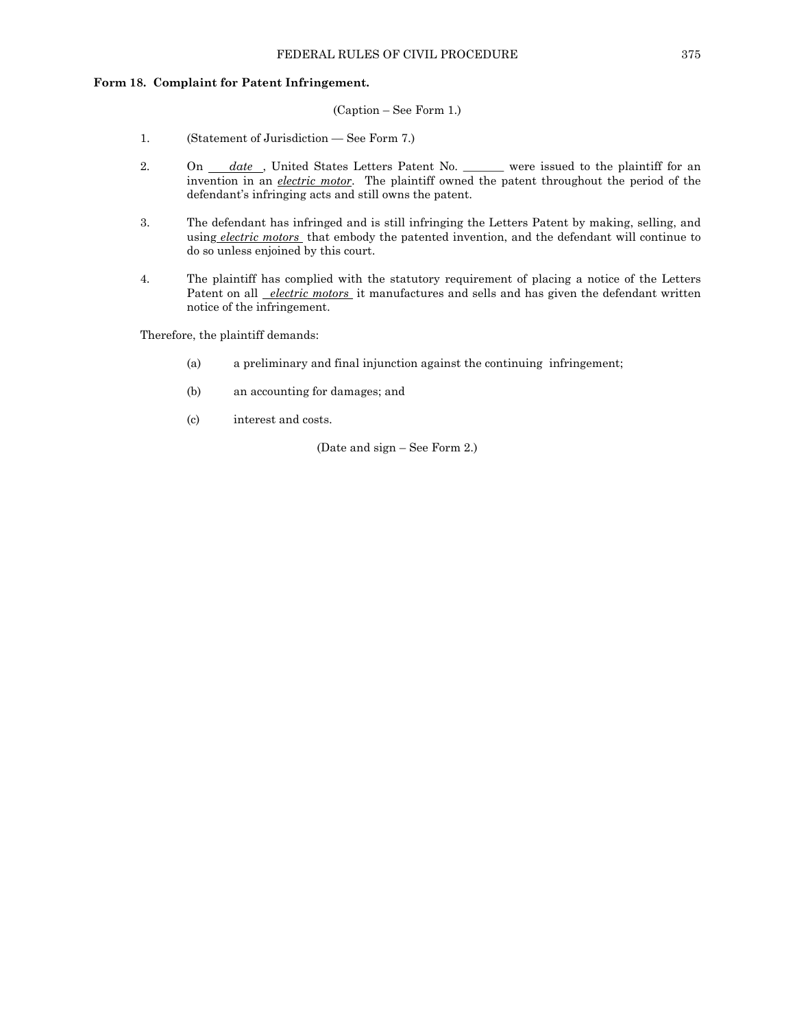**Form 18. Complaint for Patent Infringement.**

(Caption – See Form 1.)

1. (Statement of Jurisdiction — See Form 7.)

2. On *date*, United States Letters Patent No. _______ were issued to the plaintiff for an invention in an *electric motor*. The plaintiff owned the patent throughout the period of the defendant's infringing acts and still owns the patent.

3. The defendant has infringed and is still infringing the Letters Patent by making, selling, and using *electric motors* that embody the patented invention, and the defendant will continue to do so unless enjoined by this court.

4. The plaintiff has complied with the statutory requirement of placing a notice of the Letters Patent on all *electric motors* it manufactures and sells and has given the defendant written notice of the infringement.

Therefore, the plaintiff demands:

(a) a preliminary and final injunction against the continuing infringement;

(b) an accounting for damages; and

(c) interest and costs.

(Date and sign – See Form 2.)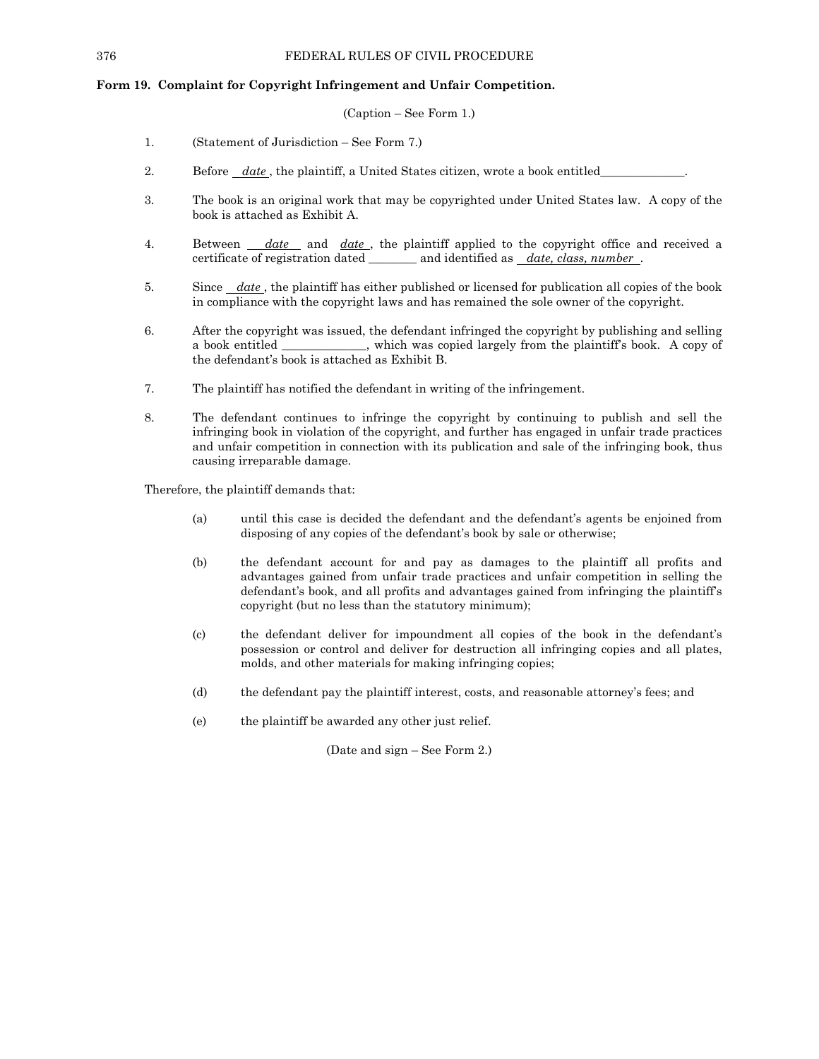**Form 19. Complaint for Copyright Infringement and Unfair Competition.**

(Caption – See Form 1.)

1. (Statement of Jurisdiction – See Form 7.)

2. Before *date* , the plaintiff, a United States citizen, wrote a book entitled_____________.

3. The book is an original work that may be copyrighted under United States law. A copy of the book is attached as Exhibit A.

4. Between *date* and *date* , the plaintiff applied to the copyright office and received a certificate of registration dated ________ and identified as *date, class, number* .

5. Since *date* , the plaintiff has either published or licensed for publication all copies of the book in compliance with the copyright laws and has remained the sole owner of the copyright.

6. After the copyright was issued, the defendant infringed the copyright by publishing and selling a book entitled _____________, which was copied largely from the plaintiff's book. A copy of the defendant's book is attached as Exhibit B.

7. The plaintiff has notified the defendant in writing of the infringement.

8. The defendant continues to infringe the copyright by continuing to publish and sell the infringing book in violation of the copyright, and further has engaged in unfair trade practices and unfair competition in connection with its publication and sale of the infringing book, thus causing irreparable damage.

Therefore, the plaintiff demands that:

(a) until this case is decided the defendant and the defendant's agents be enjoined from disposing of any copies of the defendant's book by sale or otherwise;

(b) the defendant account for and pay as damages to the plaintiff all profits and advantages gained from unfair trade practices and unfair competition in selling the defendant's book, and all profits and advantages gained from infringing the plaintiff's copyright (but no less than the statutory minimum);

(c) the defendant deliver for impoundment all copies of the book in the defendant's possession or control and deliver for destruction all infringing copies and all plates, molds, and other materials for making infringing copies;

(d) the defendant pay the plaintiff interest, costs, and reasonable attorney's fees; and

(e) the plaintiff be awarded any other just relief.

(Date and sign – See Form 2.)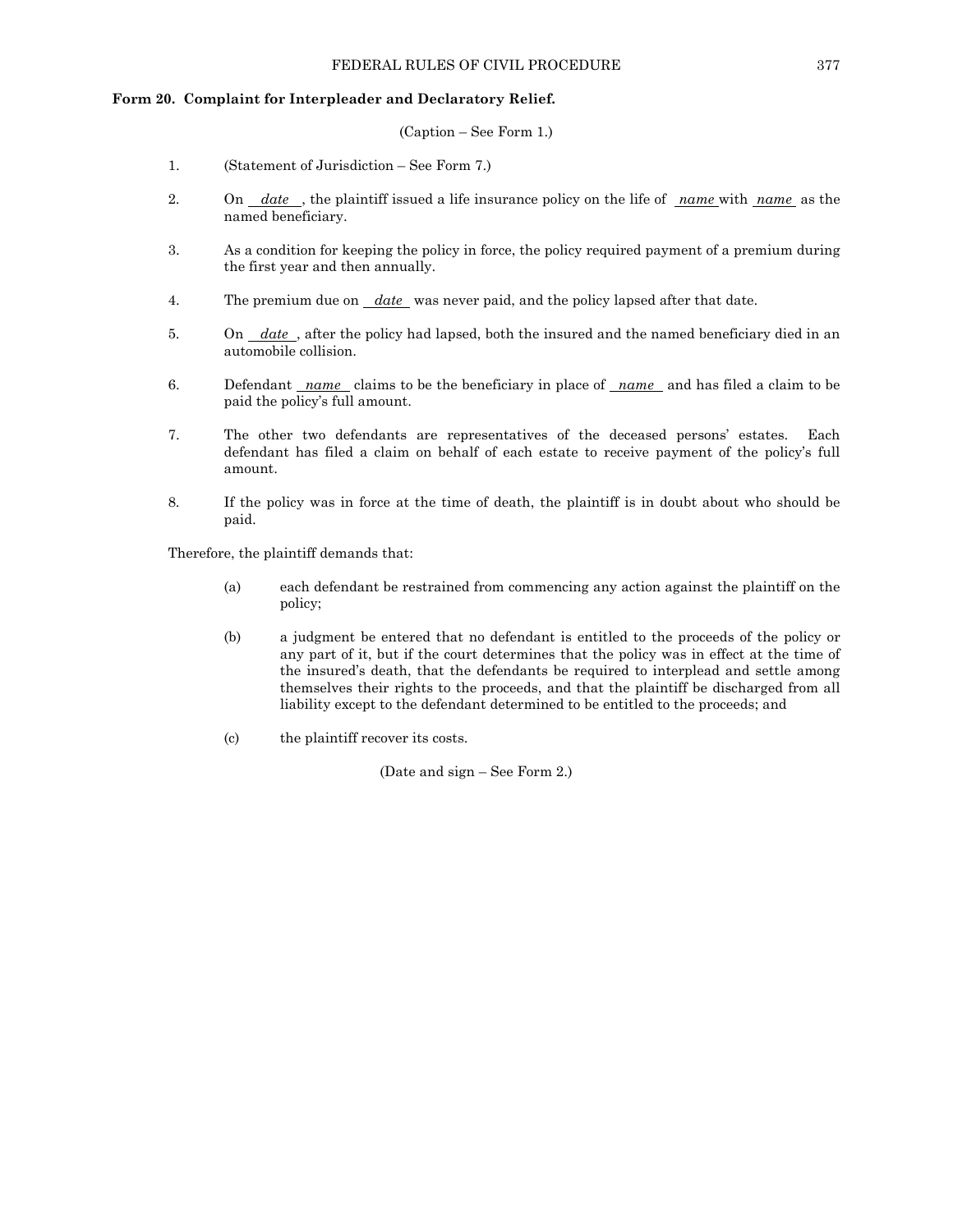**Form 20. Complaint for Interpleader and Declaratory Relief.**

(Caption – See Form 1.)

1. (Statement of Jurisdiction – See Form 7.)

2. On *date*, the plaintiff issued a life insurance policy on the life of *name* with *name* as the named beneficiary.

3. As a condition for keeping the policy in force, the policy required payment of a premium during the first year and then annually.

4. The premium due on *date* was never paid, and the policy lapsed after that date.

5. On *date*, after the policy had lapsed, both the insured and the named beneficiary died in an automobile collision.

6. Defendant *name* claims to be the beneficiary in place of *name* and has filed a claim to be paid the policy's full amount.

7. The other two defendants are representatives of the deceased persons' estates. Each defendant has filed a claim on behalf of each estate to receive payment of the policy's full amount.

8. If the policy was in force at the time of death, the plaintiff is in doubt about who should be paid.

Therefore, the plaintiff demands that:

(a) each defendant be restrained from commencing any action against the plaintiff on the policy;

(b) a judgment be entered that no defendant is entitled to the proceeds of the policy or any part of it, but if the court determines that the policy was in effect at the time of the insured's death, that the defendants be required to interplead and settle among themselves their rights to the proceeds, and that the plaintiff be discharged from all liability except to the defendant determined to be entitled to the proceeds; and

(c) the plaintiff recover its costs.

(Date and sign – See Form 2.)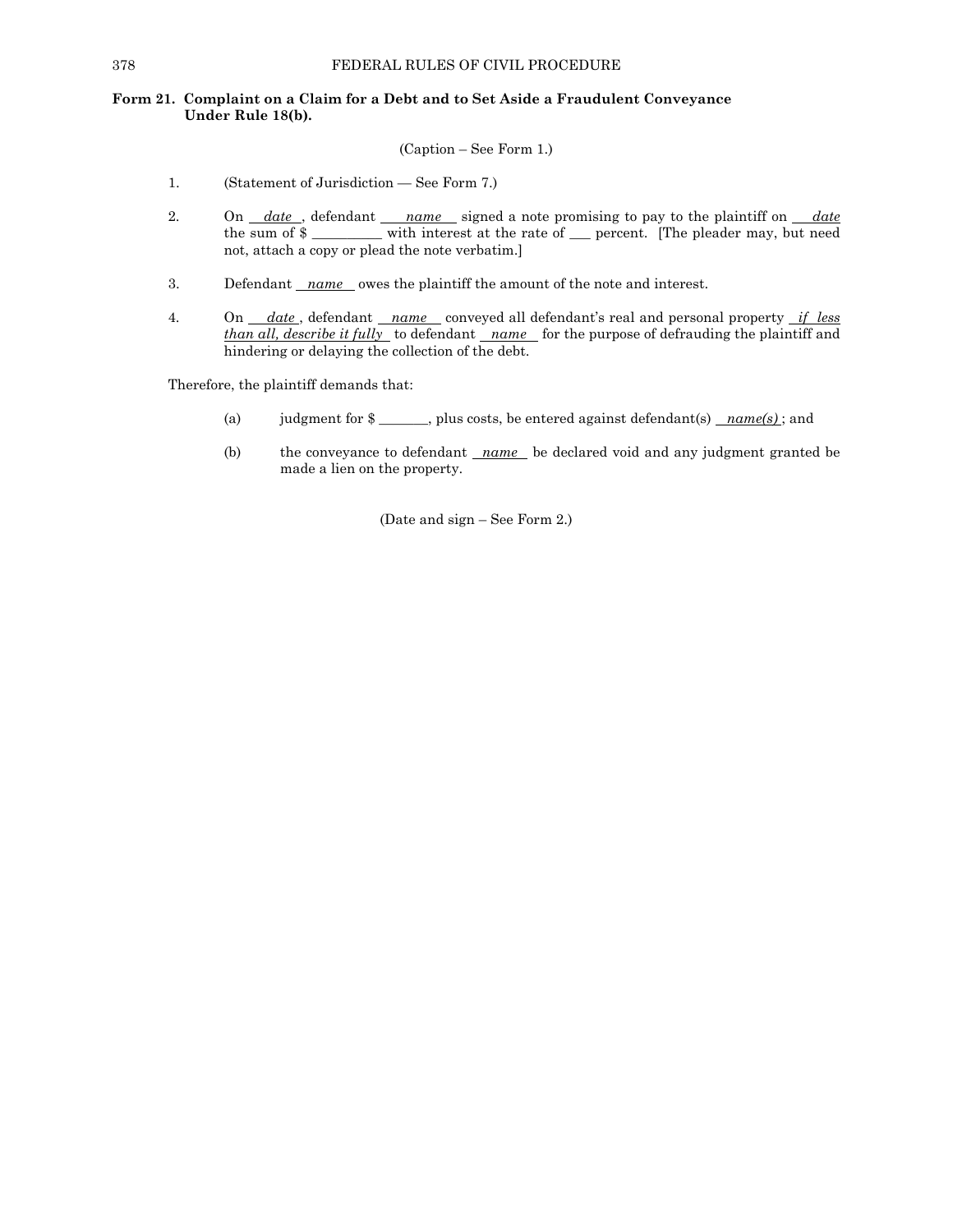## Form 21. Complaint on a Claim for a Debt and to Set Aside a Fraudulent Conveyance Under Rule 18(b).

(Caption – See Form 1.)

1. (Statement of Jurisdiction — See Form 7.)

2. On *date*, defendant *name* signed a note promising to pay to the plaintiff on *date* the sum of $ _________ with interest at the rate of ___ percent. [The pleader may, but need not, attach a copy or plead the note verbatim.]

3. Defendant *name* owes the plaintiff the amount of the note and interest.

4. On *date*, defendant *name* conveyed all defendant's real and personal property *if less than all, describe it fully* to defendant *name* for the purpose of defrauding the plaintiff and hindering or delaying the collection of the debt.

Therefore, the plaintiff demands that:

(a) judgment for $ _______, plus costs, be entered against defendant(s) *name(s)*; and

(b) the conveyance to defendant *name* be declared void and any judgment granted be made a lien on the property.

(Date and sign – See Form 2.)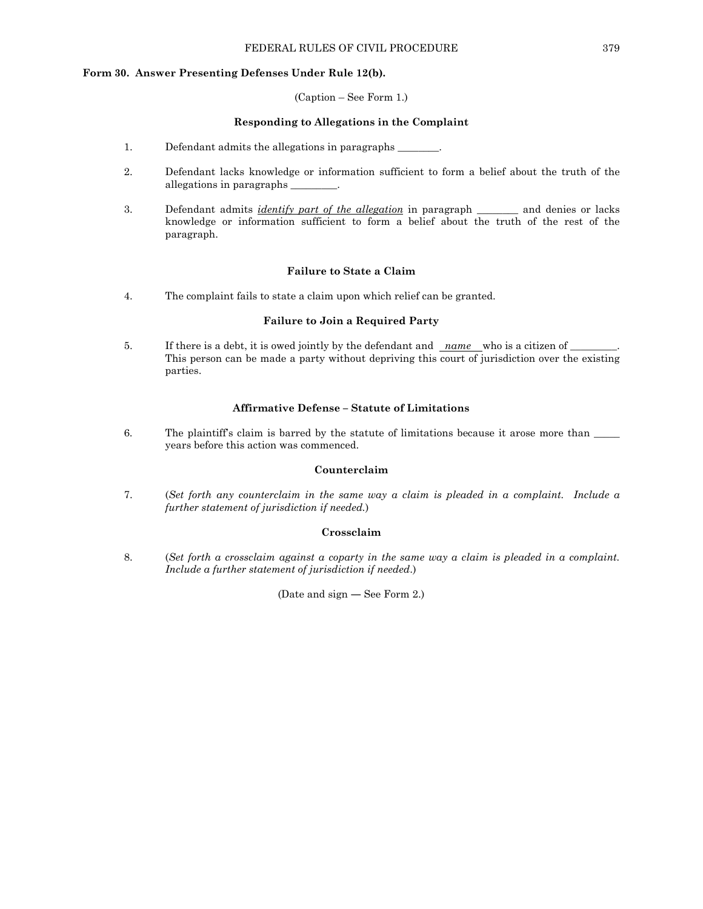**Form 30. Answer Presenting Defenses Under Rule 12(b).**

(Caption – See Form 1.)

**Responding to Allegations in the Complaint**

1. Defendant admits the allegations in paragraphs ________.

2. Defendant lacks knowledge or information sufficient to form a belief about the truth of the allegations in paragraphs _________.

3. Defendant admits *identify part of the allegation* in paragraph ________ and denies or lacks knowledge or information sufficient to form a belief about the truth of the rest of the paragraph.

**Failure to State a Claim**

4. The complaint fails to state a claim upon which relief can be granted.

**Failure to Join a Required Party**

5. If there is a debt, it is owed jointly by the defendant and *name* who is a citizen of _________. This person can be made a party without depriving this court of jurisdiction over the existing parties.

**Affirmative Defense – Statute of Limitations**

6. The plaintiff's claim is barred by the statute of limitations because it arose more than _____ years before this action was commenced.

**Counterclaim**

7. (*Set forth any counterclaim in the same way a claim is pleaded in a complaint. Include a further statement of jurisdiction if needed.*)

**Crossclaim**

8. (*Set forth a crossclaim against a coparty in the same way a claim is pleaded in a complaint. Include a further statement of jurisdiction if needed.*)

(Date and sign — See Form 2.)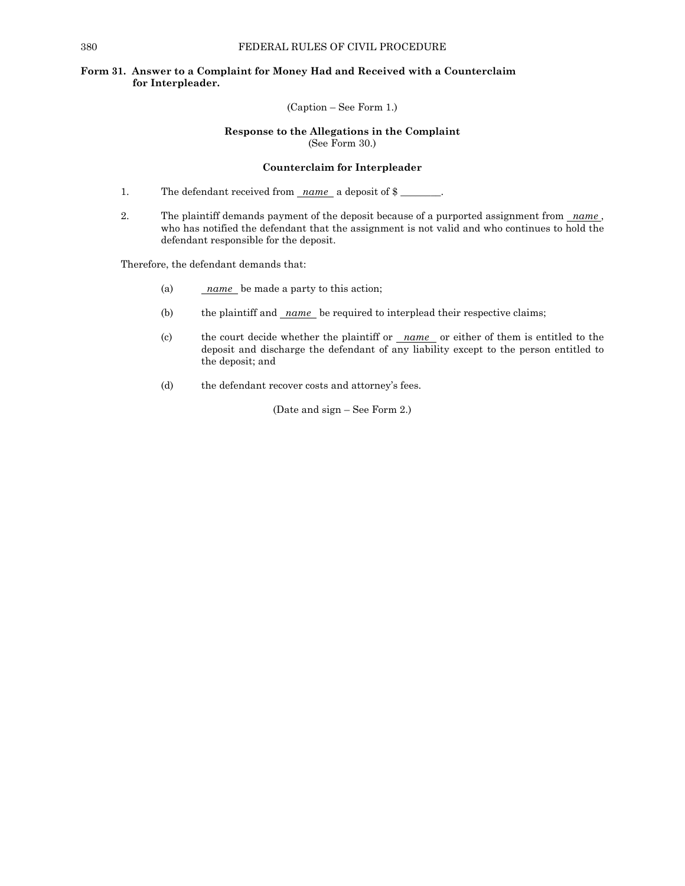### Form 31. Answer to a Complaint for Money Had and Received with a Counterclaim for Interpleader.

(Caption – See Form 1.)

**Response to the Allegations in the Complaint**
(See Form 30.)

**Counterclaim for Interpleader**

1. The defendant received from _name_ a deposit of $ ________.

2. The plaintiff demands payment of the deposit because of a purported assignment from _name_, who has notified the defendant that the assignment is not valid and who continues to hold the defendant responsible for the deposit.

Therefore, the defendant demands that:

(a) _name_ be made a party to this action;

(b) the plaintiff and _name_ be required to interplead their respective claims;

(c) the court decide whether the plaintiff or _name_ or either of them is entitled to the deposit and discharge the defendant of any liability except to the person entitled to the deposit; and

(d) the defendant recover costs and attorney's fees.

(Date and sign – See Form 2.)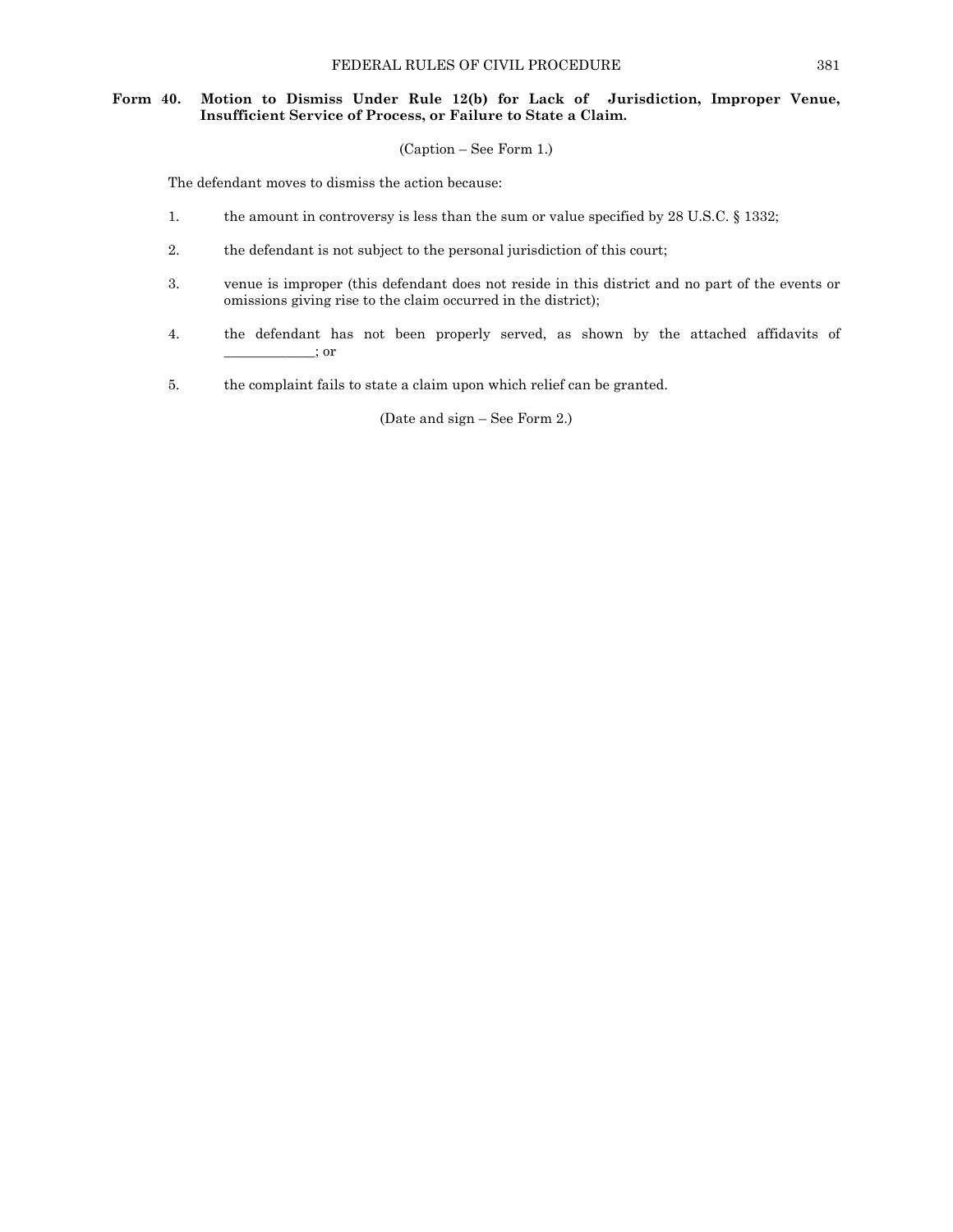## Form 40. Motion to Dismiss Under Rule 12(b) for Lack of Jurisdiction, Improper Venue, Insufficient Service of Process, or Failure to State a Claim.

(Caption – See Form 1.)

The defendant moves to dismiss the action because:

1. the amount in controversy is less than the sum or value specified by 28 U.S.C. § 1332;

2. the defendant is not subject to the personal jurisdiction of this court;

3. venue is improper (this defendant does not reside in this district and no part of the events or omissions giving rise to the claim occurred in the district);

4. the defendant has not been properly served, as shown by the attached affidavits of _____________; or

5. the complaint fails to state a claim upon which relief can be granted.

(Date and sign – See Form 2.)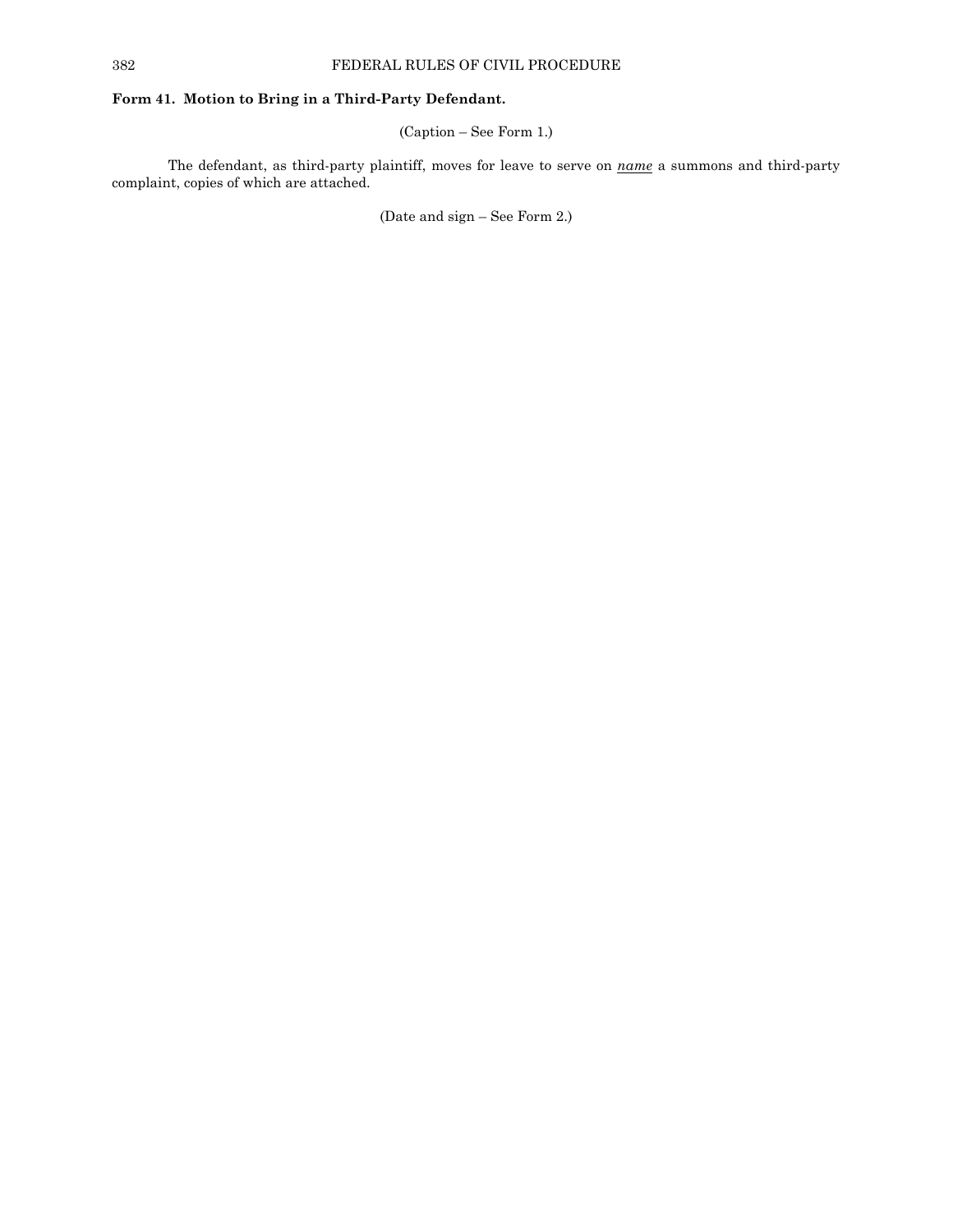**Form 41. Motion to Bring in a Third-Party Defendant.**

(Caption – See Form 1.)

The defendant, as third-party plaintiff, moves for leave to serve on ***name*** a summons and third-party complaint, copies of which are attached.

(Date and sign – See Form 2.)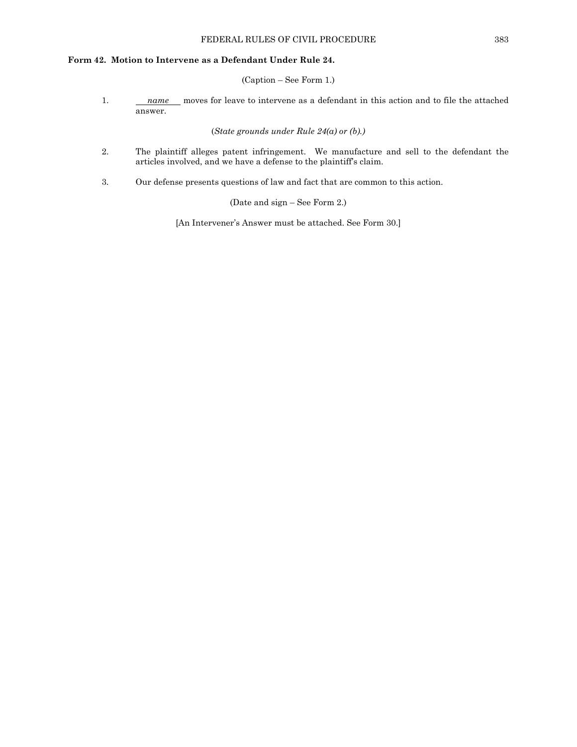**Form 42. Motion to Intervene as a Defendant Under Rule 24.**

(Caption – See Form 1.)

1. *name* moves for leave to intervene as a defendant in this action and to file the attached answer.

(*State grounds under Rule 24(a) or (b).*)

2. The plaintiff alleges patent infringement. We manufacture and sell to the defendant the articles involved, and we have a defense to the plaintiff's claim.

3. Our defense presents questions of law and fact that are common to this action.

(Date and sign – See Form 2.)

[An Intervener's Answer must be attached. See Form 30.]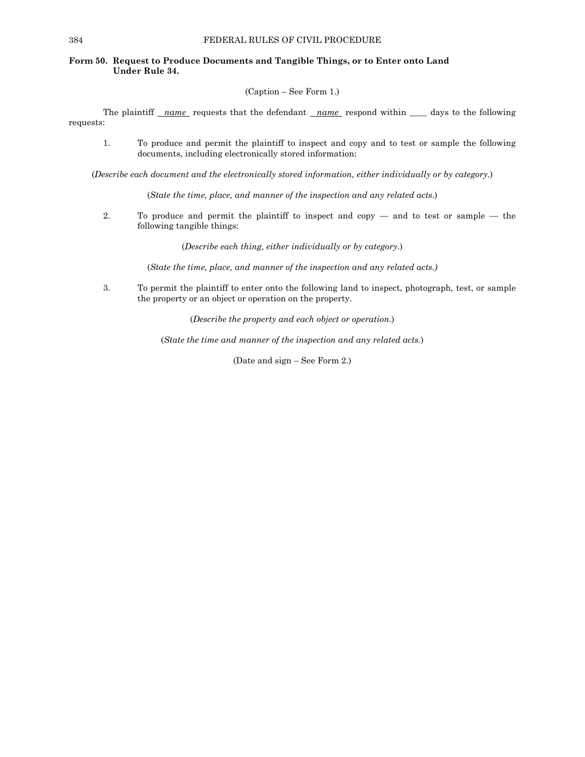**Form 50. Request to Produce Documents and Tangible Things, or to Enter onto Land Under Rule 34.**

(Caption – See Form 1.)

The plaintiff *name* requests that the defendant *name* respond within ____ days to the following requests:

1. To produce and permit the plaintiff to inspect and copy and to test or sample the following documents, including electronically stored information:

(*Describe each document and the electronically stored information, either individually or by category.*)

(*State the time, place, and manner of the inspection and any related acts.*)

2. To produce and permit the plaintiff to inspect and copy — and to test or sample — the following tangible things:

(*Describe each thing, either individually or by category.*)

(*State the time, place, and manner of the inspection and any related acts.)*

3. To permit the plaintiff to enter onto the following land to inspect, photograph, test, or sample the property or an object or operation on the property.

(*Describe the property and each object or operation.*)

(*State the time and manner of the inspection and any related acts.*)

(Date and sign – See Form 2.)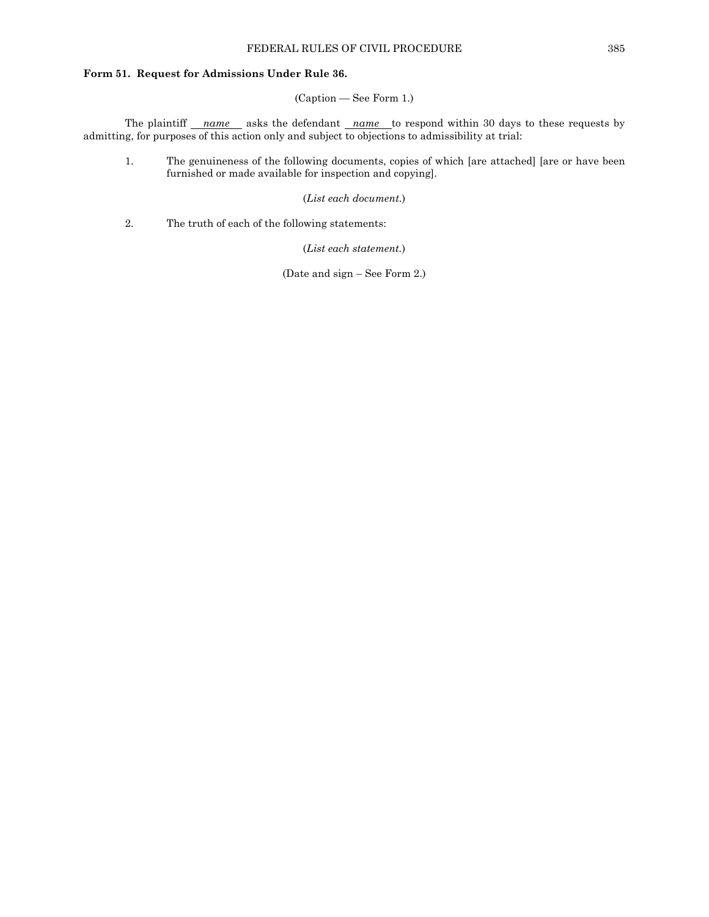**Form 51. Request for Admissions Under Rule 36.**

(Caption — See Form 1.)

The plaintiff ___*name*___ asks the defendant ___*name*___ to respond within 30 days to these requests by admitting, for purposes of this action only and subject to objections to admissibility at trial:

1. The genuineness of the following documents, copies of which [are attached] [are or have been furnished or made available for inspection and copying].

   (*List each document.*)

2. The truth of each of the following statements:

   (*List each statement.*)

(Date and sign – See Form 2.)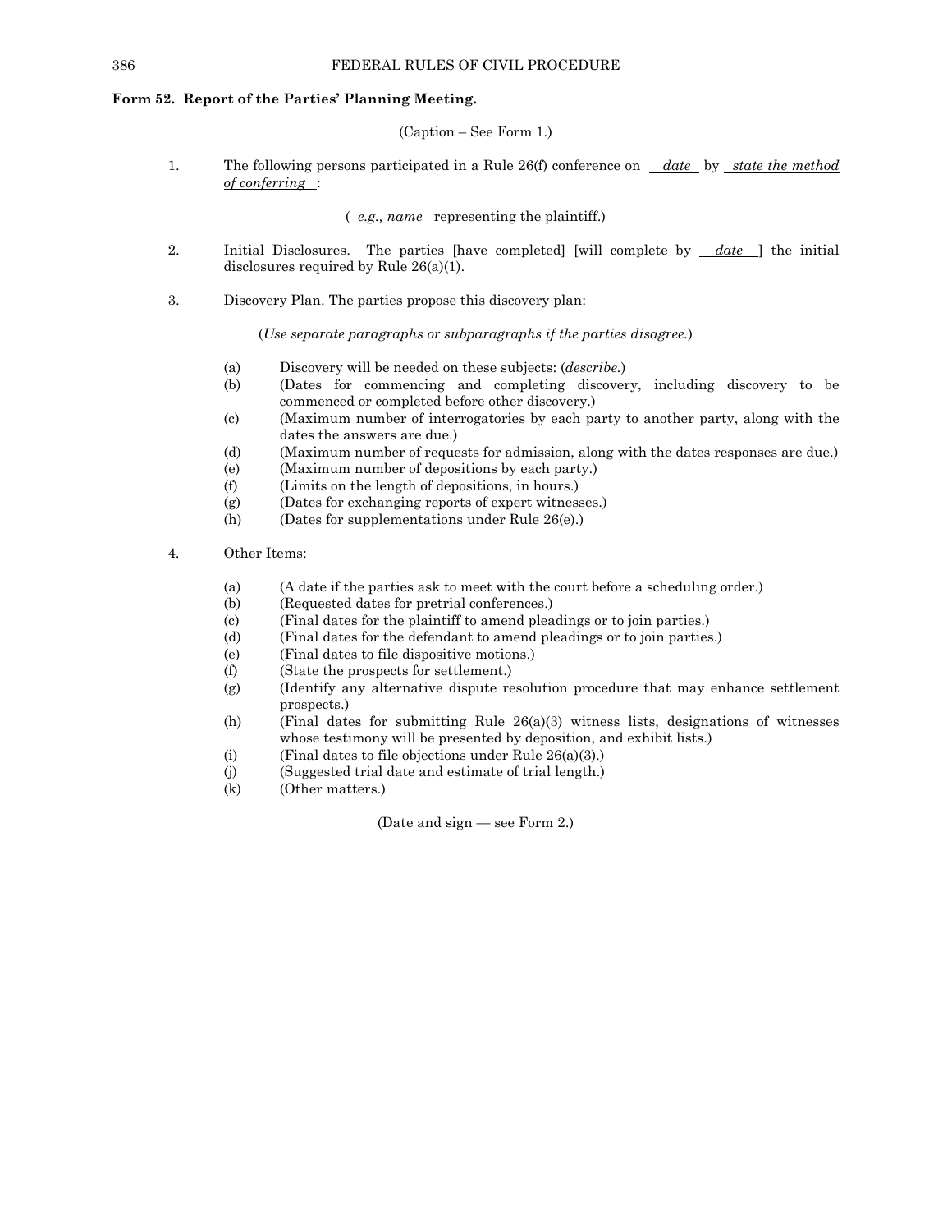**Form 52. Report of the Parties' Planning Meeting.**

(Caption – See Form 1.)

1. The following persons participated in a Rule 26(f) conference on *date* by *state the method of conferring*:

   ( *e.g., name* representing the plaintiff.)

2. Initial Disclosures. The parties [have completed] [will complete by *date* ] the initial disclosures required by Rule 26(a)(1).

3. Discovery Plan. The parties propose this discovery plan:

   (*Use separate paragraphs or subparagraphs if the parties disagree.*)

   (a) Discovery will be needed on these subjects: (*describe.*)
   (b) (Dates for commencing and completing discovery, including discovery to be commenced or completed before other discovery.)
   (c) (Maximum number of interrogatories by each party to another party, along with the dates the answers are due.)
   (d) (Maximum number of requests for admission, along with the dates responses are due.)
   (e) (Maximum number of depositions by each party.)
   (f) (Limits on the length of depositions, in hours.)
   (g) (Dates for exchanging reports of expert witnesses.)
   (h) (Dates for supplementations under Rule 26(e).)

4. Other Items:

   (a) (A date if the parties ask to meet with the court before a scheduling order.)
   (b) (Requested dates for pretrial conferences.)
   (c) (Final dates for the plaintiff to amend pleadings or to join parties.)
   (d) (Final dates for the defendant to amend pleadings or to join parties.)
   (e) (Final dates to file dispositive motions.)
   (f) (State the prospects for settlement.)
   (g) (Identify any alternative dispute resolution procedure that may enhance settlement prospects.)
   (h) (Final dates for submitting Rule 26(a)(3) witness lists, designations of witnesses whose testimony will be presented by deposition, and exhibit lists.)
   (i) (Final dates to file objections under Rule 26(a)(3).)
   (j) (Suggested trial date and estimate of trial length.)
   (k) (Other matters.)

(Date and sign — see Form 2.)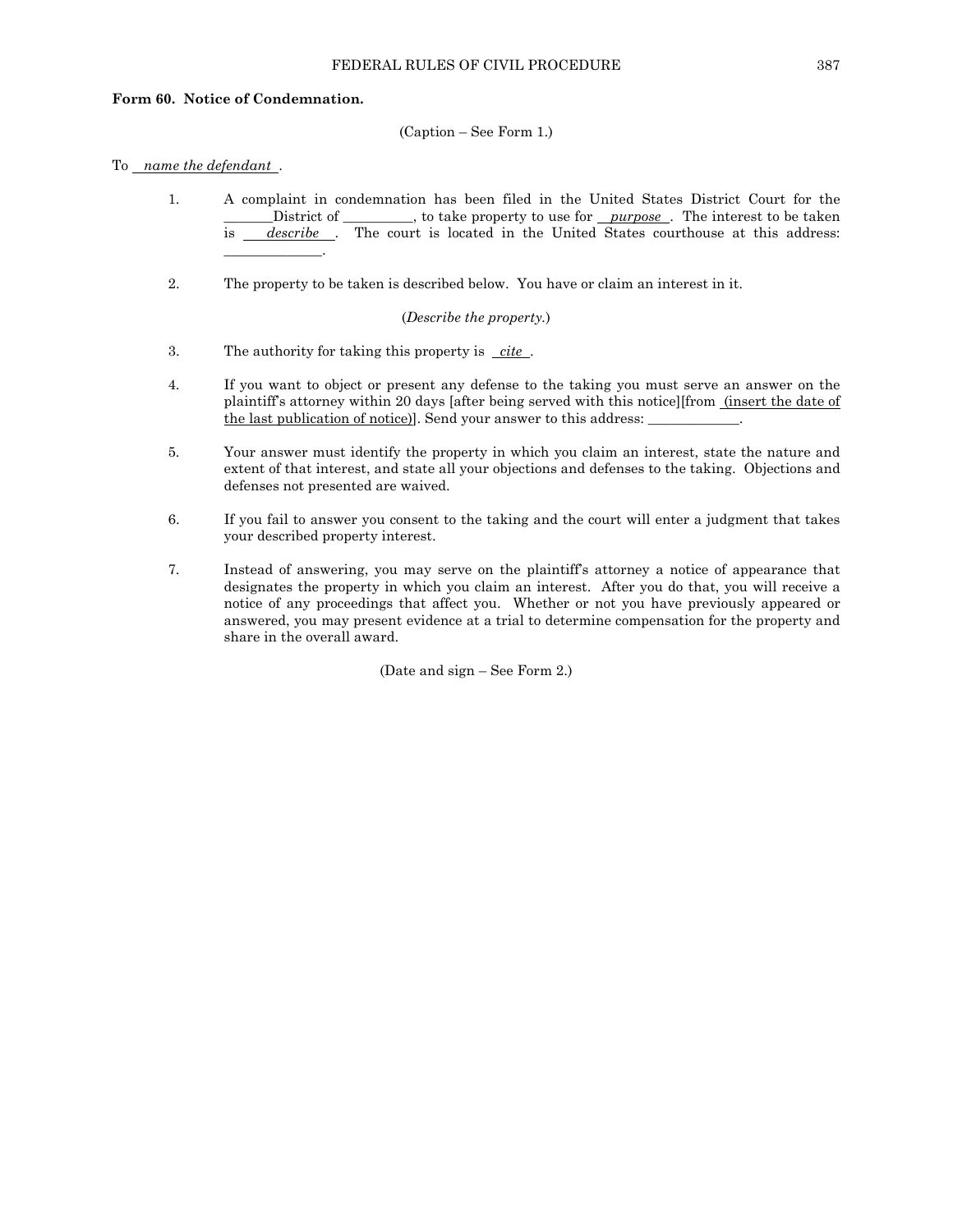**Form 60. Notice of Condemnation.**

(Caption – See Form 1.)

To ___*name the defendant*___.

1. A complaint in condemnation has been filed in the United States District Court for the _______District of __________, to take property to use for ___*purpose*___. The interest to be taken is ___*describe*___. The court is located in the United States courthouse at this address: ______________.

2. The property to be taken is described below. You have or claim an interest in it.

   (*Describe the property.*)

3. The authority for taking this property is ___*cite*___.

4. If you want to object or present any defense to the taking you must serve an answer on the plaintiff's attorney within 20 days [after being served with this notice][from ___(insert the date of the last publication of notice)___]. Send your answer to this address: _____________.

5. Your answer must identify the property in which you claim an interest, state the nature and extent of that interest, and state all your objections and defenses to the taking. Objections and defenses not presented are waived.

6. If you fail to answer you consent to the taking and the court will enter a judgment that takes your described property interest.

7. Instead of answering, you may serve on the plaintiff's attorney a notice of appearance that designates the property in which you claim an interest. After you do that, you will receive a notice of any proceedings that affect you. Whether or not you have previously appeared or answered, you may present evidence at a trial to determine compensation for the property and share in the overall award.

(Date and sign – See Form 2.)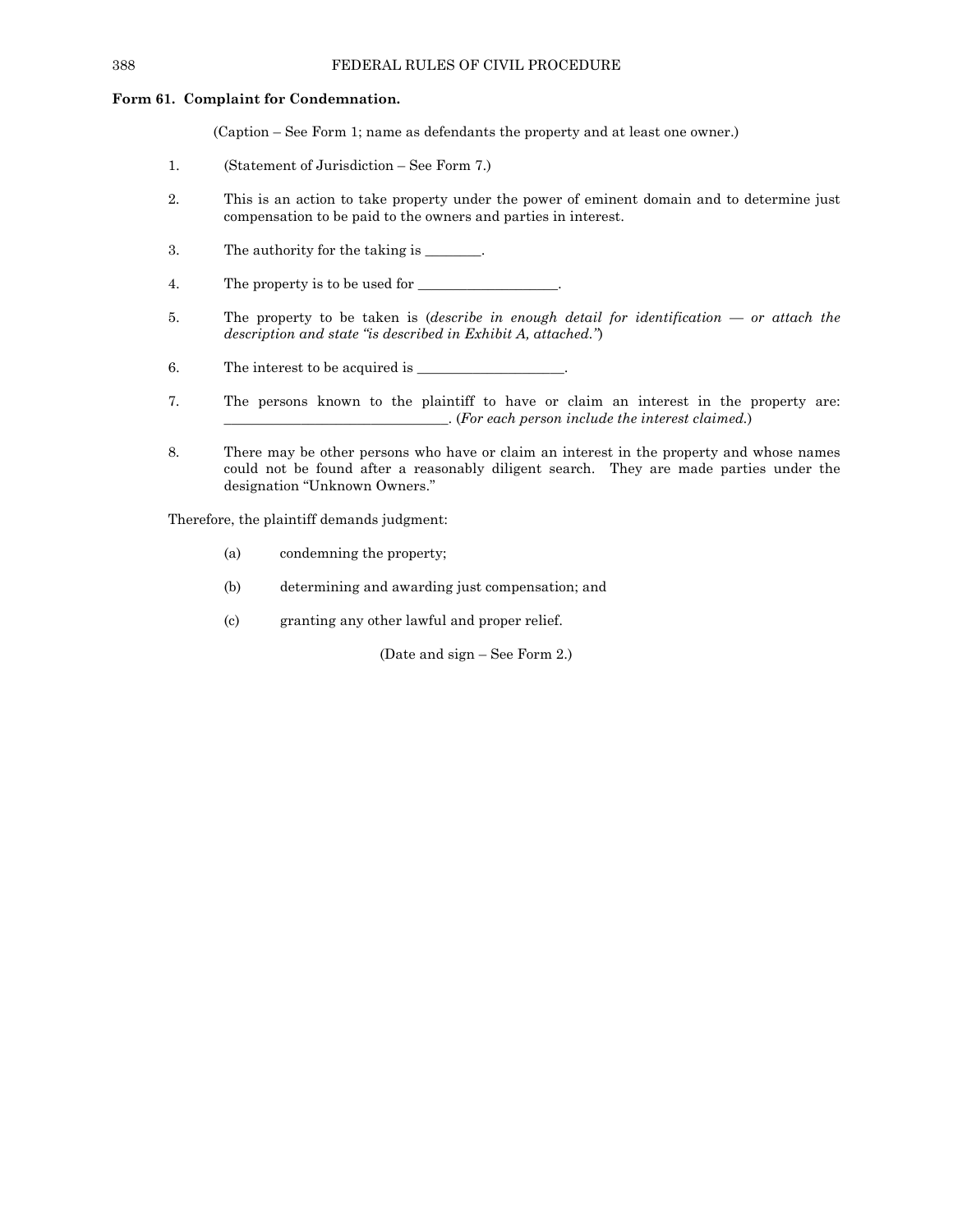**Form 61. Complaint for Condemnation.**

(Caption – See Form 1; name as defendants the property and at least one owner.)

1. (Statement of Jurisdiction – See Form 7.)

2. This is an action to take property under the power of eminent domain and to determine just compensation to be paid to the owners and parties in interest.

3. The authority for the taking is ________.

4. The property is to be used for ____________________.

5. The property to be taken is (*describe in enough detail for identification — or attach the description and state "is described in Exhibit A, attached."*)

6. The interest to be acquired is _____________________.

7. The persons known to the plaintiff to have or claim an interest in the property are: ________________________________. (*For each person include the interest claimed.*)

8. There may be other persons who have or claim an interest in the property and whose names could not be found after a reasonably diligent search. They are made parties under the designation "Unknown Owners."

Therefore, the plaintiff demands judgment:

(a) condemning the property;

(b) determining and awarding just compensation; and

(c) granting any other lawful and proper relief.

(Date and sign – See Form 2.)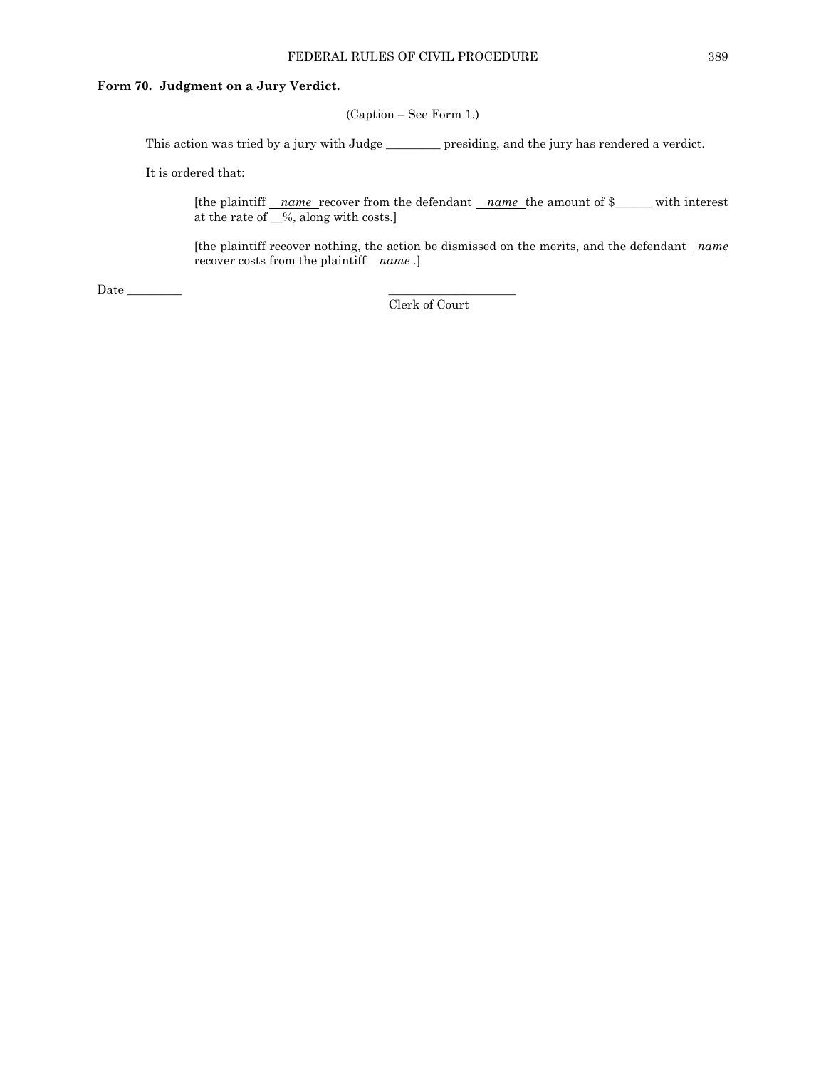**Form 70. Judgment on a Jury Verdict.**

(Caption – See Form 1.)

This action was tried by a jury with Judge _________ presiding, and the jury has rendered a verdict.

It is ordered that:

> [the plaintiff ___*name*___ recover from the defendant ___*name*___ the amount of $______ with interest at the rate of __%, along with costs.]
>
> [the plaintiff recover nothing, the action be dismissed on the merits, and the defendant ___*name*___ recover costs from the plaintiff ___*name*___.]

Date _________

_____________________
Clerk of Court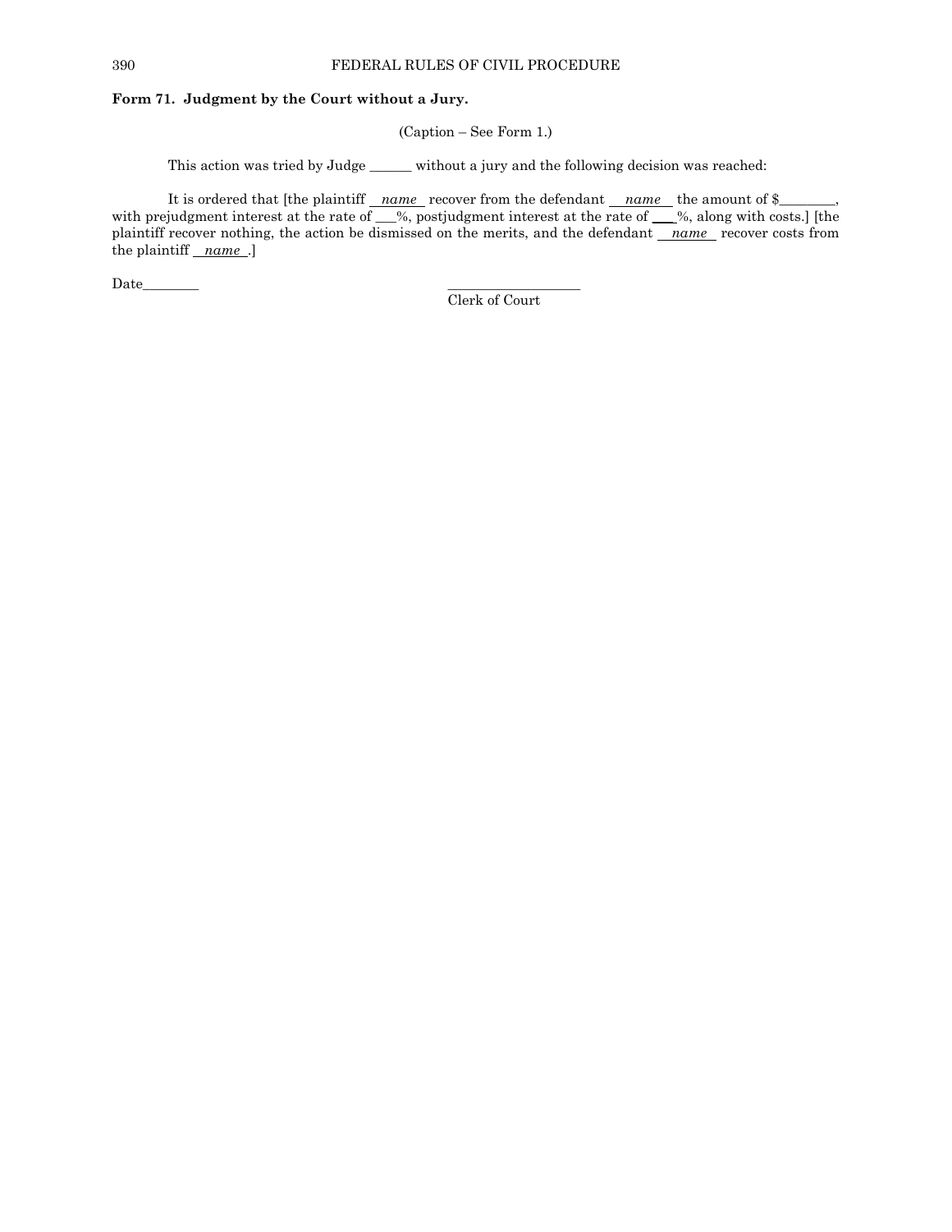**Form 71. Judgment by the Court without a Jury.**

(Caption – See Form 1.)

This action was tried by Judge ______ without a jury and the following decision was reached:

It is ordered that [the plaintiff *name* recover from the defendant *name* the amount of $________, with prejudgment interest at the rate of ___%, postjudgment interest at the rate of ___%, along with costs.] [the plaintiff recover nothing, the action be dismissed on the merits, and the defendant *name* recover costs from the plaintiff *name*.]

Date________

__________________
Clerk of Court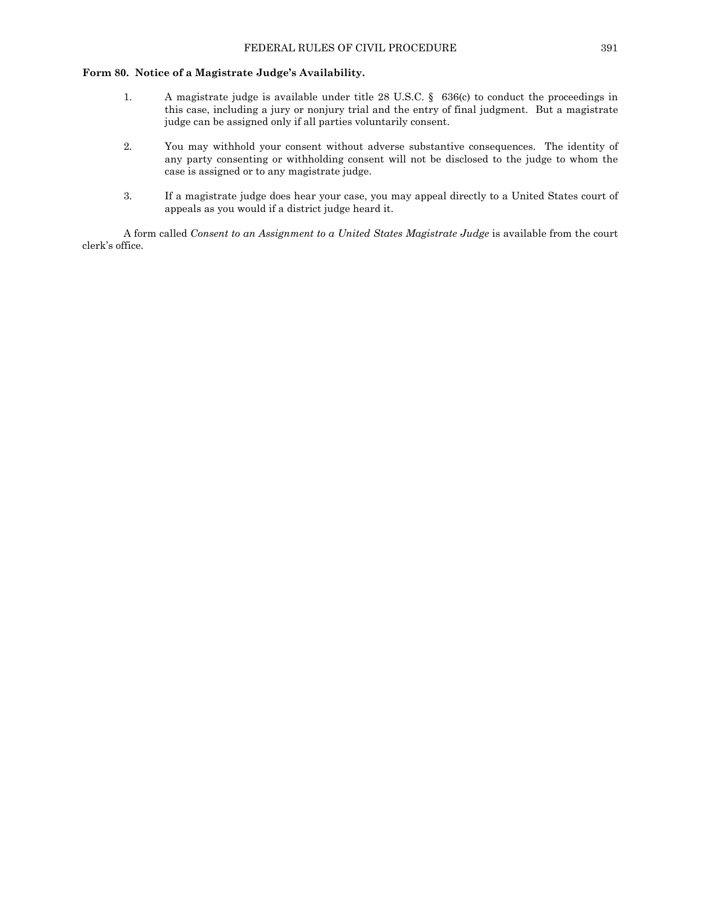**Form 80. Notice of a Magistrate Judge's Availability.**

1. A magistrate judge is available under title 28 U.S.C. § 636(c) to conduct the proceedings in this case, including a jury or nonjury trial and the entry of final judgment. But a magistrate judge can be assigned only if all parties voluntarily consent.

2. You may withhold your consent without adverse substantive consequences. The identity of any party consenting or withholding consent will not be disclosed to the judge to whom the case is assigned or to any magistrate judge.

3. If a magistrate judge does hear your case, you may appeal directly to a United States court of appeals as you would if a district judge heard it.

A form called *Consent to an Assignment to a United States Magistrate Judge* is available from the court clerk's office.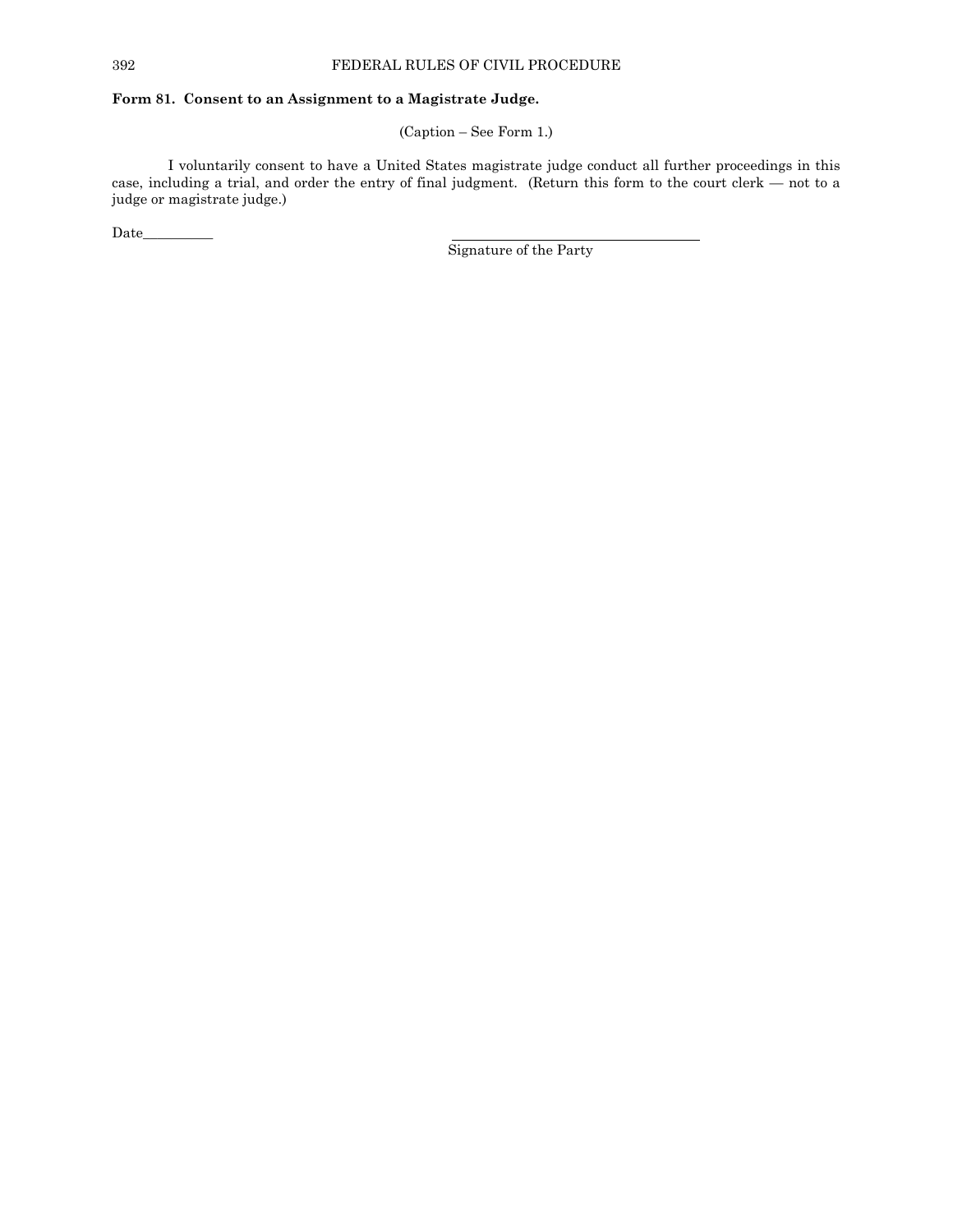**Form 81. Consent to an Assignment to a Magistrate Judge.**

(Caption – See Form 1.)

I voluntarily consent to have a United States magistrate judge conduct all further proceedings in this case, including a trial, and order the entry of final judgment. (Return this form to the court clerk — not to a judge or magistrate judge.)

Date__________

\_\_\_\_\_\_\_\_\_\_\_\_\_\_\_\_\_\_\_\_\_\_\_\_\_\_\_\_\_\_\_\_\_\_\_\_
Signature of the Party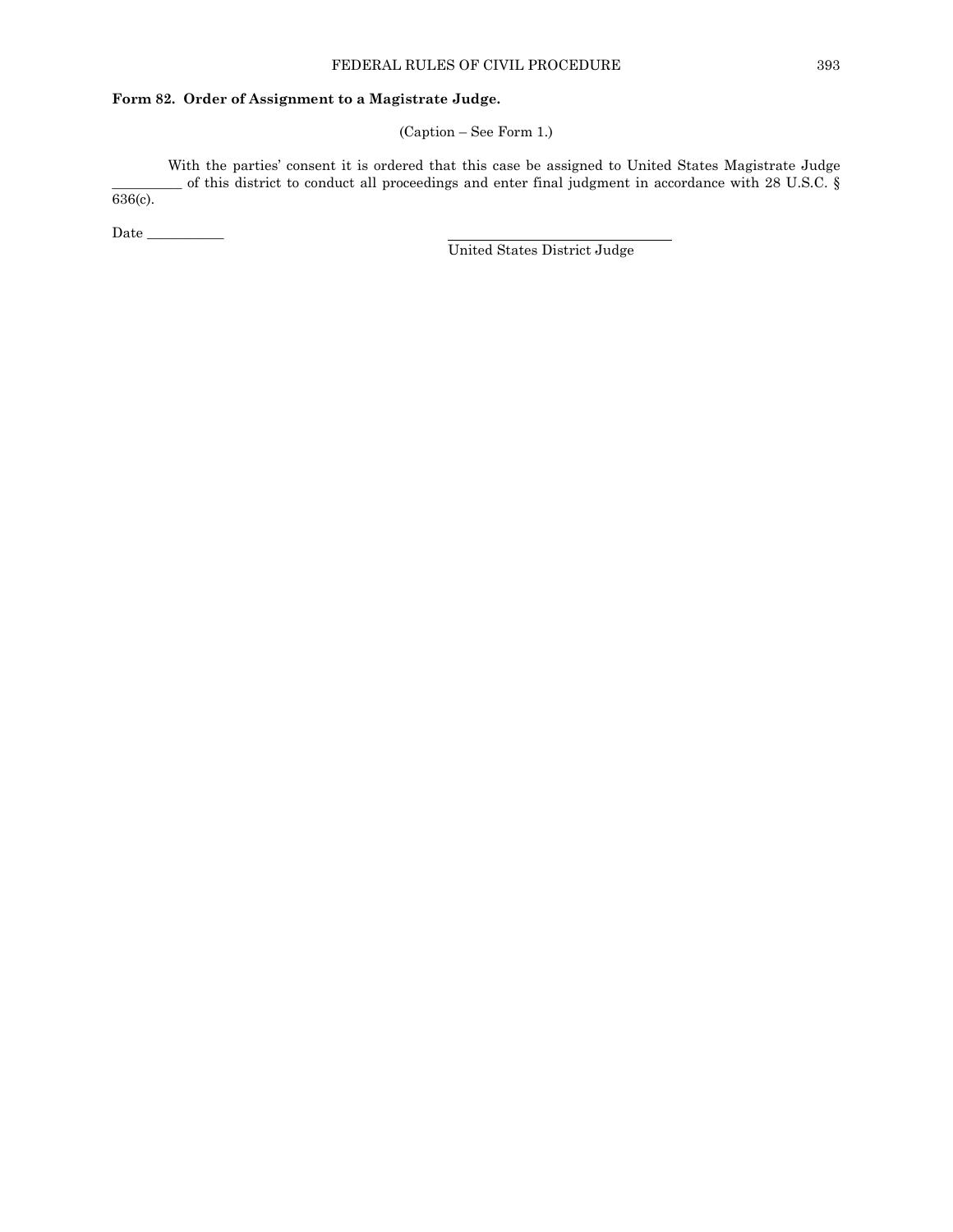**Form 82. Order of Assignment to a Magistrate Judge.**

(Caption – See Form 1.)

With the parties' consent it is ordered that this case be assigned to United States Magistrate Judge __________ of this district to conduct all proceedings and enter final judgment in accordance with 28 U.S.C. § 636(c).

Date ___________

________________________________
United States District Judge